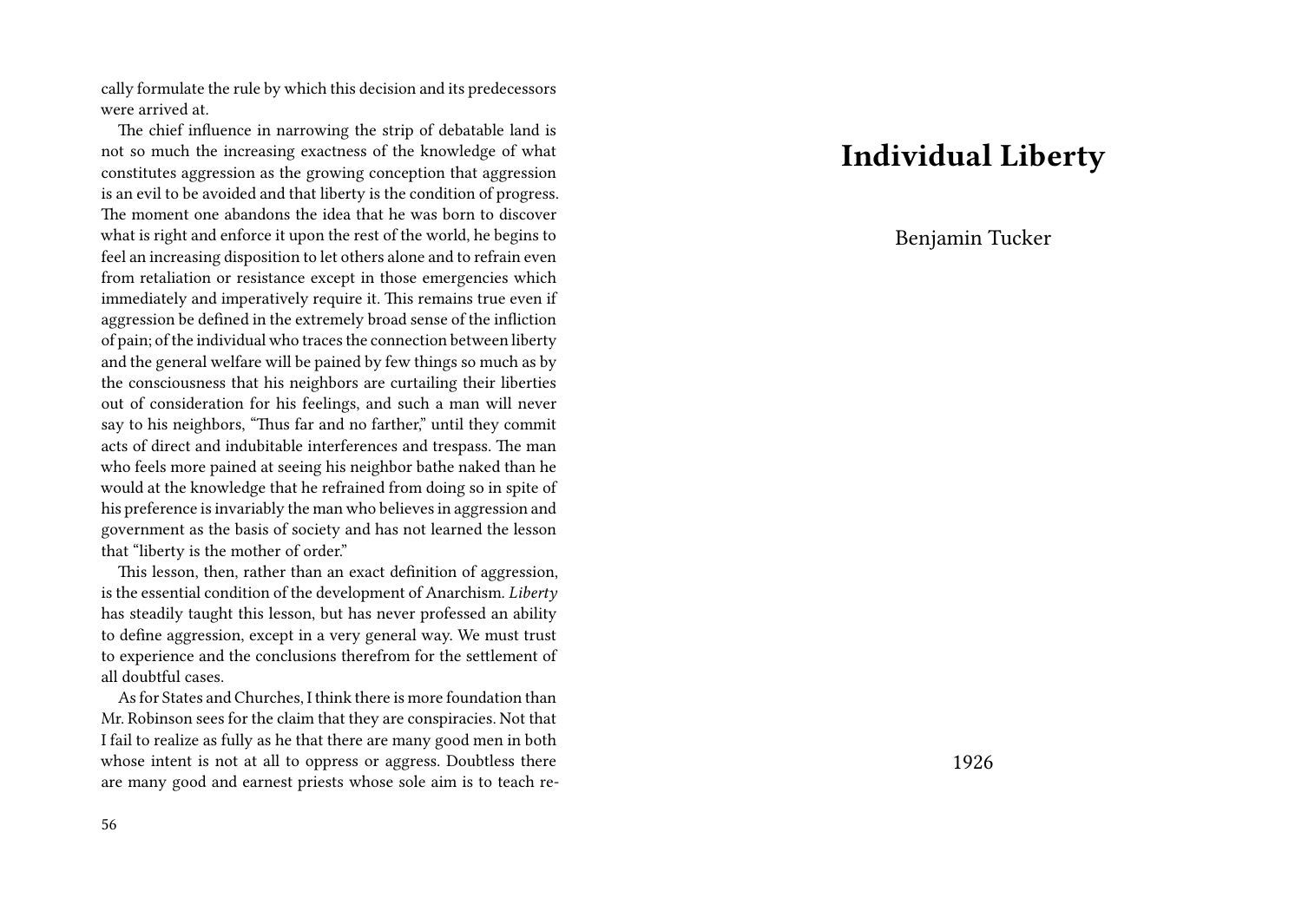cally formulate the rule by which this decision and its predecessors were arrived at.

The chief influence in narrowing the strip of debatable land is not so much the increasing exactness of the knowledge of what constitutes aggression as the growing conception that aggression is an evil to be avoided and that liberty is the condition of progress. The moment one abandons the idea that he was born to discover what is right and enforce it upon the rest of the world, he begins to feel an increasing disposition to let others alone and to refrain even from retaliation or resistance except in those emergencies which immediately and imperatively require it. This remains true even if aggression be defined in the extremely broad sense of the infliction of pain; of the individual who traces the connection between liberty and the general welfare will be pained by few things so much as by the consciousness that his neighbors are curtailing their liberties out of consideration for his feelings, and such a man will never say to his neighbors, "Thus far and no farther," until they commit acts of direct and indubitable interferences and trespass. The man who feels more pained at seeing his neighbor bathe naked than he would at the knowledge that he refrained from doing so in spite of his preference is invariably the man who believes in aggression and government as the basis of society and has not learned the lesson that "liberty is the mother of order."

This lesson, then, rather than an exact definition of aggression, is the essential condition of the development of Anarchism. *Liberty* has steadily taught this lesson, but has never professed an ability to define aggression, except in a very general way. We must trust to experience and the conclusions therefrom for the settlement of all doubtful cases.

As for States and Churches, I think there is more foundation than Mr. Robinson sees for the claim that they are conspiracies. Not that I fail to realize as fully as he that there are many good men in both whose intent is not at all to oppress or aggress. Doubtless there are many good and earnest priests whose sole aim is to teach re-

# Individual Liberty

Benjamin Tucker

1926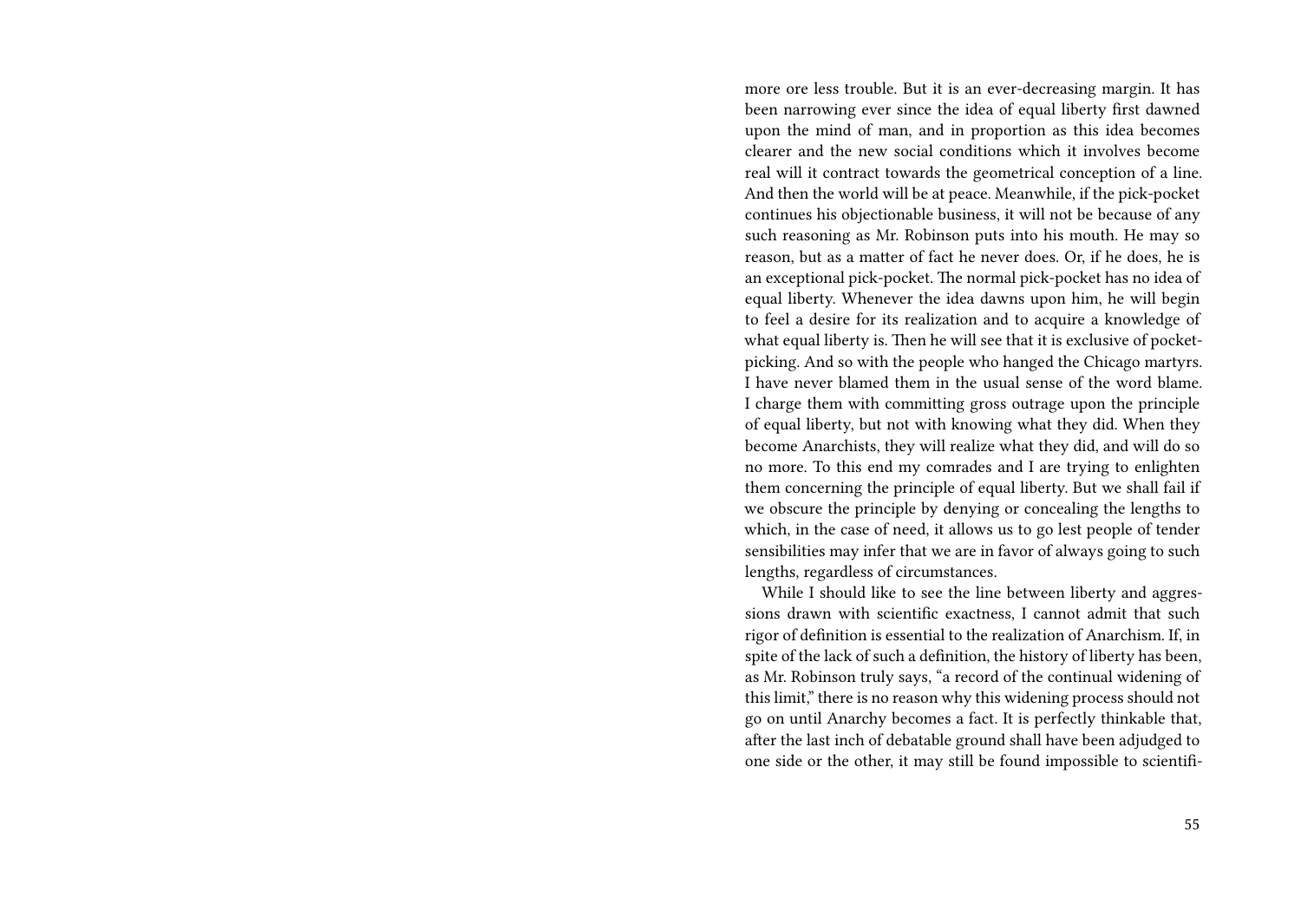more ore less trouble. But it is an ever-decreasing margin. It has been narrowing ever since the idea of equal liberty first dawned upon the mind of man, and in proportion as this idea becomes clearer and the new social conditions which it involves become real will it contract towards the geometrical conception of a line. And then the world will be at peace. Meanwhile, if the pick-pocket continues his objectionable business, it will not be because of any such reasoning as Mr. Robinson puts into his mouth. He may so reason, but as a matter of fact he never does. Or, if he does, he is an exceptional pick-pocket. The normal pick-pocket has no idea of equal liberty. Whenever the idea dawns upon him, he will begin to feel a desire for its realization and to acquire a knowledge of what equal liberty is. Then he will see that it is exclusive of pocket-picking. And so with the people who hanged the Chicago martyrs. I have never blamed them in the usual sense of the word blame. I charge them with committing gross outrage upon the principle of equal liberty, but not with knowing what they did. When they become Anarchists, they will realize what they did, and will do so no more. To this end my comrades and I are trying to enlighten them concerning the principle of equal liberty. But we shall fail if we obscure the principle by denying or concealing the lengths to which, in the case of need, it allows us to go lest people of tender sensibilities may infer that we are in favor of always going to such lengths, regardless of circumstances.

While I should like to see the line between liberty and aggressions drawn with scientific exactness, I cannot admit that such rigor of definition is essential to the realization of Anarchism. If, in spite of the lack of such a definition, the history of liberty has been, as Mr. Robinson truly says, "a record of the continual widening of this limit," there is no reason why this widening process should not go on until Anarchy becomes a fact. It is perfectly thinkable that, after the last inch of debatable ground shall have been adjudged to one side or the other, it may still be found impossible to scientifi-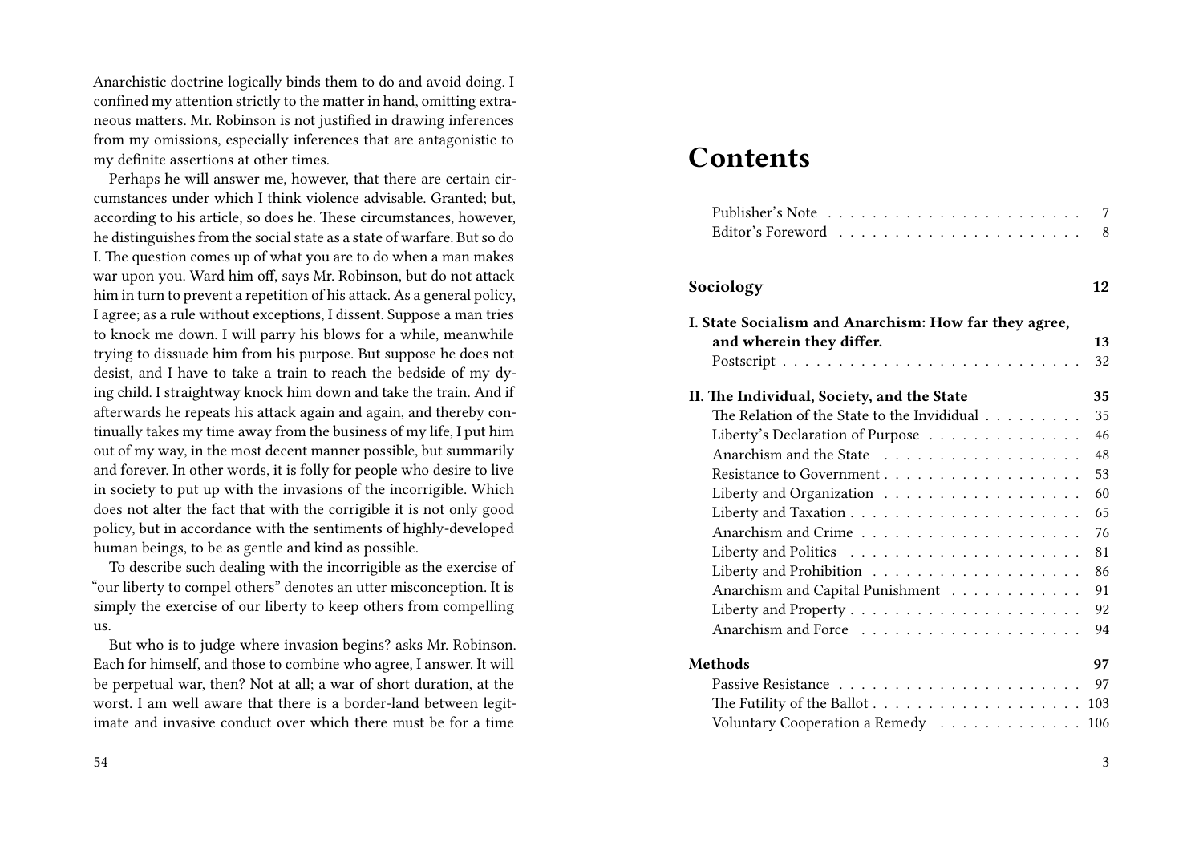Anarchistic doctrine logically binds them to do and avoid doing. I confined my attention strictly to the matter in hand, omitting extraneous matters. Mr. Robinson is not justified in drawing inferences from my omissions, especially inferences that are antagonistic to my definite assertions at other times.

Perhaps he will answer me, however, that there are certain circumstances under which I think violence advisable. Granted; but, according to his article, so does he. These circumstances, however, he distinguishes from the social state as a state of warfare. But so do I. The question comes up of what you are to do when a man makes war upon you. Ward him off, says Mr. Robinson, but do not attack him in turn to prevent a repetition of his attack. As a general policy, I agree; as a rule without exceptions, I dissent. Suppose a man tries to knock me down. I will parry his blows for a while, meanwhile trying to dissuade him from his purpose. But suppose he does not desist, and I have to take a train to reach the bedside of my dying child. I straightway knock him down and take the train. And if afterwards he repeats his attack again and again, and thereby continually takes my time away from the business of my life, I put him out of my way, in the most decent manner possible, but summarily and forever. In other words, it is folly for people who desire to live in society to put up with the invasions of the incorrigible. Which does not alter the fact that with the corrigible it is not only good policy, but in accordance with the sentiments of highly-developed human beings, to be as gentle and kind as possible.

To describe such dealing with the incorrigible as the exercise of "our liberty to compel others" denotes an utter misconception. It is simply the exercise of our liberty to keep others from compelling us.

But who is to judge where invasion begins? asks Mr. Robinson. Each for himself, and those to combine who agree, I answer. It will be perpetual war, then? Not at all; a war of short duration, at the worst. I am well aware that there is a border-land between legitimate and invasive conduct over which there must be for a time

# Contents

- Publisher's Note — 7
- Editor's Foreword — 8

**Sociology** — 12

**I. State Socialism and Anarchism: How far they agree, and wherein they differ.** — 13
- Postscript — 32

**II. The Individual, Society, and the State** — 35
- The Relation of the State to the Invididual — 35
- Liberty's Declaration of Purpose — 46
- Anarchism and the State — 48
- Resistance to Government — 53
- Liberty and Organization — 60
- Liberty and Taxation — 65
- Anarchism and Crime — 76
- Liberty and Politics — 81
- Liberty and Prohibition — 86
- Anarchism and Capital Punishment — 91
- Liberty and Property — 92
- Anarchism and Force — 94

**Methods** — 97
- Passive Resistance — 97
- The Futility of the Ballot — 103
- Voluntary Cooperation a Remedy — 106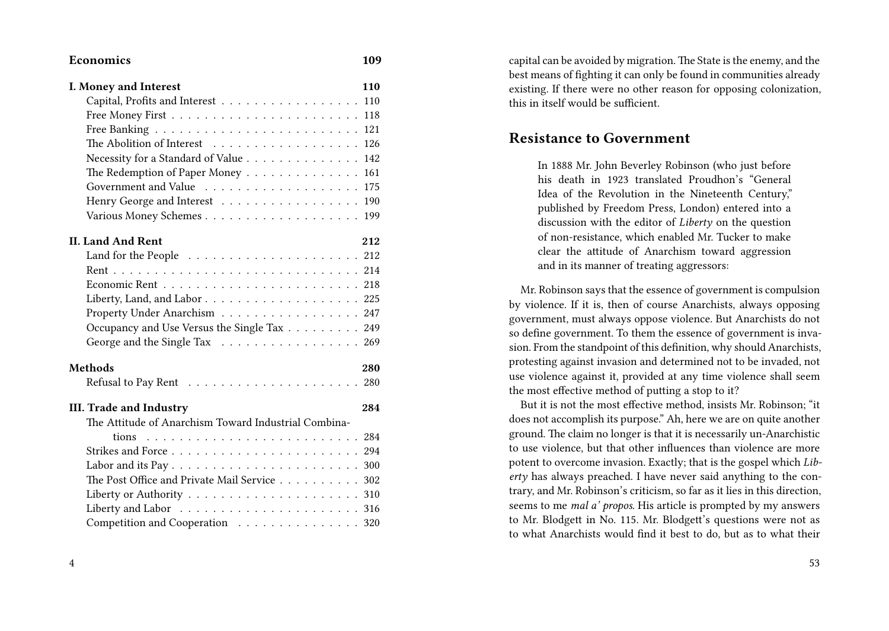**Economics** 109

**I. Money and Interest** 110

- Capital, Profits and Interest . . . 110
- Free Money First . . . 118
- Free Banking . . . 121
- The Abolition of Interest . . . 126
- Necessity for a Standard of Value . . . 142
- The Redemption of Paper Money . . . 161
- Government and Value . . . 175
- Henry George and Interest . . . 190
- Various Money Schemes . . . 199

**II. Land And Rent** 212

- Land for the People . . . 212
- Rent . . . 214
- Economic Rent . . . 218
- Liberty, Land, and Labor . . . 225
- Property Under Anarchism . . . 247
- Occupancy and Use Versus the Single Tax . . . 249
- George and the Single Tax . . . 269

**Methods** 280

- Refusal to Pay Rent . . . 280

**III. Trade and Industry** 284

- The Attitude of Anarchism Toward Industrial Combinations . . . 284
- Strikes and Force . . . 294
- Labor and its Pay . . . 300
- The Post Office and Private Mail Service . . . 302
- Liberty or Authority . . . 310
- Liberty and Labor . . . 316
- Competition and Cooperation . . . 320

capital can be avoided by migration. The State is the enemy, and the best means of fighting it can only be found in communities already existing. If there were no other reason for opposing colonization, this in itself would be sufficient.

## Resistance to Government

> In 1888 Mr. John Beverley Robinson (who just before his death in 1923 translated Proudhon's "General Idea of the Revolution in the Nineteenth Century," published by Freedom Press, London) entered into a discussion with the editor of *Liberty* on the question of non-resistance, which enabled Mr. Tucker to make clear the attitude of Anarchism toward aggression and in its manner of treating aggressors:

Mr. Robinson says that the essence of government is compulsion by violence. If it is, then of course Anarchists, always opposing government, must always oppose violence. But Anarchists do not so define government. To them the essence of government is invasion. From the standpoint of this definition, why should Anarchists, protesting against invasion and determined not to be invaded, not use violence against it, provided at any time violence shall seem the most effective method of putting a stop to it?

But it is not the most effective method, insists Mr. Robinson; "it does not accomplish its purpose." Ah, here we are on quite another ground. The claim no longer is that it is necessarily un-Anarchistic to use violence, but that other influences than violence are more potent to overcome invasion. Exactly; that is the gospel which *Liberty* has always preached. I have never said anything to the contrary, and Mr. Robinson's criticism, so far as it lies in this direction, seems to me *mal a' propos*. His article is prompted by my answers to Mr. Blodgett in No. 115. Mr. Blodgett's questions were not as to what Anarchists would find it best to do, but as to what their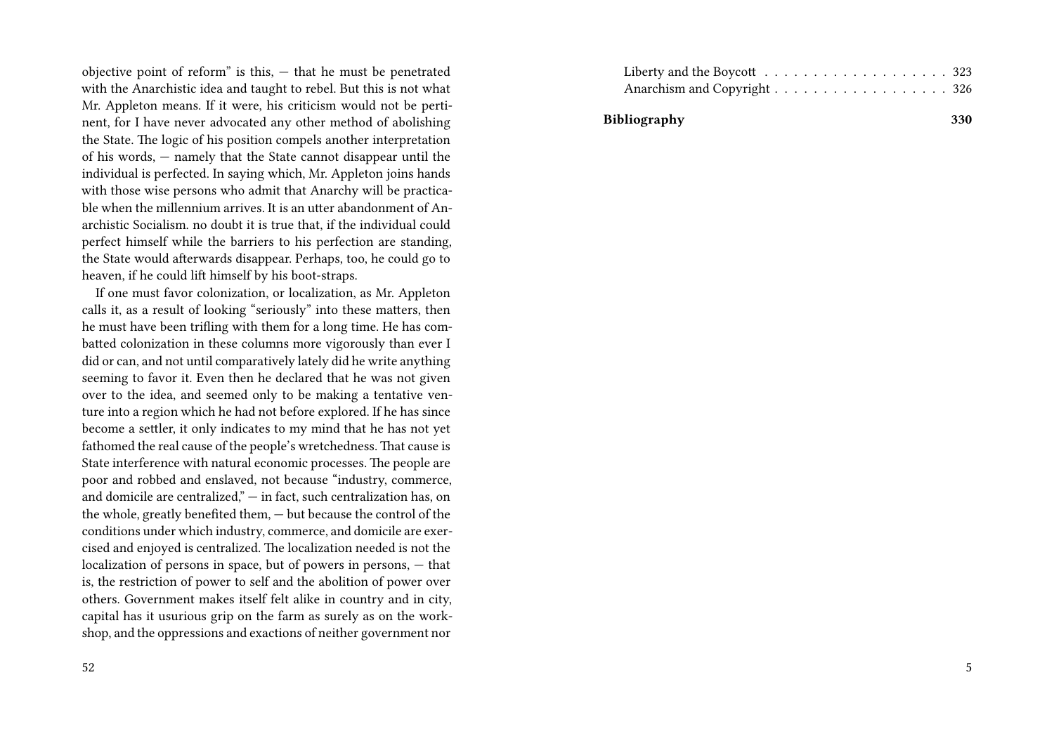objective point of reform" is this, — that he must be penetrated with the Anarchistic idea and taught to rebel. But this is not what Mr. Appleton means. If it were, his criticism would not be pertinent, for I have never advocated any other method of abolishing the State. The logic of his position compels another interpretation of his words, — namely that the State cannot disappear until the individual is perfected. In saying which, Mr. Appleton joins hands with those wise persons who admit that Anarchy will be practicable when the millennium arrives. It is an utter abandonment of Anarchistic Socialism. no doubt it is true that, if the individual could perfect himself while the barriers to his perfection are standing, the State would afterwards disappear. Perhaps, too, he could go to heaven, if he could lift himself by his boot-straps.

If one must favor colonization, or localization, as Mr. Appleton calls it, as a result of looking "seriously" into these matters, then he must have been trifling with them for a long time. He has combatted colonization in these columns more vigorously than ever I did or can, and not until comparatively lately did he write anything seeming to favor it. Even then he declared that he was not given over to the idea, and seemed only to be making a tentative venture into a region which he had not before explored. If he has since become a settler, it only indicates to my mind that he has not yet fathomed the real cause of the people's wretchedness. That cause is State interference with natural economic processes. The people are poor and robbed and enslaved, not because "industry, commerce, and domicile are centralized," — in fact, such centralization has, on the whole, greatly benefited them, — but because the control of the conditions under which industry, commerce, and domicile are exercised and enjoyed is centralized. The localization needed is not the localization of persons in space, but of powers in persons, — that is, the restriction of power to self and the abolition of power over others. Government makes itself felt alike in country and in city, capital has it usurious grip on the farm as surely as on the workshop, and the oppressions and exactions of neither government nor

Liberty and the Boycott . . . . . . . . . . . . . . . . . . . 323
Anarchism and Copyright . . . . . . . . . . . . . . . . . . 326

**Bibliography** **330**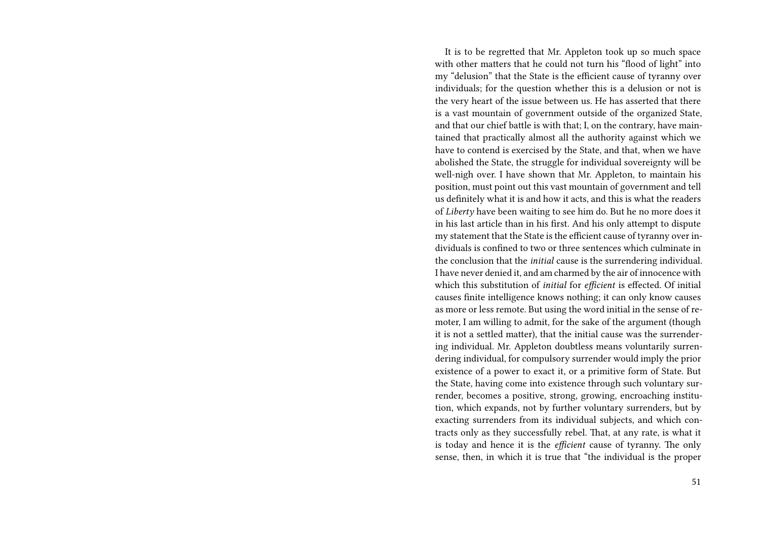It is to be regretted that Mr. Appleton took up so much space with other matters that he could not turn his "flood of light" into my "delusion" that the State is the efficient cause of tyranny over individuals; for the question whether this is a delusion or not is the very heart of the issue between us. He has asserted that there is a vast mountain of government outside of the organized State, and that our chief battle is with that; I, on the contrary, have maintained that practically almost all the authority against which we have to contend is exercised by the State, and that, when we have abolished the State, the struggle for individual sovereignty will be well-nigh over. I have shown that Mr. Appleton, to maintain his position, must point out this vast mountain of government and tell us definitely what it is and how it acts, and this is what the readers of *Liberty* have been waiting to see him do. But he no more does it in his last article than in his first. And his only attempt to dispute my statement that the State is the efficient cause of tyranny over individuals is confined to two or three sentences which culminate in the conclusion that the *initial* cause is the surrendering individual. I have never denied it, and am charmed by the air of innocence with which this substitution of *initial* for *efficient* is effected. Of initial causes finite intelligence knows nothing; it can only know causes as more or less remote. But using the word initial in the sense of remoter, I am willing to admit, for the sake of the argument (though it is not a settled matter), that the initial cause was the surrendering individual. Mr. Appleton doubtless means voluntarily surrendering individual, for compulsory surrender would imply the prior existence of a power to exact it, or a primitive form of State. But the State, having come into existence through such voluntary surrender, becomes a positive, strong, growing, encroaching institution, which expands, not by further voluntary surrenders, but by exacting surrenders from its individual subjects, and which contracts only as they successfully rebel. That, at any rate, is what it is today and hence it is the *efficient* cause of tyranny. The only sense, then, in which it is true that "the individual is the proper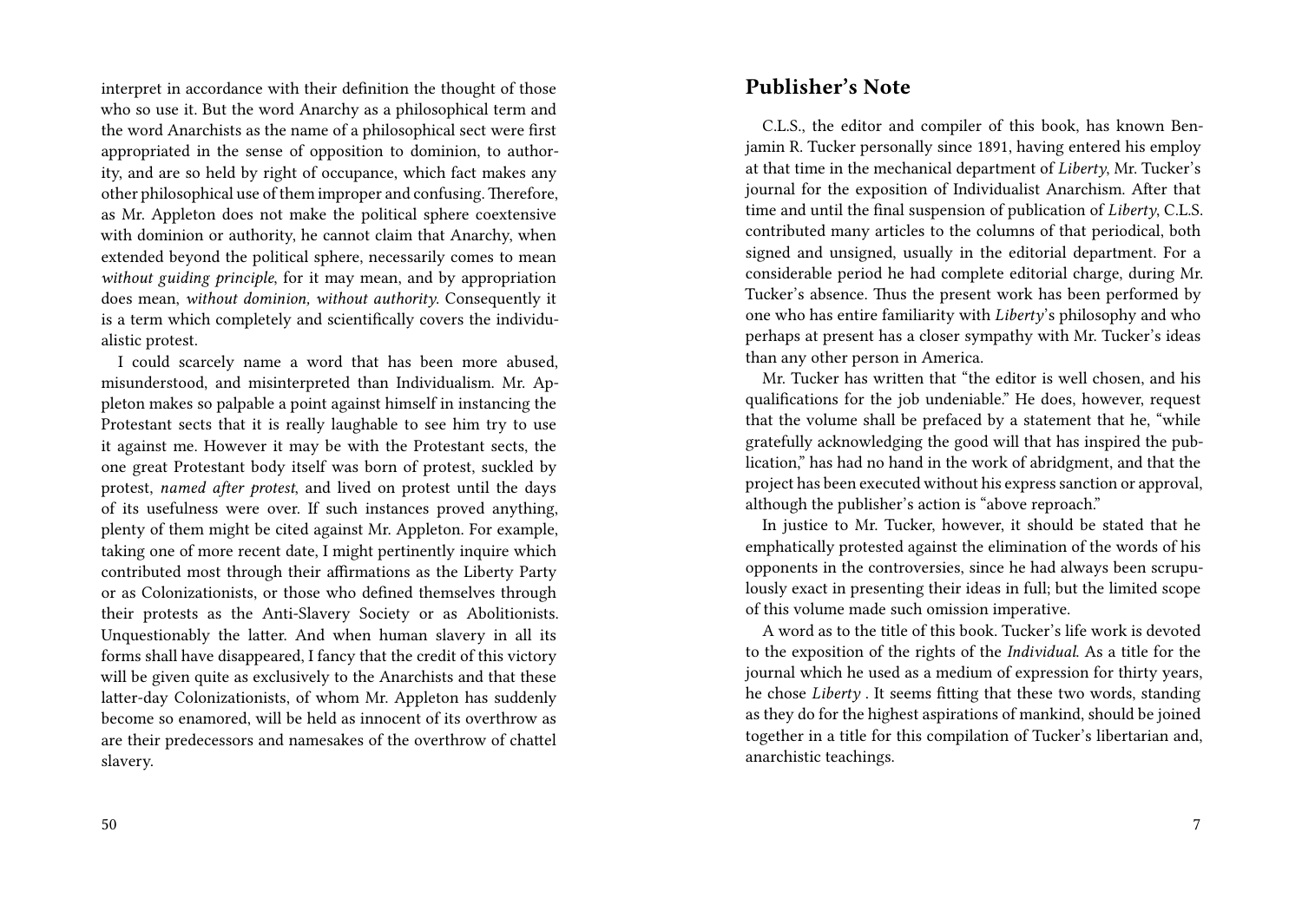interpret in accordance with their definition the thought of those who so use it. But the word Anarchy as a philosophical term and the word Anarchists as the name of a philosophical sect were first appropriated in the sense of opposition to dominion, to authority, and are so held by right of occupance, which fact makes any other philosophical use of them improper and confusing. Therefore, as Mr. Appleton does not make the political sphere coextensive with dominion or authority, he cannot claim that Anarchy, when extended beyond the political sphere, necessarily comes to mean *without guiding principle*, for it may mean, and by appropriation does mean, *without dominion, without authority*. Consequently it is a term which completely and scientifically covers the individualistic protest.

I could scarcely name a word that has been more abused, misunderstood, and misinterpreted than Individualism. Mr. Appleton makes so palpable a point against himself in instancing the Protestant sects that it is really laughable to see him try to use it against me. However it may be with the Protestant sects, the one great Protestant body itself was born of protest, suckled by protest, *named after protest*, and lived on protest until the days of its usefulness were over. If such instances proved anything, plenty of them might be cited against Mr. Appleton. For example, taking one of more recent date, I might pertinently inquire which contributed most through their affirmations as the Liberty Party or as Colonizationists, or those who defined themselves through their protests as the Anti-Slavery Society or as Abolitionists. Unquestionably the latter. And when human slavery in all its forms shall have disappeared, I fancy that the credit of this victory will be given quite as exclusively to the Anarchists and that these latter-day Colonizationists, of whom Mr. Appleton has suddenly become so enamored, will be held as innocent of its overthrow as are their predecessors and namesakes of the overthrow of chattel slavery.

## Publisher's Note

C.L.S., the editor and compiler of this book, has known Benjamin R. Tucker personally since 1891, having entered his employ at that time in the mechanical department of *Liberty,* Mr. Tucker's journal for the exposition of Individualist Anarchism. After that time and until the final suspension of publication of *Liberty*, C.L.S. contributed many articles to the columns of that periodical, both signed and unsigned, usually in the editorial department. For a considerable period he had complete editorial charge, during Mr. Tucker's absence. Thus the present work has been performed by one who has entire familiarity with *Liberty*'s philosophy and who perhaps at present has a closer sympathy with Mr. Tucker's ideas than any other person in America.

Mr. Tucker has written that "the editor is well chosen, and his qualifications for the job undeniable." He does, however, request that the volume shall be prefaced by a statement that he, "while gratefully acknowledging the good will that has inspired the publication," has had no hand in the work of abridgment, and that the project has been executed without his express sanction or approval, although the publisher's action is "above reproach."

In justice to Mr. Tucker, however, it should be stated that he emphatically protested against the elimination of the words of his opponents in the controversies, since he had always been scrupulously exact in presenting their ideas in full; but the limited scope of this volume made such omission imperative.

A word as to the title of this book. Tucker's life work is devoted to the exposition of the rights of the *Individual*. As a title for the journal which he used as a medium of expression for thirty years, he chose *Liberty* . It seems fitting that these two words, standing as they do for the highest aspirations of mankind, should be joined together in a title for this compilation of Tucker's libertarian and, anarchistic teachings.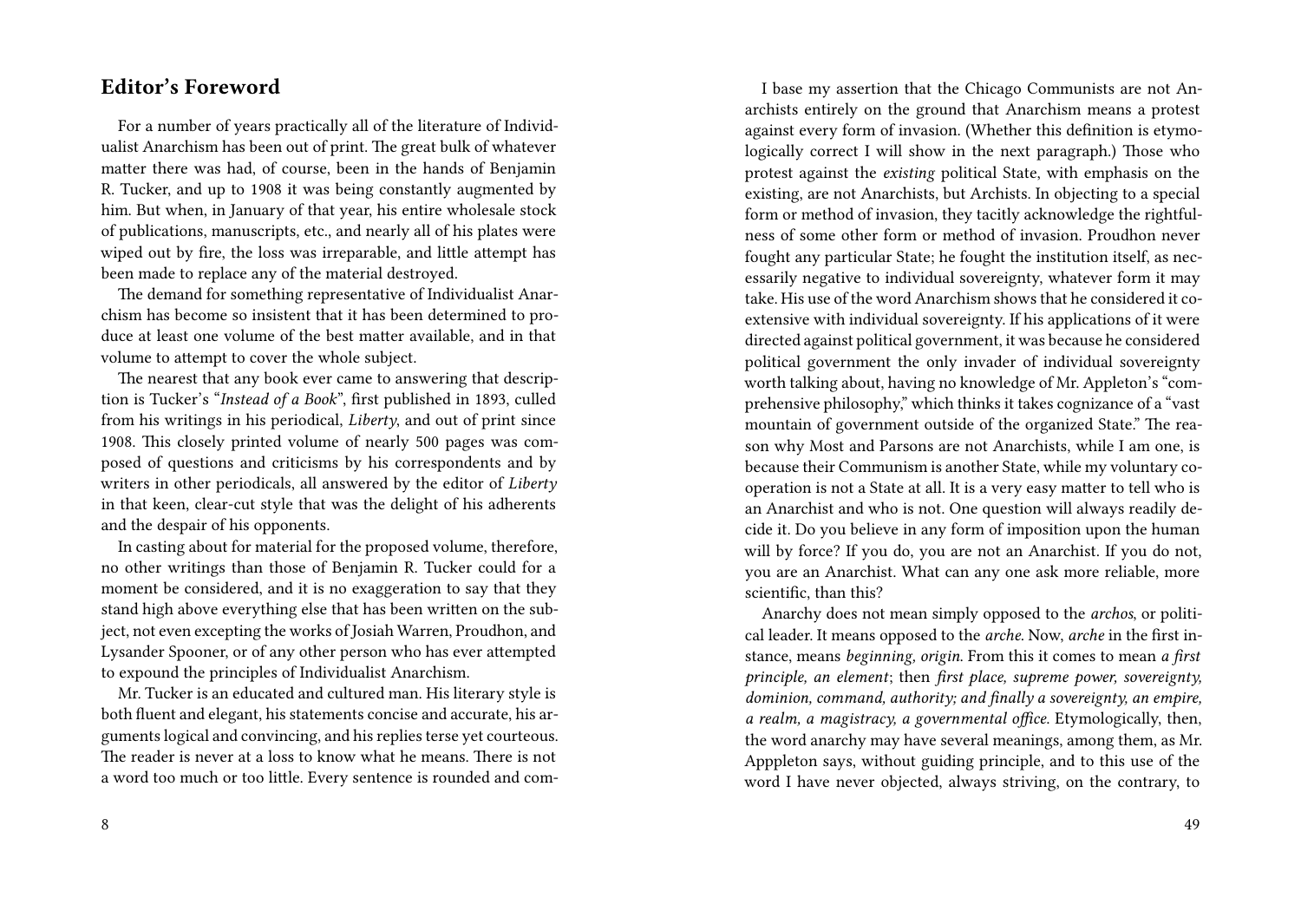## Editor's Foreword

For a number of years practically all of the literature of Individualist Anarchism has been out of print. The great bulk of whatever matter there was had, of course, been in the hands of Benjamin R. Tucker, and up to 1908 it was being constantly augmented by him. But when, in January of that year, his entire wholesale stock of publications, manuscripts, etc., and nearly all of his plates were wiped out by fire, the loss was irreparable, and little attempt has been made to replace any of the material destroyed.

The demand for something representative of Individualist Anarchism has become so insistent that it has been determined to produce at least one volume of the best matter available, and in that volume to attempt to cover the whole subject.

The nearest that any book ever came to answering that description is Tucker's "*Instead of a Book*", first published in 1893, culled from his writings in his periodical, *Liberty*, and out of print since 1908. This closely printed volume of nearly 500 pages was composed of questions and criticisms by his correspondents and by writers in other periodicals, all answered by the editor of *Liberty* in that keen, clear-cut style that was the delight of his adherents and the despair of his opponents.

In casting about for material for the proposed volume, therefore, no other writings than those of Benjamin R. Tucker could for a moment be considered, and it is no exaggeration to say that they stand high above everything else that has been written on the subject, not even excepting the works of Josiah Warren, Proudhon, and Lysander Spooner, or of any other person who has ever attempted to expound the principles of Individualist Anarchism.

Mr. Tucker is an educated and cultured man. His literary style is both fluent and elegant, his statements concise and accurate, his arguments logical and convincing, and his replies terse yet courteous. The reader is never at a loss to know what he means. There is not a word too much or too little. Every sentence is rounded and com-

I base my assertion that the Chicago Communists are not Anarchists entirely on the ground that Anarchism means a protest against every form of invasion. (Whether this definition is etymologically correct I will show in the next paragraph.) Those who protest against the *existing* political State, with emphasis on the existing, are not Anarchists, but Archists. In objecting to a special form or method of invasion, they tacitly acknowledge the rightfulness of some other form or method of invasion. Proudhon never fought any particular State; he fought the institution itself, as necessarily negative to individual sovereignty, whatever form it may take. His use of the word Anarchism shows that he considered it coextensive with individual sovereignty. If his applications of it were directed against political government, it was because he considered political government the only invader of individual sovereignty worth talking about, having no knowledge of Mr. Appleton's "comprehensive philosophy," which thinks it takes cognizance of a "vast mountain of government outside of the organized State." The reason why Most and Parsons are not Anarchists, while I am one, is because their Communism is another State, while my voluntary cooperation is not a State at all. It is a very easy matter to tell who is an Anarchist and who is not. One question will always readily decide it. Do you believe in any form of imposition upon the human will by force? If you do, you are not an Anarchist. If you do not, you are an Anarchist. What can any one ask more reliable, more scientific, than this?

Anarchy does not mean simply opposed to the *archos*, or political leader. It means opposed to the *arche*. Now, *arche* in the first instance, means *beginning, origin*. From this it comes to mean *a first principle, an element*; then *first place, supreme power, sovereignty, dominion, command, authority; and finally a sovereignty, an empire, a realm, a magistracy, a governmental office*. Etymologically, then, the word anarchy may have several meanings, among them, as Mr. Apppleton says, without guiding principle, and to this use of the word I have never objected, always striving, on the contrary, to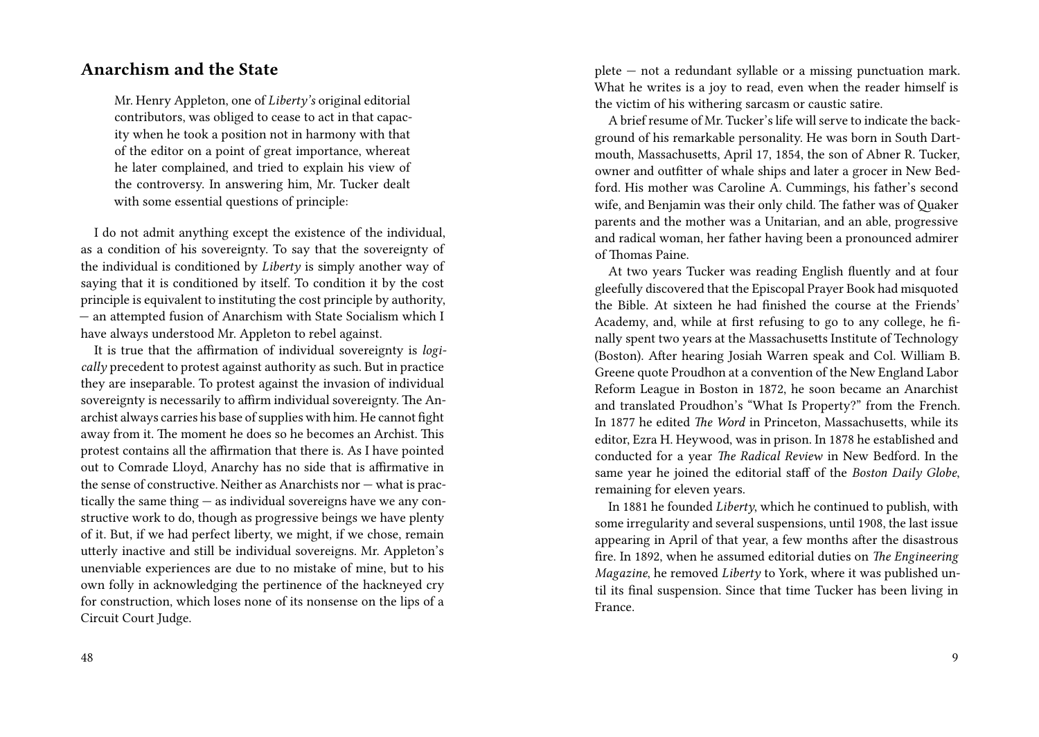## Anarchism and the State

> Mr. Henry Appleton, one of *Liberty's* original editorial contributors, was obliged to cease to act in that capacity when he took a position not in harmony with that of the editor on a point of great importance, whereat he later complained, and tried to explain his view of the controversy. In answering him, Mr. Tucker dealt with some essential questions of principle:

I do not admit anything except the existence of the individual, as a condition of his sovereignty. To say that the sovereignty of the individual is conditioned by *Liberty* is simply another way of saying that it is conditioned by itself. To condition it by the cost principle is equivalent to instituting the cost principle by authority, — an attempted fusion of Anarchism with State Socialism which I have always understood Mr. Appleton to rebel against.

It is true that the affirmation of individual sovereignty is *logically* precedent to protest against authority as such. But in practice they are inseparable. To protest against the invasion of individual sovereignty is necessarily to affirm individual sovereignty. The Anarchist always carries his base of supplies with him. He cannot fight away from it. The moment he does so he becomes an Archist. This protest contains all the affirmation that there is. As I have pointed out to Comrade Lloyd, Anarchy has no side that is affirmative in the sense of constructive. Neither as Anarchists nor — what is practically the same thing — as individual sovereigns have we any constructive work to do, though as progressive beings we have plenty of it. But, if we had perfect liberty, we might, if we chose, remain utterly inactive and still be individual sovereigns. Mr. Appleton's unenviable experiences are due to no mistake of mine, but to his own folly in acknowledging the pertinence of the hackneyed cry for construction, which loses none of its nonsense on the lips of a Circuit Court Judge.

plete — not a redundant syllable or a missing punctuation mark. What he writes is a joy to read, even when the reader himself is the victim of his withering sarcasm or caustic satire.

A brief resume of Mr. Tucker's life will serve to indicate the background of his remarkable personality. He was born in South Dartmouth, Massachusetts, April 17, 1854, the son of Abner R. Tucker, owner and outfitter of whale ships and later a grocer in New Bedford. His mother was Caroline A. Cummings, his father's second wife, and Benjamin was their only child. The father was of Quaker parents and the mother was a Unitarian, and an able, progressive and radical woman, her father having been a pronounced admirer of Thomas Paine.

At two years Tucker was reading English fluently and at four gleefully discovered that the Episcopal Prayer Book had misquoted the Bible. At sixteen he had finished the course at the Friends' Academy, and, while at first refusing to go to any college, he finally spent two years at the Massachusetts Institute of Technology (Boston). After hearing Josiah Warren speak and Col. William B. Greene quote Proudhon at a convention of the New England Labor Reform League in Boston in 1872, he soon became an Anarchist and translated Proudhon's "What Is Property?" from the French. In 1877 he edited *The Word* in Princeton, Massachusetts, while its editor, Ezra H. Heywood, was in prison. In 1878 he established and conducted for a year *The Radical Review* in New Bedford. In the same year he joined the editorial staff of the *Boston Daily Globe*, remaining for eleven years.

In 1881 he founded *Liberty*, which he continued to publish, with some irregularity and several suspensions, until 1908, the last issue appearing in April of that year, a few months after the disastrous fire. In 1892, when he assumed editorial duties on *The Engineering Magazine*, he removed *Liberty* to York, where it was published until its final suspension. Since that time Tucker has been living in France.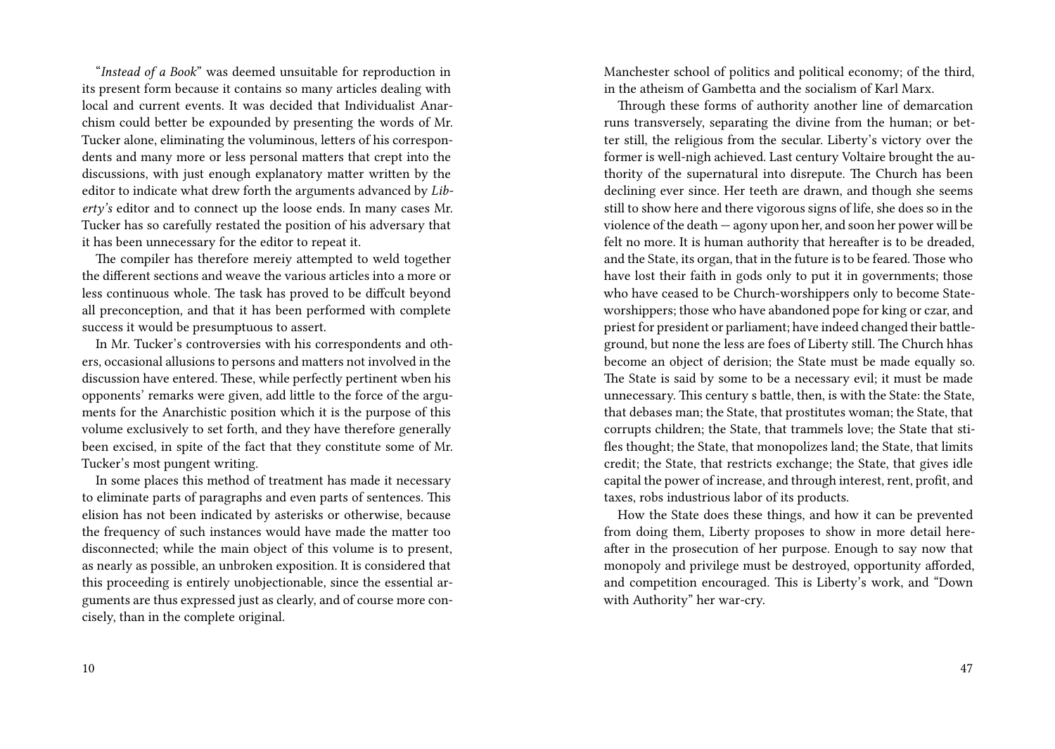"*Instead of a Book*" was deemed unsuitable for reproduction in its present form because it contains so many articles dealing with local and current events. It was decided that Individualist Anarchism could better be expounded by presenting the words of Mr. Tucker alone, eliminating the voluminous, letters of his correspondents and many more or less personal matters that crept into the discussions, with just enough explanatory matter written by the editor to indicate what drew forth the arguments advanced by *Liberty's* editor and to connect up the loose ends. In many cases Mr. Tucker has so carefully restated the position of his adversary that it has been unnecessary for the editor to repeat it.

The compiler has therefore mereiy attempted to weld together the different sections and weave the various articles into a more or less continuous whole. The task has proved to be diffcult beyond all preconception, and that it has been performed with complete success it would be presumptuous to assert.

In Mr. Tucker's controversies with his correspondents and others, occasional allusions to persons and matters not involved in the discussion have entered. These, while perfectly pertinent wben his opponents' remarks were given, add little to the force of the arguments for the Anarchistic position which it is the purpose of this volume exclusively to set forth, and they have therefore generally been excised, in spite of the fact that they constitute some of Mr. Tucker's most pungent writing.

In some places this method of treatment has made it necessary to eliminate parts of paragraphs and even parts of sentences. This elision has not been indicated by asterisks or otherwise, because the frequency of such instances would have made the matter too disconnected; while the main object of this volume is to present, as nearly as possible, an unbroken exposition. It is considered that this proceeding is entirely unobjectionable, since the essential arguments are thus expressed just as clearly, and of course more concisely, than in the complete original.

Manchester school of politics and political economy; of the third, in the atheism of Gambetta and the socialism of Karl Marx.

Through these forms of authority another line of demarcation runs transversely, separating the divine from the human; or better still, the religious from the secular. Liberty's victory over the former is well-nigh achieved. Last century Voltaire brought the authority of the supernatural into disrepute. The Church has been declining ever since. Her teeth are drawn, and though she seems still to show here and there vigorous signs of life, she does so in the violence of the death — agony upon her, and soon her power will be felt no more. It is human authority that hereafter is to be dreaded, and the State, its organ, that in the future is to be feared. Those who have lost their faith in gods only to put it in governments; those who have ceased to be Church-worshippers only to become State-worshippers; those who have abandoned pope for king or czar, and priest for president or parliament; have indeed changed their battle-ground, but none the less are foes of Liberty still. The Church hhas become an object of derision; the State must be made equally so. The State is said by some to be a necessary evil; it must be made unnecessary. This century s battle, then, is with the State: the State, that debases man; the State, that prostitutes woman; the State, that corrupts children; the State, that trammels love; the State that stifles thought; the State, that monopolizes land; the State, that limits credit; the State, that restricts exchange; the State, that gives idle capital the power of increase, and through interest, rent, profit, and taxes, robs industrious labor of its products.

How the State does these things, and how it can be prevented from doing them, Liberty proposes to show in more detail hereafter in the prosecution of her purpose. Enough to say now that monopoly and privilege must be destroyed, opportunity afforded, and competition encouraged. This is Liberty's work, and "Down with Authority" her war-cry.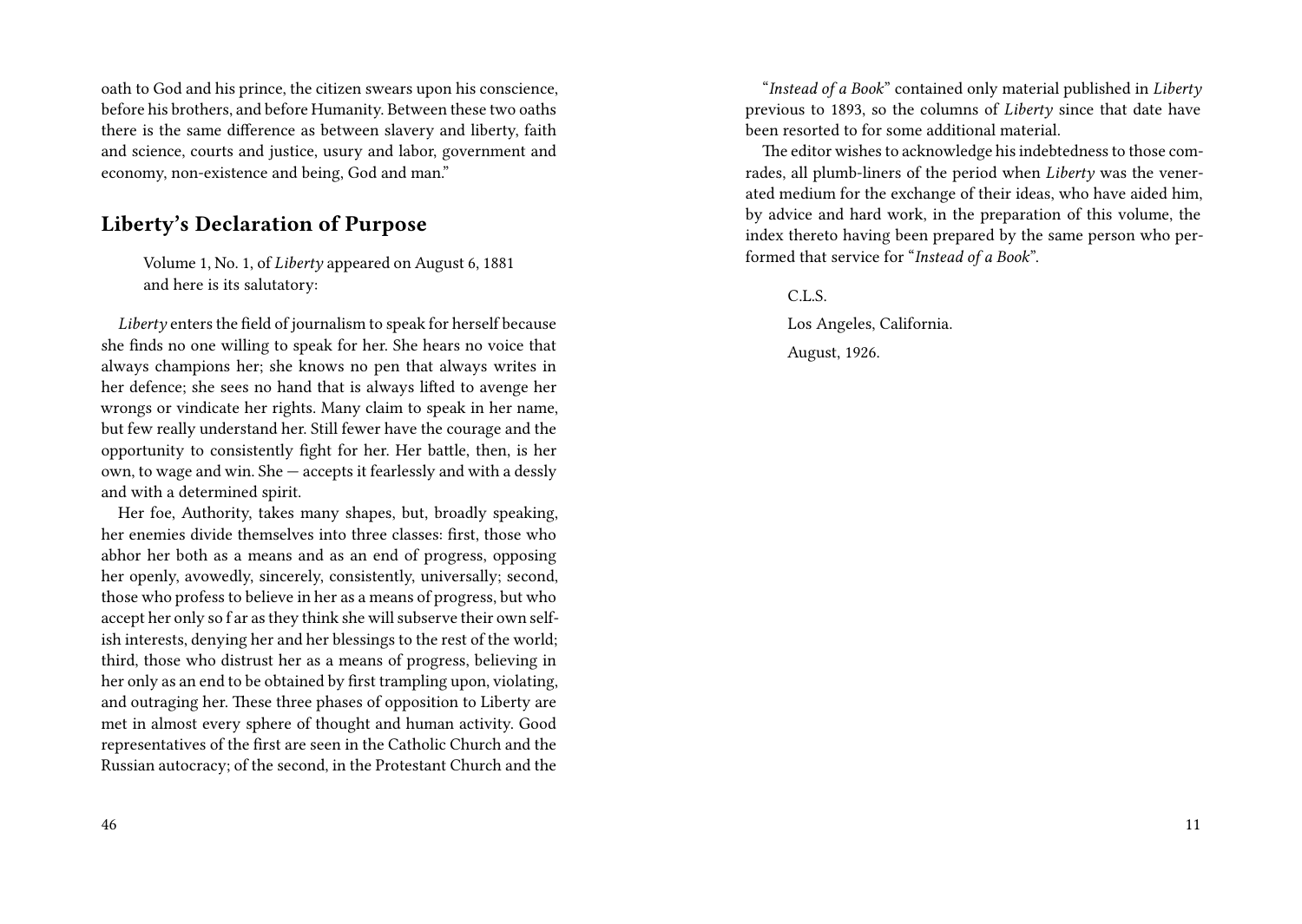oath to God and his prince, the citizen swears upon his conscience, before his brothers, and before Humanity. Between these two oaths there is the same difference as between slavery and liberty, faith and science, courts and justice, usury and labor, government and economy, non-existence and being, God and man."

## Liberty's Declaration of Purpose

> Volume 1, No. 1, of *Liberty* appeared on August 6, 1881 and here is its salutatory:

*Liberty* enters the field of journalism to speak for herself because she finds no one willing to speak for her. She hears no voice that always champions her; she knows no pen that always writes in her defence; she sees no hand that is always lifted to avenge her wrongs or vindicate her rights. Many claim to speak in her name, but few really understand her. Still fewer have the courage and the opportunity to consistently fight for her. Her battle, then, is her own, to wage and win. She — accepts it fearlessly and with a dessly and with a determined spirit.

Her foe, Authority, takes many shapes, but, broadly speaking, her enemies divide themselves into three classes: first, those who abhor her both as a means and as an end of progress, opposing her openly, avowedly, sincerely, consistently, universally; second, those who profess to believe in her as a means of progress, but who accept her only so f ar as they think she will subserve their own selfish interests, denying her and her blessings to the rest of the world; third, those who distrust her as a means of progress, believing in her only as an end to be obtained by first trampling upon, violating, and outraging her. These three phases of opposition to Liberty are met in almost every sphere of thought and human activity. Good representatives of the first are seen in the Catholic Church and the Russian autocracy; of the second, in the Protestant Church and the

"*Instead of a Book*" contained only material published in *Liberty* previous to 1893, so the columns of *Liberty* since that date have been resorted to for some additional material.

The editor wishes to acknowledge his indebtedness to those comrades, all plumb-liners of the period when *Liberty* was the venerated medium for the exchange of their ideas, who have aided him, by advice and hard work, in the preparation of this volume, the index thereto having been prepared by the same person who performed that service for "*Instead of a Book*".

C.L.S.

Los Angeles, California.

August, 1926.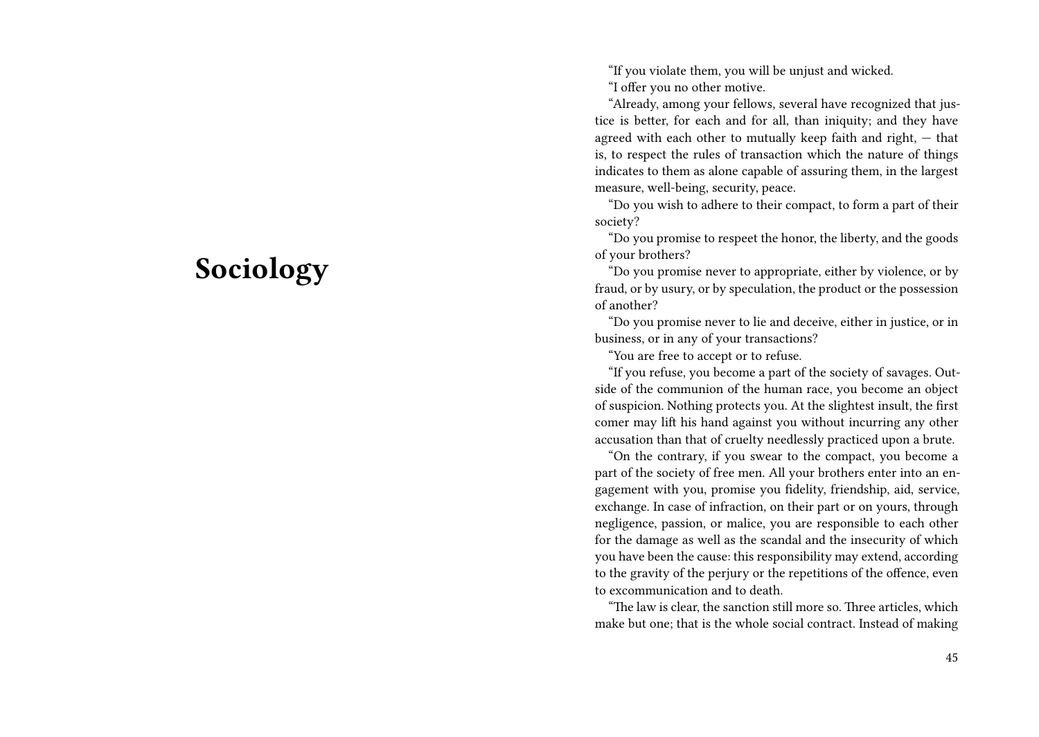# Sociology

"If you violate them, you will be unjust and wicked.

"I offer you no other motive.

"Already, among your fellows, several have recognized that justice is better, for each and for all, than iniquity; and they have agreed with each other to mutually keep faith and right, — that is, to respect the rules of transaction which the nature of things indicates to them as alone capable of assuring them, in the largest measure, well-being, security, peace.

"Do you wish to adhere to their compact, to form a part of their society?

"Do you promise to respeet the honor, the liberty, and the goods of your brothers?

"Do you promise never to appropriate, either by violence, or by fraud, or by usury, or by speculation, the product or the possession of another?

"Do you promise never to lie and deceive, either in justice, or in business, or in any of your transactions?

"You are free to accept or to refuse.

"If you refuse, you become a part of the society of savages. Outside of the communion of the human race, you become an object of suspicion. Nothing protects you. At the slightest insult, the first comer may lift his hand against you without incurring any other accusation than that of cruelty needlessly practiced upon a brute.

"On the contrary, if you swear to the compact, you become a part of the society of free men. All your brothers enter into an engagement with you, promise you fidelity, friendship, aid, service, exchange. In case of infraction, on their part or on yours, through negligence, passion, or malice, you are responsible to each other for the damage as well as the scandal and the insecurity of which you have been the cause: this responsibility may extend, according to the gravity of the perjury or the repetitions of the offence, even to excommunication and to death.

"The law is clear, the sanction still more so. Three articles, which make but one; that is the whole social contract. Instead of making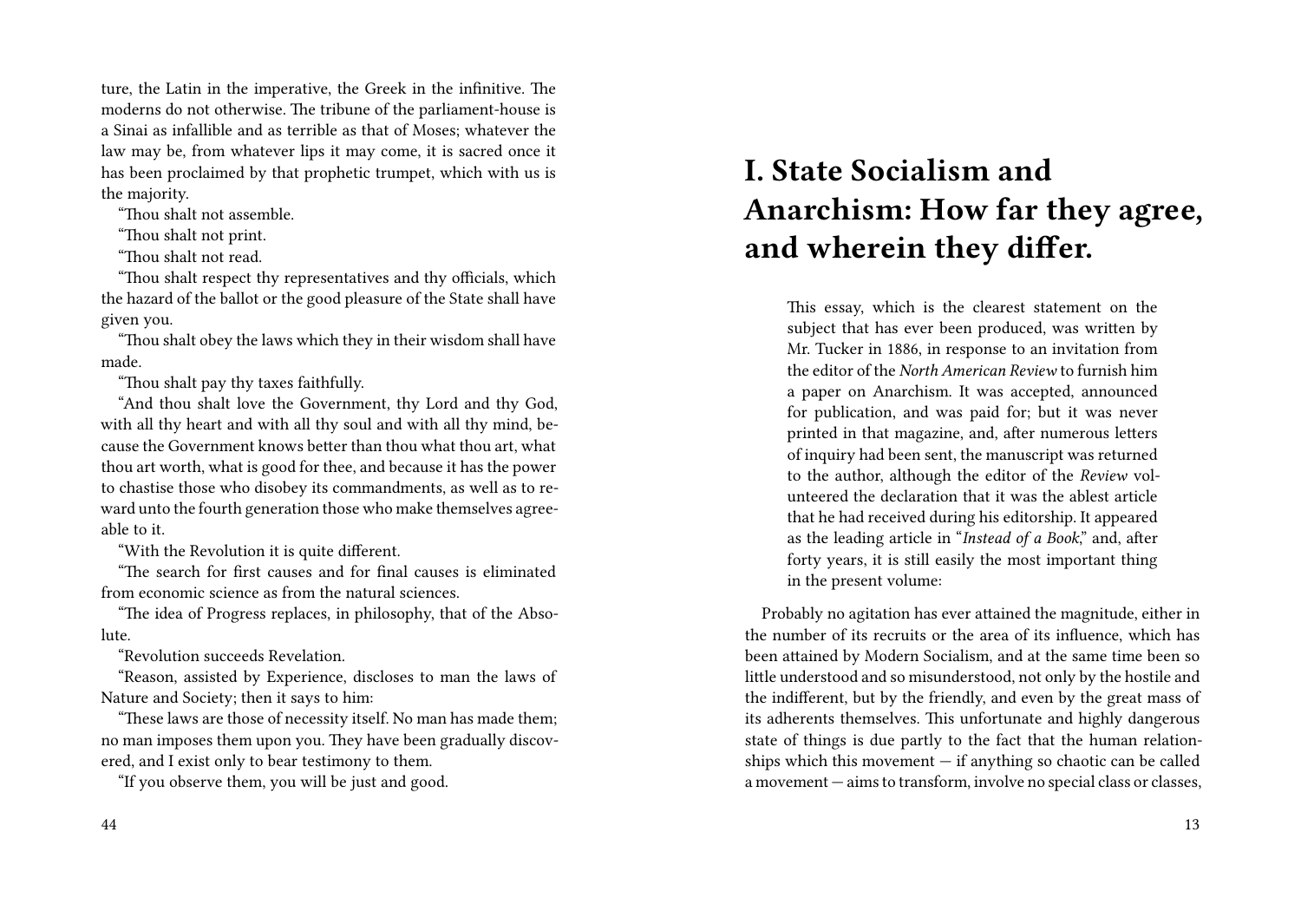ture, the Latin in the imperative, the Greek in the infinitive. The moderns do not otherwise. The tribune of the parliament-house is a Sinai as infallible and as terrible as that of Moses; whatever the law may be, from whatever lips it may come, it is sacred once it has been proclaimed by that prophetic trumpet, which with us is the majority.

"Thou shalt not assemble.

"Thou shalt not print.

"Thou shalt not read.

"Thou shalt respect thy representatives and thy officials, which the hazard of the ballot or the good pleasure of the State shall have given you.

"Thou shalt obey the laws which they in their wisdom shall have made.

"Thou shalt pay thy taxes faithfully.

"And thou shalt love the Government, thy Lord and thy God, with all thy heart and with all thy soul and with all thy mind, because the Government knows better than thou what thou art, what thou art worth, what is good for thee, and because it has the power to chastise those who disobey its commandments, as well as to reward unto the fourth generation those who make themselves agreeable to it.

"With the Revolution it is quite different.

"The search for first causes and for final causes is eliminated from economic science as from the natural sciences.

"The idea of Progress replaces, in philosophy, that of the Absolute.

"Revolution succeeds Revelation.

"Reason, assisted by Experience, discloses to man the laws of Nature and Society; then it says to him:

"These laws are those of necessity itself. No man has made them; no man imposes them upon you. They have been gradually discovered, and I exist only to bear testimony to them.

"If you observe them, you will be just and good.

# I. State Socialism and Anarchism: How far they agree, and wherein they differ.

> This essay, which is the clearest statement on the subject that has ever been produced, was written by Mr. Tucker in 1886, in response to an invitation from the editor of the *North American Review* to furnish him a paper on Anarchism. It was accepted, announced for publication, and was paid for; but it was never printed in that magazine, and, after numerous letters of inquiry had been sent, the manuscript was returned to the author, although the editor of the *Review* volunteered the declaration that it was the ablest article that he had received during his editorship. It appeared as the leading article in "*Instead of a Book*," and, after forty years, it is still easily the most important thing in the present volume:

Probably no agitation has ever attained the magnitude, either in the number of its recruits or the area of its influence, which has been attained by Modern Socialism, and at the same time been so little understood and so misunderstood, not only by the hostile and the indifferent, but by the friendly, and even by the great mass of its adherents themselves. This unfortunate and highly dangerous state of things is due partly to the fact that the human relationships which this movement — if anything so chaotic can be called a movement — aims to transform, involve no special class or classes,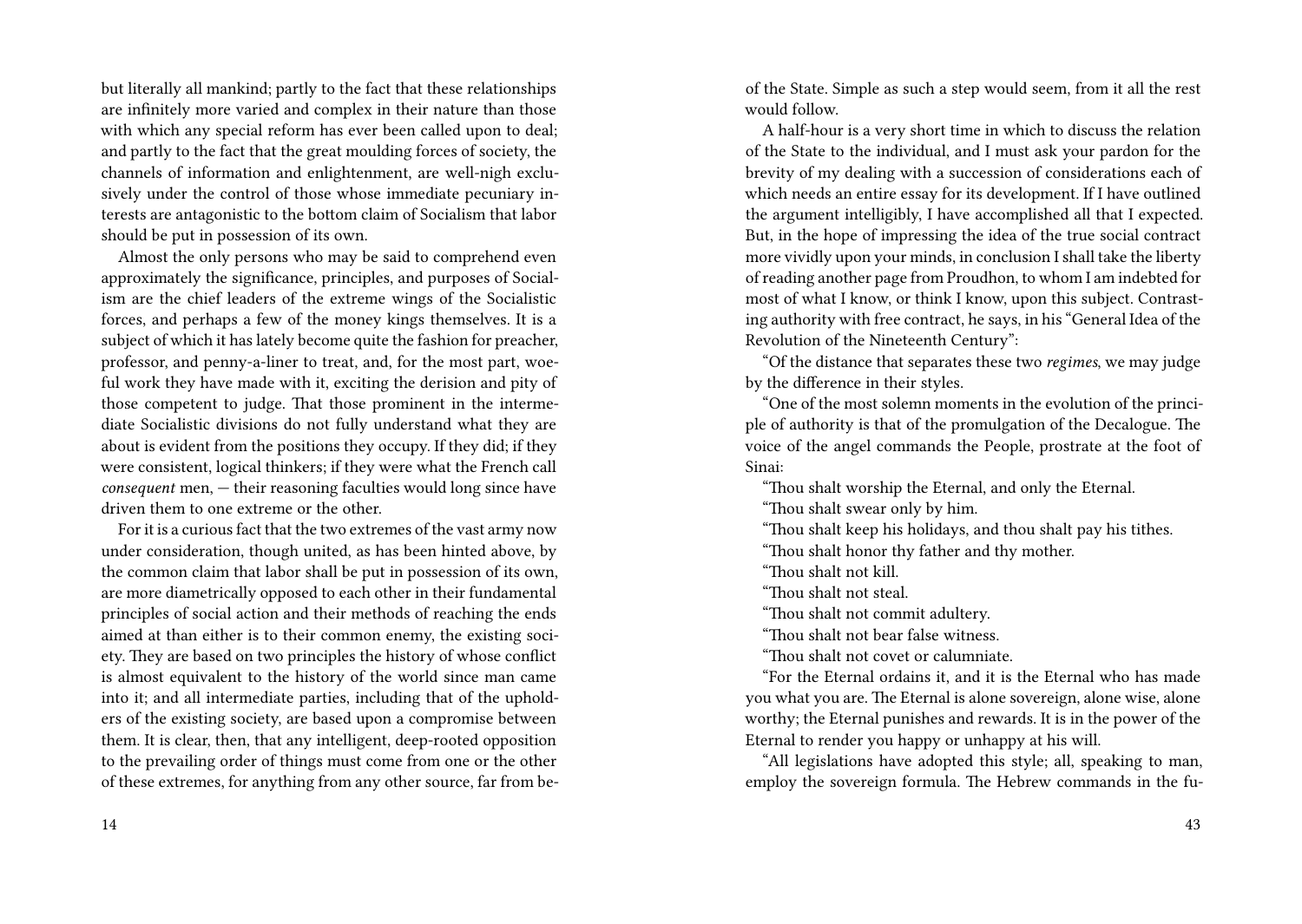but literally all mankind; partly to the fact that these relationships are infinitely more varied and complex in their nature than those with which any special reform has ever been called upon to deal; and partly to the fact that the great moulding forces of society, the channels of information and enlightenment, are well-nigh exclusively under the control of those whose immediate pecuniary interests are antagonistic to the bottom claim of Socialism that labor should be put in possession of its own.

Almost the only persons who may be said to comprehend even approximately the significance, principles, and purposes of Socialism are the chief leaders of the extreme wings of the Socialistic forces, and perhaps a few of the money kings themselves. It is a subject of which it has lately become quite the fashion for preacher, professor, and penny-a-liner to treat, and, for the most part, woeful work they have made with it, exciting the derision and pity of those competent to judge. That those prominent in the intermediate Socialistic divisions do not fully understand what they are about is evident from the positions they occupy. If they did; if they were consistent, logical thinkers; if they were what the French call *consequent* men, — their reasoning faculties would long since have driven them to one extreme or the other.

For it is a curious fact that the two extremes of the vast army now under consideration, though united, as has been hinted above, by the common claim that labor shall be put in possession of its own, are more diametrically opposed to each other in their fundamental principles of social action and their methods of reaching the ends aimed at than either is to their common enemy, the existing society. They are based on two principles the history of whose conflict is almost equivalent to the history of the world since man came into it; and all intermediate parties, including that of the upholders of the existing society, are based upon a compromise between them. It is clear, then, that any intelligent, deep-rooted opposition to the prevailing order of things must come from one or the other of these extremes, for anything from any other source, far from be-

of the State. Simple as such a step would seem, from it all the rest would follow.

A half-hour is a very short time in which to discuss the relation of the State to the individual, and I must ask your pardon for the brevity of my dealing with a succession of considerations each of which needs an entire essay for its development. If I have outlined the argument intelligibly, I have accomplished all that I expected. But, in the hope of impressing the idea of the true social contract more vividly upon your minds, in conclusion I shall take the liberty of reading another page from Proudhon, to whom I am indebted for most of what I know, or think I know, upon this subject. Contrasting authority with free contract, he says, in his "General Idea of the Revolution of the Nineteenth Century":

"Of the distance that separates these two *regimes*, we may judge by the difference in their styles.

"One of the most solemn moments in the evolution of the principle of authority is that of the promulgation of the Decalogue. The voice of the angel commands the People, prostrate at the foot of Sinai:

"Thou shalt worship the Eternal, and only the Eternal.

"Thou shalt swear only by him.

"Thou shalt keep his holidays, and thou shalt pay his tithes.

"Thou shalt honor thy father and thy mother.

"Thou shalt not kill.

"Thou shalt not steal.

"Thou shalt not commit adultery.

"Thou shalt not bear false witness.

"Thou shalt not covet or calumniate.

"For the Eternal ordains it, and it is the Eternal who has made you what you are. The Eternal is alone sovereign, alone wise, alone worthy; the Eternal punishes and rewards. It is in the power of the Eternal to render you happy or unhappy at his will.

"All legislations have adopted this style; all, speaking to man, employ the sovereign formula. The Hebrew commands in the fu-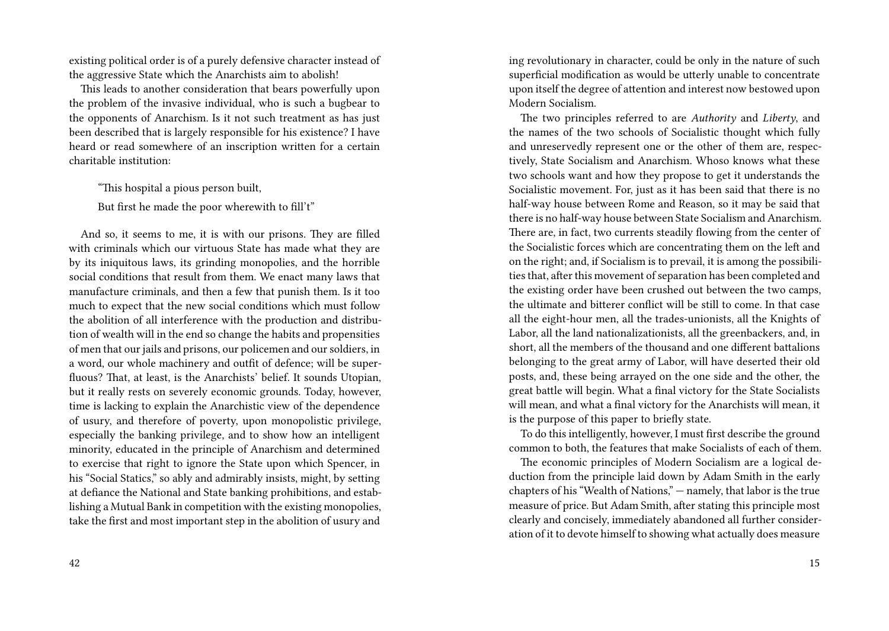existing political order is of a purely defensive character instead of the aggressive State which the Anarchists aim to abolish!

This leads to another consideration that bears powerfully upon the problem of the invasive individual, who is such a bugbear to the opponents of Anarchism. Is it not such treatment as has just been described that is largely responsible for his existence? I have heard or read somewhere of an inscription written for a certain charitable institution:

> "This hospital a pious person built,
>
> But first he made the poor wherewith to fill't"

And so, it seems to me, it is with our prisons. They are filled with criminals which our virtuous State has made what they are by its iniquitous laws, its grinding monopolies, and the horrible social conditions that result from them. We enact many laws that manufacture criminals, and then a few that punish them. Is it too much to expect that the new social conditions which must follow the abolition of all interference with the production and distribution of wealth will in the end so change the habits and propensities of men that our jails and prisons, our policemen and our soldiers, in a word, our whole machinery and outfit of defence; will be superfluous? That, at least, is the Anarchists' belief. It sounds Utopian, but it really rests on severely economic grounds. Today, however, time is lacking to explain the Anarchistic view of the dependence of usury, and therefore of poverty, upon monopolistic privilege, especially the banking privilege, and to show how an intelligent minority, educated in the principle of Anarchism and determined to exercise that right to ignore the State upon which Spencer, in his "Social Statics," so ably and admirably insists, might, by setting at defiance the National and State banking prohibitions, and establishing a Mutual Bank in competition with the existing monopolies, take the first and most important step in the abolition of usury and

ing revolutionary in character, could be only in the nature of such superficial modification as would be utterly unable to concentrate upon itself the degree of attention and interest now bestowed upon Modern Socialism.

The two principles referred to are *Authority* and *Liberty*, and the names of the two schools of Socialistic thought which fully and unreservedly represent one or the other of them are, respectively, State Socialism and Anarchism. Whoso knows what these two schools want and how they propose to get it understands the Socialistic movement. For, just as it has been said that there is no half-way house between Rome and Reason, so it may be said that there is no half-way house between State Socialism and Anarchism. There are, in fact, two currents steadily flowing from the center of the Socialistic forces which are concentrating them on the left and on the right; and, if Socialism is to prevail, it is among the possibilities that, after this movement of separation has been completed and the existing order have been crushed out between the two camps, the ultimate and bitterer conflict will be still to come. In that case all the eight-hour men, all the trades-unionists, all the Knights of Labor, all the land nationalizationists, all the greenbackers, and, in short, all the members of the thousand and one different battalions belonging to the great army of Labor, will have deserted their old posts, and, these being arrayed on the one side and the other, the great battle will begin. What a final victory for the State Socialists will mean, and what a final victory for the Anarchists will mean, it is the purpose of this paper to briefly state.

To do this intelligently, however, I must first describe the ground common to both, the features that make Socialists of each of them.

The economic principles of Modern Socialism are a logical deduction from the principle laid down by Adam Smith in the early chapters of his "Wealth of Nations," — namely, that labor is the true measure of price. But Adam Smith, after stating this principle most clearly and concisely, immediately abandoned all further consideration of it to devote himself to showing what actually does measure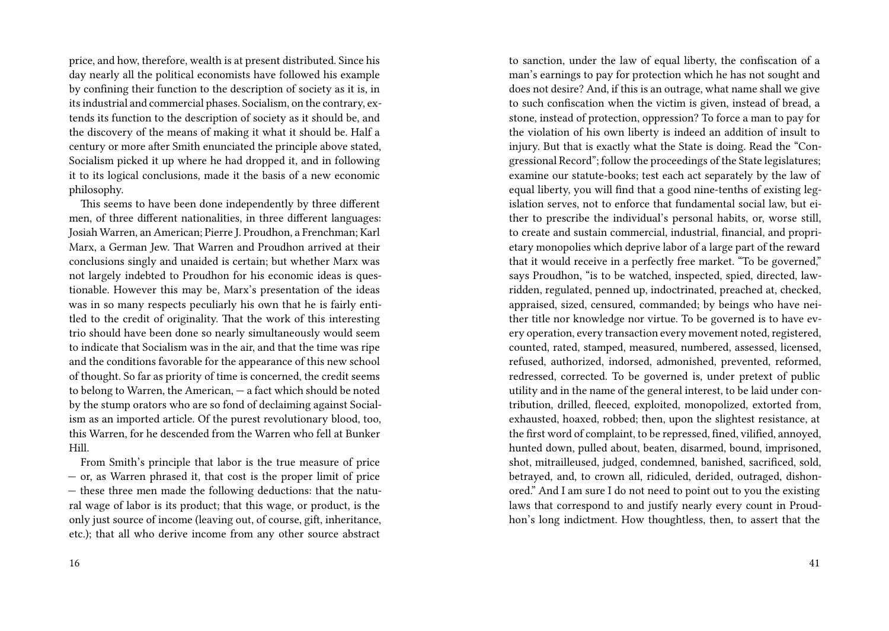price, and how, therefore, wealth is at present distributed. Since his day nearly all the political economists have followed his example by confining their function to the description of society as it is, in its industrial and commercial phases. Socialism, on the contrary, extends its function to the description of society as it should be, and the discovery of the means of making it what it should be. Half a century or more after Smith enunciated the principle above stated, Socialism picked it up where he had dropped it, and in following it to its logical conclusions, made it the basis of a new economic philosophy.

This seems to have been done independently by three different men, of three different nationalities, in three different languages: Josiah Warren, an American; Pierre J. Proudhon, a Frenchman; Karl Marx, a German Jew. That Warren and Proudhon arrived at their conclusions singly and unaided is certain; but whether Marx was not largely indebted to Proudhon for his economic ideas is questionable. However this may be, Marx's presentation of the ideas was in so many respects peculiarly his own that he is fairly entitled to the credit of originality. That the work of this interesting trio should have been done so nearly simultaneously would seem to indicate that Socialism was in the air, and that the time was ripe and the conditions favorable for the appearance of this new school of thought. So far as priority of time is concerned, the credit seems to belong to Warren, the American, — a fact which should be noted by the stump orators who are so fond of declaiming against Socialism as an imported article. Of the purest revolutionary blood, too, this Warren, for he descended from the Warren who fell at Bunker Hill.

From Smith's principle that labor is the true measure of price — or, as Warren phrased it, that cost is the proper limit of price — these three men made the following deductions: that the natural wage of labor is its product; that this wage, or product, is the only just source of income (leaving out, of course, gift, inheritance, etc.); that all who derive income from any other source abstract

to sanction, under the law of equal liberty, the confiscation of a man's earnings to pay for protection which he has not sought and does not desire? And, if this is an outrage, what name shall we give to such confiscation when the victim is given, instead of bread, a stone, instead of protection, oppression? To force a man to pay for the violation of his own liberty is indeed an addition of insult to injury. But that is exactly what the State is doing. Read the "Congressional Record"; follow the proceedings of the State legislatures; examine our statute-books; test each act separately by the law of equal liberty, you will find that a good nine-tenths of existing legislation serves, not to enforce that fundamental social law, but either to prescribe the individual's personal habits, or, worse still, to create and sustain commercial, industrial, financial, and proprietary monopolies which deprive labor of a large part of the reward that it would receive in a perfectly free market. "To be governed," says Proudhon, "is to be watched, inspected, spied, directed, law-ridden, regulated, penned up, indoctrinated, preached at, checked, appraised, sized, censured, commanded; by beings who have neither title nor knowledge nor virtue. To be governed is to have every operation, every transaction every movement noted, registered, counted, rated, stamped, measured, numbered, assessed, licensed, refused, authorized, indorsed, admonished, prevented, reformed, redressed, corrected. To be governed is, under pretext of public utility and in the name of the general interest, to be laid under contribution, drilled, fleeced, exploited, monopolized, extorted from, exhausted, hoaxed, robbed; then, upon the slightest resistance, at the first word of complaint, to be repressed, fined, vilified, annoyed, hunted down, pulled about, beaten, disarmed, bound, imprisoned, shot, mitrailleused, judged, condemned, banished, sacrificed, sold, betrayed, and, to crown all, ridiculed, derided, outraged, dishonored." And I am sure I do not need to point out to you the existing laws that correspond to and justify nearly every count in Proudhon's long indictment. How thoughtless, then, to assert that the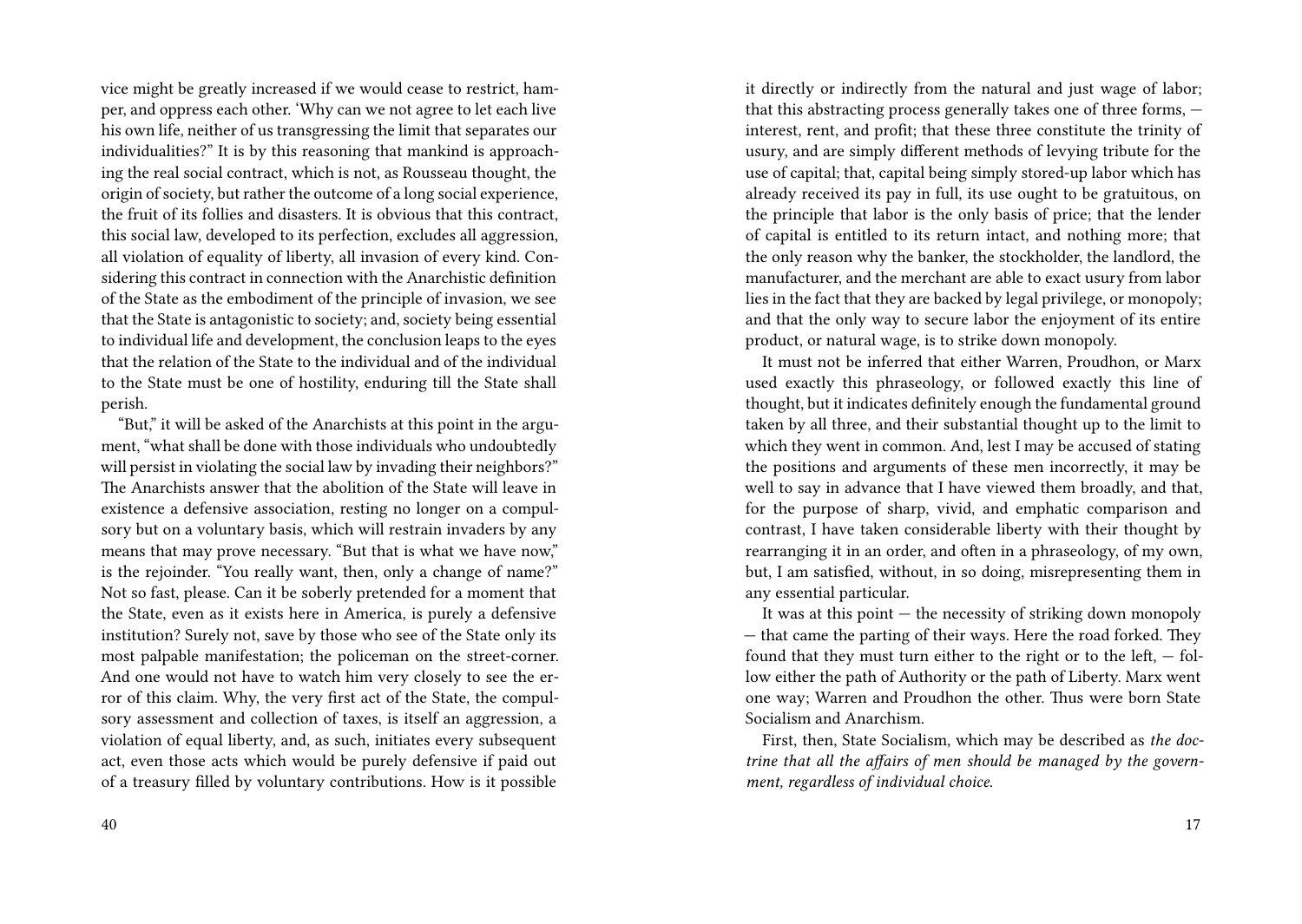vice might be greatly increased if we would cease to restrict, hamper, and oppress each other. 'Why can we not agree to let each live his own life, neither of us transgressing the limit that separates our individualities?" It is by this reasoning that mankind is approaching the real social contract, which is not, as Rousseau thought, the origin of society, but rather the outcome of a long social experience, the fruit of its follies and disasters. It is obvious that this contract, this social law, developed to its perfection, excludes all aggression, all violation of equality of liberty, all invasion of every kind. Considering this contract in connection with the Anarchistic definition of the State as the embodiment of the principle of invasion, we see that the State is antagonistic to society; and, society being essential to individual life and development, the conclusion leaps to the eyes that the relation of the State to the individual and of the individual to the State must be one of hostility, enduring till the State shall perish.

"But," it will be asked of the Anarchists at this point in the argument, "what shall be done with those individuals who undoubtedly will persist in violating the social law by invading their neighbors?" The Anarchists answer that the abolition of the State will leave in existence a defensive association, resting no longer on a compulsory but on a voluntary basis, which will restrain invaders by any means that may prove necessary. "But that is what we have now," is the rejoinder. "You really want, then, only a change of name?" Not so fast, please. Can it be soberly pretended for a moment that the State, even as it exists here in America, is purely a defensive institution? Surely not, save by those who see of the State only its most palpable manifestation; the policeman on the street-corner. And one would not have to watch him very closely to see the error of this claim. Why, the very first act of the State, the compulsory assessment and collection of taxes, is itself an aggression, a violation of equal liberty, and, as such, initiates every subsequent act, even those acts which would be purely defensive if paid out of a treasury filled by voluntary contributions. How is it possible

it directly or indirectly from the natural and just wage of labor; that this abstracting process generally takes one of three forms, — interest, rent, and profit; that these three constitute the trinity of usury, and are simply different methods of levying tribute for the use of capital; that, capital being simply stored-up labor which has already received its pay in full, its use ought to be gratuitous, on the principle that labor is the only basis of price; that the lender of capital is entitled to its return intact, and nothing more; that the only reason why the banker, the stockholder, the landlord, the manufacturer, and the merchant are able to exact usury from labor lies in the fact that they are backed by legal privilege, or monopoly; and that the only way to secure labor the enjoyment of its entire product, or natural wage, is to strike down monopoly.

It must not be inferred that either Warren, Proudhon, or Marx used exactly this phraseology, or followed exactly this line of thought, but it indicates definitely enough the fundamental ground taken by all three, and their substantial thought up to the limit to which they went in common. And, lest I may be accused of stating the positions and arguments of these men incorrectly, it may be well to say in advance that I have viewed them broadly, and that, for the purpose of sharp, vivid, and emphatic comparison and contrast, I have taken considerable liberty with their thought by rearranging it in an order, and often in a phraseology, of my own, but, I am satisfied, without, in so doing, misrepresenting them in any essential particular.

It was at this point — the necessity of striking down monopoly — that came the parting of their ways. Here the road forked. They found that they must turn either to the right or to the left, — follow either the path of Authority or the path of Liberty. Marx went one way; Warren and Proudhon the other. Thus were born State Socialism and Anarchism.

First, then, State Socialism, which may be described as *the doctrine that all the affairs of men should be managed by the government, regardless of individual choice.*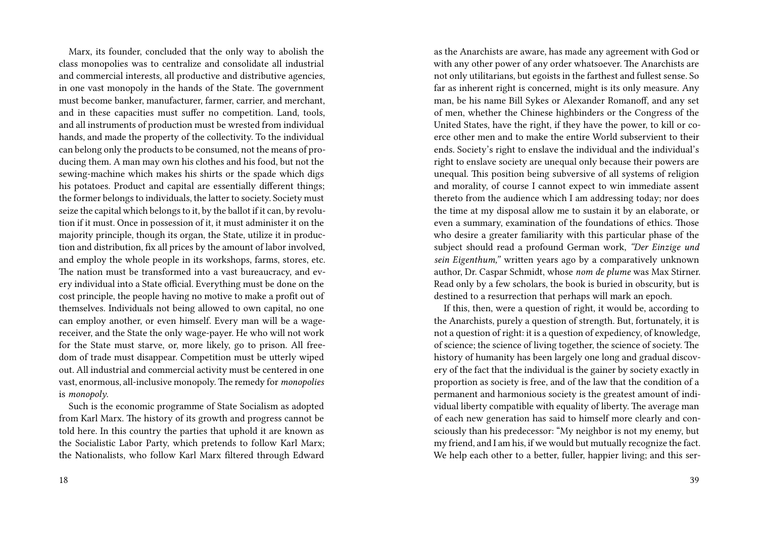Marx, its founder, concluded that the only way to abolish the class monopolies was to centralize and consolidate all industrial and commercial interests, all productive and distributive agencies, in one vast monopoly in the hands of the State. The government must become banker, manufacturer, farmer, carrier, and merchant, and in these capacities must suffer no competition. Land, tools, and all instruments of production must be wrested from individual hands, and made the property of the collectivity. To the individual can belong only the products to be consumed, not the means of producing them. A man may own his clothes and his food, but not the sewing-machine which makes his shirts or the spade which digs his potatoes. Product and capital are essentially different things; the former belongs to individuals, the latter to society. Society must seize the capital which belongs to it, by the ballot if it can, by revolution if it must. Once in possession of it, it must administer it on the majority principle, though its organ, the State, utilize it in production and distribution, fix all prices by the amount of labor involved, and employ the whole people in its workshops, farms, stores, etc. The nation must be transformed into a vast bureaucracy, and every individual into a State official. Everything must be done on the cost principle, the people having no motive to make a profit out of themselves. Individuals not being allowed to own capital, no one can employ another, or even himself. Every man will be a wage-receiver, and the State the only wage-payer. He who will not work for the State must starve, or, more likely, go to prison. All freedom of trade must disappear. Competition must be utterly wiped out. All industrial and commercial activity must be centered in one vast, enormous, all-inclusive monopoly. The remedy for *monopolies* is *monopoly*.

Such is the economic programme of State Socialism as adopted from Karl Marx. The history of its growth and progress cannot be told here. In this country the parties that uphold it are known as the Socialistic Labor Party, which pretends to follow Karl Marx; the Nationalists, who follow Karl Marx filtered through Edward

as the Anarchists are aware, has made any agreement with God or with any other power of any order whatsoever. The Anarchists are not only utilitarians, but egoists in the farthest and fullest sense. So far as inherent right is concerned, might is its only measure. Any man, be his name Bill Sykes or Alexander Romanoff, and any set of men, whether the Chinese highbinders or the Congress of the United States, have the right, if they have the power, to kill or coerce other men and to make the entire World subservient to their ends. Society's right to enslave the individual and the individual's right to enslave society are unequal only because their powers are unequal. This position being subversive of all systems of religion and morality, of course I cannot expect to win immediate assent thereto from the audience which I am addressing today; nor does the time at my disposal allow me to sustain it by an elaborate, or even a summary, examination of the foundations of ethics. Those who desire a greater familiarity with this particular phase of the subject should read a profound German work, *"Der Einzige und sein Eigenthum,"* written years ago by a comparatively unknown author, Dr. Caspar Schmidt, whose *nom de plume* was Max Stirner. Read only by a few scholars, the book is buried in obscurity, but is destined to a resurrection that perhaps will mark an epoch.

If this, then, were a question of right, it would be, according to the Anarchists, purely a question of strength. But, fortunately, it is not a question of right: it is a question of expediency, of knowledge, of science; the science of living together, the science of society. The history of humanity has been largely one long and gradual discovery of the fact that the individual is the gainer by society exactly in proportion as society is free, and of the law that the condition of a permanent and harmonious society is the greatest amount of individual liberty compatible with equality of liberty. The average man of each new generation has said to himself more clearly and consciously than his predecessor: "My neighbor is not my enemy, but my friend, and I am his, if we would but mutually recognize the fact. We help each other to a better, fuller, happier living; and this ser-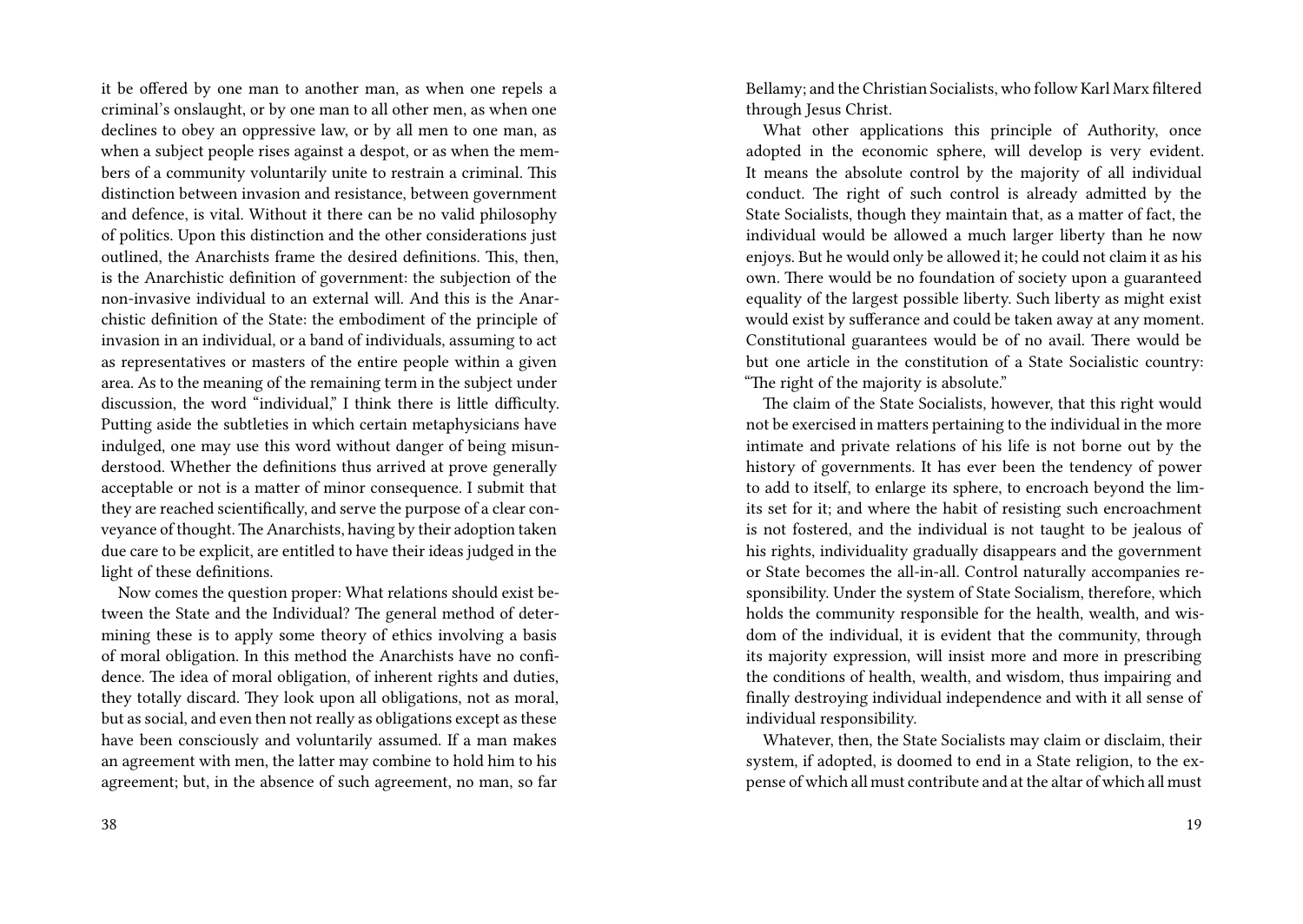it be offered by one man to another man, as when one repels a criminal's onslaught, or by one man to all other men, as when one declines to obey an oppressive law, or by all men to one man, as when a subject people rises against a despot, or as when the members of a community voluntarily unite to restrain a criminal. This distinction between invasion and resistance, between government and defence, is vital. Without it there can be no valid philosophy of politics. Upon this distinction and the other considerations just outlined, the Anarchists frame the desired definitions. This, then, is the Anarchistic definition of government: the subjection of the non-invasive individual to an external will. And this is the Anarchistic definition of the State: the embodiment of the principle of invasion in an individual, or a band of individuals, assuming to act as representatives or masters of the entire people within a given area. As to the meaning of the remaining term in the subject under discussion, the word "individual," I think there is little difficulty. Putting aside the subtleties in which certain metaphysicians have indulged, one may use this word without danger of being misunderstood. Whether the definitions thus arrived at prove generally acceptable or not is a matter of minor consequence. I submit that they are reached scientifically, and serve the purpose of a clear conveyance of thought. The Anarchists, having by their adoption taken due care to be explicit, are entitled to have their ideas judged in the light of these definitions.

Now comes the question proper: What relations should exist between the State and the Individual? The general method of determining these is to apply some theory of ethics involving a basis of moral obligation. In this method the Anarchists have no confidence. The idea of moral obligation, of inherent rights and duties, they totally discard. They look upon all obligations, not as moral, but as social, and even then not really as obligations except as these have been consciously and voluntarily assumed. If a man makes an agreement with men, the latter may combine to hold him to his agreement; but, in the absence of such agreement, no man, so far

Bellamy; and the Christian Socialists, who follow Karl Marx filtered through Jesus Christ.

What other applications this principle of Authority, once adopted in the economic sphere, will develop is very evident. It means the absolute control by the majority of all individual conduct. The right of such control is already admitted by the State Socialists, though they maintain that, as a matter of fact, the individual would be allowed a much larger liberty than he now enjoys. But he would only be allowed it; he could not claim it as his own. There would be no foundation of society upon a guaranteed equality of the largest possible liberty. Such liberty as might exist would exist by sufferance and could be taken away at any moment. Constitutional guarantees would be of no avail. There would be but one article in the constitution of a State Socialistic country: "The right of the majority is absolute."

The claim of the State Socialists, however, that this right would not be exercised in matters pertaining to the individual in the more intimate and private relations of his life is not borne out by the history of governments. It has ever been the tendency of power to add to itself, to enlarge its sphere, to encroach beyond the limits set for it; and where the habit of resisting such encroachment is not fostered, and the individual is not taught to be jealous of his rights, individuality gradually disappears and the government or State becomes the all-in-all. Control naturally accompanies responsibility. Under the system of State Socialism, therefore, which holds the community responsible for the health, wealth, and wisdom of the individual, it is evident that the community, through its majority expression, will insist more and more in prescribing the conditions of health, wealth, and wisdom, thus impairing and finally destroying individual independence and with it all sense of individual responsibility.

Whatever, then, the State Socialists may claim or disclaim, their system, if adopted, is doomed to end in a State religion, to the expense of which all must contribute and at the altar of which all must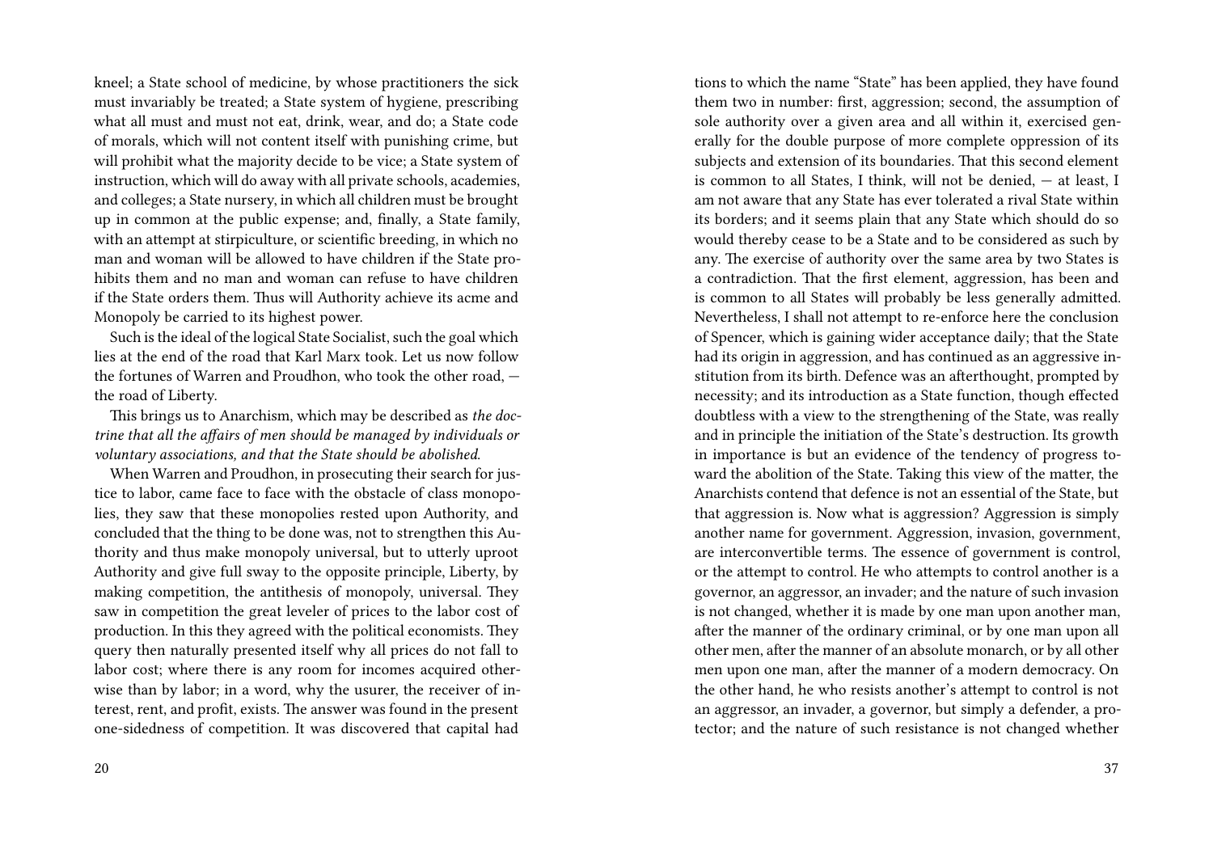kneel; a State school of medicine, by whose practitioners the sick must invariably be treated; a State system of hygiene, prescribing what all must and must not eat, drink, wear, and do; a State code of morals, which will not content itself with punishing crime, but will prohibit what the majority decide to be vice; a State system of instruction, which will do away with all private schools, academies, and colleges; a State nursery, in which all children must be brought up in common at the public expense; and, finally, a State family, with an attempt at stirpiculture, or scientific breeding, in which no man and woman will be allowed to have children if the State prohibits them and no man and woman can refuse to have children if the State orders them. Thus will Authority achieve its acme and Monopoly be carried to its highest power.

Such is the ideal of the logical State Socialist, such the goal which lies at the end of the road that Karl Marx took. Let us now follow the fortunes of Warren and Proudhon, who took the other road, — the road of Liberty.

This brings us to Anarchism, which may be described as *the doctrine that all the affairs of men should be managed by individuals or voluntary associations, and that the State should be abolished.*

When Warren and Proudhon, in prosecuting their search for justice to labor, came face to face with the obstacle of class monopolies, they saw that these monopolies rested upon Authority, and concluded that the thing to be done was, not to strengthen this Authority and thus make monopoly universal, but to utterly uproot Authority and give full sway to the opposite principle, Liberty, by making competition, the antithesis of monopoly, universal. They saw in competition the great leveler of prices to the labor cost of production. In this they agreed with the political economists. They query then naturally presented itself why all prices do not fall to labor cost; where there is any room for incomes acquired otherwise than by labor; in a word, why the usurer, the receiver of interest, rent, and profit, exists. The answer was found in the present one-sidedness of competition. It was discovered that capital had

tions to which the name "State" has been applied, they have found them two in number: first, aggression; second, the assumption of sole authority over a given area and all within it, exercised generally for the double purpose of more complete oppression of its subjects and extension of its boundaries. That this second element is common to all States, I think, will not be denied, — at least, I am not aware that any State has ever tolerated a rival State within its borders; and it seems plain that any State which should do so would thereby cease to be a State and to be considered as such by any. The exercise of authority over the same area by two States is a contradiction. That the first element, aggression, has been and is common to all States will probably be less generally admitted. Nevertheless, I shall not attempt to re-enforce here the conclusion of Spencer, which is gaining wider acceptance daily; that the State had its origin in aggression, and has continued as an aggressive institution from its birth. Defence was an afterthought, prompted by necessity; and its introduction as a State function, though effected doubtless with a view to the strengthening of the State, was really and in principle the initiation of the State's destruction. Its growth in importance is but an evidence of the tendency of progress toward the abolition of the State. Taking this view of the matter, the Anarchists contend that defence is not an essential of the State, but that aggression is. Now what is aggression? Aggression is simply another name for government. Aggression, invasion, government, are interconvertible terms. The essence of government is control, or the attempt to control. He who attempts to control another is a governor, an aggressor, an invader; and the nature of such invasion is not changed, whether it is made by one man upon another man, after the manner of the ordinary criminal, or by one man upon all other men, after the manner of an absolute monarch, or by all other men upon one man, after the manner of a modern democracy. On the other hand, he who resists another's attempt to control is not an aggressor, an invader, a governor, but simply a defender, a protector; and the nature of such resistance is not changed whether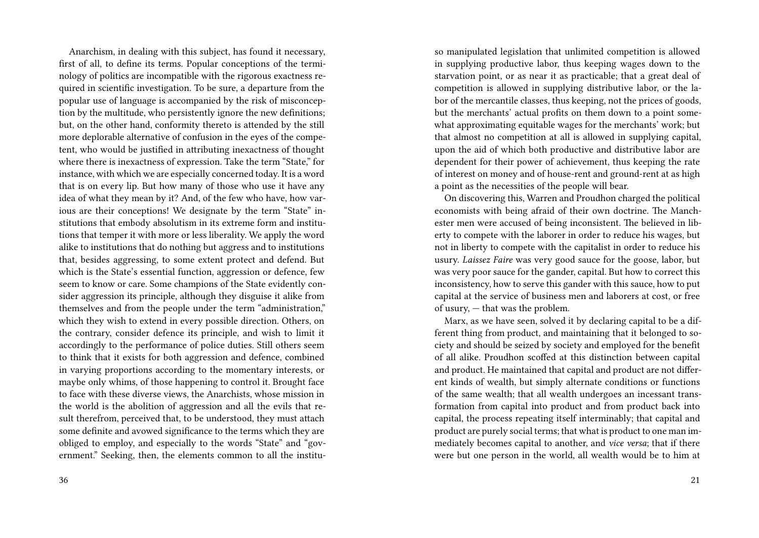Anarchism, in dealing with this subject, has found it necessary, first of all, to define its terms. Popular conceptions of the terminology of politics are incompatible with the rigorous exactness required in scientific investigation. To be sure, a departure from the popular use of language is accompanied by the risk of misconception by the multitude, who persistently ignore the new definitions; but, on the other hand, conformity thereto is attended by the still more deplorable alternative of confusion in the eyes of the competent, who would be justified in attributing inexactness of thought where there is inexactness of expression. Take the term "State," for instance, with which we are especially concerned today. It is a word that is on every lip. But how many of those who use it have any idea of what they mean by it? And, of the few who have, how various are their conceptions! We designate by the term "State" institutions that embody absolutism in its extreme form and institutions that temper it with more or less liberality. We apply the word alike to institutions that do nothing but aggress and to institutions that, besides aggressing, to some extent protect and defend. But which is the State's essential function, aggression or defence, few seem to know or care. Some champions of the State evidently consider aggression its principle, although they disguise it alike from themselves and from the people under the term "administration," which they wish to extend in every possible direction. Others, on the contrary, consider defence its principle, and wish to limit it accordingly to the performance of police duties. Still others seem to think that it exists for both aggression and defence, combined in varying proportions according to the momentary interests, or maybe only whims, of those happening to control it. Brought face to face with these diverse views, the Anarchists, whose mission in the world is the abolition of aggression and all the evils that result therefrom, perceived that, to be understood, they must attach some definite and avowed significance to the terms which they are obliged to employ, and especially to the words "State" and "government." Seeking, then, the elements common to all the institu-

so manipulated legislation that unlimited competition is allowed in supplying productive labor, thus keeping wages down to the starvation point, or as near it as practicable; that a great deal of competition is allowed in supplying distributive labor, or the labor of the mercantile classes, thus keeping, not the prices of goods, but the merchants' actual profits on them down to a point somewhat approximating equitable wages for the merchants' work; but that almost no competition at all is allowed in supplying capital, upon the aid of which both productive and distributive labor are dependent for their power of achievement, thus keeping the rate of interest on money and of house-rent and ground-rent at as high a point as the necessities of the people will bear.

On discovering this, Warren and Proudhon charged the political economists with being afraid of their own doctrine. The Manchester men were accused of being inconsistent. The believed in liberty to compete with the laborer in order to reduce his wages, but not in liberty to compete with the capitalist in order to reduce his usury. *Laissez Faire* was very good sauce for the goose, labor, but was very poor sauce for the gander, capital. But how to correct this inconsistency, how to serve this gander with this sauce, how to put capital at the service of business men and laborers at cost, or free of usury, — that was the problem.

Marx, as we have seen, solved it by declaring capital to be a different thing from product, and maintaining that it belonged to society and should be seized by society and employed for the benefit of all alike. Proudhon scoffed at this distinction between capital and product. He maintained that capital and product are not different kinds of wealth, but simply alternate conditions or functions of the same wealth; that all wealth undergoes an incessant transformation from capital into product and from product back into capital, the process repeating itself interminably; that capital and product are purely social terms; that what is product to one man immediately becomes capital to another, and *vice versa*; that if there were but one person in the world, all wealth would be to him at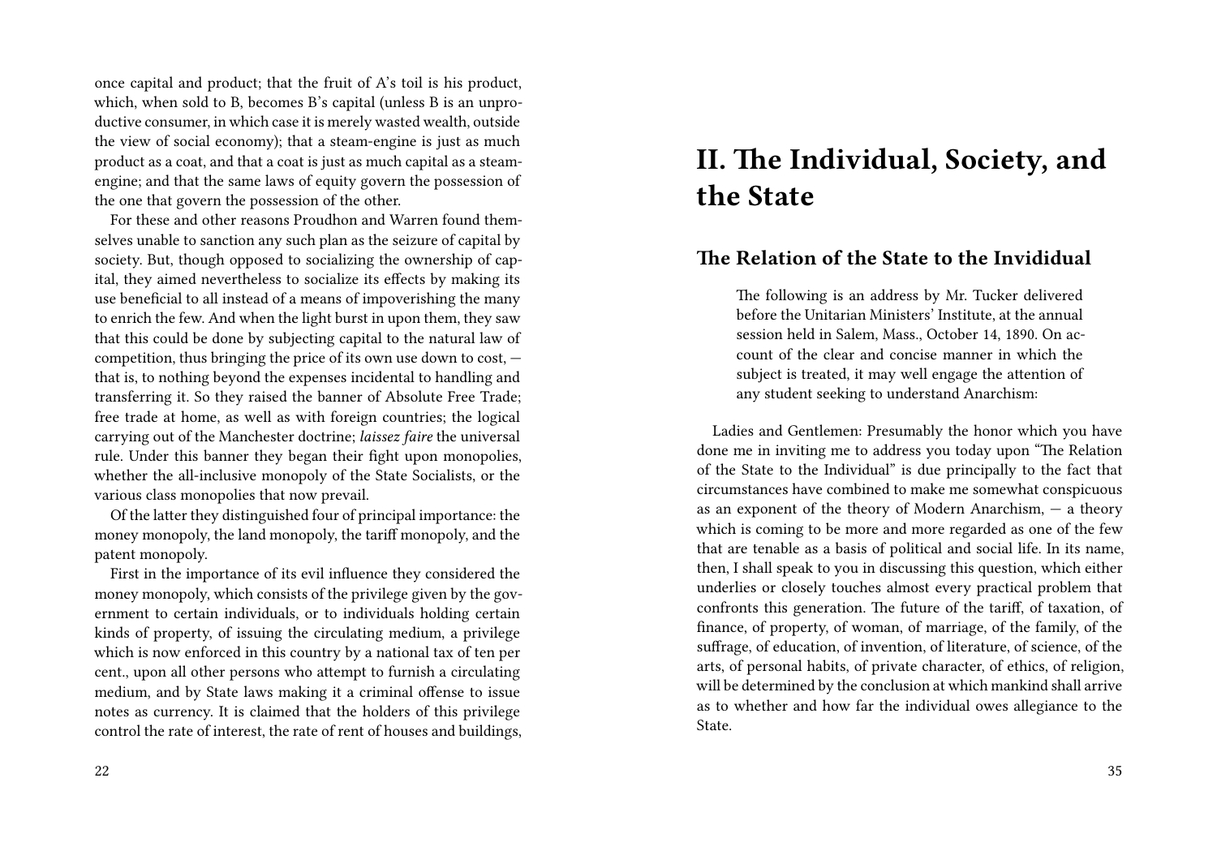once capital and product; that the fruit of A's toil is his product, which, when sold to B, becomes B's capital (unless B is an unproductive consumer, in which case it is merely wasted wealth, outside the view of social economy); that a steam-engine is just as much product as a coat, and that a coat is just as much capital as a steam-engine; and that the same laws of equity govern the possession of the one that govern the possession of the other.

For these and other reasons Proudhon and Warren found themselves unable to sanction any such plan as the seizure of capital by society. But, though opposed to socializing the ownership of capital, they aimed nevertheless to socialize its effects by making its use beneficial to all instead of a means of impoverishing the many to enrich the few. And when the light burst in upon them, they saw that this could be done by subjecting capital to the natural law of competition, thus bringing the price of its own use down to cost, — that is, to nothing beyond the expenses incidental to handling and transferring it. So they raised the banner of Absolute Free Trade; free trade at home, as well as with foreign countries; the logical carrying out of the Manchester doctrine; *laissez faire* the universal rule. Under this banner they began their fight upon monopolies, whether the all-inclusive monopoly of the State Socialists, or the various class monopolies that now prevail.

Of the latter they distinguished four of principal importance: the money monopoly, the land monopoly, the tariff monopoly, and the patent monopoly.

First in the importance of its evil influence they considered the money monopoly, which consists of the privilege given by the government to certain individuals, or to individuals holding certain kinds of property, of issuing the circulating medium, a privilege which is now enforced in this country by a national tax of ten per cent., upon all other persons who attempt to furnish a circulating medium, and by State laws making it a criminal offense to issue notes as currency. It is claimed that the holders of this privilege control the rate of interest, the rate of rent of houses and buildings,

# II. The Individual, Society, and the State

## The Relation of the State to the Invididual

> The following is an address by Mr. Tucker delivered before the Unitarian Ministers' Institute, at the annual session held in Salem, Mass., October 14, 1890. On account of the clear and concise manner in which the subject is treated, it may well engage the attention of any student seeking to understand Anarchism:

Ladies and Gentlemen: Presumably the honor which you have done me in inviting me to address you today upon "The Relation of the State to the Individual" is due principally to the fact that circumstances have combined to make me somewhat conspicuous as an exponent of the theory of Modern Anarchism, — a theory which is coming to be more and more regarded as one of the few that are tenable as a basis of political and social life. In its name, then, I shall speak to you in discussing this question, which either underlies or closely touches almost every practical problem that confronts this generation. The future of the tariff, of taxation, of finance, of property, of woman, of marriage, of the family, of the suffrage, of education, of invention, of literature, of science, of the arts, of personal habits, of private character, of ethics, of religion, will be determined by the conclusion at which mankind shall arrive as to whether and how far the individual owes allegiance to the State.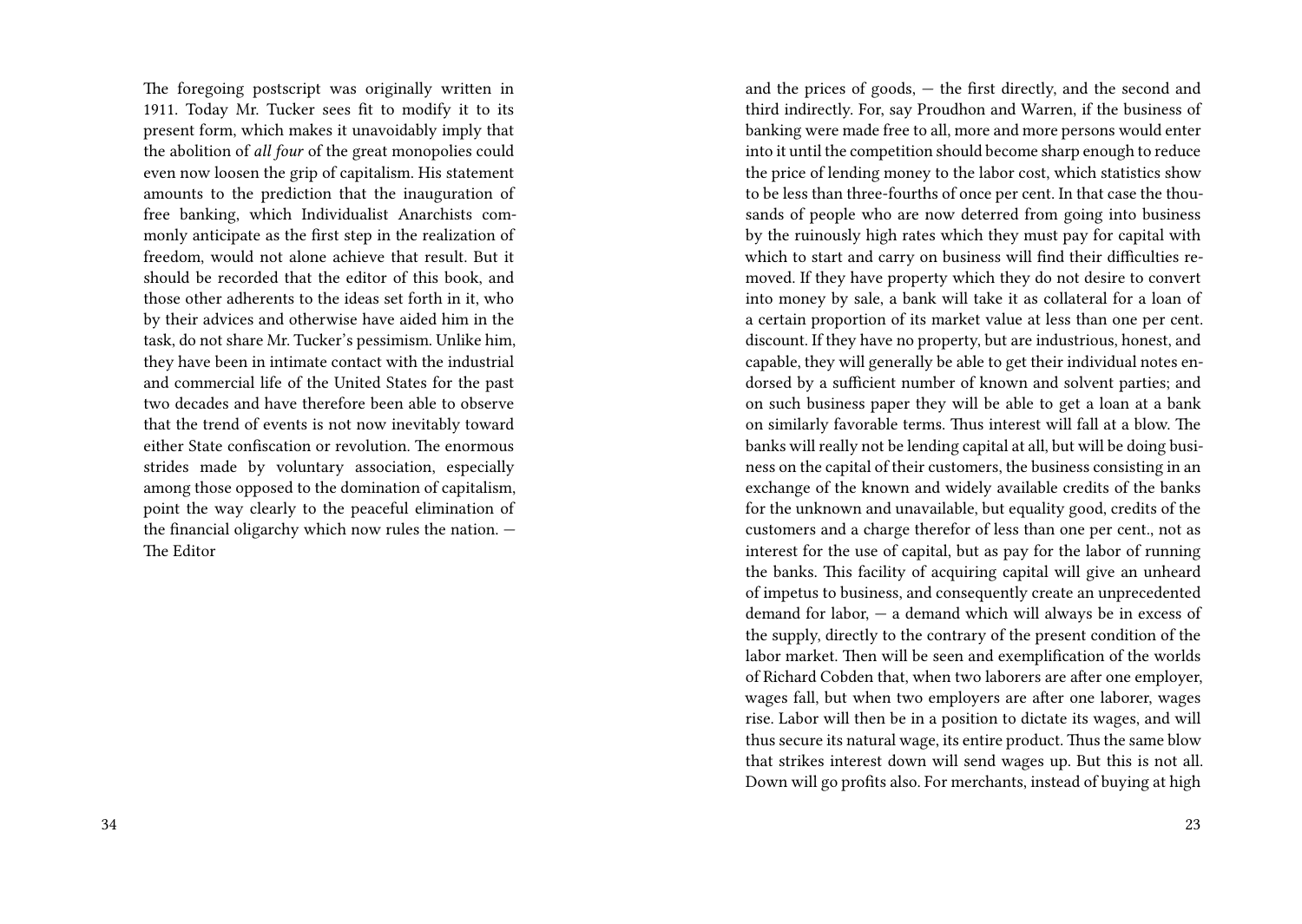The foregoing postscript was originally written in 1911. Today Mr. Tucker sees fit to modify it to its present form, which makes it unavoidably imply that the abolition of *all four* of the great monopolies could even now loosen the grip of capitalism. His statement amounts to the prediction that the inauguration of free banking, which Individualist Anarchists commonly anticipate as the first step in the realization of freedom, would not alone achieve that result. But it should be recorded that the editor of this book, and those other adherents to the ideas set forth in it, who by their advices and otherwise have aided him in the task, do not share Mr. Tucker's pessimism. Unlike him, they have been in intimate contact with the industrial and commercial life of the United States for the past two decades and have therefore been able to observe that the trend of events is not now inevitably toward either State confiscation or revolution. The enormous strides made by voluntary association, especially among those opposed to the domination of capitalism, point the way clearly to the peaceful elimination of the financial oligarchy which now rules the nation. — The Editor

and the prices of goods, — the first directly, and the second and third indirectly. For, say Proudhon and Warren, if the business of banking were made free to all, more and more persons would enter into it until the competition should become sharp enough to reduce the price of lending money to the labor cost, which statistics show to be less than three-fourths of once per cent. In that case the thousands of people who are now deterred from going into business by the ruinously high rates which they must pay for capital with which to start and carry on business will find their difficulties removed. If they have property which they do not desire to convert into money by sale, a bank will take it as collateral for a loan of a certain proportion of its market value at less than one per cent. discount. If they have no property, but are industrious, honest, and capable, they will generally be able to get their individual notes endorsed by a sufficient number of known and solvent parties; and on such business paper they will be able to get a loan at a bank on similarly favorable terms. Thus interest will fall at a blow. The banks will really not be lending capital at all, but will be doing business on the capital of their customers, the business consisting in an exchange of the known and widely available credits of the banks for the unknown and unavailable, but equality good, credits of the customers and a charge therefor of less than one per cent., not as interest for the use of capital, but as pay for the labor of running the banks. This facility of acquiring capital will give an unheard of impetus to business, and consequently create an unprecedented demand for labor, — a demand which will always be in excess of the supply, directly to the contrary of the present condition of the labor market. Then will be seen and exemplification of the worlds of Richard Cobden that, when two laborers are after one employer, wages fall, but when two employers are after one laborer, wages rise. Labor will then be in a position to dictate its wages, and will thus secure its natural wage, its entire product. Thus the same blow that strikes interest down will send wages up. But this is not all. Down will go profits also. For merchants, instead of buying at high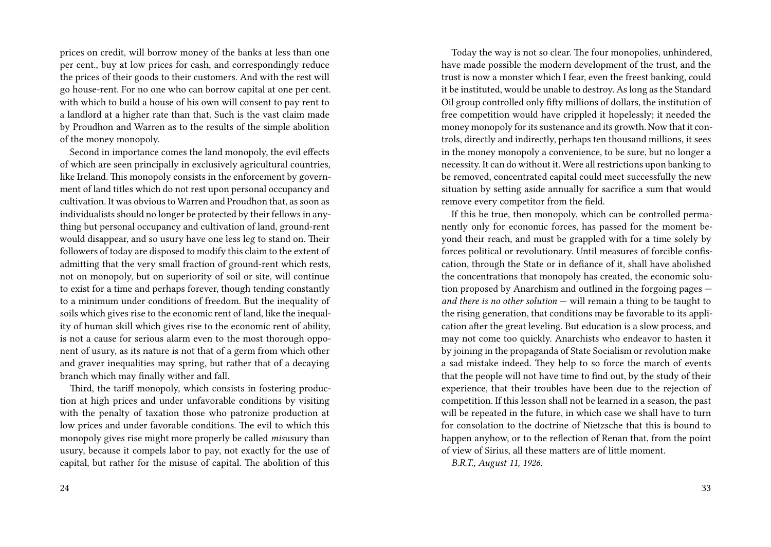prices on credit, will borrow money of the banks at less than one per cent., buy at low prices for cash, and correspondingly reduce the prices of their goods to their customers. And with the rest will go house-rent. For no one who can borrow capital at one per cent. with which to build a house of his own will consent to pay rent to a landlord at a higher rate than that. Such is the vast claim made by Proudhon and Warren as to the results of the simple abolition of the money monopoly.

Second in importance comes the land monopoly, the evil effects of which are seen principally in exclusively agricultural countries, like Ireland. This monopoly consists in the enforcement by government of land titles which do not rest upon personal occupancy and cultivation. It was obvious to Warren and Proudhon that, as soon as individualists should no longer be protected by their fellows in anything but personal occupancy and cultivation of land, ground-rent would disappear, and so usury have one less leg to stand on. Their followers of today are disposed to modify this claim to the extent of admitting that the very small fraction of ground-rent which rests, not on monopoly, but on superiority of soil or site, will continue to exist for a time and perhaps forever, though tending constantly to a minimum under conditions of freedom. But the inequality of soils which gives rise to the economic rent of land, like the inequality of human skill which gives rise to the economic rent of ability, is not a cause for serious alarm even to the most thorough opponent of usury, as its nature is not that of a germ from which other and graver inequalities may spring, but rather that of a decaying branch which may finally wither and fall.

Third, the tariff monopoly, which consists in fostering production at high prices and under unfavorable conditions by visiting with the penalty of taxation those who patronize production at low prices and under favorable conditions. The evil to which this monopoly gives rise might more properly be called *mis*usury than usury, because it compels labor to pay, not exactly for the use of capital, but rather for the misuse of capital. The abolition of this

Today the way is not so clear. The four monopolies, unhindered, have made possible the modern development of the trust, and the trust is now a monster which I fear, even the freest banking, could it be instituted, would be unable to destroy. As long as the Standard Oil group controlled only fifty millions of dollars, the institution of free competition would have crippled it hopelessly; it needed the money monopoly for its sustenance and its growth. Now that it controls, directly and indirectly, perhaps ten thousand millions, it sees in the money monopoly a convenience, to be sure, but no longer a necessity. It can do without it. Were all restrictions upon banking to be removed, concentrated capital could meet successfully the new situation by setting aside annually for sacrifice a sum that would remove every competitor from the field.

If this be true, then monopoly, which can be controlled permanently only for economic forces, has passed for the moment beyond their reach, and must be grappled with for a time solely by forces political or revolutionary. Until measures of forcible confiscation, through the State or in defiance of it, shall have abolished the concentrations that monopoly has created, the economic solution proposed by Anarchism and outlined in the forgoing pages — *and there is no other solution* — will remain a thing to be taught to the rising generation, that conditions may be favorable to its application after the great leveling. But education is a slow process, and may not come too quickly. Anarchists who endeavor to hasten it by joining in the propaganda of State Socialism or revolution make a sad mistake indeed. They help to so force the march of events that the people will not have time to find out, by the study of their experience, that their troubles have been due to the rejection of competition. If this lesson shall not be learned in a season, the past will be repeated in the future, in which case we shall have to turn for consolation to the doctrine of Nietzsche that this is bound to happen anyhow, or to the reflection of Renan that, from the point of view of Sirius, all these matters are of little moment.

*B.R.T., August 11, 1926.*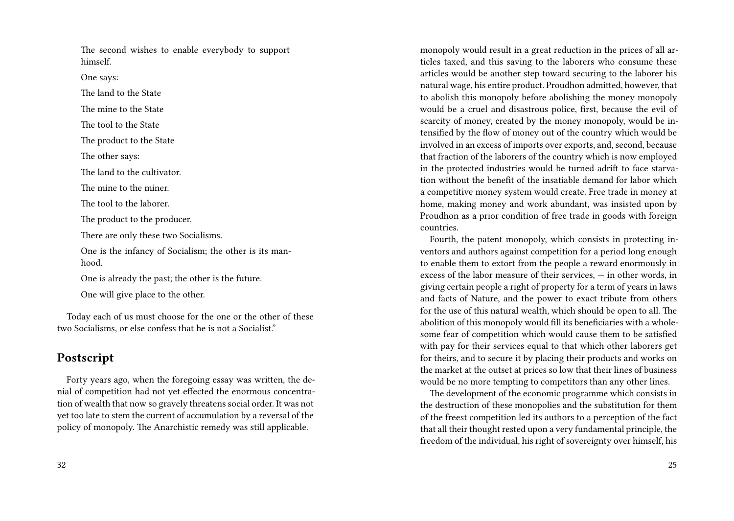The second wishes to enable everybody to support himself.

One says:

The land to the State

The mine to the State

The tool to the State

The product to the State

The other says:

The land to the cultivator.

The mine to the miner.

The tool to the laborer.

The product to the producer.

There are only these two Socialisms.

One is the infancy of Socialism; the other is its manhood.

One is already the past; the other is the future.

One will give place to the other.

Today each of us must choose for the one or the other of these two Socialisms, or else confess that he is not a Socialist."

## Postscript

Forty years ago, when the foregoing essay was written, the denial of competition had not yet effected the enormous concentration of wealth that now so gravely threatens social order. It was not yet too late to stem the current of accumulation by a reversal of the policy of monopoly. The Anarchistic remedy was still applicable.

monopoly would result in a great reduction in the prices of all articles taxed, and this saving to the laborers who consume these articles would be another step toward securing to the laborer his natural wage, his entire product. Proudhon admitted, however, that to abolish this monopoly before abolishing the money monopoly would be a cruel and disastrous police, first, because the evil of scarcity of money, created by the money monopoly, would be intensified by the flow of money out of the country which would be involved in an excess of imports over exports, and, second, because that fraction of the laborers of the country which is now employed in the protected industries would be turned adrift to face starvation without the benefit of the insatiable demand for labor which a competitive money system would create. Free trade in money at home, making money and work abundant, was insisted upon by Proudhon as a prior condition of free trade in goods with foreign countries.

Fourth, the patent monopoly, which consists in protecting inventors and authors against competition for a period long enough to enable them to extort from the people a reward enormously in excess of the labor measure of their services, — in other words, in giving certain people a right of property for a term of years in laws and facts of Nature, and the power to exact tribute from others for the use of this natural wealth, which should be open to all. The abolition of this monopoly would fill its beneficiaries with a wholesome fear of competition which would cause them to be satisfied with pay for their services equal to that which other laborers get for theirs, and to secure it by placing their products and works on the market at the outset at prices so low that their lines of business would be no more tempting to competitors than any other lines.

The development of the economic programme which consists in the destruction of these monopolies and the substitution for them of the freest competition led its authors to a perception of the fact that all their thought rested upon a very fundamental principle, the freedom of the individual, his right of sovereignty over himself, his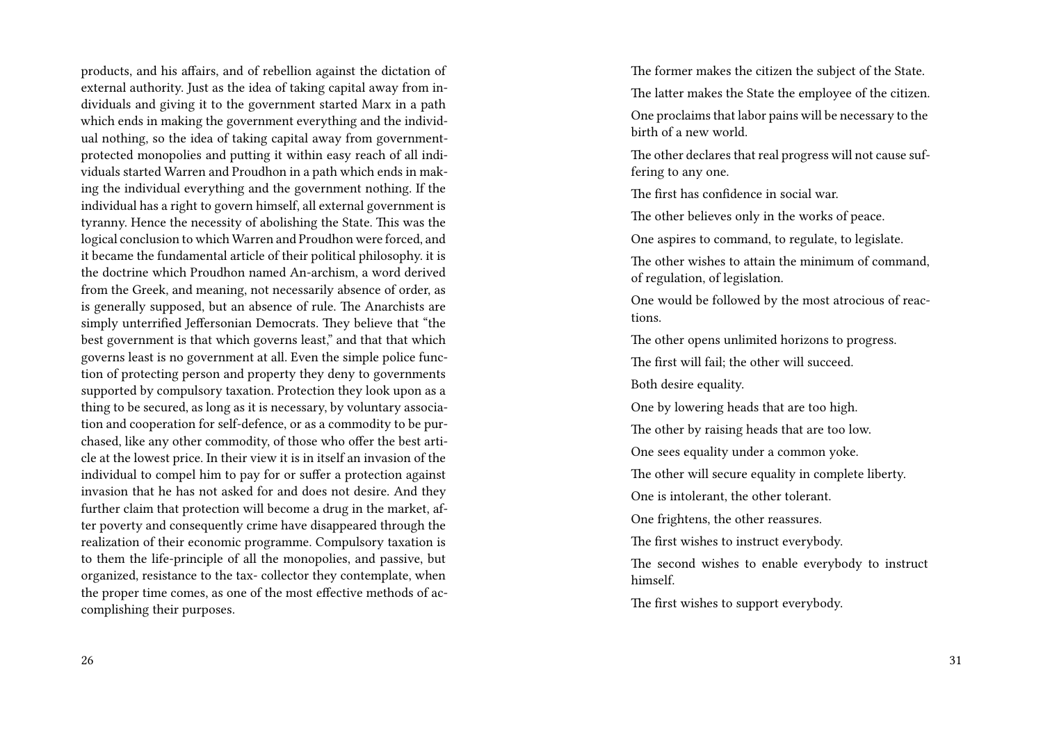products, and his affairs, and of rebellion against the dictation of external authority. Just as the idea of taking capital away from individuals and giving it to the government started Marx in a path which ends in making the government everything and the individual nothing, so the idea of taking capital away from government-protected monopolies and putting it within easy reach of all individuals started Warren and Proudhon in a path which ends in making the individual everything and the government nothing. If the individual has a right to govern himself, all external government is tyranny. Hence the necessity of abolishing the State. This was the logical conclusion to which Warren and Proudhon were forced, and it became the fundamental article of their political philosophy. it is the doctrine which Proudhon named An-archism, a word derived from the Greek, and meaning, not necessarily absence of order, as is generally supposed, but an absence of rule. The Anarchists are simply unterrified Jeffersonian Democrats. They believe that "the best government is that which governs least," and that that which governs least is no government at all. Even the simple police function of protecting person and property they deny to governments supported by compulsory taxation. Protection they look upon as a thing to be secured, as long as it is necessary, by voluntary association and cooperation for self-defence, or as a commodity to be purchased, like any other commodity, of those who offer the best article at the lowest price. In their view it is in itself an invasion of the individual to compel him to pay for or suffer a protection against invasion that he has not asked for and does not desire. And they further claim that protection will become a drug in the market, after poverty and consequently crime have disappeared through the realization of their economic programme. Compulsory taxation is to them the life-principle of all the monopolies, and passive, but organized, resistance to the tax- collector they contemplate, when the proper time comes, as one of the most effective methods of accomplishing their purposes.

The former makes the citizen the subject of the State.

The latter makes the State the employee of the citizen.

One proclaims that labor pains will be necessary to the birth of a new world.

The other declares that real progress will not cause suffering to any one.

The first has confidence in social war.

The other believes only in the works of peace.

One aspires to command, to regulate, to legislate.

The other wishes to attain the minimum of command, of regulation, of legislation.

One would be followed by the most atrocious of reactions.

The other opens unlimited horizons to progress.

The first will fail; the other will succeed.

Both desire equality.

One by lowering heads that are too high.

The other by raising heads that are too low.

One sees equality under a common yoke.

The other will secure equality in complete liberty.

One is intolerant, the other tolerant.

One frightens, the other reassures.

The first wishes to instruct everybody.

The second wishes to enable everybody to instruct himself.

The first wishes to support everybody.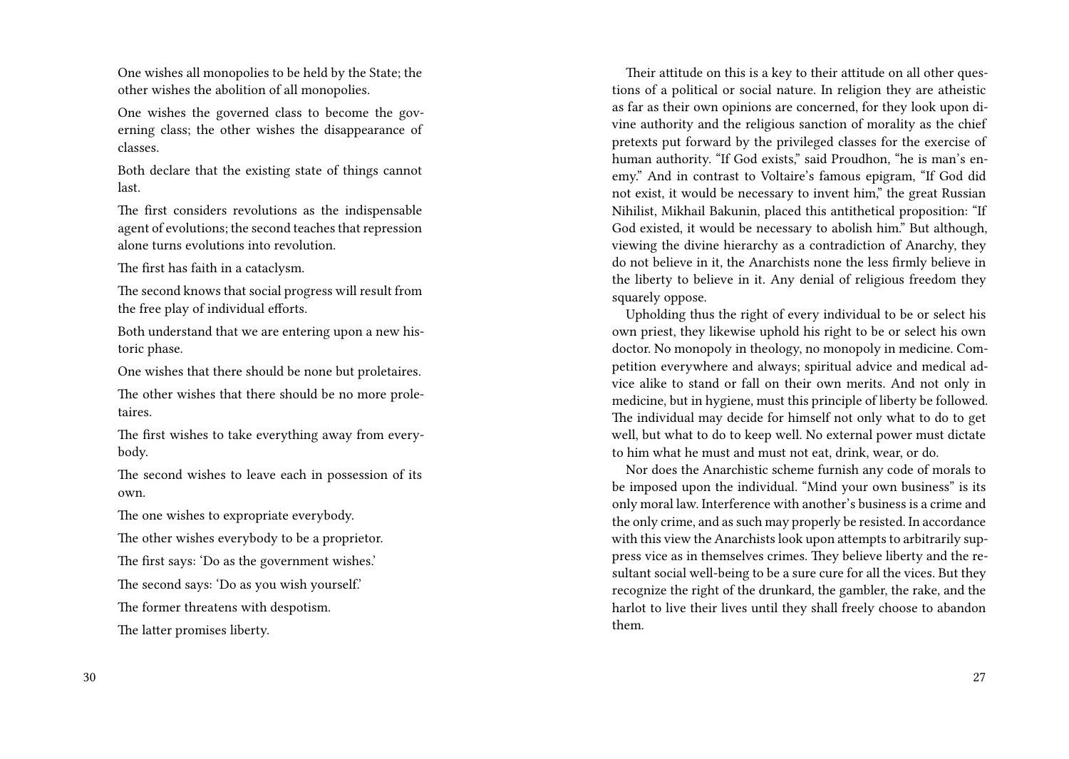One wishes all monopolies to be held by the State; the other wishes the abolition of all monopolies.

One wishes the governed class to become the governing class; the other wishes the disappearance of classes.

Both declare that the existing state of things cannot last.

The first considers revolutions as the indispensable agent of evolutions; the second teaches that repression alone turns evolutions into revolution.

The first has faith in a cataclysm.

The second knows that social progress will result from the free play of individual efforts.

Both understand that we are entering upon a new historic phase.

One wishes that there should be none but proletaires.

The other wishes that there should be no more proletaires.

The first wishes to take everything away from everybody.

The second wishes to leave each in possession of its own.

The one wishes to expropriate everybody.

The other wishes everybody to be a proprietor.

The first says: 'Do as the government wishes.'

The second says: 'Do as you wish yourself.'

The former threatens with despotism.

The latter promises liberty.

Their attitude on this is a key to their attitude on all other questions of a political or social nature. In religion they are atheistic as far as their own opinions are concerned, for they look upon divine authority and the religious sanction of morality as the chief pretexts put forward by the privileged classes for the exercise of human authority. "If God exists," said Proudhon, "he is man's enemy." And in contrast to Voltaire's famous epigram, "If God did not exist, it would be necessary to invent him," the great Russian Nihilist, Mikhail Bakunin, placed this antithetical proposition: "If God existed, it would be necessary to abolish him." But although, viewing the divine hierarchy as a contradiction of Anarchy, they do not believe in it, the Anarchists none the less firmly believe in the liberty to believe in it. Any denial of religious freedom they squarely oppose.

Upholding thus the right of every individual to be or select his own priest, they likewise uphold his right to be or select his own doctor. No monopoly in theology, no monopoly in medicine. Competition everywhere and always; spiritual advice and medical advice alike to stand or fall on their own merits. And not only in medicine, but in hygiene, must this principle of liberty be followed. The individual may decide for himself not only what to do to get well, but what to do to keep well. No external power must dictate to him what he must and must not eat, drink, wear, or do.

Nor does the Anarchistic scheme furnish any code of morals to be imposed upon the individual. "Mind your own business" is its only moral law. Interference with another's business is a crime and the only crime, and as such may properly be resisted. In accordance with this view the Anarchists look upon attempts to arbitrarily suppress vice as in themselves crimes. They believe liberty and the resultant social well-being to be a sure cure for all the vices. But they recognize the right of the drunkard, the gambler, the rake, and the harlot to live their lives until they shall freely choose to abandon them.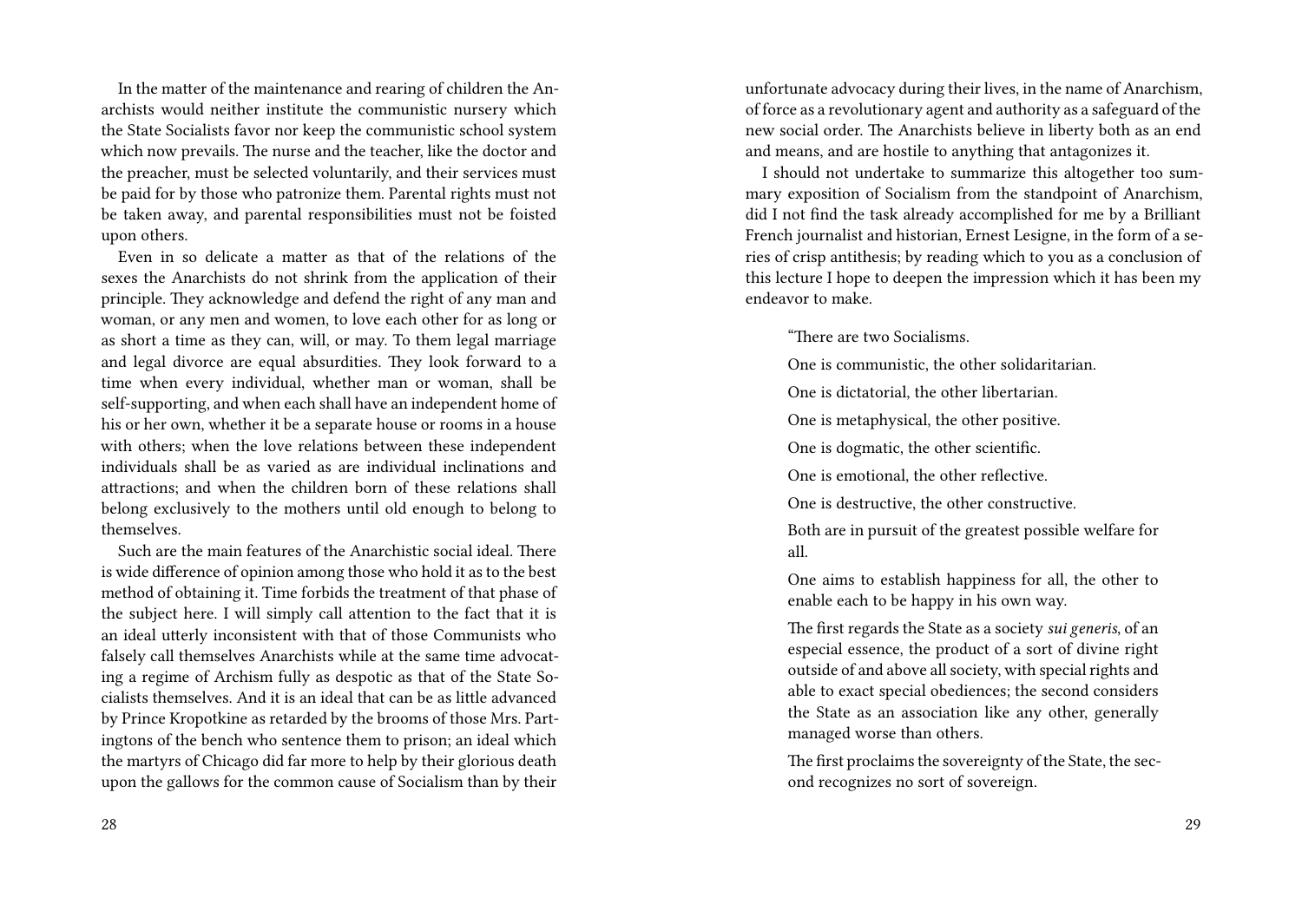In the matter of the maintenance and rearing of children the Anarchists would neither institute the communistic nursery which the State Socialists favor nor keep the communistic school system which now prevails. The nurse and the teacher, like the doctor and the preacher, must be selected voluntarily, and their services must be paid for by those who patronize them. Parental rights must not be taken away, and parental responsibilities must not be foisted upon others.

Even in so delicate a matter as that of the relations of the sexes the Anarchists do not shrink from the application of their principle. They acknowledge and defend the right of any man and woman, or any men and women, to love each other for as long or as short a time as they can, will, or may. To them legal marriage and legal divorce are equal absurdities. They look forward to a time when every individual, whether man or woman, shall be self-supporting, and when each shall have an independent home of his or her own, whether it be a separate house or rooms in a house with others; when the love relations between these independent individuals shall be as varied as are individual inclinations and attractions; and when the children born of these relations shall belong exclusively to the mothers until old enough to belong to themselves.

Such are the main features of the Anarchistic social ideal. There is wide difference of opinion among those who hold it as to the best method of obtaining it. Time forbids the treatment of that phase of the subject here. I will simply call attention to the fact that it is an ideal utterly inconsistent with that of those Communists who falsely call themselves Anarchists while at the same time advocating a regime of Archism fully as despotic as that of the State Socialists themselves. And it is an ideal that can be as little advanced by Prince Kropotkine as retarded by the brooms of those Mrs. Partingtons of the bench who sentence them to prison; an ideal which the martyrs of Chicago did far more to help by their glorious death upon the gallows for the common cause of Socialism than by their unfortunate advocacy during their lives, in the name of Anarchism, of force as a revolutionary agent and authority as a safeguard of the new social order. The Anarchists believe in liberty both as an end and means, and are hostile to anything that antagonizes it.

I should not undertake to summarize this altogether too summary exposition of Socialism from the standpoint of Anarchism, did I not find the task already accomplished for me by a Brilliant French journalist and historian, Ernest Lesigne, in the form of a series of crisp antithesis; by reading which to you as a conclusion of this lecture I hope to deepen the impression which it has been my endeavor to make.

> "There are two Socialisms.
>
> One is communistic, the other solidaritarian.
>
> One is dictatorial, the other libertarian.
>
> One is metaphysical, the other positive.
>
> One is dogmatic, the other scientific.
>
> One is emotional, the other reflective.
>
> One is destructive, the other constructive.
>
> Both are in pursuit of the greatest possible welfare for all.
>
> One aims to establish happiness for all, the other to enable each to be happy in his own way.
>
> The first regards the State as a society *sui generis*, of an especial essence, the product of a sort of divine right outside of and above all society, with special rights and able to exact special obediences; the second considers the State as an association like any other, generally managed worse than others.
>
> The first proclaims the sovereignty of the State, the second recognizes no sort of sovereign.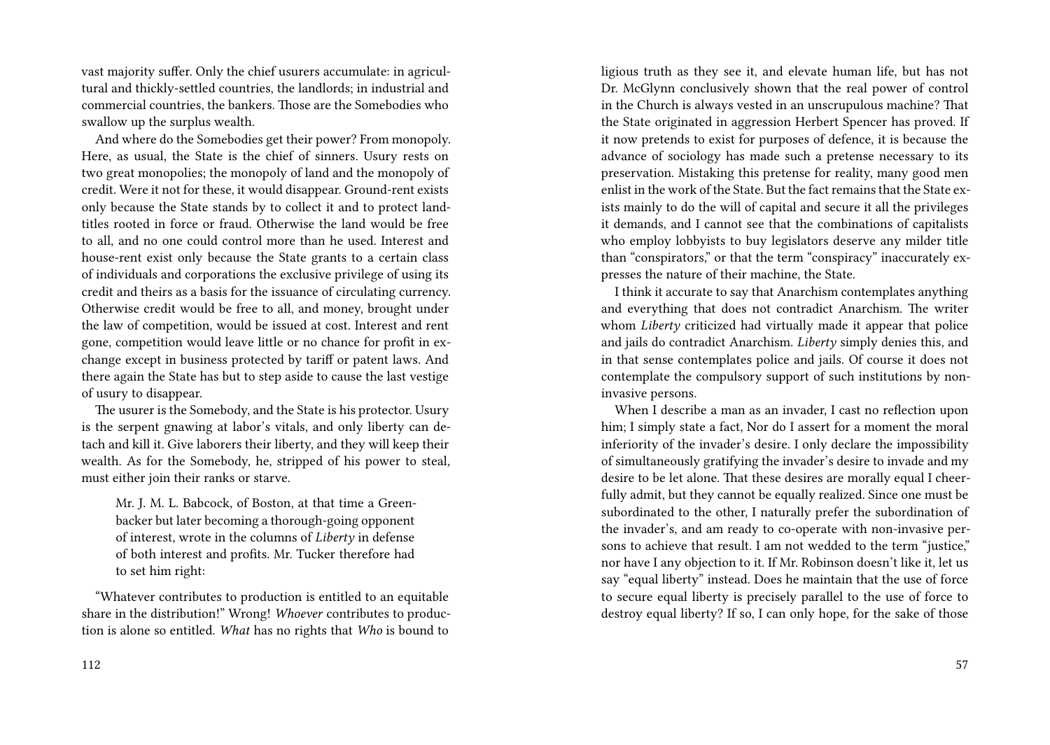vast majority suffer. Only the chief usurers accumulate: in agricultural and thickly-settled countries, the landlords; in industrial and commercial countries, the bankers. Those are the Somebodies who swallow up the surplus wealth.

And where do the Somebodies get their power? From monopoly. Here, as usual, the State is the chief of sinners. Usury rests on two great monopolies; the monopoly of land and the monopoly of credit. Were it not for these, it would disappear. Ground-rent exists only because the State stands by to collect it and to protect land-titles rooted in force or fraud. Otherwise the land would be free to all, and no one could control more than he used. Interest and house-rent exist only because the State grants to a certain class of individuals and corporations the exclusive privilege of using its credit and theirs as a basis for the issuance of circulating currency. Otherwise credit would be free to all, and money, brought under the law of competition, would be issued at cost. Interest and rent gone, competition would leave little or no chance for profit in exchange except in business protected by tariff or patent laws. And there again the State has but to step aside to cause the last vestige of usury to disappear.

The usurer is the Somebody, and the State is his protector. Usury is the serpent gnawing at labor's vitals, and only liberty can detach and kill it. Give laborers their liberty, and they will keep their wealth. As for the Somebody, he, stripped of his power to steal, must either join their ranks or starve.

> Mr. J. M. L. Babcock, of Boston, at that time a Greenbacker but later becoming a thorough-going opponent of interest, wrote in the columns of *Liberty* in defense of both interest and profits. Mr. Tucker therefore had to set him right:

"Whatever contributes to production is entitled to an equitable share in the distribution!" Wrong! *Whoever* contributes to production is alone so entitled. *What* has no rights that *Who* is bound to

ligious truth as they see it, and elevate human life, but has not Dr. McGlynn conclusively shown that the real power of control in the Church is always vested in an unscrupulous machine? That the State originated in aggression Herbert Spencer has proved. If it now pretends to exist for purposes of defence, it is because the advance of sociology has made such a pretense necessary to its preservation. Mistaking this pretense for reality, many good men enlist in the work of the State. But the fact remains that the State exists mainly to do the will of capital and secure it all the privileges it demands, and I cannot see that the combinations of capitalists who employ lobbyists to buy legislators deserve any milder title than "conspirators," or that the term "conspiracy" inaccurately expresses the nature of their machine, the State.

I think it accurate to say that Anarchism contemplates anything and everything that does not contradict Anarchism. The writer whom *Liberty* criticized had virtually made it appear that police and jails do contradict Anarchism. *Liberty* simply denies this, and in that sense contemplates police and jails. Of course it does not contemplate the compulsory support of such institutions by non-invasive persons.

When I describe a man as an invader, I cast no reflection upon him; I simply state a fact, Nor do I assert for a moment the moral inferiority of the invader's desire. I only declare the impossibility of simultaneously gratifying the invader's desire to invade and my desire to be let alone. That these desires are morally equal I cheerfully admit, but they cannot be equally realized. Since one must be subordinated to the other, I naturally prefer the subordination of the invader's, and am ready to co-operate with non-invasive persons to achieve that result. I am not wedded to the term "justice," nor have I any objection to it. If Mr. Robinson doesn't like it, let us say "equal liberty" instead. Does he maintain that the use of force to secure equal liberty is precisely parallel to the use of force to destroy equal liberty? If so, I can only hope, for the sake of those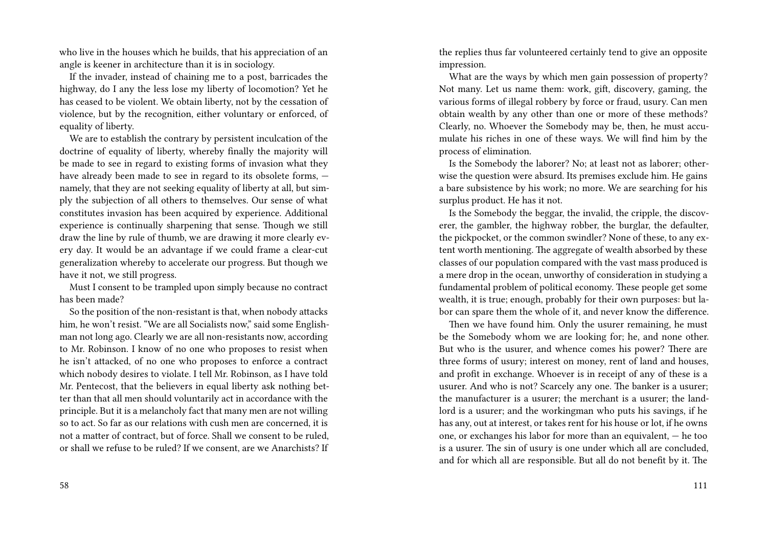who live in the houses which he builds, that his appreciation of an angle is keener in architecture than it is in sociology.

If the invader, instead of chaining me to a post, barricades the highway, do I any the less lose my liberty of locomotion? Yet he has ceased to be violent. We obtain liberty, not by the cessation of violence, but by the recognition, either voluntary or enforced, of equality of liberty.

We are to establish the contrary by persistent inculcation of the doctrine of equality of liberty, whereby finally the majority will be made to see in regard to existing forms of invasion what they have already been made to see in regard to its obsolete forms, — namely, that they are not seeking equality of liberty at all, but simply the subjection of all others to themselves. Our sense of what constitutes invasion has been acquired by experience. Additional experience is continually sharpening that sense. Though we still draw the line by rule of thumb, we are drawing it more clearly every day. It would be an advantage if we could frame a clear-cut generalization whereby to accelerate our progress. But though we have it not, we still progress.

Must I consent to be trampled upon simply because no contract has been made?

So the position of the non-resistant is that, when nobody attacks him, he won't resist. "We are all Socialists now," said some Englishman not long ago. Clearly we are all non-resistants now, according to Mr. Robinson. I know of no one who proposes to resist when he isn't attacked, of no one who proposes to enforce a contract which nobody desires to violate. I tell Mr. Robinson, as I have told Mr. Pentecost, that the believers in equal liberty ask nothing better than that all men should voluntarily act in accordance with the principle. But it is a melancholy fact that many men are not willing so to act. So far as our relations with cush men are concerned, it is not a matter of contract, but of force. Shall we consent to be ruled, or shall we refuse to be ruled? If we consent, are we Anarchists? If

the replies thus far volunteered certainly tend to give an opposite impression.

What are the ways by which men gain possession of property? Not many. Let us name them: work, gift, discovery, gaming, the various forms of illegal robbery by force or fraud, usury. Can men obtain wealth by any other than one or more of these methods? Clearly, no. Whoever the Somebody may be, then, he must accumulate his riches in one of these ways. We will find him by the process of elimination.

Is the Somebody the laborer? No; at least not as laborer; otherwise the question were absurd. Its premises exclude him. He gains a bare subsistence by his work; no more. We are searching for his surplus product. He has it not.

Is the Somebody the beggar, the invalid, the cripple, the discoverer, the gambler, the highway robber, the burglar, the defaulter, the pickpocket, or the common swindler? None of these, to any extent worth mentioning. The aggregate of wealth absorbed by these classes of our population compared with the vast mass produced is a mere drop in the ocean, unworthy of consideration in studying a fundamental problem of political economy. These people get some wealth, it is true; enough, probably for their own purposes: but labor can spare them the whole of it, and never know the difference.

Then we have found him. Only the usurer remaining, he must be the Somebody whom we are looking for; he, and none other. But who is the usurer, and whence comes his power? There are three forms of usury; interest on money, rent of land and houses, and profit in exchange. Whoever is in receipt of any of these is a usurer. And who is not? Scarcely any one. The banker is a usurer; the manufacturer is a usurer; the merchant is a usurer; the landlord is a usurer; and the workingman who puts his savings, if he has any, out at interest, or takes rent for his house or lot, if he owns one, or exchanges his labor for more than an equivalent, — he too is a usurer. The sin of usury is one under which all are concluded, and for which all are responsible. But all do not benefit by it. The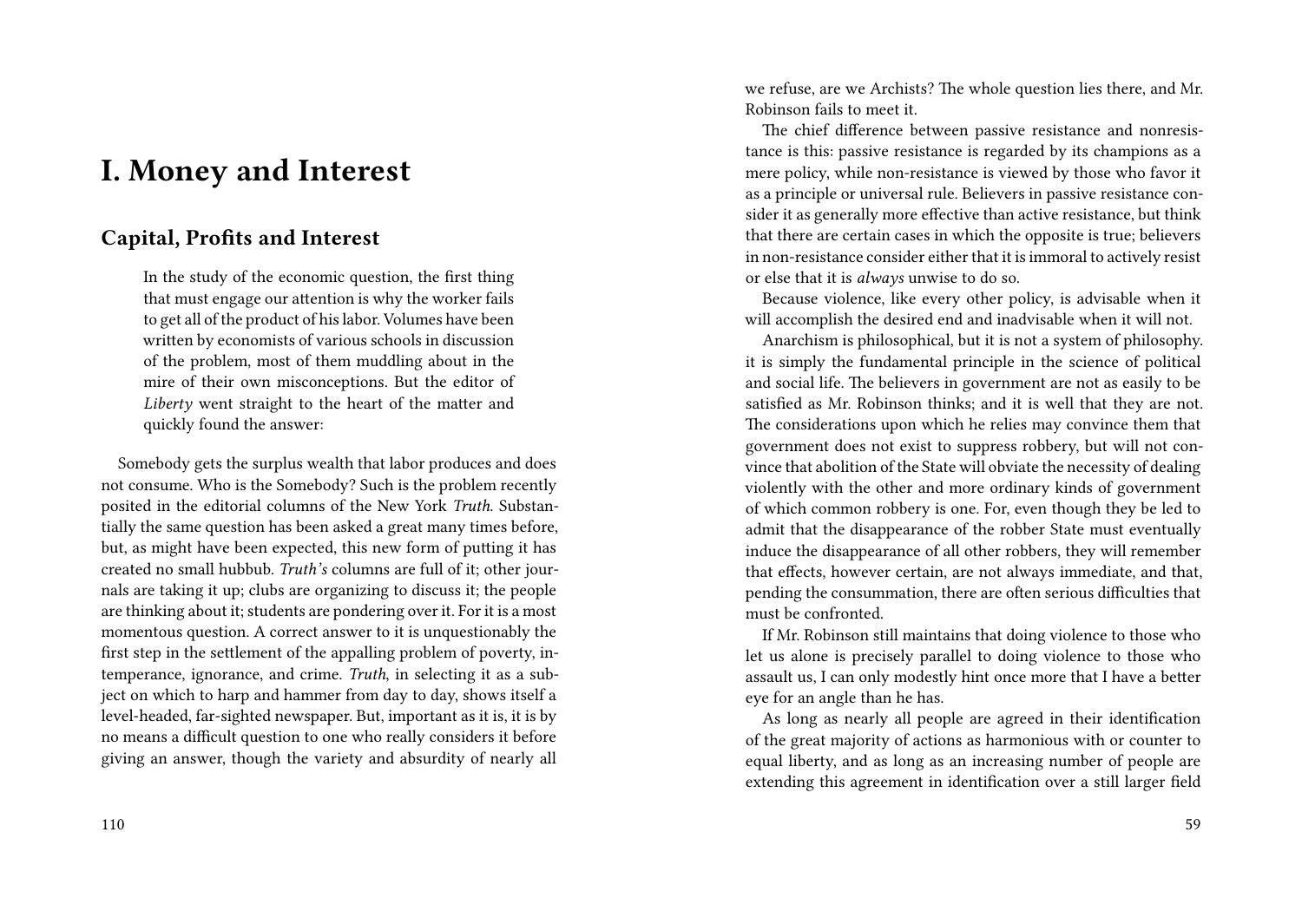# I. Money and Interest

## Capital, Profits and Interest

> In the study of the economic question, the first thing that must engage our attention is why the worker fails to get all of the product of his labor. Volumes have been written by economists of various schools in discussion of the problem, most of them muddling about in the mire of their own misconceptions. But the editor of *Liberty* went straight to the heart of the matter and quickly found the answer:

Somebody gets the surplus wealth that labor produces and does not consume. Who is the Somebody? Such is the problem recently posited in the editorial columns of the New York *Truth*. Substantially the same question has been asked a great many times before, but, as might have been expected, this new form of putting it has created no small hubbub. *Truth's* columns are full of it; other journals are taking it up; clubs are organizing to discuss it; the people are thinking about it; students are pondering over it. For it is a most momentous question. A correct answer to it is unquestionably the first step in the settlement of the appalling problem of poverty, intemperance, ignorance, and crime. *Truth*, in selecting it as a subject on which to harp and hammer from day to day, shows itself a level-headed, far-sighted newspaper. But, important as it is, it is by no means a difficult question to one who really considers it before giving an answer, though the variety and absurdity of nearly all

we refuse, are we Archists? The whole question lies there, and Mr. Robinson fails to meet it.

The chief difference between passive resistance and nonresistance is this: passive resistance is regarded by its champions as a mere policy, while non-resistance is viewed by those who favor it as a principle or universal rule. Believers in passive resistance consider it as generally more effective than active resistance, but think that there are certain cases in which the opposite is true; believers in non-resistance consider either that it is immoral to actively resist or else that it is *always* unwise to do so.

Because violence, like every other policy, is advisable when it will accomplish the desired end and inadvisable when it will not.

Anarchism is philosophical, but it is not a system of philosophy. it is simply the fundamental principle in the science of political and social life. The believers in government are not as easily to be satisfied as Mr. Robinson thinks; and it is well that they are not. The considerations upon which he relies may convince them that government does not exist to suppress robbery, but will not convince that abolition of the State will obviate the necessity of dealing violently with the other and more ordinary kinds of government of which common robbery is one. For, even though they be led to admit that the disappearance of the robber State must eventually induce the disappearance of all other robbers, they will remember that effects, however certain, are not always immediate, and that, pending the consummation, there are often serious difficulties that must be confronted.

If Mr. Robinson still maintains that doing violence to those who let us alone is precisely parallel to doing violence to those who assault us, I can only modestly hint once more that I have a better eye for an angle than he has.

As long as nearly all people are agreed in their identification of the great majority of actions as harmonious with or counter to equal liberty, and as long as an increasing number of people are extending this agreement in identification over a still larger field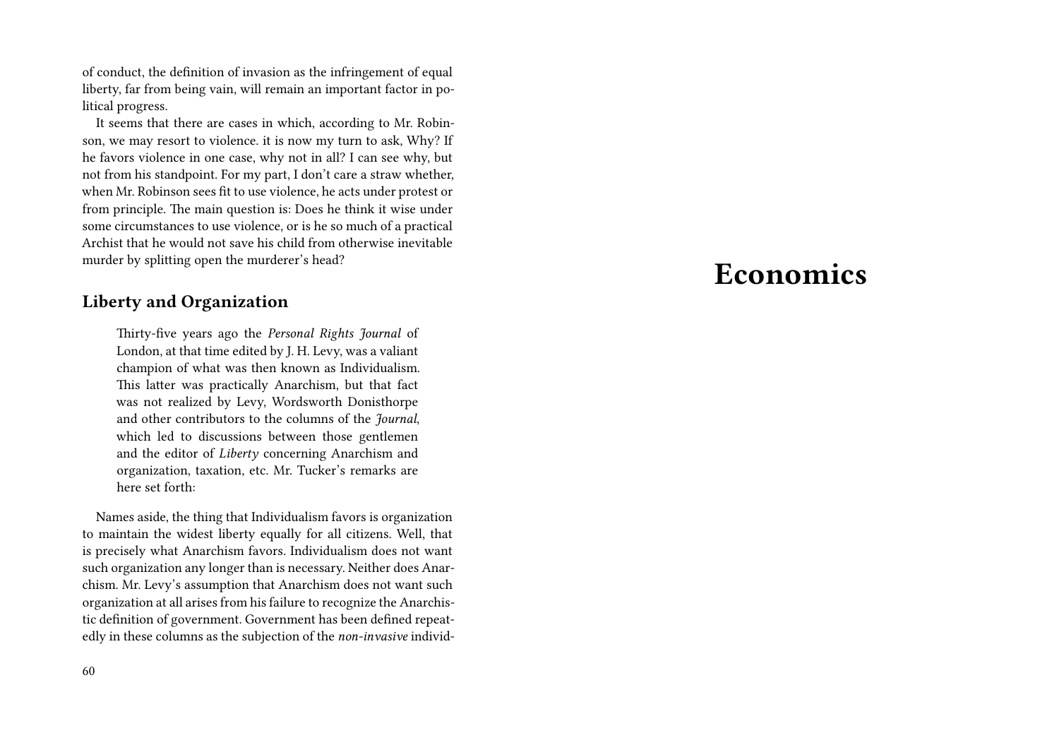of conduct, the definition of invasion as the infringement of equal liberty, far from being vain, will remain an important factor in political progress.

It seems that there are cases in which, according to Mr. Robinson, we may resort to violence. it is now my turn to ask, Why? If he favors violence in one case, why not in all? I can see why, but not from his standpoint. For my part, I don't care a straw whether, when Mr. Robinson sees fit to use violence, he acts under protest or from principle. The main question is: Does he think it wise under some circumstances to use violence, or is he so much of a practical Archist that he would not save his child from otherwise inevitable murder by splitting open the murderer's head?

## Liberty and Organization

> Thirty-five years ago the *Personal Rights Journal* of London, at that time edited by J. H. Levy, was a valiant champion of what was then known as Individualism. This latter was practically Anarchism, but that fact was not realized by Levy, Wordsworth Donisthorpe and other contributors to the columns of the *Journal*, which led to discussions between those gentlemen and the editor of *Liberty* concerning Anarchism and organization, taxation, etc. Mr. Tucker's remarks are here set forth:

Names aside, the thing that Individualism favors is organization to maintain the widest liberty equally for all citizens. Well, that is precisely what Anarchism favors. Individualism does not want such organization any longer than is necessary. Neither does Anarchism. Mr. Levy's assumption that Anarchism does not want such organization at all arises from his failure to recognize the Anarchistic definition of government. Government has been defined repeatedly in these columns as the subjection of the *non-invasive* individ-

# Economics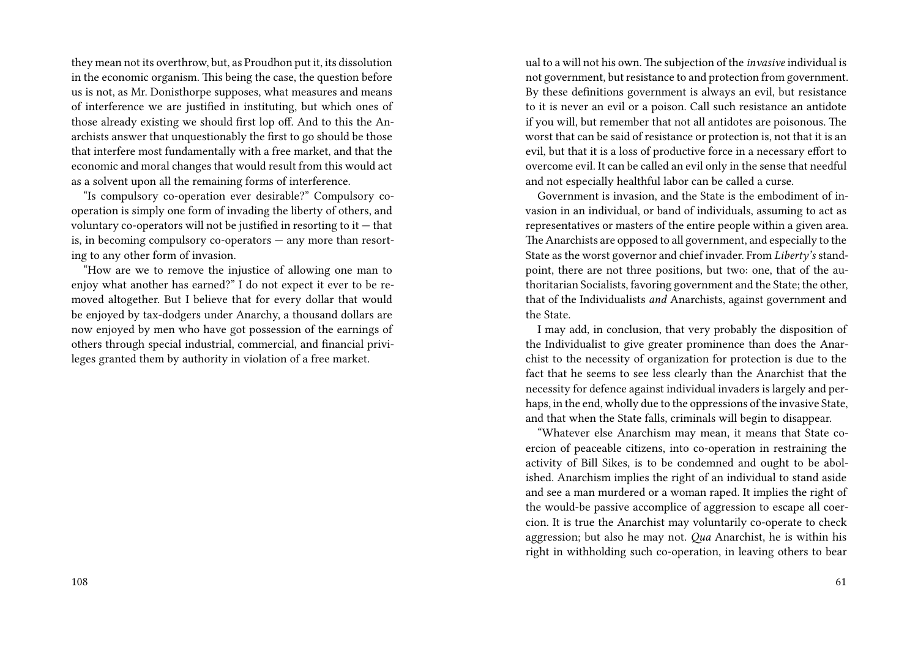they mean not its overthrow, but, as Proudhon put it, its dissolution in the economic organism. This being the case, the question before us is not, as Mr. Donisthorpe supposes, what measures and means of interference we are justified in instituting, but which ones of those already existing we should first lop off. And to this the Anarchists answer that unquestionably the first to go should be those that interfere most fundamentally with a free market, and that the economic and moral changes that would result from this would act as a solvent upon all the remaining forms of interference.

"Is compulsory co-operation ever desirable?" Compulsory co-operation is simply one form of invading the liberty of others, and voluntary co-operators will not be justified in resorting to it — that is, in becoming compulsory co-operators — any more than resorting to any other form of invasion.

"How are we to remove the injustice of allowing one man to enjoy what another has earned?" I do not expect it ever to be removed altogether. But I believe that for every dollar that would be enjoyed by tax-dodgers under Anarchy, a thousand dollars are now enjoyed by men who have got possession of the earnings of others through special industrial, commercial, and financial privileges granted them by authority in violation of a free market.

ual to a will not his own. The subjection of the *invasive* individual is not government, but resistance to and protection from government. By these definitions government is always an evil, but resistance to it is never an evil or a poison. Call such resistance an antidote if you will, but remember that not all antidotes are poisonous. The worst that can be said of resistance or protection is, not that it is an evil, but that it is a loss of productive force in a necessary effort to overcome evil. It can be called an evil only in the sense that needful and not especially healthful labor can be called a curse.

Government is invasion, and the State is the embodiment of invasion in an individual, or band of individuals, assuming to act as representatives or masters of the entire people within a given area. The Anarchists are opposed to all government, and especially to the State as the worst governor and chief invader. From *Liberty's* standpoint, there are not three positions, but two: one, that of the authoritarian Socialists, favoring government and the State; the other, that of the Individualists *and* Anarchists, against government and the State.

I may add, in conclusion, that very probably the disposition of the Individualist to give greater prominence than does the Anarchist to the necessity of organization for protection is due to the fact that he seems to see less clearly than the Anarchist that the necessity for defence against individual invaders is largely and perhaps, in the end, wholly due to the oppressions of the invasive State, and that when the State falls, criminals will begin to disappear.

"Whatever else Anarchism may mean, it means that State coercion of peaceable citizens, into co-operation in restraining the activity of Bill Sikes, is to be condemned and ought to be abolished. Anarchism implies the right of an individual to stand aside and see a man murdered or a woman raped. It implies the right of the would-be passive accomplice of aggression to escape all coercion. It is true the Anarchist may voluntarily co-operate to check aggression; but also he may not. *Qua* Anarchist, he is within his right in withholding such co-operation, in leaving others to bear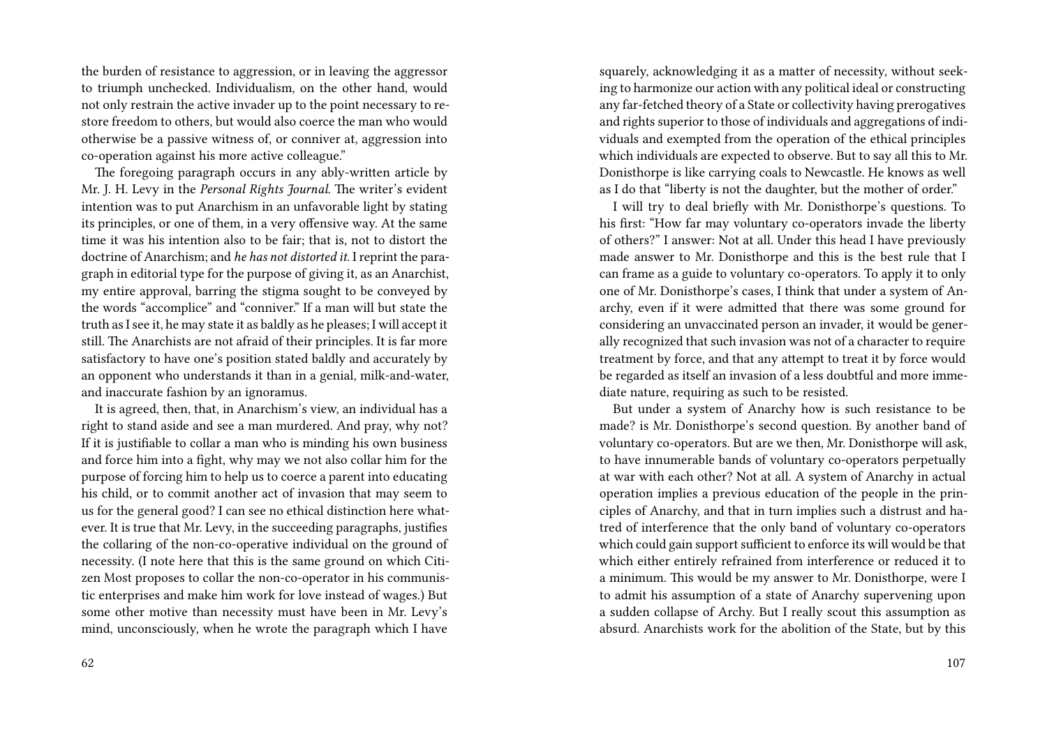the burden of resistance to aggression, or in leaving the aggressor to triumph unchecked. Individualism, on the other hand, would not only restrain the active invader up to the point necessary to restore freedom to others, but would also coerce the man who would otherwise be a passive witness of, or conniver at, aggression into co-operation against his more active colleague."

The foregoing paragraph occurs in any ably-written article by Mr. J. H. Levy in the *Personal Rights Journal*. The writer's evident intention was to put Anarchism in an unfavorable light by stating its principles, or one of them, in a very offensive way. At the same time it was his intention also to be fair; that is, not to distort the doctrine of Anarchism; and *he has not distorted it*. I reprint the paragraph in editorial type for the purpose of giving it, as an Anarchist, my entire approval, barring the stigma sought to be conveyed by the words "accomplice" and "conniver." If a man will but state the truth as I see it, he may state it as baldly as he pleases; I will accept it still. The Anarchists are not afraid of their principles. It is far more satisfactory to have one's position stated baldly and accurately by an opponent who understands it than in a genial, milk-and-water, and inaccurate fashion by an ignoramus.

It is agreed, then, that, in Anarchism's view, an individual has a right to stand aside and see a man murdered. And pray, why not? If it is justifiable to collar a man who is minding his own business and force him into a fight, why may we not also collar him for the purpose of forcing him to help us to coerce a parent into educating his child, or to commit another act of invasion that may seem to us for the general good? I can see no ethical distinction here whatever. It is true that Mr. Levy, in the succeeding paragraphs, justifies the collaring of the non-co-operative individual on the ground of necessity. (I note here that this is the same ground on which Citizen Most proposes to collar the non-co-operator in his communistic enterprises and make him work for love instead of wages.) But some other motive than necessity must have been in Mr. Levy's mind, unconsciously, when he wrote the paragraph which I have

squarely, acknowledging it as a matter of necessity, without seeking to harmonize our action with any political ideal or constructing any far-fetched theory of a State or collectivity having prerogatives and rights superior to those of individuals and aggregations of individuals and exempted from the operation of the ethical principles which individuals are expected to observe. But to say all this to Mr. Donisthorpe is like carrying coals to Newcastle. He knows as well as I do that "liberty is not the daughter, but the mother of order."

I will try to deal briefly with Mr. Donisthorpe's questions. To his first: "How far may voluntary co-operators invade the liberty of others?" I answer: Not at all. Under this head I have previously made answer to Mr. Donisthorpe and this is the best rule that I can frame as a guide to voluntary co-operators. To apply it to only one of Mr. Donisthorpe's cases, I think that under a system of Anarchy, even if it were admitted that there was some ground for considering an unvaccinated person an invader, it would be generally recognized that such invasion was not of a character to require treatment by force, and that any attempt to treat it by force would be regarded as itself an invasion of a less doubtful and more immediate nature, requiring as such to be resisted.

But under a system of Anarchy how is such resistance to be made? is Mr. Donisthorpe's second question. By another band of voluntary co-operators. But are we then, Mr. Donisthorpe will ask, to have innumerable bands of voluntary co-operators perpetually at war with each other? Not at all. A system of Anarchy in actual operation implies a previous education of the people in the principles of Anarchy, and that in turn implies such a distrust and hatred of interference that the only band of voluntary co-operators which could gain support sufficient to enforce its will would be that which either entirely refrained from interference or reduced it to a minimum. This would be my answer to Mr. Donisthorpe, were I to admit his assumption of a state of Anarchy supervening upon a sudden collapse of Archy. But I really scout this assumption as absurd. Anarchists work for the abolition of the State, but by this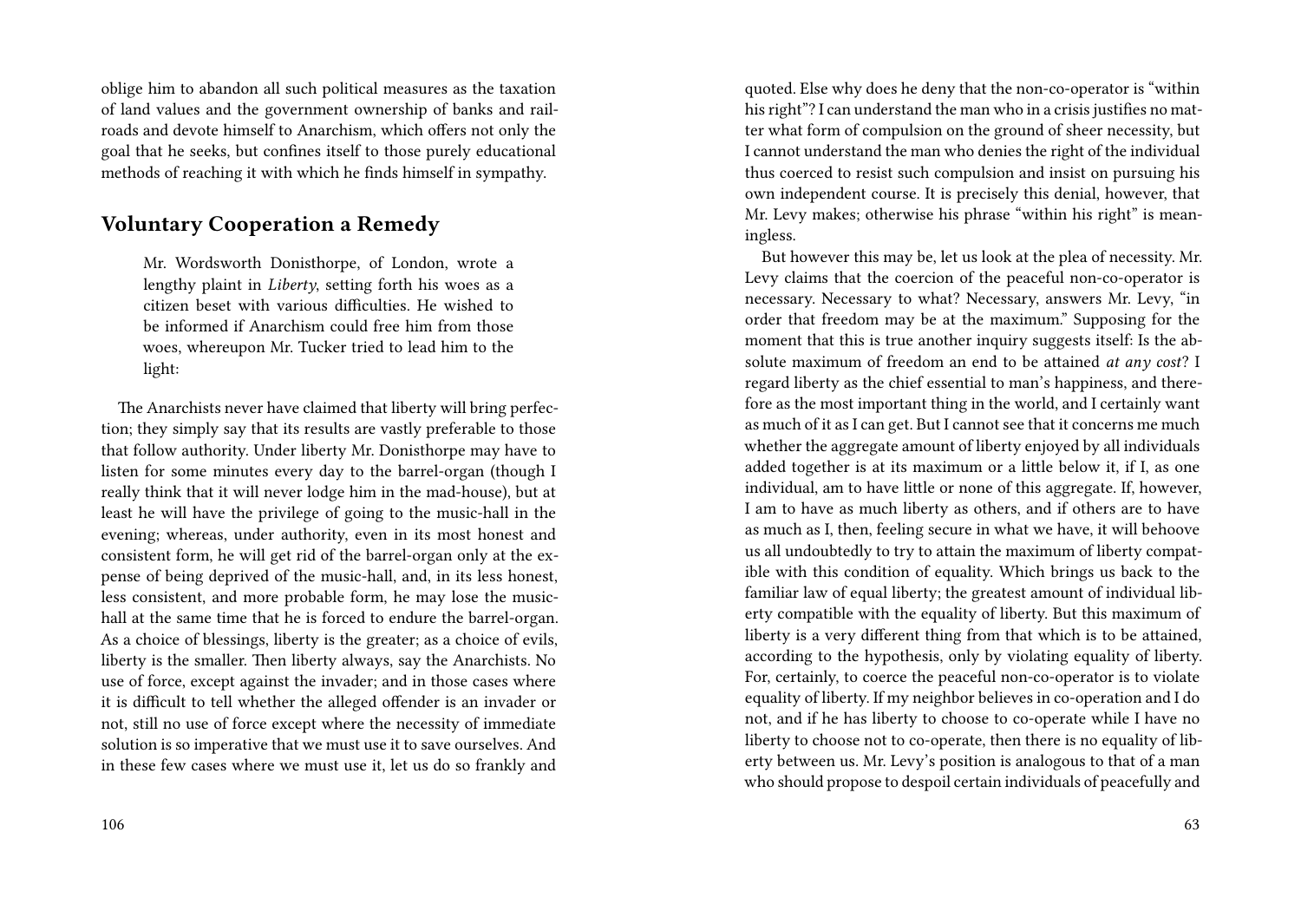oblige him to abandon all such political measures as the taxation of land values and the government ownership of banks and railroads and devote himself to Anarchism, which offers not only the goal that he seeks, but confines itself to those purely educational methods of reaching it with which he finds himself in sympathy.

## Voluntary Cooperation a Remedy

> Mr. Wordsworth Donisthorpe, of London, wrote a lengthy plaint in *Liberty*, setting forth his woes as a citizen beset with various difficulties. He wished to be informed if Anarchism could free him from those woes, whereupon Mr. Tucker tried to lead him to the light:

The Anarchists never have claimed that liberty will bring perfection; they simply say that its results are vastly preferable to those that follow authority. Under liberty Mr. Donisthorpe may have to listen for some minutes every day to the barrel-organ (though I really think that it will never lodge him in the mad-house), but at least he will have the privilege of going to the music-hall in the evening; whereas, under authority, even in its most honest and consistent form, he will get rid of the barrel-organ only at the expense of being deprived of the music-hall, and, in its less honest, less consistent, and more probable form, he may lose the music-hall at the same time that he is forced to endure the barrel-organ. As a choice of blessings, liberty is the greater; as a choice of evils, liberty is the smaller. Then liberty always, say the Anarchists. No use of force, except against the invader; and in those cases where it is difficult to tell whether the alleged offender is an invader or not, still no use of force except where the necessity of immediate solution is so imperative that we must use it to save ourselves. And in these few cases where we must use it, let us do so frankly and

quoted. Else why does he deny that the non-co-operator is "within his right"? I can understand the man who in a crisis justifies no matter what form of compulsion on the ground of sheer necessity, but I cannot understand the man who denies the right of the individual thus coerced to resist such compulsion and insist on pursuing his own independent course. It is precisely this denial, however, that Mr. Levy makes; otherwise his phrase "within his right" is meaningless.

But however this may be, let us look at the plea of necessity. Mr. Levy claims that the coercion of the peaceful non-co-operator is necessary. Necessary to what? Necessary, answers Mr. Levy, "in order that freedom may be at the maximum." Supposing for the moment that this is true another inquiry suggests itself: Is the absolute maximum of freedom an end to be attained *at any cost*? I regard liberty as the chief essential to man's happiness, and therefore as the most important thing in the world, and I certainly want as much of it as I can get. But I cannot see that it concerns me much whether the aggregate amount of liberty enjoyed by all individuals added together is at its maximum or a little below it, if I, as one individual, am to have little or none of this aggregate. If, however, I am to have as much liberty as others, and if others are to have as much as I, then, feeling secure in what we have, it will behoove us all undoubtedly to try to attain the maximum of liberty compatible with this condition of equality. Which brings us back to the familiar law of equal liberty; the greatest amount of individual liberty compatible with the equality of liberty. But this maximum of liberty is a very different thing from that which is to be attained, according to the hypothesis, only by violating equality of liberty. For, certainly, to coerce the peaceful non-co-operator is to violate equality of liberty. If my neighbor believes in co-operation and I do not, and if he has liberty to choose to co-operate while I have no liberty to choose not to co-operate, then there is no equality of liberty between us. Mr. Levy's position is analogous to that of a man who should propose to despoil certain individuals of peacefully and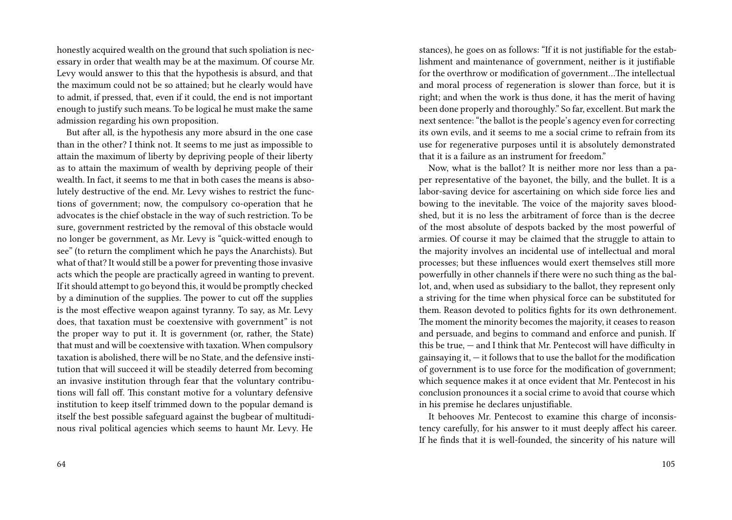honestly acquired wealth on the ground that such spoliation is necessary in order that wealth may be at the maximum. Of course Mr. Levy would answer to this that the hypothesis is absurd, and that the maximum could not be so attained; but he clearly would have to admit, if pressed, that, even if it could, the end is not important enough to justify such means. To be logical he must make the same admission regarding his own proposition.

But after all, is the hypothesis any more absurd in the one case than in the other? I think not. It seems to me just as impossible to attain the maximum of liberty by depriving people of their liberty as to attain the maximum of wealth by depriving people of their wealth. In fact, it seems to me that in both cases the means is absolutely destructive of the end. Mr. Levy wishes to restrict the functions of government; now, the compulsory co-operation that he advocates is the chief obstacle in the way of such restriction. To be sure, government restricted by the removal of this obstacle would no longer be government, as Mr. Levy is "quick-witted enough to see" (to return the compliment which he pays the Anarchists). But what of that? It would still be a power for preventing those invasive acts which the people are practically agreed in wanting to prevent. If it should attempt to go beyond this, it would be promptly checked by a diminution of the supplies. The power to cut off the supplies is the most effective weapon against tyranny. To say, as Mr. Levy does, that taxation must be coextensive with government" is not the proper way to put it. It is government (or, rather, the State) that must and will be coextensive with taxation. When compulsory taxation is abolished, there will be no State, and the defensive institution that will succeed it will be steadily deterred from becoming an invasive institution through fear that the voluntary contributions will fall off. This constant motive for a voluntary defensive institution to keep itself trimmed down to the popular demand is itself the best possible safeguard against the bugbear of multitudinous rival political agencies which seems to haunt Mr. Levy. He

stances), he goes on as follows: "If it is not justifiable for the establishment and maintenance of government, neither is it justifiable for the overthrow or modification of government…The intellectual and moral process of regeneration is slower than force, but it is right; and when the work is thus done, it has the merit of having been done properly and thoroughly." So far, excellent. But mark the next sentence: "the ballot is the people's agency even for correcting its own evils, and it seems to me a social crime to refrain from its use for regenerative purposes until it is absolutely demonstrated that it is a failure as an instrument for freedom."

Now, what is the ballot? It is neither more nor less than a paper representative of the bayonet, the billy, and the bullet. It is a labor-saving device for ascertaining on which side force lies and bowing to the inevitable. The voice of the majority saves bloodshed, but it is no less the arbitrament of force than is the decree of the most absolute of despots backed by the most powerful of armies. Of course it may be claimed that the struggle to attain to the majority involves an incidental use of intellectual and moral processes; but these influences would exert themselves still more powerfully in other channels if there were no such thing as the ballot, and, when used as subsidiary to the ballot, they represent only a striving for the time when physical force can be substituted for them. Reason devoted to politics fights for its own dethronement. The moment the minority becomes the majority, it ceases to reason and persuade, and begins to command and enforce and punish. If this be true, — and I think that Mr. Pentecost will have difficulty in gainsaying it, — it follows that to use the ballot for the modification of government is to use force for the modification of government; which sequence makes it at once evident that Mr. Pentecost in his conclusion pronounces it a social crime to avoid that course which in his premise he declares unjustifiable.

It behooves Mr. Pentecost to examine this charge of inconsistency carefully, for his answer to it must deeply affect his career. If he finds that it is well-founded, the sincerity of his nature will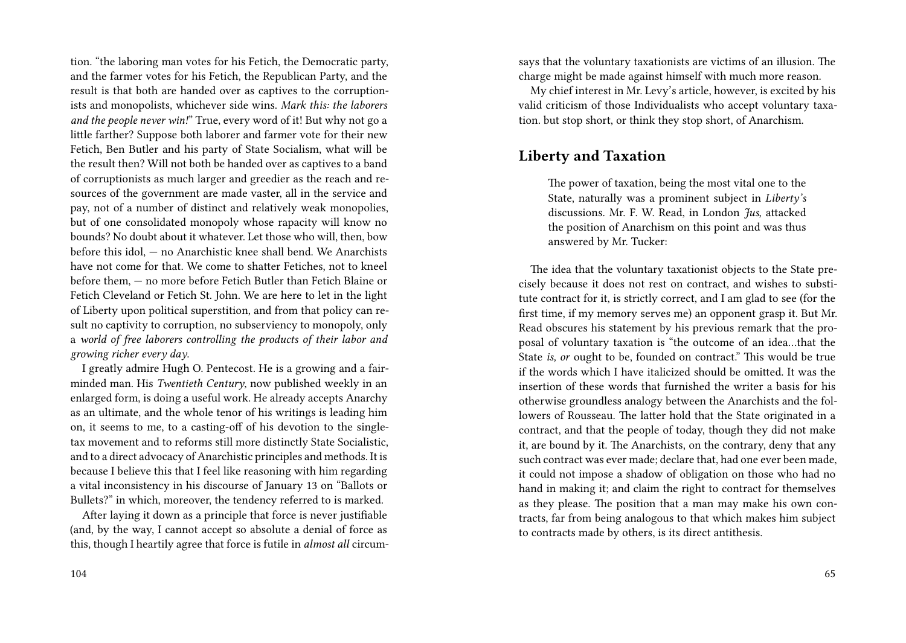tion. "the laboring man votes for his Fetich, the Democratic party, and the farmer votes for his Fetich, the Republican Party, and the result is that both are handed over as captives to the corruptionists and monopolists, whichever side wins. *Mark this: the laborers and the people never win!*" True, every word of it! But why not go a little farther? Suppose both laborer and farmer vote for their new Fetich, Ben Butler and his party of State Socialism, what will be the result then? Will not both be handed over as captives to a band of corruptionists as much larger and greedier as the reach and resources of the government are made vaster, all in the service and pay, not of a number of distinct and relatively weak monopolies, but of one consolidated monopoly whose rapacity will know no bounds? No doubt about it whatever. Let those who will, then, bow before this idol, — no Anarchistic knee shall bend. We Anarchists have not come for that. We come to shatter Fetiches, not to kneel before them, — no more before Fetich Butler than Fetich Blaine or Fetich Cleveland or Fetich St. John. We are here to let in the light of Liberty upon political superstition, and from that policy can result no captivity to corruption, no subserviency to monopoly, only a *world of free laborers controlling the products of their labor and growing richer every day.*

I greatly admire Hugh O. Pentecost. He is a growing and a fair-minded man. His *Twentieth Century*, now published weekly in an enlarged form, is doing a useful work. He already accepts Anarchy as an ultimate, and the whole tenor of his writings is leading him on, it seems to me, to a casting-off of his devotion to the single-tax movement and to reforms still more distinctly State Socialistic, and to a direct advocacy of Anarchistic principles and methods. It is because I believe this that I feel like reasoning with him regarding a vital inconsistency in his discourse of January 13 on "Ballots or Bullets?" in which, moreover, the tendency referred to is marked.

After laying it down as a principle that force is never justifiable (and, by the way, I cannot accept so absolute a denial of force as this, though I heartily agree that force is futile in *almost all* circum-

says that the voluntary taxationists are victims of an illusion. The charge might be made against himself with much more reason.

My chief interest in Mr. Levy's article, however, is excited by his valid criticism of those Individualists who accept voluntary taxation. but stop short, or think they stop short, of Anarchism.

## Liberty and Taxation

> The power of taxation, being the most vital one to the State, naturally was a prominent subject in *Liberty's* discussions. Mr. F. W. Read, in London *Jus*, attacked the position of Anarchism on this point and was thus answered by Mr. Tucker:

The idea that the voluntary taxationist objects to the State precisely because it does not rest on contract, and wishes to substitute contract for it, is strictly correct, and I am glad to see (for the first time, if my memory serves me) an opponent grasp it. But Mr. Read obscures his statement by his previous remark that the proposal of voluntary taxation is "the outcome of an idea…that the State *is, or* ought to be, founded on contract." This would be true if the words which I have italicized should be omitted. It was the insertion of these words that furnished the writer a basis for his otherwise groundless analogy between the Anarchists and the followers of Rousseau. The latter hold that the State originated in a contract, and that the people of today, though they did not make it, are bound by it. The Anarchists, on the contrary, deny that any such contract was ever made; declare that, had one ever been made, it could not impose a shadow of obligation on those who had no hand in making it; and claim the right to contract for themselves as they please. The position that a man may make his own contracts, far from being analogous to that which makes him subject to contracts made by others, is its direct antithesis.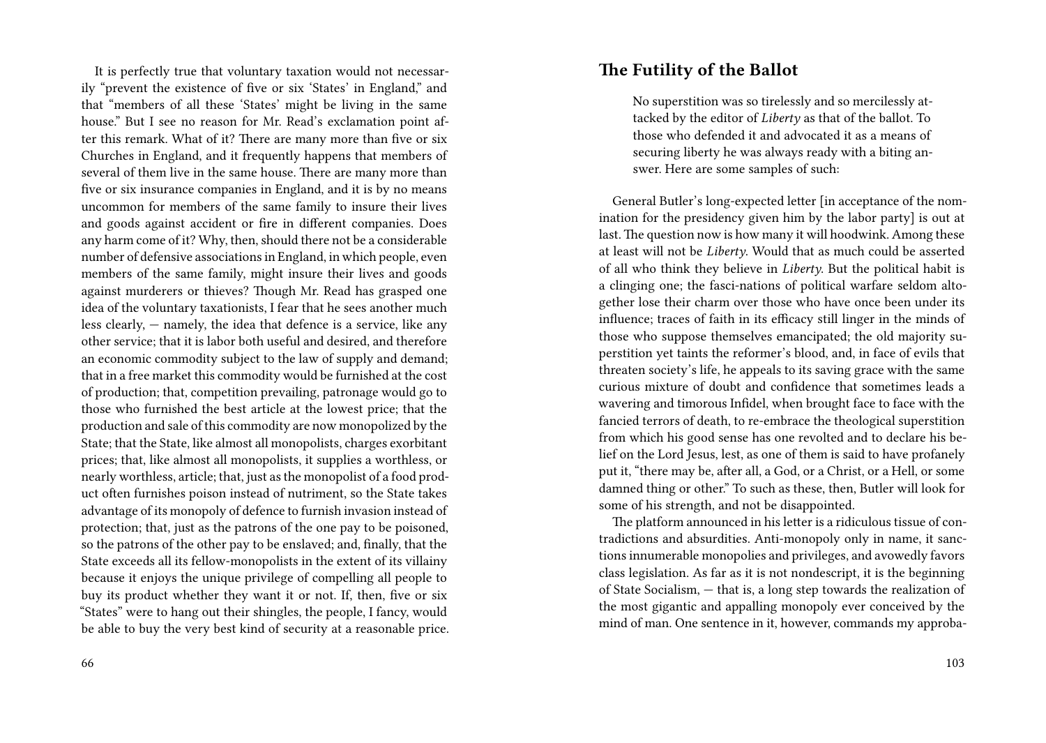It is perfectly true that voluntary taxation would not necessarily "prevent the existence of five or six 'States' in England," and that "members of all these 'States' might be living in the same house." But I see no reason for Mr. Read's exclamation point after this remark. What of it? There are many more than five or six Churches in England, and it frequently happens that members of several of them live in the same house. There are many more than five or six insurance companies in England, and it is by no means uncommon for members of the same family to insure their lives and goods against accident or fire in different companies. Does any harm come of it? Why, then, should there not be a considerable number of defensive associations in England, in which people, even members of the same family, might insure their lives and goods against murderers or thieves? Though Mr. Read has grasped one idea of the voluntary taxationists, I fear that he sees another much less clearly, — namely, the idea that defence is a service, like any other service; that it is labor both useful and desired, and therefore an economic commodity subject to the law of supply and demand; that in a free market this commodity would be furnished at the cost of production; that, competition prevailing, patronage would go to those who furnished the best article at the lowest price; that the production and sale of this commodity are now monopolized by the State; that the State, like almost all monopolists, charges exorbitant prices; that, like almost all monopolists, it supplies a worthless, or nearly worthless, article; that, just as the monopolist of a food product often furnishes poison instead of nutriment, so the State takes advantage of its monopoly of defence to furnish invasion instead of protection; that, just as the patrons of the one pay to be poisoned, so the patrons of the other pay to be enslaved; and, finally, that the State exceeds all its fellow-monopolists in the extent of its villainy because it enjoys the unique privilege of compelling all people to buy its product whether they want it or not. If, then, five or six "States" were to hang out their shingles, the people, I fancy, would be able to buy the very best kind of security at a reasonable price.

## The Futility of the Ballot

> No superstition was so tirelessly and so mercilessly attacked by the editor of *Liberty* as that of the ballot. To those who defended it and advocated it as a means of securing liberty he was always ready with a biting answer. Here are some samples of such:

General Butler's long-expected letter [in acceptance of the nomination for the presidency given him by the labor party] is out at last. The question now is how many it will hoodwink. Among these at least will not be *Liberty*. Would that as much could be asserted of all who think they believe in *Liberty*. But the political habit is a clinging one; the fasci-nations of political warfare seldom altogether lose their charm over those who have once been under its influence; traces of faith in its efficacy still linger in the minds of those who suppose themselves emancipated; the old majority superstition yet taints the reformer's blood, and, in face of evils that threaten society's life, he appeals to its saving grace with the same curious mixture of doubt and confidence that sometimes leads a wavering and timorous Infidel, when brought face to face with the fancied terrors of death, to re-embrace the theological superstition from which his good sense has one revolted and to declare his belief on the Lord Jesus, lest, as one of them is said to have profanely put it, "there may be, after all, a God, or a Christ, or a Hell, or some damned thing or other." To such as these, then, Butler will look for some of his strength, and not be disappointed.

The platform announced in his letter is a ridiculous tissue of contradictions and absurdities. Anti-monopoly only in name, it sanctions innumerable monopolies and privileges, and avowedly favors class legislation. As far as it is not nondescript, it is the beginning of State Socialism, — that is, a long step towards the realization of the most gigantic and appalling monopoly ever conceived by the mind of man. One sentence in it, however, commands my approba-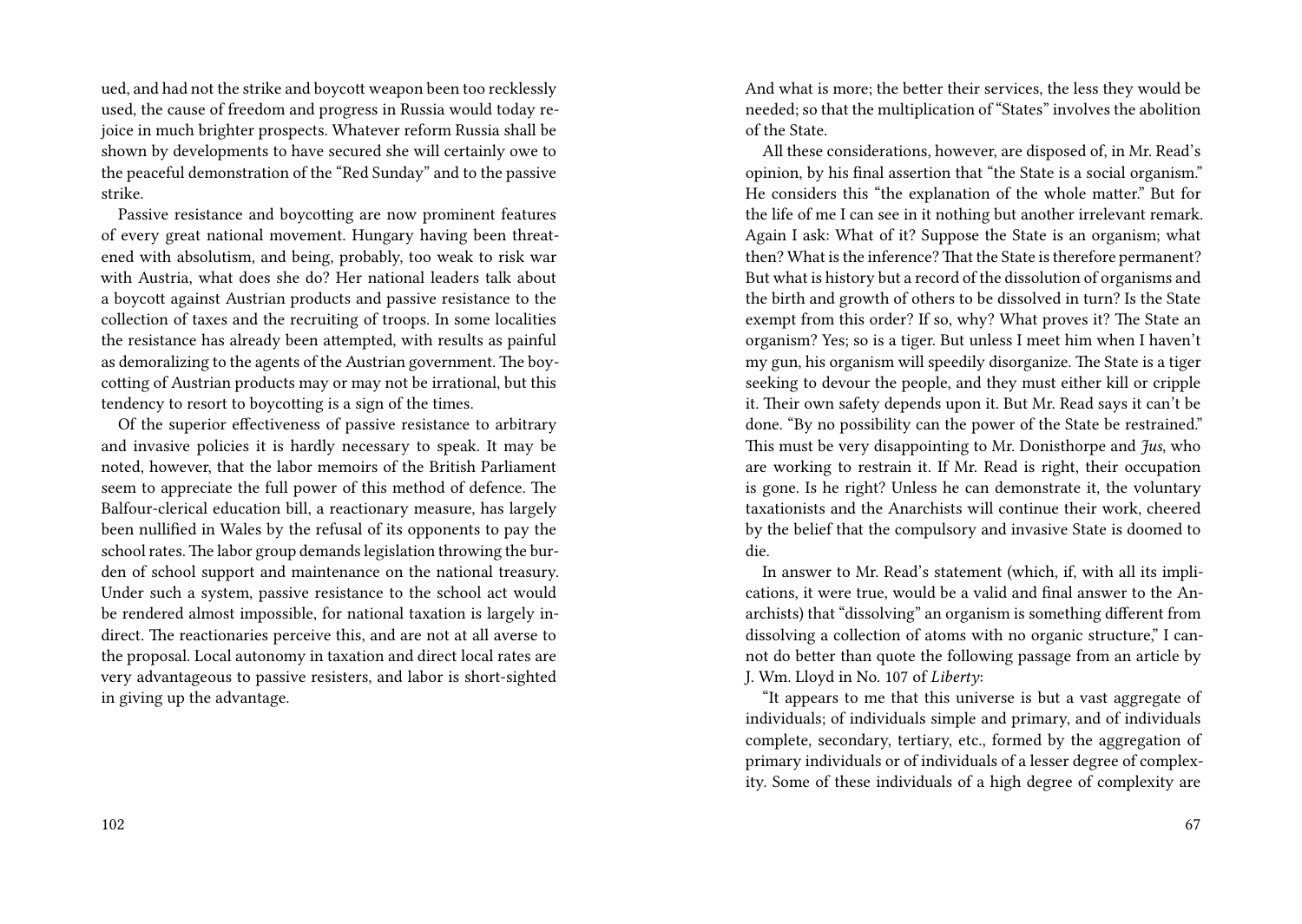ued, and had not the strike and boycott weapon been too recklessly used, the cause of freedom and progress in Russia would today rejoice in much brighter prospects. Whatever reform Russia shall be shown by developments to have secured she will certainly owe to the peaceful demonstration of the "Red Sunday" and to the passive strike.

Passive resistance and boycotting are now prominent features of every great national movement. Hungary having been threatened with absolutism, and being, probably, too weak to risk war with Austria, what does she do? Her national leaders talk about a boycott against Austrian products and passive resistance to the collection of taxes and the recruiting of troops. In some localities the resistance has already been attempted, with results as painful as demoralizing to the agents of the Austrian government. The boycotting of Austrian products may or may not be irrational, but this tendency to resort to boycotting is a sign of the times.

Of the superior effectiveness of passive resistance to arbitrary and invasive policies it is hardly necessary to speak. It may be noted, however, that the labor memoirs of the British Parliament seem to appreciate the full power of this method of defence. The Balfour-clerical education bill, a reactionary measure, has largely been nullified in Wales by the refusal of its opponents to pay the school rates. The labor group demands legislation throwing the burden of school support and maintenance on the national treasury. Under such a system, passive resistance to the school act would be rendered almost impossible, for national taxation is largely indirect. The reactionaries perceive this, and are not at all averse to the proposal. Local autonomy in taxation and direct local rates are very advantageous to passive resisters, and labor is short-sighted in giving up the advantage.

And what is more; the better their services, the less they would be needed; so that the multiplication of "States" involves the abolition of the State.

All these considerations, however, are disposed of, in Mr. Read's opinion, by his final assertion that "the State is a social organism." He considers this "the explanation of the whole matter." But for the life of me I can see in it nothing but another irrelevant remark. Again I ask: What of it? Suppose the State is an organism; what then? What is the inference? That the State is therefore permanent? But what is history but a record of the dissolution of organisms and the birth and growth of others to be dissolved in turn? Is the State exempt from this order? If so, why? What proves it? The State an organism? Yes; so is a tiger. But unless I meet him when I haven't my gun, his organism will speedily disorganize. The State is a tiger seeking to devour the people, and they must either kill or cripple it. Their own safety depends upon it. But Mr. Read says it can't be done. "By no possibility can the power of the State be restrained." This must be very disappointing to Mr. Donisthorpe and *Jus*, who are working to restrain it. If Mr. Read is right, their occupation is gone. Is he right? Unless he can demonstrate it, the voluntary taxationists and the Anarchists will continue their work, cheered by the belief that the compulsory and invasive State is doomed to die.

In answer to Mr. Read's statement (which, if, with all its implications, it were true, would be a valid and final answer to the Anarchists) that "dissolving" an organism is something different from dissolving a collection of atoms with no organic structure," I cannot do better than quote the following passage from an article by J. Wm. Lloyd in No. 107 of *Liberty*:

"It appears to me that this universe is but a vast aggregate of individuals; of individuals simple and primary, and of individuals complete, secondary, tertiary, etc., formed by the aggregation of primary individuals or of individuals of a lesser degree of complexity. Some of these individuals of a high degree of complexity are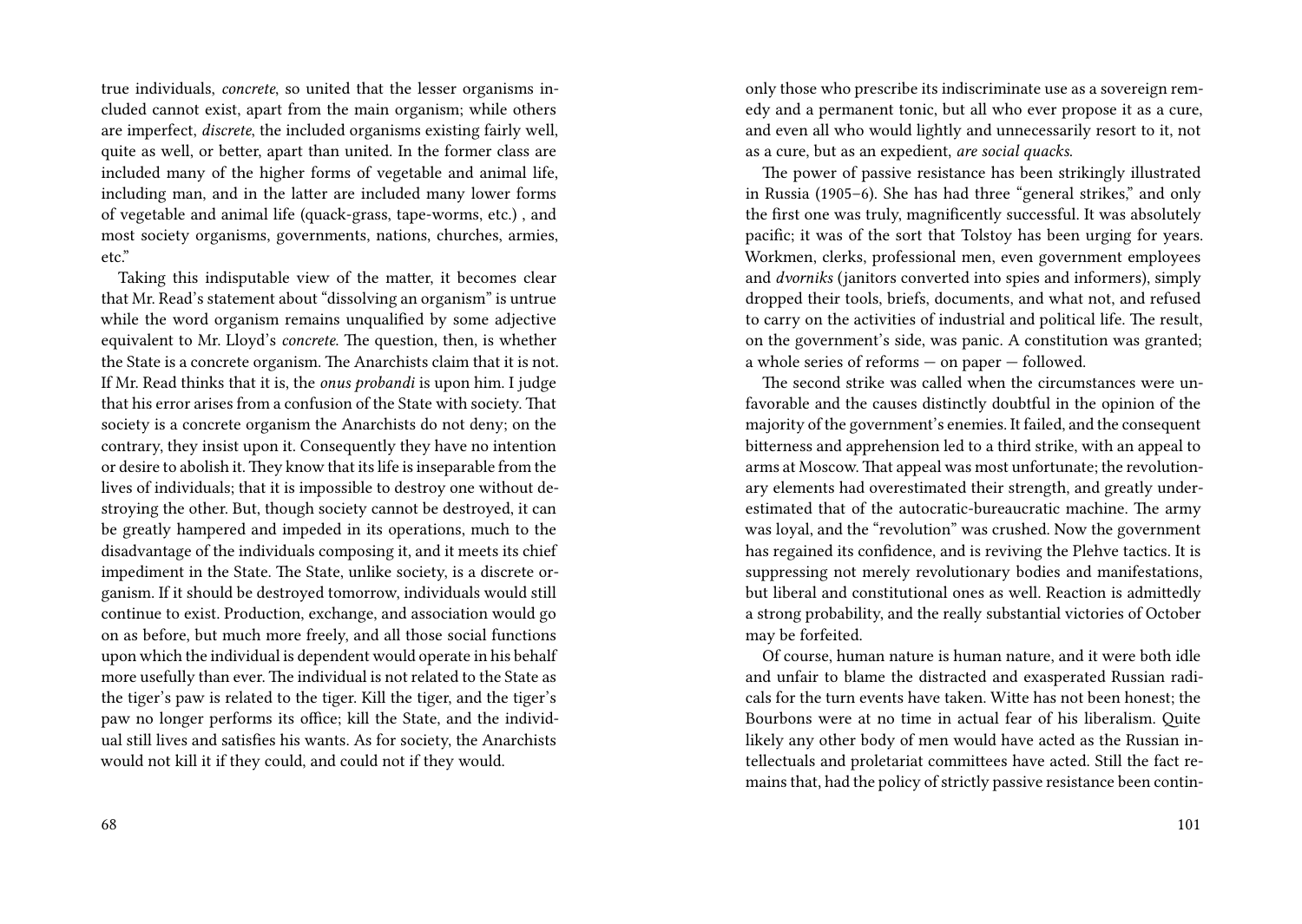true individuals, *concrete*, so united that the lesser organisms included cannot exist, apart from the main organism; while others are imperfect, *discrete*, the included organisms existing fairly well, quite as well, or better, apart than united. In the former class are included many of the higher forms of vegetable and animal life, including man, and in the latter are included many lower forms of vegetable and animal life (quack-grass, tape-worms, etc.) , and most society organisms, governments, nations, churches, armies, etc."

Taking this indisputable view of the matter, it becomes clear that Mr. Read's statement about "dissolving an organism" is untrue while the word organism remains unqualified by some adjective equivalent to Mr. Lloyd's *concrete*. The question, then, is whether the State is a concrete organism. The Anarchists claim that it is not. If Mr. Read thinks that it is, the *onus probandi* is upon him. I judge that his error arises from a confusion of the State with society. That society is a concrete organism the Anarchists do not deny; on the contrary, they insist upon it. Consequently they have no intention or desire to abolish it. They know that its life is inseparable from the lives of individuals; that it is impossible to destroy one without destroying the other. But, though society cannot be destroyed, it can be greatly hampered and impeded in its operations, much to the disadvantage of the individuals composing it, and it meets its chief impediment in the State. The State, unlike society, is a discrete organism. If it should be destroyed tomorrow, individuals would still continue to exist. Production, exchange, and association would go on as before, but much more freely, and all those social functions upon which the individual is dependent would operate in his behalf more usefully than ever. The individual is not related to the State as the tiger's paw is related to the tiger. Kill the tiger, and the tiger's paw no longer performs its office; kill the State, and the individual still lives and satisfies his wants. As for society, the Anarchists would not kill it if they could, and could not if they would.

only those who prescribe its indiscriminate use as a sovereign remedy and a permanent tonic, but all who ever propose it as a cure, and even all who would lightly and unnecessarily resort to it, not as a cure, but as an expedient, *are social quacks*.

The power of passive resistance has been strikingly illustrated in Russia (1905–6). She has had three "general strikes," and only the first one was truly, magnificently successful. It was absolutely pacific; it was of the sort that Tolstoy has been urging for years. Workmen, clerks, professional men, even government employees and *dvorniks* (janitors converted into spies and informers), simply dropped their tools, briefs, documents, and what not, and refused to carry on the activities of industrial and political life. The result, on the government's side, was panic. A constitution was granted; a whole series of reforms — on paper — followed.

The second strike was called when the circumstances were unfavorable and the causes distinctly doubtful in the opinion of the majority of the government's enemies. It failed, and the consequent bitterness and apprehension led to a third strike, with an appeal to arms at Moscow. That appeal was most unfortunate; the revolutionary elements had overestimated their strength, and greatly underestimated that of the autocratic-bureaucratic machine. The army was loyal, and the "revolution" was crushed. Now the government has regained its confidence, and is reviving the Plehve tactics. It is suppressing not merely revolutionary bodies and manifestations, but liberal and constitutional ones as well. Reaction is admittedly a strong probability, and the really substantial victories of October may be forfeited.

Of course, human nature is human nature, and it were both idle and unfair to blame the distracted and exasperated Russian radicals for the turn events have taken. Witte has not been honest; the Bourbons were at no time in actual fear of his liberalism. Quite likely any other body of men would have acted as the Russian intellectuals and proletariat committees have acted. Still the fact remains that, had the policy of strictly passive resistance been contin-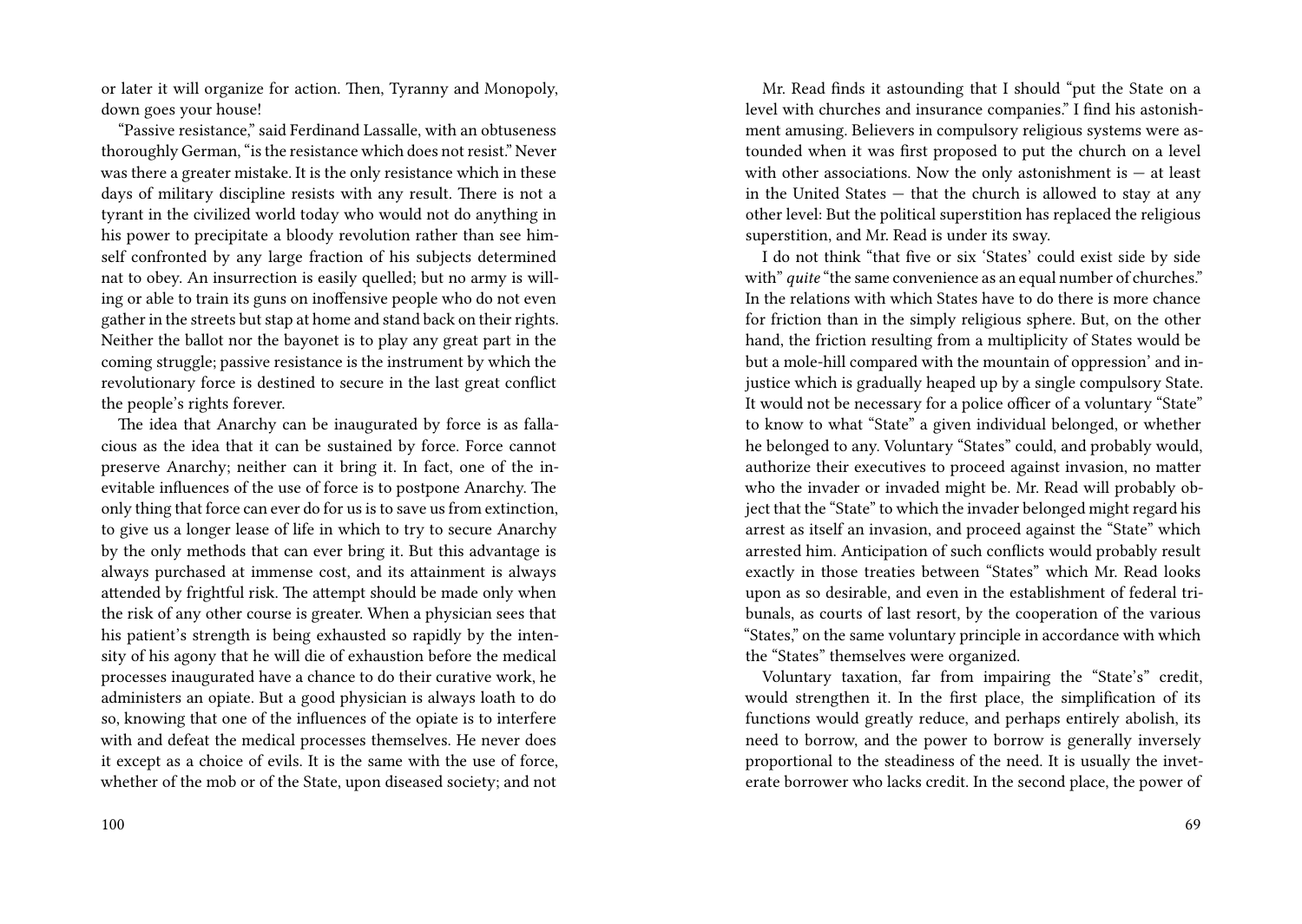or later it will organize for action. Then, Tyranny and Monopoly, down goes your house!

"Passive resistance," said Ferdinand Lassalle, with an obtuseness thoroughly German, "is the resistance which does not resist." Never was there a greater mistake. It is the only resistance which in these days of military discipline resists with any result. There is not a tyrant in the civilized world today who would not do anything in his power to precipitate a bloody revolution rather than see himself confronted by any large fraction of his subjects determined nat to obey. An insurrection is easily quelled; but no army is willing or able to train its guns on inoffensive people who do not even gather in the streets but stap at home and stand back on their rights. Neither the ballot nor the bayonet is to play any great part in the coming struggle; passive resistance is the instrument by which the revolutionary force is destined to secure in the last great conflict the people's rights forever.

The idea that Anarchy can be inaugurated by force is as fallacious as the idea that it can be sustained by force. Force cannot preserve Anarchy; neither can it bring it. In fact, one of the inevitable influences of the use of force is to postpone Anarchy. The only thing that force can ever do for us is to save us from extinction, to give us a longer lease of life in which to try to secure Anarchy by the only methods that can ever bring it. But this advantage is always purchased at immense cost, and its attainment is always attended by frightful risk. The attempt should be made only when the risk of any other course is greater. When a physician sees that his patient's strength is being exhausted so rapidly by the intensity of his agony that he will die of exhaustion before the medical processes inaugurated have a chance to do their curative work, he administers an opiate. But a good physician is always loath to do so, knowing that one of the influences of the opiate is to interfere with and defeat the medical processes themselves. He never does it except as a choice of evils. It is the same with the use of force, whether of the mob or of the State, upon diseased society; and not

Mr. Read finds it astounding that I should "put the State on a level with churches and insurance companies." I find his astonishment amusing. Believers in compulsory religious systems were astounded when it was first proposed to put the church on a level with other associations. Now the only astonishment is — at least in the United States — that the church is allowed to stay at any other level: But the political superstition has replaced the religious superstition, and Mr. Read is under its sway.

I do not think "that five or six 'States' could exist side by side with" *quite* "the same convenience as an equal number of churches." In the relations with which States have to do there is more chance for friction than in the simply religious sphere. But, on the other hand, the friction resulting from a multiplicity of States would be but a mole-hill compared with the mountain of oppression' and injustice which is gradually heaped up by a single compulsory State. It would not be necessary for a police officer of a voluntary "State" to know to what "State" a given individual belonged, or whether he belonged to any. Voluntary "States" could, and probably would, authorize their executives to proceed against invasion, no matter who the invader or invaded might be. Mr. Read will probably object that the "State" to which the invader belonged might regard his arrest as itself an invasion, and proceed against the "State" which arrested him. Anticipation of such conflicts would probably result exactly in those treaties between "States" which Mr. Read looks upon as so desirable, and even in the establishment of federal tribunals, as courts of last resort, by the cooperation of the various "States," on the same voluntary principle in accordance with which the "States" themselves were organized.

Voluntary taxation, far from impairing the "State's" credit, would strengthen it. In the first place, the simplification of its functions would greatly reduce, and perhaps entirely abolish, its need to borrow, and the power to borrow is generally inversely proportional to the steadiness of the need. It is usually the inveterate borrower who lacks credit. In the second place, the power of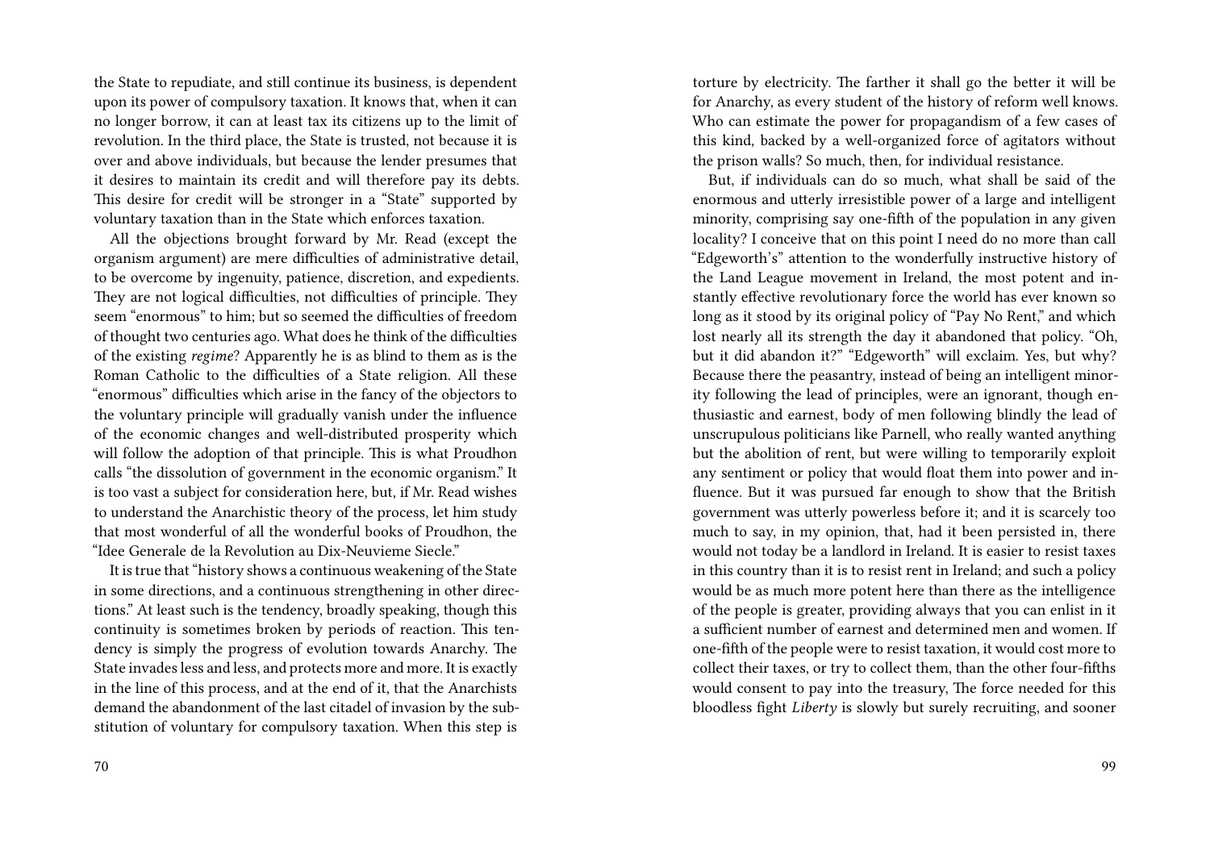the State to repudiate, and still continue its business, is dependent upon its power of compulsory taxation. It knows that, when it can no longer borrow, it can at least tax its citizens up to the limit of revolution. In the third place, the State is trusted, not because it is over and above individuals, but because the lender presumes that it desires to maintain its credit and will therefore pay its debts. This desire for credit will be stronger in a "State" supported by voluntary taxation than in the State which enforces taxation.

All the objections brought forward by Mr. Read (except the organism argument) are mere difficulties of administrative detail, to be overcome by ingenuity, patience, discretion, and expedients. They are not logical difficulties, not difficulties of principle. They seem "enormous" to him; but so seemed the difficulties of freedom of thought two centuries ago. What does he think of the difficulties of the existing *regime*? Apparently he is as blind to them as is the Roman Catholic to the difficulties of a State religion. All these "enormous" difficulties which arise in the fancy of the objectors to the voluntary principle will gradually vanish under the influence of the economic changes and well-distributed prosperity which will follow the adoption of that principle. This is what Proudhon calls "the dissolution of government in the economic organism." It is too vast a subject for consideration here, but, if Mr. Read wishes to understand the Anarchistic theory of the process, let him study that most wonderful of all the wonderful books of Proudhon, the "Idee Generale de la Revolution au Dix-Neuvieme Siecle."

It is true that "history shows a continuous weakening of the State in some directions, and a continuous strengthening in other directions." At least such is the tendency, broadly speaking, though this continuity is sometimes broken by periods of reaction. This tendency is simply the progress of evolution towards Anarchy. The State invades less and less, and protects more and more. It is exactly in the line of this process, and at the end of it, that the Anarchists demand the abandonment of the last citadel of invasion by the substitution of voluntary for compulsory taxation. When this step is

torture by electricity. The farther it shall go the better it will be for Anarchy, as every student of the history of reform well knows. Who can estimate the power for propagandism of a few cases of this kind, backed by a well-organized force of agitators without the prison walls? So much, then, for individual resistance.

But, if individuals can do so much, what shall be said of the enormous and utterly irresistible power of a large and intelligent minority, comprising say one-fifth of the population in any given locality? I conceive that on this point I need do no more than call "Edgeworth's" attention to the wonderfully instructive history of the Land League movement in Ireland, the most potent and instantly effective revolutionary force the world has ever known so long as it stood by its original policy of "Pay No Rent," and which lost nearly all its strength the day it abandoned that policy. "Oh, but it did abandon it?" "Edgeworth" will exclaim. Yes, but why? Because there the peasantry, instead of being an intelligent minority following the lead of principles, were an ignorant, though enthusiastic and earnest, body of men following blindly the lead of unscrupulous politicians like Parnell, who really wanted anything but the abolition of rent, but were willing to temporarily exploit any sentiment or policy that would float them into power and influence. But it was pursued far enough to show that the British government was utterly powerless before it; and it is scarcely too much to say, in my opinion, that, had it been persisted in, there would not today be a landlord in Ireland. It is easier to resist taxes in this country than it is to resist rent in Ireland; and such a policy would be as much more potent here than there as the intelligence of the people is greater, providing always that you can enlist in it a sufficient number of earnest and determined men and women. If one-fifth of the people were to resist taxation, it would cost more to collect their taxes, or try to collect them, than the other four-fifths would consent to pay into the treasury, The force needed for this bloodless fight *Liberty* is slowly but surely recruiting, and sooner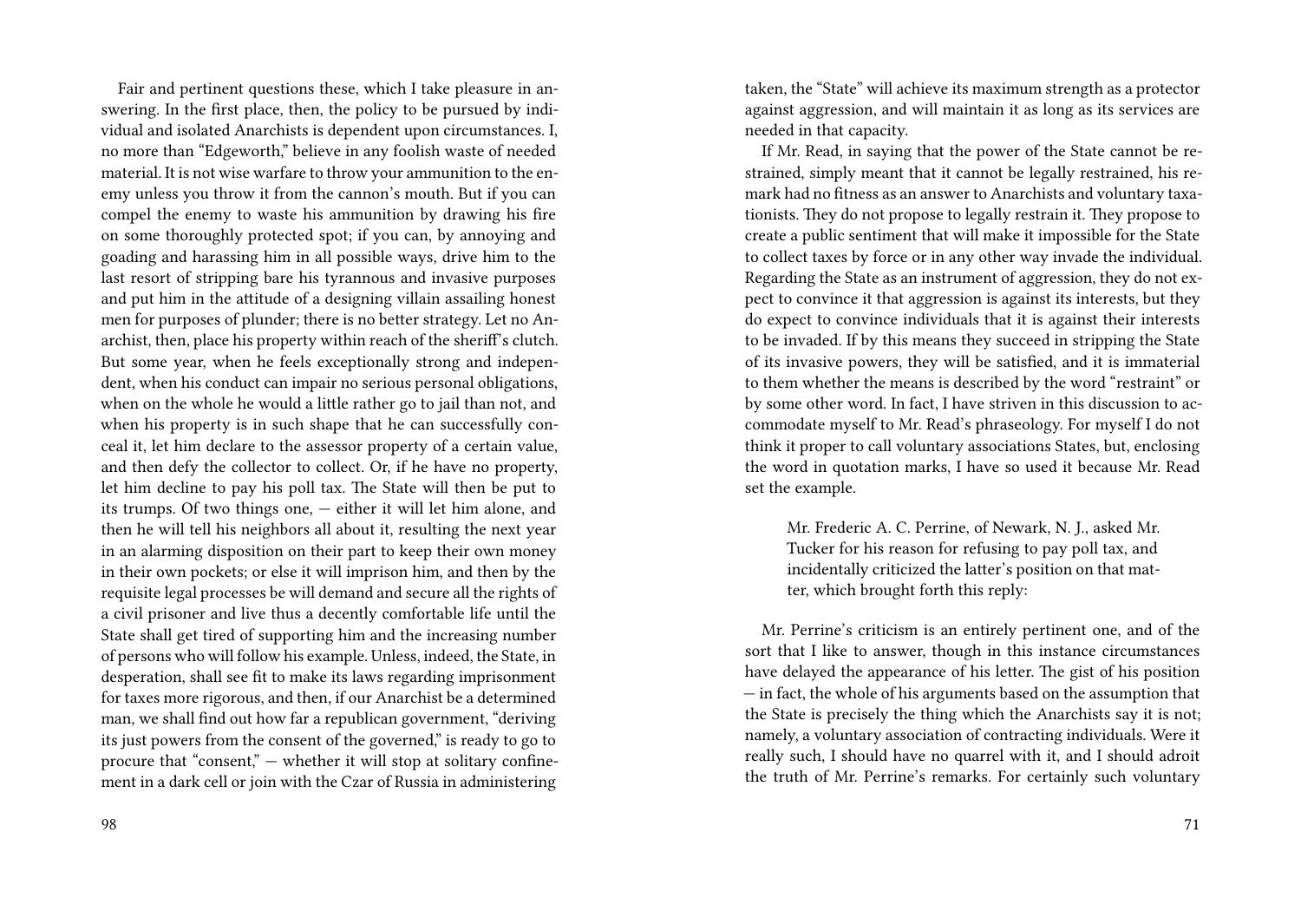Fair and pertinent questions these, which I take pleasure in answering. In the first place, then, the policy to be pursued by individual and isolated Anarchists is dependent upon circumstances. I, no more than "Edgeworth," believe in any foolish waste of needed material. It is not wise warfare to throw your ammunition to the enemy unless you throw it from the cannon's mouth. But if you can compel the enemy to waste his ammunition by drawing his fire on some thoroughly protected spot; if you can, by annoying and goading and harassing him in all possible ways, drive him to the last resort of stripping bare his tyrannous and invasive purposes and put him in the attitude of a designing villain assailing honest men for purposes of plunder; there is no better strategy. Let no Anarchist, then, place his property within reach of the sheriff's clutch. But some year, when he feels exceptionally strong and independent, when his conduct can impair no serious personal obligations, when on the whole he would a little rather go to jail than not, and when his property is in such shape that he can successfully conceal it, let him declare to the assessor property of a certain value, and then defy the collector to collect. Or, if he have no property, let him decline to pay his poll tax. The State will then be put to its trumps. Of two things one, — either it will let him alone, and then he will tell his neighbors all about it, resulting the next year in an alarming disposition on their part to keep their own money in their own pockets; or else it will imprison him, and then by the requisite legal processes be will demand and secure all the rights of a civil prisoner and live thus a decently comfortable life until the State shall get tired of supporting him and the increasing number of persons who will follow his example. Unless, indeed, the State, in desperation, shall see fit to make its laws regarding imprisonment for taxes more rigorous, and then, if our Anarchist be a determined man, we shall find out how far a republican government, "deriving its just powers from the consent of the governed," is ready to go to procure that "consent," — whether it will stop at solitary confinement in a dark cell or join with the Czar of Russia in administering

taken, the "State" will achieve its maximum strength as a protector against aggression, and will maintain it as long as its services are needed in that capacity.

If Mr. Read, in saying that the power of the State cannot be restrained, simply meant that it cannot be legally restrained, his remark had no fitness as an answer to Anarchists and voluntary taxationists. They do not propose to legally restrain it. They propose to create a public sentiment that will make it impossible for the State to collect taxes by force or in any other way invade the individual. Regarding the State as an instrument of aggression, they do not expect to convince it that aggression is against its interests, but they do expect to convince individuals that it is against their interests to be invaded. If by this means they succeed in stripping the State of its invasive powers, they will be satisfied, and it is immaterial to them whether the means is described by the word "restraint" or by some other word. In fact, I have striven in this discussion to accommodate myself to Mr. Read's phraseology. For myself I do not think it proper to call voluntary associations States, but, enclosing the word in quotation marks, I have so used it because Mr. Read set the example.

> Mr. Frederic A. C. Perrine, of Newark, N. J., asked Mr. Tucker for his reason for refusing to pay poll tax, and incidentally criticized the latter's position on that matter, which brought forth this reply:

Mr. Perrine's criticism is an entirely pertinent one, and of the sort that I like to answer, though in this instance circumstances have delayed the appearance of his letter. The gist of his position — in fact, the whole of his arguments based on the assumption that the State is precisely the thing which the Anarchists say it is not; namely, a voluntary association of contracting individuals. Were it really such, I should have no quarrel with it, and I should adroit the truth of Mr. Perrine's remarks. For certainly such voluntary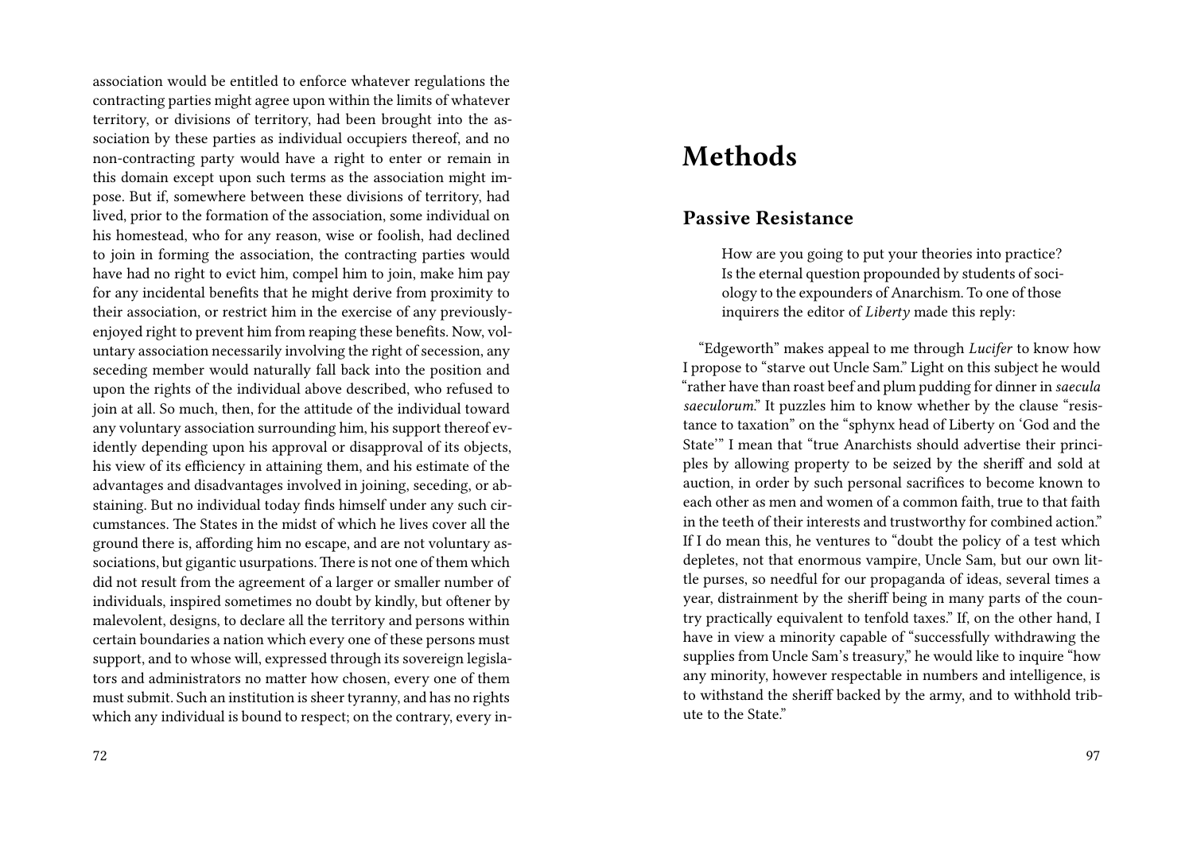association would be entitled to enforce whatever regulations the contracting parties might agree upon within the limits of whatever territory, or divisions of territory, had been brought into the association by these parties as individual occupiers thereof, and no non-contracting party would have a right to enter or remain in this domain except upon such terms as the association might impose. But if, somewhere between these divisions of territory, had lived, prior to the formation of the association, some individual on his homestead, who for any reason, wise or foolish, had declined to join in forming the association, the contracting parties would have had no right to evict him, compel him to join, make him pay for any incidental benefits that he might derive from proximity to their association, or restrict him in the exercise of any previously-enjoyed right to prevent him from reaping these benefits. Now, voluntary association necessarily involving the right of secession, any seceding member would naturally fall back into the position and upon the rights of the individual above described, who refused to join at all. So much, then, for the attitude of the individual toward any voluntary association surrounding him, his support thereof evidently depending upon his approval or disapproval of its objects, his view of its efficiency in attaining them, and his estimate of the advantages and disadvantages involved in joining, seceding, or abstaining. But no individual today finds himself under any such circumstances. The States in the midst of which he lives cover all the ground there is, affording him no escape, and are not voluntary associations, but gigantic usurpations. There is not one of them which did not result from the agreement of a larger or smaller number of individuals, inspired sometimes no doubt by kindly, but oftener by malevolent, designs, to declare all the territory and persons within certain boundaries a nation which every one of these persons must support, and to whose will, expressed through its sovereign legislators and administrators no matter how chosen, every one of them must submit. Such an institution is sheer tyranny, and has no rights which any individual is bound to respect; on the contrary, every in-

# Methods

## Passive Resistance

> How are you going to put your theories into practice? Is the eternal question propounded by students of sociology to the expounders of Anarchism. To one of those inquirers the editor of *Liberty* made this reply:

"Edgeworth" makes appeal to me through *Lucifer* to know how I propose to "starve out Uncle Sam." Light on this subject he would "rather have than roast beef and plum pudding for dinner in *saecula saeculorum*." It puzzles him to know whether by the clause "resistance to taxation" on the "sphynx head of Liberty on 'God and the State'" I mean that "true Anarchists should advertise their principles by allowing property to be seized by the sheriff and sold at auction, in order by such personal sacrifices to become known to each other as men and women of a common faith, true to that faith in the teeth of their interests and trustworthy for combined action." If I do mean this, he ventures to "doubt the policy of a test which depletes, not that enormous vampire, Uncle Sam, but our own little purses, so needful for our propaganda of ideas, several times a year, distrainment by the sheriff being in many parts of the country practically equivalent to tenfold taxes." If, on the other hand, I have in view a minority capable of "successfully withdrawing the supplies from Uncle Sam's treasury," he would like to inquire "how any minority, however respectable in numbers and intelligence, is to withstand the sheriff backed by the army, and to withhold tribute to the State."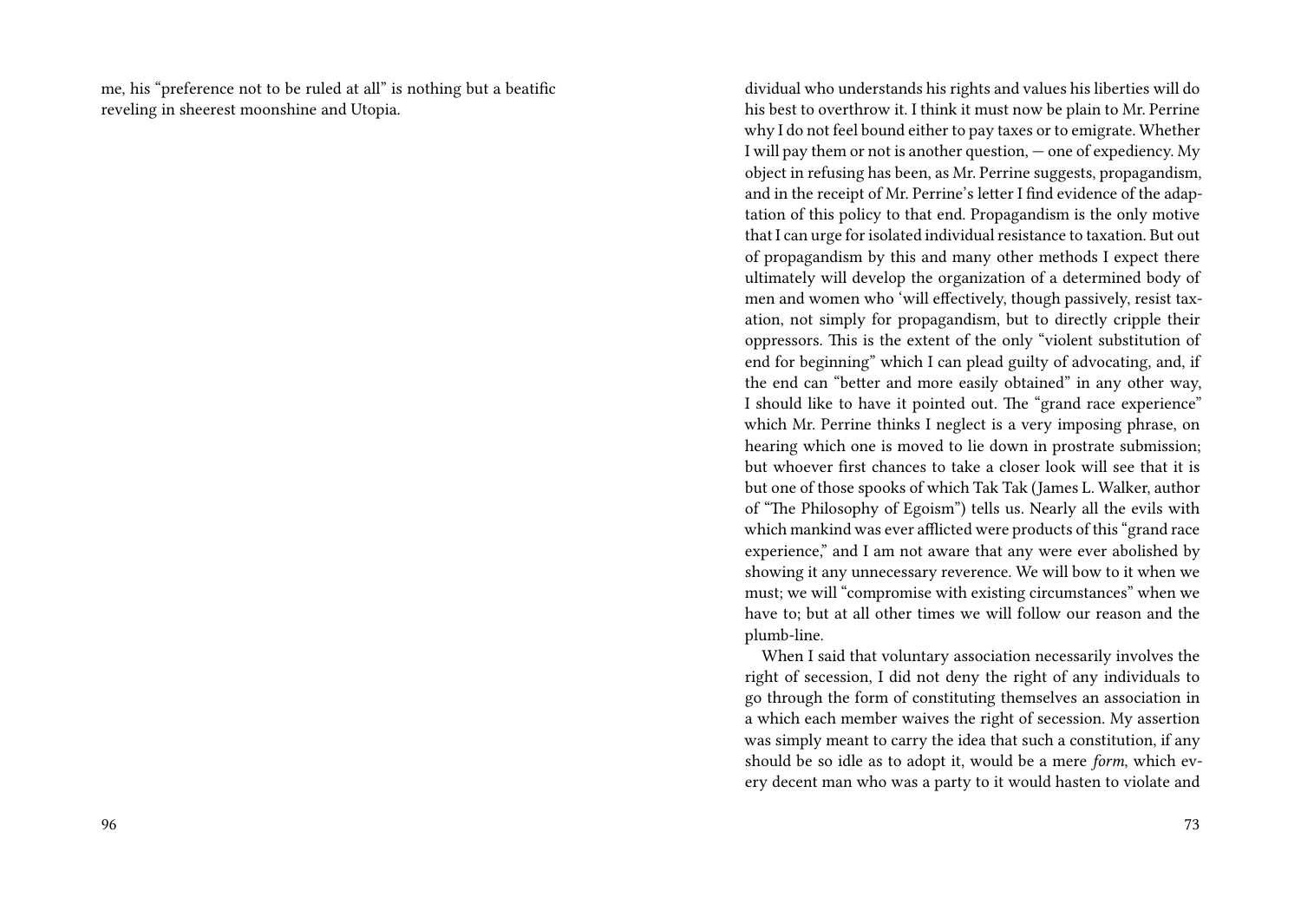me, his "preference not to be ruled at all" is nothing but a beatific reveling in sheerest moonshine and Utopia.

dividual who understands his rights and values his liberties will do his best to overthrow it. I think it must now be plain to Mr. Perrine why I do not feel bound either to pay taxes or to emigrate. Whether I will pay them or not is another question, — one of expediency. My object in refusing has been, as Mr. Perrine suggests, propagandism, and in the receipt of Mr. Perrine's letter I find evidence of the adaptation of this policy to that end. Propagandism is the only motive that I can urge for isolated individual resistance to taxation. But out of propagandism by this and many other methods I expect there ultimately will develop the organization of a determined body of men and women who 'will effectively, though passively, resist taxation, not simply for propagandism, but to directly cripple their oppressors. This is the extent of the only "violent substitution of end for beginning" which I can plead guilty of advocating, and, if the end can "better and more easily obtained" in any other way, I should like to have it pointed out. The "grand race experience" which Mr. Perrine thinks I neglect is a very imposing phrase, on hearing which one is moved to lie down in prostrate submission; but whoever first chances to take a closer look will see that it is but one of those spooks of which Tak Tak (James L. Walker, author of "The Philosophy of Egoism") tells us. Nearly all the evils with which mankind was ever afflicted were products of this "grand race experience," and I am not aware that any were ever abolished by showing it any unnecessary reverence. We will bow to it when we must; we will "compromise with existing circumstances" when we have to; but at all other times we will follow our reason and the plumb-line.

When I said that voluntary association necessarily involves the right of secession, I did not deny the right of any individuals to go through the form of constituting themselves an association in a which each member waives the right of secession. My assertion was simply meant to carry the idea that such a constitution, if any should be so idle as to adopt it, would be a mere *form*, which every decent man who was a party to it would hasten to violate and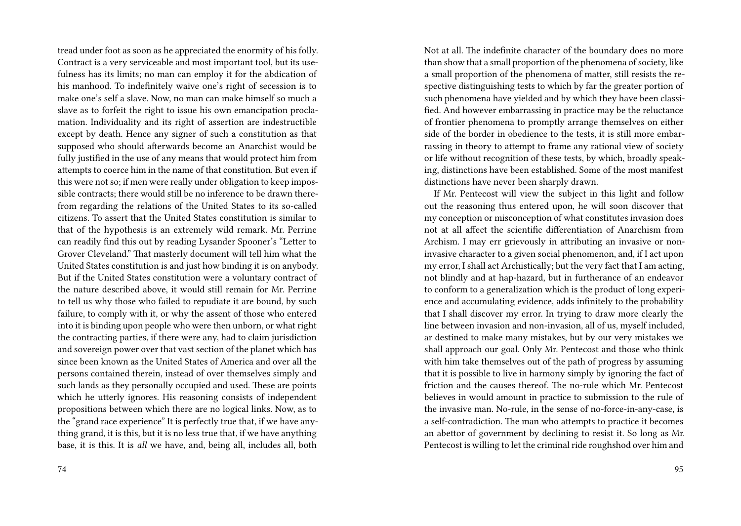tread under foot as soon as he appreciated the enormity of his folly. Contract is a very serviceable and most important tool, but its usefulness has its limits; no man can employ it for the abdication of his manhood. To indefinitely waive one's right of secession is to make one's self a slave. Now, no man can make himself so much a slave as to forfeit the right to issue his own emancipation proclamation. Individuality and its right of assertion are indestructible except by death. Hence any signer of such a constitution as that supposed who should afterwards become an Anarchist would be fully justified in the use of any means that would protect him from attempts to coerce him in the name of that constitution. But even if this were not so; if men were really under obligation to keep impossible contracts; there would still be no inference to be drawn therefrom regarding the relations of the United States to its so-called citizens. To assert that the United States constitution is similar to that of the hypothesis is an extremely wild remark. Mr. Perrine can readily find this out by reading Lysander Spooner's "Letter to Grover Cleveland." That masterly document will tell him what the United States constitution is and just how binding it is on anybody. But if the United States constitution were a voluntary contract of the nature described above, it would still remain for Mr. Perrine to tell us why those who failed to repudiate it are bound, by such failure, to comply with it, or why the assent of those who entered into it is binding upon people who were then unborn, or what right the contracting parties, if there were any, had to claim jurisdiction and sovereign power over that vast section of the planet which has since been known as the United States of America and over all the persons contained therein, instead of over themselves simply and such lands as they personally occupied and used. These are points which he utterly ignores. His reasoning consists of independent propositions between which there are no logical links. Now, as to the "grand race experience" It is perfectly true that, if we have anything grand, it is this, but it is no less true that, if we have anything base, it is this. It is *all* we have, and, being all, includes all, both

Not at all. The indefinite character of the boundary does no more than show that a small proportion of the phenomena of society, like a small proportion of the phenomena of matter, still resists the respective distinguishing tests to which by far the greater portion of such phenomena have yielded and by which they have been classified. And however embarrassing in practice may be the reluctance of frontier phenomena to promptly arrange themselves on either side of the border in obedience to the tests, it is still more embarrassing in theory to attempt to frame any rational view of society or life without recognition of these tests, by which, broadly speaking, distinctions have been established. Some of the most manifest distinctions have never been sharply drawn.

If Mr. Pentecost will view the subject in this light and follow out the reasoning thus entered upon, he will soon discover that my conception or misconception of what constitutes invasion does not at all affect the scientific differentiation of Anarchism from Archism. I may err grievously in attributing an invasive or non-invasive character to a given social phenomenon, and, if I act upon my error, I shall act Archistically; but the very fact that I am acting, not blindly and at hap-hazard, but in furtherance of an endeavor to conform to a generalization which is the product of long experience and accumulating evidence, adds infinitely to the probability that I shall discover my error. In trying to draw more clearly the line between invasion and non-invasion, all of us, myself included, ar destined to make many mistakes, but by our very mistakes we shall approach our goal. Only Mr. Pentecost and those who think with him take themselves out of the path of progress by assuming that it is possible to live in harmony simply by ignoring the fact of friction and the causes thereof. The no-rule which Mr. Pentecost believes in would amount in practice to submission to the rule of the invasive man. No-rule, in the sense of no-force-in-any-case, is a self-contradiction. The man who attempts to practice it becomes an abettor of government by declining to resist it. So long as Mr. Pentecost is willing to let the criminal ride roughshod over him and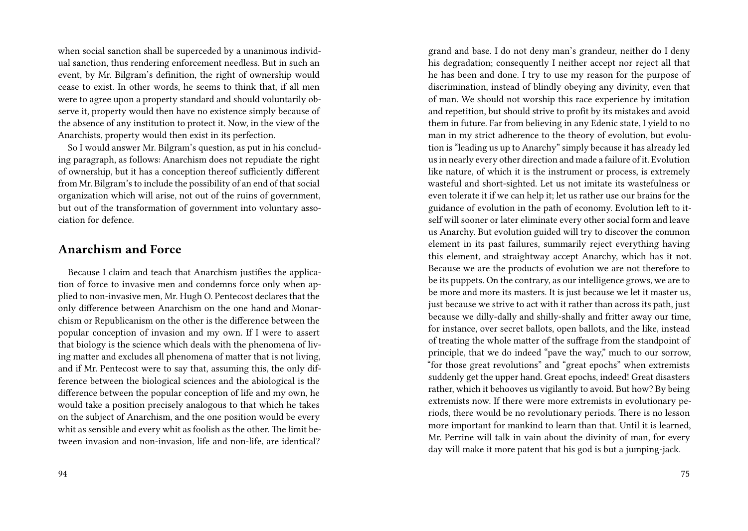when social sanction shall be superceded by a unanimous individual sanction, thus rendering enforcement needless. But in such an event, by Mr. Bilgram's definition, the right of ownership would cease to exist. In other words, he seems to think that, if all men were to agree upon a property standard and should voluntarily observe it, property would then have no existence simply because of the absence of any institution to protect it. Now, in the view of the Anarchists, property would then exist in its perfection.

So I would answer Mr. Bilgram's question, as put in his concluding paragraph, as follows: Anarchism does not repudiate the right of ownership, but it has a conception thereof sufficiently different from Mr. Bilgram's to include the possibility of an end of that social organization which will arise, not out of the ruins of government, but out of the transformation of government into voluntary association for defence.

## Anarchism and Force

Because I claim and teach that Anarchism justifies the application of force to invasive men and condemns force only when applied to non-invasive men, Mr. Hugh O. Pentecost declares that the only difference between Anarchism on the one hand and Monarchism or Republicanism on the other is the difference between the popular conception of invasion and my own. If I were to assert that biology is the science which deals with the phenomena of living matter and excludes all phenomena of matter that is not living, and if Mr. Pentecost were to say that, assuming this, the only difference between the biological sciences and the abiological is the difference between the popular conception of life and my own, he would take a position precisely analogous to that which he takes on the subject of Anarchism, and the one position would be every whit as sensible and every whit as foolish as the other. The limit between invasion and non-invasion, life and non-life, are identical?

grand and base. I do not deny man's grandeur, neither do I deny his degradation; consequently I neither accept nor reject all that he has been and done. I try to use my reason for the purpose of discrimination, instead of blindly obeying any divinity, even that of man. We should not worship this race experience by imitation and repetition, but should strive to profit by its mistakes and avoid them in future. Far from believing in any Edenic state, I yield to no man in my strict adherence to the theory of evolution, but evolution is "leading us up to Anarchy" simply because it has already led us in nearly every other direction and made a failure of it. Evolution like nature, of which it is the instrument or process, is extremely wasteful and short-sighted. Let us not imitate its wastefulness or even tolerate it if we can help it; let us rather use our brains for the guidance of evolution in the path of economy. Evolution left to itself will sooner or later eliminate every other social form and leave us Anarchy. But evolution guided will try to discover the common element in its past failures, summarily reject everything having this element, and straightway accept Anarchy, which has it not. Because we are the products of evolution we are not therefore to be its puppets. On the contrary, as our intelligence grows, we are to be more and more its masters. It is just because we let it master us, just because we strive to act with it rather than across its path, just because we dilly-dally and shilly-shally and fritter away our time, for instance, over secret ballots, open ballots, and the like, instead of treating the whole matter of the suffrage from the standpoint of principle, that we do indeed "pave the way," much to our sorrow, "for those great revolutions" and "great epochs" when extremists suddenly get the upper hand. Great epochs, indeed! Great disasters rather, which it behooves us vigilantly to avoid. But how? By being extremists now. If there were more extremists in evolutionary periods, there would be no revolutionary periods. There is no lesson more important for mankind to learn than that. Until it is learned, Mr. Perrine will talk in vain about the divinity of man, for every day will make it more patent that his god is but a jumping-jack.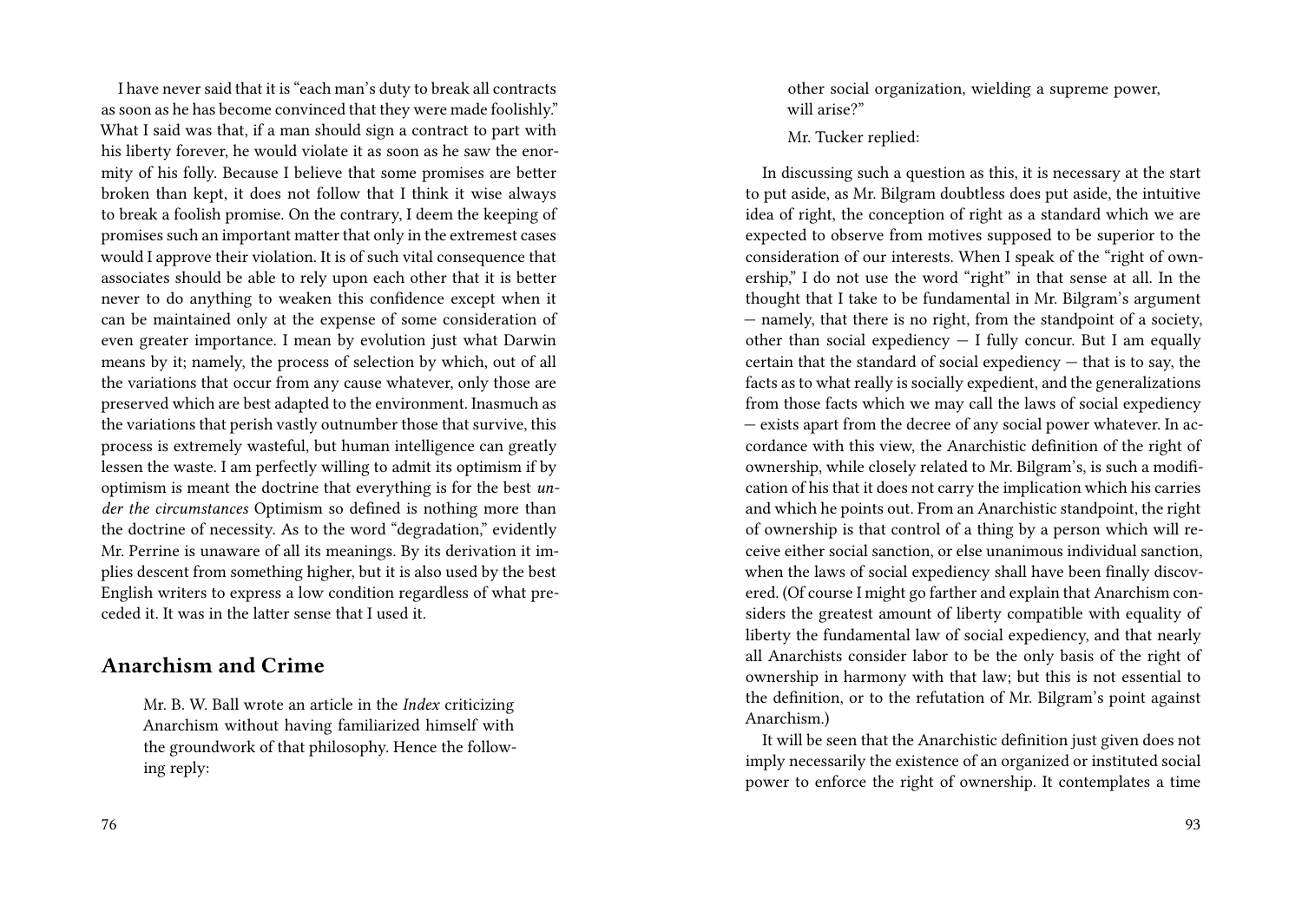I have never said that it is "each man's duty to break all contracts as soon as he has become convinced that they were made foolishly." What I said was that, if a man should sign a contract to part with his liberty forever, he would violate it as soon as he saw the enormity of his folly. Because I believe that some promises are better broken than kept, it does not follow that I think it wise always to break a foolish promise. On the contrary, I deem the keeping of promises such an important matter that only in the extremest cases would I approve their violation. It is of such vital consequence that associates should be able to rely upon each other that it is better never to do anything to weaken this confidence except when it can be maintained only at the expense of some consideration of even greater importance. I mean by evolution just what Darwin means by it; namely, the process of selection by which, out of all the variations that occur from any cause whatever, only those are preserved which are best adapted to the environment. Inasmuch as the variations that perish vastly outnumber those that survive, this process is extremely wasteful, but human intelligence can greatly lessen the waste. I am perfectly willing to admit its optimism if by optimism is meant the doctrine that everything is for the best *under the circumstances* Optimism so defined is nothing more than the doctrine of necessity. As to the word "degradation," evidently Mr. Perrine is unaware of all its meanings. By its derivation it implies descent from something higher, but it is also used by the best English writers to express a low condition regardless of what preceded it. It was in the latter sense that I used it.

## Anarchism and Crime

> Mr. B. W. Ball wrote an article in the *Index* criticizing Anarchism without having familiarized himself with the groundwork of that philosophy. Hence the following reply:

> other social organization, wielding a supreme power, will arise?"
>
> Mr. Tucker replied:

In discussing such a question as this, it is necessary at the start to put aside, as Mr. Bilgram doubtless does put aside, the intuitive idea of right, the conception of right as a standard which we are expected to observe from motives supposed to be superior to the consideration of our interests. When I speak of the "right of ownership," I do not use the word "right" in that sense at all. In the thought that I take to be fundamental in Mr. Bilgram's argument — namely, that there is no right, from the standpoint of a society, other than social expediency — I fully concur. But I am equally certain that the standard of social expediency — that is to say, the facts as to what really is socially expedient, and the generalizations from those facts which we may call the laws of social expediency — exists apart from the decree of any social power whatever. In accordance with this view, the Anarchistic definition of the right of ownership, while closely related to Mr. Bilgram's, is such a modification of his that it does not carry the implication which his carries and which he points out. From an Anarchistic standpoint, the right of ownership is that control of a thing by a person which will receive either social sanction, or else unanimous individual sanction, when the laws of social expediency shall have been finally discovered. (Of course I might go farther and explain that Anarchism considers the greatest amount of liberty compatible with equality of liberty the fundamental law of social expediency, and that nearly all Anarchists consider labor to be the only basis of the right of ownership in harmony with that law; but this is not essential to the definition, or to the refutation of Mr. Bilgram's point against Anarchism.)

It will be seen that the Anarchistic definition just given does not imply necessarily the existence of an organized or instituted social power to enforce the right of ownership. It contemplates a time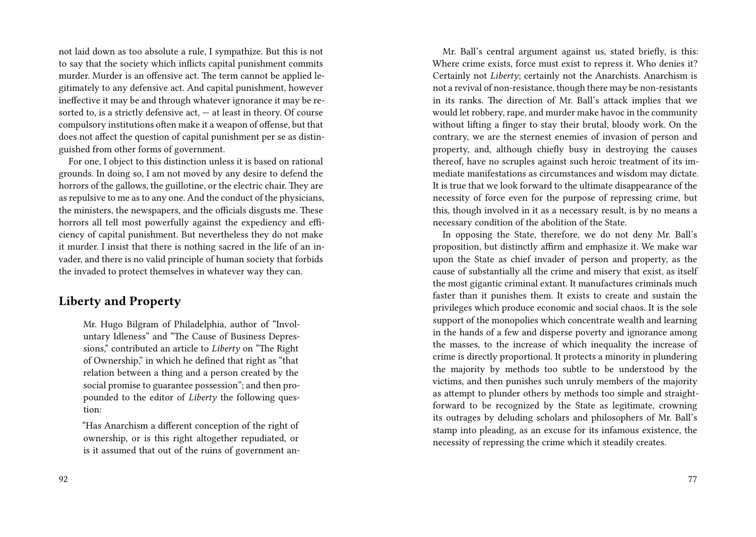not laid down as too absolute a rule, I sympathize. But this is not to say that the society which inflicts capital punishment commits murder. Murder is an offensive act. The term cannot be applied legitimately to any defensive act. And capital punishment, however ineffective it may be and through whatever ignorance it may be resorted to, is a strictly defensive act, — at least in theory. Of course compulsory institutions often make it a weapon of offense, but that does not affect the question of capital punishment per se as distinguished from other forms of government.

For one, I object to this distinction unless it is based on rational grounds. In doing so, I am not moved by any desire to defend the horrors of the gallows, the guillotine, or the electric chair. They are as repulsive to me as to any one. And the conduct of the physicians, the ministers, the newspapers, and the officials disgusts me. These horrors all tell most powerfully against the expediency and efficiency of capital punishment. But nevertheless they do not make it murder. I insist that there is nothing sacred in the life of an invader, and there is no valid principle of human society that forbids the invaded to protect themselves in whatever way they can.

## Liberty and Property

> Mr. Hugo Bilgram of Philadelphia, author of "Involuntary Idleness" and "The Cause of Business Depressions," contributed an article to *Liberty* on "The Right of Ownership," in which he defined that right as "that relation between a thing and a person created by the social promise to guarantee possession"; and then propounded to the editor of *Liberty* the following question:
>
> "Has Anarchism a different conception of the right of ownership, or is this right altogether repudiated, or is it assumed that out of the ruins of government an-

Mr. Ball's central argument against us, stated briefly, is this: Where crime exists, force must exist to repress it. Who denies it? Certainly not *Liberty*; certainly not the Anarchists. Anarchism is not a revival of non-resistance, though there may be non-resistants in its ranks. The direction of Mr. Ball's attack implies that we would let robbery, rape, and murder make havoc in the community without lifting a finger to stay their brutal, bloody work. On the contrary, we are the sternest enemies of invasion of person and property, and, although chiefly busy in destroying the causes thereof, have no scruples against such heroic treatment of its immediate manifestations as circumstances and wisdom may dictate. It is true that we look forward to the ultimate disappearance of the necessity of force even for the purpose of repressing crime, but this, though involved in it as a necessary result, is by no means a necessary condition of the abolition of the State.

In opposing the State, therefore, we do not deny Mr. Ball's proposition, but distinctly affirm and emphasize it. We make war upon the State as chief invader of person and property, as the cause of substantially all the crime and misery that exist, as itself the most gigantic criminal extant. It manufactures criminals much faster than it punishes them. It exists to create and sustain the privileges which produce economic and social chaos. It is the sole support of the monopolies which concentrate wealth and learning in the hands of a few and disperse poverty and ignorance among the masses, to the increase of which inequality the increase of crime is directly proportional. It protects a minority in plundering the majority by methods too subtle to be understood by the victims, and then punishes such unruly members of the majority as attempt to plunder others by methods too simple and straightforward to be recognized by the State as legitimate, crowning its outrages by deluding scholars and philosophers of Mr. Ball's stamp into pleading, as an excuse for its infamous existence, the necessity of repressing the crime which it steadily creates.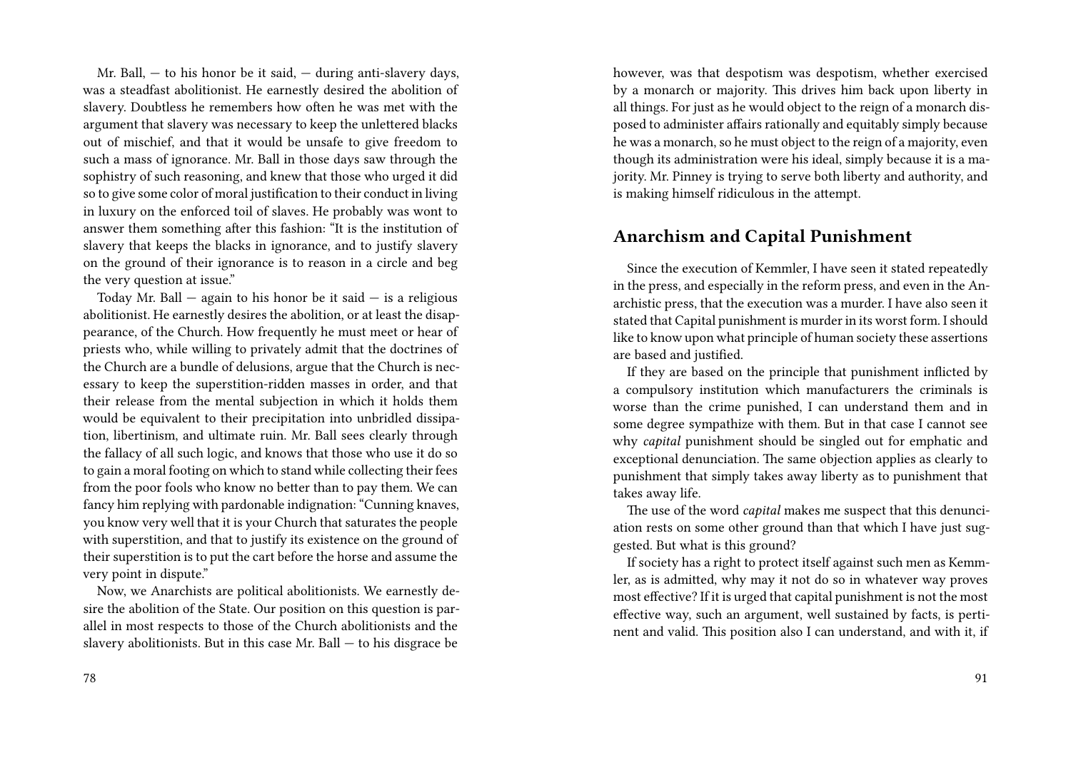Mr. Ball, — to his honor be it said, — during anti-slavery days, was a steadfast abolitionist. He earnestly desired the abolition of slavery. Doubtless he remembers how often he was met with the argument that slavery was necessary to keep the unlettered blacks out of mischief, and that it would be unsafe to give freedom to such a mass of ignorance. Mr. Ball in those days saw through the sophistry of such reasoning, and knew that those who urged it did so to give some color of moral justification to their conduct in living in luxury on the enforced toil of slaves. He probably was wont to answer them something after this fashion: "It is the institution of slavery that keeps the blacks in ignorance, and to justify slavery on the ground of their ignorance is to reason in a circle and beg the very question at issue."

Today Mr. Ball — again to his honor be it said — is a religious abolitionist. He earnestly desires the abolition, or at least the disappearance, of the Church. How frequently he must meet or hear of priests who, while willing to privately admit that the doctrines of the Church are a bundle of delusions, argue that the Church is necessary to keep the superstition-ridden masses in order, and that their release from the mental subjection in which it holds them would be equivalent to their precipitation into unbridled dissipation, libertinism, and ultimate ruin. Mr. Ball sees clearly through the fallacy of all such logic, and knows that those who use it do so to gain a moral footing on which to stand while collecting their fees from the poor fools who know no better than to pay them. We can fancy him replying with pardonable indignation: "Cunning knaves, you know very well that it is your Church that saturates the people with superstition, and that to justify its existence on the ground of their superstition is to put the cart before the horse and assume the very point in dispute."

Now, we Anarchists are political abolitionists. We earnestly desire the abolition of the State. Our position on this question is parallel in most respects to those of the Church abolitionists and the slavery abolitionists. But in this case Mr. Ball — to his disgrace be

however, was that despotism was despotism, whether exercised by a monarch or majority. This drives him back upon liberty in all things. For just as he would object to the reign of a monarch disposed to administer affairs rationally and equitably simply because he was a monarch, so he must object to the reign of a majority, even though its administration were his ideal, simply because it is a majority. Mr. Pinney is trying to serve both liberty and authority, and is making himself ridiculous in the attempt.

## Anarchism and Capital Punishment

Since the execution of Kemmler, I have seen it stated repeatedly in the press, and especially in the reform press, and even in the Anarchistic press, that the execution was a murder. I have also seen it stated that Capital punishment is murder in its worst form. I should like to know upon what principle of human society these assertions are based and justified.

If they are based on the principle that punishment inflicted by a compulsory institution which manufacturers the criminals is worse than the crime punished, I can understand them and in some degree sympathize with them. But in that case I cannot see why *capital* punishment should be singled out for emphatic and exceptional denunciation. The same objection applies as clearly to punishment that simply takes away liberty as to punishment that takes away life.

The use of the word *capital* makes me suspect that this denunciation rests on some other ground than that which I have just suggested. But what is this ground?

If society has a right to protect itself against such men as Kemmler, as is admitted, why may it not do so in whatever way proves most effective? If it is urged that capital punishment is not the most effective way, such an argument, well sustained by facts, is pertinent and valid. This position also I can understand, and with it, if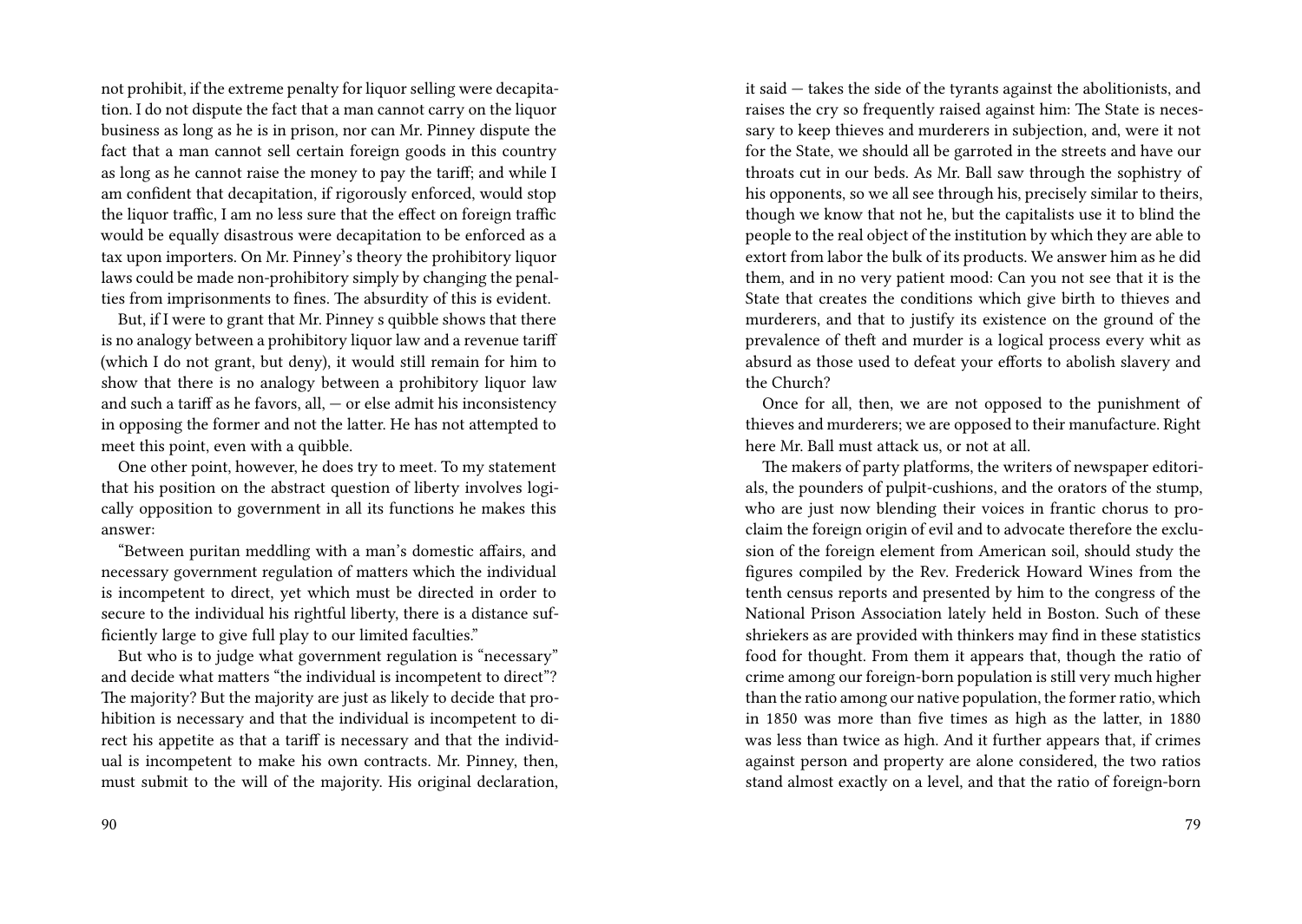not prohibit, if the extreme penalty for liquor selling were decapitation. I do not dispute the fact that a man cannot carry on the liquor business as long as he is in prison, nor can Mr. Pinney dispute the fact that a man cannot sell certain foreign goods in this country as long as he cannot raise the money to pay the tariff; and while I am confident that decapitation, if rigorously enforced, would stop the liquor traffic, I am no less sure that the effect on foreign traffic would be equally disastrous were decapitation to be enforced as a tax upon importers. On Mr. Pinney's theory the prohibitory liquor laws could be made non-prohibitory simply by changing the penalties from imprisonments to fines. The absurdity of this is evident.

But, if I were to grant that Mr. Pinney s quibble shows that there is no analogy between a prohibitory liquor law and a revenue tariff (which I do not grant, but deny), it would still remain for him to show that there is no analogy between a prohibitory liquor law and such a tariff as he favors, all, — or else admit his inconsistency in opposing the former and not the latter. He has not attempted to meet this point, even with a quibble.

One other point, however, he does try to meet. To my statement that his position on the abstract question of liberty involves logically opposition to government in all its functions he makes this answer:

"Between puritan meddling with a man's domestic affairs, and necessary government regulation of matters which the individual is incompetent to direct, yet which must be directed in order to secure to the individual his rightful liberty, there is a distance sufficiently large to give full play to our limited faculties."

But who is to judge what government regulation is "necessary" and decide what matters "the individual is incompetent to direct"? The majority? But the majority are just as likely to decide that prohibition is necessary and that the individual is incompetent to direct his appetite as that a tariff is necessary and that the individual is incompetent to make his own contracts. Mr. Pinney, then, must submit to the will of the majority. His original declaration,

it said — takes the side of the tyrants against the abolitionists, and raises the cry so frequently raised against him: The State is necessary to keep thieves and murderers in subjection, and, were it not for the State, we should all be garroted in the streets and have our throats cut in our beds. As Mr. Ball saw through the sophistry of his opponents, so we all see through his, precisely similar to theirs, though we know that not he, but the capitalists use it to blind the people to the real object of the institution by which they are able to extort from labor the bulk of its products. We answer him as he did them, and in no very patient mood: Can you not see that it is the State that creates the conditions which give birth to thieves and murderers, and that to justify its existence on the ground of the prevalence of theft and murder is a logical process every whit as absurd as those used to defeat your efforts to abolish slavery and the Church?

Once for all, then, we are not opposed to the punishment of thieves and murderers; we are opposed to their manufacture. Right here Mr. Ball must attack us, or not at all.

The makers of party platforms, the writers of newspaper editorials, the pounders of pulpit-cushions, and the orators of the stump, who are just now blending their voices in frantic chorus to proclaim the foreign origin of evil and to advocate therefore the exclusion of the foreign element from American soil, should study the figures compiled by the Rev. Frederick Howard Wines from the tenth census reports and presented by him to the congress of the National Prison Association lately held in Boston. Such of these shriekers as are provided with thinkers may find in these statistics food for thought. From them it appears that, though the ratio of crime among our foreign-born population is still very much higher than the ratio among our native population, the former ratio, which in 1850 was more than five times as high as the latter, in 1880 was less than twice as high. And it further appears that, if crimes against person and property are alone considered, the two ratios stand almost exactly on a level, and that the ratio of foreign-born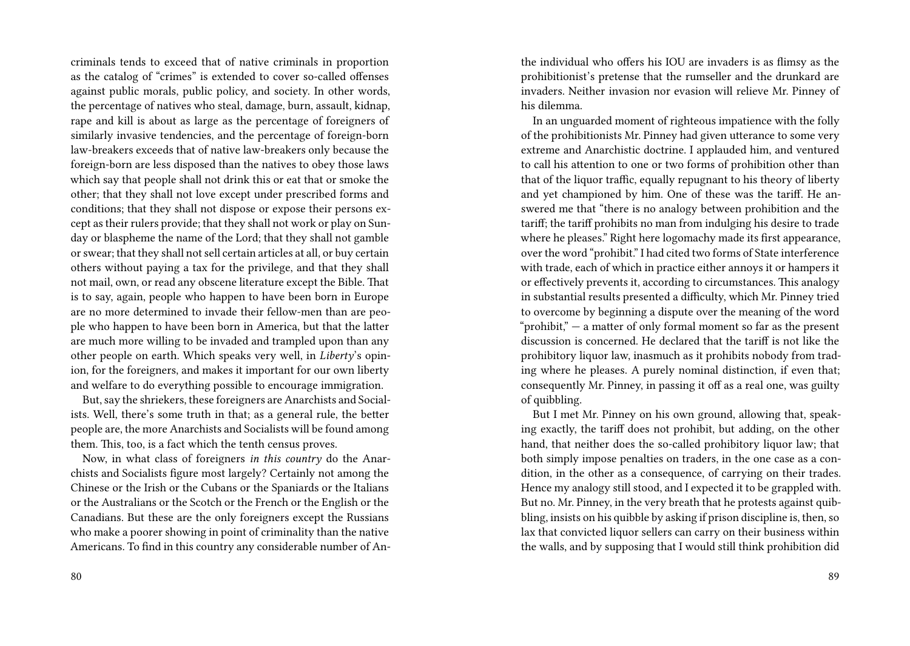criminals tends to exceed that of native criminals in proportion as the catalog of "crimes" is extended to cover so-called offenses against public morals, public policy, and society. In other words, the percentage of natives who steal, damage, burn, assault, kidnap, rape and kill is about as large as the percentage of foreigners of similarly invasive tendencies, and the percentage of foreign-born law-breakers exceeds that of native law-breakers only because the foreign-born are less disposed than the natives to obey those laws which say that people shall not drink this or eat that or smoke the other; that they shall not love except under prescribed forms and conditions; that they shall not dispose or expose their persons except as their rulers provide; that they shall not work or play on Sunday or blaspheme the name of the Lord; that they shall not gamble or swear; that they shall not sell certain articles at all, or buy certain others without paying a tax for the privilege, and that they shall not mail, own, or read any obscene literature except the Bible. That is to say, again, people who happen to have been born in Europe are no more determined to invade their fellow-men than are people who happen to have been born in America, but that the latter are much more willing to be invaded and trampled upon than any other people on earth. Which speaks very well, in *Liberty*'s opinion, for the foreigners, and makes it important for our own liberty and welfare to do everything possible to encourage immigration.

But, say the shriekers, these foreigners are Anarchists and Socialists. Well, there's some truth in that; as a general rule, the better people are, the more Anarchists and Socialists will be found among them. This, too, is a fact which the tenth census proves.

Now, in what class of foreigners *in this country* do the Anarchists and Socialists figure most largely? Certainly not among the Chinese or the Irish or the Cubans or the Spaniards or the Italians or the Australians or the Scotch or the French or the English or the Canadians. But these are the only foreigners except the Russians who make a poorer showing in point of criminality than the native Americans. To find in this country any considerable number of An-

the individual who offers his IOU are invaders is as flimsy as the prohibitionist's pretense that the rumseller and the drunkard are invaders. Neither invasion nor evasion will relieve Mr. Pinney of his dilemma.

In an unguarded moment of righteous impatience with the folly of the prohibitionists Mr. Pinney had given utterance to some very extreme and Anarchistic doctrine. I applauded him, and ventured to call his attention to one or two forms of prohibition other than that of the liquor traffic, equally repugnant to his theory of liberty and yet championed by him. One of these was the tariff. He answered me that "there is no analogy between prohibition and the tariff; the tariff prohibits no man from indulging his desire to trade where he pleases." Right here logomachy made its first appearance, over the word "prohibit." I had cited two forms of State interference with trade, each of which in practice either annoys it or hampers it or effectively prevents it, according to circumstances. This analogy in substantial results presented a difficulty, which Mr. Pinney tried to overcome by beginning a dispute over the meaning of the word "prohibit," — a matter of only formal moment so far as the present discussion is concerned. He declared that the tariff is not like the prohibitory liquor law, inasmuch as it prohibits nobody from trading where he pleases. A purely nominal distinction, if even that; consequently Mr. Pinney, in passing it off as a real one, was guilty of quibbling.

But I met Mr. Pinney on his own ground, allowing that, speaking exactly, the tariff does not prohibit, but adding, on the other hand, that neither does the so-called prohibitory liquor law; that both simply impose penalties on traders, in the one case as a condition, in the other as a consequence, of carrying on their trades. Hence my analogy still stood, and I expected it to be grappled with. But no. Mr. Pinney, in the very breath that he protests against quibbling, insists on his quibble by asking if prison discipline is, then, so lax that convicted liquor sellers can carry on their business within the walls, and by supposing that I would still think prohibition did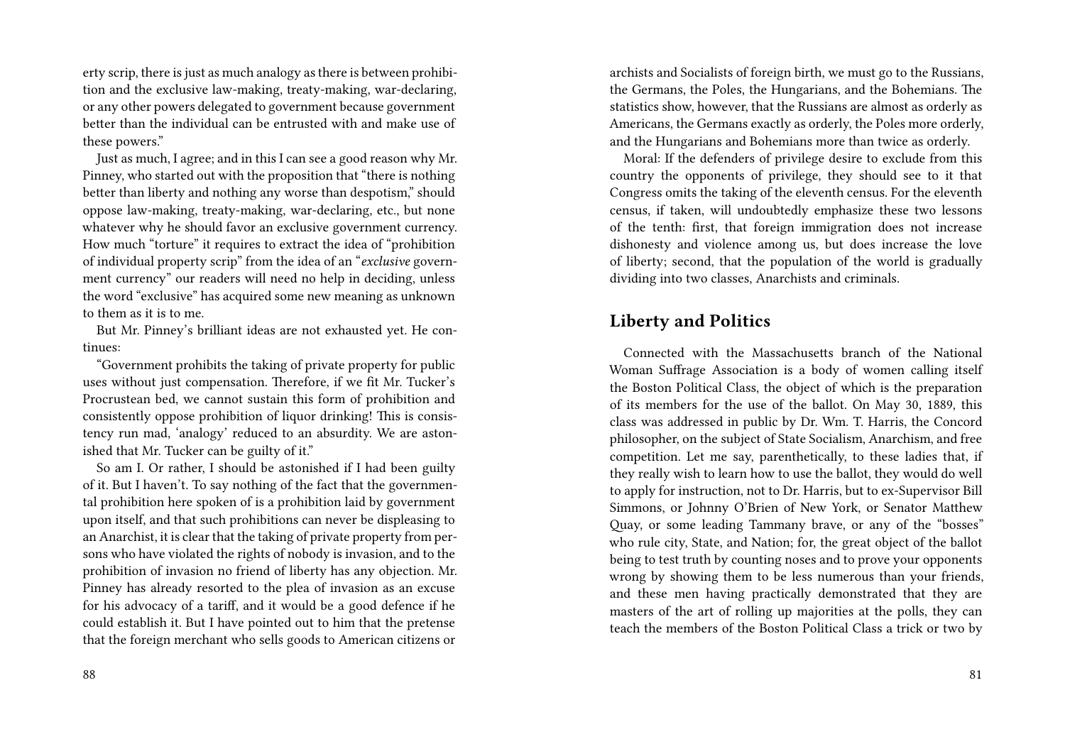erty scrip, there is just as much analogy as there is between prohibition and the exclusive law-making, treaty-making, war-declaring, or any other powers delegated to government because government better than the individual can be entrusted with and make use of these powers."

Just as much, I agree; and in this I can see a good reason why Mr. Pinney, who started out with the proposition that "there is nothing better than liberty and nothing any worse than despotism," should oppose law-making, treaty-making, war-declaring, etc., but none whatever why he should favor an exclusive government currency. How much "torture" it requires to extract the idea of "prohibition of individual property scrip" from the idea of an "*exclusive* government currency" our readers will need no help in deciding, unless the word "exclusive" has acquired some new meaning as unknown to them as it is to me.

But Mr. Pinney's brilliant ideas are not exhausted yet. He continues:

"Government prohibits the taking of private property for public uses without just compensation. Therefore, if we fit Mr. Tucker's Procrustean bed, we cannot sustain this form of prohibition and consistently oppose prohibition of liquor drinking! This is consistency run mad, 'analogy' reduced to an absurdity. We are astonished that Mr. Tucker can be guilty of it."

So am I. Or rather, I should be astonished if I had been guilty of it. But I haven't. To say nothing of the fact that the governmental prohibition here spoken of is a prohibition laid by government upon itself, and that such prohibitions can never be displeasing to an Anarchist, it is clear that the taking of private property from persons who have violated the rights of nobody is invasion, and to the prohibition of invasion no friend of liberty has any objection. Mr. Pinney has already resorted to the plea of invasion as an excuse for his advocacy of a tariff, and it would be a good defence if he could establish it. But I have pointed out to him that the pretense that the foreign merchant who sells goods to American citizens or

archists and Socialists of foreign birth, we must go to the Russians, the Germans, the Poles, the Hungarians, and the Bohemians. The statistics show, however, that the Russians are almost as orderly as Americans, the Germans exactly as orderly, the Poles more orderly, and the Hungarians and Bohemians more than twice as orderly.

Moral: If the defenders of privilege desire to exclude from this country the opponents of privilege, they should see to it that Congress omits the taking of the eleventh census. For the eleventh census, if taken, will undoubtedly emphasize these two lessons of the tenth: first, that foreign immigration does not increase dishonesty and violence among us, but does increase the love of liberty; second, that the population of the world is gradually dividing into two classes, Anarchists and criminals.

## Liberty and Politics

Connected with the Massachusetts branch of the National Woman Suffrage Association is a body of women calling itself the Boston Political Class, the object of which is the preparation of its members for the use of the ballot. On May 30, 1889, this class was addressed in public by Dr. Wm. T. Harris, the Concord philosopher, on the subject of State Socialism, Anarchism, and free competition. Let me say, parenthetically, to these ladies that, if they really wish to learn how to use the ballot, they would do well to apply for instruction, not to Dr. Harris, but to ex-Supervisor Bill Simmons, or Johnny O'Brien of New York, or Senator Matthew Quay, or some leading Tammany brave, or any of the "bosses" who rule city, State, and Nation; for, the great object of the ballot being to test truth by counting noses and to prove your opponents wrong by showing them to be less numerous than your friends, and these men having practically demonstrated that they are masters of the art of rolling up majorities at the polls, they can teach the members of the Boston Political Class a trick or two by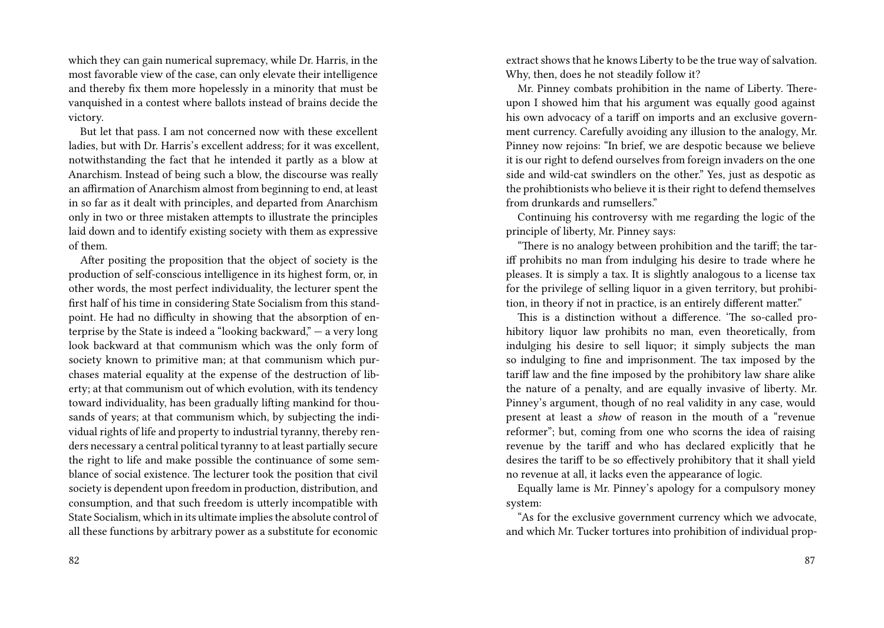which they can gain numerical supremacy, while Dr. Harris, in the most favorable view of the case, can only elevate their intelligence and thereby fix them more hopelessly in a minority that must be vanquished in a contest where ballots instead of brains decide the victory.

But let that pass. I am not concerned now with these excellent ladies, but with Dr. Harris's excellent address; for it was excellent, notwithstanding the fact that he intended it partly as a blow at Anarchism. Instead of being such a blow, the discourse was really an affirmation of Anarchism almost from beginning to end, at least in so far as it dealt with principles, and departed from Anarchism only in two or three mistaken attempts to illustrate the principles laid down and to identify existing society with them as expressive of them.

After positing the proposition that the object of society is the production of self-conscious intelligence in its highest form, or, in other words, the most perfect individuality, the lecturer spent the first half of his time in considering State Socialism from this standpoint. He had no difficulty in showing that the absorption of enterprise by the State is indeed a "looking backward," — a very long look backward at that communism which was the only form of society known to primitive man; at that communism which purchases material equality at the expense of the destruction of liberty; at that communism out of which evolution, with its tendency toward individuality, has been gradually lifting mankind for thousands of years; at that communism which, by subjecting the individual rights of life and property to industrial tyranny, thereby renders necessary a central political tyranny to at least partially secure the right to life and make possible the continuance of some semblance of social existence. The lecturer took the position that civil society is dependent upon freedom in production, distribution, and consumption, and that such freedom is utterly incompatible with State Socialism, which in its ultimate implies the absolute control of all these functions by arbitrary power as a substitute for economic

extract shows that he knows Liberty to be the true way of salvation. Why, then, does he not steadily follow it?

Mr. Pinney combats prohibition in the name of Liberty. Thereupon I showed him that his argument was equally good against his own advocacy of a tariff on imports and an exclusive government currency. Carefully avoiding any illusion to the analogy, Mr. Pinney now rejoins: "In brief, we are despotic because we believe it is our right to defend ourselves from foreign invaders on the one side and wild-cat swindlers on the other." Yes, just as despotic as the prohibtionists who believe it is their right to defend themselves from drunkards and rumsellers."

Continuing his controversy with me regarding the logic of the principle of liberty, Mr. Pinney says:

"There is no analogy between prohibition and the tariff; the tariff prohibits no man from indulging his desire to trade where he pleases. It is simply a tax. It is slightly analogous to a license tax for the privilege of selling liquor in a given territory, but prohibition, in theory if not in practice, is an entirely different matter."

This is a distinction without a difference. 'The so-called prohibitory liquor law prohibits no man, even theoretically, from indulging his desire to sell liquor; it simply subjects the man so indulging to fine and imprisonment. The tax imposed by the tariff law and the fine imposed by the prohibitory law share alike the nature of a penalty, and are equally invasive of liberty. Mr. Pinney's argument, though of no real validity in any case, would present at least a *show* of reason in the mouth of a "revenue reformer"; but, coming from one who scorns the idea of raising revenue by the tariff and who has declared explicitly that he desires the tariff to be so effectively prohibitory that it shall yield no revenue at all, it lacks even the appearance of logic.

Equally lame is Mr. Pinney's apology for a compulsory money system:

"As for the exclusive government currency which we advocate, and which Mr. Tucker tortures into prohibition of individual prop-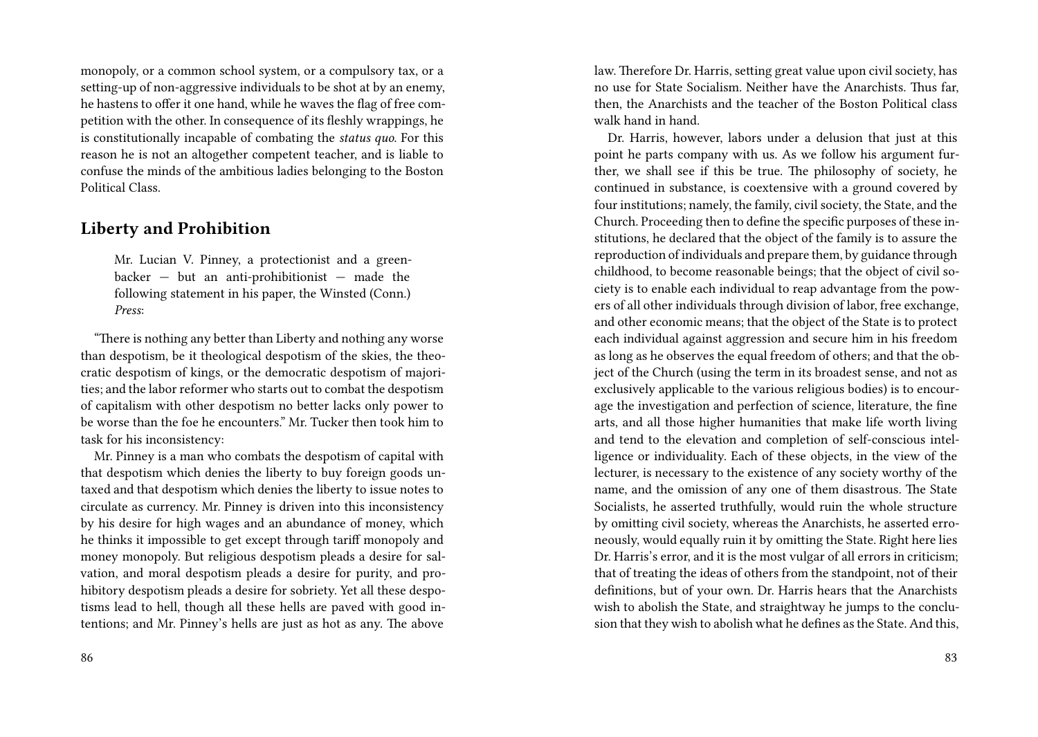monopoly, or a common school system, or a compulsory tax, or a setting-up of non-aggressive individuals to be shot at by an enemy, he hastens to offer it one hand, while he waves the flag of free competition with the other. In consequence of its fleshly wrappings, he is constitutionally incapable of combating the *status quo*. For this reason he is not an altogether competent teacher, and is liable to confuse the minds of the ambitious ladies belonging to the Boston Political Class.

## Liberty and Prohibition

> Mr. Lucian V. Pinney, a protectionist and a greenbacker — but an anti-prohibitionist — made the following statement in his paper, the Winsted (Conn.) *Press*:

"There is nothing any better than Liberty and nothing any worse than despotism, be it theological despotism of the skies, the theocratic despotism of kings, or the democratic despotism of majorities; and the labor reformer who starts out to combat the despotism of capitalism with other despotism no better lacks only power to be worse than the foe he encounters." Mr. Tucker then took him to task for his inconsistency:

Mr. Pinney is a man who combats the despotism of capital with that despotism which denies the liberty to buy foreign goods untaxed and that despotism which denies the liberty to issue notes to circulate as currency. Mr. Pinney is driven into this inconsistency by his desire for high wages and an abundance of money, which he thinks it impossible to get except through tariff monopoly and money monopoly. But religious despotism pleads a desire for salvation, and moral despotism pleads a desire for purity, and prohibitory despotism pleads a desire for sobriety. Yet all these despotisms lead to hell, though all these hells are paved with good intentions; and Mr. Pinney's hells are just as hot as any. The above

law. Therefore Dr. Harris, setting great value upon civil society, has no use for State Socialism. Neither have the Anarchists. Thus far, then, the Anarchists and the teacher of the Boston Political class walk hand in hand.

Dr. Harris, however, labors under a delusion that just at this point he parts company with us. As we follow his argument further, we shall see if this be true. The philosophy of society, he continued in substance, is coextensive with a ground covered by four institutions; namely, the family, civil society, the State, and the Church. Proceeding then to define the specific purposes of these institutions, he declared that the object of the family is to assure the reproduction of individuals and prepare them, by guidance through childhood, to become reasonable beings; that the object of civil society is to enable each individual to reap advantage from the powers of all other individuals through division of labor, free exchange, and other economic means; that the object of the State is to protect each individual against aggression and secure him in his freedom as long as he observes the equal freedom of others; and that the object of the Church (using the term in its broadest sense, and not as exclusively applicable to the various religious bodies) is to encourage the investigation and perfection of science, literature, the fine arts, and all those higher humanities that make life worth living and tend to the elevation and completion of self-conscious intelligence or individuality. Each of these objects, in the view of the lecturer, is necessary to the existence of any society worthy of the name, and the omission of any one of them disastrous. The State Socialists, he asserted truthfully, would ruin the whole structure by omitting civil society, whereas the Anarchists, he asserted erroneously, would equally ruin it by omitting the State. Right here lies Dr. Harris's error, and it is the most vulgar of all errors in criticism; that of treating the ideas of others from the standpoint, not of their definitions, but of your own. Dr. Harris hears that the Anarchists wish to abolish the State, and straightway he jumps to the conclusion that they wish to abolish what he defines as the State. And this,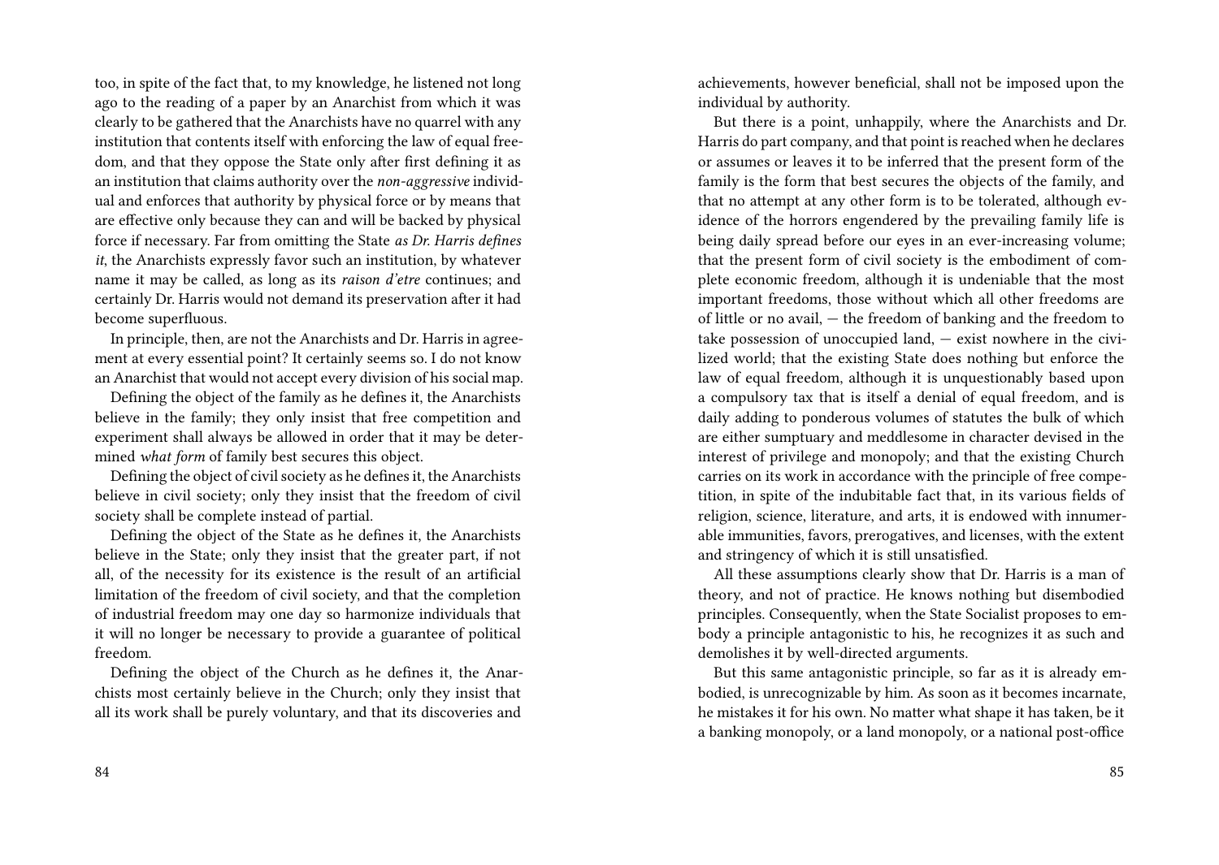too, in spite of the fact that, to my knowledge, he listened not long ago to the reading of a paper by an Anarchist from which it was clearly to be gathered that the Anarchists have no quarrel with any institution that contents itself with enforcing the law of equal freedom, and that they oppose the State only after first defining it as an institution that claims authority over the *non-aggressive* individual and enforces that authority by physical force or by means that are effective only because they can and will be backed by physical force if necessary. Far from omitting the State *as Dr. Harris defines it*, the Anarchists expressly favor such an institution, by whatever name it may be called, as long as its *raison d'etre* continues; and certainly Dr. Harris would not demand its preservation after it had become superfluous.

In principle, then, are not the Anarchists and Dr. Harris in agreement at every essential point? It certainly seems so. I do not know an Anarchist that would not accept every division of his social map.

Defining the object of the family as he defines it, the Anarchists believe in the family; they only insist that free competition and experiment shall always be allowed in order that it may be determined *what form* of family best secures this object.

Defining the object of civil society as he defines it, the Anarchists believe in civil society; only they insist that the freedom of civil society shall be complete instead of partial.

Defining the object of the State as he defines it, the Anarchists believe in the State; only they insist that the greater part, if not all, of the necessity for its existence is the result of an artificial limitation of the freedom of civil society, and that the completion of industrial freedom may one day so harmonize individuals that it will no longer be necessary to provide a guarantee of political freedom.

Defining the object of the Church as he defines it, the Anarchists most certainly believe in the Church; only they insist that all its work shall be purely voluntary, and that its discoveries and achievements, however beneficial, shall not be imposed upon the individual by authority.

But there is a point, unhappily, where the Anarchists and Dr. Harris do part company, and that point is reached when he declares or assumes or leaves it to be inferred that the present form of the family is the form that best secures the objects of the family, and that no attempt at any other form is to be tolerated, although evidence of the horrors engendered by the prevailing family life is being daily spread before our eyes in an ever-increasing volume; that the present form of civil society is the embodiment of complete economic freedom, although it is undeniable that the most important freedoms, those without which all other freedoms are of little or no avail, — the freedom of banking and the freedom to take possession of unoccupied land, — exist nowhere in the civilized world; that the existing State does nothing but enforce the law of equal freedom, although it is unquestionably based upon a compulsory tax that is itself a denial of equal freedom, and is daily adding to ponderous volumes of statutes the bulk of which are either sumptuary and meddlesome in character devised in the interest of privilege and monopoly; and that the existing Church carries on its work in accordance with the principle of free competition, in spite of the indubitable fact that, in its various fields of religion, science, literature, and arts, it is endowed with innumerable immunities, favors, prerogatives, and licenses, with the extent and stringency of which it is still unsatisfied.

All these assumptions clearly show that Dr. Harris is a man of theory, and not of practice. He knows nothing but disembodied principles. Consequently, when the State Socialist proposes to embody a principle antagonistic to his, he recognizes it as such and demolishes it by well-directed arguments.

But this same antagonistic principle, so far as it is already embodied, is unrecognizable by him. As soon as it becomes incarnate, he mistakes it for his own. No matter what shape it has taken, be it a banking monopoly, or a land monopoly, or a national post-office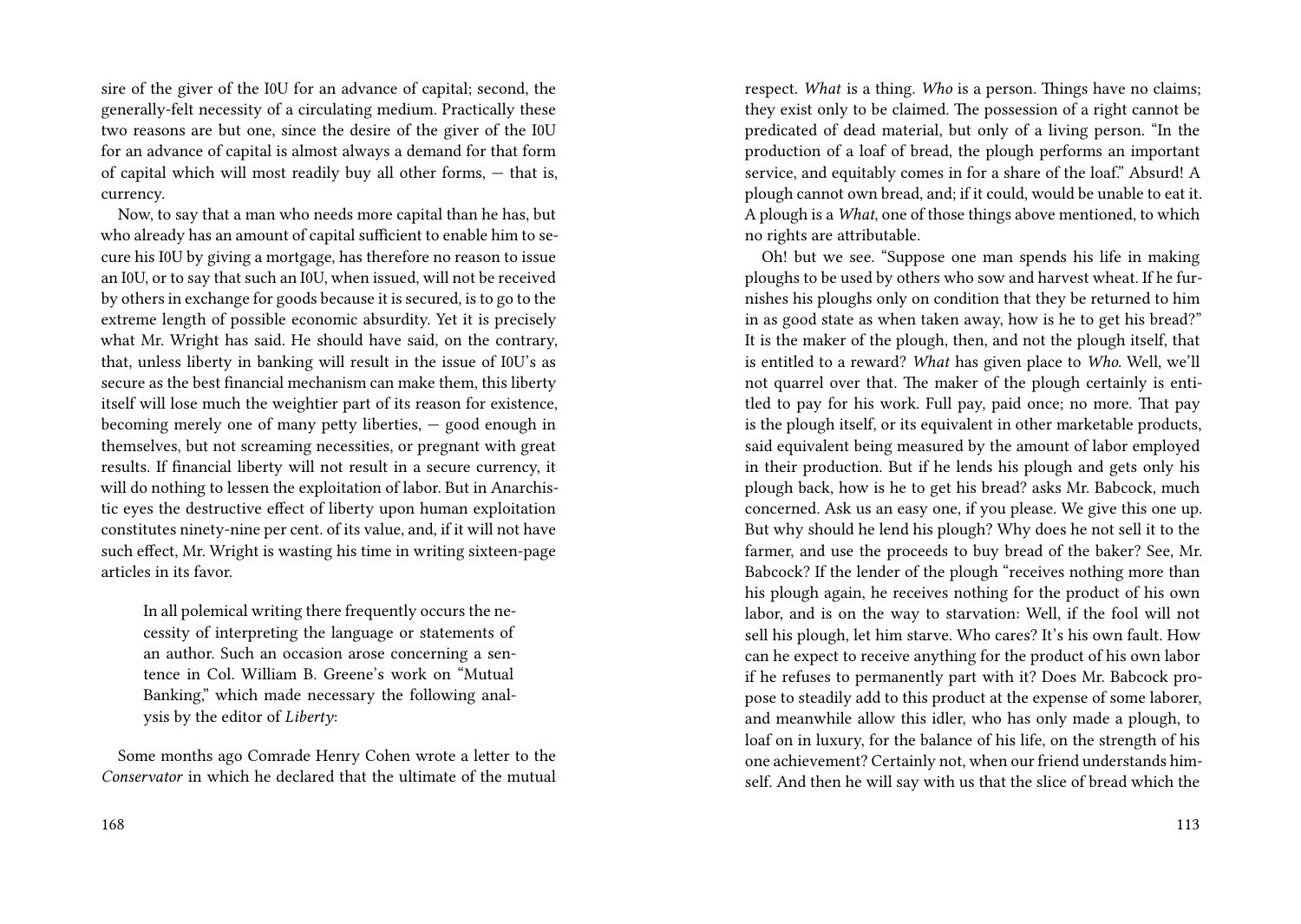sire of the giver of the I0U for an advance of capital; second, the generally-felt necessity of a circulating medium. Practically these two reasons are but one, since the desire of the giver of the I0U for an advance of capital is almost always a demand for that form of capital which will most readily buy all other forms, — that is, currency.

Now, to say that a man who needs more capital than he has, but who already has an amount of capital sufficient to enable him to secure his I0U by giving a mortgage, has therefore no reason to issue an I0U, or to say that such an I0U, when issued, will not be received by others in exchange for goods because it is secured, is to go to the extreme length of possible economic absurdity. Yet it is precisely what Mr. Wright has said. He should have said, on the contrary, that, unless liberty in banking will result in the issue of I0U's as secure as the best financial mechanism can make them, this liberty itself will lose much the weightier part of its reason for existence, becoming merely one of many petty liberties, — good enough in themselves, but not screaming necessities, or pregnant with great results. If financial liberty will not result in a secure currency, it will do nothing to lessen the exploitation of labor. But in Anarchistic eyes the destructive effect of liberty upon human exploitation constitutes ninety-nine per cent. of its value, and, if it will not have such effect, Mr. Wright is wasting his time in writing sixteen-page articles in its favor.

> In all polemical writing there frequently occurs the necessity of interpreting the language or statements of an author. Such an occasion arose concerning a sentence in Col. William B. Greene's work on "Mutual Banking," which made necessary the following analysis by the editor of *Liberty*:

Some months ago Comrade Henry Cohen wrote a letter to the *Conservator* in which he declared that the ultimate of the mutual

respect. *What* is a thing. *Who* is a person. Things have no claims; they exist only to be claimed. The possession of a right cannot be predicated of dead material, but only of a living person. "In the production of a loaf of bread, the plough performs an important service, and equitably comes in for a share of the loaf." Absurd! A plough cannot own bread, and; if it could, would be unable to eat it. A plough is a *What*, one of those things above mentioned, to which no rights are attributable.

Oh! but we see. "Suppose one man spends his life in making ploughs to be used by others who sow and harvest wheat. If he furnishes his ploughs only on condition that they be returned to him in as good state as when taken away, how is he to get his bread?" It is the maker of the plough, then, and not the plough itself, that is entitled to a reward? *What* has given place to *Who*. Well, we'll not quarrel over that. The maker of the plough certainly is entitled to pay for his work. Full pay, paid once; no more. That pay is the plough itself, or its equivalent in other marketable products, said equivalent being measured by the amount of labor employed in their production. But if he lends his plough and gets only his plough back, how is he to get his bread? asks Mr. Babcock, much concerned. Ask us an easy one, if you please. We give this one up. But why should he lend his plough? Why does he not sell it to the farmer, and use the proceeds to buy bread of the baker? See, Mr. Babcock? If the lender of the plough "receives nothing more than his plough again, he receives nothing for the product of his own labor, and is on the way to starvation: Well, if the fool will not sell his plough, let him starve. Who cares? It's his own fault. How can he expect to receive anything for the product of his own labor if he refuses to permanently part with it? Does Mr. Babcock propose to steadily add to this product at the expense of some laborer, and meanwhile allow this idler, who has only made a plough, to loaf on in luxury, for the balance of his life, on the strength of his one achievement? Certainly not, when our friend understands himself. And then he will say with us that the slice of bread which the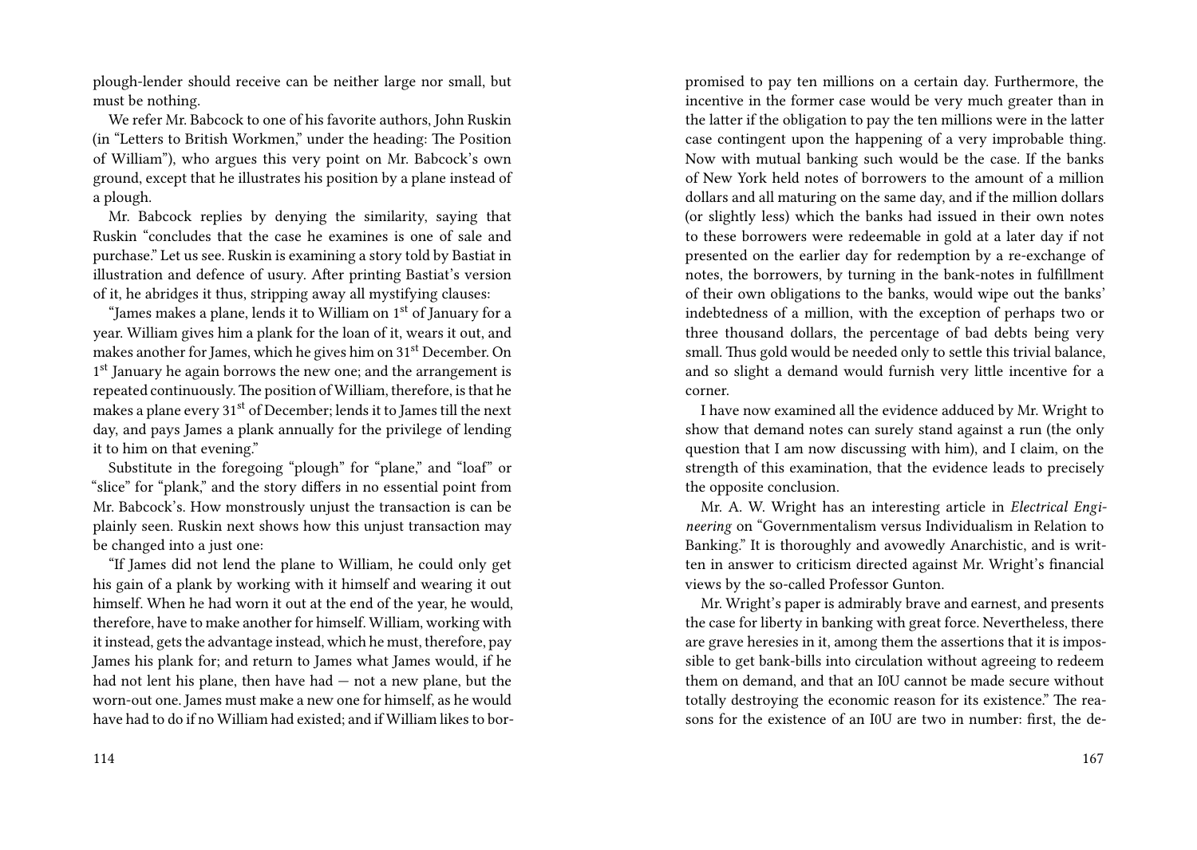plough-lender should receive can be neither large nor small, but must be nothing.

We refer Mr. Babcock to one of his favorite authors, John Ruskin (in "Letters to British Workmen," under the heading: The Position of William"), who argues this very point on Mr. Babcock's own ground, except that he illustrates his position by a plane instead of a plough.

Mr. Babcock replies by denying the similarity, saying that Ruskin "concludes that the case he examines is one of sale and purchase." Let us see. Ruskin is examining a story told by Bastiat in illustration and defence of usury. After printing Bastiat's version of it, he abridges it thus, stripping away all mystifying clauses:

"James makes a plane, lends it to William on 1st of January for a year. William gives him a plank for the loan of it, wears it out, and makes another for James, which he gives him on 31st December. On 1st January he again borrows the new one; and the arrangement is repeated continuously. The position of William, therefore, is that he makes a plane every 31st of December; lends it to James till the next day, and pays James a plank annually for the privilege of lending it to him on that evening."

Substitute in the foregoing "plough" for "plane," and "loaf" or "slice" for "plank," and the story differs in no essential point from Mr. Babcock's. How monstrously unjust the transaction is can be plainly seen. Ruskin next shows how this unjust transaction may be changed into a just one:

"If James did not lend the plane to William, he could only get his gain of a plank by working with it himself and wearing it out himself. When he had worn it out at the end of the year, he would, therefore, have to make another for himself. William, working with it instead, gets the advantage instead, which he must, therefore, pay James his plank for; and return to James what James would, if he had not lent his plane, then have had — not a new plane, but the worn-out one. James must make a new one for himself, as he would have had to do if no William had existed; and if William likes to bor-

promised to pay ten millions on a certain day. Furthermore, the incentive in the former case would be very much greater than in the latter if the obligation to pay the ten millions were in the latter case contingent upon the happening of a very improbable thing. Now with mutual banking such would be the case. If the banks of New York held notes of borrowers to the amount of a million dollars and all maturing on the same day, and if the million dollars (or slightly less) which the banks had issued in their own notes to these borrowers were redeemable in gold at a later day if not presented on the earlier day for redemption by a re-exchange of notes, the borrowers, by turning in the bank-notes in fulfillment of their own obligations to the banks, would wipe out the banks' indebtedness of a million, with the exception of perhaps two or three thousand dollars, the percentage of bad debts being very small. Thus gold would be needed only to settle this trivial balance, and so slight a demand would furnish very little incentive for a corner.

I have now examined all the evidence adduced by Mr. Wright to show that demand notes can surely stand against a run (the only question that I am now discussing with him), and I claim, on the strength of this examination, that the evidence leads to precisely the opposite conclusion.

Mr. A. W. Wright has an interesting article in *Electrical Engineering* on "Governmentalism versus Individualism in Relation to Banking." It is thoroughly and avowedly Anarchistic, and is written in answer to criticism directed against Mr. Wright's financial views by the so-called Professor Gunton.

Mr. Wright's paper is admirably brave and earnest, and presents the case for liberty in banking with great force. Nevertheless, there are grave heresies in it, among them the assertions that it is impossible to get bank-bills into circulation without agreeing to redeem them on demand, and that an I0U cannot be made secure without totally destroying the economic reason for its existence." The reasons for the existence of an I0U are two in number: first, the de-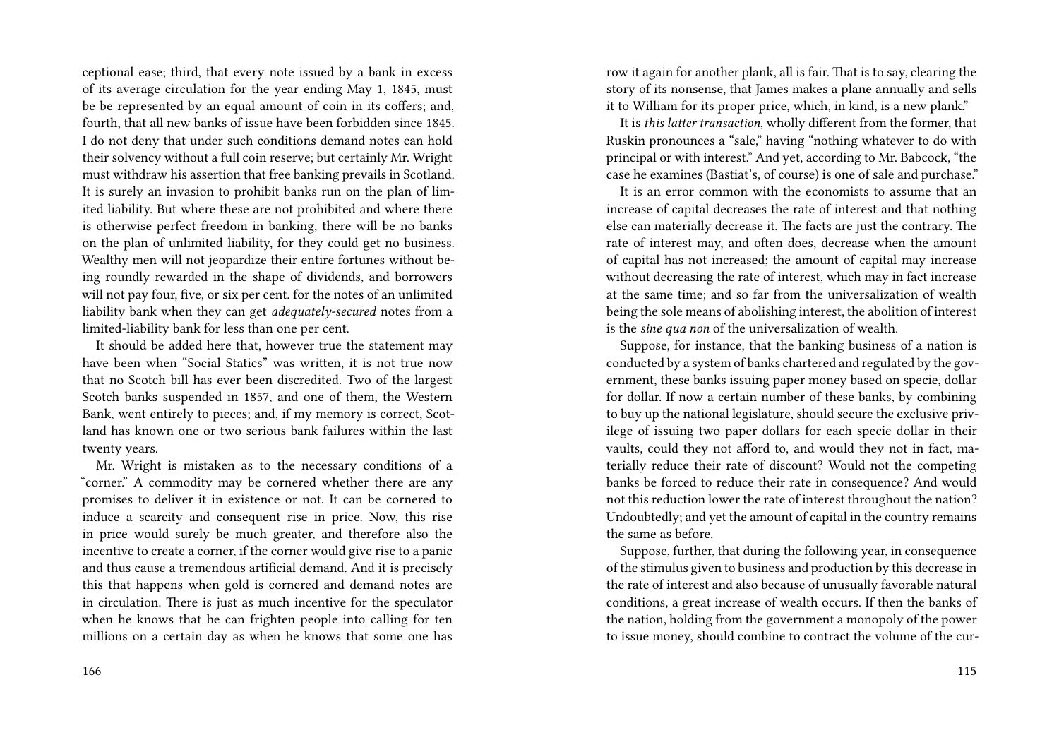ceptional ease; third, that every note issued by a bank in excess of its average circulation for the year ending May 1, 1845, must be be represented by an equal amount of coin in its coffers; and, fourth, that all new banks of issue have been forbidden since 1845. I do not deny that under such conditions demand notes can hold their solvency without a full coin reserve; but certainly Mr. Wright must withdraw his assertion that free banking prevails in Scotland. It is surely an invasion to prohibit banks run on the plan of limited liability. But where these are not prohibited and where there is otherwise perfect freedom in banking, there will be no banks on the plan of unlimited liability, for they could get no business. Wealthy men will not jeopardize their entire fortunes without being roundly rewarded in the shape of dividends, and borrowers will not pay four, five, or six per cent. for the notes of an unlimited liability bank when they can get *adequately-secured* notes from a limited-liability bank for less than one per cent.

It should be added here that, however true the statement may have been when "Social Statics" was written, it is not true now that no Scotch bill has ever been discredited. Two of the largest Scotch banks suspended in 1857, and one of them, the Western Bank, went entirely to pieces; and, if my memory is correct, Scotland has known one or two serious bank failures within the last twenty years.

Mr. Wright is mistaken as to the necessary conditions of a "corner." A commodity may be cornered whether there are any promises to deliver it in existence or not. It can be cornered to induce a scarcity and consequent rise in price. Now, this rise in price would surely be much greater, and therefore also the incentive to create a corner, if the corner would give rise to a panic and thus cause a tremendous artificial demand. And it is precisely this that happens when gold is cornered and demand notes are in circulation. There is just as much incentive for the speculator when he knows that he can frighten people into calling for ten millions on a certain day as when he knows that some one has

row it again for another plank, all is fair. That is to say, clearing the story of its nonsense, that James makes a plane annually and sells it to William for its proper price, which, in kind, is a new plank."

It is *this latter transaction*, wholly different from the former, that Ruskin pronounces a "sale," having "nothing whatever to do with principal or with interest." And yet, according to Mr. Babcock, "the case he examines (Bastiat's, of course) is one of sale and purchase."

It is an error common with the economists to assume that an increase of capital decreases the rate of interest and that nothing else can materially decrease it. The facts are just the contrary. The rate of interest may, and often does, decrease when the amount of capital has not increased; the amount of capital may increase without decreasing the rate of interest, which may in fact increase at the same time; and so far from the universalization of wealth being the sole means of abolishing interest, the abolition of interest is the *sine qua non* of the universalization of wealth.

Suppose, for instance, that the banking business of a nation is conducted by a system of banks chartered and regulated by the government, these banks issuing paper money based on specie, dollar for dollar. If now a certain number of these banks, by combining to buy up the national legislature, should secure the exclusive privilege of issuing two paper dollars for each specie dollar in their vaults, could they not afford to, and would they not in fact, materially reduce their rate of discount? Would not the competing banks be forced to reduce their rate in consequence? And would not this reduction lower the rate of interest throughout the nation? Undoubtedly; and yet the amount of capital in the country remains the same as before.

Suppose, further, that during the following year, in consequence of the stimulus given to business and production by this decrease in the rate of interest and also because of unusually favorable natural conditions, a great increase of wealth occurs. If then the banks of the nation, holding from the government a monopoly of the power to issue money, should combine to contract the volume of the cur-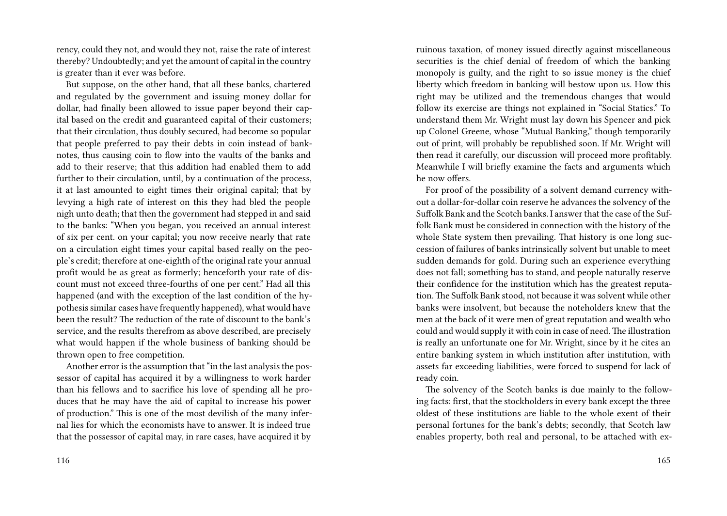rency, could they not, and would they not, raise the rate of interest thereby? Undoubtedly; and yet the amount of capital in the country is greater than it ever was before.

But suppose, on the other hand, that all these banks, chartered and regulated by the government and issuing money dollar for dollar, had finally been allowed to issue paper beyond their capital based on the credit and guaranteed capital of their customers; that their circulation, thus doubly secured, had become so popular that people preferred to pay their debts in coin instead of banknotes, thus causing coin to flow into the vaults of the banks and add to their reserve; that this addition had enabled them to add further to their circulation, until, by a continuation of the process, it at last amounted to eight times their original capital; that by levying a high rate of interest on this they had bled the people nigh unto death; that then the government had stepped in and said to the banks: "When you began, you received an annual interest of six per cent. on your capital; you now receive nearly that rate on a circulation eight times your capital based really on the people's credit; therefore at one-eighth of the original rate your annual profit would be as great as formerly; henceforth your rate of discount must not exceed three-fourths of one per cent." Had all this happened (and with the exception of the last condition of the hypothesis similar cases have frequently happened), what would have been the result? The reduction of the rate of discount to the bank's service, and the results therefrom as above described, are precisely what would happen if the whole business of banking should be thrown open to free competition.

Another error is the assumption that "in the last analysis the possessor of capital has acquired it by a willingness to work harder than his fellows and to sacrifice his love of spending all he produces that he may have the aid of capital to increase his power of production." This is one of the most devilish of the many infernal lies for which the economists have to answer. It is indeed true that the possessor of capital may, in rare cases, have acquired it by

ruinous taxation, of money issued directly against miscellaneous securities is the chief denial of freedom of which the banking monopoly is guilty, and the right to so issue money is the chief liberty which freedom in banking will bestow upon us. How this right may be utilized and the tremendous changes that would follow its exercise are things not explained in "Social Statics." To understand them Mr. Wright must lay down his Spencer and pick up Colonel Greene, whose "Mutual Banking," though temporarily out of print, will probably be republished soon. If Mr. Wright will then read it carefully, our discussion will proceed more profitably. Meanwhile I will briefly examine the facts and arguments which he now offers.

For proof of the possibility of a solvent demand currency without a dollar-for-dollar coin reserve he advances the solvency of the Suffolk Bank and the Scotch banks. I answer that the case of the Suffolk Bank must be considered in connection with the history of the whole State system then prevailing. That history is one long succession of failures of banks intrinsically solvent but unable to meet sudden demands for gold. During such an experience everything does not fall; something has to stand, and people naturally reserve their confidence for the institution which has the greatest reputation. The Suffolk Bank stood, not because it was solvent while other banks were insolvent, but because the noteholders knew that the men at the back of it were men of great reputation and wealth who could and would supply it with coin in case of need. The illustration is really an unfortunate one for Mr. Wright, since by it he cites an entire banking system in which institution after institution, with assets far exceeding liabilities, were forced to suspend for lack of ready coin.

The solvency of the Scotch banks is due mainly to the following facts: first, that the stockholders in every bank except the three oldest of these institutions are liable to the whole exent of their personal fortunes for the bank's debts; secondly, that Scotch law enables property, both real and personal, to be attached with ex-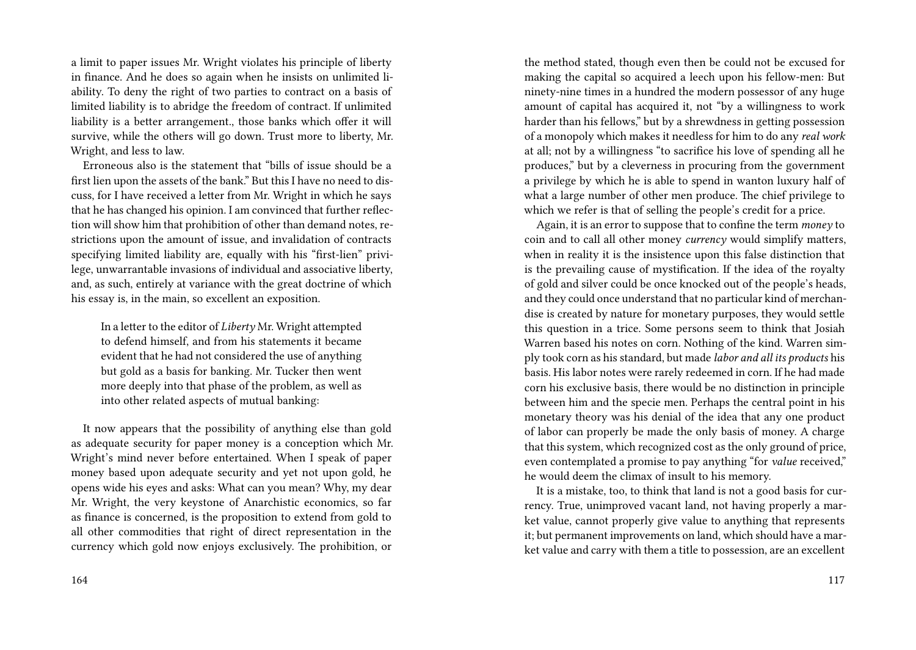a limit to paper issues Mr. Wright violates his principle of liberty in finance. And he does so again when he insists on unlimited liability. To deny the right of two parties to contract on a basis of limited liability is to abridge the freedom of contract. If unlimited liability is a better arrangement., those banks which offer it will survive, while the others will go down. Trust more to liberty, Mr. Wright, and less to law.

Erroneous also is the statement that "bills of issue should be a first lien upon the assets of the bank." But this I have no need to discuss, for I have received a letter from Mr. Wright in which he says that he has changed his opinion. I am convinced that further reflection will show him that prohibition of other than demand notes, restrictions upon the amount of issue, and invalidation of contracts specifying limited liability are, equally with his "first-lien" privilege, unwarrantable invasions of individual and associative liberty, and, as such, entirely at variance with the great doctrine of which his essay is, in the main, so excellent an exposition.

> In a letter to the editor of *Liberty* Mr. Wright attempted to defend himself, and from his statements it became evident that he had not considered the use of anything but gold as a basis for banking. Mr. Tucker then went more deeply into that phase of the problem, as well as into other related aspects of mutual banking:

It now appears that the possibility of anything else than gold as adequate security for paper money is a conception which Mr. Wright's mind never before entertained. When I speak of paper money based upon adequate security and yet not upon gold, he opens wide his eyes and asks: What can you mean? Why, my dear Mr. Wright, the very keystone of Anarchistic economics, so far as finance is concerned, is the proposition to extend from gold to all other commodities that right of direct representation in the currency which gold now enjoys exclusively. The prohibition, or

the method stated, though even then be could not be excused for making the capital so acquired a leech upon his fellow-men: But ninety-nine times in a hundred the modern possessor of any huge amount of capital has acquired it, not "by a willingness to work harder than his fellows," but by a shrewdness in getting possession of a monopoly which makes it needless for him to do any *real work* at all; not by a willingness "to sacrifice his love of spending all he produces," but by a cleverness in procuring from the government a privilege by which he is able to spend in wanton luxury half of what a large number of other men produce. The chief privilege to which we refer is that of selling the people's credit for a price.

Again, it is an error to suppose that to confine the term *money* to coin and to call all other money *currency* would simplify matters, when in reality it is the insistence upon this false distinction that is the prevailing cause of mystification. If the idea of the royalty of gold and silver could be once knocked out of the people's heads, and they could once understand that no particular kind of merchandise is created by nature for monetary purposes, they would settle this question in a trice. Some persons seem to think that Josiah Warren based his notes on corn. Nothing of the kind. Warren simply took corn as his standard, but made *labor and all its products* his basis. His labor notes were rarely redeemed in corn. If he had made corn his exclusive basis, there would be no distinction in principle between him and the specie men. Perhaps the central point in his monetary theory was his denial of the idea that any one product of labor can properly be made the only basis of money. A charge that this system, which recognized cost as the only ground of price, even contemplated a promise to pay anything "for *value* received," he would deem the climax of insult to his memory.

It is a mistake, too, to think that land is not a good basis for currency. True, unimproved vacant land, not having properly a market value, cannot properly give value to anything that represents it; but permanent improvements on land, which should have a market value and carry with them a title to possession, are an excellent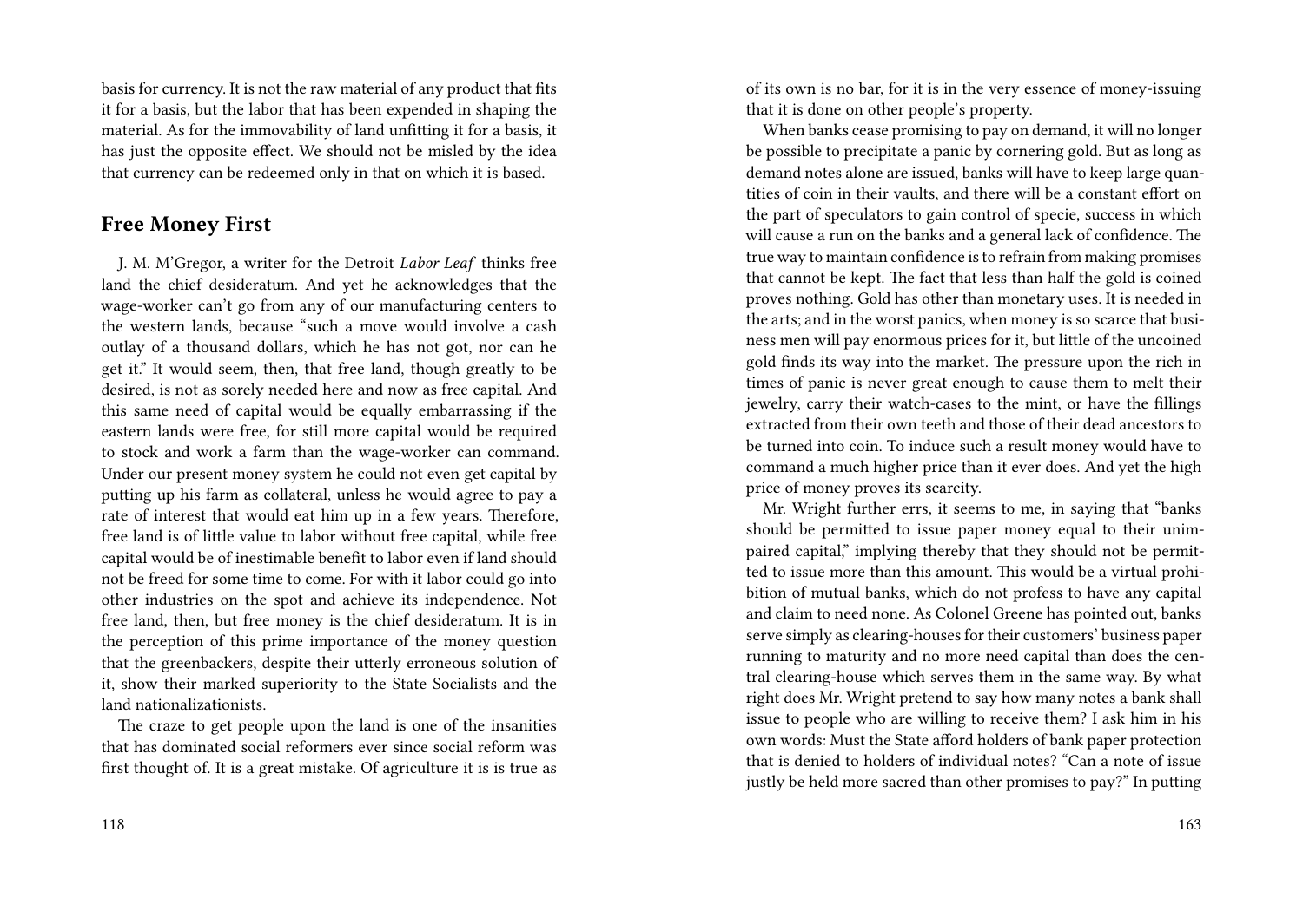basis for currency. It is not the raw material of any product that fits it for a basis, but the labor that has been expended in shaping the material. As for the immovability of land unfitting it for a basis, it has just the opposite effect. We should not be misled by the idea that currency can be redeemed only in that on which it is based.

## Free Money First

J. M. M'Gregor, a writer for the Detroit *Labor Leaf* thinks free land the chief desideratum. And yet he acknowledges that the wage-worker can't go from any of our manufacturing centers to the western lands, because "such a move would involve a cash outlay of a thousand dollars, which he has not got, nor can he get it." It would seem, then, that free land, though greatly to be desired, is not as sorely needed here and now as free capital. And this same need of capital would be equally embarrassing if the eastern lands were free, for still more capital would be required to stock and work a farm than the wage-worker can command. Under our present money system he could not even get capital by putting up his farm as collateral, unless he would agree to pay a rate of interest that would eat him up in a few years. Therefore, free land is of little value to labor without free capital, while free capital would be of inestimable benefit to labor even if land should not be freed for some time to come. For with it labor could go into other industries on the spot and achieve its independence. Not free land, then, but free money is the chief desideratum. It is in the perception of this prime importance of the money question that the greenbackers, despite their utterly erroneous solution of it, show their marked superiority to the State Socialists and the land nationalizationists.

The craze to get people upon the land is one of the insanities that has dominated social reformers ever since social reform was first thought of. It is a great mistake. Of agriculture it is is true as

of its own is no bar, for it is in the very essence of money-issuing that it is done on other people's property.

When banks cease promising to pay on demand, it will no longer be possible to precipitate a panic by cornering gold. But as long as demand notes alone are issued, banks will have to keep large quantities of coin in their vaults, and there will be a constant effort on the part of speculators to gain control of specie, success in which will cause a run on the banks and a general lack of confidence. The true way to maintain confidence is to refrain from making promises that cannot be kept. The fact that less than half the gold is coined proves nothing. Gold has other than monetary uses. It is needed in the arts; and in the worst panics, when money is so scarce that business men will pay enormous prices for it, but little of the uncoined gold finds its way into the market. The pressure upon the rich in times of panic is never great enough to cause them to melt their jewelry, carry their watch-cases to the mint, or have the fillings extracted from their own teeth and those of their dead ancestors to be turned into coin. To induce such a result money would have to command a much higher price than it ever does. And yet the high price of money proves its scarcity.

Mr. Wright further errs, it seems to me, in saying that "banks should be permitted to issue paper money equal to their unimpaired capital," implying thereby that they should not be permitted to issue more than this amount. This would be a virtual prohibition of mutual banks, which do not profess to have any capital and claim to need none. As Colonel Greene has pointed out, banks serve simply as clearing-houses for their customers' business paper running to maturity and no more need capital than does the central clearing-house which serves them in the same way. By what right does Mr. Wright pretend to say how many notes a bank shall issue to people who are willing to receive them? I ask him in his own words: Must the State afford holders of bank paper protection that is denied to holders of individual notes? "Can a note of issue justly be held more sacred than other promises to pay?" In putting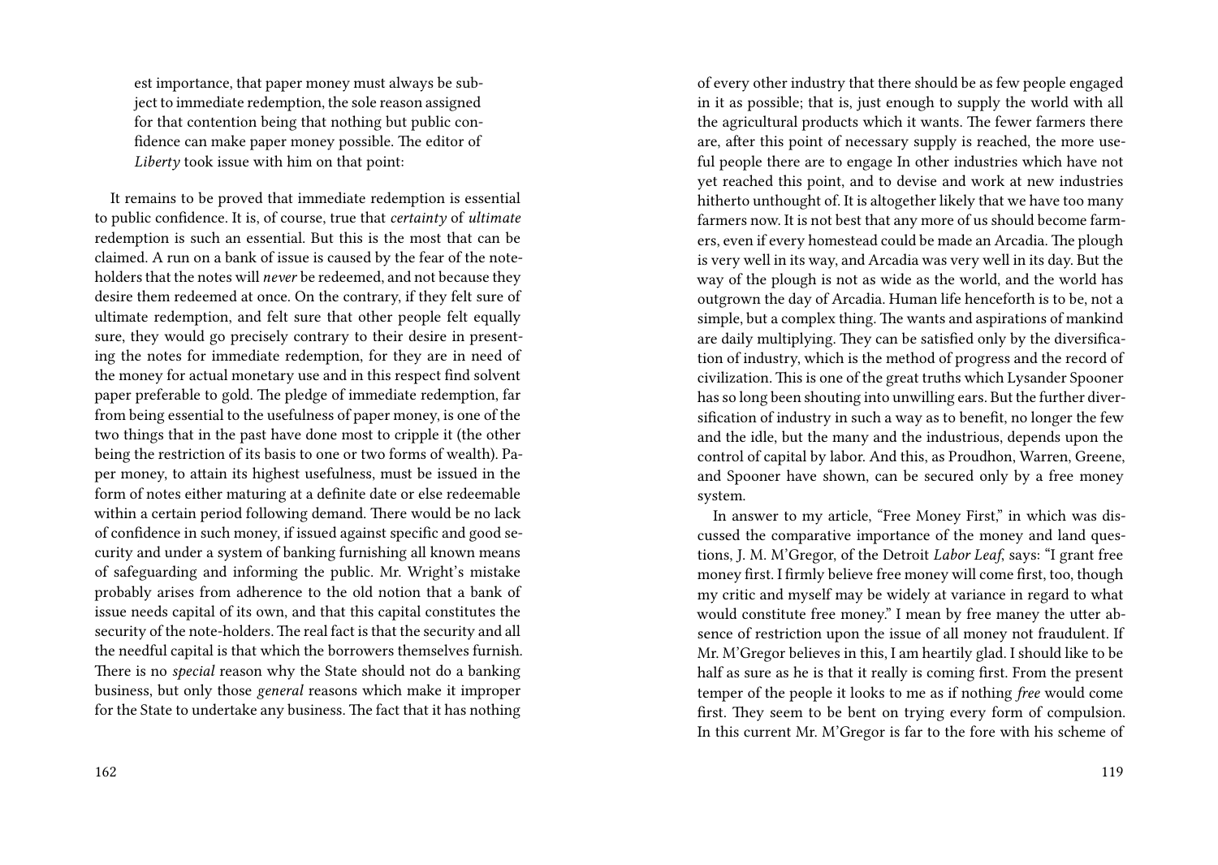est importance, that paper money must always be subject to immediate redemption, the sole reason assigned for that contention being that nothing but public confidence can make paper money possible. The editor of *Liberty* took issue with him on that point:

It remains to be proved that immediate redemption is essential to public confidence. It is, of course, true that *certainty* of *ultimate* redemption is such an essential. But this is the most that can be claimed. A run on a bank of issue is caused by the fear of the noteholders that the notes will *never* be redeemed, and not because they desire them redeemed at once. On the contrary, if they felt sure of ultimate redemption, and felt sure that other people felt equally sure, they would go precisely contrary to their desire in presenting the notes for immediate redemption, for they are in need of the money for actual monetary use and in this respect find solvent paper preferable to gold. The pledge of immediate redemption, far from being essential to the usefulness of paper money, is one of the two things that in the past have done most to cripple it (the other being the restriction of its basis to one or two forms of wealth). Paper money, to attain its highest usefulness, must be issued in the form of notes either maturing at a definite date or else redeemable within a certain period following demand. There would be no lack of confidence in such money, if issued against specific and good security and under a system of banking furnishing all known means of safeguarding and informing the public. Mr. Wright's mistake probably arises from adherence to the old notion that a bank of issue needs capital of its own, and that this capital constitutes the security of the note-holders. The real fact is that the security and all the needful capital is that which the borrowers themselves furnish. There is no *special* reason why the State should not do a banking business, but only those *general* reasons which make it improper for the State to undertake any business. The fact that it has nothing

of every other industry that there should be as few people engaged in it as possible; that is, just enough to supply the world with all the agricultural products which it wants. The fewer farmers there are, after this point of necessary supply is reached, the more useful people there are to engage In other industries which have not yet reached this point, and to devise and work at new industries hitherto unthought of. It is altogether likely that we have too many farmers now. It is not best that any more of us should become farmers, even if every homestead could be made an Arcadia. The plough is very well in its way, and Arcadia was very well in its day. But the way of the plough is not as wide as the world, and the world has outgrown the day of Arcadia. Human life henceforth is to be, not a simple, but a complex thing. The wants and aspirations of mankind are daily multiplying. They can be satisfied only by the diversification of industry, which is the method of progress and the record of civilization. This is one of the great truths which Lysander Spooner has so long been shouting into unwilling ears. But the further diversification of industry in such a way as to benefit, no longer the few and the idle, but the many and the industrious, depends upon the control of capital by labor. And this, as Proudhon, Warren, Greene, and Spooner have shown, can be secured only by a free money system.

In answer to my article, "Free Money First," in which was discussed the comparative importance of the money and land questions, J. M. M'Gregor, of the Detroit *Labor Leaf*, says: "I grant free money first. I firmly believe free money will come first, too, though my critic and myself may be widely at variance in regard to what would constitute free money." I mean by free maney the utter absence of restriction upon the issue of all money not fraudulent. If Mr. M'Gregor believes in this, I am heartily glad. I should like to be half as sure as he is that it really is coming first. From the present temper of the people it looks to me as if nothing *free* would come first. They seem to be bent on trying every form of compulsion. In this current Mr. M'Gregor is far to the fore with his scheme of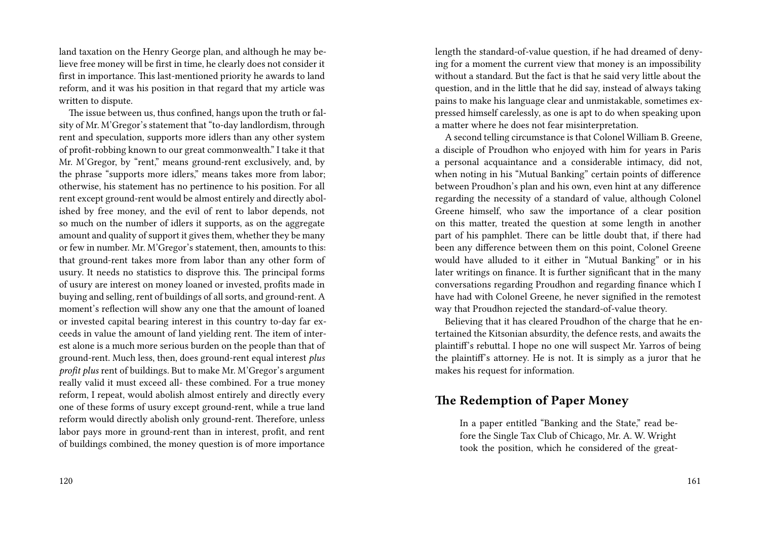land taxation on the Henry George plan, and although he may believe free money will be first in time, he clearly does not consider it first in importance. This last-mentioned priority he awards to land reform, and it was his position in that regard that my article was written to dispute.

The issue between us, thus confined, hangs upon the truth or falsity of Mr. M'Gregor's statement that "to-day landlordism, through rent and speculation, supports more idlers than any other system of profit-robbing known to our great commonwealth." I take it that Mr. M'Gregor, by "rent," means ground-rent exclusively, and, by the phrase "supports more idlers," means takes more from labor; otherwise, his statement has no pertinence to his position. For all rent except ground-rent would be almost entirely and directly abolished by free money, and the evil of rent to labor depends, not so much on the number of idlers it supports, as on the aggregate amount and quality of support it gives them, whether they be many or few in number. Mr. M'Gregor's statement, then, amounts to this: that ground-rent takes more from labor than any other form of usury. It needs no statistics to disprove this. The principal forms of usury are interest on money loaned or invested, profits made in buying and selling, rent of buildings of all sorts, and ground-rent. A moment's reflection will show any one that the amount of loaned or invested capital bearing interest in this country to-day far exceeds in value the amount of land yielding rent. The item of interest alone is a much more serious burden on the people than that of ground-rent. Much less, then, does ground-rent equal interest *plus profit plus* rent of buildings. But to make Mr. M'Gregor's argument really valid it must exceed all- these combined. For a true money reform, I repeat, would abolish almost entirely and directly every one of these forms of usury except ground-rent, while a true land reform would directly abolish only ground-rent. Therefore, unless labor pays more in ground-rent than in interest, profit, and rent of buildings combined, the money question is of more importance

length the standard-of-value question, if he had dreamed of denying for a moment the current view that money is an impossibility without a standard. But the fact is that he said very little about the question, and in the little that he did say, instead of always taking pains to make his language clear and unmistakable, sometimes expressed himself carelessly, as one is apt to do when speaking upon a matter where he does not fear misinterpretation.

A second telling circumstance is that Colonel William B. Greene, a disciple of Proudhon who enjoyed with him for years in Paris a personal acquaintance and a considerable intimacy, did not, when noting in his "Mutual Banking" certain points of difference between Proudhon's plan and his own, even hint at any difference regarding the necessity of a standard of value, although Colonel Greene himself, who saw the importance of a clear position on this matter, treated the question at some length in another part of his pamphlet. There can be little doubt that, if there had been any difference between them on this point, Colonel Greene would have alluded to it either in "Mutual Banking" or in his later writings on finance. It is further significant that in the many conversations regarding Proudhon and regarding finance which I have had with Colonel Greene, he never signified in the remotest way that Proudhon rejected the standard-of-value theory.

Believing that it has cleared Proudhon of the charge that he entertained the Kitsonian absurdity, the defence rests, and awaits the plaintiff's rebuttal. I hope no one will suspect Mr. Yarros of being the plaintiff's attorney. He is not. It is simply as a juror that he makes his request for information.

## The Redemption of Paper Money

> In a paper entitled "Banking and the State," read before the Single Tax Club of Chicago, Mr. A. W. Wright took the position, which he considered of the great-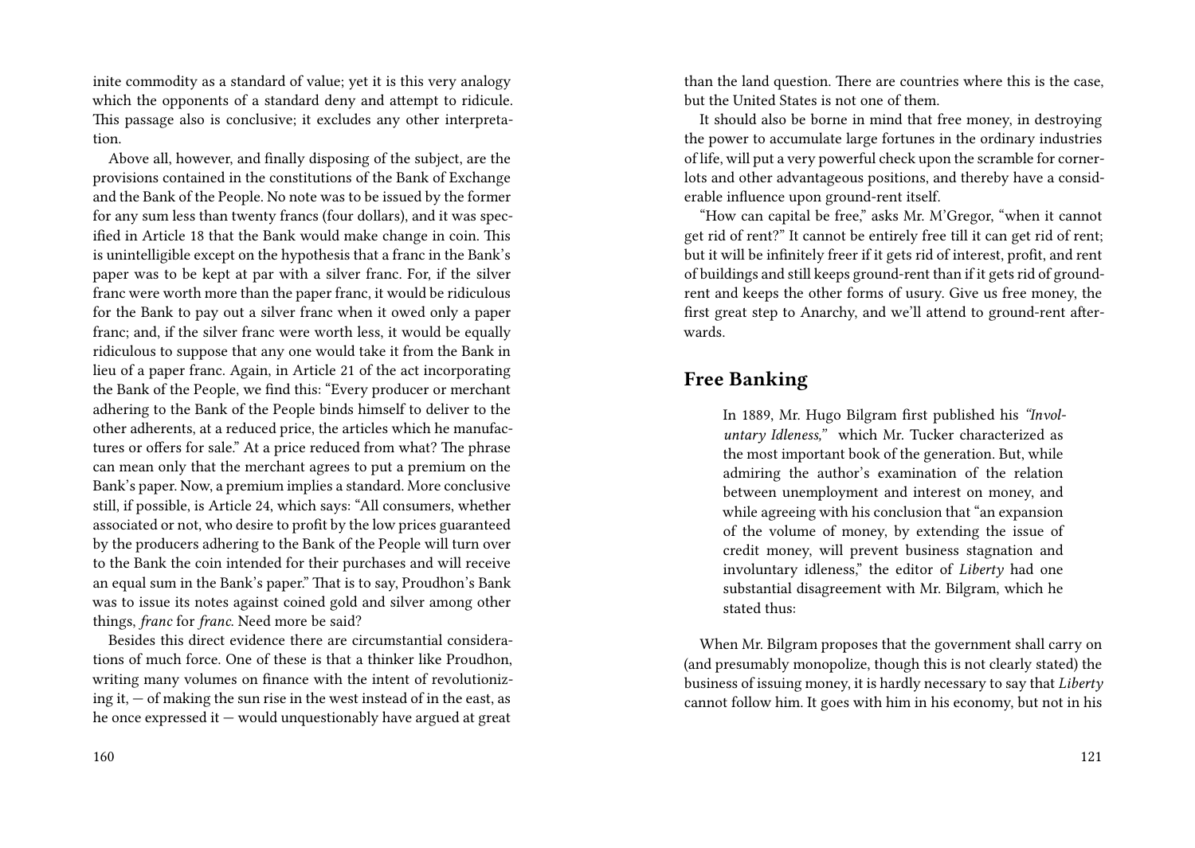inite commodity as a standard of value; yet it is this very analogy which the opponents of a standard deny and attempt to ridicule. This passage also is conclusive; it excludes any other interpretation.

Above all, however, and finally disposing of the subject, are the provisions contained in the constitutions of the Bank of Exchange and the Bank of the People. No note was to be issued by the former for any sum less than twenty francs (four dollars), and it was specified in Article 18 that the Bank would make change in coin. This is unintelligible except on the hypothesis that a franc in the Bank's paper was to be kept at par with a silver franc. For, if the silver franc were worth more than the paper franc, it would be ridiculous for the Bank to pay out a silver franc when it owed only a paper franc; and, if the silver franc were worth less, it would be equally ridiculous to suppose that any one would take it from the Bank in lieu of a paper franc. Again, in Article 21 of the act incorporating the Bank of the People, we find this: "Every producer or merchant adhering to the Bank of the People binds himself to deliver to the other adherents, at a reduced price, the articles which he manufactures or offers for sale." At a price reduced from what? The phrase can mean only that the merchant agrees to put a premium on the Bank's paper. Now, a premium implies a standard. More conclusive still, if possible, is Article 24, which says: "All consumers, whether associated or not, who desire to profit by the low prices guaranteed by the producers adhering to the Bank of the People will turn over to the Bank the coin intended for their purchases and will receive an equal sum in the Bank's paper." That is to say, Proudhon's Bank was to issue its notes against coined gold and silver among other things, *franc* for *franc*. Need more be said?

Besides this direct evidence there are circumstantial considerations of much force. One of these is that a thinker like Proudhon, writing many volumes on finance with the intent of revolutionizing it, — of making the sun rise in the west instead of in the east, as he once expressed it — would unquestionably have argued at great

than the land question. There are countries where this is the case, but the United States is not one of them.

It should also be borne in mind that free money, in destroying the power to accumulate large fortunes in the ordinary industries of life, will put a very powerful check upon the scramble for corner-lots and other advantageous positions, and thereby have a considerable influence upon ground-rent itself.

"How can capital be free," asks Mr. M'Gregor, "when it cannot get rid of rent?" It cannot be entirely free till it can get rid of rent; but it will be infinitely freer if it gets rid of interest, profit, and rent of buildings and still keeps ground-rent than if it gets rid of ground-rent and keeps the other forms of usury. Give us free money, the first great step to Anarchy, and we'll attend to ground-rent afterwards.

## Free Banking

> In 1889, Mr. Hugo Bilgram first published his *"Involuntary Idleness,"* which Mr. Tucker characterized as the most important book of the generation. But, while admiring the author's examination of the relation between unemployment and interest on money, and while agreeing with his conclusion that "an expansion of the volume of money, by extending the issue of credit money, will prevent business stagnation and involuntary idleness," the editor of *Liberty* had one substantial disagreement with Mr. Bilgram, which he stated thus:

When Mr. Bilgram proposes that the government shall carry on (and presumably monopolize, though this is not clearly stated) the business of issuing money, it is hardly necessary to say that *Liberty* cannot follow him. It goes with him in his economy, but not in his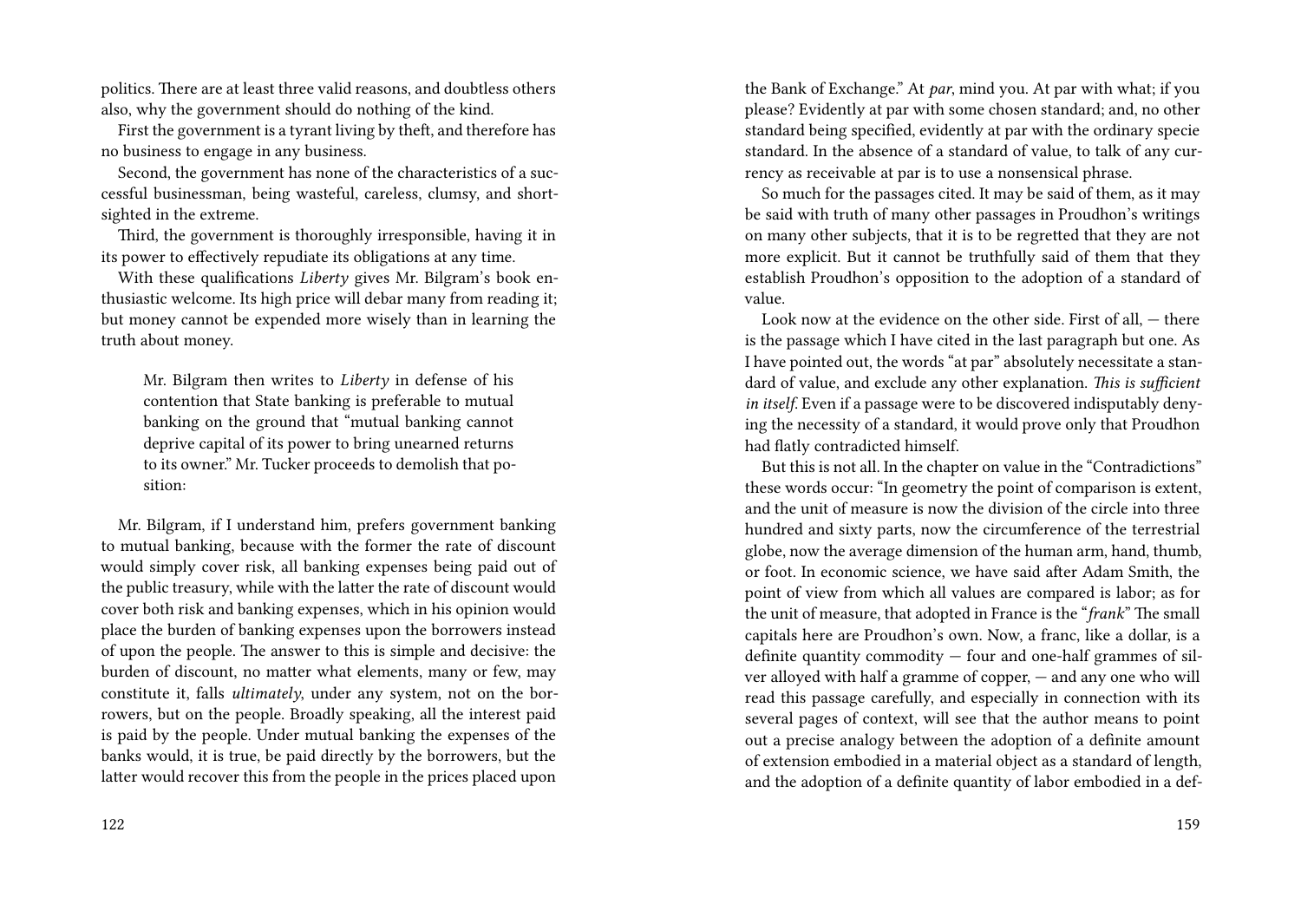politics. There are at least three valid reasons, and doubtless others also, why the government should do nothing of the kind.

First the government is a tyrant living by theft, and therefore has no business to engage in any business.

Second, the government has none of the characteristics of a successful businessman, being wasteful, careless, clumsy, and shortsighted in the extreme.

Third, the government is thoroughly irresponsible, having it in its power to effectively repudiate its obligations at any time.

With these qualifications *Liberty* gives Mr. Bilgram's book enthusiastic welcome. Its high price will debar many from reading it; but money cannot be expended more wisely than in learning the truth about money.

> Mr. Bilgram then writes to *Liberty* in defense of his contention that State banking is preferable to mutual banking on the ground that "mutual banking cannot deprive capital of its power to bring unearned returns to its owner." Mr. Tucker proceeds to demolish that position:

Mr. Bilgram, if I understand him, prefers government banking to mutual banking, because with the former the rate of discount would simply cover risk, all banking expenses being paid out of the public treasury, while with the latter the rate of discount would cover both risk and banking expenses, which in his opinion would place the burden of banking expenses upon the borrowers instead of upon the people. The answer to this is simple and decisive: the burden of discount, no matter what elements, many or few, may constitute it, falls *ultimately*, under any system, not on the borrowers, but on the people. Broadly speaking, all the interest paid is paid by the people. Under mutual banking the expenses of the banks would, it is true, be paid directly by the borrowers, but the latter would recover this from the people in the prices placed upon

the Bank of Exchange." At *par*, mind you. At par with what; if you please? Evidently at par with some chosen standard; and, no other standard being specified, evidently at par with the ordinary specie standard. In the absence of a standard of value, to talk of any currency as receivable at par is to use a nonsensical phrase.

So much for the passages cited. It may be said of them, as it may be said with truth of many other passages in Proudhon's writings on many other subjects, that it is to be regretted that they are not more explicit. But it cannot be truthfully said of them that they establish Proudhon's opposition to the adoption of a standard of value.

Look now at the evidence on the other side. First of all, — there is the passage which I have cited in the last paragraph but one. As I have pointed out, the words "at par" absolutely necessitate a standard of value, and exclude any other explanation. *This is sufficient in itself.* Even if a passage were to be discovered indisputably denying the necessity of a standard, it would prove only that Proudhon had flatly contradicted himself.

But this is not all. In the chapter on value in the "Contradictions" these words occur: "In geometry the point of comparison is extent, and the unit of measure is now the division of the circle into three hundred and sixty parts, now the circumference of the terrestrial globe, now the average dimension of the human arm, hand, thumb, or foot. In economic science, we have said after Adam Smith, the point of view from which all values are compared is labor; as for the unit of measure, that adopted in France is the "*frank*" The small capitals here are Proudhon's own. Now, a franc, like a dollar, is a definite quantity commodity — four and one-half grammes of silver alloyed with half a gramme of copper, — and any one who will read this passage carefully, and especially in connection with its several pages of context, will see that the author means to point out a precise analogy between the adoption of a definite amount of extension embodied in a material object as a standard of length, and the adoption of a definite quantity of labor embodied in a def-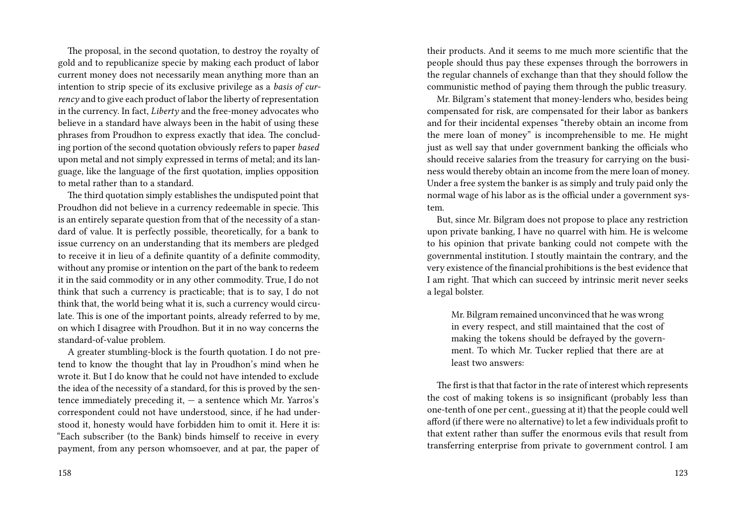The proposal, in the second quotation, to destroy the royalty of gold and to republicanize specie by making each product of labor current money does not necessarily mean anything more than an intention to strip specie of its exclusive privilege as a *basis of currency* and to give each product of labor the liberty of representation in the currency. In fact, *Liberty* and the free-money advocates who believe in a standard have always been in the habit of using these phrases from Proudhon to express exactly that idea. The concluding portion of the second quotation obviously refers to paper *based* upon metal and not simply expressed in terms of metal; and its language, like the language of the first quotation, implies opposition to metal rather than to a standard.

The third quotation simply establishes the undisputed point that Proudhon did not believe in a currency redeemable in specie. This is an entirely separate question from that of the necessity of a standard of value. It is perfectly possible, theoretically, for a bank to issue currency on an understanding that its members are pledged to receive it in lieu of a definite quantity of a definite commodity, without any promise or intention on the part of the bank to redeem it in the said commodity or in any other commodity. True, I do not think that such a currency is practicable; that is to say, I do not think that, the world being what it is, such a currency would circulate. This is one of the important points, already referred to by me, on which I disagree with Proudhon. But it in no way concerns the standard-of-value problem.

A greater stumbling-block is the fourth quotation. I do not pretend to know the thought that lay in Proudhon's mind when he wrote it. But I do know that he could not have intended to exclude the idea of the necessity of a standard, for this is proved by the sentence immediately preceding it, — a sentence which Mr. Yarros's correspondent could not have understood, since, if he had understood it, honesty would have forbidden him to omit it. Here it is: "Each subscriber (to the Bank) binds himself to receive in every payment, from any person whomsoever, and at par, the paper of

their products. And it seems to me much more scientific that the people should thus pay these expenses through the borrowers in the regular channels of exchange than that they should follow the communistic method of paying them through the public treasury.

Mr. Bilgram's statement that money-lenders who, besides being compensated for risk, are compensated for their labor as bankers and for their incidental expenses "thereby obtain an income from the mere loan of money" is incomprehensible to me. He might just as well say that under government banking the officials who should receive salaries from the treasury for carrying on the business would thereby obtain an income from the mere loan of money. Under a free system the banker is as simply and truly paid only the normal wage of his labor as is the official under a government system.

But, since Mr. Bilgram does not propose to place any restriction upon private banking, I have no quarrel with him. He is welcome to his opinion that private banking could not compete with the governmental institution. I stoutly maintain the contrary, and the very existence of the financial prohibitions is the best evidence that I am right. That which can succeed by intrinsic merit never seeks a legal bolster.

> Mr. Bilgram remained unconvinced that he was wrong in every respect, and still maintained that the cost of making the tokens should be defrayed by the government. To which Mr. Tucker replied that there are at least two answers:

The first is that that factor in the rate of interest which represents the cost of making tokens is so insignificant (probably less than one-tenth of one per cent., guessing at it) that the people could well afford (if there were no alternative) to let a few individuals profit to that extent rather than suffer the enormous evils that result from transferring enterprise from private to government control. I am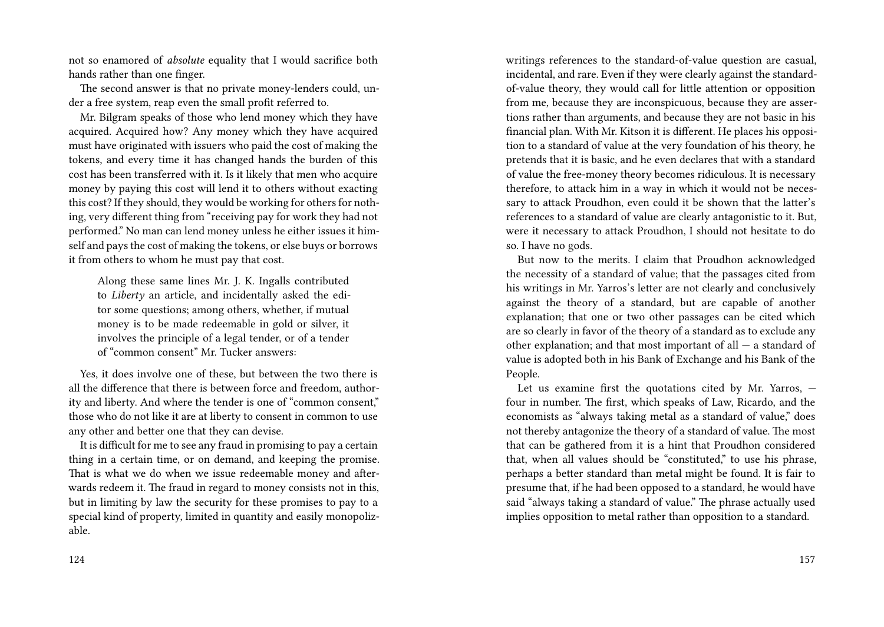not so enamored of *absolute* equality that I would sacrifice both hands rather than one finger.

The second answer is that no private money-lenders could, under a free system, reap even the small profit referred to.

Mr. Bilgram speaks of those who lend money which they have acquired. Acquired how? Any money which they have acquired must have originated with issuers who paid the cost of making the tokens, and every time it has changed hands the burden of this cost has been transferred with it. Is it likely that men who acquire money by paying this cost will lend it to others without exacting this cost? If they should, they would be working for others for nothing, very different thing from "receiving pay for work they had not performed." No man can lend money unless he either issues it himself and pays the cost of making the tokens, or else buys or borrows it from others to whom he must pay that cost.

> Along these same lines Mr. J. K. Ingalls contributed to *Liberty* an article, and incidentally asked the editor some questions; among others, whether, if mutual money is to be made redeemable in gold or silver, it involves the principle of a legal tender, or of a tender of "common consent" Mr. Tucker answers:

Yes, it does involve one of these, but between the two there is all the difference that there is between force and freedom, authority and liberty. And where the tender is one of "common consent," those who do not like it are at liberty to consent in common to use any other and better one that they can devise.

It is difficult for me to see any fraud in promising to pay a certain thing in a certain time, or on demand, and keeping the promise. That is what we do when we issue redeemable money and afterwards redeem it. The fraud in regard to money consists not in this, but in limiting by law the security for these promises to pay to a special kind of property, limited in quantity and easily monopolizable.

writings references to the standard-of-value question are casual, incidental, and rare. Even if they were clearly against the standard-of-value theory, they would call for little attention or opposition from me, because they are inconspicuous, because they are assertions rather than arguments, and because they are not basic in his financial plan. With Mr. Kitson it is different. He places his opposition to a standard of value at the very foundation of his theory, he pretends that it is basic, and he even declares that with a standard of value the free-money theory becomes ridiculous. It is necessary therefore, to attack him in a way in which it would not be necessary to attack Proudhon, even could it be shown that the latter's references to a standard of value are clearly antagonistic to it. But, were it necessary to attack Proudhon, I should not hesitate to do so. I have no gods.

But now to the merits. I claim that Proudhon acknowledged the necessity of a standard of value; that the passages cited from his writings in Mr. Yarros's letter are not clearly and conclusively against the theory of a standard, but are capable of another explanation; that one or two other passages can be cited which are so clearly in favor of the theory of a standard as to exclude any other explanation; and that most important of all — a standard of value is adopted both in his Bank of Exchange and his Bank of the People.

Let us examine first the quotations cited by Mr. Yarros, — four in number. The first, which speaks of Law, Ricardo, and the economists as "always taking metal as a standard of value," does not thereby antagonize the theory of a standard of value. The most that can be gathered from it is a hint that Proudhon considered that, when all values should be "constituted," to use his phrase, perhaps a better standard than metal might be found. It is fair to presume that, if he had been opposed to a standard, he would have said "always taking a standard of value." The phrase actually used implies opposition to metal rather than opposition to a standard.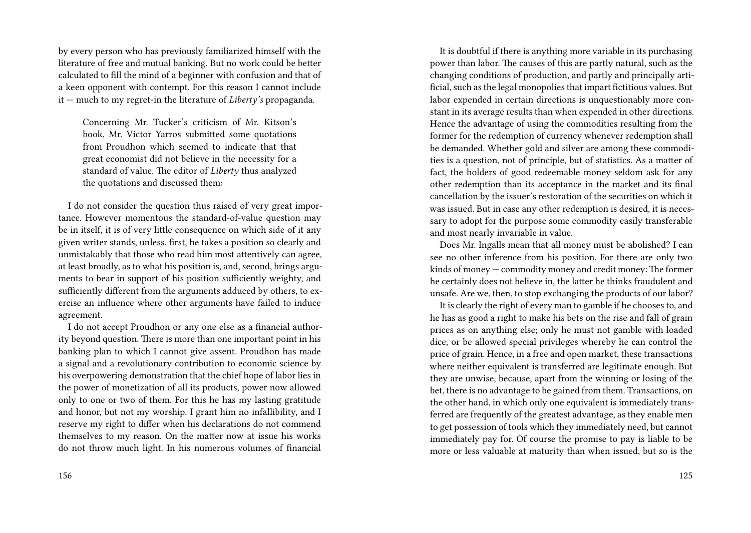by every person who has previously familiarized himself with the literature of free and mutual banking. But no work could be better calculated to fill the mind of a beginner with confusion and that of a keen opponent with contempt. For this reason I cannot include it — much to my regret-in the literature of *Liberty's* propaganda.

> Concerning Mr. Tucker's criticism of Mr. Kitson's book, Mr. Victor Yarros submitted some quotations from Proudhon which seemed to indicate that that great economist did not believe in the necessity for a standard of value. The editor of *Liberty* thus analyzed the quotations and discussed them:

I do not consider the question thus raised of very great importance. However momentous the standard-of-value question may be in itself, it is of very little consequence on which side of it any given writer stands, unless, first, he takes a position so clearly and unmistakably that those who read him most attentively can agree, at least broadly, as to what his position is, and, second, brings arguments to bear in support of his position sufficiently weighty, and sufficiently different from the arguments adduced by others, to exercise an influence where other arguments have failed to induce agreement.

I do not accept Proudhon or any one else as a financial authority beyond question. There is more than one important point in his banking plan to which I cannot give assent. Proudhon has made a signal and a revolutionary contribution to economic science by his overpowering demonstration that the chief hope of labor lies in the power of monetization of all its products, power now allowed only to one or two of them. For this he has my lasting gratitude and honor, but not my worship. I grant him no infallibility, and I reserve my right to differ when his declarations do not commend themselves to my reason. On the matter now at issue his works do not throw much light. In his numerous volumes of financial

It is doubtful if there is anything more variable in its purchasing power than labor. The causes of this are partly natural, such as the changing conditions of production, and partly and principally artificial, such as the legal monopolies that impart fictitious values. But labor expended in certain directions is unquestionably more constant in its average results than when expended in other directions. Hence the advantage of using the commodities resulting from the former for the redemption of currency whenever redemption shall be demanded. Whether gold and silver are among these commodities is a question, not of principle, but of statistics. As a matter of fact, the holders of good redeemable money seldom ask for any other redemption than its acceptance in the market and its final cancellation by the issuer's restoration of the securities on which it was issued. But in case any other redemption is desired, it is necessary to adopt for the purpose some commodity easily transferable and most nearly invariable in value.

Does Mr. Ingalls mean that all money must be abolished? I can see no other inference from his position. For there are only two kinds of money — commodity money and credit money: The former he certainly does not believe in, the latter he thinks fraudulent and unsafe. Are we, then, to stop exchanging the products of our labor?

It is clearly the right of every man to gamble if he chooses to, and he has as good a right to make his bets on the rise and fall of grain prices as on anything else; only he must not gamble with loaded dice, or be allowed special privileges whereby he can control the price of grain. Hence, in a free and open market, these transactions where neither equivalent is transferred are legitimate enough. But they are unwise, because, apart from the winning or losing of the bet, there is no advantage to be gained from them. Transactions, on the other hand, in which only one equivalent is immediately transferred are frequently of the greatest advantage, as they enable men to get possession of tools which they immediately need, but cannot immediately pay for. Of course the promise to pay is liable to be more or less valuable at maturity than when issued, but so is the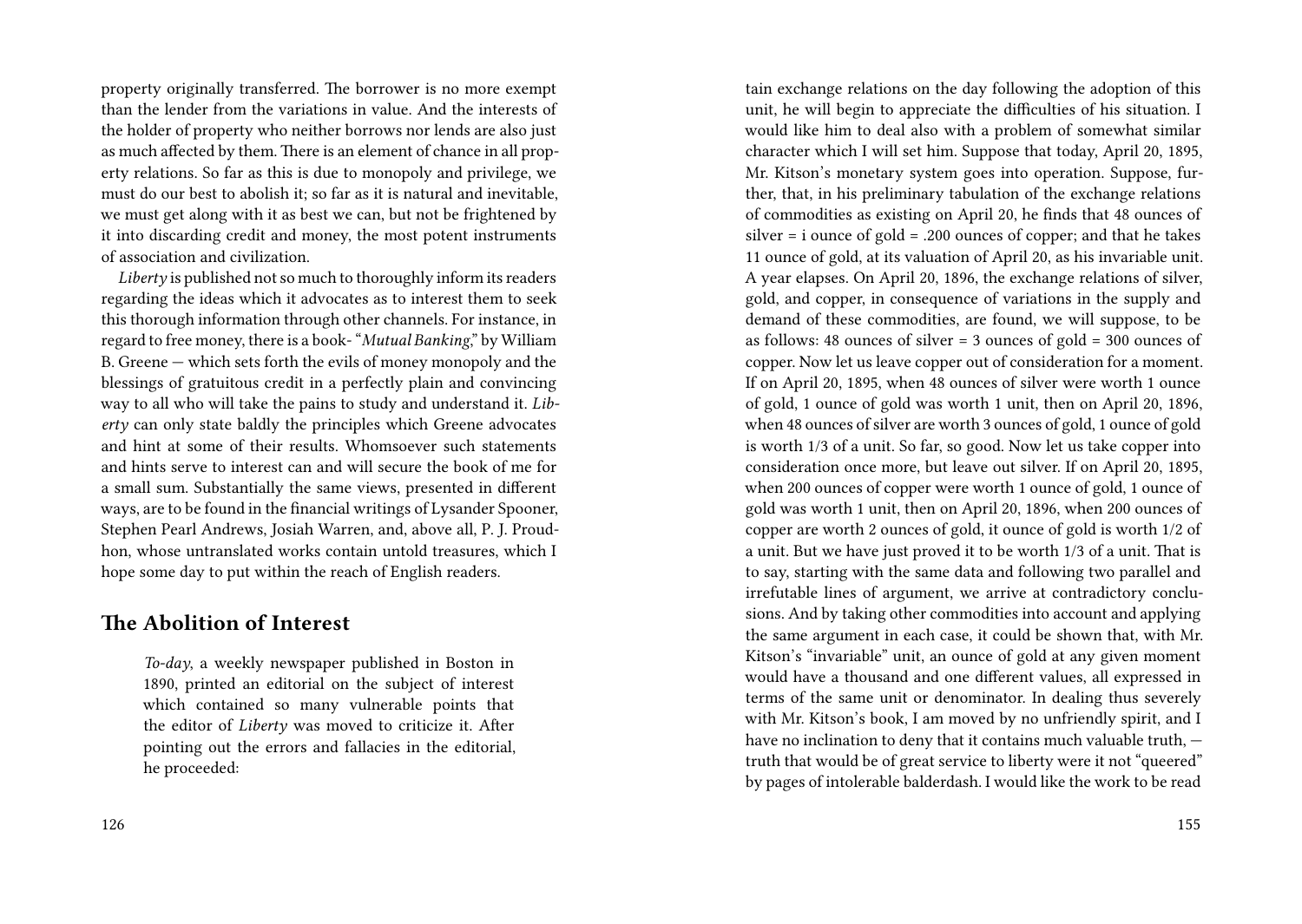property originally transferred. The borrower is no more exempt than the lender from the variations in value. And the interests of the holder of property who neither borrows nor lends are also just as much affected by them. There is an element of chance in all property relations. So far as this is due to monopoly and privilege, we must do our best to abolish it; so far as it is natural and inevitable, we must get along with it as best we can, but not be frightened by it into discarding credit and money, the most potent instruments of association and civilization.

*Liberty* is published not so much to thoroughly inform its readers regarding the ideas which it advocates as to interest them to seek this thorough information through other channels. For instance, in regard to free money, there is a book- "*Mutual Banking*," by William B. Greene — which sets forth the evils of money monopoly and the blessings of gratuitous credit in a perfectly plain and convincing way to all who will take the pains to study and understand it. *Liberty* can only state baldly the principles which Greene advocates and hint at some of their results. Whomsoever such statements and hints serve to interest can and will secure the book of me for a small sum. Substantially the same views, presented in different ways, are to be found in the financial writings of Lysander Spooner, Stephen Pearl Andrews, Josiah Warren, and, above all, P. J. Proudhon, whose untranslated works contain untold treasures, which I hope some day to put within the reach of English readers.

## The Abolition of Interest

> *To-day*, a weekly newspaper published in Boston in 1890, printed an editorial on the subject of interest which contained so many vulnerable points that the editor of *Liberty* was moved to criticize it. After pointing out the errors and fallacies in the editorial, he proceeded:

tain exchange relations on the day following the adoption of this unit, he will begin to appreciate the difficulties of his situation. I would like him to deal also with a problem of somewhat similar character which I will set him. Suppose that today, April 20, 1895, Mr. Kitson's monetary system goes into operation. Suppose, further, that, in his preliminary tabulation of the exchange relations of commodities as existing on April 20, he finds that 48 ounces of silver = i ounce of gold = .200 ounces of copper; and that he takes 11 ounce of gold, at its valuation of April 20, as his invariable unit. A year elapses. On April 20, 1896, the exchange relations of silver, gold, and copper, in consequence of variations in the supply and demand of these commodities, are found, we will suppose, to be as follows: 48 ounces of silver = 3 ounces of gold = 300 ounces of copper. Now let us leave copper out of consideration for a moment. If on April 20, 1895, when 48 ounces of silver were worth 1 ounce of gold, 1 ounce of gold was worth 1 unit, then on April 20, 1896, when 48 ounces of silver are worth 3 ounces of gold, 1 ounce of gold is worth 1/3 of a unit. So far, so good. Now let us take copper into consideration once more, but leave out silver. If on April 20, 1895, when 200 ounces of copper were worth 1 ounce of gold, 1 ounce of gold was worth 1 unit, then on April 20, 1896, when 200 ounces of copper are worth 2 ounces of gold, it ounce of gold is worth 1/2 of a unit. But we have just proved it to be worth 1/3 of a unit. That is to say, starting with the same data and following two parallel and irrefutable lines of argument, we arrive at contradictory conclusions. And by taking other commodities into account and applying the same argument in each case, it could be shown that, with Mr. Kitson's "invariable" unit, an ounce of gold at any given moment would have a thousand and one different values, all expressed in terms of the same unit or denominator. In dealing thus severely with Mr. Kitson's book, I am moved by no unfriendly spirit, and I have no inclination to deny that it contains much valuable truth, — truth that would be of great service to liberty were it not "queered" by pages of intolerable balderdash. I would like the work to be read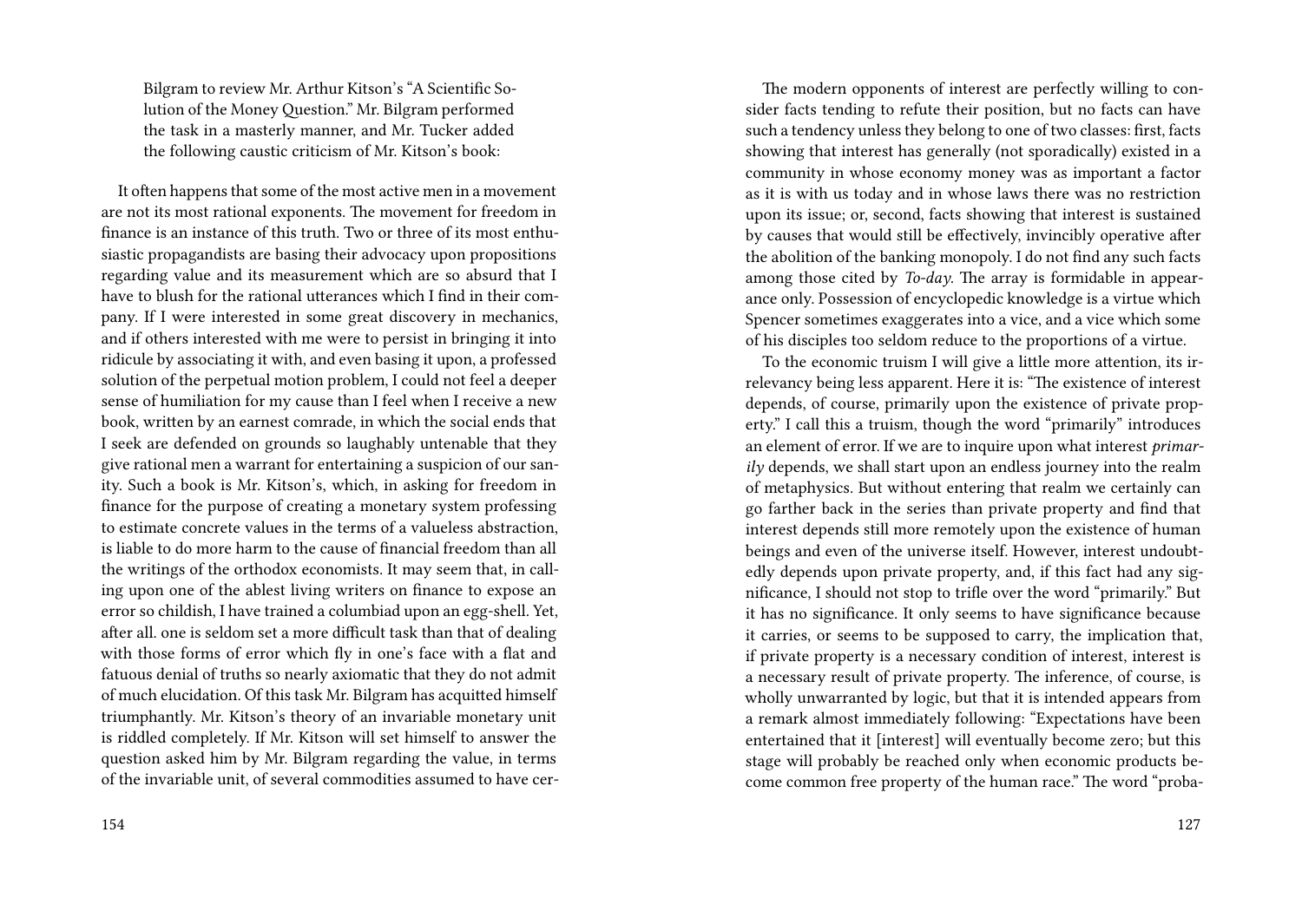Bilgram to review Mr. Arthur Kitson's "A Scientific Solution of the Money Question." Mr. Bilgram performed the task in a masterly manner, and Mr. Tucker added the following caustic criticism of Mr. Kitson's book:

It often happens that some of the most active men in a movement are not its most rational exponents. The movement for freedom in finance is an instance of this truth. Two or three of its most enthusiastic propagandists are basing their advocacy upon propositions regarding value and its measurement which are so absurd that I have to blush for the rational utterances which I find in their company. If I were interested in some great discovery in mechanics, and if others interested with me were to persist in bringing it into ridicule by associating it with, and even basing it upon, a professed solution of the perpetual motion problem, I could not feel a deeper sense of humiliation for my cause than I feel when I receive a new book, written by an earnest comrade, in which the social ends that I seek are defended on grounds so laughably untenable that they give rational men a warrant for entertaining a suspicion of our sanity. Such a book is Mr. Kitson's, which, in asking for freedom in finance for the purpose of creating a monetary system professing to estimate concrete values in the terms of a valueless abstraction, is liable to do more harm to the cause of financial freedom than all the writings of the orthodox economists. It may seem that, in calling upon one of the ablest living writers on finance to expose an error so childish, I have trained a columbiad upon an egg-shell. Yet, after all. one is seldom set a more difficult task than that of dealing with those forms of error which fly in one's face with a flat and fatuous denial of truths so nearly axiomatic that they do not admit of much elucidation. Of this task Mr. Bilgram has acquitted himself triumphantly. Mr. Kitson's theory of an invariable monetary unit is riddled completely. If Mr. Kitson will set himself to answer the question asked him by Mr. Bilgram regarding the value, in terms of the invariable unit, of several commodities assumed to have cer-

The modern opponents of interest are perfectly willing to consider facts tending to refute their position, but no facts can have such a tendency unless they belong to one of two classes: first, facts showing that interest has generally (not sporadically) existed in a community in whose economy money was as important a factor as it is with us today and in whose laws there was no restriction upon its issue; or, second, facts showing that interest is sustained by causes that would still be effectively, invincibly operative after the abolition of the banking monopoly. I do not find any such facts among those cited by *To-day*. The array is formidable in appearance only. Possession of encyclopedic knowledge is a virtue which Spencer sometimes exaggerates into a vice, and a vice which some of his disciples too seldom reduce to the proportions of a virtue.

To the economic truism I will give a little more attention, its irrelevancy being less apparent. Here it is: "The existence of interest depends, of course, primarily upon the existence of private property." I call this a truism, though the word "primarily" introduces an element of error. If we are to inquire upon what interest *primarily* depends, we shall start upon an endless journey into the realm of metaphysics. But without entering that realm we certainly can go farther back in the series than private property and find that interest depends still more remotely upon the existence of human beings and even of the universe itself. However, interest undoubtedly depends upon private property, and, if this fact had any significance, I should not stop to trifle over the word "primarily." But it has no significance. It only seems to have significance because it carries, or seems to be supposed to carry, the implication that, if private property is a necessary condition of interest, interest is a necessary result of private property. The inference, of course, is wholly unwarranted by logic, but that it is intended appears from a remark almost immediately following: "Expectations have been entertained that it [interest] will eventually become zero; but this stage will probably be reached only when economic products become common free property of the human race." The word "proba-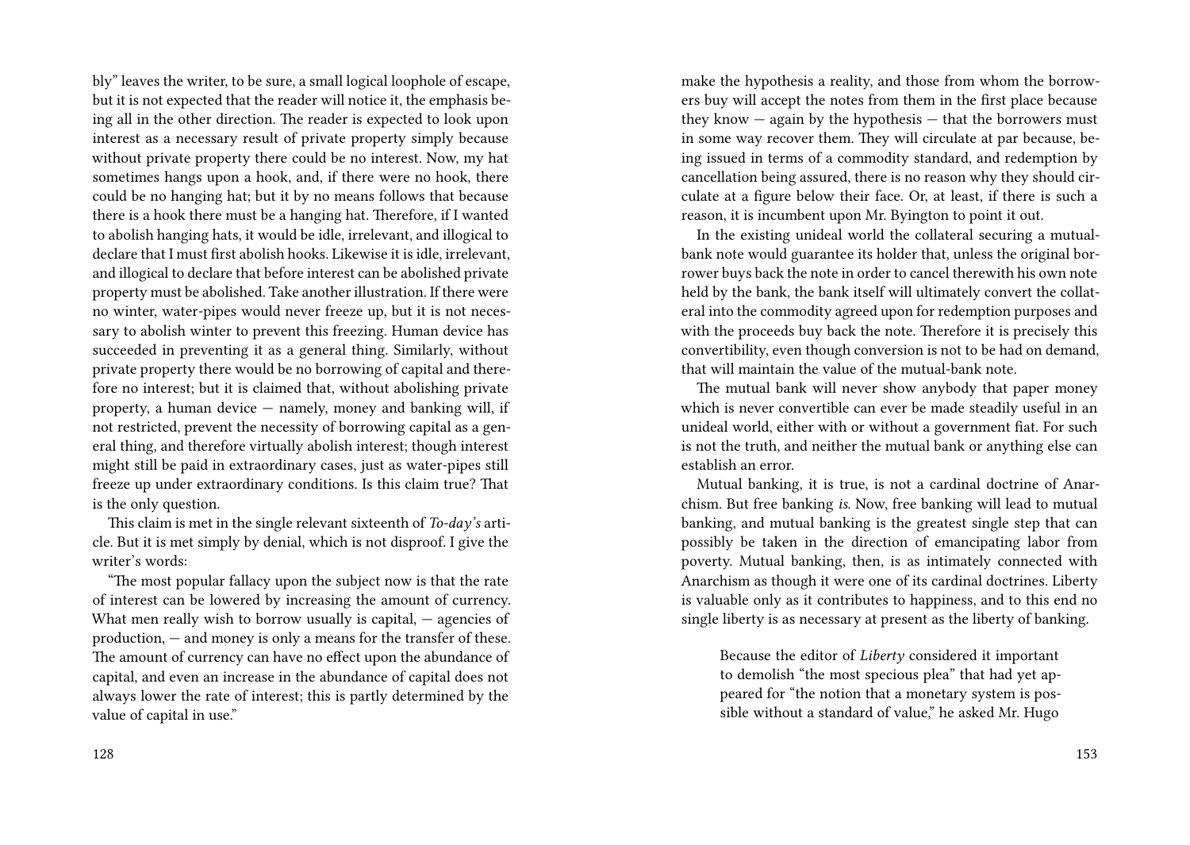bly" leaves the writer, to be sure, a small logical loophole of escape, but it is not expected that the reader will notice it, the emphasis being all in the other direction. The reader is expected to look upon interest as a necessary result of private property simply because without private property there could be no interest. Now, my hat sometimes hangs upon a hook, and, if there were no hook, there could be no hanging hat; but it by no means follows that because there is a hook there must be a hanging hat. Therefore, if I wanted to abolish hanging hats, it would be idle, irrelevant, and illogical to declare that I must first abolish hooks. Likewise it is idle, irrelevant, and illogical to declare that before interest can be abolished private property must be abolished. Take another illustration. If there were no winter, water-pipes would never freeze up, but it is not necessary to abolish winter to prevent this freezing. Human device has succeeded in preventing it as a general thing. Similarly, without private property there would be no borrowing of capital and therefore no interest; but it is claimed that, without abolishing private property, a human device — namely, money and banking will, if not restricted, prevent the necessity of borrowing capital as a general thing, and therefore virtually abolish interest; though interest might still be paid in extraordinary cases, just as water-pipes still freeze up under extraordinary conditions. Is this claim true? That is the only question.

This claim is met in the single relevant sixteenth of *To-day's* article. But it is met simply by denial, which is not disproof. I give the writer's words:

"The most popular fallacy upon the subject now is that the rate of interest can be lowered by increasing the amount of currency. What men really wish to borrow usually is capital, — agencies of production, — and money is only a means for the transfer of these. The amount of currency can have no effect upon the abundance of capital, and even an increase in the abundance of capital does not always lower the rate of interest; this is partly determined by the value of capital in use."

make the hypothesis a reality, and those from whom the borrowers buy will accept the notes from them in the first place because they know — again by the hypothesis — that the borrowers must in some way recover them. They will circulate at par because, being issued in terms of a commodity standard, and redemption by cancellation being assured, there is no reason why they should circulate at a figure below their face. Or, at least, if there is such a reason, it is incumbent upon Mr. Byington to point it out.

In the existing unideal world the collateral securing a mutual-bank note would guarantee its holder that, unless the original borrower buys back the note in order to cancel therewith his own note held by the bank, the bank itself will ultimately convert the collateral into the commodity agreed upon for redemption purposes and with the proceeds buy back the note. Therefore it is precisely this convertibility, even though conversion is not to be had on demand, that will maintain the value of the mutual-bank note.

The mutual bank will never show anybody that paper money which is never convertible can ever be made steadily useful in an unideal world, either with or without a government fiat. For such is not the truth, and neither the mutual bank or anything else can establish an error.

Mutual banking, it is true, is not a cardinal doctrine of Anarchism. But free banking *is*. Now, free banking will lead to mutual banking, and mutual banking is the greatest single step that can possibly be taken in the direction of emancipating labor from poverty. Mutual banking, then, is as intimately connected with Anarchism as though it were one of its cardinal doctrines. Liberty is valuable only as it contributes to happiness, and to this end no single liberty is as necessary at present as the liberty of banking.

> Because the editor of *Liberty* considered it important to demolish "the most specious plea" that had yet appeared for "the notion that a monetary system is possible without a standard of value," he asked Mr. Hugo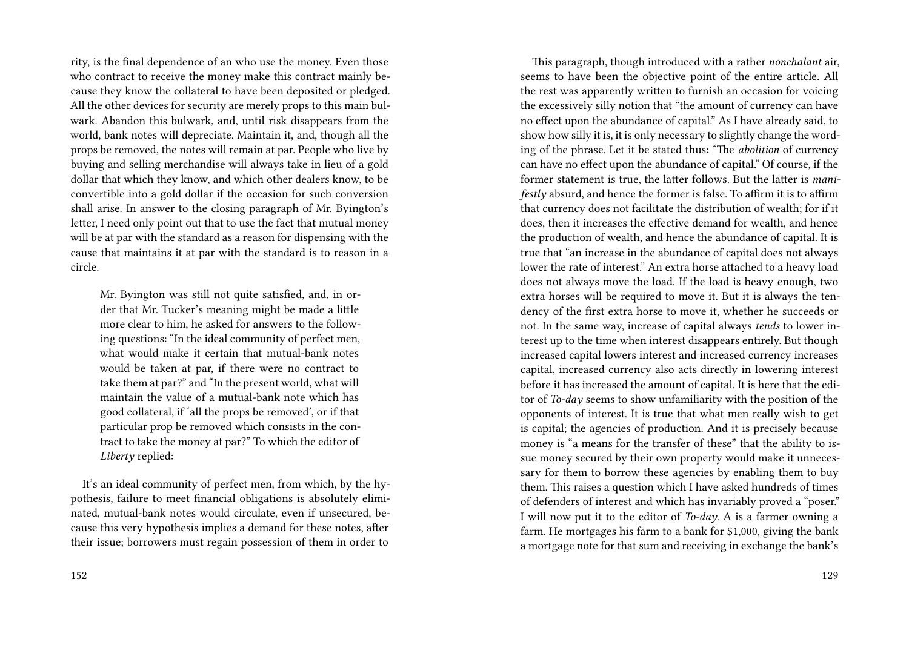rity, is the final dependence of an who use the money. Even those who contract to receive the money make this contract mainly because they know the collateral to have been deposited or pledged. All the other devices for security are merely props to this main bulwark. Abandon this bulwark, and, until risk disappears from the world, bank notes will depreciate. Maintain it, and, though all the props be removed, the notes will remain at par. People who live by buying and selling merchandise will always take in lieu of a gold dollar that which they know, and which other dealers know, to be convertible into a gold dollar if the occasion for such conversion shall arise. In answer to the closing paragraph of Mr. Byington's letter, I need only point out that to use the fact that mutual money will be at par with the standard as a reason for dispensing with the cause that maintains it at par with the standard is to reason in a circle.

> Mr. Byington was still not quite satisfied, and, in order that Mr. Tucker's meaning might be made a little more clear to him, he asked for answers to the following questions: "In the ideal community of perfect men, what would make it certain that mutual-bank notes would be taken at par, if there were no contract to take them at par?" and "In the present world, what will maintain the value of a mutual-bank note which has good collateral, if 'all the props be removed', or if that particular prop be removed which consists in the contract to take the money at par?" To which the editor of *Liberty* replied:

It's an ideal community of perfect men, from which, by the hypothesis, failure to meet financial obligations is absolutely eliminated, mutual-bank notes would circulate, even if unsecured, because this very hypothesis implies a demand for these notes, after their issue; borrowers must regain possession of them in order to

This paragraph, though introduced with a rather *nonchalant* air, seems to have been the objective point of the entire article. All the rest was apparently written to furnish an occasion for voicing the excessively silly notion that "the amount of currency can have no effect upon the abundance of capital." As I have already said, to show how silly it is, it is only necessary to slightly change the wording of the phrase. Let it be stated thus: "The *abolition* of currency can have no effect upon the abundance of capital." Of course, if the former statement is true, the latter follows. But the latter is *manifestly* absurd, and hence the former is false. To affirm it is to affirm that currency does not facilitate the distribution of wealth; for if it does, then it increases the effective demand for wealth, and hence the production of wealth, and hence the abundance of capital. It is true that "an increase in the abundance of capital does not always lower the rate of interest." An extra horse attached to a heavy load does not always move the load. If the load is heavy enough, two extra horses will be required to move it. But it is always the tendency of the first extra horse to move it, whether he succeeds or not. In the same way, increase of capital always *tends* to lower interest up to the time when interest disappears entirely. But though increased capital lowers interest and increased currency increases capital, increased currency also acts directly in lowering interest before it has increased the amount of capital. It is here that the editor of *To-day* seems to show unfamiliarity with the position of the opponents of interest. It is true that what men really wish to get is capital; the agencies of production. And it is precisely because money is "a means for the transfer of these" that the ability to issue money secured by their own property would make it unnecessary for them to borrow these agencies by enabling them to buy them. This raises a question which I have asked hundreds of times of defenders of interest and which has invariably proved a "poser." I will now put it to the editor of *To-day*. A is a farmer owning a farm. He mortgages his farm to a bank for $1,000, giving the bank a mortgage note for that sum and receiving in exchange the bank's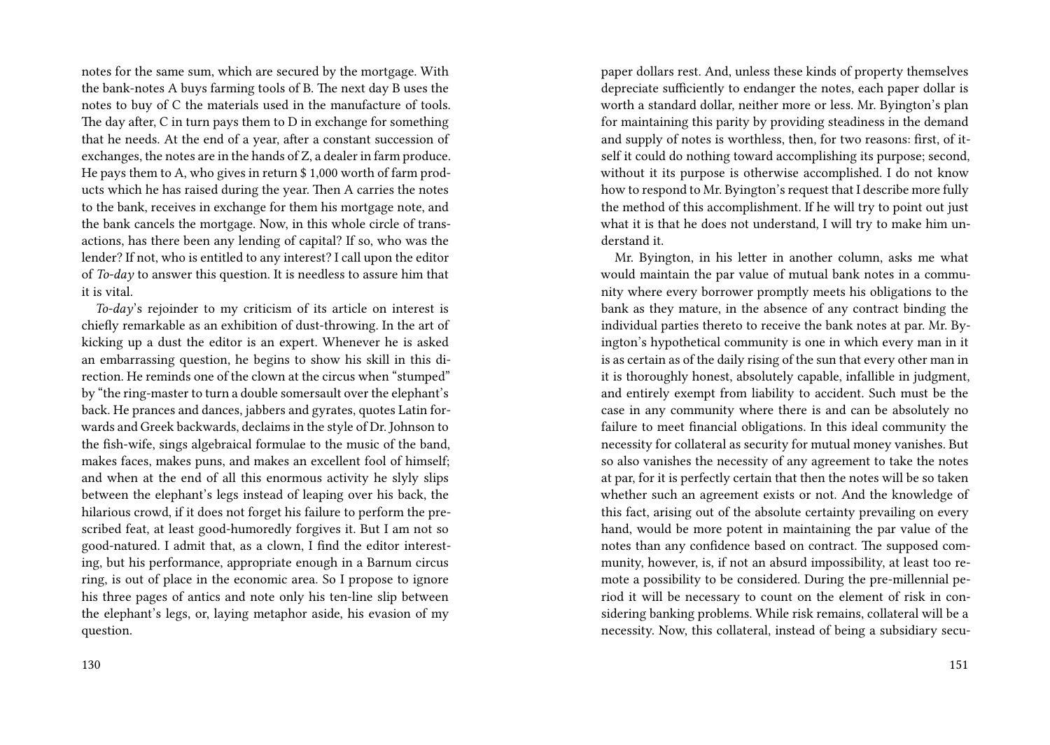notes for the same sum, which are secured by the mortgage. With the bank-notes A buys farming tools of B. The next day B uses the notes to buy of C the materials used in the manufacture of tools. The day after, C in turn pays them to D in exchange for something that he needs. At the end of a year, after a constant succession of exchanges, the notes are in the hands of Z, a dealer in farm produce. He pays them to A, who gives in return $ 1,000 worth of farm products which he has raised during the year. Then A carries the notes to the bank, receives in exchange for them his mortgage note, and the bank cancels the mortgage. Now, in this whole circle of transactions, has there been any lending of capital? If so, who was the lender? If not, who is entitled to any interest? I call upon the editor of *To-day* to answer this question. It is needless to assure him that it is vital.

*To-day*'s rejoinder to my criticism of its article on interest is chiefly remarkable as an exhibition of dust-throwing. In the art of kicking up a dust the editor is an expert. Whenever he is asked an embarrassing question, he begins to show his skill in this direction. He reminds one of the clown at the circus when "stumped" by "the ring-master to turn a double somersault over the elephant's back. He prances and dances, jabbers and gyrates, quotes Latin forwards and Greek backwards, declaims in the style of Dr. Johnson to the fish-wife, sings algebraical formulae to the music of the band, makes faces, makes puns, and makes an excellent fool of himself; and when at the end of all this enormous activity he slyly slips between the elephant's legs instead of leaping over his back, the hilarious crowd, if it does not forget his failure to perform the prescribed feat, at least good-humoredly forgives it. But I am not so good-natured. I admit that, as a clown, I find the editor interesting, but his performance, appropriate enough in a Barnum circus ring, is out of place in the economic area. So I propose to ignore his three pages of antics and note only his ten-line slip between the elephant's legs, or, laying metaphor aside, his evasion of my question.

paper dollars rest. And, unless these kinds of property themselves depreciate sufficiently to endanger the notes, each paper dollar is worth a standard dollar, neither more or less. Mr. Byington's plan for maintaining this parity by providing steadiness in the demand and supply of notes is worthless, then, for two reasons: first, of itself it could do nothing toward accomplishing its purpose; second, without it its purpose is otherwise accomplished. I do not know how to respond to Mr. Byington's request that I describe more fully the method of this accomplishment. If he will try to point out just what it is that he does not understand, I will try to make him understand it.

Mr. Byington, in his letter in another column, asks me what would maintain the par value of mutual bank notes in a community where every borrower promptly meets his obligations to the bank as they mature, in the absence of any contract binding the individual parties thereto to receive the bank notes at par. Mr. Byington's hypothetical community is one in which every man in it is as certain as of the daily rising of the sun that every other man in it is thoroughly honest, absolutely capable, infallible in judgment, and entirely exempt from liability to accident. Such must be the case in any community where there is and can be absolutely no failure to meet financial obligations. In this ideal community the necessity for collateral as security for mutual money vanishes. But so also vanishes the necessity of any agreement to take the notes at par, for it is perfectly certain that then the notes will be so taken whether such an agreement exists or not. And the knowledge of this fact, arising out of the absolute certainty prevailing on every hand, would be more potent in maintaining the par value of the notes than any confidence based on contract. The supposed community, however, is, if not an absurd impossibility, at least too remote a possibility to be considered. During the pre-millennial period it will be necessary to count on the element of risk in considering banking problems. While risk remains, collateral will be a necessity. Now, this collateral, instead of being a subsidiary secu-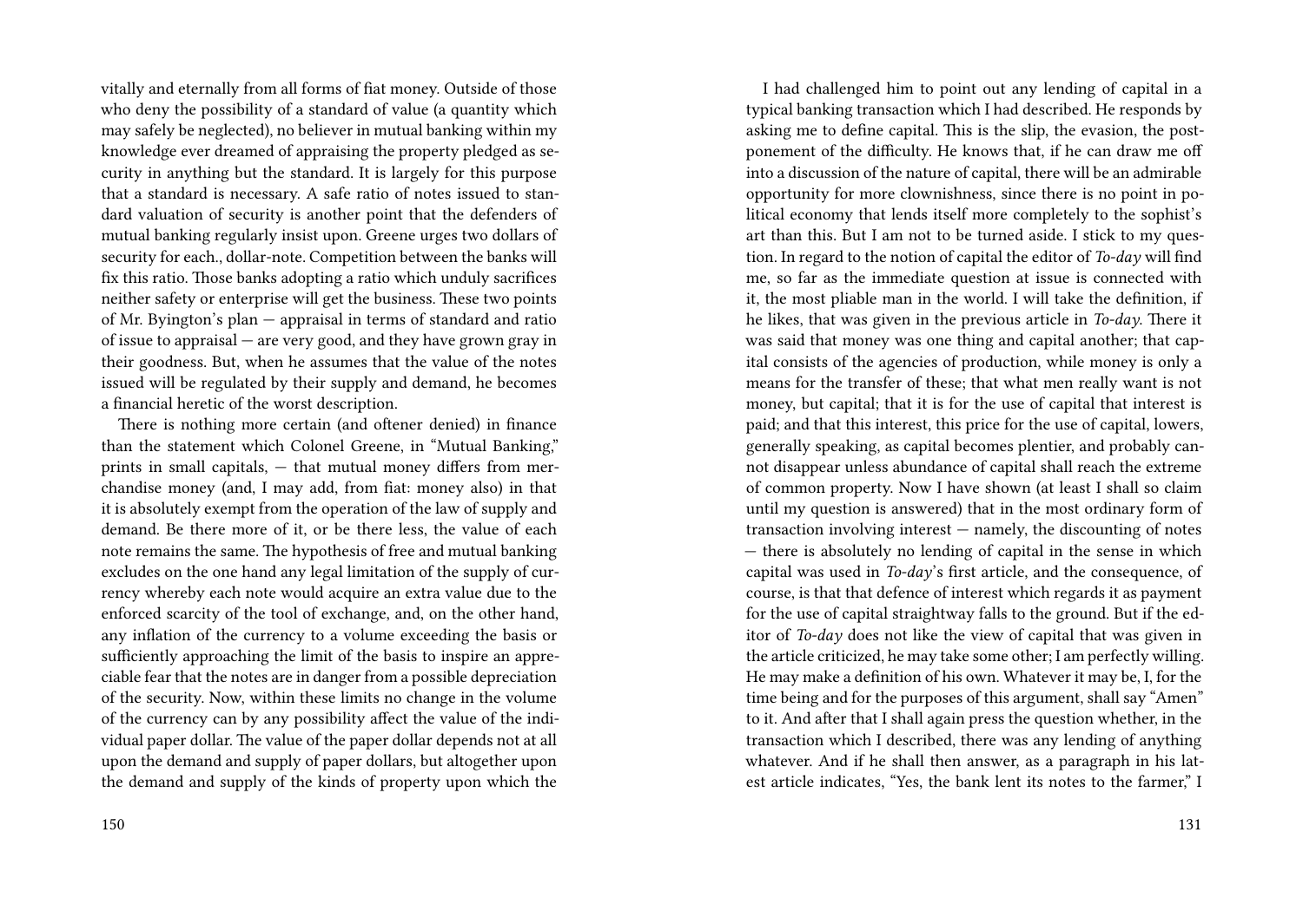vitally and eternally from all forms of fiat money. Outside of those who deny the possibility of a standard of value (a quantity which may safely be neglected), no believer in mutual banking within my knowledge ever dreamed of appraising the property pledged as security in anything but the standard. It is largely for this purpose that a standard is necessary. A safe ratio of notes issued to standard valuation of security is another point that the defenders of mutual banking regularly insist upon. Greene urges two dollars of security for each., dollar-note. Competition between the banks will fix this ratio. Those banks adopting a ratio which unduly sacrifices neither safety or enterprise will get the business. These two points of Mr. Byington's plan — appraisal in terms of standard and ratio of issue to appraisal — are very good, and they have grown gray in their goodness. But, when he assumes that the value of the notes issued will be regulated by their supply and demand, he becomes a financial heretic of the worst description.

There is nothing more certain (and oftener denied) in finance than the statement which Colonel Greene, in "Mutual Banking," prints in small capitals, — that mutual money differs from merchandise money (and, I may add, from fiat: money also) in that it is absolutely exempt from the operation of the law of supply and demand. Be there more of it, or be there less, the value of each note remains the same. The hypothesis of free and mutual banking excludes on the one hand any legal limitation of the supply of currency whereby each note would acquire an extra value due to the enforced scarcity of the tool of exchange, and, on the other hand, any inflation of the currency to a volume exceeding the basis or sufficiently approaching the limit of the basis to inspire an appreciable fear that the notes are in danger from a possible depreciation of the security. Now, within these limits no change in the volume of the currency can by any possibility affect the value of the individual paper dollar. The value of the paper dollar depends not at all upon the demand and supply of paper dollars, but altogether upon the demand and supply of the kinds of property upon which the

I had challenged him to point out any lending of capital in a typical banking transaction which I had described. He responds by asking me to define capital. This is the slip, the evasion, the postponement of the difficulty. He knows that, if he can draw me off into a discussion of the nature of capital, there will be an admirable opportunity for more clownishness, since there is no point in political economy that lends itself more completely to the sophist's art than this. But I am not to be turned aside. I stick to my question. In regard to the notion of capital the editor of *To-day* will find me, so far as the immediate question at issue is connected with it, the most pliable man in the world. I will take the definition, if he likes, that was given in the previous article in *To-day*. There it was said that money was one thing and capital another; that capital consists of the agencies of production, while money is only a means for the transfer of these; that what men really want is not money, but capital; that it is for the use of capital that interest is paid; and that this interest, this price for the use of capital, lowers, generally speaking, as capital becomes plentier, and probably cannot disappear unless abundance of capital shall reach the extreme of common property. Now I have shown (at least I shall so claim until my question is answered) that in the most ordinary form of transaction involving interest — namely, the discounting of notes — there is absolutely no lending of capital in the sense in which capital was used in *To-day*'s first article, and the consequence, of course, is that that defence of interest which regards it as payment for the use of capital straightway falls to the ground. But if the editor of *To-day* does not like the view of capital that was given in the article criticized, he may take some other; I am perfectly willing. He may make a definition of his own. Whatever it may be, I, for the time being and for the purposes of this argument, shall say "Amen" to it. And after that I shall again press the question whether, in the transaction which I described, there was any lending of anything whatever. And if he shall then answer, as a paragraph in his latest article indicates, "Yes, the bank lent its notes to the farmer," I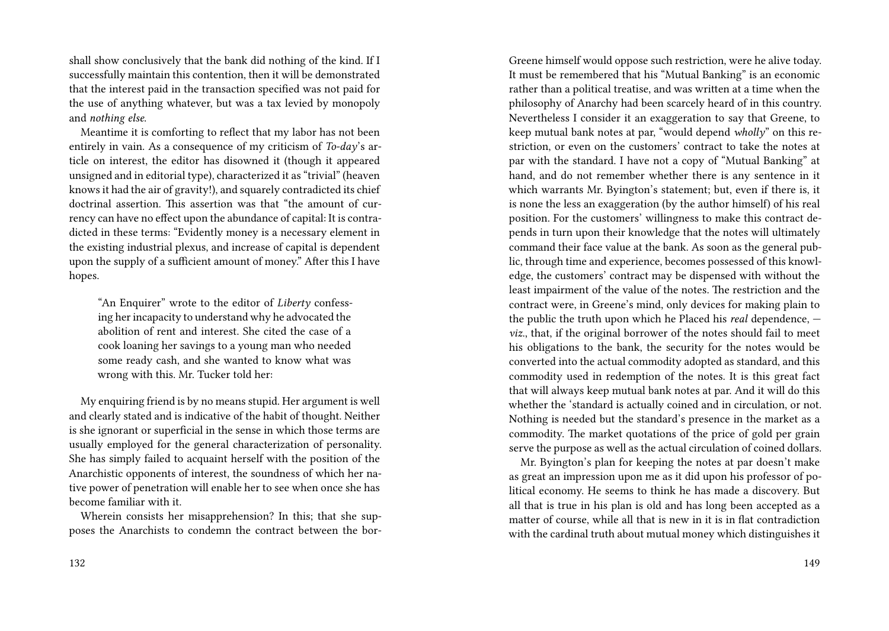shall show conclusively that the bank did nothing of the kind. If I successfully maintain this contention, then it will be demonstrated that the interest paid in the transaction specified was not paid for the use of anything whatever, but was a tax levied by monopoly and *nothing else.*

Meantime it is comforting to reflect that my labor has not been entirely in vain. As a consequence of my criticism of *To-day*'s article on interest, the editor has disowned it (though it appeared unsigned and in editorial type), characterized it as "trivial" (heaven knows it had the air of gravity!), and squarely contradicted its chief doctrinal assertion. This assertion was that "the amount of currency can have no effect upon the abundance of capital: It is contradicted in these terms: "Evidently money is a necessary element in the existing industrial plexus, and increase of capital is dependent upon the supply of a sufficient amount of money." After this I have hopes.

> "An Enquirer" wrote to the editor of *Liberty* confessing her incapacity to understand why he advocated the abolition of rent and interest. She cited the case of a cook loaning her savings to a young man who needed some ready cash, and she wanted to know what was wrong with this. Mr. Tucker told her:

My enquiring friend is by no means stupid. Her argument is well and clearly stated and is indicative of the habit of thought. Neither is she ignorant or superficial in the sense in which those terms are usually employed for the general characterization of personality. She has simply failed to acquaint herself with the position of the Anarchistic opponents of interest, the soundness of which her native power of penetration will enable her to see when once she has become familiar with it.

Wherein consists her misapprehension? In this; that she supposes the Anarchists to condemn the contract between the bor-

Greene himself would oppose such restriction, were he alive today. It must be remembered that his "Mutual Banking" is an economic rather than a political treatise, and was written at a time when the philosophy of Anarchy had been scarcely heard of in this country. Nevertheless I consider it an exaggeration to say that Greene, to keep mutual bank notes at par, "would depend *wholly*" on this restriction, or even on the customers' contract to take the notes at par with the standard. I have not a copy of "Mutual Banking" at hand, and do not remember whether there is any sentence in it which warrants Mr. Byington's statement; but, even if there is, it is none the less an exaggeration (by the author himself) of his real position. For the customers' willingness to make this contract depends in turn upon their knowledge that the notes will ultimately command their face value at the bank. As soon as the general public, through time and experience, becomes possessed of this knowledge, the customers' contract may be dispensed with without the least impairment of the value of the notes. The restriction and the contract were, in Greene's mind, only devices for making plain to the public the truth upon which he Placed his *real* dependence, — *viz.*, that, if the original borrower of the notes should fail to meet his obligations to the bank, the security for the notes would be converted into the actual commodity adopted as standard, and this commodity used in redemption of the notes. It is this great fact that will always keep mutual bank notes at par. And it will do this whether the 'standard is actually coined and in circulation, or not. Nothing is needed but the standard's presence in the market as a commodity. The market quotations of the price of gold per grain serve the purpose as well as the actual circulation of coined dollars.

Mr. Byington's plan for keeping the notes at par doesn't make as great an impression upon me as it did upon his professor of political economy. He seems to think he has made a discovery. But all that is true in his plan is old and has long been accepted as a matter of course, while all that is new in it is in flat contradiction with the cardinal truth about mutual money which distinguishes it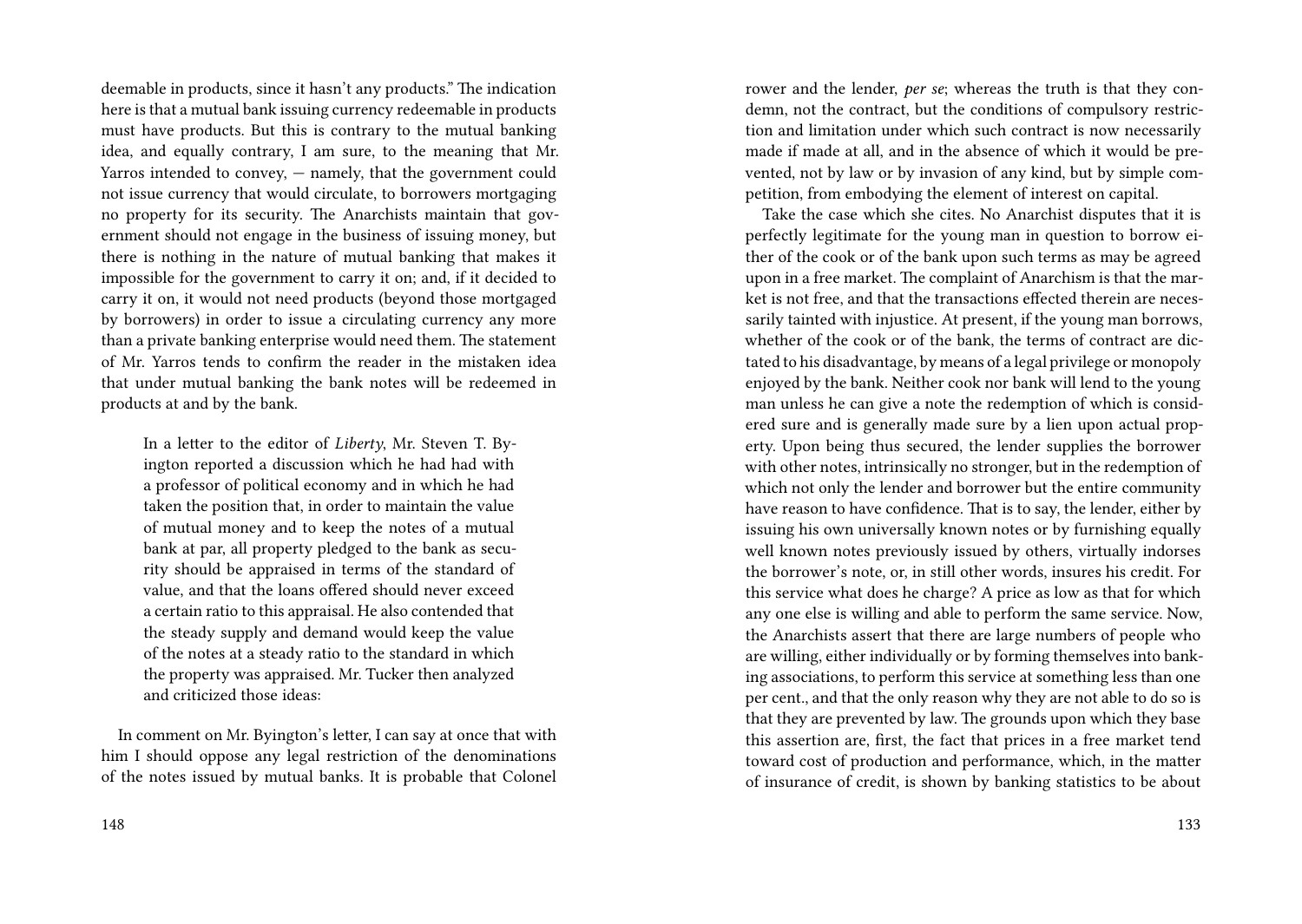deemable in products, since it hasn't any products." The indication here is that a mutual bank issuing currency redeemable in products must have products. But this is contrary to the mutual banking idea, and equally contrary, I am sure, to the meaning that Mr. Yarros intended to convey, — namely, that the government could not issue currency that would circulate, to borrowers mortgaging no property for its security. The Anarchists maintain that government should not engage in the business of issuing money, but there is nothing in the nature of mutual banking that makes it impossible for the government to carry it on; and, if it decided to carry it on, it would not need products (beyond those mortgaged by borrowers) in order to issue a circulating currency any more than a private banking enterprise would need them. The statement of Mr. Yarros tends to confirm the reader in the mistaken idea that under mutual banking the bank notes will be redeemed in products at and by the bank.

> In a letter to the editor of *Liberty*, Mr. Steven T. Byington reported a discussion which he had had with a professor of political economy and in which he had taken the position that, in order to maintain the value of mutual money and to keep the notes of a mutual bank at par, all property pledged to the bank as security should be appraised in terms of the standard of value, and that the loans offered should never exceed a certain ratio to this appraisal. He also contended that the steady supply and demand would keep the value of the notes at a steady ratio to the standard in which the property was appraised. Mr. Tucker then analyzed and criticized those ideas:

In comment on Mr. Byington's letter, I can say at once that with him I should oppose any legal restriction of the denominations of the notes issued by mutual banks. It is probable that Colonel

rower and the lender, *per se*; whereas the truth is that they condemn, not the contract, but the conditions of compulsory restriction and limitation under which such contract is now necessarily made if made at all, and in the absence of which it would be prevented, not by law or by invasion of any kind, but by simple competition, from embodying the element of interest on capital.

Take the case which she cites. No Anarchist disputes that it is perfectly legitimate for the young man in question to borrow either of the cook or of the bank upon such terms as may be agreed upon in a free market. The complaint of Anarchism is that the market is not free, and that the transactions effected therein are necessarily tainted with injustice. At present, if the young man borrows, whether of the cook or of the bank, the terms of contract are dictated to his disadvantage, by means of a legal privilege or monopoly enjoyed by the bank. Neither cook nor bank will lend to the young man unless he can give a note the redemption of which is considered sure and is generally made sure by a lien upon actual property. Upon being thus secured, the lender supplies the borrower with other notes, intrinsically no stronger, but in the redemption of which not only the lender and borrower but the entire community have reason to have confidence. That is to say, the lender, either by issuing his own universally known notes or by furnishing equally well known notes previously issued by others, virtually indorses the borrower's note, or, in still other words, insures his credit. For this service what does he charge? A price as low as that for which any one else is willing and able to perform the same service. Now, the Anarchists assert that there are large numbers of people who are willing, either individually or by forming themselves into banking associations, to perform this service at something less than one per cent., and that the only reason why they are not able to do so is that they are prevented by law. The grounds upon which they base this assertion are, first, the fact that prices in a free market tend toward cost of production and performance, which, in the matter of insurance of credit, is shown by banking statistics to be about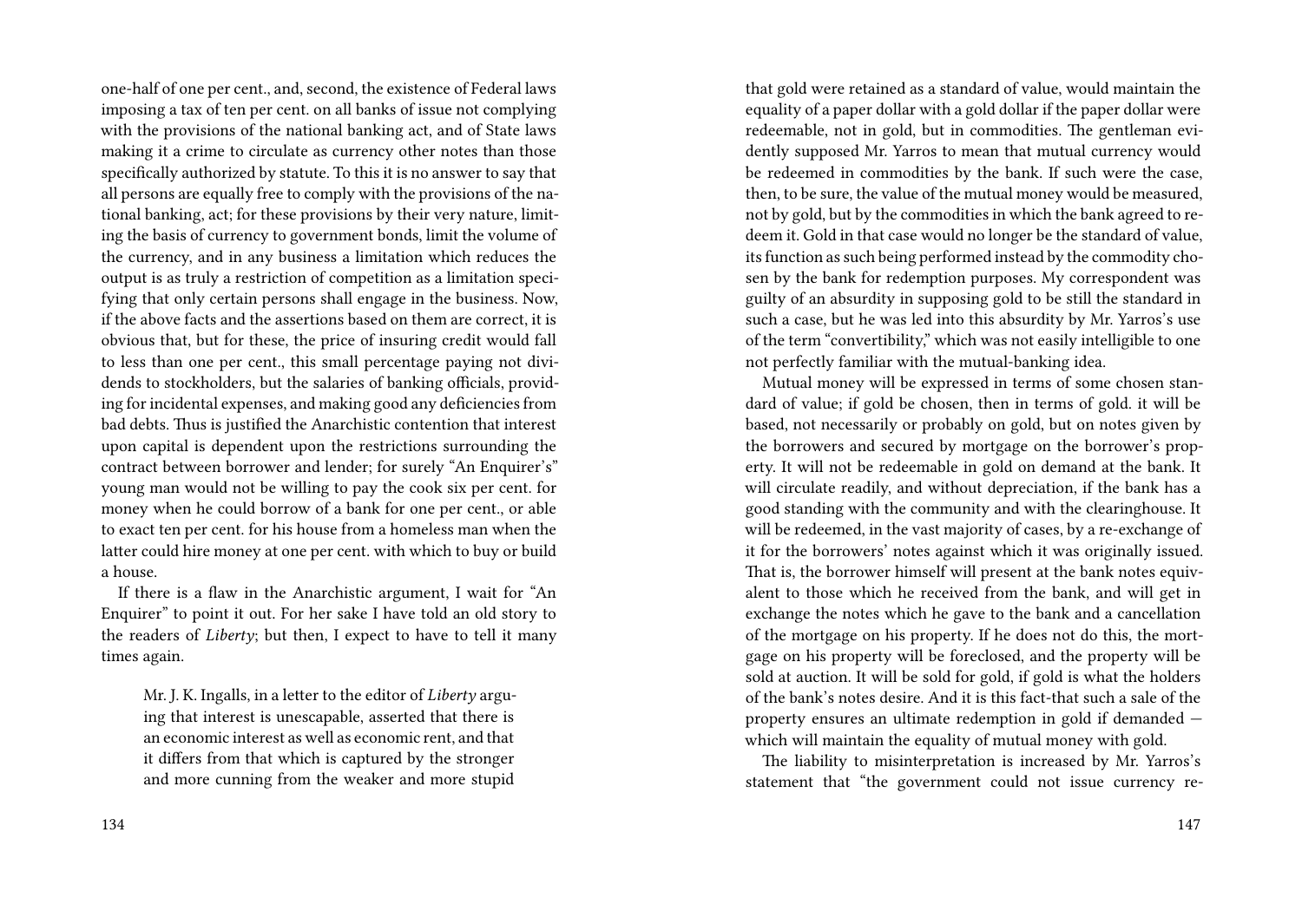one-half of one per cent., and, second, the existence of Federal laws imposing a tax of ten per cent. on all banks of issue not complying with the provisions of the national banking act, and of State laws making it a crime to circulate as currency other notes than those specifically authorized by statute. To this it is no answer to say that all persons are equally free to comply with the provisions of the national banking, act; for these provisions by their very nature, limiting the basis of currency to government bonds, limit the volume of the currency, and in any business a limitation which reduces the output is as truly a restriction of competition as a limitation specifying that only certain persons shall engage in the business. Now, if the above facts and the assertions based on them are correct, it is obvious that, but for these, the price of insuring credit would fall to less than one per cent., this small percentage paying not dividends to stockholders, but the salaries of banking officials, providing for incidental expenses, and making good any deficiencies from bad debts. Thus is justified the Anarchistic contention that interest upon capital is dependent upon the restrictions surrounding the contract between borrower and lender; for surely "An Enquirer's" young man would not be willing to pay the cook six per cent. for money when he could borrow of a bank for one per cent., or able to exact ten per cent. for his house from a homeless man when the latter could hire money at one per cent. with which to buy or build a house.

If there is a flaw in the Anarchistic argument, I wait for "An Enquirer" to point it out. For her sake I have told an old story to the readers of *Liberty*; but then, I expect to have to tell it many times again.

> Mr. J. K. Ingalls, in a letter to the editor of *Liberty* arguing that interest is unescapable, asserted that there is an economic interest as well as economic rent, and that it differs from that which is captured by the stronger and more cunning from the weaker and more stupid

that gold were retained as a standard of value, would maintain the equality of a paper dollar with a gold dollar if the paper dollar were redeemable, not in gold, but in commodities. The gentleman evidently supposed Mr. Yarros to mean that mutual currency would be redeemed in commodities by the bank. If such were the case, then, to be sure, the value of the mutual money would be measured, not by gold, but by the commodities in which the bank agreed to redeem it. Gold in that case would no longer be the standard of value, its function as such being performed instead by the commodity chosen by the bank for redemption purposes. My correspondent was guilty of an absurdity in supposing gold to be still the standard in such a case, but he was led into this absurdity by Mr. Yarros's use of the term "convertibility," which was not easily intelligible to one not perfectly familiar with the mutual-banking idea.

Mutual money will be expressed in terms of some chosen standard of value; if gold be chosen, then in terms of gold. it will be based, not necessarily or probably on gold, but on notes given by the borrowers and secured by mortgage on the borrower's property. It will not be redeemable in gold on demand at the bank. It will circulate readily, and without depreciation, if the bank has a good standing with the community and with the clearinghouse. It will be redeemed, in the vast majority of cases, by a re-exchange of it for the borrowers' notes against which it was originally issued. That is, the borrower himself will present at the bank notes equivalent to those which he received from the bank, and will get in exchange the notes which he gave to the bank and a cancellation of the mortgage on his property. If he does not do this, the mortgage on his property will be foreclosed, and the property will be sold at auction. It will be sold for gold, if gold is what the holders of the bank's notes desire. And it is this fact-that such a sale of the property ensures an ultimate redemption in gold if demanded — which will maintain the equality of mutual money with gold.

The liability to misinterpretation is increased by Mr. Yarros's statement that "the government could not issue currency re-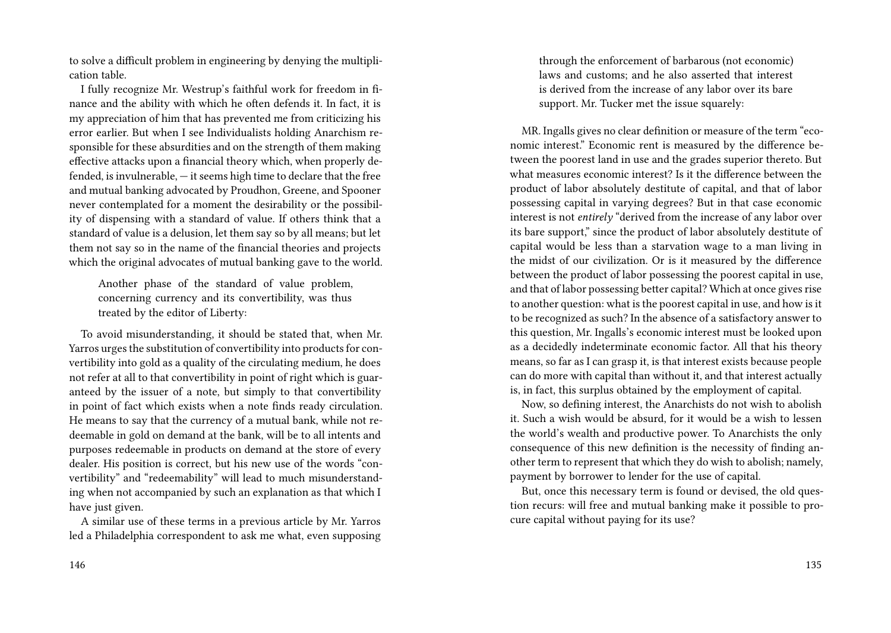to solve a difficult problem in engineering by denying the multiplication table.

I fully recognize Mr. Westrup's faithful work for freedom in finance and the ability with which he often defends it. In fact, it is my appreciation of him that has prevented me from criticizing his error earlier. But when I see Individualists holding Anarchism responsible for these absurdities and on the strength of them making effective attacks upon a financial theory which, when properly defended, is invulnerable, — it seems high time to declare that the free and mutual banking advocated by Proudhon, Greene, and Spooner never contemplated for a moment the desirability or the possibility of dispensing with a standard of value. If others think that a standard of value is a delusion, let them say so by all means; but let them not say so in the name of the financial theories and projects which the original advocates of mutual banking gave to the world.

> Another phase of the standard of value problem, concerning currency and its convertibility, was thus treated by the editor of Liberty:

To avoid misunderstanding, it should be stated that, when Mr. Yarros urges the substitution of convertibility into products for convertibility into gold as a quality of the circulating medium, he does not refer at all to that convertibility in point of right which is guaranteed by the issuer of a note, but simply to that convertibility in point of fact which exists when a note finds ready circulation. He means to say that the currency of a mutual bank, while not redeemable in gold on demand at the bank, will be to all intents and purposes redeemable in products on demand at the store of every dealer. His position is correct, but his new use of the words "convertibility" and "redeemability" will lead to much misunderstanding when not accompanied by such an explanation as that which I have just given.

A similar use of these terms in a previous article by Mr. Yarros led a Philadelphia correspondent to ask me what, even supposing

> through the enforcement of barbarous (not economic) laws and customs; and he also asserted that interest is derived from the increase of any labor over its bare support. Mr. Tucker met the issue squarely:

MR. Ingalls gives no clear definition or measure of the term "economic interest." Economic rent is measured by the difference between the poorest land in use and the grades superior thereto. But what measures economic interest? Is it the difference between the product of labor absolutely destitute of capital, and that of labor possessing capital in varying degrees? But in that case economic interest is not *entirely* "derived from the increase of any labor over its bare support," since the product of labor absolutely destitute of capital would be less than a starvation wage to a man living in the midst of our civilization. Or is it measured by the difference between the product of labor possessing the poorest capital in use, and that of labor possessing better capital? Which at once gives rise to another question: what is the poorest capital in use, and how is it to be recognized as such? In the absence of a satisfactory answer to this question, Mr. Ingalls's economic interest must be looked upon as a decidedly indeterminate economic factor. All that his theory means, so far as I can grasp it, is that interest exists because people can do more with capital than without it, and that interest actually is, in fact, this surplus obtained by the employment of capital.

Now, so defining interest, the Anarchists do not wish to abolish it. Such a wish would be absurd, for it would be a wish to lessen the world's wealth and productive power. To Anarchists the only consequence of this new definition is the necessity of finding another term to represent that which they do wish to abolish; namely, payment by borrower to lender for the use of capital.

But, once this necessary term is found or devised, the old question recurs: will free and mutual banking make it possible to procure capital without paying for its use?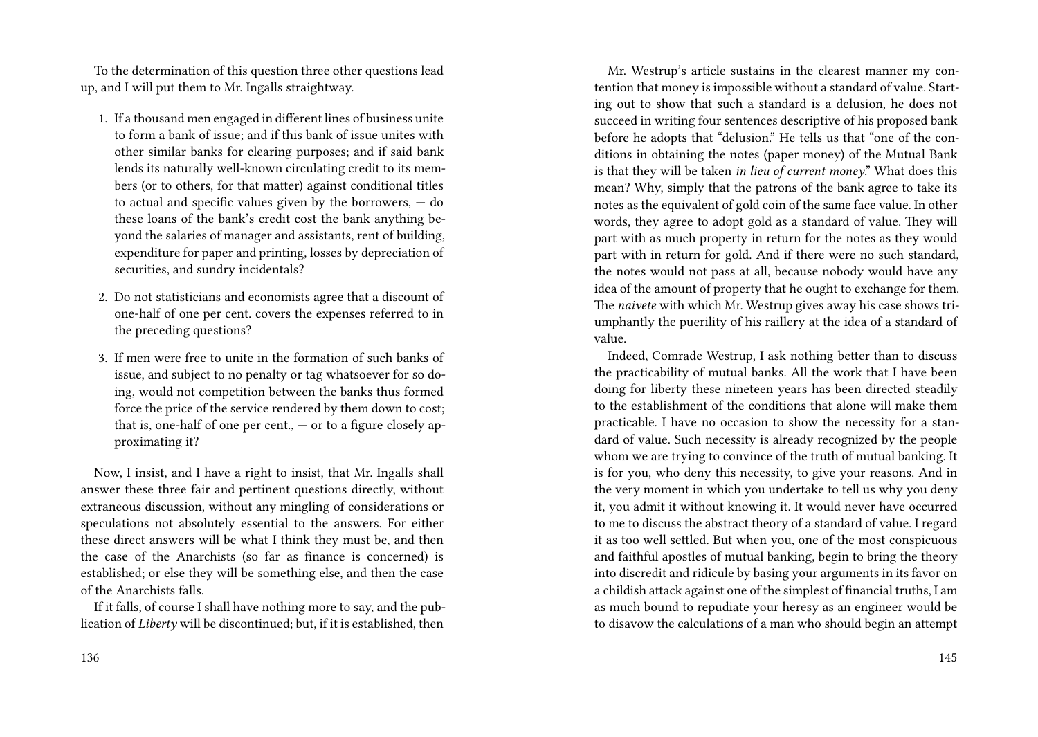To the determination of this question three other questions lead up, and I will put them to Mr. Ingalls straightway.

1. If a thousand men engaged in different lines of business unite to form a bank of issue; and if this bank of issue unites with other similar banks for clearing purposes; and if said bank lends its naturally well-known circulating credit to its members (or to others, for that matter) against conditional titles to actual and specific values given by the borrowers, — do these loans of the bank's credit cost the bank anything beyond the salaries of manager and assistants, rent of building, expenditure for paper and printing, losses by depreciation of securities, and sundry incidentals?

2. Do not statisticians and economists agree that a discount of one-half of one per cent. covers the expenses referred to in the preceding questions?

3. If men were free to unite in the formation of such banks of issue, and subject to no penalty or tag whatsoever for so doing, would not competition between the banks thus formed force the price of the service rendered by them down to cost; that is, one-half of one per cent., — or to a figure closely approximating it?

Now, I insist, and I have a right to insist, that Mr. Ingalls shall answer these three fair and pertinent questions directly, without extraneous discussion, without any mingling of considerations or speculations not absolutely essential to the answers. For either these direct answers will be what I think they must be, and then the case of the Anarchists (so far as finance is concerned) is established; or else they will be something else, and then the case of the Anarchists falls.

If it falls, of course I shall have nothing more to say, and the publication of *Liberty* will be discontinued; but, if it is established, then

Mr. Westrup's article sustains in the clearest manner my contention that money is impossible without a standard of value. Starting out to show that such a standard is a delusion, he does not succeed in writing four sentences descriptive of his proposed bank before he adopts that "delusion." He tells us that "one of the conditions in obtaining the notes (paper money) of the Mutual Bank is that they will be taken *in lieu of current money*." What does this mean? Why, simply that the patrons of the bank agree to take its notes as the equivalent of gold coin of the same face value. In other words, they agree to adopt gold as a standard of value. They will part with as much property in return for the notes as they would part with in return for gold. And if there were no such standard, the notes would not pass at all, because nobody would have any idea of the amount of property that he ought to exchange for them. The *naivete* with which Mr. Westrup gives away his case shows triumphantly the puerility of his raillery at the idea of a standard of value.

Indeed, Comrade Westrup, I ask nothing better than to discuss the practicability of mutual banks. All the work that I have been doing for liberty these nineteen years has been directed steadily to the establishment of the conditions that alone will make them practicable. I have no occasion to show the necessity for a standard of value. Such necessity is already recognized by the people whom we are trying to convince of the truth of mutual banking. It is for you, who deny this necessity, to give your reasons. And in the very moment in which you undertake to tell us why you deny it, you admit it without knowing it. It would never have occurred to me to discuss the abstract theory of a standard of value. I regard it as too well settled. But when you, one of the most conspicuous and faithful apostles of mutual banking, begin to bring the theory into discredit and ridicule by basing your arguments in its favor on a childish attack against one of the simplest of financial truths, I am as much bound to repudiate your heresy as an engineer would be to disavow the calculations of a man who should begin an attempt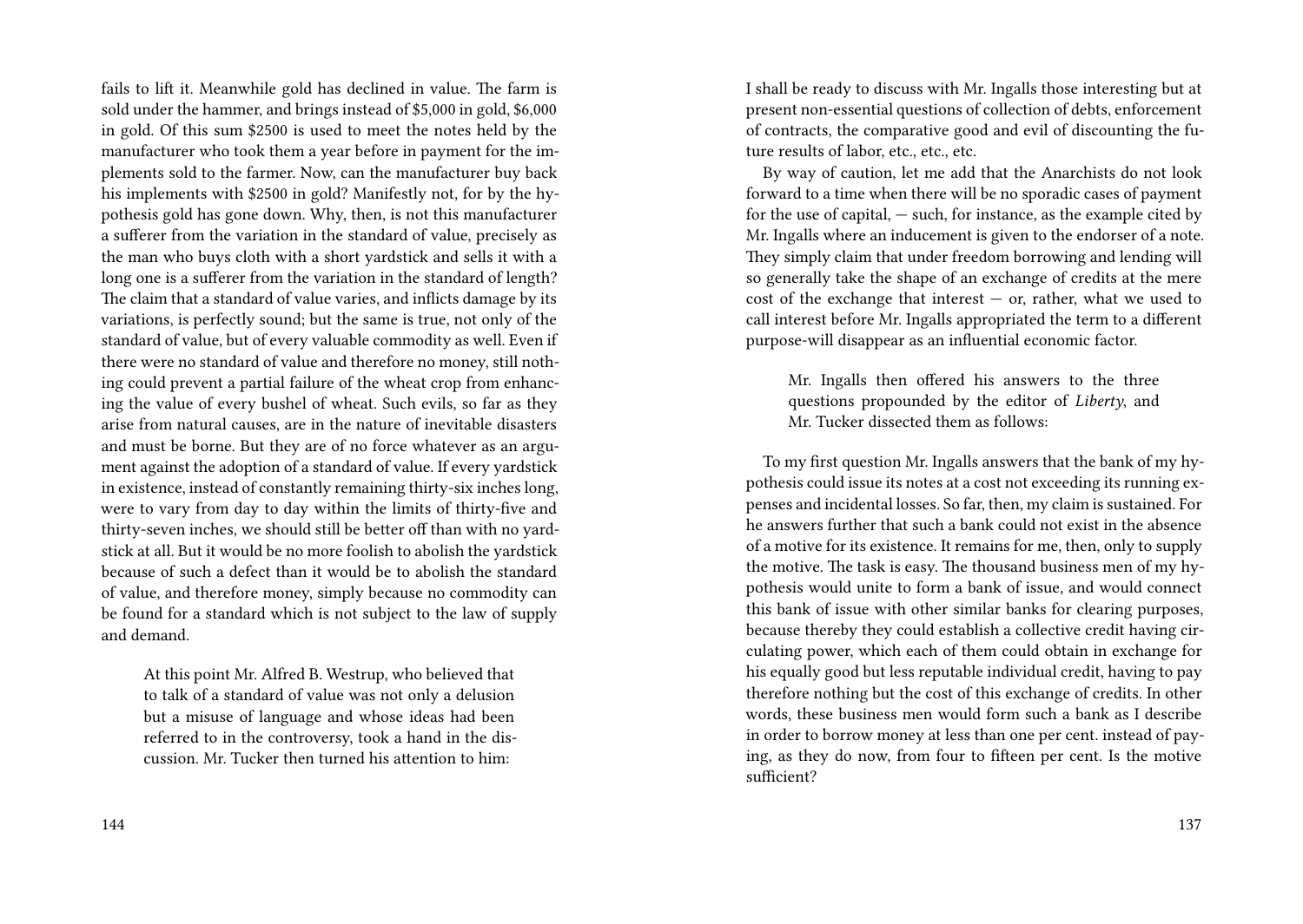fails to lift it. Meanwhile gold has declined in value. The farm is sold under the hammer, and brings instead of $5,000 in gold, $6,000 in gold. Of this sum $2500 is used to meet the notes held by the manufacturer who took them a year before in payment for the implements sold to the farmer. Now, can the manufacturer buy back his implements with $2500 in gold? Manifestly not, for by the hypothesis gold has gone down. Why, then, is not this manufacturer a sufferer from the variation in the standard of value, precisely as the man who buys cloth with a short yardstick and sells it with a long one is a sufferer from the variation in the standard of length? The claim that a standard of value varies, and inflicts damage by its variations, is perfectly sound; but the same is true, not only of the standard of value, but of every valuable commodity as well. Even if there were no standard of value and therefore no money, still nothing could prevent a partial failure of the wheat crop from enhancing the value of every bushel of wheat. Such evils, so far as they arise from natural causes, are in the nature of inevitable disasters and must be borne. But they are of no force whatever as an argument against the adoption of a standard of value. If every yardstick in existence, instead of constantly remaining thirty-six inches long, were to vary from day to day within the limits of thirty-five and thirty-seven inches, we should still be better off than with no yardstick at all. But it would be no more foolish to abolish the yardstick because of such a defect than it would be to abolish the standard of value, and therefore money, simply because no commodity can be found for a standard which is not subject to the law of supply and demand.

> At this point Mr. Alfred B. Westrup, who believed that to talk of a standard of value was not only a delusion but a misuse of language and whose ideas had been referred to in the controversy, took a hand in the discussion. Mr. Tucker then turned his attention to him:

I shall be ready to discuss with Mr. Ingalls those interesting but at present non-essential questions of collection of debts, enforcement of contracts, the comparative good and evil of discounting the future results of labor, etc., etc., etc.

By way of caution, let me add that the Anarchists do not look forward to a time when there will be no sporadic cases of payment for the use of capital, — such, for instance, as the example cited by Mr. Ingalls where an inducement is given to the endorser of a note. They simply claim that under freedom borrowing and lending will so generally take the shape of an exchange of credits at the mere cost of the exchange that interest — or, rather, what we used to call interest before Mr. Ingalls appropriated the term to a different purpose-will disappear as an influential economic factor.

> Mr. Ingalls then offered his answers to the three questions propounded by the editor of *Liberty*, and Mr. Tucker dissected them as follows:

To my first question Mr. Ingalls answers that the bank of my hypothesis could issue its notes at a cost not exceeding its running expenses and incidental losses. So far, then, my claim is sustained. For he answers further that such a bank could not exist in the absence of a motive for its existence. It remains for me, then, only to supply the motive. The task is easy. The thousand business men of my hypothesis would unite to form a bank of issue, and would connect this bank of issue with other similar banks for clearing purposes, because thereby they could establish a collective credit having circulating power, which each of them could obtain in exchange for his equally good but less reputable individual credit, having to pay therefore nothing but the cost of this exchange of credits. In other words, these business men would form such a bank as I describe in order to borrow money at less than one per cent. instead of paying, as they do now, from four to fifteen per cent. Is the motive sufficient?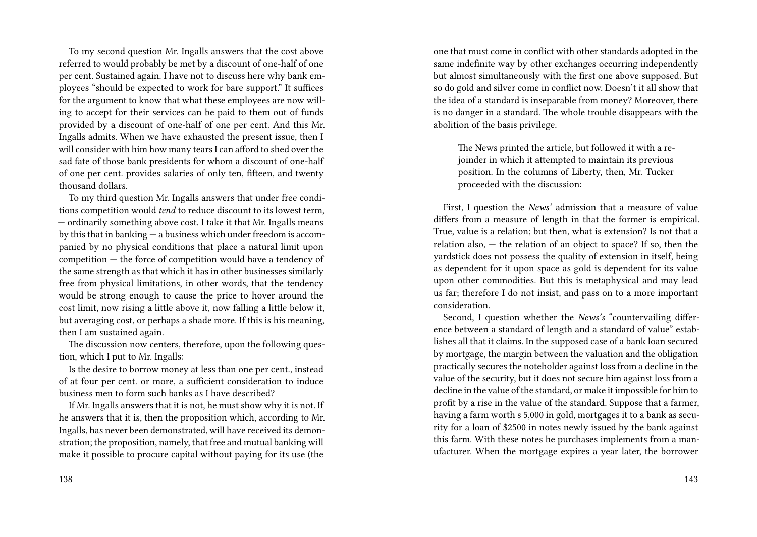To my second question Mr. Ingalls answers that the cost above referred to would probably be met by a discount of one-half of one per cent. Sustained again. I have not to discuss here why bank employees "should be expected to work for bare support." It suffices for the argument to know that what these employees are now willing to accept for their services can be paid to them out of funds provided by a discount of one-half of one per cent. And this Mr. Ingalls admits. When we have exhausted the present issue, then I will consider with him how many tears I can afford to shed over the sad fate of those bank presidents for whom a discount of one-half of one per cent. provides salaries of only ten, fifteen, and twenty thousand dollars.

To my third question Mr. Ingalls answers that under free conditions competition would *tend* to reduce discount to its lowest term, — ordinarily something above cost. I take it that Mr. Ingalls means by this that in banking — a business which under freedom is accompanied by no physical conditions that place a natural limit upon competition — the force of competition would have a tendency of the same strength as that which it has in other businesses similarly free from physical limitations, in other words, that the tendency would be strong enough to cause the price to hover around the cost limit, now rising a little above it, now falling a little below it, but averaging cost, or perhaps a shade more. If this is his meaning, then I am sustained again.

The discussion now centers, therefore, upon the following question, which I put to Mr. Ingalls:

Is the desire to borrow money at less than one per cent., instead of at four per cent. or more, a sufficient consideration to induce business men to form such banks as I have described?

If Mr. Ingalls answers that it is not, he must show why it is not. If he answers that it is, then the proposition which, according to Mr. Ingalls, has never been demonstrated, will have received its demonstration; the proposition, namely, that free and mutual banking will make it possible to procure capital without paying for its use (the

one that must come in conflict with other standards adopted in the same indefinite way by other exchanges occurring independently but almost simultaneously with the first one above supposed. But so do gold and silver come in conflict now. Doesn't it all show that the idea of a standard is inseparable from money? Moreover, there is no danger in a standard. The whole trouble disappears with the abolition of the basis privilege.

> The News printed the article, but followed it with a rejoinder in which it attempted to maintain its previous position. In the columns of Liberty, then, Mr. Tucker proceeded with the discussion:

First, I question the *News'* admission that a measure of value differs from a measure of length in that the former is empirical. True, value is a relation; but then, what is extension? Is not that a relation also, — the relation of an object to space? If so, then the yardstick does not possess the quality of extension in itself, being as dependent for it upon space as gold is dependent for its value upon other commodities. But this is metaphysical and may lead us far; therefore I do not insist, and pass on to a more important consideration.

Second, I question whether the *News's* "countervailing difference between a standard of length and a standard of value" establishes all that it claims. In the supposed case of a bank loan secured by mortgage, the margin between the valuation and the obligation practically secures the noteholder against loss from a decline in the value of the security, but it does not secure him against loss from a decline in the value of the standard, or make it impossible for him to profit by a rise in the value of the standard. Suppose that a farmer, having a farm worth s 5,000 in gold, mortgages it to a bank as security for a loan of $2500 in notes newly issued by the bank against this farm. With these notes he purchases implements from a manufacturer. When the mortgage expires a year later, the borrower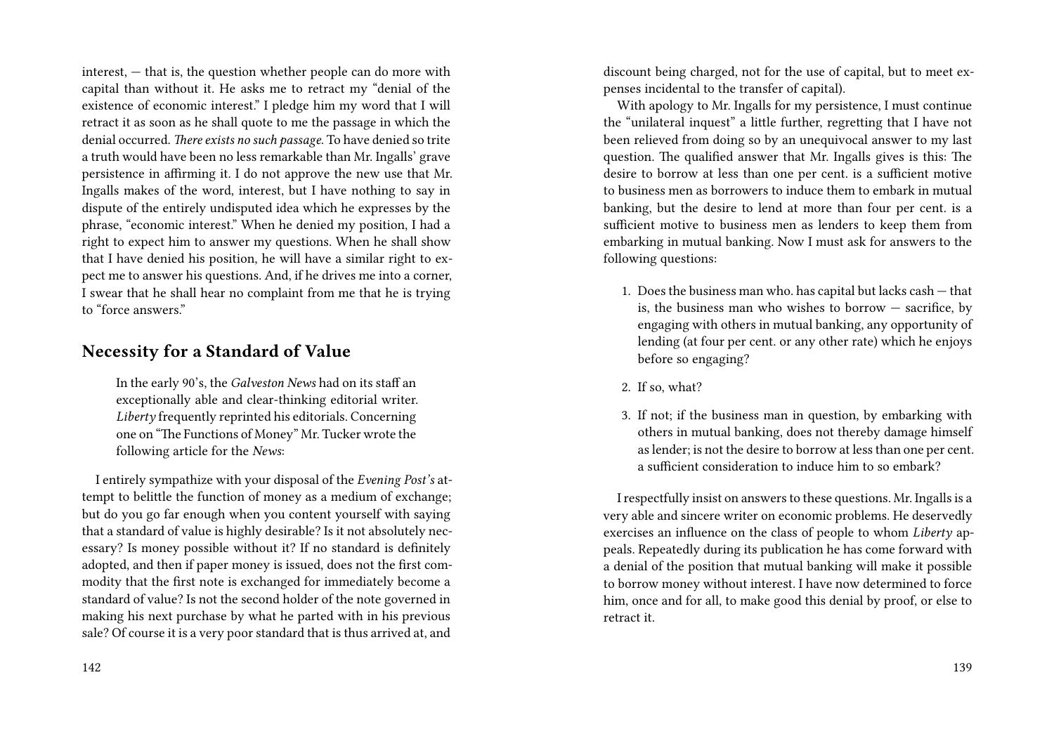interest, — that is, the question whether people can do more with capital than without it. He asks me to retract my "denial of the existence of economic interest." I pledge him my word that I will retract it as soon as he shall quote to me the passage in which the denial occurred. *There exists no such passage.* To have denied so trite a truth would have been no less remarkable than Mr. Ingalls' grave persistence in affirming it. I do not approve the new use that Mr. Ingalls makes of the word, interest, but I have nothing to say in dispute of the entirely undisputed idea which he expresses by the phrase, "economic interest." When he denied my position, I had a right to expect him to answer my questions. When he shall show that I have denied his position, he will have a similar right to expect me to answer his questions. And, if he drives me into a corner, I swear that he shall hear no complaint from me that he is trying to "force answers."

## Necessity for a Standard of Value

> In the early 90's, the *Galveston News* had on its staff an exceptionally able and clear-thinking editorial writer. *Liberty* frequently reprinted his editorials. Concerning one on "The Functions of Money" Mr. Tucker wrote the following article for the *News*:

I entirely sympathize with your disposal of the *Evening Post's* attempt to belittle the function of money as a medium of exchange; but do you go far enough when you content yourself with saying that a standard of value is highly desirable? Is it not absolutely necessary? Is money possible without it? If no standard is definitely adopted, and then if paper money is issued, does not the first commodity that the first note is exchanged for immediately become a standard of value? Is not the second holder of the note governed in making his next purchase by what he parted with in his previous sale? Of course it is a very poor standard that is thus arrived at, and

discount being charged, not for the use of capital, but to meet expenses incidental to the transfer of capital).

With apology to Mr. Ingalls for my persistence, I must continue the "unilateral inquest" a little further, regretting that I have not been relieved from doing so by an unequivocal answer to my last question. The qualified answer that Mr. Ingalls gives is this: The desire to borrow at less than one per cent. is a sufficient motive to business men as borrowers to induce them to embark in mutual banking, but the desire to lend at more than four per cent. is a sufficient motive to business men as lenders to keep them from embarking in mutual banking. Now I must ask for answers to the following questions:

1. Does the business man who. has capital but lacks cash — that is, the business man who wishes to borrow — sacrifice, by engaging with others in mutual banking, any opportunity of lending (at four per cent. or any other rate) which he enjoys before so engaging?
2. If so, what?
3. If not; if the business man in question, by embarking with others in mutual banking, does not thereby damage himself as lender; is not the desire to borrow at less than one per cent. a sufficient consideration to induce him to so embark?

I respectfully insist on answers to these questions. Mr. Ingalls is a very able and sincere writer on economic problems. He deservedly exercises an influence on the class of people to whom *Liberty* appeals. Repeatedly during its publication he has come forward with a denial of the position that mutual banking will make it possible to borrow money without interest. I have now determined to force him, once and for all, to make good this denial by proof, or else to retract it.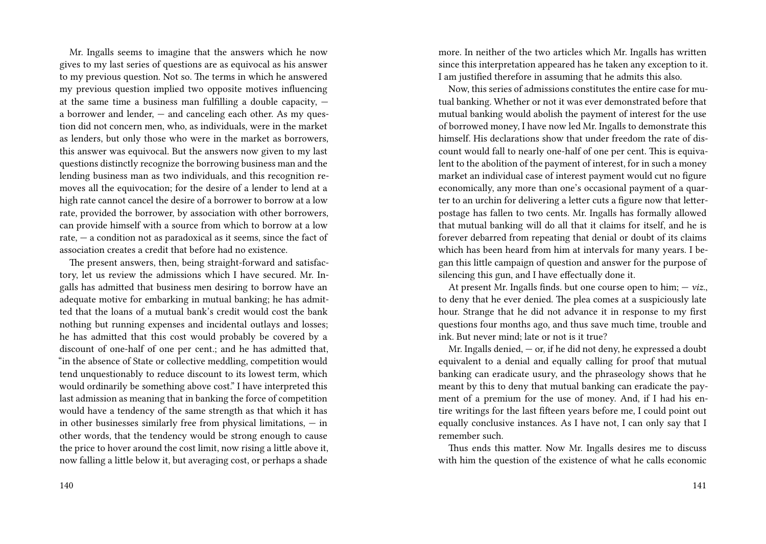Mr. Ingalls seems to imagine that the answers which he now gives to my last series of questions are as equivocal as his answer to my previous question. Not so. The terms in which he answered my previous question implied two opposite motives influencing at the same time a business man fulfilling a double capacity, — a borrower and lender, — and canceling each other. As my question did not concern men, who, as individuals, were in the market as lenders, but only those who were in the market as borrowers, this answer was equivocal. But the answers now given to my last questions distinctly recognize the borrowing business man and the lending business man as two individuals, and this recognition removes all the equivocation; for the desire of a lender to lend at a high rate cannot cancel the desire of a borrower to borrow at a low rate, provided the borrower, by association with other borrowers, can provide himself with a source from which to borrow at a low rate, — a condition not as paradoxical as it seems, since the fact of association creates a credit that before had no existence.

The present answers, then, being straight-forward and satisfactory, let us review the admissions which I have secured. Mr. Ingalls has admitted that business men desiring to borrow have an adequate motive for embarking in mutual banking; he has admitted that the loans of a mutual bank's credit would cost the bank nothing but running expenses and incidental outlays and losses; he has admitted that this cost would probably be covered by a discount of one-half of one per cent.; and he has admitted that, "in the absence of State or collective meddling, competition would tend unquestionably to reduce discount to its lowest term, which would ordinarily be something above cost." I have interpreted this last admission as meaning that in banking the force of competition would have a tendency of the same strength as that which it has in other businesses similarly free from physical limitations, — in other words, that the tendency would be strong enough to cause the price to hover around the cost limit, now rising a little above it, now falling a little below it, but averaging cost, or perhaps a shade more. In neither of the two articles which Mr. Ingalls has written since this interpretation appeared has he taken any exception to it. I am justified therefore in assuming that he admits this also.

Now, this series of admissions constitutes the entire case for mutual banking. Whether or not it was ever demonstrated before that mutual banking would abolish the payment of interest for the use of borrowed money, I have now led Mr. Ingalls to demonstrate this himself. His declarations show that under freedom the rate of discount would fall to nearly one-half of one per cent. This is equivalent to the abolition of the payment of interest, for in such a money market an individual case of interest payment would cut no figure economically, any more than one's occasional payment of a quarter to an urchin for delivering a letter cuts a figure now that letter-postage has fallen to two cents. Mr. Ingalls has formally allowed that mutual banking will do all that it claims for itself, and he is forever debarred from repeating that denial or doubt of its claims which has been heard from him at intervals for many years. I began this little campaign of question and answer for the purpose of silencing this gun, and I have effectually done it.

At present Mr. Ingalls finds. but one course open to him; — *viz.*, to deny that he ever denied. The plea comes at a suspiciously late hour. Strange that he did not advance it in response to my first questions four months ago, and thus save much time, trouble and ink. But never mind; late or not is it true?

Mr. Ingalls denied, — or, if he did not deny, he expressed a doubt equivalent to a denial and equally calling for proof that mutual banking can eradicate usury, and the phraseology shows that he meant by this to deny that mutual banking can eradicate the payment of a premium for the use of money. And, if I had his entire writings for the last fifteen years before me, I could point out equally conclusive instances. As I have not, I can only say that I remember such.

Thus ends this matter. Now Mr. Ingalls desires me to discuss with him the question of the existence of what he calls economic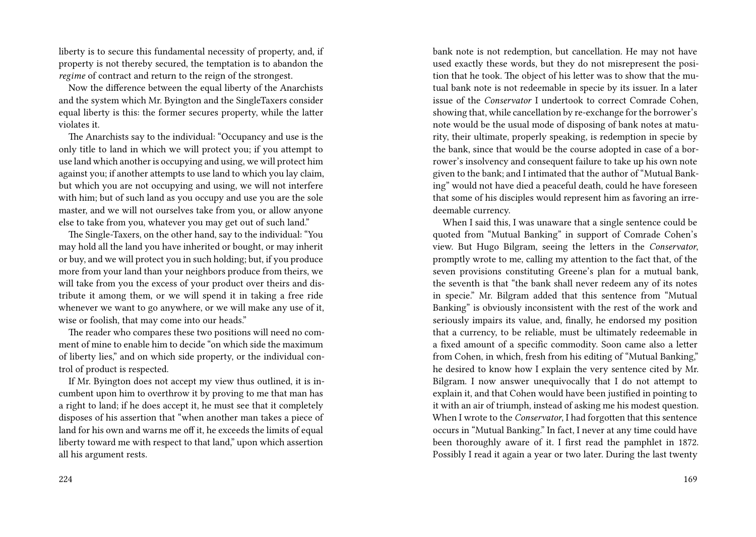liberty is to secure this fundamental necessity of property, and, if property is not thereby secured, the temptation is to abandon the *regime* of contract and return to the reign of the strongest.

Now the difference between the equal liberty of the Anarchists and the system which Mr. Byington and the SingleTaxers consider equal liberty is this: the former secures property, while the latter violates it.

The Anarchists say to the individual: "Occupancy and use is the only title to land in which we will protect you; if you attempt to use land which another is occupying and using, we will protect him against you; if another attempts to use land to which you lay claim, but which you are not occupying and using, we will not interfere with him; but of such land as you occupy and use you are the sole master, and we will not ourselves take from you, or allow anyone else to take from you, whatever you may get out of such land."

The Single-Taxers, on the other hand, say to the individual: "You may hold all the land you have inherited or bought, or may inherit or buy, and we will protect you in such holding; but, if you produce more from your land than your neighbors produce from theirs, we will take from you the excess of your product over theirs and distribute it among them, or we will spend it in taking a free ride whenever we want to go anywhere, or we will make any use of it, wise or foolish, that may come into our heads."

The reader who compares these two positions will need no comment of mine to enable him to decide "on which side the maximum of liberty lies," and on which side property, or the individual control of product is respected.

If Mr. Byington does not accept my view thus outlined, it is incumbent upon him to overthrow it by proving to me that man has a right to land; if he does accept it, he must see that it completely disposes of his assertion that "when another man takes a piece of land for his own and warns me off it, he exceeds the limits of equal liberty toward me with respect to that land," upon which assertion all his argument rests.

bank note is not redemption, but cancellation. He may not have used exactly these words, but they do not misrepresent the position that he took. The object of his letter was to show that the mutual bank note is not redeemable in specie by its issuer. In a later issue of the *Conservator* I undertook to correct Comrade Cohen, showing that, while cancellation by re-exchange for the borrower's note would be the usual mode of disposing of bank notes at maturity, their ultimate, properly speaking, is redemption in specie by the bank, since that would be the course adopted in case of a borrower's insolvency and consequent failure to take up his own note given to the bank; and I intimated that the author of "Mutual Banking" would not have died a peaceful death, could he have foreseen that some of his disciples would represent him as favoring an irredeemable currency.

When I said this, I was unaware that a single sentence could be quoted from "Mutual Banking" in support of Comrade Cohen's view. But Hugo Bilgram, seeing the letters in the *Conservator*, promptly wrote to me, calling my attention to the fact that, of the seven provisions constituting Greene's plan for a mutual bank, the seventh is that "the bank shall never redeem any of its notes in specie." Mr. Bilgram added that this sentence from "Mutual Banking" is obviously inconsistent with the rest of the work and seriously impairs its value, and, finally, he endorsed my position that a currency, to be reliable, must be ultimately redeemable in a fixed amount of a specific commodity. Soon came also a letter from Cohen, in which, fresh from his editing of "Mutual Banking," he desired to know how I explain the very sentence cited by Mr. Bilgram. I now answer unequivocally that I do not attempt to explain it, and that Cohen would have been justified in pointing to it with an air of triumph, instead of asking me his modest question. When I wrote to the *Conservator*, I had forgotten that this sentence occurs in "Mutual Banking." In fact, I never at any time could have been thoroughly aware of it. I first read the pamphlet in 1872. Possibly I read it again a year or two later. During the last twenty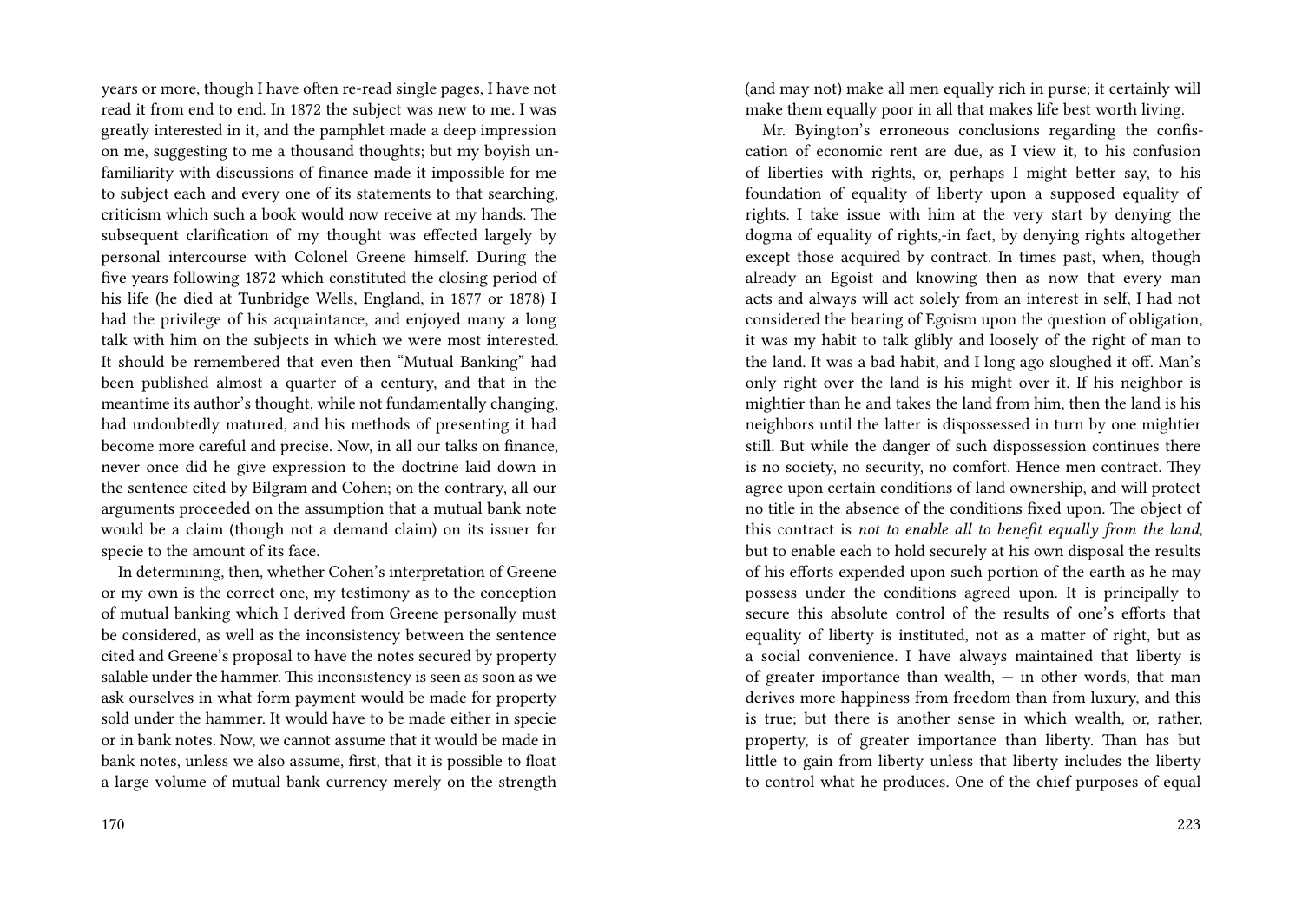years or more, though I have often re-read single pages, I have not read it from end to end. In 1872 the subject was new to me. I was greatly interested in it, and the pamphlet made a deep impression on me, suggesting to me a thousand thoughts; but my boyish unfamiliarity with discussions of finance made it impossible for me to subject each and every one of its statements to that searching, criticism which such a book would now receive at my hands. The subsequent clarification of my thought was effected largely by personal intercourse with Colonel Greene himself. During the five years following 1872 which constituted the closing period of his life (he died at Tunbridge Wells, England, in 1877 or 1878) I had the privilege of his acquaintance, and enjoyed many a long talk with him on the subjects in which we were most interested. It should be remembered that even then "Mutual Banking" had been published almost a quarter of a century, and that in the meantime its author's thought, while not fundamentally changing, had undoubtedly matured, and his methods of presenting it had become more careful and precise. Now, in all our talks on finance, never once did he give expression to the doctrine laid down in the sentence cited by Bilgram and Cohen; on the contrary, all our arguments proceeded on the assumption that a mutual bank note would be a claim (though not a demand claim) on its issuer for specie to the amount of its face.

In determining, then, whether Cohen's interpretation of Greene or my own is the correct one, my testimony as to the conception of mutual banking which I derived from Greene personally must be considered, as well as the inconsistency between the sentence cited and Greene's proposal to have the notes secured by property salable under the hammer. This inconsistency is seen as soon as we ask ourselves in what form payment would be made for property sold under the hammer. It would have to be made either in specie or in bank notes. Now, we cannot assume that it would be made in bank notes, unless we also assume, first, that it is possible to float a large volume of mutual bank currency merely on the strength

(and may not) make all men equally rich in purse; it certainly will make them equally poor in all that makes life best worth living.

Mr. Byington's erroneous conclusions regarding the confiscation of economic rent are due, as I view it, to his confusion of liberties with rights, or, perhaps I might better say, to his foundation of equality of liberty upon a supposed equality of rights. I take issue with him at the very start by denying the dogma of equality of rights,-in fact, by denying rights altogether except those acquired by contract. In times past, when, though already an Egoist and knowing then as now that every man acts and always will act solely from an interest in self, I had not considered the bearing of Egoism upon the question of obligation, it was my habit to talk glibly and loosely of the right of man to the land. It was a bad habit, and I long ago sloughed it off. Man's only right over the land is his might over it. If his neighbor is mightier than he and takes the land from him, then the land is his neighbors until the latter is dispossessed in turn by one mightier still. But while the danger of such dispossession continues there is no society, no security, no comfort. Hence men contract. They agree upon certain conditions of land ownership, and will protect no title in the absence of the conditions fixed upon. The object of this contract is *not to enable all to benefit equally from the land*, but to enable each to hold securely at his own disposal the results of his efforts expended upon such portion of the earth as he may possess under the conditions agreed upon. It is principally to secure this absolute control of the results of one's efforts that equality of liberty is instituted, not as a matter of right, but as a social convenience. I have always maintained that liberty is of greater importance than wealth, — in other words, that man derives more happiness from freedom than from luxury, and this is true; but there is another sense in which wealth, or, rather, property, is of greater importance than liberty. Than has but little to gain from liberty unless that liberty includes the liberty to control what he produces. One of the chief purposes of equal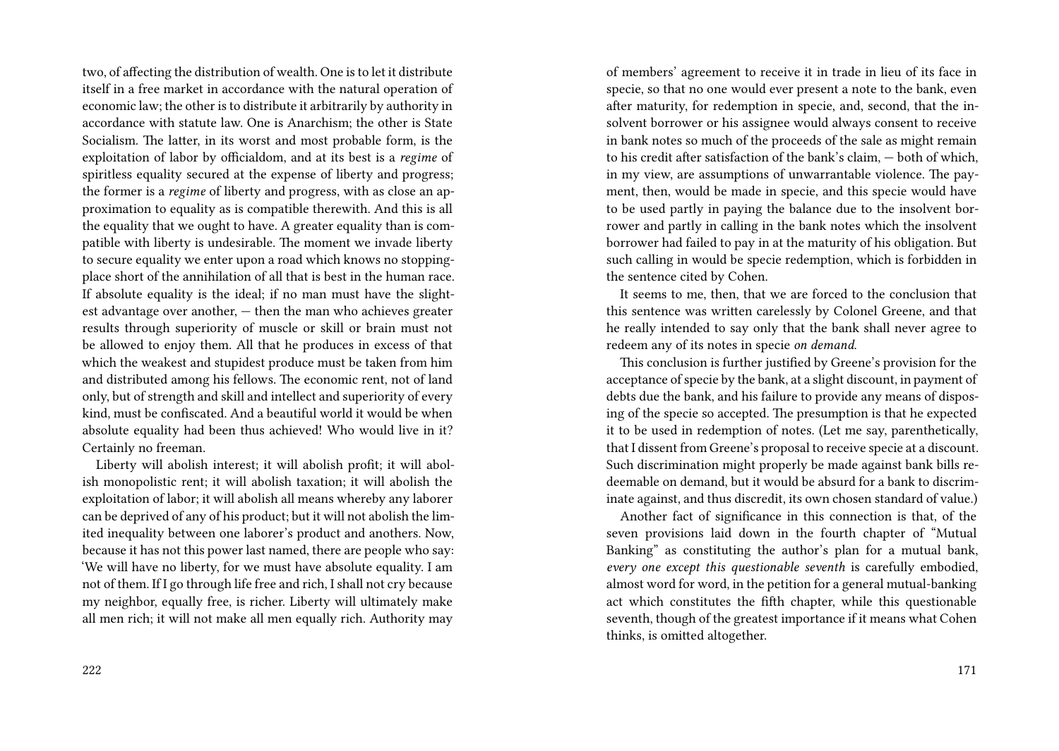two, of affecting the distribution of wealth. One is to let it distribute itself in a free market in accordance with the natural operation of economic law; the other is to distribute it arbitrarily by authority in accordance with statute law. One is Anarchism; the other is State Socialism. The latter, in its worst and most probable form, is the exploitation of labor by officialdom, and at its best is a *regime* of spiritless equality secured at the expense of liberty and progress; the former is a *regime* of liberty and progress, with as close an approximation to equality as is compatible therewith. And this is all the equality that we ought to have. A greater equality than is compatible with liberty is undesirable. The moment we invade liberty to secure equality we enter upon a road which knows no stopping-place short of the annihilation of all that is best in the human race. If absolute equality is the ideal; if no man must have the slightest advantage over another, — then the man who achieves greater results through superiority of muscle or skill or brain must not be allowed to enjoy them. All that he produces in excess of that which the weakest and stupidest produce must be taken from him and distributed among his fellows. The economic rent, not of land only, but of strength and skill and intellect and superiority of every kind, must be confiscated. And a beautiful world it would be when absolute equality had been thus achieved! Who would live in it? Certainly no freeman.

Liberty will abolish interest; it will abolish profit; it will abolish monopolistic rent; it will abolish taxation; it will abolish the exploitation of labor; it will abolish all means whereby any laborer can be deprived of any of his product; but it will not abolish the limited inequality between one laborer's product and anothers. Now, because it has not this power last named, there are people who say: 'We will have no liberty, for we must have absolute equality. I am not of them. If I go through life free and rich, I shall not cry because my neighbor, equally free, is richer. Liberty will ultimately make all men rich; it will not make all men equally rich. Authority may

of members' agreement to receive it in trade in lieu of its face in specie, so that no one would ever present a note to the bank, even after maturity, for redemption in specie, and, second, that the insolvent borrower or his assignee would always consent to receive in bank notes so much of the proceeds of the sale as might remain to his credit after satisfaction of the bank's claim, — both of which, in my view, are assumptions of unwarrantable violence. The payment, then, would be made in specie, and this specie would have to be used partly in paying the balance due to the insolvent borrower and partly in calling in the bank notes which the insolvent borrower had failed to pay in at the maturity of his obligation. But such calling in would be specie redemption, which is forbidden in the sentence cited by Cohen.

It seems to me, then, that we are forced to the conclusion that this sentence was written carelessly by Colonel Greene, and that he really intended to say only that the bank shall never agree to redeem any of its notes in specie *on demand.*

This conclusion is further justified by Greene's provision for the acceptance of specie by the bank, at a slight discount, in payment of debts due the bank, and his failure to provide any means of disposing of the specie so accepted. The presumption is that he expected it to be used in redemption of notes. (Let me say, parenthetically, that I dissent from Greene's proposal to receive specie at a discount. Such discrimination might properly be made against bank bills redeemable on demand, but it would be absurd for a bank to discriminate against, and thus discredit, its own chosen standard of value.)

Another fact of significance in this connection is that, of the seven provisions laid down in the fourth chapter of "Mutual Banking" as constituting the author's plan for a mutual bank, *every one except this questionable seventh* is carefully embodied, almost word for word, in the petition for a general mutual-banking act which constitutes the fifth chapter, while this questionable seventh, though of the greatest importance if it means what Cohen thinks, is omitted altogether.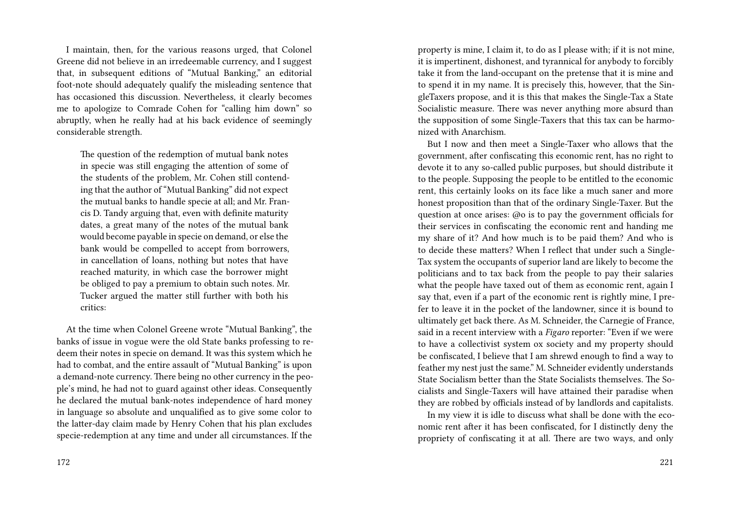I maintain, then, for the various reasons urged, that Colonel Greene did not believe in an irredeemable currency, and I suggest that, in subsequent editions of "Mutual Banking," an editorial foot-note should adequately qualify the misleading sentence that has occasioned this discussion. Nevertheless, it clearly becomes me to apologize to Comrade Cohen for "calling him down" so abruptly, when he really had at his back evidence of seemingly considerable strength.

> The question of the redemption of mutual bank notes in specie was still engaging the attention of some of the students of the problem, Mr. Cohen still contending that the author of "Mutual Banking" did not expect the mutual banks to handle specie at all; and Mr. Francis D. Tandy arguing that, even with definite maturity dates, a great many of the notes of the mutual bank would become payable in specie on demand, or else the bank would be compelled to accept from borrowers, in cancellation of loans, nothing but notes that have reached maturity, in which case the borrower might be obliged to pay a premium to obtain such notes. Mr. Tucker argued the matter still further with both his critics:

At the time when Colonel Greene wrote "Mutual Banking", the banks of issue in vogue were the old State banks professing to redeem their notes in specie on demand. It was this system which he had to combat, and the entire assault of "Mutual Banking" is upon a demand-note currency. There being no other currency in the people's mind, he had not to guard against other ideas. Consequently he declared the mutual bank-notes independence of hard money in language so absolute and unqualified as to give some color to the latter-day claim made by Henry Cohen that his plan excludes specie-redemption at any time and under all circumstances. If the

property is mine, I claim it, to do as I please with; if it is not mine, it is impertinent, dishonest, and tyrannical for anybody to forcibly take it from the land-occupant on the pretense that it is mine and to spend it in my name. It is precisely this, however, that the SingleTaxers propose, and it is this that makes the Single-Tax a State Socialistic measure. There was never anything more absurd than the supposition of some Single-Taxers that this tax can be harmonized with Anarchism.

But I now and then meet a Single-Taxer who allows that the government, after confiscating this economic rent, has no right to devote it to any so-called public purposes, but should distribute it to the people. Supposing the people to be entitled to the economic rent, this certainly looks on its face like a much saner and more honest proposition than that of the ordinary Single-Taxer. But the question at once arises: @o is to pay the government officials for their services in confiscating the economic rent and handing me my share of it? And how much is to be paid them? And who is to decide these matters? When I reflect that under such a Single-Tax system the occupants of superior land are likely to become the politicians and to tax back from the people to pay their salaries what the people have taxed out of them as economic rent, again I say that, even if a part of the economic rent is rightly mine, I prefer to leave it in the pocket of the landowner, since it is bound to ultimately get back there. As M. Schneider, the Carnegie of France, said in a recent interview with a *Figaro* reporter: "Even if we were to have a collectivist system ox society and my property should be confiscated, I believe that I am shrewd enough to find a way to feather my nest just the same." M. Schneider evidently understands State Socialism better than the State Socialists themselves. The Socialists and Single-Taxers will have attained their paradise when they are robbed by officials instead of by landlords and capitalists.

In my view it is idle to discuss what shall be done with the economic rent after it has been confiscated, for I distinctly deny the propriety of confiscating it at all. There are two ways, and only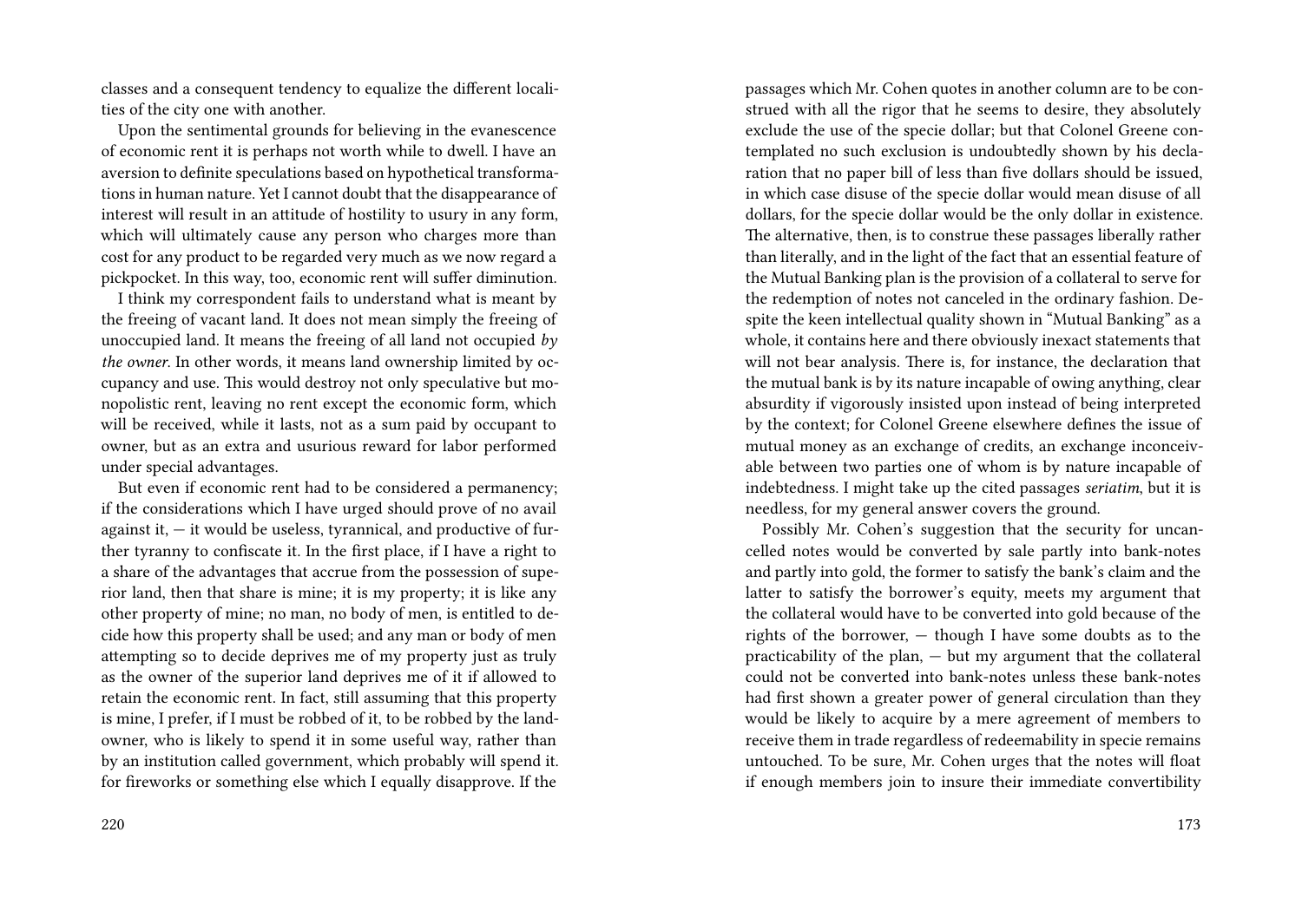classes and a consequent tendency to equalize the different localities of the city one with another.

Upon the sentimental grounds for believing in the evanescence of economic rent it is perhaps not worth while to dwell. I have an aversion to definite speculations based on hypothetical transformations in human nature. Yet I cannot doubt that the disappearance of interest will result in an attitude of hostility to usury in any form, which will ultimately cause any person who charges more than cost for any product to be regarded very much as we now regard a pickpocket. In this way, too, economic rent will suffer diminution.

I think my correspondent fails to understand what is meant by the freeing of vacant land. It does not mean simply the freeing of unoccupied land. It means the freeing of all land not occupied *by the owner*. In other words, it means land ownership limited by occupancy and use. This would destroy not only speculative but monopolistic rent, leaving no rent except the economic form, which will be received, while it lasts, not as a sum paid by occupant to owner, but as an extra and usurious reward for labor performed under special advantages.

But even if economic rent had to be considered a permanency; if the considerations which I have urged should prove of no avail against it, — it would be useless, tyrannical, and productive of further tyranny to confiscate it. In the first place, if I have a right to a share of the advantages that accrue from the possession of superior land, then that share is mine; it is my property; it is like any other property of mine; no man, no body of men, is entitled to decide how this property shall be used; and any man or body of men attempting so to decide deprives me of my property just as truly as the owner of the superior land deprives me of it if allowed to retain the economic rent. In fact, still assuming that this property is mine, I prefer, if I must be robbed of it, to be robbed by the landowner, who is likely to spend it in some useful way, rather than by an institution called government, which probably will spend it. for fireworks or something else which I equally disapprove. If the

passages which Mr. Cohen quotes in another column are to be construed with all the rigor that he seems to desire, they absolutely exclude the use of the specie dollar; but that Colonel Greene contemplated no such exclusion is undoubtedly shown by his declaration that no paper bill of less than five dollars should be issued, in which case disuse of the specie dollar would mean disuse of all dollars, for the specie dollar would be the only dollar in existence. The alternative, then, is to construe these passages liberally rather than literally, and in the light of the fact that an essential feature of the Mutual Banking plan is the provision of a collateral to serve for the redemption of notes not canceled in the ordinary fashion. Despite the keen intellectual quality shown in "Mutual Banking" as a whole, it contains here and there obviously inexact statements that will not bear analysis. There is, for instance, the declaration that the mutual bank is by its nature incapable of owing anything, clear absurdity if vigorously insisted upon instead of being interpreted by the context; for Colonel Greene elsewhere defines the issue of mutual money as an exchange of credits, an exchange inconceivable between two parties one of whom is by nature incapable of indebtedness. I might take up the cited passages *seriatim*, but it is needless, for my general answer covers the ground.

Possibly Mr. Cohen's suggestion that the security for uncancelled notes would be converted by sale partly into bank-notes and partly into gold, the former to satisfy the bank's claim and the latter to satisfy the borrower's equity, meets my argument that the collateral would have to be converted into gold because of the rights of the borrower, — though I have some doubts as to the practicability of the plan, — but my argument that the collateral could not be converted into bank-notes unless these bank-notes had first shown a greater power of general circulation than they would be likely to acquire by a mere agreement of members to receive them in trade regardless of redeemability in specie remains untouched. To be sure, Mr. Cohen urges that the notes will float if enough members join to insure their immediate convertibility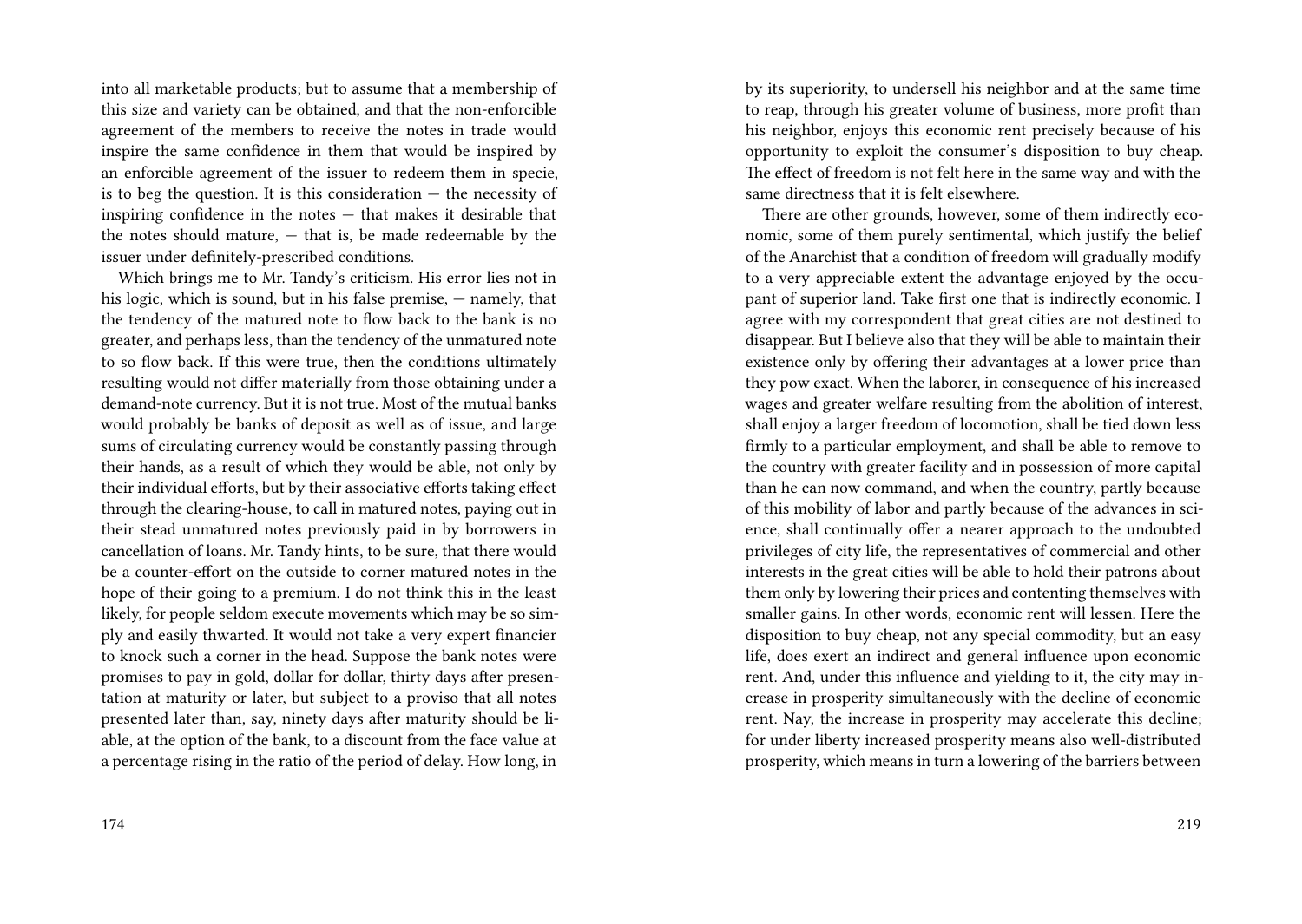into all marketable products; but to assume that a membership of this size and variety can be obtained, and that the non-enforcible agreement of the members to receive the notes in trade would inspire the same confidence in them that would be inspired by an enforcible agreement of the issuer to redeem them in specie, is to beg the question. It is this consideration — the necessity of inspiring confidence in the notes — that makes it desirable that the notes should mature, — that is, be made redeemable by the issuer under definitely-prescribed conditions.

Which brings me to Mr. Tandy's criticism. His error lies not in his logic, which is sound, but in his false premise, — namely, that the tendency of the matured note to flow back to the bank is no greater, and perhaps less, than the tendency of the unmatured note to so flow back. If this were true, then the conditions ultimately resulting would not differ materially from those obtaining under a demand-note currency. But it is not true. Most of the mutual banks would probably be banks of deposit as well as of issue, and large sums of circulating currency would be constantly passing through their hands, as a result of which they would be able, not only by their individual efforts, but by their associative efforts taking effect through the clearing-house, to call in matured notes, paying out in their stead unmatured notes previously paid in by borrowers in cancellation of loans. Mr. Tandy hints, to be sure, that there would be a counter-effort on the outside to corner matured notes in the hope of their going to a premium. I do not think this in the least likely, for people seldom execute movements which may be so simply and easily thwarted. It would not take a very expert financier to knock such a corner in the head. Suppose the bank notes were promises to pay in gold, dollar for dollar, thirty days after presentation at maturity or later, but subject to a proviso that all notes presented later than, say, ninety days after maturity should be liable, at the option of the bank, to a discount from the face value at a percentage rising in the ratio of the period of delay. How long, in

by its superiority, to undersell his neighbor and at the same time to reap, through his greater volume of business, more profit than his neighbor, enjoys this economic rent precisely because of his opportunity to exploit the consumer's disposition to buy cheap. The effect of freedom is not felt here in the same way and with the same directness that it is felt elsewhere.

There are other grounds, however, some of them indirectly economic, some of them purely sentimental, which justify the belief of the Anarchist that a condition of freedom will gradually modify to a very appreciable extent the advantage enjoyed by the occupant of superior land. Take first one that is indirectly economic. I agree with my correspondent that great cities are not destined to disappear. But I believe also that they will be able to maintain their existence only by offering their advantages at a lower price than they pow exact. When the laborer, in consequence of his increased wages and greater welfare resulting from the abolition of interest, shall enjoy a larger freedom of locomotion, shall be tied down less firmly to a particular employment, and shall be able to remove to the country with greater facility and in possession of more capital than he can now command, and when the country, partly because of this mobility of labor and partly because of the advances in science, shall continually offer a nearer approach to the undoubted privileges of city life, the representatives of commercial and other interests in the great cities will be able to hold their patrons about them only by lowering their prices and contenting themselves with smaller gains. In other words, economic rent will lessen. Here the disposition to buy cheap, not any special commodity, but an easy life, does exert an indirect and general influence upon economic rent. And, under this influence and yielding to it, the city may increase in prosperity simultaneously with the decline of economic rent. Nay, the increase in prosperity may accelerate this decline; for under liberty increased prosperity means also well-distributed prosperity, which means in turn a lowering of the barriers between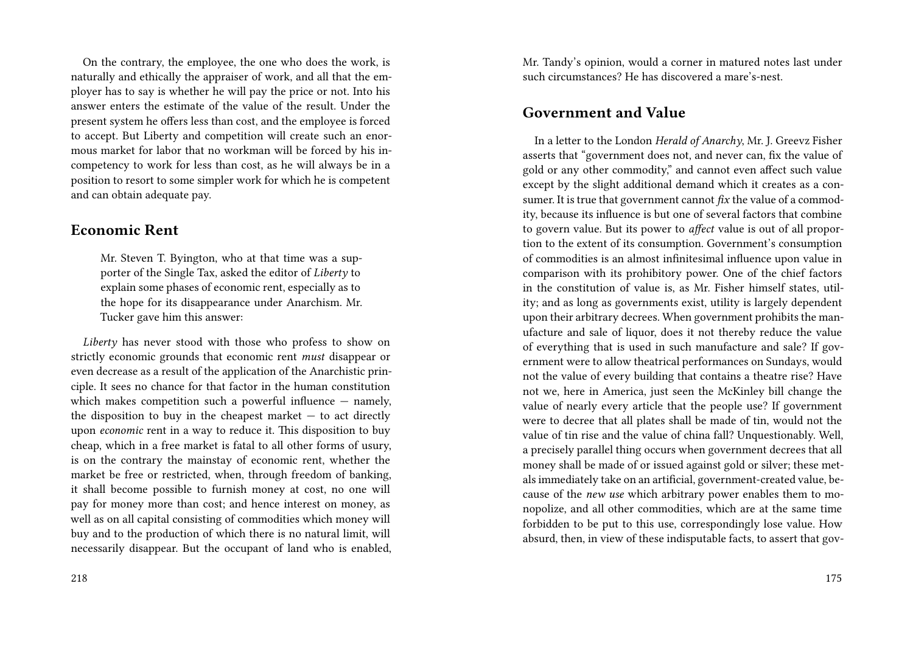On the contrary, the employee, the one who does the work, is naturally and ethically the appraiser of work, and all that the employer has to say is whether he will pay the price or not. Into his answer enters the estimate of the value of the result. Under the present system he offers less than cost, and the employee is forced to accept. But Liberty and competition will create such an enormous market for labor that no workman will be forced by his incompetency to work for less than cost, as he will always be in a position to resort to some simpler work for which he is competent and can obtain adequate pay.

## Economic Rent

> Mr. Steven T. Byington, who at that time was a supporter of the Single Tax, asked the editor of *Liberty* to explain some phases of economic rent, especially as to the hope for its disappearance under Anarchism. Mr. Tucker gave him this answer:

*Liberty* has never stood with those who profess to show on strictly economic grounds that economic rent *must* disappear or even decrease as a result of the application of the Anarchistic principle. It sees no chance for that factor in the human constitution which makes competition such a powerful influence — namely, the disposition to buy in the cheapest market — to act directly upon *economic* rent in a way to reduce it. This disposition to buy cheap, which in a free market is fatal to all other forms of usury, is on the contrary the mainstay of economic rent, whether the market be free or restricted, when, through freedom of banking, it shall become possible to furnish money at cost, no one will pay for money more than cost; and hence interest on money, as well as on all capital consisting of commodities which money will buy and to the production of which there is no natural limit, will necessarily disappear. But the occupant of land who is enabled,

Mr. Tandy's opinion, would a corner in matured notes last under such circumstances? He has discovered a mare's-nest.

## Government and Value

In a letter to the London *Herald of Anarchy,* Mr. J. Greevz Fisher asserts that "government does not, and never can, fix the value of gold or any other commodity," and cannot even affect such value except by the slight additional demand which it creates as a consumer. It is true that government cannot *fix* the value of a commodity, because its influence is but one of several factors that combine to govern value. But its power to *affect* value is out of all proportion to the extent of its consumption. Government's consumption of commodities is an almost infinitesimal influence upon value in comparison with its prohibitory power. One of the chief factors in the constitution of value is, as Mr. Fisher himself states, utility; and as long as governments exist, utility is largely dependent upon their arbitrary decrees. When government prohibits the manufacture and sale of liquor, does it not thereby reduce the value of everything that is used in such manufacture and sale? If government were to allow theatrical performances on Sundays, would not the value of every building that contains a theatre rise? Have not we, here in America, just seen the McKinley bill change the value of nearly every article that the people use? If government were to decree that all plates shall be made of tin, would not the value of tin rise and the value of china fall? Unquestionably. Well, a precisely parallel thing occurs when government decrees that all money shall be made of or issued against gold or silver; these metals immediately take on an artificial, government-created value, because of the *new use* which arbitrary power enables them to monopolize, and all other commodities, which are at the same time forbidden to be put to this use, correspondingly lose value. How absurd, then, in view of these indisputable facts, to assert that gov-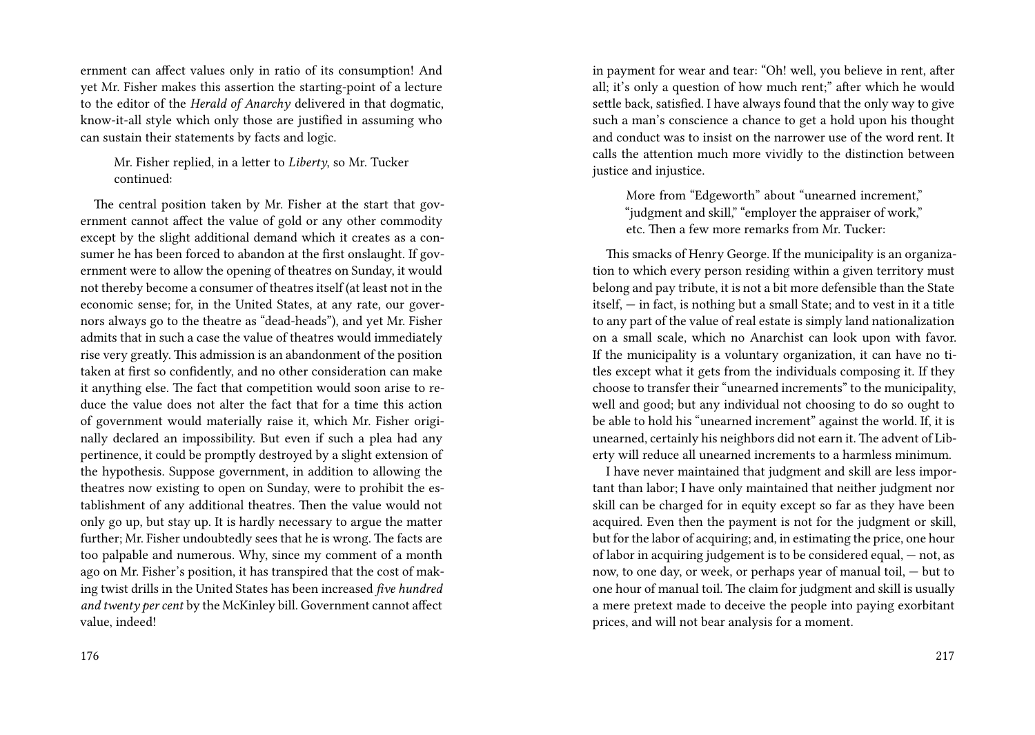ernment can affect values only in ratio of its consumption! And yet Mr. Fisher makes this assertion the starting-point of a lecture to the editor of the *Herald of Anarchy* delivered in that dogmatic, know-it-all style which only those are justified in assuming who can sustain their statements by facts and logic.

> Mr. Fisher replied, in a letter to *Liberty*, so Mr. Tucker continued:

The central position taken by Mr. Fisher at the start that government cannot affect the value of gold or any other commodity except by the slight additional demand which it creates as a consumer he has been forced to abandon at the first onslaught. If government were to allow the opening of theatres on Sunday, it would not thereby become a consumer of theatres itself (at least not in the economic sense; for, in the United States, at any rate, our governors always go to the theatre as "dead-heads"), and yet Mr. Fisher admits that in such a case the value of theatres would immediately rise very greatly. This admission is an abandonment of the position taken at first so confidently, and no other consideration can make it anything else. The fact that competition would soon arise to reduce the value does not alter the fact that for a time this action of government would materially raise it, which Mr. Fisher originally declared an impossibility. But even if such a plea had any pertinence, it could be promptly destroyed by a slight extension of the hypothesis. Suppose government, in addition to allowing the theatres now existing to open on Sunday, were to prohibit the establishment of any additional theatres. Then the value would not only go up, but stay up. It is hardly necessary to argue the matter further; Mr. Fisher undoubtedly sees that he is wrong. The facts are too palpable and numerous. Why, since my comment of a month ago on Mr. Fisher's position, it has transpired that the cost of making twist drills in the United States has been increased *five hundred and twenty per cent* by the McKinley bill. Government cannot affect value, indeed!

in payment for wear and tear: "Oh! well, you believe in rent, after all; it's only a question of how much rent;" after which he would settle back, satisfied. I have always found that the only way to give such a man's conscience a chance to get a hold upon his thought and conduct was to insist on the narrower use of the word rent. It calls the attention much more vividly to the distinction between justice and injustice.

> More from "Edgeworth" about "unearned increment," "judgment and skill," "employer the appraiser of work," etc. Then a few more remarks from Mr. Tucker:

This smacks of Henry George. If the municipality is an organization to which every person residing within a given territory must belong and pay tribute, it is not a bit more defensible than the State itself, — in fact, is nothing but a small State; and to vest in it a title to any part of the value of real estate is simply land nationalization on a small scale, which no Anarchist can look upon with favor. If the municipality is a voluntary organization, it can have no titles except what it gets from the individuals composing it. If they choose to transfer their "unearned increments" to the municipality, well and good; but any individual not choosing to do so ought to be able to hold his "unearned increment" against the world. If, it is unearned, certainly his neighbors did not earn it. The advent of Liberty will reduce all unearned increments to a harmless minimum.

I have never maintained that judgment and skill are less important than labor; I have only maintained that neither judgment nor skill can be charged for in equity except so far as they have been acquired. Even then the payment is not for the judgment or skill, but for the labor of acquiring; and, in estimating the price, one hour of labor in acquiring judgement is to be considered equal, — not, as now, to one day, or week, or perhaps year of manual toil, — but to one hour of manual toil. The claim for judgment and skill is usually a mere pretext made to deceive the people into paying exorbitant prices, and will not bear analysis for a moment.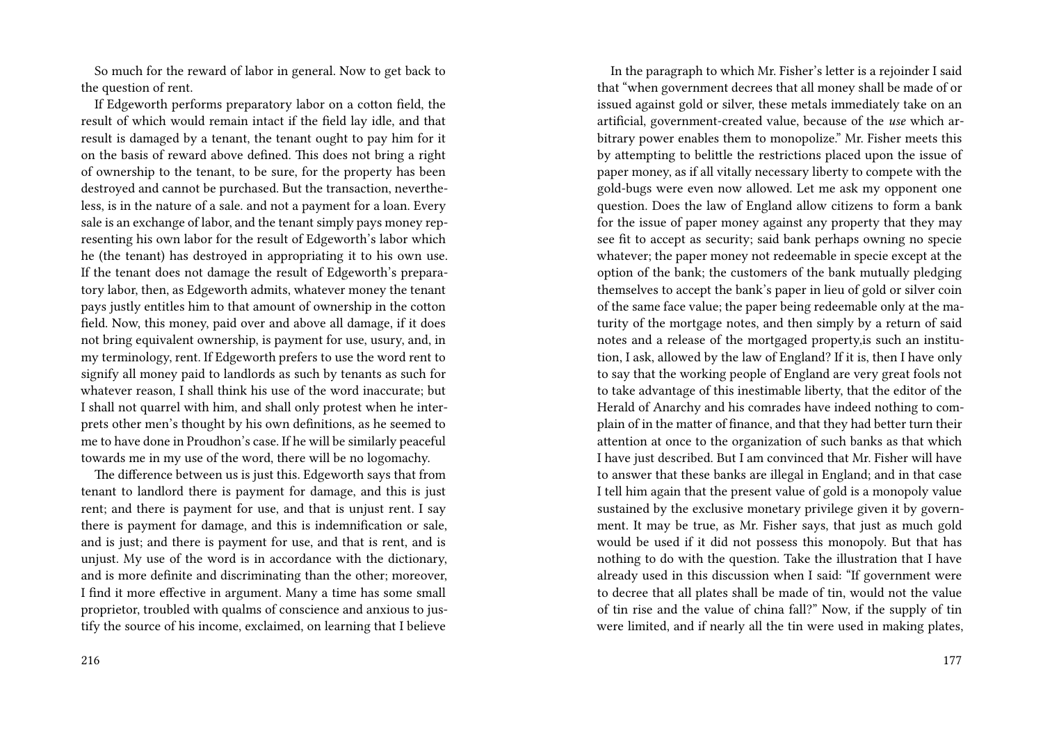So much for the reward of labor in general. Now to get back to the question of rent.

If Edgeworth performs preparatory labor on a cotton field, the result of which would remain intact if the field lay idle, and that result is damaged by a tenant, the tenant ought to pay him for it on the basis of reward above defined. This does not bring a right of ownership to the tenant, to be sure, for the property has been destroyed and cannot be purchased. But the transaction, nevertheless, is in the nature of a sale. and not a payment for a loan. Every sale is an exchange of labor, and the tenant simply pays money representing his own labor for the result of Edgeworth's labor which he (the tenant) has destroyed in appropriating it to his own use. If the tenant does not damage the result of Edgeworth's preparatory labor, then, as Edgeworth admits, whatever money the tenant pays justly entitles him to that amount of ownership in the cotton field. Now, this money, paid over and above all damage, if it does not bring equivalent ownership, is payment for use, usury, and, in my terminology, rent. If Edgeworth prefers to use the word rent to signify all money paid to landlords as such by tenants as such for whatever reason, I shall think his use of the word inaccurate; but I shall not quarrel with him, and shall only protest when he interprets other men's thought by his own definitions, as he seemed to me to have done in Proudhon's case. If he will be similarly peaceful towards me in my use of the word, there will be no logomachy.

The difference between us is just this. Edgeworth says that from tenant to landlord there is payment for damage, and this is just rent; and there is payment for use, and that is unjust rent. I say there is payment for damage, and this is indemnification or sale, and is just; and there is payment for use, and that is rent, and is unjust. My use of the word is in accordance with the dictionary, and is more definite and discriminating than the other; moreover, I find it more effective in argument. Many a time has some small proprietor, troubled with qualms of conscience and anxious to justify the source of his income, exclaimed, on learning that I believe

In the paragraph to which Mr. Fisher's letter is a rejoinder I said that "when government decrees that all money shall be made of or issued against gold or silver, these metals immediately take on an artificial, government-created value, because of the *use* which arbitrary power enables them to monopolize." Mr. Fisher meets this by attempting to belittle the restrictions placed upon the issue of paper money, as if all vitally necessary liberty to compete with the gold-bugs were even now allowed. Let me ask my opponent one question. Does the law of England allow citizens to form a bank for the issue of paper money against any property that they may see fit to accept as security; said bank perhaps owning no specie whatever; the paper money not redeemable in specie except at the option of the bank; the customers of the bank mutually pledging themselves to accept the bank's paper in lieu of gold or silver coin of the same face value; the paper being redeemable only at the maturity of the mortgage notes, and then simply by a return of said notes and a release of the mortgaged property,is such an institution, I ask, allowed by the law of England? If it is, then I have only to say that the working people of England are very great fools not to take advantage of this inestimable liberty, that the editor of the Herald of Anarchy and his comrades have indeed nothing to complain of in the matter of finance, and that they had better turn their attention at once to the organization of such banks as that which I have just described. But I am convinced that Mr. Fisher will have to answer that these banks are illegal in England; and in that case I tell him again that the present value of gold is a monopoly value sustained by the exclusive monetary privilege given it by government. It may be true, as Mr. Fisher says, that just as much gold would be used if it did not possess this monopoly. But that has nothing to do with the question. Take the illustration that I have already used in this discussion when I said: "If government were to decree that all plates shall be made of tin, would not the value of tin rise and the value of china fall?" Now, if the supply of tin were limited, and if nearly all the tin were used in making plates,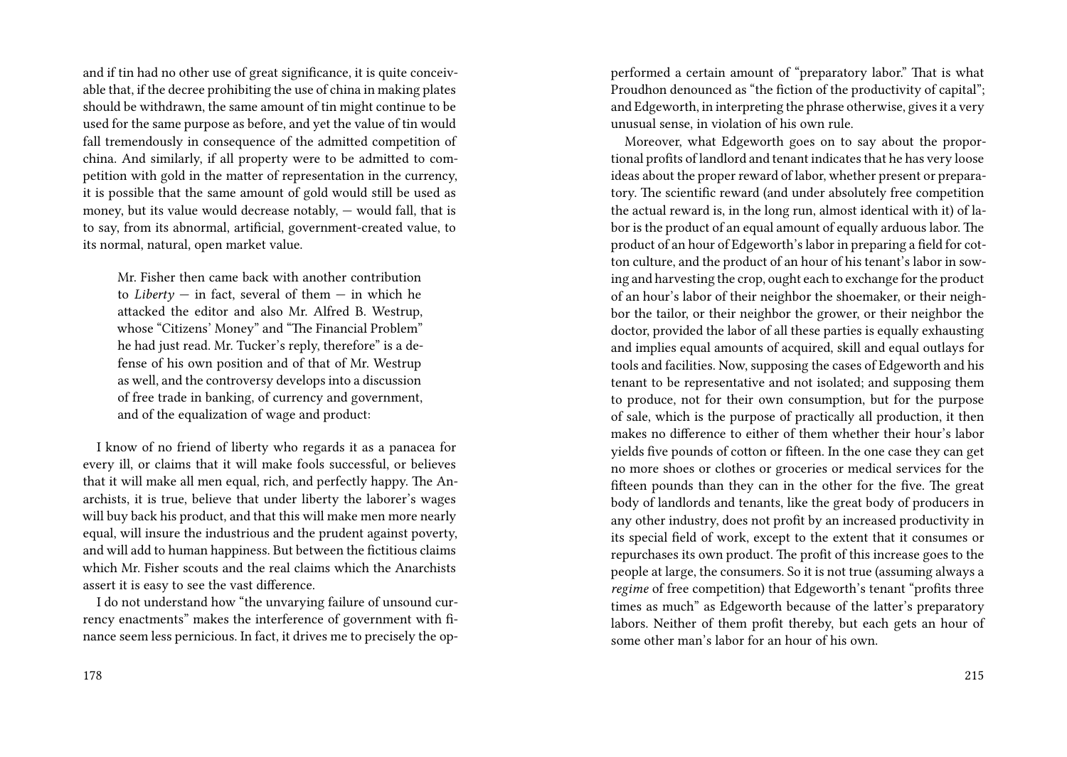and if tin had no other use of great significance, it is quite conceivable that, if the decree prohibiting the use of china in making plates should be withdrawn, the same amount of tin might continue to be used for the same purpose as before, and yet the value of tin would fall tremendously in consequence of the admitted competition of china. And similarly, if all property were to be admitted to competition with gold in the matter of representation in the currency, it is possible that the same amount of gold would still be used as money, but its value would decrease notably, — would fall, that is to say, from its abnormal, artificial, government-created value, to its normal, natural, open market value.

> Mr. Fisher then came back with another contribution to *Liberty* — in fact, several of them — in which he attacked the editor and also Mr. Alfred B. Westrup, whose "Citizens' Money" and "The Financial Problem" he had just read. Mr. Tucker's reply, therefore" is a defense of his own position and of that of Mr. Westrup as well, and the controversy develops into a discussion of free trade in banking, of currency and government, and of the equalization of wage and product:

I know of no friend of liberty who regards it as a panacea for every ill, or claims that it will make fools successful, or believes that it will make all men equal, rich, and perfectly happy. The Anarchists, it is true, believe that under liberty the laborer's wages will buy back his product, and that this will make men more nearly equal, will insure the industrious and the prudent against poverty, and will add to human happiness. But between the fictitious claims which Mr. Fisher scouts and the real claims which the Anarchists assert it is easy to see the vast difference.

I do not understand how "the unvarying failure of unsound currency enactments" makes the interference of government with finance seem less pernicious. In fact, it drives me to precisely the op-

performed a certain amount of "preparatory labor." That is what Proudhon denounced as "the fiction of the productivity of capital"; and Edgeworth, in interpreting the phrase otherwise, gives it a very unusual sense, in violation of his own rule.

Moreover, what Edgeworth goes on to say about the proportional profits of landlord and tenant indicates that he has very loose ideas about the proper reward of labor, whether present or preparatory. The scientific reward (and under absolutely free competition the actual reward is, in the long run, almost identical with it) of labor is the product of an equal amount of equally arduous labor. The product of an hour of Edgeworth's labor in preparing a field for cotton culture, and the product of an hour of his tenant's labor in sowing and harvesting the crop, ought each to exchange for the product of an hour's labor of their neighbor the shoemaker, or their neighbor the tailor, or their neighbor the grower, or their neighbor the doctor, provided the labor of all these parties is equally exhausting and implies equal amounts of acquired, skill and equal outlays for tools and facilities. Now, supposing the cases of Edgeworth and his tenant to be representative and not isolated; and supposing them to produce, not for their own consumption, but for the purpose of sale, which is the purpose of practically all production, it then makes no difference to either of them whether their hour's labor yields five pounds of cotton or fifteen. In the one case they can get no more shoes or clothes or groceries or medical services for the fifteen pounds than they can in the other for the five. The great body of landlords and tenants, like the great body of producers in any other industry, does not profit by an increased productivity in its special field of work, except to the extent that it consumes or repurchases its own product. The profit of this increase goes to the people at large, the consumers. So it is not true (assuming always a *regime* of free competition) that Edgeworth's tenant "profits three times as much" as Edgeworth because of the latter's preparatory labors. Neither of them profit thereby, but each gets an hour of some other man's labor for an hour of his own.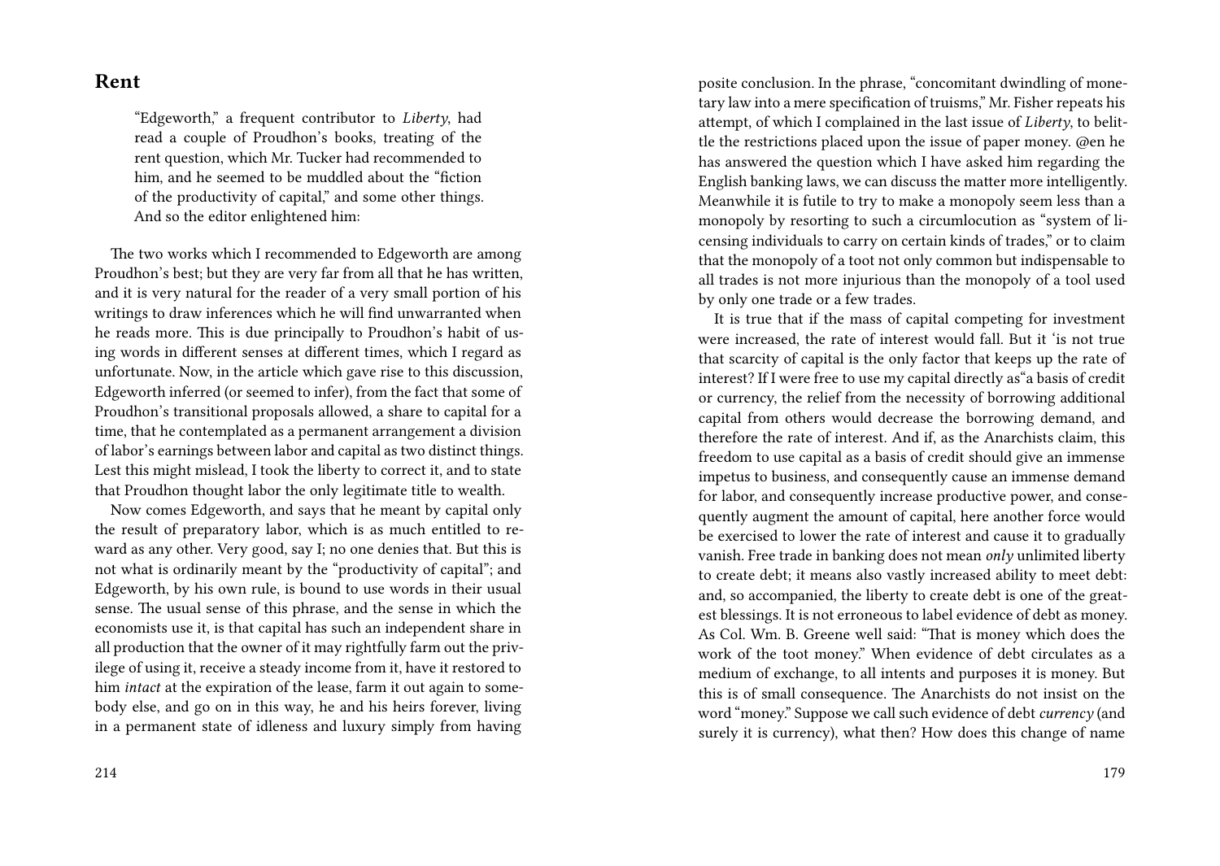## Rent

> "Edgeworth," a frequent contributor to *Liberty*, had read a couple of Proudhon's books, treating of the rent question, which Mr. Tucker had recommended to him, and he seemed to be muddled about the "fiction of the productivity of capital," and some other things. And so the editor enlightened him:

The two works which I recommended to Edgeworth are among Proudhon's best; but they are very far from all that he has written, and it is very natural for the reader of a very small portion of his writings to draw inferences which he will find unwarranted when he reads more. This is due principally to Proudhon's habit of using words in different senses at different times, which I regard as unfortunate. Now, in the article which gave rise to this discussion, Edgeworth inferred (or seemed to infer), from the fact that some of Proudhon's transitional proposals allowed, a share to capital for a time, that he contemplated as a permanent arrangement a division of labor's earnings between labor and capital as two distinct things. Lest this might mislead, I took the liberty to correct it, and to state that Proudhon thought labor the only legitimate title to wealth.

Now comes Edgeworth, and says that he meant by capital only the result of preparatory labor, which is as much entitled to reward as any other. Very good, say I; no one denies that. But this is not what is ordinarily meant by the "productivity of capital"; and Edgeworth, by his own rule, is bound to use words in their usual sense. The usual sense of this phrase, and the sense in which the economists use it, is that capital has such an independent share in all production that the owner of it may rightfully farm out the privilege of using it, receive a steady income from it, have it restored to him *intact* at the expiration of the lease, farm it out again to somebody else, and go on in this way, he and his heirs forever, living in a permanent state of idleness and luxury simply from having

posite conclusion. In the phrase, "concomitant dwindling of monetary law into a mere specification of truisms," Mr. Fisher repeats his attempt, of which I complained in the last issue of *Liberty*, to belittle the restrictions placed upon the issue of paper money. @en he has answered the question which I have asked him regarding the English banking laws, we can discuss the matter more intelligently. Meanwhile it is futile to try to make a monopoly seem less than a monopoly by resorting to such a circumlocution as "system of licensing individuals to carry on certain kinds of trades," or to claim that the monopoly of a toot not only common but indispensable to all trades is not more injurious than the monopoly of a tool used by only one trade or a few trades.

It is true that if the mass of capital competing for investment were increased, the rate of interest would fall. But it 'is not true that scarcity of capital is the only factor that keeps up the rate of interest? If I were free to use my capital directly as"a basis of credit or currency, the relief from the necessity of borrowing additional capital from others would decrease the borrowing demand, and therefore the rate of interest. And if, as the Anarchists claim, this freedom to use capital as a basis of credit should give an immense impetus to business, and consequently cause an immense demand for labor, and consequently increase productive power, and consequently augment the amount of capital, here another force would be exercised to lower the rate of interest and cause it to gradually vanish. Free trade in banking does not mean *only* unlimited liberty to create debt; it means also vastly increased ability to meet debt: and, so accompanied, the liberty to create debt is one of the greatest blessings. It is not erroneous to label evidence of debt as money. As Col. Wm. B. Greene well said: "That is money which does the work of the toot money." When evidence of debt circulates as a medium of exchange, to all intents and purposes it is money. But this is of small consequence. The Anarchists do not insist on the word "money." Suppose we call such evidence of debt *currency* (and surely it is currency), what then? How does this change of name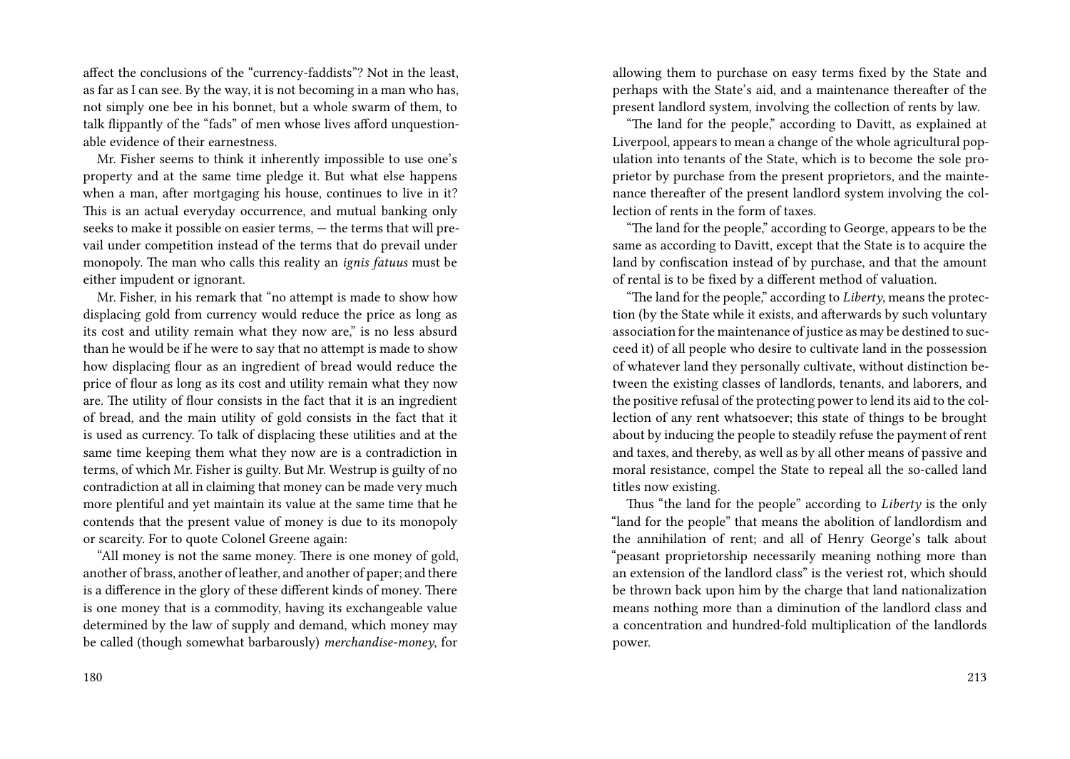affect the conclusions of the "currency-faddists"? Not in the least, as far as I can see. By the way, it is not becoming in a man who has, not simply one bee in his bonnet, but a whole swarm of them, to talk flippantly of the "fads" of men whose lives afford unquestionable evidence of their earnestness.

Mr. Fisher seems to think it inherently impossible to use one's property and at the same time pledge it. But what else happens when a man, after mortgaging his house, continues to live in it? This is an actual everyday occurrence, and mutual banking only seeks to make it possible on easier terms, — the terms that will prevail under competition instead of the terms that do prevail under monopoly. The man who calls this reality an *ignis fatuus* must be either impudent or ignorant.

Mr. Fisher, in his remark that "no attempt is made to show how displacing gold from currency would reduce the price as long as its cost and utility remain what they now are," is no less absurd than he would be if he were to say that no attempt is made to show how displacing flour as an ingredient of bread would reduce the price of flour as long as its cost and utility remain what they now are. The utility of flour consists in the fact that it is an ingredient of bread, and the main utility of gold consists in the fact that it is used as currency. To talk of displacing these utilities and at the same time keeping them what they now are is a contradiction in terms, of which Mr. Fisher is guilty. But Mr. Westrup is guilty of no contradiction at all in claiming that money can be made very much more plentiful and yet maintain its value at the same time that he contends that the present value of money is due to its monopoly or scarcity. For to quote Colonel Greene again:

"All money is not the same money. There is one money of gold, another of brass, another of leather, and another of paper; and there is a difference in the glory of these different kinds of money. There is one money that is a commodity, having its exchangeable value determined by the law of supply and demand, which money may be called (though somewhat barbarously) *merchandise-money*, for

allowing them to purchase on easy terms fixed by the State and perhaps with the State's aid, and a maintenance thereafter of the present landlord system, involving the collection of rents by law.

"The land for the people," according to Davitt, as explained at Liverpool, appears to mean a change of the whole agricultural population into tenants of the State, which is to become the sole proprietor by purchase from the present proprietors, and the maintenance thereafter of the present landlord system involving the collection of rents in the form of taxes.

"The land for the people," according to George, appears to be the same as according to Davitt, except that the State is to acquire the land by confiscation instead of by purchase, and that the amount of rental is to be fixed by a different method of valuation.

"The land for the people," according to *Liberty*, means the protection (by the State while it exists, and afterwards by such voluntary association for the maintenance of justice as may be destined to succeed it) of all people who desire to cultivate land in the possession of whatever land they personally cultivate, without distinction between the existing classes of landlords, tenants, and laborers, and the positive refusal of the protecting power to lend its aid to the collection of any rent whatsoever; this state of things to be brought about by inducing the people to steadily refuse the payment of rent and taxes, and thereby, as well as by all other means of passive and moral resistance, compel the State to repeal all the so-called land titles now existing.

Thus "the land for the people" according to *Liberty* is the only "land for the people" that means the abolition of landlordism and the annihilation of rent; and all of Henry George's talk about "peasant proprietorship necessarily meaning nothing more than an extension of the landlord class" is the veriest rot, which should be thrown back upon him by the charge that land nationalization means nothing more than a diminution of the landlord class and a concentration and hundred-fold multiplication of the landlords power.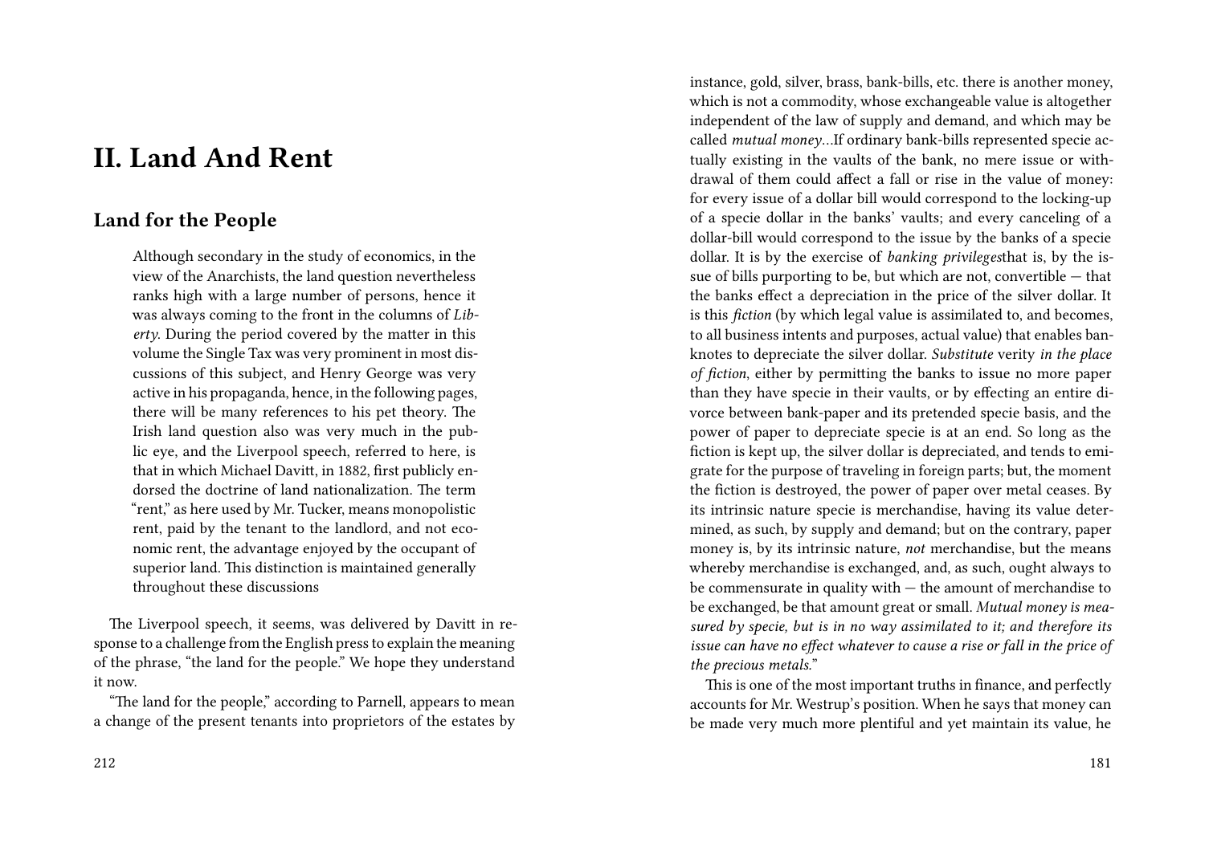# II. Land And Rent

## Land for the People

> Although secondary in the study of economics, in the view of the Anarchists, the land question nevertheless ranks high with a large number of persons, hence it was always coming to the front in the columns of *Liberty.* During the period covered by the matter in this volume the Single Tax was very prominent in most discussions of this subject, and Henry George was very active in his propaganda, hence, in the following pages, there will be many references to his pet theory. The Irish land question also was very much in the public eye, and the Liverpool speech, referred to here, is that in which Michael Davitt, in 1882, first publicly endorsed the doctrine of land nationalization. The term "rent," as here used by Mr. Tucker, means monopolistic rent, paid by the tenant to the landlord, and not economic rent, the advantage enjoyed by the occupant of superior land. This distinction is maintained generally throughout these discussions

The Liverpool speech, it seems, was delivered by Davitt in response to a challenge from the English press to explain the meaning of the phrase, "the land for the people." We hope they understand it now.

"The land for the people," according to Parnell, appears to mean a change of the present tenants into proprietors of the estates by

instance, gold, silver, brass, bank-bills, etc. there is another money, which is not a commodity, whose exchangeable value is altogether independent of the law of supply and demand, and which may be called *mutual money*…If ordinary bank-bills represented specie actually existing in the vaults of the bank, no mere issue or withdrawal of them could affect a fall or rise in the value of money: for every issue of a dollar bill would correspond to the locking-up of a specie dollar in the banks' vaults; and every canceling of a dollar-bill would correspond to the issue by the banks of a specie dollar. It is by the exercise of *banking privileges*that is, by the issue of bills purporting to be, but which are not, convertible — that the banks effect a depreciation in the price of the silver dollar. It is this *fiction* (by which legal value is assimilated to, and becomes, to all business intents and purposes, actual value) that enables banknotes to depreciate the silver dollar. *Substitute* verity *in the place of fiction*, either by permitting the banks to issue no more paper than they have specie in their vaults, or by effecting an entire divorce between bank-paper and its pretended specie basis, and the power of paper to depreciate specie is at an end. So long as the fiction is kept up, the silver dollar is depreciated, and tends to emigrate for the purpose of traveling in foreign parts; but, the moment the fiction is destroyed, the power of paper over metal ceases. By its intrinsic nature specie is merchandise, having its value determined, as such, by supply and demand; but on the contrary, paper money is, by its intrinsic nature, *not* merchandise, but the means whereby merchandise is exchanged, and, as such, ought always to be commensurate in quality with — the amount of merchandise to be exchanged, be that amount great or small. *Mutual money is measured by specie, but is in no way assimilated to it; and therefore its issue can have no effect whatever to cause a rise or fall in the price of the precious metals.*"

This is one of the most important truths in finance, and perfectly accounts for Mr. Westrup's position. When he says that money can be made very much more plentiful and yet maintain its value, he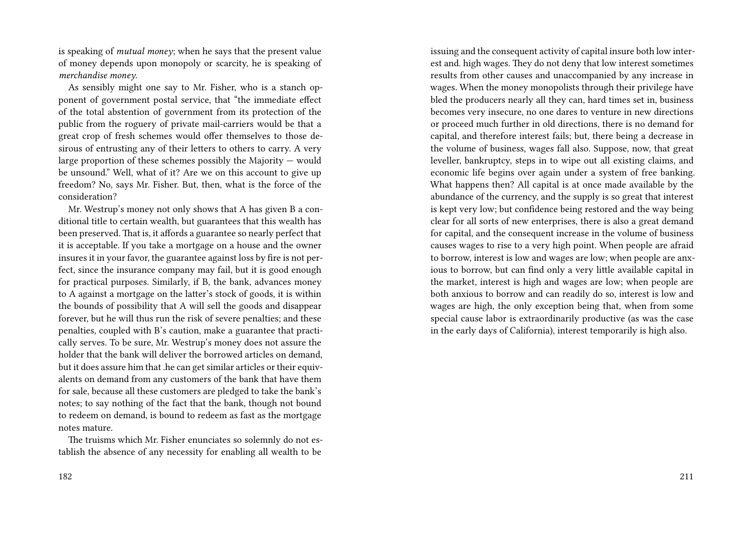is speaking of *mutual money*; when he says that the present value of money depends upon monopoly or scarcity, he is speaking of *merchandise money*.

As sensibly might one say to Mr. Fisher, who is a stanch opponent of government postal service, that "the immediate effect of the total abstention of government from its protection of the public from the roguery of private mail-carriers would be that a great crop of fresh schemes would offer themselves to those desirous of entrusting any of their letters to others to carry. A very large proportion of these schemes possibly the Majority — would be unsound." Well, what of it? Are we on this account to give up freedom? No, says Mr. Fisher. But, then, what is the force of the consideration?

Mr. Westrup's money not only shows that A has given B a conditional title to certain wealth, but guarantees that this wealth has been preserved. That is, it affords a guarantee so nearly perfect that it is acceptable. If you take a mortgage on a house and the owner insures it in your favor, the guarantee against loss by fire is not perfect, since the insurance company may fail, but it is good enough for practical purposes. Similarly, if B, the bank, advances money to A against a mortgage on the latter's stock of goods, it is within the bounds of possibility that A will sell the goods and disappear forever, but he will thus run the risk of severe penalties; and these penalties, coupled with B's caution, make a guarantee that practically serves. To be sure, Mr. Westrup's money does not assure the holder that the bank will deliver the borrowed articles on demand, but it does assure him that .he can get similar articles or their equivalents on demand from any customers of the bank that have them for sale, because all these customers are pledged to take the bank's notes; to say nothing of the fact that the bank, though not bound to redeem on demand, is bound to redeem as fast as the mortgage notes mature.

The truisms which Mr. Fisher enunciates so solemnly do not establish the absence of any necessity for enabling all wealth to be

issuing and the consequent activity of capital insure both low interest and. high wages. They do not deny that low interest sometimes results from other causes and unaccompanied by any increase in wages. When the money monopolists through their privilege have bled the producers nearly all they can, hard times set in, business becomes very insecure, no one dares to venture in new directions or proceed much further in old directions, there is no demand for capital, and therefore interest fails; but, there being a decrease in the volume of business, wages fall also. Suppose, now, that great leveller, bankruptcy, steps in to wipe out all existing claims, and economic life begins over again under a system of free banking. What happens then? All capital is at once made available by the abundance of the currency, and the supply is so great that interest is kept very low; but confidence being restored and the way being clear for all sorts of new enterprises, there is also a great demand for capital, and the consequent increase in the volume of business causes wages to rise to a very high point. When people are afraid to borrow, interest is low and wages are low; when people are anxious to borrow, but can find only a very little available capital in the market, interest is high and wages are low; when people are both anxious to borrow and can readily do so, interest is low and wages are high, the only exception being that, when from some special cause labor is extraordinarily productive (as was the case in the early days of California), interest temporarily is high also.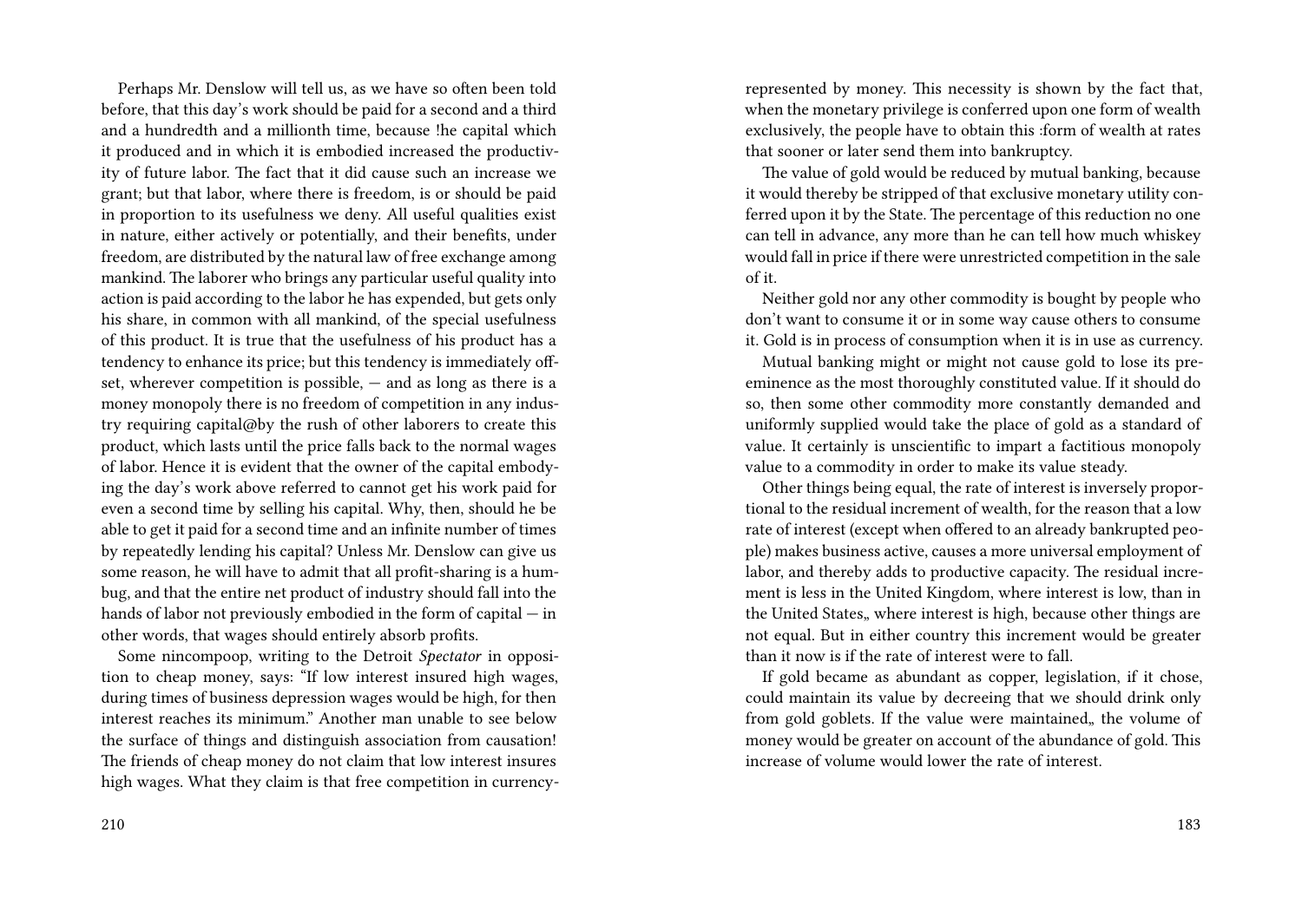Perhaps Mr. Denslow will tell us, as we have so often been told before, that this day's work should be paid for a second and a third and a hundredth and a millionth time, because !he capital which it produced and in which it is embodied increased the productivity of future labor. The fact that it did cause such an increase we grant; but that labor, where there is freedom, is or should be paid in proportion to its usefulness we deny. All useful qualities exist in nature, either actively or potentially, and their benefits, under freedom, are distributed by the natural law of free exchange among mankind. The laborer who brings any particular useful quality into action is paid according to the labor he has expended, but gets only his share, in common with all mankind, of the special usefulness of this product. It is true that the usefulness of his product has a tendency to enhance its price; but this tendency is immediately offset, wherever competition is possible, — and as long as there is a money monopoly there is no freedom of competition in any industry requiring capital@by the rush of other laborers to create this product, which lasts until the price falls back to the normal wages of labor. Hence it is evident that the owner of the capital embodying the day's work above referred to cannot get his work paid for even a second time by selling his capital. Why, then, should he be able to get it paid for a second time and an infinite number of times by repeatedly lending his capital? Unless Mr. Denslow can give us some reason, he will have to admit that all profit-sharing is a humbug, and that the entire net product of industry should fall into the hands of labor not previously embodied in the form of capital — in other words, that wages should entirely absorb profits.

Some nincompoop, writing to the Detroit *Spectator* in opposition to cheap money, says: "If low interest insured high wages, during times of business depression wages would be high, for then interest reaches its minimum." Another man unable to see below the surface of things and distinguish association from causation! The friends of cheap money do not claim that low interest insures high wages. What they claim is that free competition in currency-

represented by money. This necessity is shown by the fact that, when the monetary privilege is conferred upon one form of wealth exclusively, the people have to obtain this :form of wealth at rates that sooner or later send them into bankruptcy.

The value of gold would be reduced by mutual banking, because it would thereby be stripped of that exclusive monetary utility conferred upon it by the State. The percentage of this reduction no one can tell in advance, any more than he can tell how much whiskey would fall in price if there were unrestricted competition in the sale of it.

Neither gold nor any other commodity is bought by people who don't want to consume it or in some way cause others to consume it. Gold is in process of consumption when it is in use as currency.

Mutual banking might or might not cause gold to lose its preeminence as the most thoroughly constituted value. If it should do so, then some other commodity more constantly demanded and uniformly supplied would take the place of gold as a standard of value. It certainly is unscientific to impart a factitious monopoly value to a commodity in order to make its value steady.

Other things being equal, the rate of interest is inversely proportional to the residual increment of wealth, for the reason that a low rate of interest (except when offered to an already bankrupted people) makes business active, causes a more universal employment of labor, and thereby adds to productive capacity. The residual increment is less in the United Kingdom, where interest is low, than in the United States,, where interest is high, because other things are not equal. But in either country this increment would be greater than it now is if the rate of interest were to fall.

If gold became as abundant as copper, legislation, if it chose, could maintain its value by decreeing that we should drink only from gold goblets. If the value were maintained,, the volume of money would be greater on account of the abundance of gold. This increase of volume would lower the rate of interest.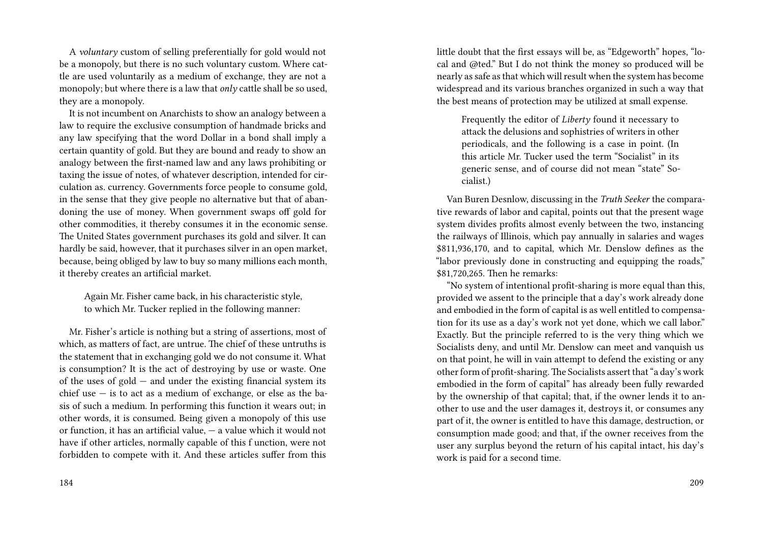A *voluntary* custom of selling preferentially for gold would not be a monopoly, but there is no such voluntary custom. Where cattle are used voluntarily as a medium of exchange, they are not a monopoly; but where there is a law that *only* cattle shall be so used, they are a monopoly.

It is not incumbent on Anarchists to show an analogy between a law to require the exclusive consumption of handmade bricks and any law specifying that the word Dollar in a bond shall imply a certain quantity of gold. But they are bound and ready to show an analogy between the first-named law and any laws prohibiting or taxing the issue of notes, of whatever description, intended for circulation as. currency. Governments force people to consume gold, in the sense that they give people no alternative but that of abandoning the use of money. When government swaps off gold for other commodities, it thereby consumes it in the economic sense. The United States government purchases its gold and silver. It can hardly be said, however, that it purchases silver in an open market, because, being obliged by law to buy so many millions each month, it thereby creates an artificial market.

> Again Mr. Fisher came back, in his characteristic style, to which Mr. Tucker replied in the following manner:

Mr. Fisher's article is nothing but a string of assertions, most of which, as matters of fact, are untrue. The chief of these untruths is the statement that in exchanging gold we do not consume it. What is consumption? It is the act of destroying by use or waste. One of the uses of gold — and under the existing financial system its chief use — is to act as a medium of exchange, or else as the basis of such a medium. In performing this function it wears out; in other words, it is consumed. Being given a monopoly of this use or function, it has an artificial value, — a value which it would not have if other articles, normally capable of this f unction, were not forbidden to compete with it. And these articles suffer from this

little doubt that the first essays will be, as "Edgeworth" hopes, "local and @ted." But I do not think the money so produced will be nearly as safe as that which will result when the system has become widespread and its various branches organized in such a way that the best means of protection may be utilized at small expense.

> Frequently the editor of *Liberty* found it necessary to attack the delusions and sophistries of writers in other periodicals, and the following is a case in point. (In this article Mr. Tucker used the term "Socialist" in its generic sense, and of course did not mean "state" Socialist.)

Van Buren Desnlow, discussing in the *Truth Seeker* the comparative rewards of labor and capital, points out that the present wage system divides profits almost evenly between the two, instancing the railways of Illinois, which pay annually in salaries and wages $811,936,170, and to capital, which Mr. Denslow defines as the "labor previously done in constructing and equipping the roads," $81,720,265. Then he remarks:

"No system of intentional profit-sharing is more equal than this, provided we assent to the principle that a day's work already done and embodied in the form of capital is as well entitled to compensation for its use as a day's work not yet done, which we call labor." Exactly. But the principle referred to is the very thing which we Socialists deny, and until Mr. Denslow can meet and vanquish us on that point, he will in vain attempt to defend the existing or any other form of profit-sharing. The Socialists assert that "a day's work embodied in the form of capital" has already been fully rewarded by the ownership of that capital; that, if the owner lends it to another to use and the user damages it, destroys it, or consumes any part of it, the owner is entitled to have this damage, destruction, or consumption made good; and that, if the owner receives from the user any surplus beyond the return of his capital intact, his day's work is paid for a second time.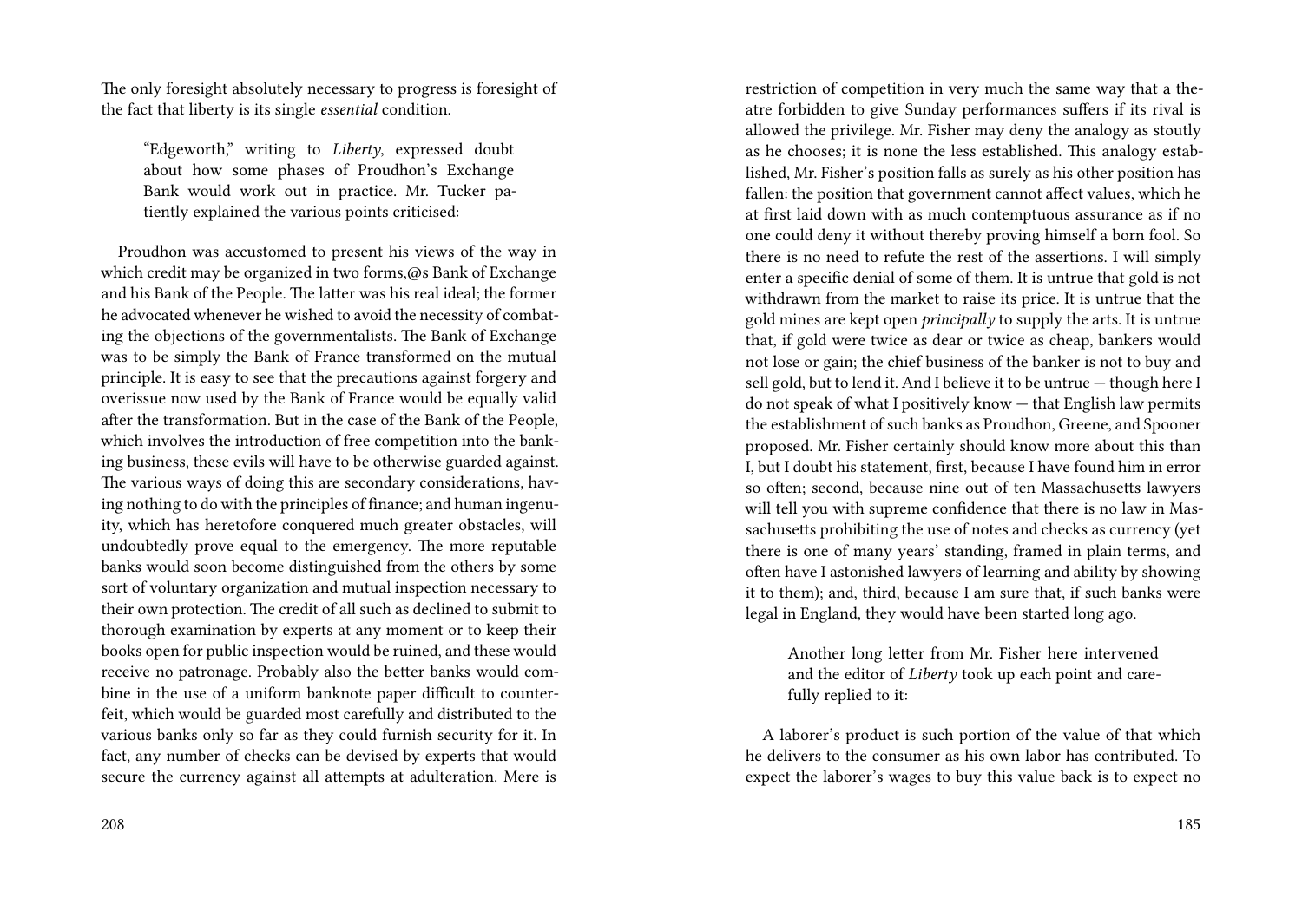The only foresight absolutely necessary to progress is foresight of the fact that liberty is its single *essential* condition.

> "Edgeworth," writing to *Liberty*, expressed doubt about how some phases of Proudhon's Exchange Bank would work out in practice. Mr. Tucker patiently explained the various points criticised:

Proudhon was accustomed to present his views of the way in which credit may be organized in two forms,@s Bank of Exchange and his Bank of the People. The latter was his real ideal; the former he advocated whenever he wished to avoid the necessity of combating the objections of the governmentalists. The Bank of Exchange was to be simply the Bank of France transformed on the mutual principle. It is easy to see that the precautions against forgery and overissue now used by the Bank of France would be equally valid after the transformation. But in the case of the Bank of the People, which involves the introduction of free competition into the banking business, these evils will have to be otherwise guarded against. The various ways of doing this are secondary considerations, having nothing to do with the principles of finance; and human ingenuity, which has heretofore conquered much greater obstacles, will undoubtedly prove equal to the emergency. The more reputable banks would soon become distinguished from the others by some sort of voluntary organization and mutual inspection necessary to their own protection. The credit of all such as declined to submit to thorough examination by experts at any moment or to keep their books open for public inspection would be ruined, and these would receive no patronage. Probably also the better banks would combine in the use of a uniform banknote paper difficult to counterfeit, which would be guarded most carefully and distributed to the various banks only so far as they could furnish security for it. In fact, any number of checks can be devised by experts that would secure the currency against all attempts at adulteration. Mere is

restriction of competition in very much the same way that a theatre forbidden to give Sunday performances suffers if its rival is allowed the privilege. Mr. Fisher may deny the analogy as stoutly as he chooses; it is none the less established. This analogy established, Mr. Fisher's position falls as surely as his other position has fallen: the position that government cannot affect values, which he at first laid down with as much contemptuous assurance as if no one could deny it without thereby proving himself a born fool. So there is no need to refute the rest of the assertions. I will simply enter a specific denial of some of them. It is untrue that gold is not withdrawn from the market to raise its price. It is untrue that the gold mines are kept open *principally* to supply the arts. It is untrue that, if gold were twice as dear or twice as cheap, bankers would not lose or gain; the chief business of the banker is not to buy and sell gold, but to lend it. And I believe it to be untrue — though here I do not speak of what I positively know — that English law permits the establishment of such banks as Proudhon, Greene, and Spooner proposed. Mr. Fisher certainly should know more about this than I, but I doubt his statement, first, because I have found him in error so often; second, because nine out of ten Massachusetts lawyers will tell you with supreme confidence that there is no law in Massachusetts prohibiting the use of notes and checks as currency (yet there is one of many years' standing, framed in plain terms, and often have I astonished lawyers of learning and ability by showing it to them); and, third, because I am sure that, if such banks were legal in England, they would have been started long ago.

> Another long letter from Mr. Fisher here intervened and the editor of *Liberty* took up each point and carefully replied to it:

A laborer's product is such portion of the value of that which he delivers to the consumer as his own labor has contributed. To expect the laborer's wages to buy this value back is to expect no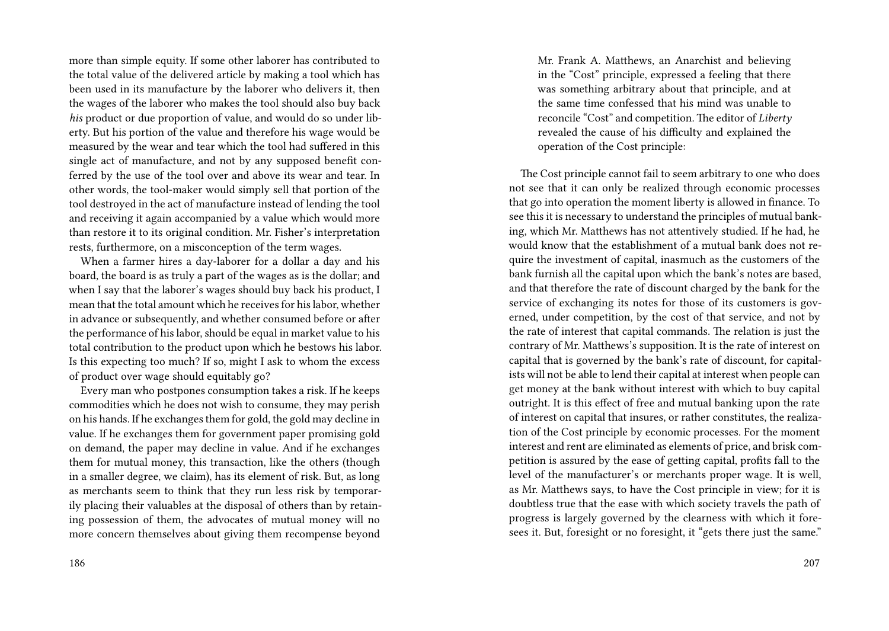more than simple equity. If some other laborer has contributed to the total value of the delivered article by making a tool which has been used in its manufacture by the laborer who delivers it, then the wages of the laborer who makes the tool should also buy back *his* product or due proportion of value, and would do so under liberty. But his portion of the value and therefore his wage would be measured by the wear and tear which the tool had suffered in this single act of manufacture, and not by any supposed benefit conferred by the use of the tool over and above its wear and tear. In other words, the tool-maker would simply sell that portion of the tool destroyed in the act of manufacture instead of lending the tool and receiving it again accompanied by a value which would more than restore it to its original condition. Mr. Fisher's interpretation rests, furthermore, on a misconception of the term wages.

When a farmer hires a day-laborer for a dollar a day and his board, the board is as truly a part of the wages as is the dollar; and when I say that the laborer's wages should buy back his product, I mean that the total amount which he receives for his labor, whether in advance or subsequently, and whether consumed before or after the performance of his labor, should be equal in market value to his total contribution to the product upon which he bestows his labor. Is this expecting too much? If so, might I ask to whom the excess of product over wage should equitably go?

Every man who postpones consumption takes a risk. If he keeps commodities which he does not wish to consume, they may perish on his hands. If he exchanges them for gold, the gold may decline in value. If he exchanges them for government paper promising gold on demand, the paper may decline in value. And if he exchanges them for mutual money, this transaction, like the others (though in a smaller degree, we claim), has its element of risk. But, as long as merchants seem to think that they run less risk by temporarily placing their valuables at the disposal of others than by retaining possession of them, the advocates of mutual money will no more concern themselves about giving them recompense beyond

> Mr. Frank A. Matthews, an Anarchist and believing in the "Cost" principle, expressed a feeling that there was something arbitrary about that principle, and at the same time confessed that his mind was unable to reconcile "Cost" and competition. The editor of *Liberty* revealed the cause of his difficulty and explained the operation of the Cost principle:

The Cost principle cannot fail to seem arbitrary to one who does not see that it can only be realized through economic processes that go into operation the moment liberty is allowed in finance. To see this it is necessary to understand the principles of mutual banking, which Mr. Matthews has not attentively studied. If he had, he would know that the establishment of a mutual bank does not require the investment of capital, inasmuch as the customers of the bank furnish all the capital upon which the bank's notes are based, and that therefore the rate of discount charged by the bank for the service of exchanging its notes for those of its customers is governed, under competition, by the cost of that service, and not by the rate of interest that capital commands. The relation is just the contrary of Mr. Matthews's supposition. It is the rate of interest on capital that is governed by the bank's rate of discount, for capitalists will not be able to lend their capital at interest when people can get money at the bank without interest with which to buy capital outright. It is this effect of free and mutual banking upon the rate of interest on capital that insures, or rather constitutes, the realization of the Cost principle by economic processes. For the moment interest and rent are eliminated as elements of price, and brisk competition is assured by the ease of getting capital, profits fall to the level of the manufacturer's or merchants proper wage. It is well, as Mr. Matthews says, to have the Cost principle in view; for it is doubtless true that the ease with which society travels the path of progress is largely governed by the clearness with which it foresees it. But, foresight or no foresight, it "gets there just the same."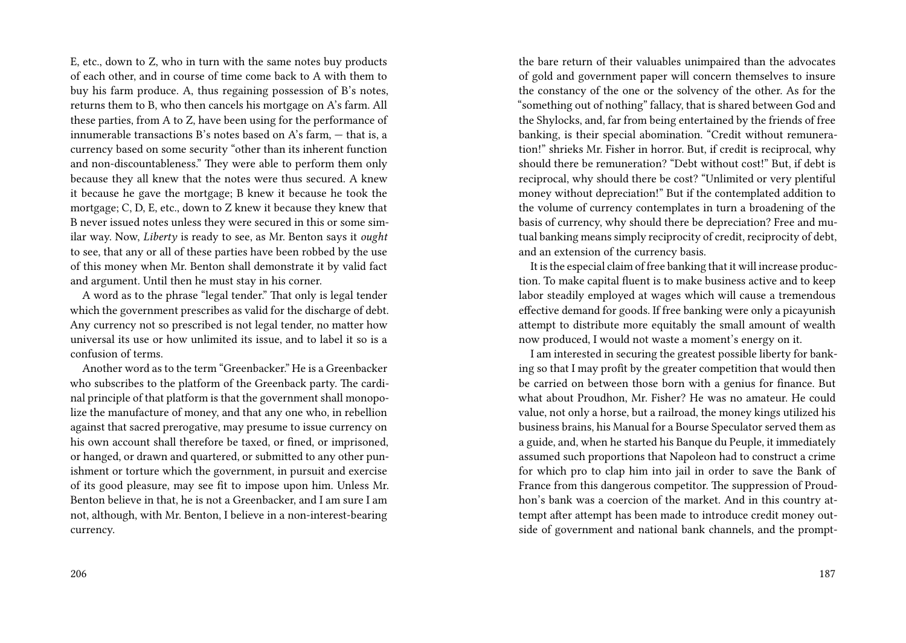E, etc., down to Z, who in turn with the same notes buy products of each other, and in course of time come back to A with them to buy his farm produce. A, thus regaining possession of B's notes, returns them to B, who then cancels his mortgage on A's farm. All these parties, from A to Z, have been using for the performance of innumerable transactions B's notes based on A's farm, — that is, a currency based on some security "other than its inherent function and non-discountableness." They were able to perform them only because they all knew that the notes were thus secured. A knew it because he gave the mortgage; B knew it because he took the mortgage; C, D, E, etc., down to Z knew it because they knew that B never issued notes unless they were secured in this or some similar way. Now, *Liberty* is ready to see, as Mr. Benton says it *ought* to see, that any or all of these parties have been robbed by the use of this money when Mr. Benton shall demonstrate it by valid fact and argument. Until then he must stay in his corner.

A word as to the phrase "legal tender." That only is legal tender which the government prescribes as valid for the discharge of debt. Any currency not so prescribed is not legal tender, no matter how universal its use or how unlimited its issue, and to label it so is a confusion of terms.

Another word as to the term "Greenbacker." He is a Greenbacker who subscribes to the platform of the Greenback party. The cardinal principle of that platform is that the government shall monopolize the manufacture of money, and that any one who, in rebellion against that sacred prerogative, may presume to issue currency on his own account shall therefore be taxed, or fined, or imprisoned, or hanged, or drawn and quartered, or submitted to any other punishment or torture which the government, in pursuit and exercise of its good pleasure, may see fit to impose upon him. Unless Mr. Benton believe in that, he is not a Greenbacker, and I am sure I am not, although, with Mr. Benton, I believe in a non-interest-bearing currency.

the bare return of their valuables unimpaired than the advocates of gold and government paper will concern themselves to insure the constancy of the one or the solvency of the other. As for the "something out of nothing" fallacy, that is shared between God and the Shylocks, and, far from being entertained by the friends of free banking, is their special abomination. "Credit without remuneration!" shrieks Mr. Fisher in horror. But, if credit is reciprocal, why should there be remuneration? "Debt without cost!" But, if debt is reciprocal, why should there be cost? "Unlimited or very plentiful money without depreciation!" But if the contemplated addition to the volume of currency contemplates in turn a broadening of the basis of currency, why should there be depreciation? Free and mutual banking means simply reciprocity of credit, reciprocity of debt, and an extension of the currency basis.

It is the especial claim of free banking that it will increase production. To make capital fluent is to make business active and to keep labor steadily employed at wages which will cause a tremendous effective demand for goods. If free banking were only a picayunish attempt to distribute more equitably the small amount of wealth now produced, I would not waste a moment's energy on it.

I am interested in securing the greatest possible liberty for banking so that I may profit by the greater competition that would then be carried on between those born with a genius for finance. But what about Proudhon, Mr. Fisher? He was no amateur. He could value, not only a horse, but a railroad, the money kings utilized his business brains, his Manual for a Bourse Speculator served them as a guide, and, when he started his Banque du Peuple, it immediately assumed such proportions that Napoleon had to construct a crime for which pro to clap him into jail in order to save the Bank of France from this dangerous competitor. The suppression of Proudhon's bank was a coercion of the market. And in this country attempt after attempt has been made to introduce credit money outside of government and national bank channels, and the prompt-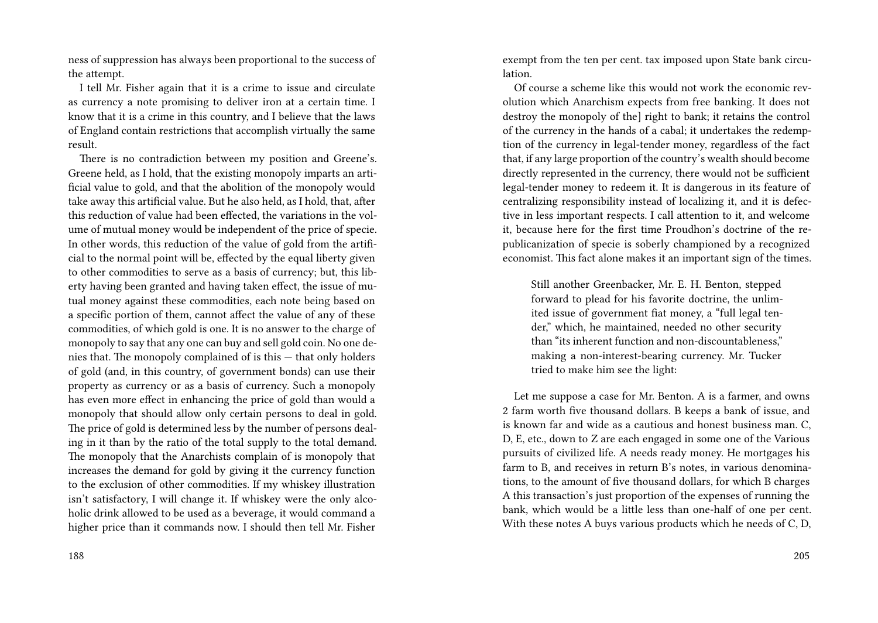ness of suppression has always been proportional to the success of the attempt.

I tell Mr. Fisher again that it is a crime to issue and circulate as currency a note promising to deliver iron at a certain time. I know that it is a crime in this country, and I believe that the laws of England contain restrictions that accomplish virtually the same result.

There is no contradiction between my position and Greene's. Greene held, as I hold, that the existing monopoly imparts an artificial value to gold, and that the abolition of the monopoly would take away this artificial value. But he also held, as I hold, that, after this reduction of value had been effected, the variations in the volume of mutual money would be independent of the price of specie. In other words, this reduction of the value of gold from the artificial to the normal point will be, effected by the equal liberty given to other commodities to serve as a basis of currency; but, this liberty having been granted and having taken effect, the issue of mutual money against these commodities, each note being based on a specific portion of them, cannot affect the value of any of these commodities, of which gold is one. It is no answer to the charge of monopoly to say that any one can buy and sell gold coin. No one denies that. The monopoly complained of is this — that only holders of gold (and, in this country, of government bonds) can use their property as currency or as a basis of currency. Such a monopoly has even more effect in enhancing the price of gold than would a monopoly that should allow only certain persons to deal in gold. The price of gold is determined less by the number of persons dealing in it than by the ratio of the total supply to the total demand. The monopoly that the Anarchists complain of is monopoly that increases the demand for gold by giving it the currency function to the exclusion of other commodities. If my whiskey illustration isn't satisfactory, I will change it. If whiskey were the only alcoholic drink allowed to be used as a beverage, it would command a higher price than it commands now. I should then tell Mr. Fisher

exempt from the ten per cent. tax imposed upon State bank circulation.

Of course a scheme like this would not work the economic revolution which Anarchism expects from free banking. It does not destroy the monopoly of the] right to bank; it retains the control of the currency in the hands of a cabal; it undertakes the redemption of the currency in legal-tender money, regardless of the fact that, if any large proportion of the country's wealth should become directly represented in the currency, there would not be sufficient legal-tender money to redeem it. It is dangerous in its feature of centralizing responsibility instead of localizing it, and it is defective in less important respects. I call attention to it, and welcome it, because here for the first time Proudhon's doctrine of the republicanization of specie is soberly championed by a recognized economist. This fact alone makes it an important sign of the times.

> Still another Greenbacker, Mr. E. H. Benton, stepped forward to plead for his favorite doctrine, the unlimited issue of government fiat money, a "full legal tender," which, he maintained, needed no other security than "its inherent function and non-discountableness," making a non-interest-bearing currency. Mr. Tucker tried to make him see the light:

Let me suppose a case for Mr. Benton. A is a farmer, and owns 2 farm worth five thousand dollars. B keeps a bank of issue, and is known far and wide as a cautious and honest business man. C, D, E, etc., down to Z are each engaged in some one of the Various pursuits of civilized life. A needs ready money. He mortgages his farm to B, and receives in return B's notes, in various denominations, to the amount of five thousand dollars, for which B charges A this transaction's just proportion of the expenses of running the bank, which would be a little less than one-half of one per cent. With these notes A buys various products which he needs of C, D,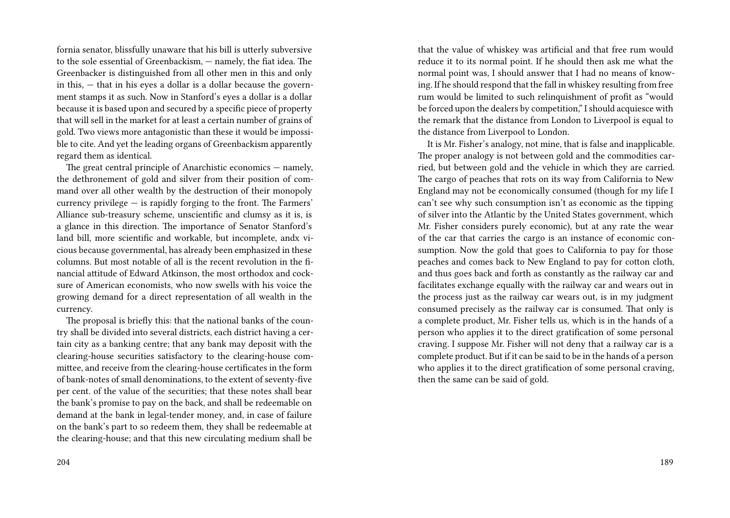fornia senator, blissfully unaware that his bill is utterly subversive to the sole essential of Greenbackism, — namely, the fiat idea. The Greenbacker is distinguished from all other men in this and only in this, — that in his eyes a dollar is a dollar because the government stamps it as such. Now in Stanford's eyes a dollar is a dollar because it is based upon and secured by a specific piece of property that will sell in the market for at least a certain number of grains of gold. Two views more antagonistic than these it would be impossible to cite. And yet the leading organs of Greenbackism apparently regard them as identical.

The great central principle of Anarchistic economics — namely, the dethronement of gold and silver from their position of command over all other wealth by the destruction of their monopoly currency privilege — is rapidly forging to the front. The Farmers' Alliance sub-treasury scheme, unscientific and clumsy as it is, is a glance in this direction. The importance of Senator Stanford's land bill, more scientific and workable, but incomplete, andx vicious because governmental, has already been emphasized in these columns. But most notable of all is the recent revolution in the financial attitude of Edward Atkinson, the most orthodox and cocksure of American economists, who now swells with his voice the growing demand for a direct representation of all wealth in the currency.

The proposal is briefly this: that the national banks of the country shall be divided into several districts, each district having a certain city as a banking centre; that any bank may deposit with the clearing-house securities satisfactory to the clearing-house committee, and receive from the clearing-house certificates in the form of bank-notes of small denominations, to the extent of seventy-five per cent. of the value of the securities; that these notes shall bear the bank's promise to pay on the back, and shall be redeemable on demand at the bank in legal-tender money, and, in case of failure on the bank's part to so redeem them, they shall be redeemable at the clearing-house; and that this new circulating medium shall be

that the value of whiskey was artificial and that free rum would reduce it to its normal point. If he should then ask me what the normal point was, I should answer that I had no means of knowing. If he should respond that the fall in whiskey resulting from free rum would be limited to such relinquishment of profit as "would be forced upon the dealers by competition," I should acquiesce with the remark that the distance from London to Liverpool is equal to the distance from Liverpool to London.

It is Mr. Fisher's analogy, not mine, that is false and inapplicable. The proper analogy is not between gold and the commodities carried, but between gold and the vehicle in which they are carried. The cargo of peaches that rots on its way from California to New England may not be economically consumed (though for my life I can't see why such consumption isn't as economic as the tipping of silver into the Atlantic by the United States government, which Mr. Fisher considers purely economic), but at any rate the wear of the car that carries the cargo is an instance of economic consumption. Now the gold that goes to California to pay for those peaches and comes back to New England to pay for cotton cloth, and thus goes back and forth as constantly as the railway car and facilitates exchange equally with the railway car and wears out in the process just as the railway car wears out, is in my judgment consumed precisely as the railway car is consumed. That only is a complete product, Mr. Fisher tells us, which is in the hands of a person who applies it to the direct gratification of some personal craving. I suppose Mr. Fisher will not deny that a railway car is a complete product. But if it can be said to be in the hands of a person who applies it to the direct gratification of some personal craving, then the same can be said of gold.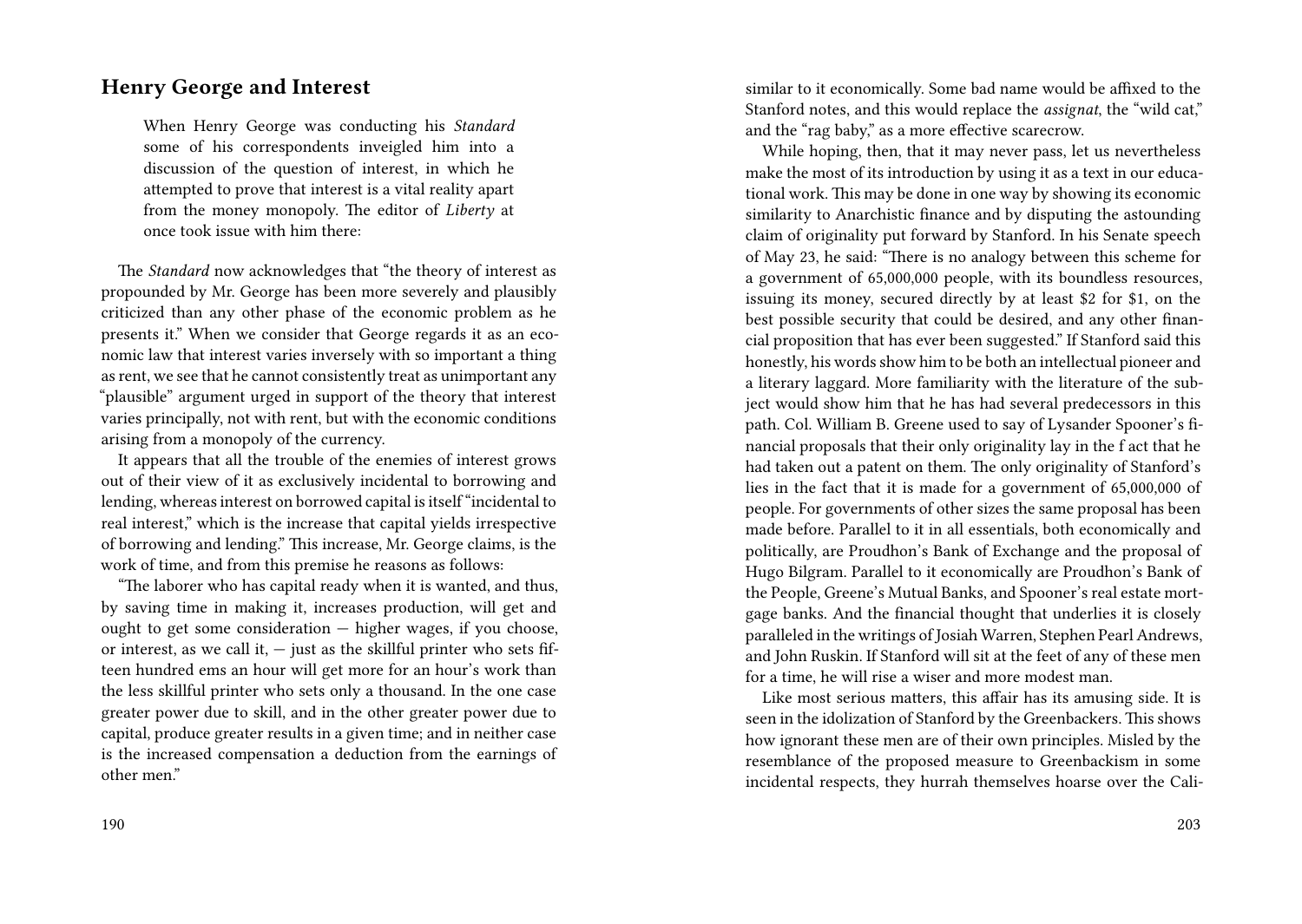## Henry George and Interest

> When Henry George was conducting his *Standard* some of his correspondents inveigled him into a discussion of the question of interest, in which he attempted to prove that interest is a vital reality apart from the money monopoly. The editor of *Liberty* at once took issue with him there:

The *Standard* now acknowledges that "the theory of interest as propounded by Mr. George has been more severely and plausibly criticized than any other phase of the economic problem as he presents it." When we consider that George regards it as an economic law that interest varies inversely with so important a thing as rent, we see that he cannot consistently treat as unimportant any "plausible" argument urged in support of the theory that interest varies principally, not with rent, but with the economic conditions arising from a monopoly of the currency.

It appears that all the trouble of the enemies of interest grows out of their view of it as exclusively incidental to borrowing and lending, whereas interest on borrowed capital is itself "incidental to real interest," which is the increase that capital yields irrespective of borrowing and lending." This increase, Mr. George claims, is the work of time, and from this premise he reasons as follows:

"The laborer who has capital ready when it is wanted, and thus, by saving time in making it, increases production, will get and ought to get some consideration — higher wages, if you choose, or interest, as we call it, — just as the skillful printer who sets fifteen hundred ems an hour will get more for an hour's work than the less skillful printer who sets only a thousand. In the one case greater power due to skill, and in the other greater power due to capital, produce greater results in a given time; and in neither case is the increased compensation a deduction from the earnings of other men."

similar to it economically. Some bad name would be affixed to the Stanford notes, and this would replace the *assignat*, the "wild cat," and the "rag baby," as a more effective scarecrow.

While hoping, then, that it may never pass, let us nevertheless make the most of its introduction by using it as a text in our educational work. This may be done in one way by showing its economic similarity to Anarchistic finance and by disputing the astounding claim of originality put forward by Stanford. In his Senate speech of May 23, he said: "There is no analogy between this scheme for a government of 65,000,000 people, with its boundless resources, issuing its money, secured directly by at least $2 for $1, on the best possible security that could be desired, and any other financial proposition that has ever been suggested." If Stanford said this honestly, his words show him to be both an intellectual pioneer and a literary laggard. More familiarity with the literature of the subject would show him that he has had several predecessors in this path. Col. William B. Greene used to say of Lysander Spooner's financial proposals that their only originality lay in the f act that he had taken out a patent on them. The only originality of Stanford's lies in the fact that it is made for a government of 65,000,000 of people. For governments of other sizes the same proposal has been made before. Parallel to it in all essentials, both economically and politically, are Proudhon's Bank of Exchange and the proposal of Hugo Bilgram. Parallel to it economically are Proudhon's Bank of the People, Greene's Mutual Banks, and Spooner's real estate mortgage banks. And the financial thought that underlies it is closely paralleled in the writings of Josiah Warren, Stephen Pearl Andrews, and John Ruskin. If Stanford will sit at the feet of any of these men for a time, he will rise a wiser and more modest man.

Like most serious matters, this affair has its amusing side. It is seen in the idolization of Stanford by the Greenbackers. This shows how ignorant these men are of their own principles. Misled by the resemblance of the proposed measure to Greenbackism in some incidental respects, they hurrah themselves hoarse over the Cali-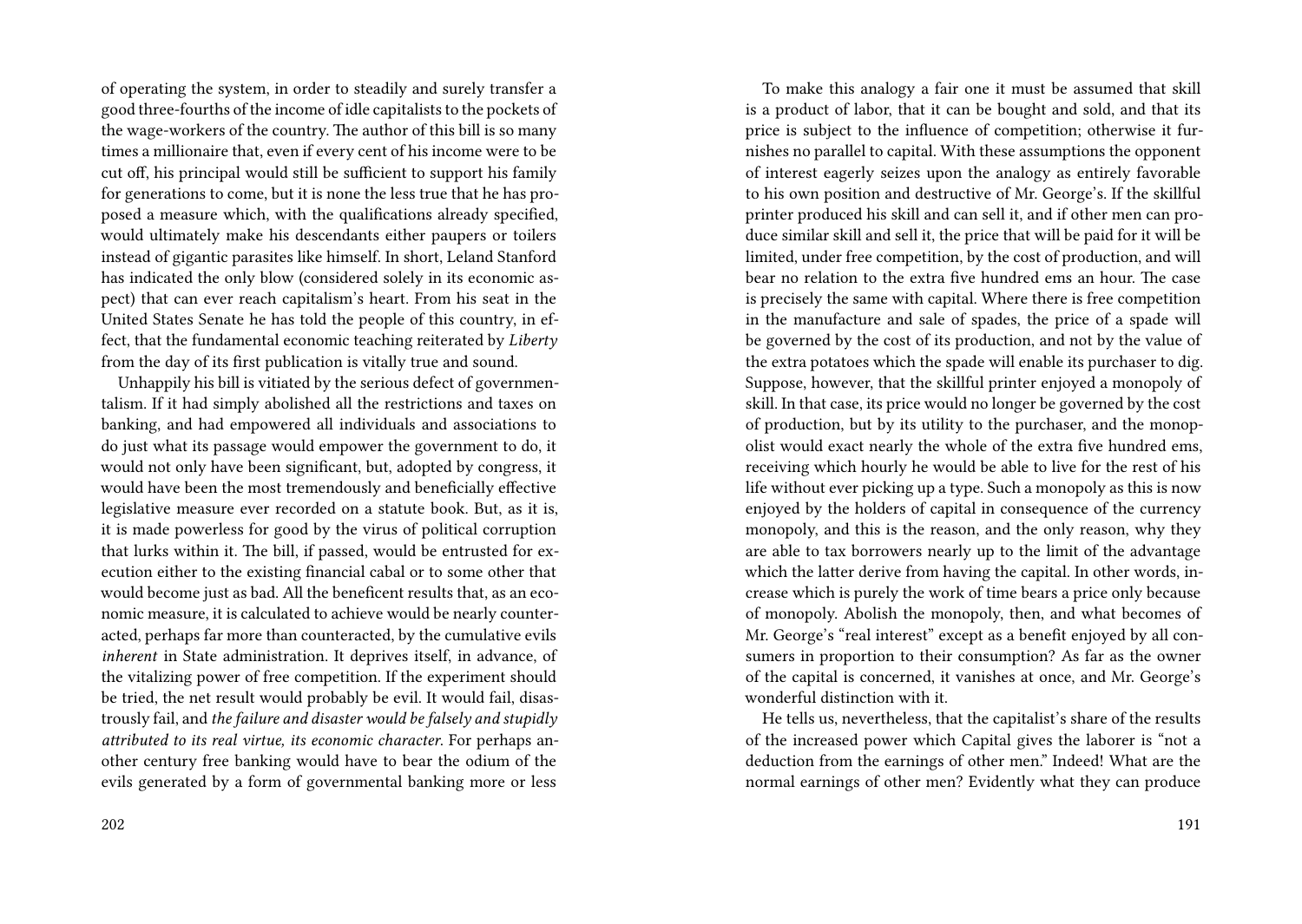of operating the system, in order to steadily and surely transfer a good three-fourths of the income of idle capitalists to the pockets of the wage-workers of the country. The author of this bill is so many times a millionaire that, even if every cent of his income were to be cut off, his principal would still be sufficient to support his family for generations to come, but it is none the less true that he has proposed a measure which, with the qualifications already specified, would ultimately make his descendants either paupers or toilers instead of gigantic parasites like himself. In short, Leland Stanford has indicated the only blow (considered solely in its economic aspect) that can ever reach capitalism's heart. From his seat in the United States Senate he has told the people of this country, in effect, that the fundamental economic teaching reiterated by *Liberty* from the day of its first publication is vitally true and sound.

Unhappily his bill is vitiated by the serious defect of governmentalism. If it had simply abolished all the restrictions and taxes on banking, and had empowered all individuals and associations to do just what its passage would empower the government to do, it would not only have been significant, but, adopted by congress, it would have been the most tremendously and beneficially effective legislative measure ever recorded on a statute book. But, as it is, it is made powerless for good by the virus of political corruption that lurks within it. The bill, if passed, would be entrusted for execution either to the existing financial cabal or to some other that would become just as bad. All the beneficent results that, as an economic measure, it is calculated to achieve would be nearly counteracted, perhaps far more than counteracted, by the cumulative evils *inherent* in State administration. It deprives itself, in advance, of the vitalizing power of free competition. If the experiment should be tried, the net result would probably be evil. It would fail, disastrously fail, and *the failure and disaster would be falsely and stupidly attributed to its real virtue, its economic character*. For perhaps another century free banking would have to bear the odium of the evils generated by a form of governmental banking more or less

To make this analogy a fair one it must be assumed that skill is a product of labor, that it can be bought and sold, and that its price is subject to the influence of competition; otherwise it furnishes no parallel to capital. With these assumptions the opponent of interest eagerly seizes upon the analogy as entirely favorable to his own position and destructive of Mr. George's. If the skillful printer produced his skill and can sell it, and if other men can produce similar skill and sell it, the price that will be paid for it will be limited, under free competition, by the cost of production, and will bear no relation to the extra five hundred ems an hour. The case is precisely the same with capital. Where there is free competition in the manufacture and sale of spades, the price of a spade will be governed by the cost of its production, and not by the value of the extra potatoes which the spade will enable its purchaser to dig. Suppose, however, that the skillful printer enjoyed a monopoly of skill. In that case, its price would no longer be governed by the cost of production, but by its utility to the purchaser, and the monopolist would exact nearly the whole of the extra five hundred ems, receiving which hourly he would be able to live for the rest of his life without ever picking up a type. Such a monopoly as this is now enjoyed by the holders of capital in consequence of the currency monopoly, and this is the reason, and the only reason, why they are able to tax borrowers nearly up to the limit of the advantage which the latter derive from having the capital. In other words, increase which is purely the work of time bears a price only because of monopoly. Abolish the monopoly, then, and what becomes of Mr. George's "real interest" except as a benefit enjoyed by all consumers in proportion to their consumption? As far as the owner of the capital is concerned, it vanishes at once, and Mr. George's wonderful distinction with it.

He tells us, nevertheless, that the capitalist's share of the results of the increased power which Capital gives the laborer is "not a deduction from the earnings of other men." Indeed! What are the normal earnings of other men? Evidently what they can produce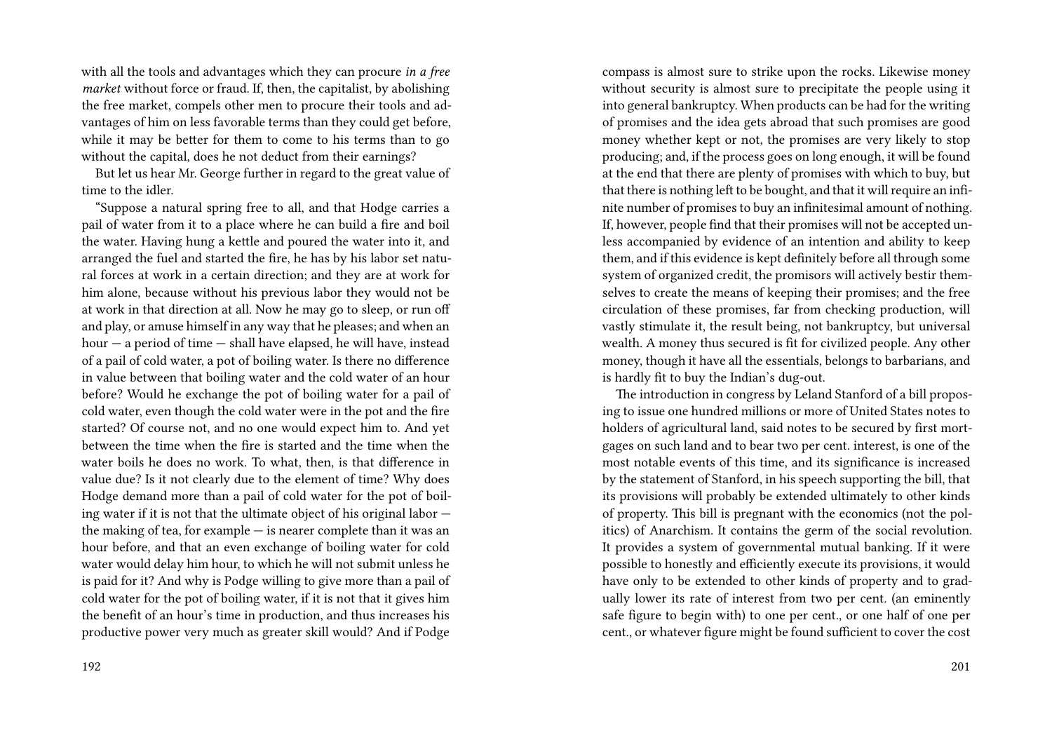with all the tools and advantages which they can procure *in a free market* without force or fraud. If, then, the capitalist, by abolishing the free market, compels other men to procure their tools and advantages of him on less favorable terms than they could get before, while it may be better for them to come to his terms than to go without the capital, does he not deduct from their earnings?

But let us hear Mr. George further in regard to the great value of time to the idler.

"Suppose a natural spring free to all, and that Hodge carries a pail of water from it to a place where he can build a fire and boil the water. Having hung a kettle and poured the water into it, and arranged the fuel and started the fire, he has by his labor set natural forces at work in a certain direction; and they are at work for him alone, because without his previous labor they would not be at work in that direction at all. Now he may go to sleep, or run off and play, or amuse himself in any way that he pleases; and when an hour — a period of time — shall have elapsed, he will have, instead of a pail of cold water, a pot of boiling water. Is there no difference in value between that boiling water and the cold water of an hour before? Would he exchange the pot of boiling water for a pail of cold water, even though the cold water were in the pot and the fire started? Of course not, and no one would expect him to. And yet between the time when the fire is started and the time when the water boils he does no work. To what, then, is that difference in value due? Is it not clearly due to the element of time? Why does Hodge demand more than a pail of cold water for the pot of boiling water if it is not that the ultimate object of his original labor — the making of tea, for example — is nearer complete than it was an hour before, and that an even exchange of boiling water for cold water would delay him hour, to which he will not submit unless he is paid for it? And why is Podge willing to give more than a pail of cold water for the pot of boiling water, if it is not that it gives him the benefit of an hour's time in production, and thus increases his productive power very much as greater skill would? And if Podge

compass is almost sure to strike upon the rocks. Likewise money without security is almost sure to precipitate the people using it into general bankruptcy. When products can be had for the writing of promises and the idea gets abroad that such promises are good money whether kept or not, the promises are very likely to stop producing; and, if the process goes on long enough, it will be found at the end that there are plenty of promises with which to buy, but that there is nothing left to be bought, and that it will require an infinite number of promises to buy an infinitesimal amount of nothing. If, however, people find that their promises will not be accepted unless accompanied by evidence of an intention and ability to keep them, and if this evidence is kept definitely before all through some system of organized credit, the promisors will actively bestir themselves to create the means of keeping their promises; and the free circulation of these promises, far from checking production, will vastly stimulate it, the result being, not bankruptcy, but universal wealth. A money thus secured is fit for civilized people. Any other money, though it have all the essentials, belongs to barbarians, and is hardly fit to buy the Indian's dug-out.

The introduction in congress by Leland Stanford of a bill proposing to issue one hundred millions or more of United States notes to holders of agricultural land, said notes to be secured by first mortgages on such land and to bear two per cent. interest, is one of the most notable events of this time, and its significance is increased by the statement of Stanford, in his speech supporting the bill, that its provisions will probably be extended ultimately to other kinds of property. This bill is pregnant with the economics (not the politics) of Anarchism. It contains the germ of the social revolution. It provides a system of governmental mutual banking. If it were possible to honestly and efficiently execute its provisions, it would have only to be extended to other kinds of property and to gradually lower its rate of interest from two per cent. (an eminently safe figure to begin with) to one per cent., or one half of one per cent., or whatever figure might be found sufficient to cover the cost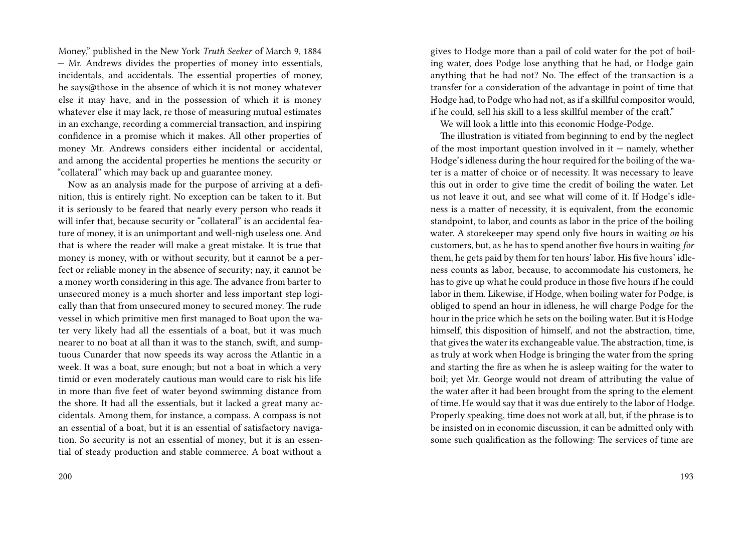Money," published in the New York *Truth Seeker* of March 9, 1884 — Mr. Andrews divides the properties of money into essentials, incidentals, and accidentals. The essential properties of money, he says@those in the absence of which it is not money whatever else it may have, and in the possession of which it is money whatever else it may lack, re those of measuring mutual estimates in an exchange, recording a commercial transaction, and inspiring confidence in a promise which it makes. All other properties of money Mr. Andrews considers either incidental or accidental, and among the accidental properties he mentions the security or "collateral" which may back up and guarantee money.

Now as an analysis made for the purpose of arriving at a definition, this is entirely right. No exception can be taken to it. But it is seriously to be feared that nearly every person who reads it will infer that, because security or "collateral" is an accidental feature of money, it is an unimportant and well-nigh useless one. And that is where the reader will make a great mistake. It is true that money is money, with or without security, but it cannot be a perfect or reliable money in the absence of security; nay, it cannot be a money worth considering in this age. The advance from barter to unsecured money is a much shorter and less important step logically than that from unsecured money to secured money. The rude vessel in which primitive men first managed to Boat upon the water very likely had all the essentials of a boat, but it was much nearer to no boat at all than it was to the stanch, swift, and sumptuous Cunarder that now speeds its way across the Atlantic in a week. It was a boat, sure enough; but not a boat in which a very timid or even moderately cautious man would care to risk his life in more than five feet of water beyond swimming distance from the shore. It had all the essentials, but it lacked a great many accidentals. Among them, for instance, a compass. A compass is not an essential of a boat, but it is an essential of satisfactory navigation. So security is not an essential of money, but it is an essential of steady production and stable commerce. A boat without a

gives to Hodge more than a pail of cold water for the pot of boiling water, does Podge lose anything that he had, or Hodge gain anything that he had not? No. The effect of the transaction is a transfer for a consideration of the advantage in point of time that Hodge had, to Podge who had not, as if a skillful compositor would, if he could, sell his skill to a less skillful member of the craft."

We will look a little into this economic Hodge-Podge.

The illustration is vitiated from beginning to end by the neglect of the most important question involved in it — namely, whether Hodge's idleness during the hour required for the boiling of the water is a matter of choice or of necessity. It was necessary to leave this out in order to give time the credit of boiling the water. Let us not leave it out, and see what will come of it. If Hodge's idleness is a matter of necessity, it is equivalent, from the economic standpoint, to labor, and counts as labor in the price of the boiling water. A storekeeper may spend only five hours in waiting *on* his customers, but, as he has to spend another five hours in waiting *for* them, he gets paid by them for ten hours' labor. His five hours' idleness counts as labor, because, to accommodate his customers, he has to give up what he could produce in those five hours if he could labor in them. Likewise, if Hodge, when boiling water for Podge, is obliged to spend an hour in idleness, he will charge Podge for the hour in the price which he sets on the boiling water. But it is Hodge himself, this disposition of himself, and not the abstraction, time, that gives the water its exchangeable value. The abstraction, time, is as truly at work when Hodge is bringing the water from the spring and starting the fire as when he is asleep waiting for the water to boil; yet Mr. George would not dream of attributing the value of the water after it had been brought from the spring to the element of time. He would say that it was due entirely to the labor of Hodge. Properly speaking, time does not work at all, but, if the phrase is to be insisted on in economic discussion, it can be admitted only with some such qualification as the following: The services of time are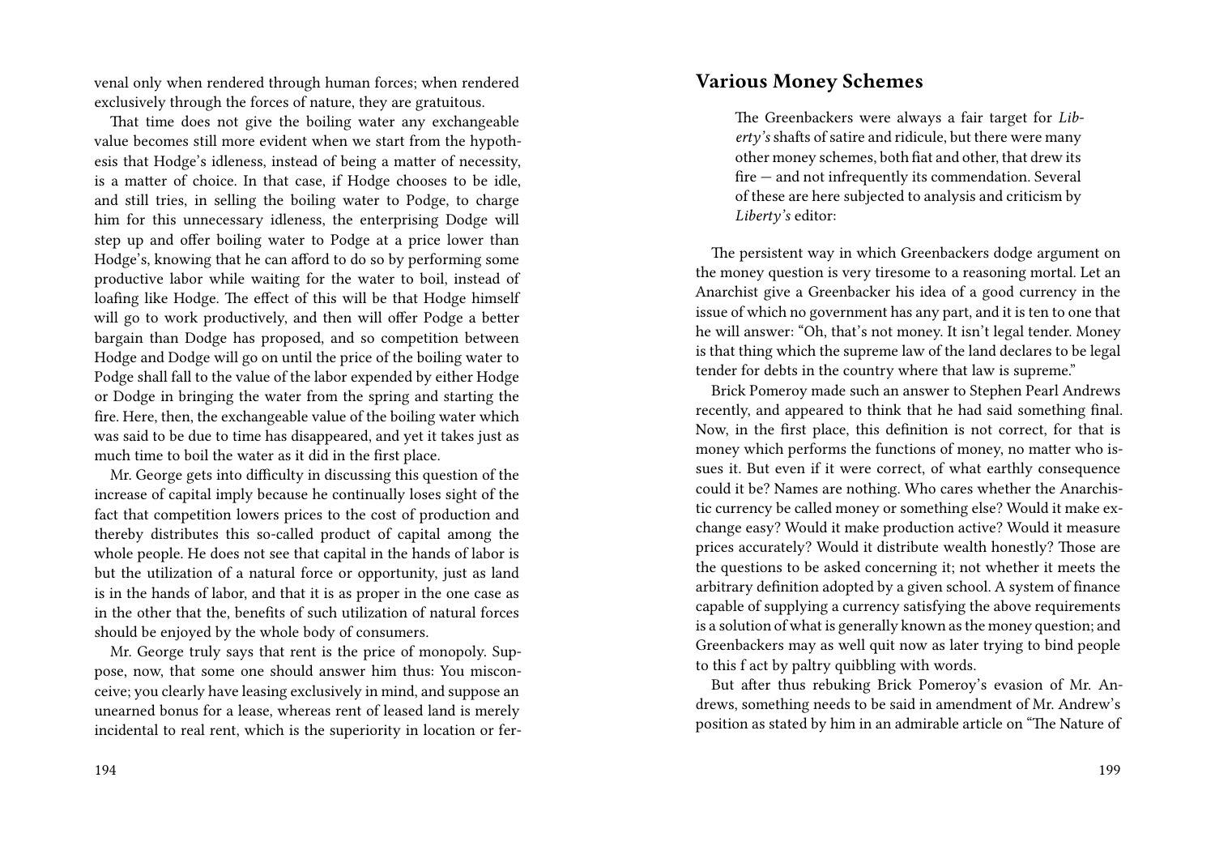venal only when rendered through human forces; when rendered exclusively through the forces of nature, they are gratuitous.

That time does not give the boiling water any exchangeable value becomes still more evident when we start from the hypothesis that Hodge's idleness, instead of being a matter of necessity, is a matter of choice. In that case, if Hodge chooses to be idle, and still tries, in selling the boiling water to Podge, to charge him for this unnecessary idleness, the enterprising Dodge will step up and offer boiling water to Podge at a price lower than Hodge's, knowing that he can afford to do so by performing some productive labor while waiting for the water to boil, instead of loafing like Hodge. The effect of this will be that Hodge himself will go to work productively, and then will offer Podge a better bargain than Dodge has proposed, and so competition between Hodge and Dodge will go on until the price of the boiling water to Podge shall fall to the value of the labor expended by either Hodge or Dodge in bringing the water from the spring and starting the fire. Here, then, the exchangeable value of the boiling water which was said to be due to time has disappeared, and yet it takes just as much time to boil the water as it did in the first place.

Mr. George gets into difficulty in discussing this question of the increase of capital imply because he continually loses sight of the fact that competition lowers prices to the cost of production and thereby distributes this so-called product of capital among the whole people. He does not see that capital in the hands of labor is but the utilization of a natural force or opportunity, just as land is in the hands of labor, and that it is as proper in the one case as in the other that the, benefits of such utilization of natural forces should be enjoyed by the whole body of consumers.

Mr. George truly says that rent is the price of monopoly. Suppose, now, that some one should answer him thus: You misconceive; you clearly have leasing exclusively in mind, and suppose an unearned bonus for a lease, whereas rent of leased land is merely incidental to real rent, which is the superiority in location or fer-

## Various Money Schemes

> The Greenbackers were always a fair target for *Liberty's* shafts of satire and ridicule, but there were many other money schemes, both fiat and other, that drew its fire — and not infrequently its commendation. Several of these are here subjected to analysis and criticism by *Liberty's* editor:

The persistent way in which Greenbackers dodge argument on the money question is very tiresome to a reasoning mortal. Let an Anarchist give a Greenbacker his idea of a good currency in the issue of which no government has any part, and it is ten to one that he will answer: "Oh, that's not money. It isn't legal tender. Money is that thing which the supreme law of the land declares to be legal tender for debts in the country where that law is supreme."

Brick Pomeroy made such an answer to Stephen Pearl Andrews recently, and appeared to think that he had said something final. Now, in the first place, this definition is not correct, for that is money which performs the functions of money, no matter who issues it. But even if it were correct, of what earthly consequence could it be? Names are nothing. Who cares whether the Anarchistic currency be called money or something else? Would it make exchange easy? Would it make production active? Would it measure prices accurately? Would it distribute wealth honestly? Those are the questions to be asked concerning it; not whether it meets the arbitrary definition adopted by a given school. A system of finance capable of supplying a currency satisfying the above requirements is a solution of what is generally known as the money question; and Greenbackers may as well quit now as later trying to bind people to this f act by paltry quibbling with words.

But after thus rebuking Brick Pomeroy's evasion of Mr. Andrews, something needs to be said in amendment of Mr. Andrew's position as stated by him in an admirable article on "The Nature of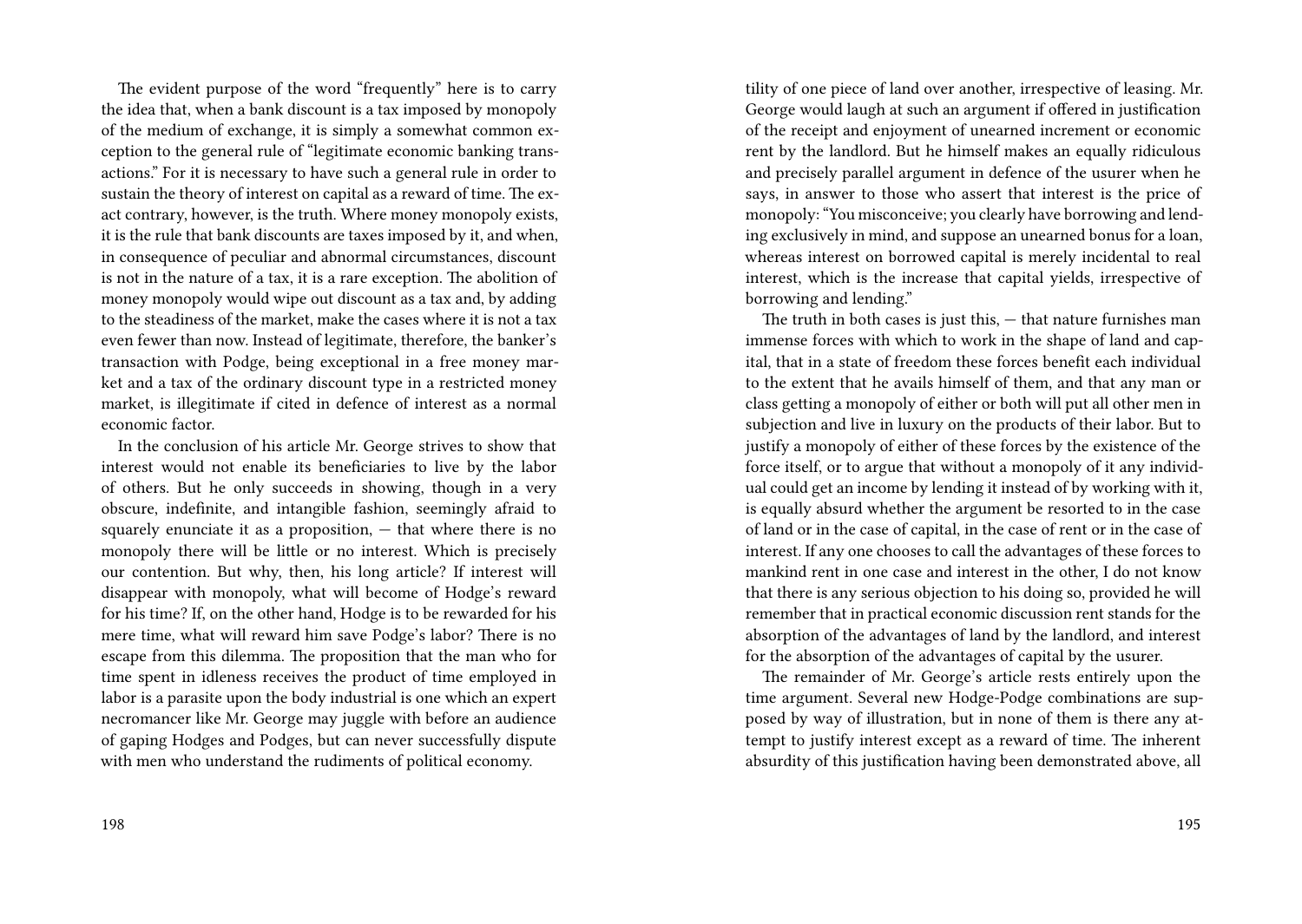The evident purpose of the word "frequently" here is to carry the idea that, when a bank discount is a tax imposed by monopoly of the medium of exchange, it is simply a somewhat common exception to the general rule of "legitimate economic banking transactions." For it is necessary to have such a general rule in order to sustain the theory of interest on capital as a reward of time. The exact contrary, however, is the truth. Where money monopoly exists, it is the rule that bank discounts are taxes imposed by it, and when, in consequence of peculiar and abnormal circumstances, discount is not in the nature of a tax, it is a rare exception. The abolition of money monopoly would wipe out discount as a tax and, by adding to the steadiness of the market, make the cases where it is not a tax even fewer than now. Instead of legitimate, therefore, the banker's transaction with Podge, being exceptional in a free money market and a tax of the ordinary discount type in a restricted money market, is illegitimate if cited in defence of interest as a normal economic factor.

In the conclusion of his article Mr. George strives to show that interest would not enable its beneficiaries to live by the labor of others. But he only succeeds in showing, though in a very obscure, indefinite, and intangible fashion, seemingly afraid to squarely enunciate it as a proposition, — that where there is no monopoly there will be little or no interest. Which is precisely our contention. But why, then, his long article? If interest will disappear with monopoly, what will become of Hodge's reward for his time? If, on the other hand, Hodge is to be rewarded for his mere time, what will reward him save Podge's labor? There is no escape from this dilemma. The proposition that the man who for time spent in idleness receives the product of time employed in labor is a parasite upon the body industrial is one which an expert necromancer like Mr. George may juggle with before an audience of gaping Hodges and Podges, but can never successfully dispute with men who understand the rudiments of political economy.

tility of one piece of land over another, irrespective of leasing. Mr. George would laugh at such an argument if offered in justification of the receipt and enjoyment of unearned increment or economic rent by the landlord. But he himself makes an equally ridiculous and precisely parallel argument in defence of the usurer when he says, in answer to those who assert that interest is the price of monopoly: "You misconceive; you clearly have borrowing and lending exclusively in mind, and suppose an unearned bonus for a loan, whereas interest on borrowed capital is merely incidental to real interest, which is the increase that capital yields, irrespective of borrowing and lending."

The truth in both cases is just this, — that nature furnishes man immense forces with which to work in the shape of land and capital, that in a state of freedom these forces benefit each individual to the extent that he avails himself of them, and that any man or class getting a monopoly of either or both will put all other men in subjection and live in luxury on the products of their labor. But to justify a monopoly of either of these forces by the existence of the force itself, or to argue that without a monopoly of it any individual could get an income by lending it instead of by working with it, is equally absurd whether the argument be resorted to in the case of land or in the case of capital, in the case of rent or in the case of interest. If any one chooses to call the advantages of these forces to mankind rent in one case and interest in the other, I do not know that there is any serious objection to his doing so, provided he will remember that in practical economic discussion rent stands for the absorption of the advantages of land by the landlord, and interest for the absorption of the advantages of capital by the usurer.

The remainder of Mr. George's article rests entirely upon the time argument. Several new Hodge-Podge combinations are supposed by way of illustration, but in none of them is there any attempt to justify interest except as a reward of time. The inherent absurdity of this justification having been demonstrated above, all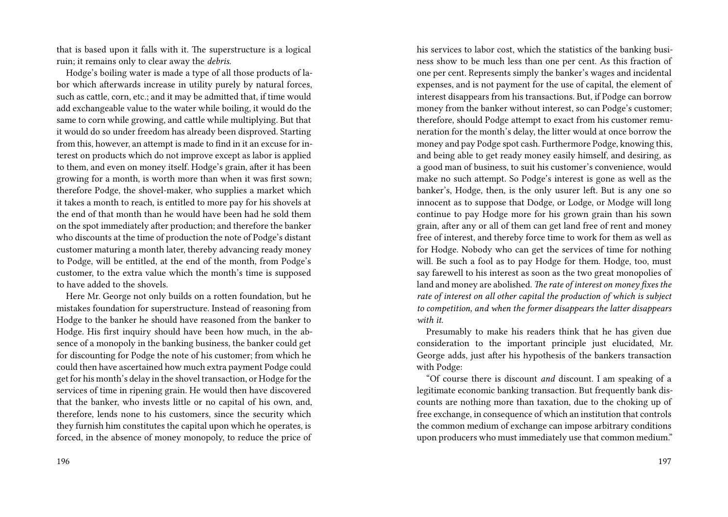that is based upon it falls with it. The superstructure is a logical ruin; it remains only to clear away the *debris*.

Hodge's boiling water is made a type of all those products of labor which afterwards increase in utility purely by natural forces, such as cattle, corn, etc.; and it may be admitted that, if time would add exchangeable value to the water while boiling, it would do the same to corn while growing, and cattle while multiplying. But that it would do so under freedom has already been disproved. Starting from this, however, an attempt is made to find in it an excuse for interest on products which do not improve except as labor is applied to them, and even on money itself. Hodge's grain, after it has been growing for a month, is worth more than when it was first sown; therefore Podge, the shovel-maker, who supplies a market which it takes a month to reach, is entitled to more pay for his shovels at the end of that month than he would have been had he sold them on the spot immediately after production; and therefore the banker who discounts at the time of production the note of Podge's distant customer maturing a month later, thereby advancing ready money to Podge, will be entitled, at the end of the month, from Podge's customer, to the extra value which the month's time is supposed to have added to the shovels.

Here Mr. George not only builds on a rotten foundation, but he mistakes foundation for superstructure. Instead of reasoning from Hodge to the banker he should have reasoned from the banker to Hodge. His first inquiry should have been how much, in the absence of a monopoly in the banking business, the banker could get for discounting for Podge the note of his customer; from which he could then have ascertained how much extra payment Podge could get for his month's delay in the shovel transaction, or Hodge for the services of time in ripening grain. He would then have discovered that the banker, who invests little or no capital of his own, and, therefore, lends none to his customers, since the security which they furnish him constitutes the capital upon which he operates, is forced, in the absence of money monopoly, to reduce the price of his services to labor cost, which the statistics of the banking business show to be much less than one per cent. As this fraction of one per cent. Represents simply the banker's wages and incidental expenses, and is not payment for the use of capital, the element of interest disappears from his transactions. But, if Podge can borrow money from the banker without interest, so can Podge's customer; therefore, should Podge attempt to exact from his customer remuneration for the month's delay, the litter would at once borrow the money and pay Podge spot cash. Furthermore Podge, knowing this, and being able to get ready money easily himself, and desiring, as a good man of business, to suit his customer's convenience, would make no such attempt. So Podge's interest is gone as well as the banker's, Hodge, then, is the only usurer left. But is any one so innocent as to suppose that Dodge, or Lodge, or Modge will long continue to pay Hodge more for his grown grain than his sown grain, after any or all of them can get land free of rent and money free of interest, and thereby force time to work for them as well as for Hodge. Nobody who can get the services of time for nothing will. Be such a fool as to pay Hodge for them. Hodge, too, must say farewell to his interest as soon as the two great monopolies of land and money are abolished. *The rate of interest on money fixes the rate of interest on all other capital the production of which is subject to competition, and when the former disappears the latter disappears with it.*

Presumably to make his readers think that he has given due consideration to the important principle just elucidated, Mr. George adds, just after his hypothesis of the bankers transaction with Podge:

"Of course there is discount *and* discount. I am speaking of a legitimate economic banking transaction. But frequently bank discounts are nothing more than taxation, due to the choking up of free exchange, in consequence of which an institution that controls the common medium of exchange can impose arbitrary conditions upon producers who must immediately use that common medium."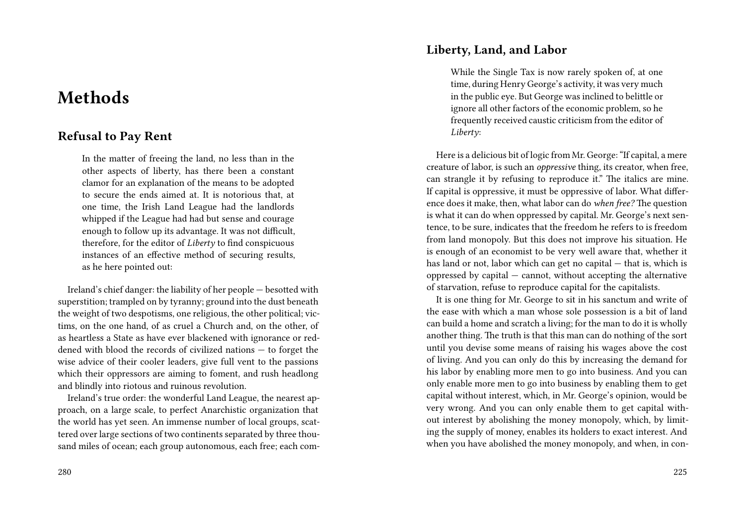# Methods

## Refusal to Pay Rent

> In the matter of freeing the land, no less than in the other aspects of liberty, has there been a constant clamor for an explanation of the means to be adopted to secure the ends aimed at. It is notorious that, at one time, the Irish Land League had the landlords whipped if the League had had but sense and courage enough to follow up its advantage. It was not difficult, therefore, for the editor of *Liberty* to find conspicuous instances of an effective method of securing results, as he here pointed out:

Ireland's chief danger: the liability of her people — besotted with superstition; trampled on by tyranny; ground into the dust beneath the weight of two despotisms, one religious, the other political; victims, on the one hand, of as cruel a Church and, on the other, of as heartless a State as have ever blackened with ignorance or reddened with blood the records of civilized nations — to forget the wise advice of their cooler leaders, give full vent to the passions which their oppressors are aiming to foment, and rush headlong and blindly into riotous and ruinous revolution.

Ireland's true order: the wonderful Land League, the nearest approach, on a large scale, to perfect Anarchistic organization that the world has yet seen. An immense number of local groups, scattered over large sections of two continents separated by three thousand miles of ocean; each group autonomous, each free; each com-

## Liberty, Land, and Labor

> While the Single Tax is now rarely spoken of, at one time, during Henry George's activity, it was very much in the public eye. But George was inclined to belittle or ignore all other factors of the economic problem, so he frequently received caustic criticism from the editor of *Liberty*:

Here is a delicious bit of logic from Mr. George: "If capital, a mere creature of labor, is such an *oppressive* thing, its creator, when free, can strangle it by refusing to reproduce it." The italics are mine. If capital is oppressive, it must be oppressive of labor. What difference does it make, then, what labor can do *when free?* The question is what it can do when oppressed by capital. Mr. George's next sentence, to be sure, indicates that the freedom he refers to is freedom from land monopoly. But this does not improve his situation. He is enough of an economist to be very well aware that, whether it has land or not, labor which can get no capital — that is, which is oppressed by capital — cannot, without accepting the alternative of starvation, refuse to reproduce capital for the capitalists.

It is one thing for Mr. George to sit in his sanctum and write of the ease with which a man whose sole possession is a bit of land can build a home and scratch a living; for the man to do it is wholly another thing. The truth is that this man can do nothing of the sort until you devise some means of raising his wages above the cost of living. And you can only do this by increasing the demand for his labor by enabling more men to go into business. And you can only enable more men to go into business by enabling them to get capital without interest, which, in Mr. George's opinion, would be very wrong. And you can only enable them to get capital without interest by abolishing the money monopoly, which, by limiting the supply of money, enables its holders to exact interest. And when you have abolished the money monopoly, and when, in con-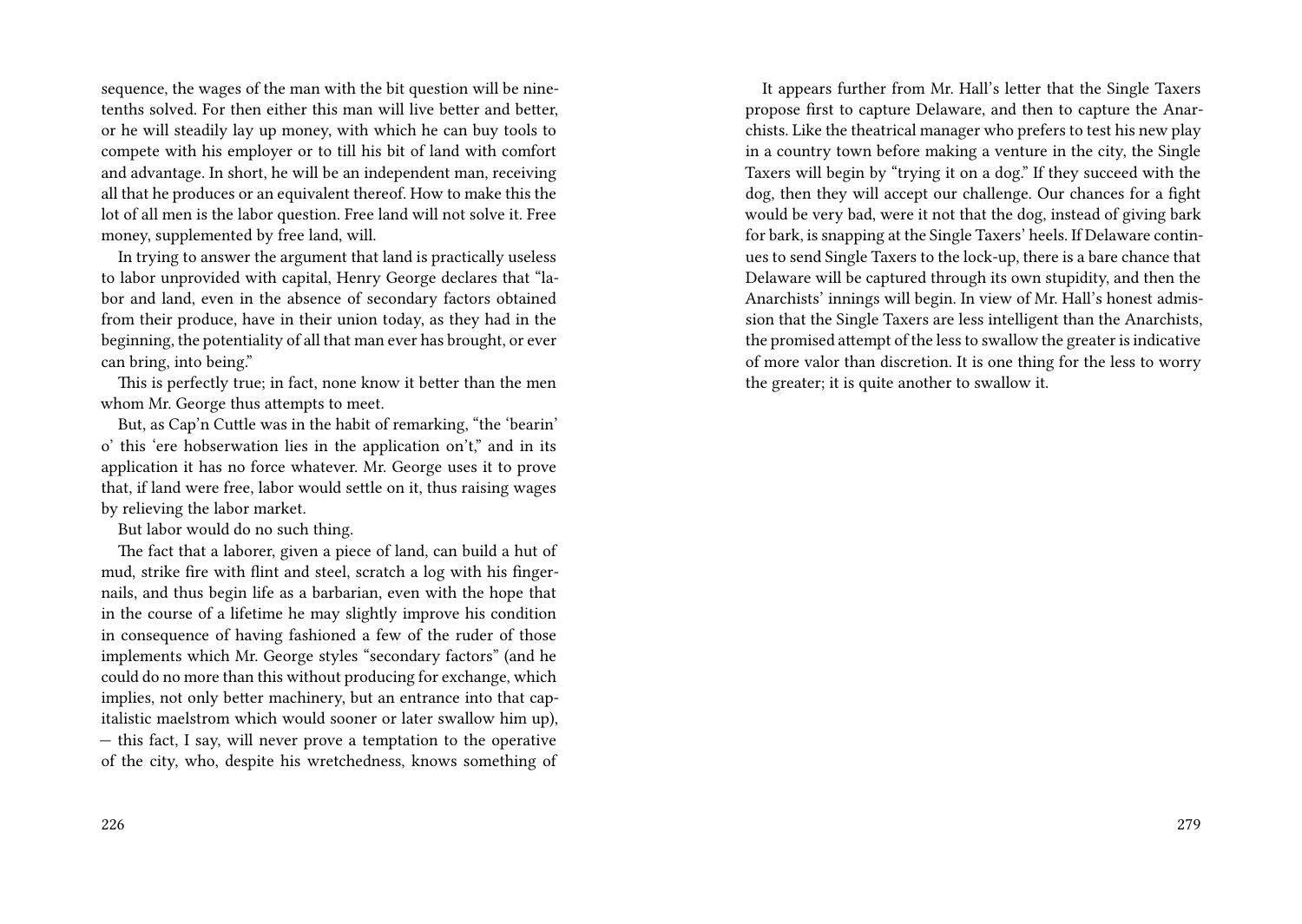sequence, the wages of the man with the bit question will be nine-tenths solved. For then either this man will live better and better, or he will steadily lay up money, with which he can buy tools to compete with his employer or to till his bit of land with comfort and advantage. In short, he will be an independent man, receiving all that he produces or an equivalent thereof. How to make this the lot of all men is the labor question. Free land will not solve it. Free money, supplemented by free land, will.

In trying to answer the argument that land is practically useless to labor unprovided with capital, Henry George declares that "labor and land, even in the absence of secondary factors obtained from their produce, have in their union today, as they had in the beginning, the potentiality of all that man ever has brought, or ever can bring, into being."

This is perfectly true; in fact, none know it better than the men whom Mr. George thus attempts to meet.

But, as Cap'n Cuttle was in the habit of remarking, "the 'bearin' o' this 'ere hobserwation lies in the application on't," and in its application it has no force whatever. Mr. George uses it to prove that, if land were free, labor would settle on it, thus raising wages by relieving the labor market.

But labor would do no such thing.

The fact that a laborer, given a piece of land, can build a hut of mud, strike fire with flint and steel, scratch a log with his fingernails, and thus begin life as a barbarian, even with the hope that in the course of a lifetime he may slightly improve his condition in consequence of having fashioned a few of the ruder of those implements which Mr. George styles "secondary factors" (and he could do no more than this without producing for exchange, which implies, not only better machinery, but an entrance into that capitalistic maelstrom which would sooner or later swallow him up), — this fact, I say, will never prove a temptation to the operative of the city, who, despite his wretchedness, knows something of

It appears further from Mr. Hall's letter that the Single Taxers propose first to capture Delaware, and then to capture the Anarchists. Like the theatrical manager who prefers to test his new play in a country town before making a venture in the city, the Single Taxers will begin by "trying it on a dog." If they succeed with the dog, then they will accept our challenge. Our chances for a fight would be very bad, were it not that the dog, instead of giving bark for bark, is snapping at the Single Taxers' heels. If Delaware continues to send Single Taxers to the lock-up, there is a bare chance that Delaware will be captured through its own stupidity, and then the Anarchists' innings will begin. In view of Mr. Hall's honest admission that the Single Taxers are less intelligent than the Anarchists, the promised attempt of the less to swallow the greater is indicative of more valor than discretion. It is one thing for the less to worry the greater; it is quite another to swallow it.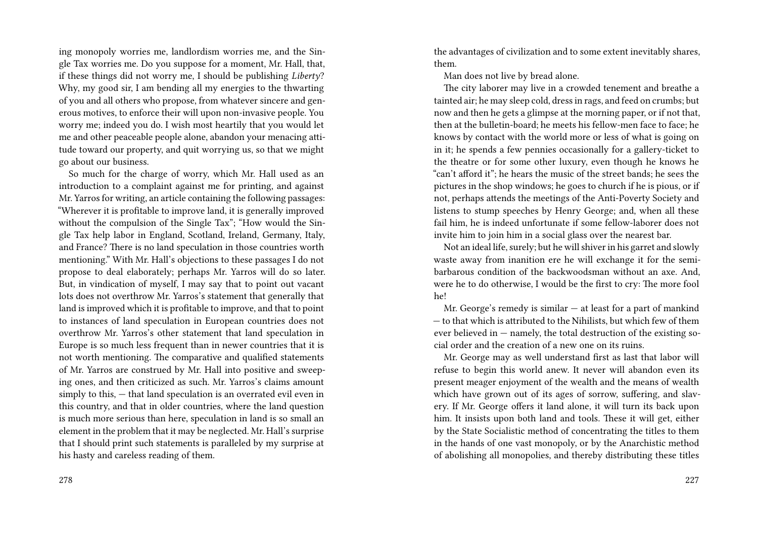ing monopoly worries me, landlordism worries me, and the Single Tax worries me. Do you suppose for a moment, Mr. Hall, that, if these things did not worry me, I should be publishing *Liberty*? Why, my good sir, I am bending all my energies to the thwarting of you and all others who propose, from whatever sincere and generous motives, to enforce their will upon non-invasive people. You worry me; indeed you do. I wish most heartily that you would let me and other peaceable people alone, abandon your menacing attitude toward our property, and quit worrying us, so that we might go about our business.

So much for the charge of worry, which Mr. Hall used as an introduction to a complaint against me for printing, and against Mr. Yarros for writing, an article containing the following passages: "Wherever it is profitable to improve land, it is generally improved without the compulsion of the Single Tax"; "How would the Single Tax help labor in England, Scotland, Ireland, Germany, Italy, and France? There is no land speculation in those countries worth mentioning." With Mr. Hall's objections to these passages I do not propose to deal elaborately; perhaps Mr. Yarros will do so later. But, in vindication of myself, I may say that to point out vacant lots does not overthrow Mr. Yarros's statement that generally that land is improved which it is profitable to improve, and that to point to instances of land speculation in European countries does not overthrow Mr. Yarros's other statement that land speculation in Europe is so much less frequent than in newer countries that it is not worth mentioning. The comparative and qualified statements of Mr. Yarros are construed by Mr. Hall into positive and sweeping ones, and then criticized as such. Mr. Yarros's claims amount simply to this, — that land speculation is an overrated evil even in this country, and that in older countries, where the land question is much more serious than here, speculation in land is so small an element in the problem that it may be neglected. Mr. Hall's surprise that I should print such statements is paralleled by my surprise at his hasty and careless reading of them.

the advantages of civilization and to some extent inevitably shares, them.

Man does not live by bread alone.

The city laborer may live in a crowded tenement and breathe a tainted air; he may sleep cold, dress in rags, and feed on crumbs; but now and then he gets a glimpse at the morning paper, or if not that, then at the bulletin-board; he meets his fellow-men face to face; he knows by contact with the world more or less of what is going on in it; he spends a few pennies occasionally for a gallery-ticket to the theatre or for some other luxury, even though he knows he "can't afford it"; he hears the music of the street bands; he sees the pictures in the shop windows; he goes to church if he is pious, or if not, perhaps attends the meetings of the Anti-Poverty Society and listens to stump speeches by Henry George; and, when all these fail him, he is indeed unfortunate if some fellow-laborer does not invite him to join him in a social glass over the nearest bar.

Not an ideal life, surely; but he will shiver in his garret and slowly waste away from inanition ere he will exchange it for the semi-barbarous condition of the backwoodsman without an axe. And, were he to do otherwise, I would be the first to cry: The more fool he!

Mr. George's remedy is similar — at least for a part of mankind — to that which is attributed to the Nihilists, but which few of them ever believed in — namely, the total destruction of the existing social order and the creation of a new one on its ruins.

Mr. George may as well understand first as last that labor will refuse to begin this world anew. It never will abandon even its present meager enjoyment of the wealth and the means of wealth which have grown out of its ages of sorrow, suffering, and slavery. If Mr. George offers it land alone, it will turn its back upon him. It insists upon both land and tools. These it will get, either by the State Socialistic method of concentrating the titles to them in the hands of one vast monopoly, or by the Anarchistic method of abolishing all monopolies, and thereby distributing these titles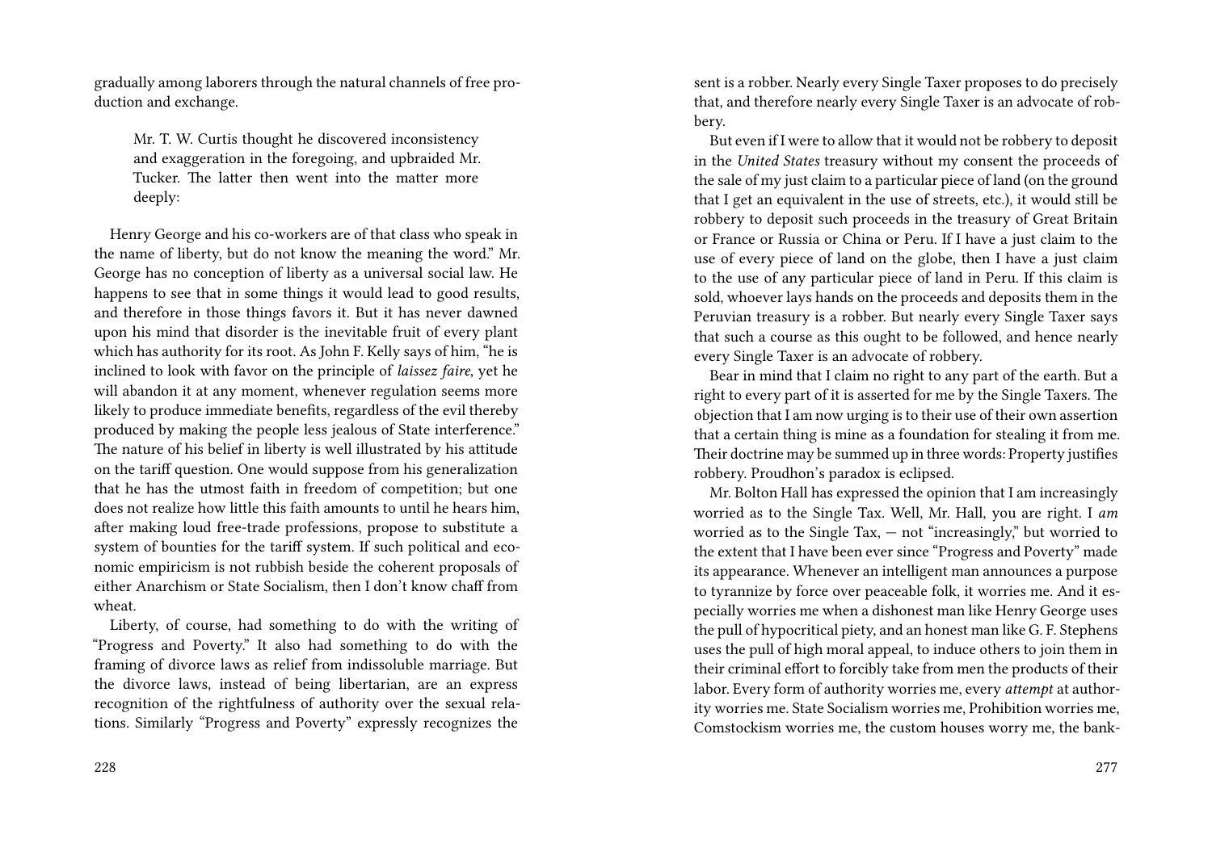gradually among laborers through the natural channels of free production and exchange.

> Mr. T. W. Curtis thought he discovered inconsistency and exaggeration in the foregoing, and upbraided Mr. Tucker. The latter then went into the matter more deeply:

Henry George and his co-workers are of that class who speak in the name of liberty, but do not know the meaning the word." Mr. George has no conception of liberty as a universal social law. He happens to see that in some things it would lead to good results, and therefore in those things favors it. But it has never dawned upon his mind that disorder is the inevitable fruit of every plant which has authority for its root. As John F. Kelly says of him, "he is inclined to look with favor on the principle of *laissez faire*, yet he will abandon it at any moment, whenever regulation seems more likely to produce immediate benefits, regardless of the evil thereby produced by making the people less jealous of State interference." The nature of his belief in liberty is well illustrated by his attitude on the tariff question. One would suppose from his generalization that he has the utmost faith in freedom of competition; but one does not realize how little this faith amounts to until he hears him, after making loud free-trade professions, propose to substitute a system of bounties for the tariff system. If such political and economic empiricism is not rubbish beside the coherent proposals of either Anarchism or State Socialism, then I don't know chaff from wheat.

Liberty, of course, had something to do with the writing of "Progress and Poverty." It also had something to do with the framing of divorce laws as relief from indissoluble marriage. But the divorce laws, instead of being libertarian, are an express recognition of the rightfulness of authority over the sexual relations. Similarly "Progress and Poverty" expressly recognizes the

sent is a robber. Nearly every Single Taxer proposes to do precisely that, and therefore nearly every Single Taxer is an advocate of robbery.

But even if I were to allow that it would not be robbery to deposit in the *United States* treasury without my consent the proceeds of the sale of my just claim to a particular piece of land (on the ground that I get an equivalent in the use of streets, etc.), it would still be robbery to deposit such proceeds in the treasury of Great Britain or France or Russia or China or Peru. If I have a just claim to the use of every piece of land on the globe, then I have a just claim to the use of any particular piece of land in Peru. If this claim is sold, whoever lays hands on the proceeds and deposits them in the Peruvian treasury is a robber. But nearly every Single Taxer says that such a course as this ought to be followed, and hence nearly every Single Taxer is an advocate of robbery.

Bear in mind that I claim no right to any part of the earth. But a right to every part of it is asserted for me by the Single Taxers. The objection that I am now urging is to their use of their own assertion that a certain thing is mine as a foundation for stealing it from me. Their doctrine may be summed up in three words: Property justifies robbery. Proudhon's paradox is eclipsed.

Mr. Bolton Hall has expressed the opinion that I am increasingly worried as to the Single Tax. Well, Mr. Hall, you are right. I *am* worried as to the Single Tax, — not "increasingly," but worried to the extent that I have been ever since "Progress and Poverty" made its appearance. Whenever an intelligent man announces a purpose to tyrannize by force over peaceable folk, it worries me. And it especially worries me when a dishonest man like Henry George uses the pull of hypocritical piety, and an honest man like G. F. Stephens uses the pull of high moral appeal, to induce others to join them in their criminal effort to forcibly take from men the products of their labor. Every form of authority worries me, every *attempt* at authority worries me. State Socialism worries me, Prohibition worries me, Comstockism worries me, the custom houses worry me, the bank-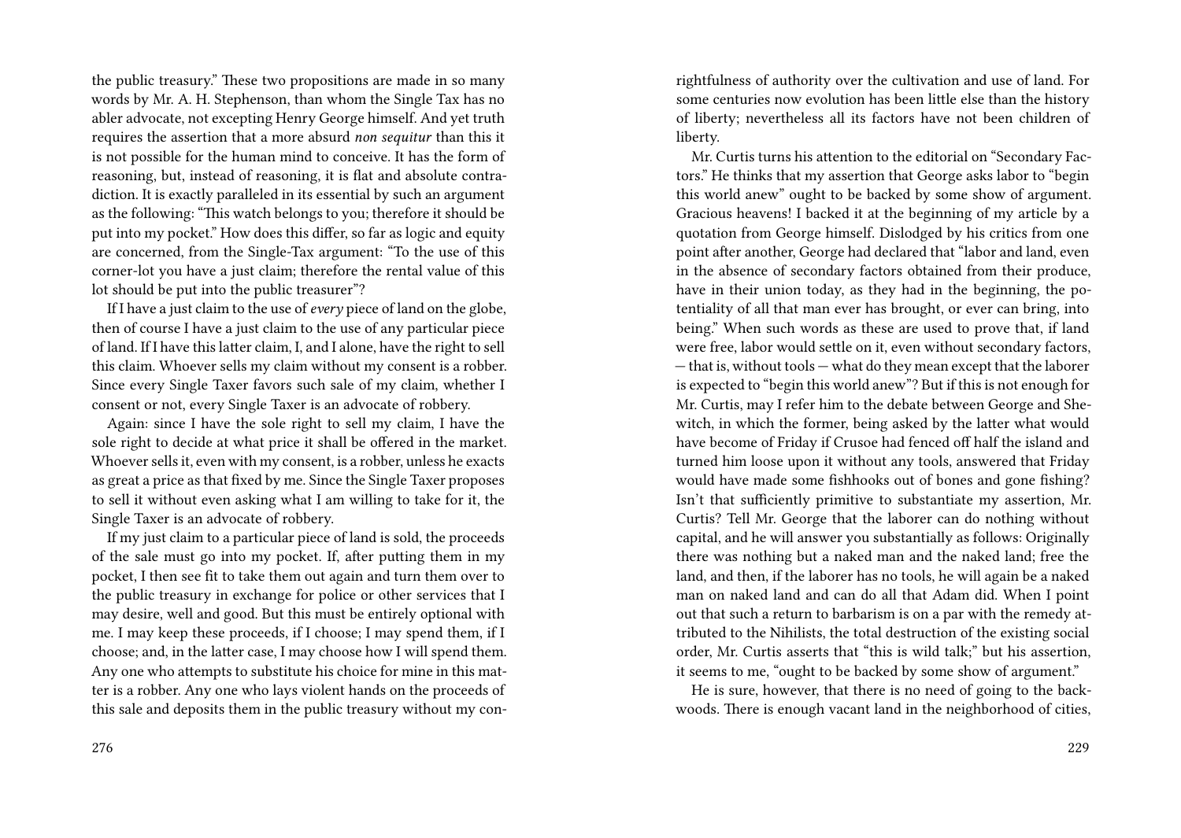the public treasury." These two propositions are made in so many words by Mr. A. H. Stephenson, than whom the Single Tax has no abler advocate, not excepting Henry George himself. And yet truth requires the assertion that a more absurd *non sequitur* than this it is not possible for the human mind to conceive. It has the form of reasoning, but, instead of reasoning, it is flat and absolute contradiction. It is exactly paralleled in its essential by such an argument as the following: "This watch belongs to you; therefore it should be put into my pocket." How does this differ, so far as logic and equity are concerned, from the Single-Tax argument: "To the use of this corner-lot you have a just claim; therefore the rental value of this lot should be put into the public treasurer"?

If I have a just claim to the use of *every* piece of land on the globe, then of course I have a just claim to the use of any particular piece of land. If I have this latter claim, I, and I alone, have the right to sell this claim. Whoever sells my claim without my consent is a robber. Since every Single Taxer favors such sale of my claim, whether I consent or not, every Single Taxer is an advocate of robbery.

Again: since I have the sole right to sell my claim, I have the sole right to decide at what price it shall be offered in the market. Whoever sells it, even with my consent, is a robber, unless he exacts as great a price as that fixed by me. Since the Single Taxer proposes to sell it without even asking what I am willing to take for it, the Single Taxer is an advocate of robbery.

If my just claim to a particular piece of land is sold, the proceeds of the sale must go into my pocket. If, after putting them in my pocket, I then see fit to take them out again and turn them over to the public treasury in exchange for police or other services that I may desire, well and good. But this must be entirely optional with me. I may keep these proceeds, if I choose; I may spend them, if I choose; and, in the latter case, I may choose how I will spend them. Any one who attempts to substitute his choice for mine in this matter is a robber. Any one who lays violent hands on the proceeds of this sale and deposits them in the public treasury without my con-

rightfulness of authority over the cultivation and use of land. For some centuries now evolution has been little else than the history of liberty; nevertheless all its factors have not been children of liberty.

Mr. Curtis turns his attention to the editorial on "Secondary Factors." He thinks that my assertion that George asks labor to "begin this world anew" ought to be backed by some show of argument. Gracious heavens! I backed it at the beginning of my article by a quotation from George himself. Dislodged by his critics from one point after another, George had declared that "labor and land, even in the absence of secondary factors obtained from their produce, have in their union today, as they had in the beginning, the potentiality of all that man ever has brought, or ever can bring, into being." When such words as these are used to prove that, if land were free, labor would settle on it, even without secondary factors, — that is, without tools — what do they mean except that the laborer is expected to "begin this world anew"? But if this is not enough for Mr. Curtis, may I refer him to the debate between George and Shewitch, in which the former, being asked by the latter what would have become of Friday if Crusoe had fenced off half the island and turned him loose upon it without any tools, answered that Friday would have made some fishhooks out of bones and gone fishing? Isn't that sufficiently primitive to substantiate my assertion, Mr. Curtis? Tell Mr. George that the laborer can do nothing without capital, and he will answer you substantially as follows: Originally there was nothing but a naked man and the naked land; free the land, and then, if the laborer has no tools, he will again be a naked man on naked land and can do all that Adam did. When I point out that such a return to barbarism is on a par with the remedy attributed to the Nihilists, the total destruction of the existing social order, Mr. Curtis asserts that "this is wild talk;" but his assertion, it seems to me, "ought to be backed by some show of argument."

He is sure, however, that there is no need of going to the backwoods. There is enough vacant land in the neighborhood of cities,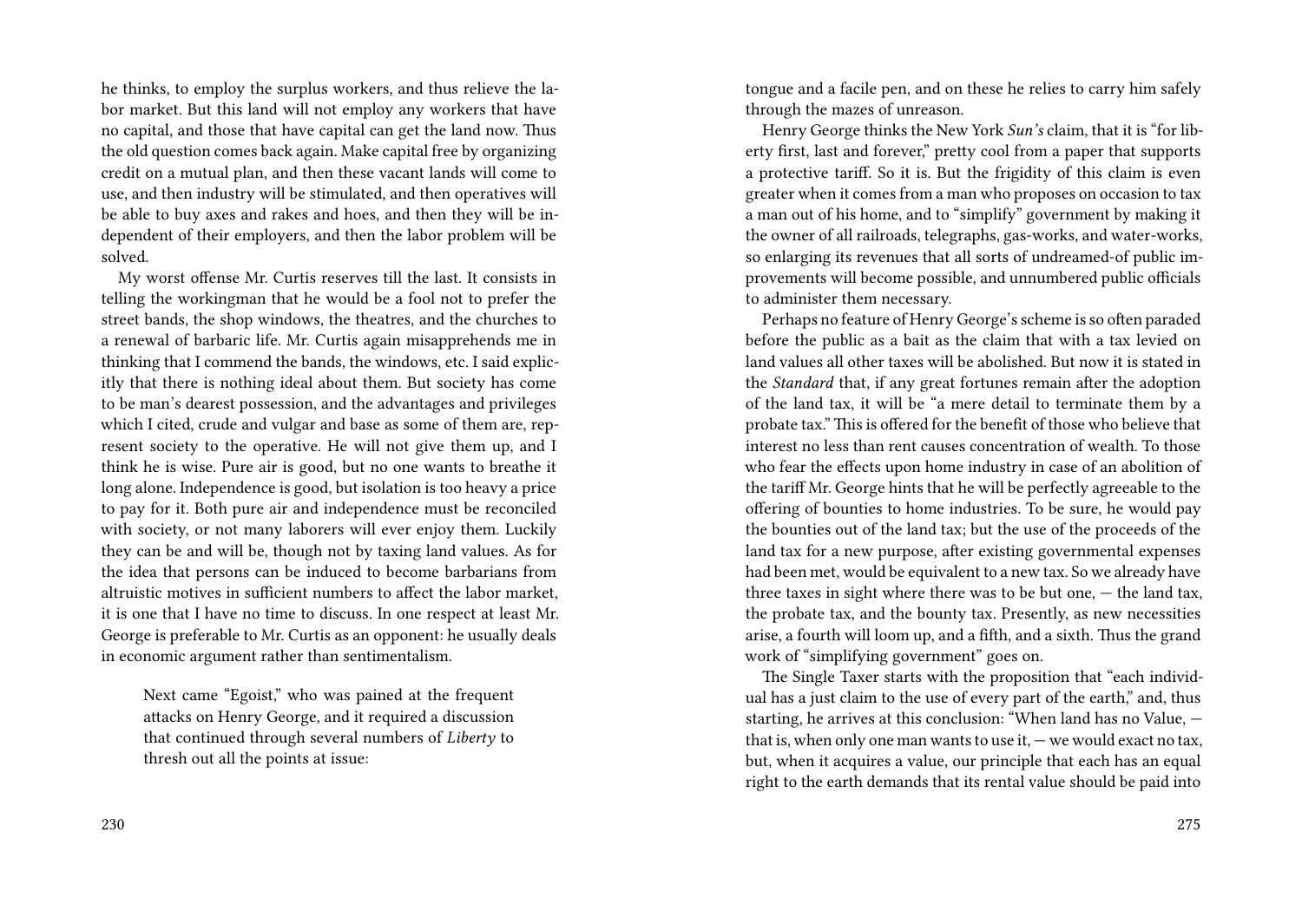he thinks, to employ the surplus workers, and thus relieve the labor market. But this land will not employ any workers that have no capital, and those that have capital can get the land now. Thus the old question comes back again. Make capital free by organizing credit on a mutual plan, and then these vacant lands will come to use, and then industry will be stimulated, and then operatives will be able to buy axes and rakes and hoes, and then they will be independent of their employers, and then the labor problem will be solved.

My worst offense Mr. Curtis reserves till the last. It consists in telling the workingman that he would be a fool not to prefer the street bands, the shop windows, the theatres, and the churches to a renewal of barbaric life. Mr. Curtis again misapprehends me in thinking that I commend the bands, the windows, etc. I said explicitly that there is nothing ideal about them. But society has come to be man's dearest possession, and the advantages and privileges which I cited, crude and vulgar and base as some of them are, represent society to the operative. He will not give them up, and I think he is wise. Pure air is good, but no one wants to breathe it long alone. Independence is good, but isolation is too heavy a price to pay for it. Both pure air and independence must be reconciled with society, or not many laborers will ever enjoy them. Luckily they can be and will be, though not by taxing land values. As for the idea that persons can be induced to become barbarians from altruistic motives in sufficient numbers to affect the labor market, it is one that I have no time to discuss. In one respect at least Mr. George is preferable to Mr. Curtis as an opponent: he usually deals in economic argument rather than sentimentalism.

> Next came "Egoist," who was pained at the frequent attacks on Henry George, and it required a discussion that continued through several numbers of *Liberty* to thresh out all the points at issue:

tongue and a facile pen, and on these he relies to carry him safely through the mazes of unreason.

Henry George thinks the New York *Sun's* claim, that it is "for liberty first, last and forever," pretty cool from a paper that supports a protective tariff. So it is. But the frigidity of this claim is even greater when it comes from a man who proposes on occasion to tax a man out of his home, and to "simplify" government by making it the owner of all railroads, telegraphs, gas-works, and water-works, so enlarging its revenues that all sorts of undreamed-of public improvements will become possible, and unnumbered public officials to administer them necessary.

Perhaps no feature of Henry George's scheme is so often paraded before the public as a bait as the claim that with a tax levied on land values all other taxes will be abolished. But now it is stated in the *Standard* that, if any great fortunes remain after the adoption of the land tax, it will be "a mere detail to terminate them by a probate tax." This is offered for the benefit of those who believe that interest no less than rent causes concentration of wealth. To those who fear the effects upon home industry in case of an abolition of the tariff Mr. George hints that he will be perfectly agreeable to the offering of bounties to home industries. To be sure, he would pay the bounties out of the land tax; but the use of the proceeds of the land tax for a new purpose, after existing governmental expenses had been met, would be equivalent to a new tax. So we already have three taxes in sight where there was to be but one, — the land tax, the probate tax, and the bounty tax. Presently, as new necessities arise, a fourth will loom up, and a fifth, and a sixth. Thus the grand work of "simplifying government" goes on.

The Single Taxer starts with the proposition that "each individual has a just claim to the use of every part of the earth," and, thus starting, he arrives at this conclusion: "When land has no Value, — that is, when only one man wants to use it, — we would exact no tax, but, when it acquires a value, our principle that each has an equal right to the earth demands that its rental value should be paid into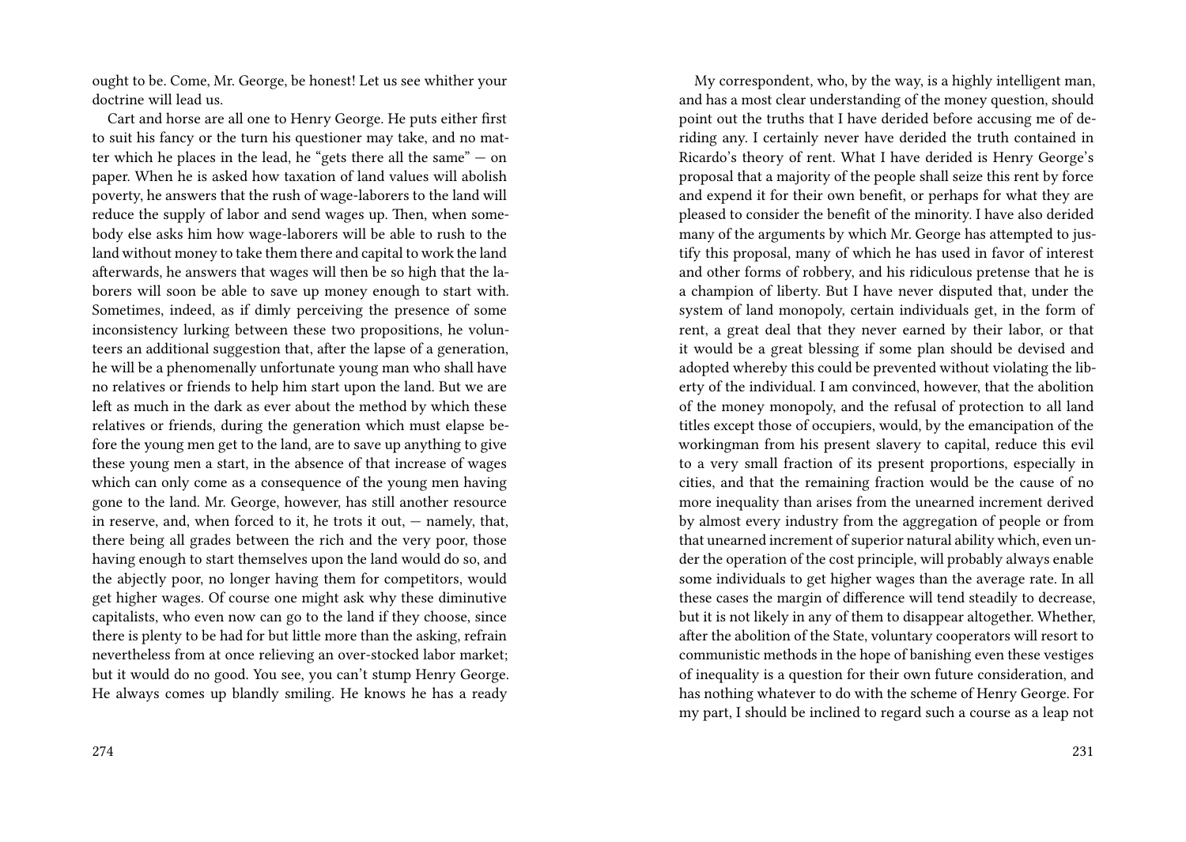ought to be. Come, Mr. George, be honest! Let us see whither your doctrine will lead us.

Cart and horse are all one to Henry George. He puts either first to suit his fancy or the turn his questioner may take, and no matter which he places in the lead, he "gets there all the same" — on paper. When he is asked how taxation of land values will abolish poverty, he answers that the rush of wage-laborers to the land will reduce the supply of labor and send wages up. Then, when somebody else asks him how wage-laborers will be able to rush to the land without money to take them there and capital to work the land afterwards, he answers that wages will then be so high that the laborers will soon be able to save up money enough to start with. Sometimes, indeed, as if dimly perceiving the presence of some inconsistency lurking between these two propositions, he volunteers an additional suggestion that, after the lapse of a generation, he will be a phenomenally unfortunate young man who shall have no relatives or friends to help him start upon the land. But we are left as much in the dark as ever about the method by which these relatives or friends, during the generation which must elapse before the young men get to the land, are to save up anything to give these young men a start, in the absence of that increase of wages which can only come as a consequence of the young men having gone to the land. Mr. George, however, has still another resource in reserve, and, when forced to it, he trots it out, — namely, that, there being all grades between the rich and the very poor, those having enough to start themselves upon the land would do so, and the abjectly poor, no longer having them for competitors, would get higher wages. Of course one might ask why these diminutive capitalists, who even now can go to the land if they choose, since there is plenty to be had for but little more than the asking, refrain nevertheless from at once relieving an over-stocked labor market; but it would do no good. You see, you can't stump Henry George. He always comes up blandly smiling. He knows he has a ready

My correspondent, who, by the way, is a highly intelligent man, and has a most clear understanding of the money question, should point out the truths that I have derided before accusing me of deriding any. I certainly never have derided the truth contained in Ricardo's theory of rent. What I have derided is Henry George's proposal that a majority of the people shall seize this rent by force and expend it for their own benefit, or perhaps for what they are pleased to consider the benefit of the minority. I have also derided many of the arguments by which Mr. George has attempted to justify this proposal, many of which he has used in favor of interest and other forms of robbery, and his ridiculous pretense that he is a champion of liberty. But I have never disputed that, under the system of land monopoly, certain individuals get, in the form of rent, a great deal that they never earned by their labor, or that it would be a great blessing if some plan should be devised and adopted whereby this could be prevented without violating the liberty of the individual. I am convinced, however, that the abolition of the money monopoly, and the refusal of protection to all land titles except those of occupiers, would, by the emancipation of the workingman from his present slavery to capital, reduce this evil to a very small fraction of its present proportions, especially in cities, and that the remaining fraction would be the cause of no more inequality than arises from the unearned increment derived by almost every industry from the aggregation of people or from that unearned increment of superior natural ability which, even under the operation of the cost principle, will probably always enable some individuals to get higher wages than the average rate. In all these cases the margin of difference will tend steadily to decrease, but it is not likely in any of them to disappear altogether. Whether, after the abolition of the State, voluntary cooperators will resort to communistic methods in the hope of banishing even these vestiges of inequality is a question for their own future consideration, and has nothing whatever to do with the scheme of Henry George. For my part, I should be inclined to regard such a course as a leap not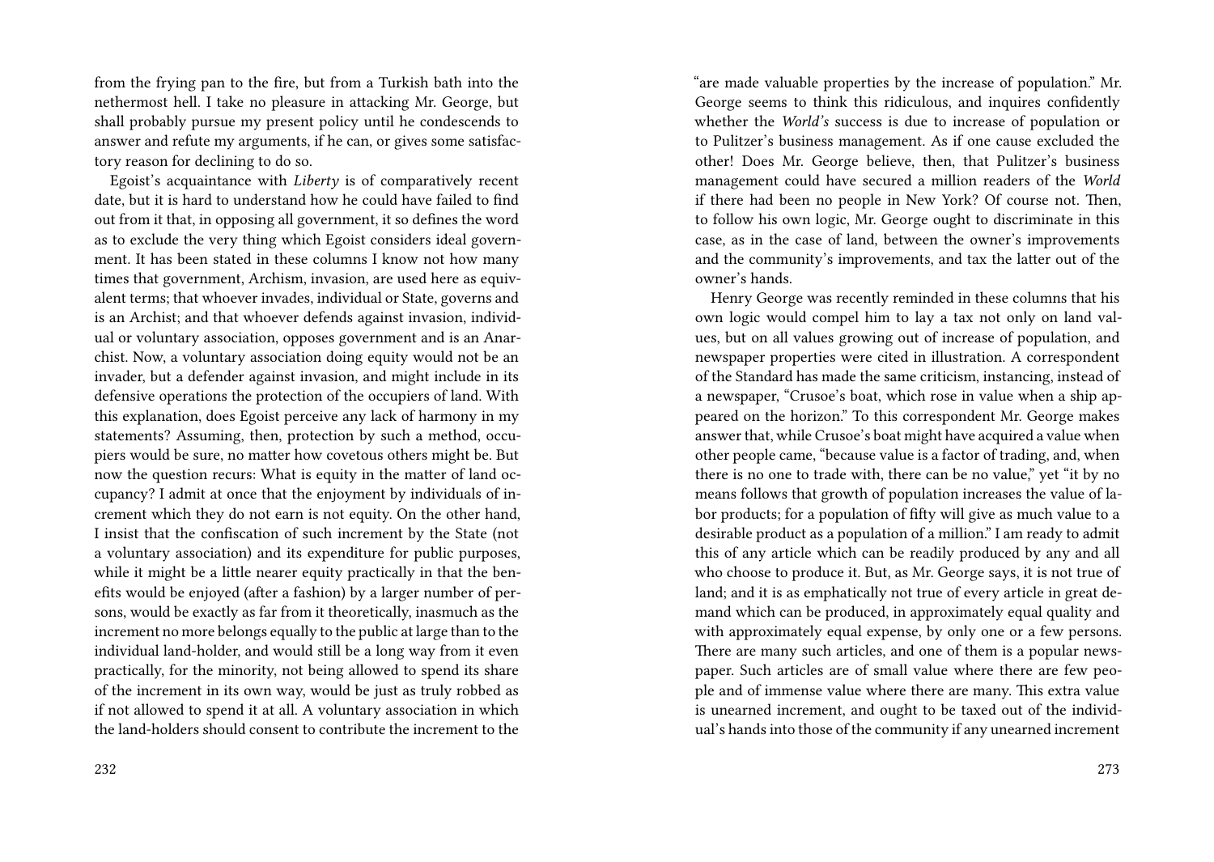from the frying pan to the fire, but from a Turkish bath into the nethermost hell. I take no pleasure in attacking Mr. George, but shall probably pursue my present policy until he condescends to answer and refute my arguments, if he can, or gives some satisfactory reason for declining to do so.

Egoist's acquaintance with *Liberty* is of comparatively recent date, but it is hard to understand how he could have failed to find out from it that, in opposing all government, it so defines the word as to exclude the very thing which Egoist considers ideal government. It has been stated in these columns I know not how many times that government, Archism, invasion, are used here as equivalent terms; that whoever invades, individual or State, governs and is an Archist; and that whoever defends against invasion, individual or voluntary association, opposes government and is an Anarchist. Now, a voluntary association doing equity would not be an invader, but a defender against invasion, and might include in its defensive operations the protection of the occupiers of land. With this explanation, does Egoist perceive any lack of harmony in my statements? Assuming, then, protection by such a method, occupiers would be sure, no matter how covetous others might be. But now the question recurs: What is equity in the matter of land occupancy? I admit at once that the enjoyment by individuals of increment which they do not earn is not equity. On the other hand, I insist that the confiscation of such increment by the State (not a voluntary association) and its expenditure for public purposes, while it might be a little nearer equity practically in that the benefits would be enjoyed (after a fashion) by a larger number of persons, would be exactly as far from it theoretically, inasmuch as the increment no more belongs equally to the public at large than to the individual land-holder, and would still be a long way from it even practically, for the minority, not being allowed to spend its share of the increment in its own way, would be just as truly robbed as if not allowed to spend it at all. A voluntary association in which the land-holders should consent to contribute the increment to the

"are made valuable properties by the increase of population." Mr. George seems to think this ridiculous, and inquires confidently whether the *World's* success is due to increase of population or to Pulitzer's business management. As if one cause excluded the other! Does Mr. George believe, then, that Pulitzer's business management could have secured a million readers of the *World* if there had been no people in New York? Of course not. Then, to follow his own logic, Mr. George ought to discriminate in this case, as in the case of land, between the owner's improvements and the community's improvements, and tax the latter out of the owner's hands.

Henry George was recently reminded in these columns that his own logic would compel him to lay a tax not only on land values, but on all values growing out of increase of population, and newspaper properties were cited in illustration. A correspondent of the Standard has made the same criticism, instancing, instead of a newspaper, "Crusoe's boat, which rose in value when a ship appeared on the horizon." To this correspondent Mr. George makes answer that, while Crusoe's boat might have acquired a value when other people came, "because value is a factor of trading, and, when there is no one to trade with, there can be no value," yet "it by no means follows that growth of population increases the value of labor products; for a population of fifty will give as much value to a desirable product as a population of a million." I am ready to admit this of any article which can be readily produced by any and all who choose to produce it. But, as Mr. George says, it is not true of land; and it is as emphatically not true of every article in great demand which can be produced, in approximately equal quality and with approximately equal expense, by only one or a few persons. There are many such articles, and one of them is a popular newspaper. Such articles are of small value where there are few people and of immense value where there are many. This extra value is unearned increment, and ought to be taxed out of the individual's hands into those of the community if any unearned increment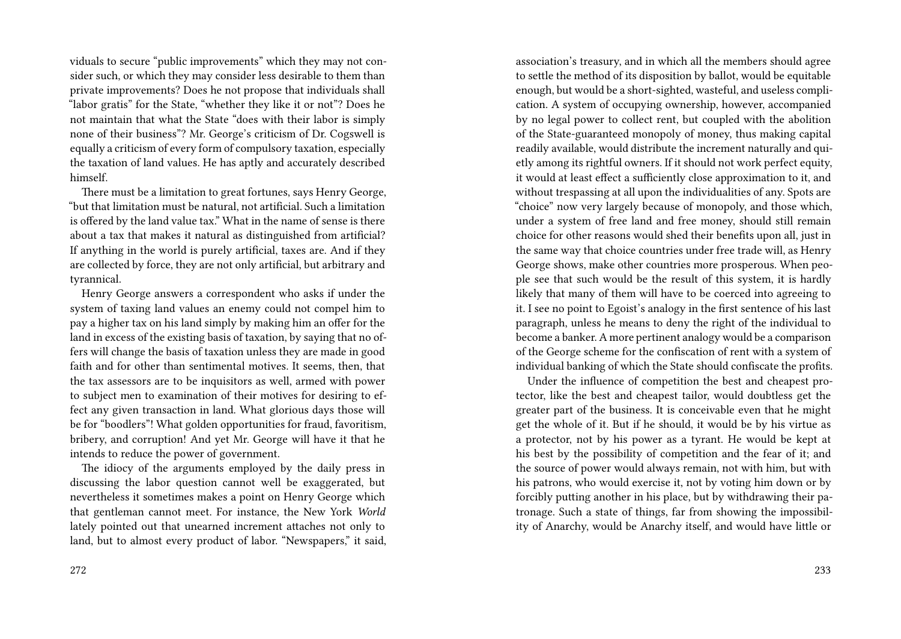viduals to secure "public improvements" which they may not consider such, or which they may consider less desirable to them than private improvements? Does he not propose that individuals shall "labor gratis" for the State, "whether they like it or not"? Does he not maintain that what the State "does with their labor is simply none of their business"? Mr. George's criticism of Dr. Cogswell is equally a criticism of every form of compulsory taxation, especially the taxation of land values. He has aptly and accurately described himself.

There must be a limitation to great fortunes, says Henry George, "but that limitation must be natural, not artificial. Such a limitation is offered by the land value tax." What in the name of sense is there about a tax that makes it natural as distinguished from artificial? If anything in the world is purely artificial, taxes are. And if they are collected by force, they are not only artificial, but arbitrary and tyrannical.

Henry George answers a correspondent who asks if under the system of taxing land values an enemy could not compel him to pay a higher tax on his land simply by making him an offer for the land in excess of the existing basis of taxation, by saying that no offers will change the basis of taxation unless they are made in good faith and for other than sentimental motives. It seems, then, that the tax assessors are to be inquisitors as well, armed with power to subject men to examination of their motives for desiring to effect any given transaction in land. What glorious days those will be for "boodlers"! What golden opportunities for fraud, favoritism, bribery, and corruption! And yet Mr. George will have it that he intends to reduce the power of government.

The idiocy of the arguments employed by the daily press in discussing the labor question cannot well be exaggerated, but nevertheless it sometimes makes a point on Henry George which that gentleman cannot meet. For instance, the New York *World* lately pointed out that unearned increment attaches not only to land, but to almost every product of labor. "Newspapers," it said,

association's treasury, and in which all the members should agree to settle the method of its disposition by ballot, would be equitable enough, but would be a short-sighted, wasteful, and useless complication. A system of occupying ownership, however, accompanied by no legal power to collect rent, but coupled with the abolition of the State-guaranteed monopoly of money, thus making capital readily available, would distribute the increment naturally and quietly among its rightful owners. If it should not work perfect equity, it would at least effect a sufficiently close approximation to it, and without trespassing at all upon the individualities of any. Spots are "choice" now very largely because of monopoly, and those which, under a system of free land and free money, should still remain choice for other reasons would shed their benefits upon all, just in the same way that choice countries under free trade will, as Henry George shows, make other countries more prosperous. When people see that such would be the result of this system, it is hardly likely that many of them will have to be coerced into agreeing to it. I see no point to Egoist's analogy in the first sentence of his last paragraph, unless he means to deny the right of the individual to become a banker. A more pertinent analogy would be a comparison of the George scheme for the confiscation of rent with a system of individual banking of which the State should confiscate the profits.

Under the influence of competition the best and cheapest protector, like the best and cheapest tailor, would doubtless get the greater part of the business. It is conceivable even that he might get the whole of it. But if he should, it would be by his virtue as a protector, not by his power as a tyrant. He would be kept at his best by the possibility of competition and the fear of it; and the source of power would always remain, not with him, but with his patrons, who would exercise it, not by voting him down or by forcibly putting another in his place, but by withdrawing their patronage. Such a state of things, far from showing the impossibility of Anarchy, would be Anarchy itself, and would have little or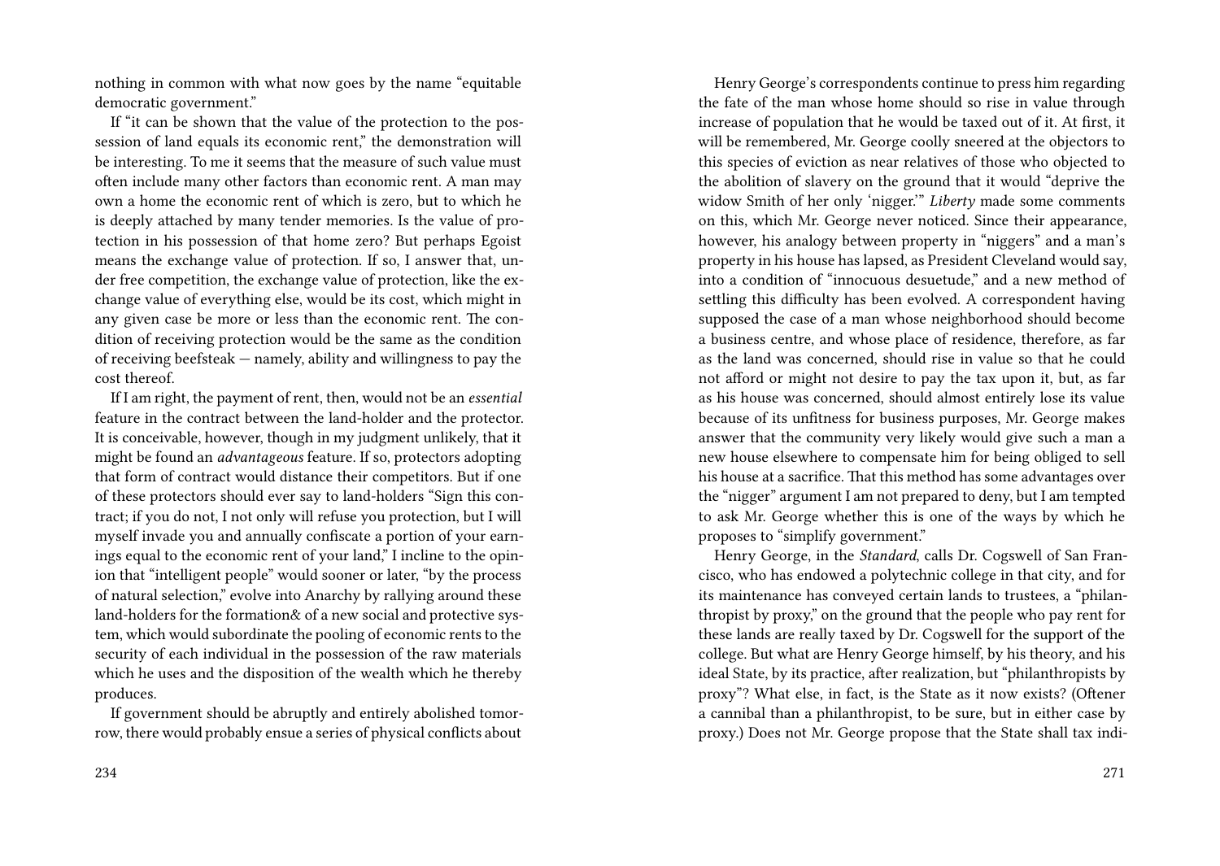nothing in common with what now goes by the name "equitable democratic government."

If "it can be shown that the value of the protection to the possession of land equals its economic rent," the demonstration will be interesting. To me it seems that the measure of such value must often include many other factors than economic rent. A man may own a home the economic rent of which is zero, but to which he is deeply attached by many tender memories. Is the value of protection in his possession of that home zero? But perhaps Egoist means the exchange value of protection. If so, I answer that, under free competition, the exchange value of protection, like the exchange value of everything else, would be its cost, which might in any given case be more or less than the economic rent. The condition of receiving protection would be the same as the condition of receiving beefsteak — namely, ability and willingness to pay the cost thereof.

If I am right, the payment of rent, then, would not be an *essential* feature in the contract between the land-holder and the protector. It is conceivable, however, though in my judgment unlikely, that it might be found an *advantageous* feature. If so, protectors adopting that form of contract would distance their competitors. But if one of these protectors should ever say to land-holders "Sign this contract; if you do not, I not only will refuse you protection, but I will myself invade you and annually confiscate a portion of your earnings equal to the economic rent of your land," I incline to the opinion that "intelligent people" would sooner or later, "by the process of natural selection," evolve into Anarchy by rallying around these land-holders for the formation& of a new social and protective system, which would subordinate the pooling of economic rents to the security of each individual in the possession of the raw materials which he uses and the disposition of the wealth which he thereby produces.

If government should be abruptly and entirely abolished tomorrow, there would probably ensue a series of physical conflicts about

Henry George's correspondents continue to press him regarding the fate of the man whose home should so rise in value through increase of population that he would be taxed out of it. At first, it will be remembered, Mr. George coolly sneered at the objectors to this species of eviction as near relatives of those who objected to the abolition of slavery on the ground that it would "deprive the widow Smith of her only 'nigger.'" *Liberty* made some comments on this, which Mr. George never noticed. Since their appearance, however, his analogy between property in "niggers" and a man's property in his house has lapsed, as President Cleveland would say, into a condition of "innocuous desuetude," and a new method of settling this difficulty has been evolved. A correspondent having supposed the case of a man whose neighborhood should become a business centre, and whose place of residence, therefore, as far as the land was concerned, should rise in value so that he could not afford or might not desire to pay the tax upon it, but, as far as his house was concerned, should almost entirely lose its value because of its unfitness for business purposes, Mr. George makes answer that the community very likely would give such a man a new house elsewhere to compensate him for being obliged to sell his house at a sacrifice. That this method has some advantages over the "nigger" argument I am not prepared to deny, but I am tempted to ask Mr. George whether this is one of the ways by which he proposes to "simplify government."

Henry George, in the *Standard*, calls Dr. Cogswell of San Francisco, who has endowed a polytechnic college in that city, and for its maintenance has conveyed certain lands to trustees, a "philanthropist by proxy," on the ground that the people who pay rent for these lands are really taxed by Dr. Cogswell for the support of the college. But what are Henry George himself, by his theory, and his ideal State, by its practice, after realization, but "philanthropists by proxy"? What else, in fact, is the State as it now exists? (Oftener a cannibal than a philanthropist, to be sure, but in either case by proxy.) Does not Mr. George propose that the State shall tax indi-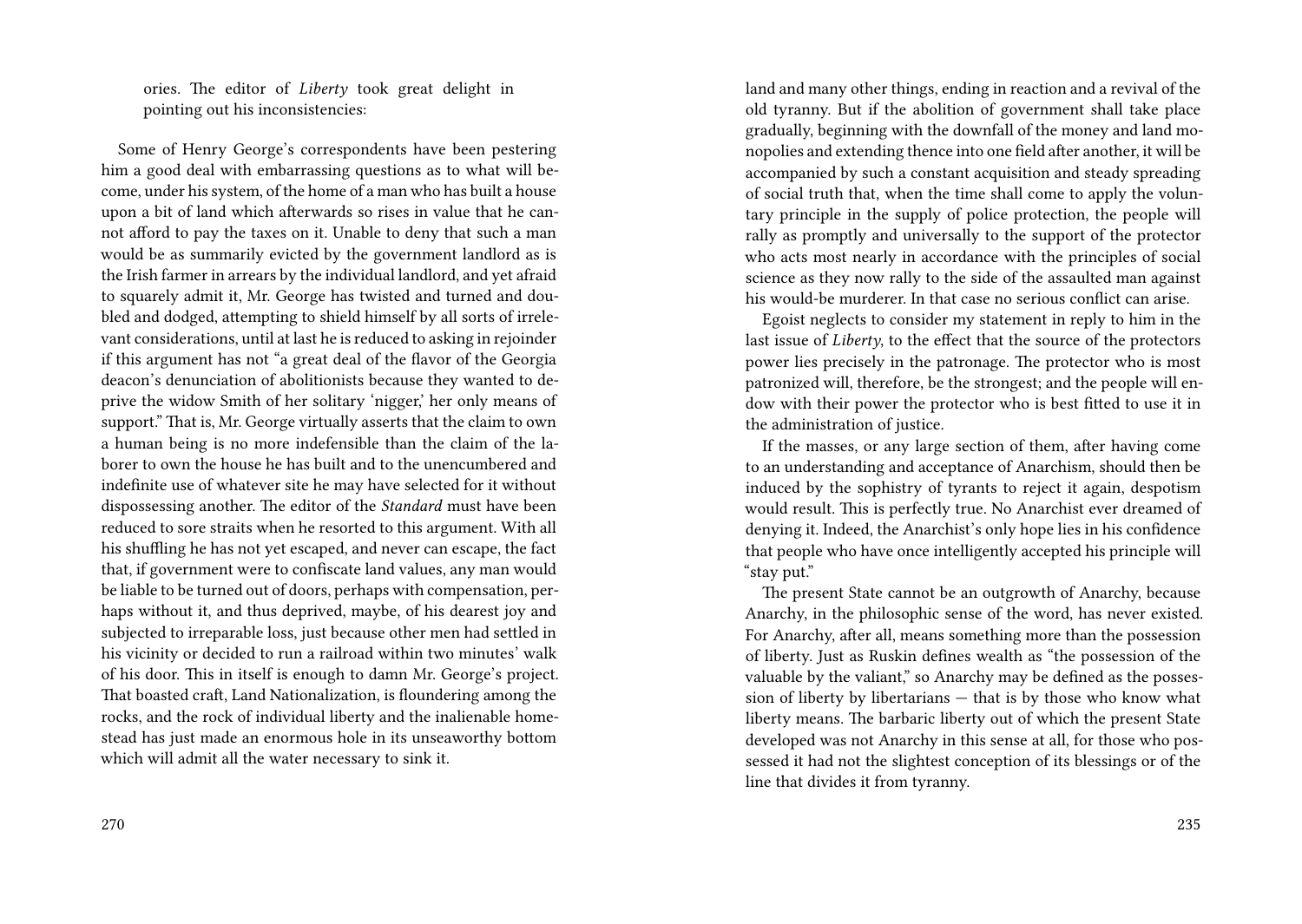ories. The editor of *Liberty* took great delight in pointing out his inconsistencies:

Some of Henry George's correspondents have been pestering him a good deal with embarrassing questions as to what will become, under his system, of the home of a man who has built a house upon a bit of land which afterwards so rises in value that he cannot afford to pay the taxes on it. Unable to deny that such a man would be as summarily evicted by the government landlord as is the Irish farmer in arrears by the individual landlord, and yet afraid to squarely admit it, Mr. George has twisted and turned and doubled and dodged, attempting to shield himself by all sorts of irrelevant considerations, until at last he is reduced to asking in rejoinder if this argument has not "a great deal of the flavor of the Georgia deacon's denunciation of abolitionists because they wanted to deprive the widow Smith of her solitary 'nigger,' her only means of support." That is, Mr. George virtually asserts that the claim to own a human being is no more indefensible than the claim of the laborer to own the house he has built and to the unencumbered and indefinite use of whatever site he may have selected for it without dispossessing another. The editor of the *Standard* must have been reduced to sore straits when he resorted to this argument. With all his shuffling he has not yet escaped, and never can escape, the fact that, if government were to confiscate land values, any man would be liable to be turned out of doors, perhaps with compensation, perhaps without it, and thus deprived, maybe, of his dearest joy and subjected to irreparable loss, just because other men had settled in his vicinity or decided to run a railroad within two minutes' walk of his door. This in itself is enough to damn Mr. George's project. That boasted craft, Land Nationalization, is floundering among the rocks, and the rock of individual liberty and the inalienable homestead has just made an enormous hole in its unseaworthy bottom which will admit all the water necessary to sink it.

land and many other things, ending in reaction and a revival of the old tyranny. But if the abolition of government shall take place gradually, beginning with the downfall of the money and land monopolies and extending thence into one field after another, it will be accompanied by such a constant acquisition and steady spreading of social truth that, when the time shall come to apply the voluntary principle in the supply of police protection, the people will rally as promptly and universally to the support of the protector who acts most nearly in accordance with the principles of social science as they now rally to the side of the assaulted man against his would-be murderer. In that case no serious conflict can arise.

Egoist neglects to consider my statement in reply to him in the last issue of *Liberty*, to the effect that the source of the protectors power lies precisely in the patronage. The protector who is most patronized will, therefore, be the strongest; and the people will endow with their power the protector who is best fitted to use it in the administration of justice.

If the masses, or any large section of them, after having come to an understanding and acceptance of Anarchism, should then be induced by the sophistry of tyrants to reject it again, despotism would result. This is perfectly true. No Anarchist ever dreamed of denying it. Indeed, the Anarchist's only hope lies in his confidence that people who have once intelligently accepted his principle will "stay put."

The present State cannot be an outgrowth of Anarchy, because Anarchy, in the philosophic sense of the word, has never existed. For Anarchy, after all, means something more than the possession of liberty. Just as Ruskin defines wealth as "the possession of the valuable by the valiant," so Anarchy may be defined as the possession of liberty by libertarians — that is by those who know what liberty means. The barbaric liberty out of which the present State developed was not Anarchy in this sense at all, for those who possessed it had not the slightest conception of its blessings or of the line that divides it from tyranny.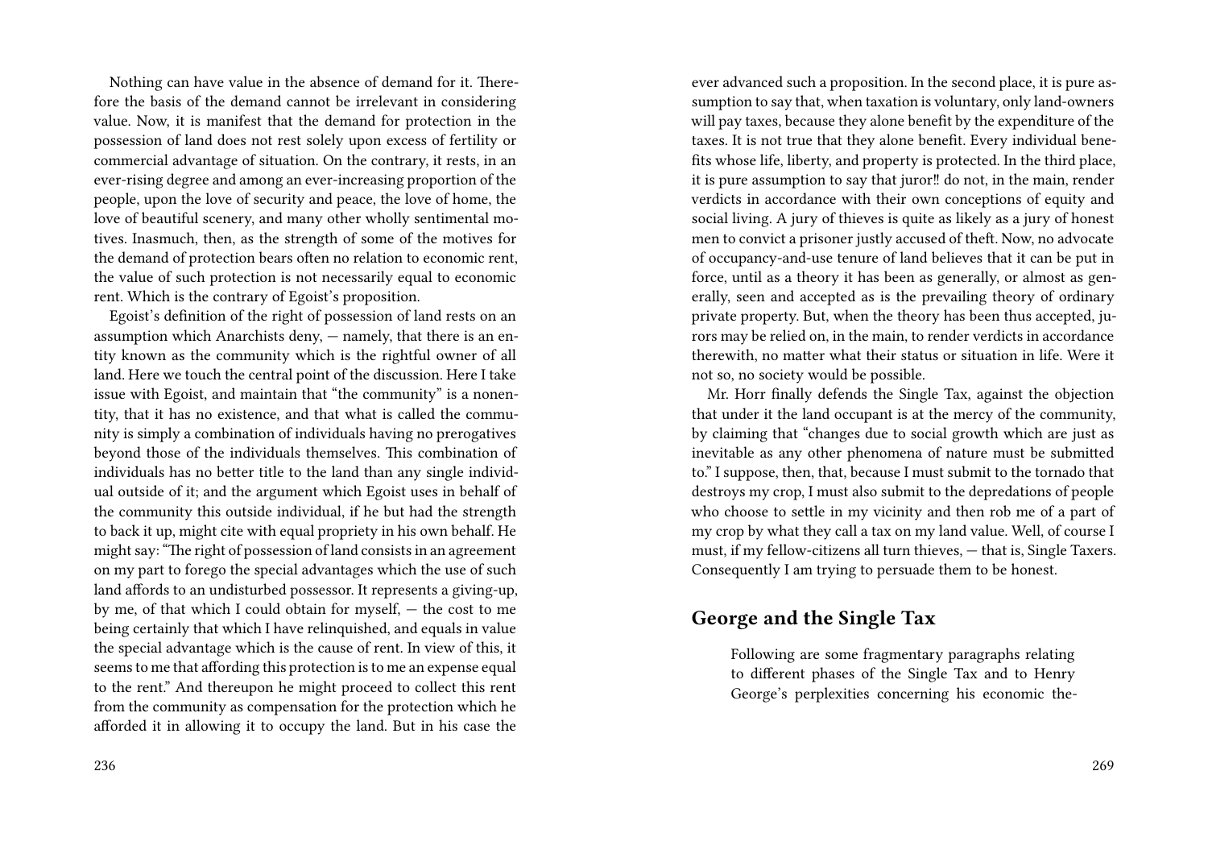Nothing can have value in the absence of demand for it. Therefore the basis of the demand cannot be irrelevant in considering value. Now, it is manifest that the demand for protection in the possession of land does not rest solely upon excess of fertility or commercial advantage of situation. On the contrary, it rests, in an ever-rising degree and among an ever-increasing proportion of the people, upon the love of security and peace, the love of home, the love of beautiful scenery, and many other wholly sentimental motives. Inasmuch, then, as the strength of some of the motives for the demand of protection bears often no relation to economic rent, the value of such protection is not necessarily equal to economic rent. Which is the contrary of Egoist's proposition.

Egoist's definition of the right of possession of land rests on an assumption which Anarchists deny, — namely, that there is an entity known as the community which is the rightful owner of all land. Here we touch the central point of the discussion. Here I take issue with Egoist, and maintain that "the community" is a nonentity, that it has no existence, and that what is called the community is simply a combination of individuals having no prerogatives beyond those of the individuals themselves. This combination of individuals has no better title to the land than any single individual outside of it; and the argument which Egoist uses in behalf of the community this outside individual, if he but had the strength to back it up, might cite with equal propriety in his own behalf. He might say: "The right of possession of land consists in an agreement on my part to forego the special advantages which the use of such land affords to an undisturbed possessor. It represents a giving-up, by me, of that which I could obtain for myself, — the cost to me being certainly that which I have relinquished, and equals in value the special advantage which is the cause of rent. In view of this, it seems to me that affording this protection is to me an expense equal to the rent." And thereupon he might proceed to collect this rent from the community as compensation for the protection which he afforded it in allowing it to occupy the land. But in his case the

ever advanced such a proposition. In the second place, it is pure assumption to say that, when taxation is voluntary, only land-owners will pay taxes, because they alone benefit by the expenditure of the taxes. It is not true that they alone benefit. Every individual benefits whose life, liberty, and property is protected. In the third place, it is pure assumption to say that juror‼ do not, in the main, render verdicts in accordance with their own conceptions of equity and social living. A jury of thieves is quite as likely as a jury of honest men to convict a prisoner justly accused of theft. Now, no advocate of occupancy-and-use tenure of land believes that it can be put in force, until as a theory it has been as generally, or almost as generally, seen and accepted as is the prevailing theory of ordinary private property. But, when the theory has been thus accepted, jurors may be relied on, in the main, to render verdicts in accordance therewith, no matter what their status or situation in life. Were it not so, no society would be possible.

Mr. Horr finally defends the Single Tax, against the objection that under it the land occupant is at the mercy of the community, by claiming that "changes due to social growth which are just as inevitable as any other phenomena of nature must be submitted to." I suppose, then, that, because I must submit to the tornado that destroys my crop, I must also submit to the depredations of people who choose to settle in my vicinity and then rob me of a part of my crop by what they call a tax on my land value. Well, of course I must, if my fellow-citizens all turn thieves, — that is, Single Taxers. Consequently I am trying to persuade them to be honest.

## George and the Single Tax

> Following are some fragmentary paragraphs relating to different phases of the Single Tax and to Henry George's perplexities concerning his economic the-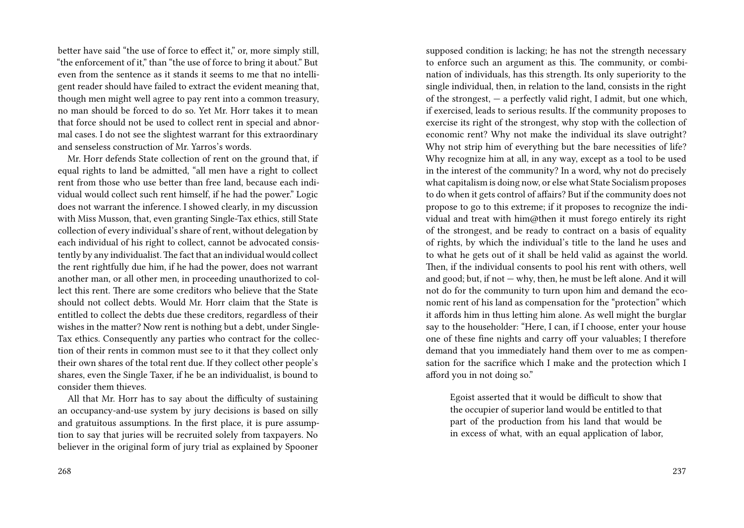better have said "the use of force to effect it," or, more simply still, "the enforcement of it," than "the use of force to bring it about." But even from the sentence as it stands it seems to me that no intelligent reader should have failed to extract the evident meaning that, though men might well agree to pay rent into a common treasury, no man should be forced to do so. Yet Mr. Horr takes it to mean that force should not be used to collect rent in special and abnormal cases. I do not see the slightest warrant for this extraordinary and senseless construction of Mr. Yarros's words.

Mr. Horr defends State collection of rent on the ground that, if equal rights to land be admitted, "all men have a right to collect rent from those who use better than free land, because each individual would collect such rent himself, if he had the power." Logic does not warrant the inference. I showed clearly, in my discussion with Miss Musson, that, even granting Single-Tax ethics, still State collection of every individual's share of rent, without delegation by each individual of his right to collect, cannot be advocated consistently by any individualist. The fact that an individual would collect the rent rightfully due him, if he had the power, does not warrant another man, or all other men, in proceeding unauthorized to collect this rent. There are some creditors who believe that the State should not collect debts. Would Mr. Horr claim that the State is entitled to collect the debts due these creditors, regardless of their wishes in the matter? Now rent is nothing but a debt, under Single-Tax ethics. Consequently any parties who contract for the collection of their rents in common must see to it that they collect only their own shares of the total rent due. If they collect other people's shares, even the Single Taxer, if he be an individualist, is bound to consider them thieves.

All that Mr. Horr has to say about the difficulty of sustaining an occupancy-and-use system by jury decisions is based on silly and gratuitous assumptions. In the first place, it is pure assumption to say that juries will be recruited solely from taxpayers. No believer in the original form of jury trial as explained by Spooner

supposed condition is lacking; he has not the strength necessary to enforce such an argument as this. The community, or combination of individuals, has this strength. Its only superiority to the single individual, then, in relation to the land, consists in the right of the strongest, — a perfectly valid right, I admit, but one which, if exercised, leads to serious results. If the community proposes to exercise its right of the strongest, why stop with the collection of economic rent? Why not make the individual its slave outright? Why not strip him of everything but the bare necessities of life? Why recognize him at all, in any way, except as a tool to be used in the interest of the community? In a word, why not do precisely what capitalism is doing now, or else what State Socialism proposes to do when it gets control of affairs? But if the community does not propose to go to this extreme; if it proposes to recognize the individual and treat with him@then it must forego entirely its right of the strongest, and be ready to contract on a basis of equality of rights, by which the individual's title to the land he uses and to what he gets out of it shall be held valid as against the world. Then, if the individual consents to pool his rent with others, well and good; but, if not — why, then, he must be left alone. And it will not do for the community to turn upon him and demand the economic rent of his land as compensation for the "protection" which it affords him in thus letting him alone. As well might the burglar say to the householder: "Here, I can, if I choose, enter your house one of these fine nights and carry off your valuables; I therefore demand that you immediately hand them over to me as compensation for the sacrifice which I make and the protection which I afford you in not doing so."

> Egoist asserted that it would be difficult to show that the occupier of superior land would be entitled to that part of the production from his land that would be in excess of what, with an equal application of labor,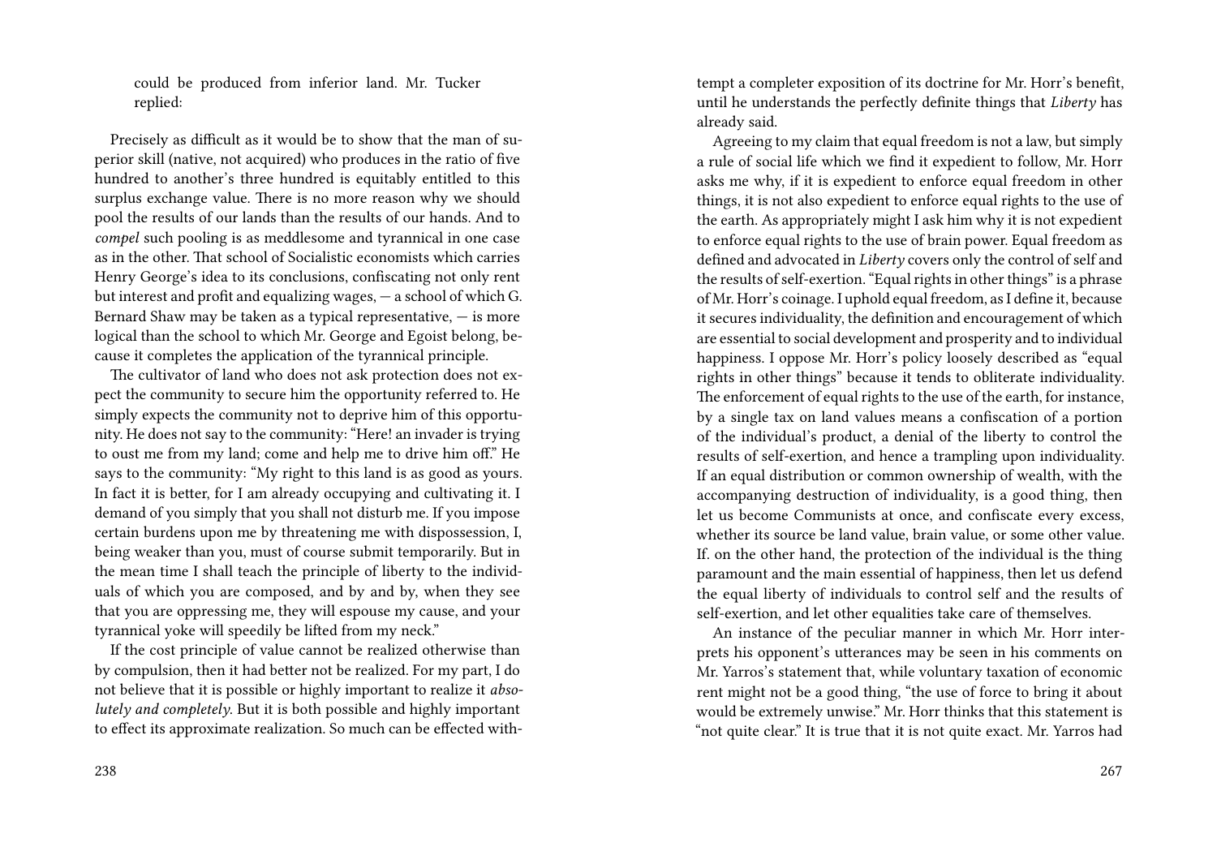could be produced from inferior land. Mr. Tucker replied:

Precisely as difficult as it would be to show that the man of superior skill (native, not acquired) who produces in the ratio of five hundred to another's three hundred is equitably entitled to this surplus exchange value. There is no more reason why we should pool the results of our lands than the results of our hands. And to *compel* such pooling is as meddlesome and tyrannical in one case as in the other. That school of Socialistic economists which carries Henry George's idea to its conclusions, confiscating not only rent but interest and profit and equalizing wages, — a school of which G. Bernard Shaw may be taken as a typical representative, — is more logical than the school to which Mr. George and Egoist belong, because it completes the application of the tyrannical principle.

The cultivator of land who does not ask protection does not expect the community to secure him the opportunity referred to. He simply expects the community not to deprive him of this opportunity. He does not say to the community: "Here! an invader is trying to oust me from my land; come and help me to drive him off." He says to the community: "My right to this land is as good as yours. In fact it is better, for I am already occupying and cultivating it. I demand of you simply that you shall not disturb me. If you impose certain burdens upon me by threatening me with dispossession, I, being weaker than you, must of course submit temporarily. But in the mean time I shall teach the principle of liberty to the individuals of which you are composed, and by and by, when they see that you are oppressing me, they will espouse my cause, and your tyrannical yoke will speedily be lifted from my neck."

If the cost principle of value cannot be realized otherwise than by compulsion, then it had better not be realized. For my part, I do not believe that it is possible or highly important to realize it *absolutely and completely*. But it is both possible and highly important to effect its approximate realization. So much can be effected with-

tempt a completer exposition of its doctrine for Mr. Horr's benefit, until he understands the perfectly definite things that *Liberty* has already said.

Agreeing to my claim that equal freedom is not a law, but simply a rule of social life which we find it expedient to follow, Mr. Horr asks me why, if it is expedient to enforce equal freedom in other things, it is not also expedient to enforce equal rights to the use of the earth. As appropriately might I ask him why it is not expedient to enforce equal rights to the use of brain power. Equal freedom as defined and advocated in *Liberty* covers only the control of self and the results of self-exertion. "Equal rights in other things" is a phrase of Mr. Horr's coinage. I uphold equal freedom, as I define it, because it secures individuality, the definition and encouragement of which are essential to social development and prosperity and to individual happiness. I oppose Mr. Horr's policy loosely described as "equal rights in other things" because it tends to obliterate individuality. The enforcement of equal rights to the use of the earth, for instance, by a single tax on land values means a confiscation of a portion of the individual's product, a denial of the liberty to control the results of self-exertion, and hence a trampling upon individuality. If an equal distribution or common ownership of wealth, with the accompanying destruction of individuality, is a good thing, then let us become Communists at once, and confiscate every excess, whether its source be land value, brain value, or some other value. If. on the other hand, the protection of the individual is the thing paramount and the main essential of happiness, then let us defend the equal liberty of individuals to control self and the results of self-exertion, and let other equalities take care of themselves.

An instance of the peculiar manner in which Mr. Horr interprets his opponent's utterances may be seen in his comments on Mr. Yarros's statement that, while voluntary taxation of economic rent might not be a good thing, "the use of force to bring it about would be extremely unwise." Mr. Horr thinks that this statement is "not quite clear." It is true that it is not quite exact. Mr. Yarros had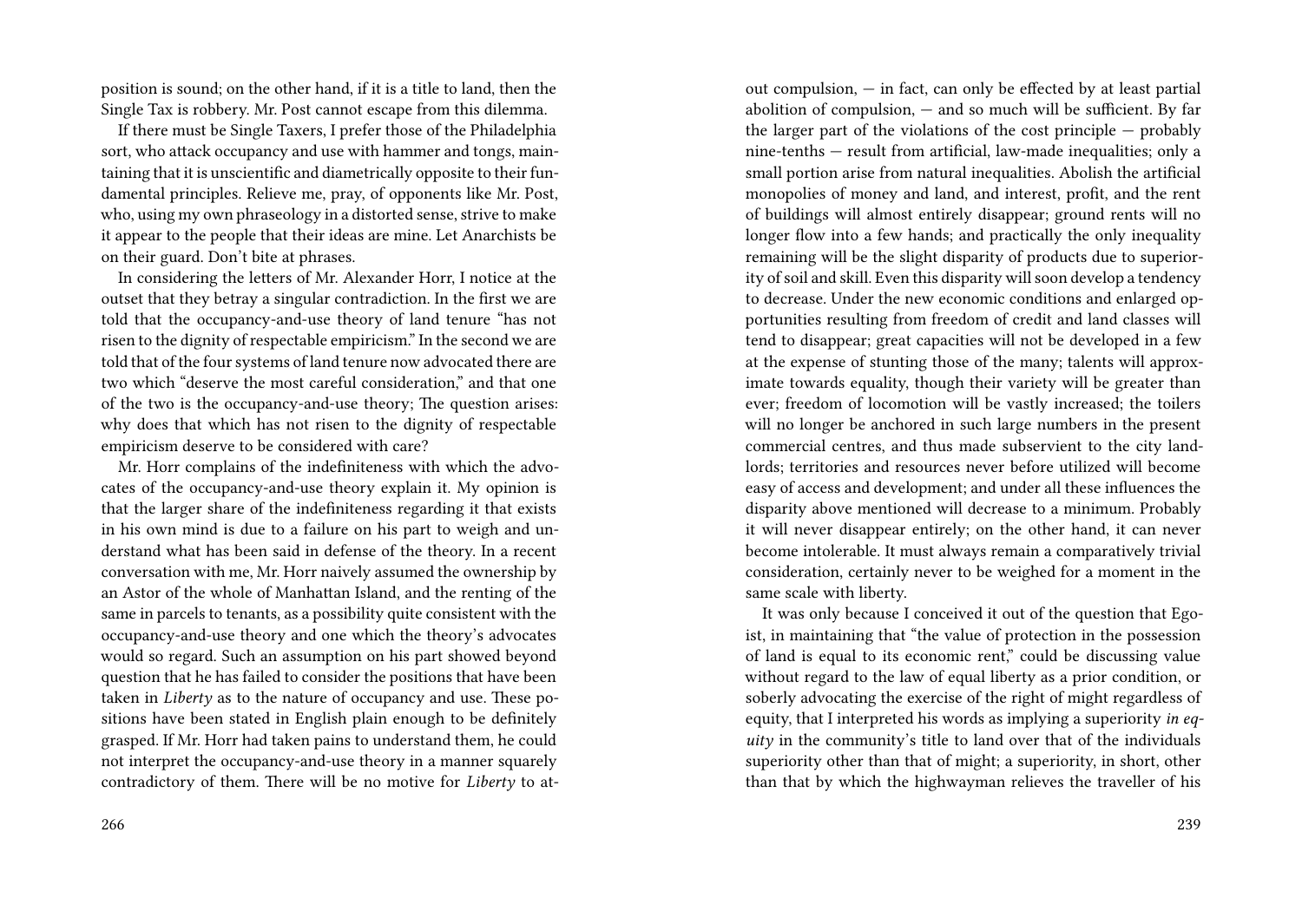position is sound; on the other hand, if it is a title to land, then the Single Tax is robbery. Mr. Post cannot escape from this dilemma.

If there must be Single Taxers, I prefer those of the Philadelphia sort, who attack occupancy and use with hammer and tongs, maintaining that it is unscientific and diametrically opposite to their fundamental principles. Relieve me, pray, of opponents like Mr. Post, who, using my own phraseology in a distorted sense, strive to make it appear to the people that their ideas are mine. Let Anarchists be on their guard. Don't bite at phrases.

In considering the letters of Mr. Alexander Horr, I notice at the outset that they betray a singular contradiction. In the first we are told that the occupancy-and-use theory of land tenure "has not risen to the dignity of respectable empiricism." In the second we are told that of the four systems of land tenure now advocated there are two which "deserve the most careful consideration," and that one of the two is the occupancy-and-use theory; The question arises: why does that which has not risen to the dignity of respectable empiricism deserve to be considered with care?

Mr. Horr complains of the indefiniteness with which the advocates of the occupancy-and-use theory explain it. My opinion is that the larger share of the indefiniteness regarding it that exists in his own mind is due to a failure on his part to weigh and understand what has been said in defense of the theory. In a recent conversation with me, Mr. Horr naively assumed the ownership by an Astor of the whole of Manhattan Island, and the renting of the same in parcels to tenants, as a possibility quite consistent with the occupancy-and-use theory and one which the theory's advocates would so regard. Such an assumption on his part showed beyond question that he has failed to consider the positions that have been taken in *Liberty* as to the nature of occupancy and use. These positions have been stated in English plain enough to be definitely grasped. If Mr. Horr had taken pains to understand them, he could not interpret the occupancy-and-use theory in a manner squarely contradictory of them. There will be no motive for *Liberty* to at-

out compulsion, — in fact, can only be effected by at least partial abolition of compulsion, — and so much will be sufficient. By far the larger part of the violations of the cost principle — probably nine-tenths — result from artificial, law-made inequalities; only a small portion arise from natural inequalities. Abolish the artificial monopolies of money and land, and interest, profit, and the rent of buildings will almost entirely disappear; ground rents will no longer flow into a few hands; and practically the only inequality remaining will be the slight disparity of products due to superiority of soil and skill. Even this disparity will soon develop a tendency to decrease. Under the new economic conditions and enlarged opportunities resulting from freedom of credit and land classes will tend to disappear; great capacities will not be developed in a few at the expense of stunting those of the many; talents will approximate towards equality, though their variety will be greater than ever; freedom of locomotion will be vastly increased; the toilers will no longer be anchored in such large numbers in the present commercial centres, and thus made subservient to the city landlords; territories and resources never before utilized will become easy of access and development; and under all these influences the disparity above mentioned will decrease to a minimum. Probably it will never disappear entirely; on the other hand, it can never become intolerable. It must always remain a comparatively trivial consideration, certainly never to be weighed for a moment in the same scale with liberty.

It was only because I conceived it out of the question that Egoist, in maintaining that "the value of protection in the possession of land is equal to its economic rent," could be discussing value without regard to the law of equal liberty as a prior condition, or soberly advocating the exercise of the right of might regardless of equity, that I interpreted his words as implying a superiority *in equity* in the community's title to land over that of the individuals superiority other than that of might; a superiority, in short, other than that by which the highwayman relieves the traveller of his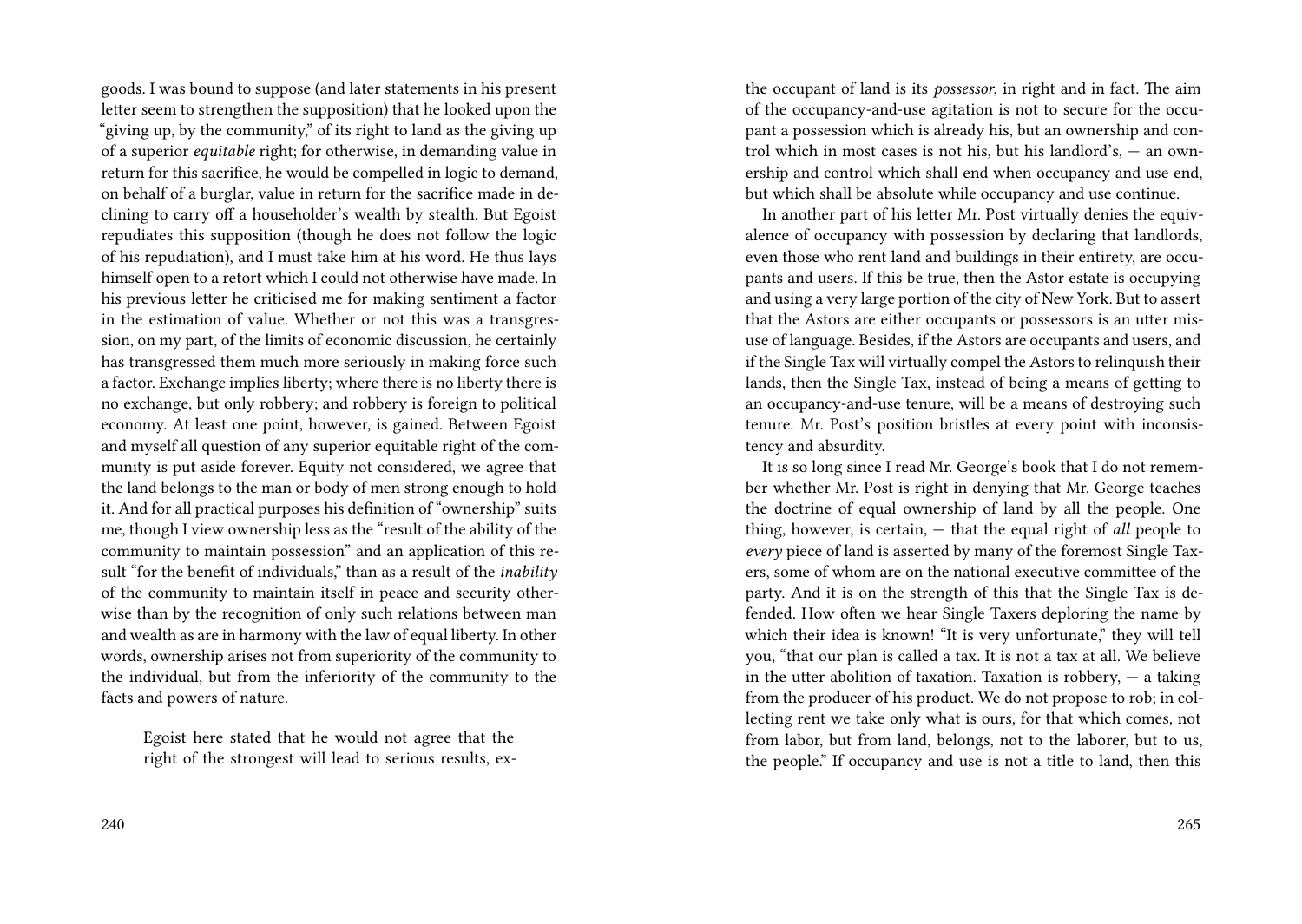goods. I was bound to suppose (and later statements in his present letter seem to strengthen the supposition) that he looked upon the "giving up, by the community," of its right to land as the giving up of a superior *equitable* right; for otherwise, in demanding value in return for this sacrifice, he would be compelled in logic to demand, on behalf of a burglar, value in return for the sacrifice made in declining to carry off a householder's wealth by stealth. But Egoist repudiates this supposition (though he does not follow the logic of his repudiation), and I must take him at his word. He thus lays himself open to a retort which I could not otherwise have made. In his previous letter he criticised me for making sentiment a factor in the estimation of value. Whether or not this was a transgression, on my part, of the limits of economic discussion, he certainly has transgressed them much more seriously in making force such a factor. Exchange implies liberty; where there is no liberty there is no exchange, but only robbery; and robbery is foreign to political economy. At least one point, however, is gained. Between Egoist and myself all question of any superior equitable right of the community is put aside forever. Equity not considered, we agree that the land belongs to the man or body of men strong enough to hold it. And for all practical purposes his definition of "ownership" suits me, though I view ownership less as the "result of the ability of the community to maintain possession" and an application of this result "for the benefit of individuals," than as a result of the *inability* of the community to maintain itself in peace and security otherwise than by the recognition of only such relations between man and wealth as are in harmony with the law of equal liberty. In other words, ownership arises not from superiority of the community to the individual, but from the inferiority of the community to the facts and powers of nature.

> Egoist here stated that he would not agree that the right of the strongest will lead to serious results, ex-

the occupant of land is its *possessor*, in right and in fact. The aim of the occupancy-and-use agitation is not to secure for the occupant a possession which is already his, but an ownership and control which in most cases is not his, but his landlord's, — an ownership and control which shall end when occupancy and use end, but which shall be absolute while occupancy and use continue.

In another part of his letter Mr. Post virtually denies the equivalence of occupancy with possession by declaring that landlords, even those who rent land and buildings in their entirety, are occupants and users. If this be true, then the Astor estate is occupying and using a very large portion of the city of New York. But to assert that the Astors are either occupants or possessors is an utter misuse of language. Besides, if the Astors are occupants and users, and if the Single Tax will virtually compel the Astors to relinquish their lands, then the Single Tax, instead of being a means of getting to an occupancy-and-use tenure, will be a means of destroying such tenure. Mr. Post's position bristles at every point with inconsistency and absurdity.

It is so long since I read Mr. George's book that I do not remember whether Mr. Post is right in denying that Mr. George teaches the doctrine of equal ownership of land by all the people. One thing, however, is certain, — that the equal right of *all* people to *every* piece of land is asserted by many of the foremost Single Taxers, some of whom are on the national executive committee of the party. And it is on the strength of this that the Single Tax is defended. How often we hear Single Taxers deploring the name by which their idea is known! "It is very unfortunate," they will tell you, "that our plan is called a tax. It is not a tax at all. We believe in the utter abolition of taxation. Taxation is robbery, — a taking from the producer of his product. We do not propose to rob; in collecting rent we take only what is ours, for that which comes, not from labor, but from land, belongs, not to the laborer, but to us, the people." If occupancy and use is not a title to land, then this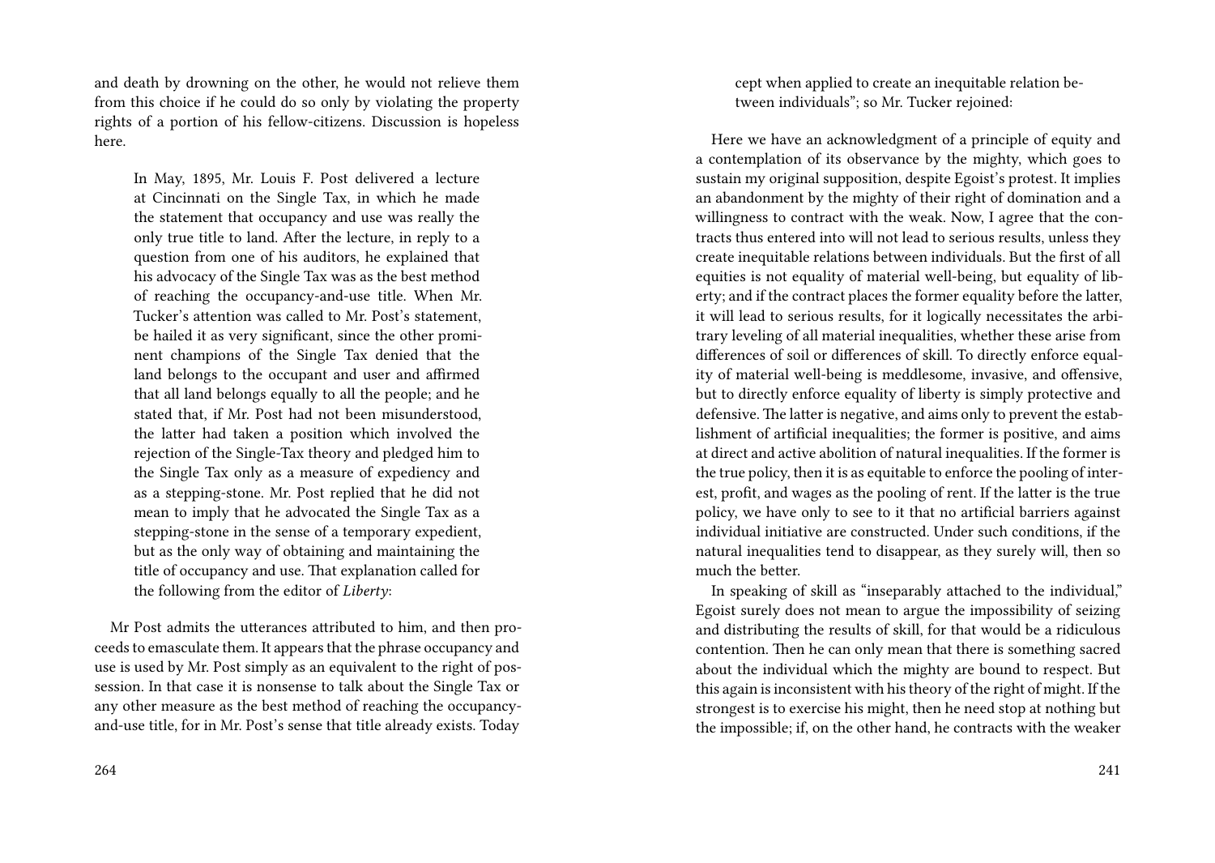and death by drowning on the other, he would not relieve them from this choice if he could do so only by violating the property rights of a portion of his fellow-citizens. Discussion is hopeless here.

> In May, 1895, Mr. Louis F. Post delivered a lecture at Cincinnati on the Single Tax, in which he made the statement that occupancy and use was really the only true title to land. After the lecture, in reply to a question from one of his auditors, he explained that his advocacy of the Single Tax was as the best method of reaching the occupancy-and-use title. When Mr. Tucker's attention was called to Mr. Post's statement, be hailed it as very significant, since the other prominent champions of the Single Tax denied that the land belongs to the occupant and user and affirmed that all land belongs equally to all the people; and he stated that, if Mr. Post had not been misunderstood, the latter had taken a position which involved the rejection of the Single-Tax theory and pledged him to the Single Tax only as a measure of expediency and as a stepping-stone. Mr. Post replied that he did not mean to imply that he advocated the Single Tax as a stepping-stone in the sense of a temporary expedient, but as the only way of obtaining and maintaining the title of occupancy and use. That explanation called for the following from the editor of *Liberty*:

Mr Post admits the utterances attributed to him, and then proceeds to emasculate them. It appears that the phrase occupancy and use is used by Mr. Post simply as an equivalent to the right of possession. In that case it is nonsense to talk about the Single Tax or any other measure as the best method of reaching the occupancy-and-use title, for in Mr. Post's sense that title already exists. Today

> cept when applied to create an inequitable relation between individuals"; so Mr. Tucker rejoined:

Here we have an acknowledgment of a principle of equity and a contemplation of its observance by the mighty, which goes to sustain my original supposition, despite Egoist's protest. It implies an abandonment by the mighty of their right of domination and a willingness to contract with the weak. Now, I agree that the contracts thus entered into will not lead to serious results, unless they create inequitable relations between individuals. But the first of all equities is not equality of material well-being, but equality of liberty; and if the contract places the former equality before the latter, it will lead to serious results, for it logically necessitates the arbitrary leveling of all material inequalities, whether these arise from differences of soil or differences of skill. To directly enforce equality of material well-being is meddlesome, invasive, and offensive, but to directly enforce equality of liberty is simply protective and defensive. The latter is negative, and aims only to prevent the establishment of artificial inequalities; the former is positive, and aims at direct and active abolition of natural inequalities. If the former is the true policy, then it is as equitable to enforce the pooling of interest, profit, and wages as the pooling of rent. If the latter is the true policy, we have only to see to it that no artificial barriers against individual initiative are constructed. Under such conditions, if the natural inequalities tend to disappear, as they surely will, then so much the better.

In speaking of skill as "inseparably attached to the individual," Egoist surely does not mean to argue the impossibility of seizing and distributing the results of skill, for that would be a ridiculous contention. Then he can only mean that there is something sacred about the individual which the mighty are bound to respect. But this again is inconsistent with his theory of the right of might. If the strongest is to exercise his might, then he need stop at nothing but the impossible; if, on the other hand, he contracts with the weaker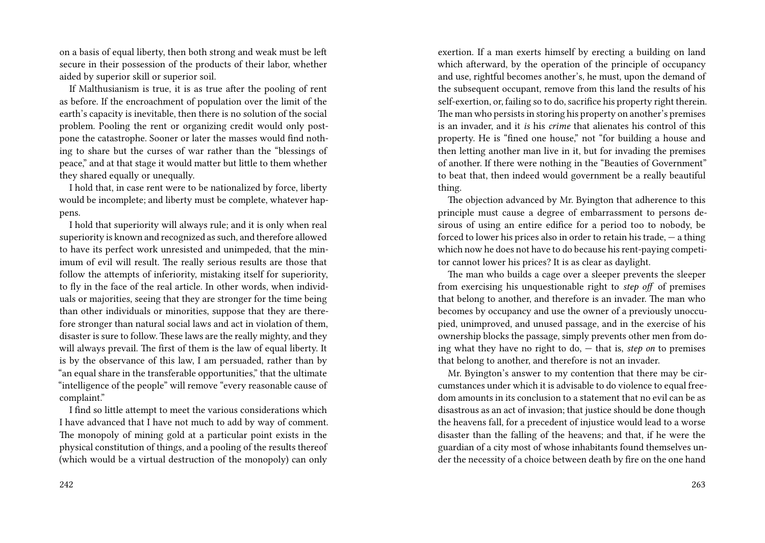on a basis of equal liberty, then both strong and weak must be left secure in their possession of the products of their labor, whether aided by superior skill or superior soil.

If Malthusianism is true, it is as true after the pooling of rent as before. If the encroachment of population over the limit of the earth's capacity is inevitable, then there is no solution of the social problem. Pooling the rent or organizing credit would only postpone the catastrophe. Sooner or later the masses would find nothing to share but the curses of war rather than the "blessings of peace," and at that stage it would matter but little to them whether they shared equally or unequally.

I hold that, in case rent were to be nationalized by force, liberty would be incomplete; and liberty must be complete, whatever happens.

I hold that superiority will always rule; and it is only when real superiority is known and recognized as such, and therefore allowed to have its perfect work unresisted and unimpeded, that the minimum of evil will result. The really serious results are those that follow the attempts of inferiority, mistaking itself for superiority, to fly in the face of the real article. In other words, when individuals or majorities, seeing that they are stronger for the time being than other individuals or minorities, suppose that they are therefore stronger than natural social laws and act in violation of them, disaster is sure to follow. These laws are the really mighty, and they will always prevail. The first of them is the law of equal liberty. It is by the observance of this law, I am persuaded, rather than by "an equal share in the transferable opportunities," that the ultimate "intelligence of the people" will remove "every reasonable cause of complaint."

I find so little attempt to meet the various considerations which I have advanced that I have not much to add by way of comment. The monopoly of mining gold at a particular point exists in the physical constitution of things, and a pooling of the results thereof (which would be a virtual destruction of the monopoly) can only

exertion. If a man exerts himself by erecting a building on land which afterward, by the operation of the principle of occupancy and use, rightful becomes another's, he must, upon the demand of the subsequent occupant, remove from this land the results of his self-exertion, or, failing so to do, sacrifice his property right therein. The man who persists in storing his property on another's premises is an invader, and it *is* his *crime* that alienates his control of this property. He is "fined one house," not "for building a house and then letting another man live in it, but for invading the premises of another. If there were nothing in the "Beauties of Government" to beat that, then indeed would government be a really beautiful thing.

The objection advanced by Mr. Byington that adherence to this principle must cause a degree of embarrassment to persons desirous of using an entire edifice for a period too to nobody, be forced to lower his prices also in order to retain his trade, — a thing which now he does not have to do because his rent-paying competitor cannot lower his prices? It is as clear as daylight.

The man who builds a cage over a sleeper prevents the sleeper from exercising his unquestionable right to *step off* of premises that belong to another, and therefore is an invader. The man who becomes by occupancy and use the owner of a previously unoccupied, unimproved, and unused passage, and in the exercise of his ownership blocks the passage, simply prevents other men from doing what they have no right to do, — that is, *step on* to premises that belong to another, and therefore is not an invader.

Mr. Byington's answer to my contention that there may be circumstances under which it is advisable to do violence to equal freedom amounts in its conclusion to a statement that no evil can be as disastrous as an act of invasion; that justice should be done though the heavens fall, for a precedent of injustice would lead to a worse disaster than the falling of the heavens; and that, if he were the guardian of a city most of whose inhabitants found themselves under the necessity of a choice between death by fire on the one hand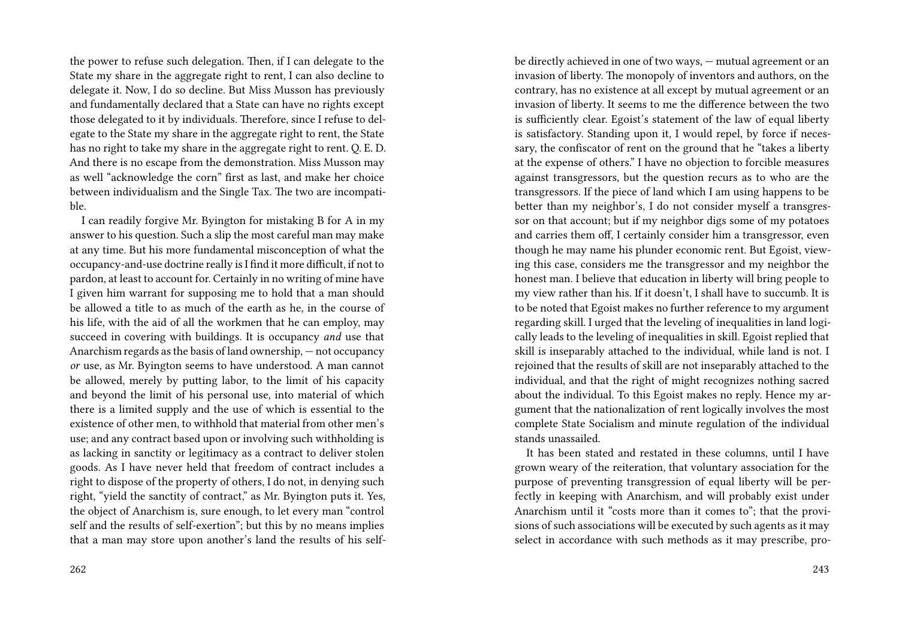the power to refuse such delegation. Then, if I can delegate to the State my share in the aggregate right to rent, I can also decline to delegate it. Now, I do so decline. But Miss Musson has previously and fundamentally declared that a State can have no rights except those delegated to it by individuals. Therefore, since I refuse to delegate to the State my share in the aggregate right to rent, the State has no right to take my share in the aggregate right to rent. Q. E. D. And there is no escape from the demonstration. Miss Musson may as well "acknowledge the corn" first as last, and make her choice between individualism and the Single Tax. The two are incompatible.

I can readily forgive Mr. Byington for mistaking B for A in my answer to his question. Such a slip the most careful man may make at any time. But his more fundamental misconception of what the occupancy-and-use doctrine really is I find it more difficult, if not to pardon, at least to account for. Certainly in no writing of mine have I given him warrant for supposing me to hold that a man should be allowed a title to as much of the earth as he, in the course of his life, with the aid of all the workmen that he can employ, may succeed in covering with buildings. It is occupancy *and* use that Anarchism regards as the basis of land ownership, — not occupancy *or* use, as Mr. Byington seems to have understood. A man cannot be allowed, merely by putting labor, to the limit of his capacity and beyond the limit of his personal use, into material of which there is a limited supply and the use of which is essential to the existence of other men, to withhold that material from other men's use; and any contract based upon or involving such withholding is as lacking in sanctity or legitimacy as a contract to deliver stolen goods. As I have never held that freedom of contract includes a right to dispose of the property of others, I do not, in denying such right, "yield the sanctity of contract," as Mr. Byington puts it. Yes, the object of Anarchism is, sure enough, to let every man "control self and the results of self-exertion"; but this by no means implies that a man may store upon another's land the results of his self-

be directly achieved in one of two ways, — mutual agreement or an invasion of liberty. The monopoly of inventors and authors, on the contrary, has no existence at all except by mutual agreement or an invasion of liberty. It seems to me the difference between the two is sufficiently clear. Egoist's statement of the law of equal liberty is satisfactory. Standing upon it, I would repel, by force if necessary, the confiscator of rent on the ground that he "takes a liberty at the expense of others." I have no objection to forcible measures against transgressors, but the question recurs as to who are the transgressors. If the piece of land which I am using happens to be better than my neighbor's, I do not consider myself a transgressor on that account; but if my neighbor digs some of my potatoes and carries them off, I certainly consider him a transgressor, even though he may name his plunder economic rent. But Egoist, viewing this case, considers me the transgressor and my neighbor the honest man. I believe that education in liberty will bring people to my view rather than his. If it doesn't, I shall have to succumb. It is to be noted that Egoist makes no further reference to my argument regarding skill. I urged that the leveling of inequalities in land logically leads to the leveling of inequalities in skill. Egoist replied that skill is inseparably attached to the individual, while land is not. I rejoined that the results of skill are not inseparably attached to the individual, and that the right of might recognizes nothing sacred about the individual. To this Egoist makes no reply. Hence my argument that the nationalization of rent logically involves the most complete State Socialism and minute regulation of the individual stands unassailed.

It has been stated and restated in these columns, until I have grown weary of the reiteration, that voluntary association for the purpose of preventing transgression of equal liberty will be perfectly in keeping with Anarchism, and will probably exist under Anarchism until it "costs more than it comes to"; that the provisions of such associations will be executed by such agents as it may select in accordance with such methods as it may prescribe, pro-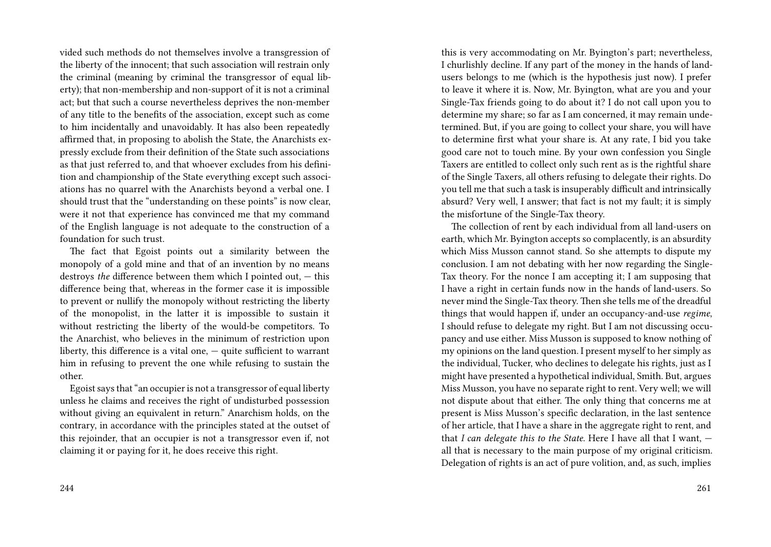vided such methods do not themselves involve a transgression of the liberty of the innocent; that such association will restrain only the criminal (meaning by criminal the transgressor of equal liberty); that non-membership and non-support of it is not a criminal act; but that such a course nevertheless deprives the non-member of any title to the benefits of the association, except such as come to him incidentally and unavoidably. It has also been repeatedly affirmed that, in proposing to abolish the State, the Anarchists expressly exclude from their definition of the State such associations as that just referred to, and that whoever excludes from his definition and championship of the State everything except such associations has no quarrel with the Anarchists beyond a verbal one. I should trust that the "understanding on these points" is now clear, were it not that experience has convinced me that my command of the English language is not adequate to the construction of a foundation for such trust.

The fact that Egoist points out a similarity between the monopoly of a gold mine and that of an invention by no means destroys *the* difference between them which I pointed out, — this difference being that, whereas in the former case it is impossible to prevent or nullify the monopoly without restricting the liberty of the monopolist, in the latter it is impossible to sustain it without restricting the liberty of the would-be competitors. To the Anarchist, who believes in the minimum of restriction upon liberty, this difference is a vital one, — quite sufficient to warrant him in refusing to prevent the one while refusing to sustain the other.

Egoist says that "an occupier is not a transgressor of equal liberty unless he claims and receives the right of undisturbed possession without giving an equivalent in return." Anarchism holds, on the contrary, in accordance with the principles stated at the outset of this rejoinder, that an occupier is not a transgressor even if, not claiming it or paying for it, he does receive this right.

this is very accommodating on Mr. Byington's part; nevertheless, I churlishly decline. If any part of the money in the hands of land-users belongs to me (which is the hypothesis just now). I prefer to leave it where it is. Now, Mr. Byington, what are you and your Single-Tax friends going to do about it? I do not call upon you to determine my share; so far as I am concerned, it may remain undetermined. But, if you are going to collect your share, you will have to determine first what your share is. At any rate, I bid you take good care not to touch mine. By your own confession you Single Taxers are entitled to collect only such rent as is the rightful share of the Single Taxers, all others refusing to delegate their rights. Do you tell me that such a task is insuperably difficult and intrinsically absurd? Very well, I answer; that fact is not my fault; it is simply the misfortune of the Single-Tax theory.

The collection of rent by each individual from all land-users on earth, which Mr. Byington accepts so complacently, is an absurdity which Miss Musson cannot stand. So she attempts to dispute my conclusion. I am not debating with her now regarding the Single-Tax theory. For the nonce I am accepting it; I am supposing that I have a right in certain funds now in the hands of land-users. So never mind the Single-Tax theory. Then she tells me of the dreadful things that would happen if, under an occupancy-and-use *regime*, I should refuse to delegate my right. But I am not discussing occupancy and use either. Miss Musson is supposed to know nothing of my opinions on the land question. I present myself to her simply as the individual, Tucker, who declines to delegate his rights, just as I might have presented a hypothetical individual, Smith. But, argues Miss Musson, you have no separate right to rent. Very well; we will not dispute about that either. The only thing that concerns me at present is Miss Musson's specific declaration, in the last sentence of her article, that I have a share in the aggregate right to rent, and that *I can delegate this to the State*. Here I have all that I want, — all that is necessary to the main purpose of my original criticism. Delegation of rights is an act of pure volition, and, as such, implies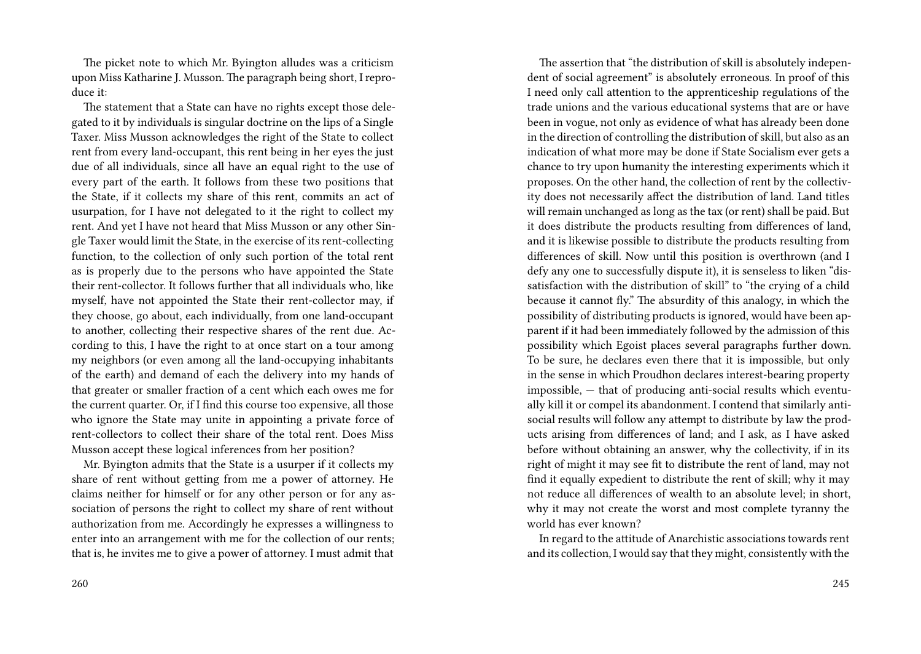The picket note to which Mr. Byington alludes was a criticism upon Miss Katharine J. Musson. The paragraph being short, I reproduce it:

The statement that a State can have no rights except those delegated to it by individuals is singular doctrine on the lips of a Single Taxer. Miss Musson acknowledges the right of the State to collect rent from every land-occupant, this rent being in her eyes the just due of all individuals, since all have an equal right to the use of every part of the earth. It follows from these two positions that the State, if it collects my share of this rent, commits an act of usurpation, for I have not delegated to it the right to collect my rent. And yet I have not heard that Miss Musson or any other Single Taxer would limit the State, in the exercise of its rent-collecting function, to the collection of only such portion of the total rent as is properly due to the persons who have appointed the State their rent-collector. It follows further that all individuals who, like myself, have not appointed the State their rent-collector may, if they choose, go about, each individually, from one land-occupant to another, collecting their respective shares of the rent due. According to this, I have the right to at once start on a tour among my neighbors (or even among all the land-occupying inhabitants of the earth) and demand of each the delivery into my hands of that greater or smaller fraction of a cent which each owes me for the current quarter. Or, if I find this course too expensive, all those who ignore the State may unite in appointing a private force of rent-collectors to collect their share of the total rent. Does Miss Musson accept these logical inferences from her position?

Mr. Byington admits that the State is a usurper if it collects my share of rent without getting from me a power of attorney. He claims neither for himself or for any other person or for any association of persons the right to collect my share of rent without authorization from me. Accordingly he expresses a willingness to enter into an arrangement with me for the collection of our rents; that is, he invites me to give a power of attorney. I must admit that

The assertion that "the distribution of skill is absolutely independent of social agreement" is absolutely erroneous. In proof of this I need only call attention to the apprenticeship regulations of the trade unions and the various educational systems that are or have been in vogue, not only as evidence of what has already been done in the direction of controlling the distribution of skill, but also as an indication of what more may be done if State Socialism ever gets a chance to try upon humanity the interesting experiments which it proposes. On the other hand, the collection of rent by the collectivity does not necessarily affect the distribution of land. Land titles will remain unchanged as long as the tax (or rent) shall be paid. But it does distribute the products resulting from differences of land, and it is likewise possible to distribute the products resulting from differences of skill. Now until this position is overthrown (and I defy any one to successfully dispute it), it is senseless to liken "dissatisfaction with the distribution of skill" to "the crying of a child because it cannot fly." The absurdity of this analogy, in which the possibility of distributing products is ignored, would have been apparent if it had been immediately followed by the admission of this possibility which Egoist places several paragraphs further down. To be sure, he declares even there that it is impossible, but only in the sense in which Proudhon declares interest-bearing property impossible, — that of producing anti-social results which eventually kill it or compel its abandonment. I contend that similarly anti-social results will follow any attempt to distribute by law the products arising from differences of land; and I ask, as I have asked before without obtaining an answer, why the collectivity, if in its right of might it may see fit to distribute the rent of land, may not find it equally expedient to distribute the rent of skill; why it may not reduce all differences of wealth to an absolute level; in short, why it may not create the worst and most complete tyranny the world has ever known?

In regard to the attitude of Anarchistic associations towards rent and its collection, I would say that they might, consistently with the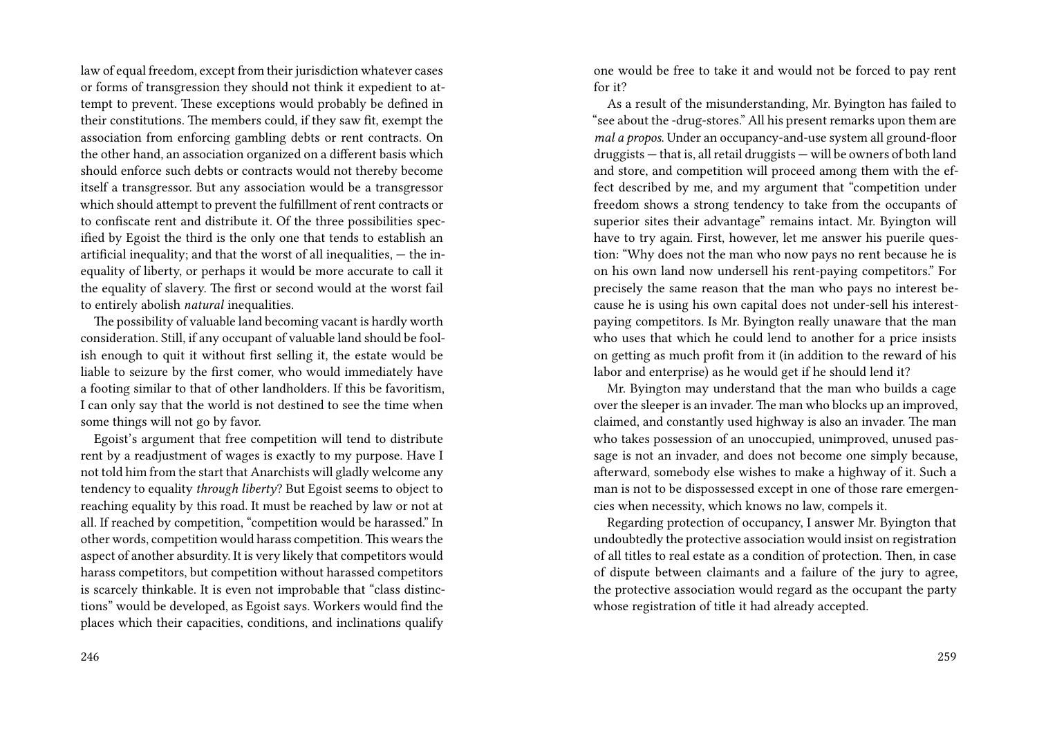law of equal freedom, except from their jurisdiction whatever cases or forms of transgression they should not think it expedient to attempt to prevent. These exceptions would probably be defined in their constitutions. The members could, if they saw fit, exempt the association from enforcing gambling debts or rent contracts. On the other hand, an association organized on a different basis which should enforce such debts or contracts would not thereby become itself a transgressor. But any association would be a transgressor which should attempt to prevent the fulfillment of rent contracts or to confiscate rent and distribute it. Of the three possibilities specified by Egoist the third is the only one that tends to establish an artificial inequality; and that the worst of all inequalities, — the inequality of liberty, or perhaps it would be more accurate to call it the equality of slavery. The first or second would at the worst fail to entirely abolish *natural* inequalities.

The possibility of valuable land becoming vacant is hardly worth consideration. Still, if any occupant of valuable land should be foolish enough to quit it without first selling it, the estate would be liable to seizure by the first comer, who would immediately have a footing similar to that of other landholders. If this be favoritism, I can only say that the world is not destined to see the time when some things will not go by favor.

Egoist's argument that free competition will tend to distribute rent by a readjustment of wages is exactly to my purpose. Have I not told him from the start that Anarchists will gladly welcome any tendency to equality *through liberty*? But Egoist seems to object to reaching equality by this road. It must be reached by law or not at all. If reached by competition, "competition would be harassed." In other words, competition would harass competition. This wears the aspect of another absurdity. It is very likely that competitors would harass competitors, but competition without harassed competitors is scarcely thinkable. It is even not improbable that "class distinctions" would be developed, as Egoist says. Workers would find the places which their capacities, conditions, and inclinations qualify

one would be free to take it and would not be forced to pay rent for it?

As a result of the misunderstanding, Mr. Byington has failed to "see about the -drug-stores." All his present remarks upon them are *mal a propos*. Under an occupancy-and-use system all ground-floor druggists — that is, all retail druggists — will be owners of both land and store, and competition will proceed among them with the effect described by me, and my argument that "competition under freedom shows a strong tendency to take from the occupants of superior sites their advantage" remains intact. Mr. Byington will have to try again. First, however, let me answer his puerile question: "Why does not the man who now pays no rent because he is on his own land now undersell his rent-paying competitors." For precisely the same reason that the man who pays no interest because he is using his own capital does not under-sell his interest-paying competitors. Is Mr. Byington really unaware that the man who uses that which he could lend to another for a price insists on getting as much profit from it (in addition to the reward of his labor and enterprise) as he would get if he should lend it?

Mr. Byington may understand that the man who builds a cage over the sleeper is an invader. The man who blocks up an improved, claimed, and constantly used highway is also an invader. The man who takes possession of an unoccupied, unimproved, unused passage is not an invader, and does not become one simply because, afterward, somebody else wishes to make a highway of it. Such a man is not to be dispossessed except in one of those rare emergencies when necessity, which knows no law, compels it.

Regarding protection of occupancy, I answer Mr. Byington that undoubtedly the protective association would insist on registration of all titles to real estate as a condition of protection. Then, in case of dispute between claimants and a failure of the jury to agree, the protective association would regard as the occupant the party whose registration of title it had already accepted.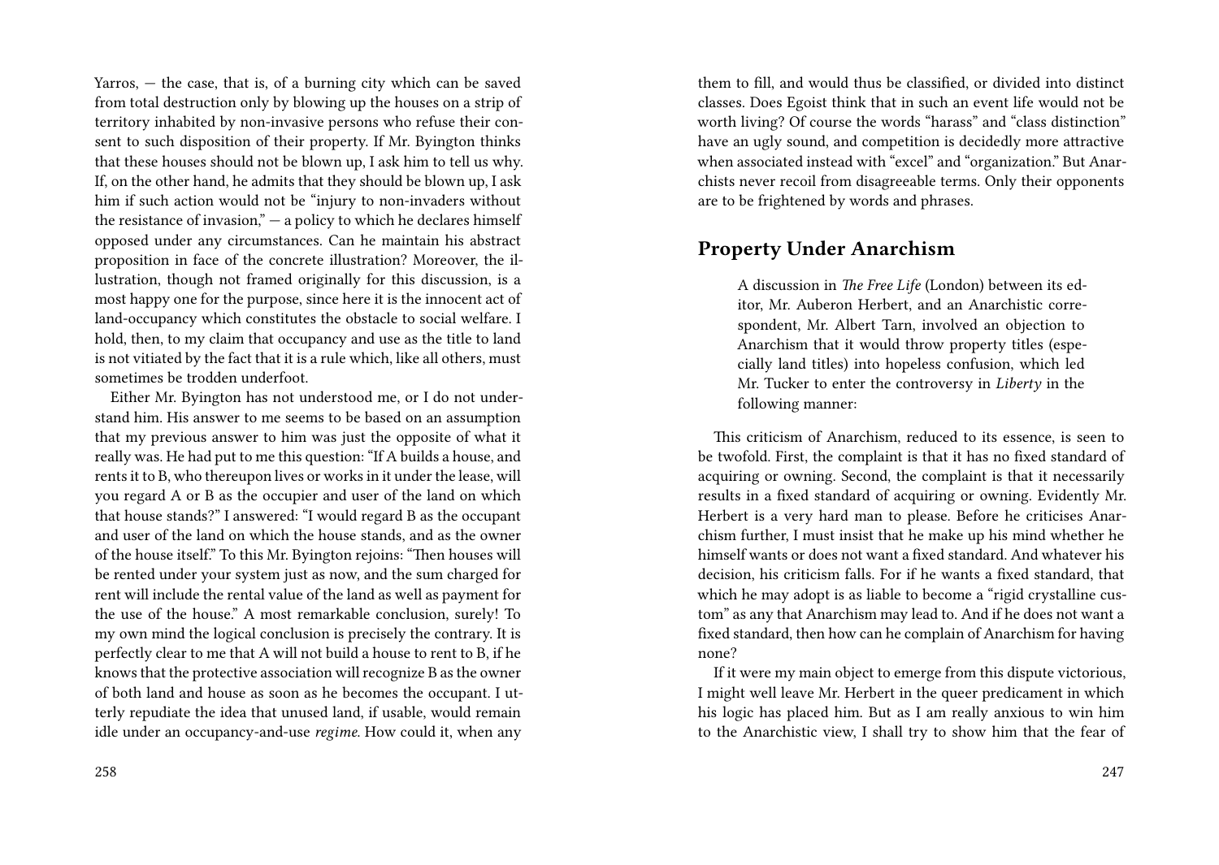Yarros, — the case, that is, of a burning city which can be saved from total destruction only by blowing up the houses on a strip of territory inhabited by non-invasive persons who refuse their consent to such disposition of their property. If Mr. Byington thinks that these houses should not be blown up, I ask him to tell us why. If, on the other hand, he admits that they should be blown up, I ask him if such action would not be "injury to non-invaders without the resistance of invasion," — a policy to which he declares himself opposed under any circumstances. Can he maintain his abstract proposition in face of the concrete illustration? Moreover, the illustration, though not framed originally for this discussion, is a most happy one for the purpose, since here it is the innocent act of land-occupancy which constitutes the obstacle to social welfare. I hold, then, to my claim that occupancy and use as the title to land is not vitiated by the fact that it is a rule which, like all others, must sometimes be trodden underfoot.

Either Mr. Byington has not understood me, or I do not understand him. His answer to me seems to be based on an assumption that my previous answer to him was just the opposite of what it really was. He had put to me this question: "If A builds a house, and rents it to B, who thereupon lives or works in it under the lease, will you regard A or B as the occupier and user of the land on which that house stands?" I answered: "I would regard B as the occupant and user of the land on which the house stands, and as the owner of the house itself." To this Mr. Byington rejoins: "Then houses will be rented under your system just as now, and the sum charged for rent will include the rental value of the land as well as payment for the use of the house." A most remarkable conclusion, surely! To my own mind the logical conclusion is precisely the contrary. It is perfectly clear to me that A will not build a house to rent to B, if he knows that the protective association will recognize B as the owner of both land and house as soon as he becomes the occupant. I utterly repudiate the idea that unused land, if usable, would remain idle under an occupancy-and-use *regime*. How could it, when any

them to fill, and would thus be classified, or divided into distinct classes. Does Egoist think that in such an event life would not be worth living? Of course the words "harass" and "class distinction" have an ugly sound, and competition is decidedly more attractive when associated instead with "excel" and "organization." But Anarchists never recoil from disagreeable terms. Only their opponents are to be frightened by words and phrases.

## Property Under Anarchism

> A discussion in *The Free Life* (London) between its editor, Mr. Auberon Herbert, and an Anarchistic correspondent, Mr. Albert Tarn, involved an objection to Anarchism that it would throw property titles (especially land titles) into hopeless confusion, which led Mr. Tucker to enter the controversy in *Liberty* in the following manner:

This criticism of Anarchism, reduced to its essence, is seen to be twofold. First, the complaint is that it has no fixed standard of acquiring or owning. Second, the complaint is that it necessarily results in a fixed standard of acquiring or owning. Evidently Mr. Herbert is a very hard man to please. Before he criticises Anarchism further, I must insist that he make up his mind whether he himself wants or does not want a fixed standard. And whatever his decision, his criticism falls. For if he wants a fixed standard, that which he may adopt is as liable to become a "rigid crystalline custom" as any that Anarchism may lead to. And if he does not want a fixed standard, then how can he complain of Anarchism for having none?

If it were my main object to emerge from this dispute victorious, I might well leave Mr. Herbert in the queer predicament in which his logic has placed him. But as I am really anxious to win him to the Anarchistic view, I shall try to show him that the fear of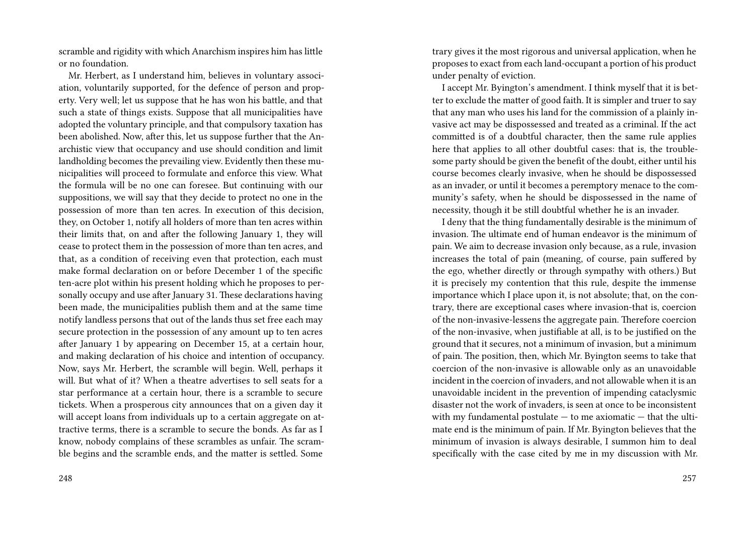scramble and rigidity with which Anarchism inspires him has little or no foundation.

Mr. Herbert, as I understand him, believes in voluntary association, voluntarily supported, for the defence of person and property. Very well; let us suppose that he has won his battle, and that such a state of things exists. Suppose that all municipalities have adopted the voluntary principle, and that compulsory taxation has been abolished. Now, after this, let us suppose further that the Anarchistic view that occupancy and use should condition and limit landholding becomes the prevailing view. Evidently then these municipalities will proceed to formulate and enforce this view. What the formula will be no one can foresee. But continuing with our suppositions, we will say that they decide to protect no one in the possession of more than ten acres. In execution of this decision, they, on October 1, notify all holders of more than ten acres within their limits that, on and after the following January 1, they will cease to protect them in the possession of more than ten acres, and that, as a condition of receiving even that protection, each must make formal declaration on or before December 1 of the specific ten-acre plot within his present holding which he proposes to personally occupy and use after January 31. These declarations having been made, the municipalities publish them and at the same time notify landless persons that out of the lands thus set free each may secure protection in the possession of any amount up to ten acres after January 1 by appearing on December 15, at a certain hour, and making declaration of his choice and intention of occupancy. Now, says Mr. Herbert, the scramble will begin. Well, perhaps it will. But what of it? When a theatre advertises to sell seats for a star performance at a certain hour, there is a scramble to secure tickets. When a prosperous city announces that on a given day it will accept loans from individuals up to a certain aggregate on attractive terms, there is a scramble to secure the bonds. As far as I know, nobody complains of these scrambles as unfair. The scramble begins and the scramble ends, and the matter is settled. Some

trary gives it the most rigorous and universal application, when he proposes to exact from each land-occupant a portion of his product under penalty of eviction.

I accept Mr. Byington's amendment. I think myself that it is better to exclude the matter of good faith. It is simpler and truer to say that any man who uses his land for the commission of a plainly invasive act may be dispossessed and treated as a criminal. If the act committed is of a doubtful character, then the same rule applies here that applies to all other doubtful cases: that is, the troublesome party should be given the benefit of the doubt, either until his course becomes clearly invasive, when he should be dispossessed as an invader, or until it becomes a peremptory menace to the community's safety, when he should be dispossessed in the name of necessity, though it be still doubtful whether he is an invader.

I deny that the thing fundamentally desirable is the minimum of invasion. The ultimate end of human endeavor is the minimum of pain. We aim to decrease invasion only because, as a rule, invasion increases the total of pain (meaning, of course, pain suffered by the ego, whether directly or through sympathy with others.) But it is precisely my contention that this rule, despite the immense importance which I place upon it, is not absolute; that, on the contrary, there are exceptional cases where invasion-that is, coercion of the non-invasive-lessens the aggregate pain. Therefore coercion of the non-invasive, when justifiable at all, is to be justified on the ground that it secures, not a minimum of invasion, but a minimum of pain. The position, then, which Mr. Byington seems to take that coercion of the non-invasive is allowable only as an unavoidable incident in the coercion of invaders, and not allowable when it is an unavoidable incident in the prevention of impending cataclysmic disaster not the work of invaders, is seen at once to be inconsistent with my fundamental postulate — to me axiomatic — that the ultimate end is the minimum of pain. If Mr. Byington believes that the minimum of invasion is always desirable, I summon him to deal specifically with the case cited by me in my discussion with Mr.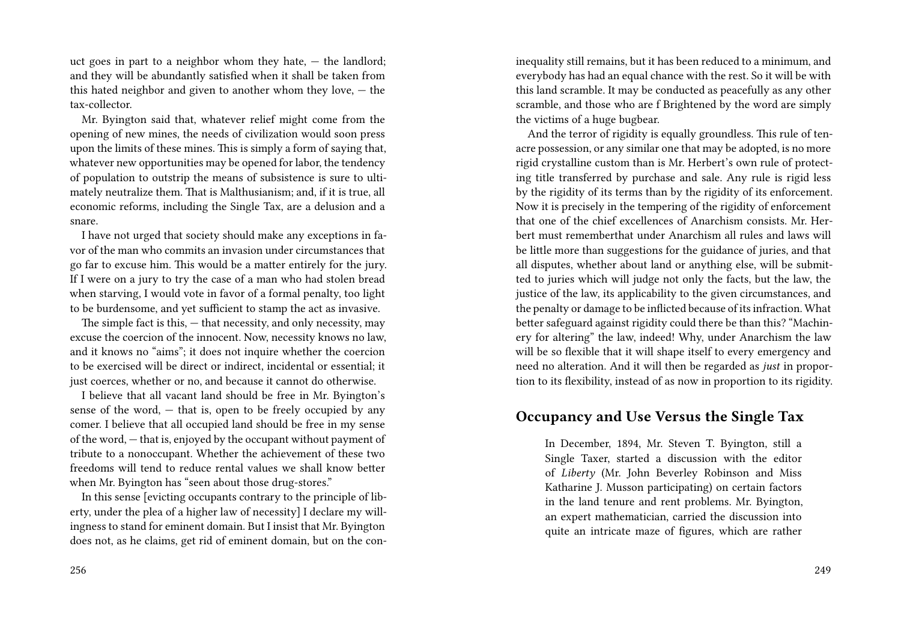uct goes in part to a neighbor whom they hate, — the landlord; and they will be abundantly satisfied when it shall be taken from this hated neighbor and given to another whom they love, — the tax-collector.

Mr. Byington said that, whatever relief might come from the opening of new mines, the needs of civilization would soon press upon the limits of these mines. This is simply a form of saying that, whatever new opportunities may be opened for labor, the tendency of population to outstrip the means of subsistence is sure to ultimately neutralize them. That is Malthusianism; and, if it is true, all economic reforms, including the Single Tax, are a delusion and a snare.

I have not urged that society should make any exceptions in favor of the man who commits an invasion under circumstances that go far to excuse him. This would be a matter entirely for the jury. If I were on a jury to try the case of a man who had stolen bread when starving, I would vote in favor of a formal penalty, too light to be burdensome, and yet sufficient to stamp the act as invasive.

The simple fact is this, — that necessity, and only necessity, may excuse the coercion of the innocent. Now, necessity knows no law, and it knows no "aims"; it does not inquire whether the coercion to be exercised will be direct or indirect, incidental or essential; it just coerces, whether or no, and because it cannot do otherwise.

I believe that all vacant land should be free in Mr. Byington's sense of the word, — that is, open to be freely occupied by any comer. I believe that all occupied land should be free in my sense of the word, — that is, enjoyed by the occupant without payment of tribute to a nonoccupant. Whether the achievement of these two freedoms will tend to reduce rental values we shall know better when Mr. Byington has "seen about those drug-stores."

In this sense [evicting occupants contrary to the principle of liberty, under the plea of a higher law of necessity] I declare my willingness to stand for eminent domain. But I insist that Mr. Byington does not, as he claims, get rid of eminent domain, but on the con-

inequality still remains, but it has been reduced to a minimum, and everybody has had an equal chance with the rest. So it will be with this land scramble. It may be conducted as peacefully as any other scramble, and those who are f Brightened by the word are simply the victims of a huge bugbear.

And the terror of rigidity is equally groundless. This rule of ten-acre possession, or any similar one that may be adopted, is no more rigid crystalline custom than is Mr. Herbert's own rule of protecting title transferred by purchase and sale. Any rule is rigid less by the rigidity of its terms than by the rigidity of its enforcement. Now it is precisely in the tempering of the rigidity of enforcement that one of the chief excellences of Anarchism consists. Mr. Herbert must rememberthat under Anarchism all rules and laws will be little more than suggestions for the guidance of juries, and that all disputes, whether about land or anything else, will be submitted to juries which will judge not only the facts, but the law, the justice of the law, its applicability to the given circumstances, and the penalty or damage to be inflicted because of its infraction. What better safeguard against rigidity could there be than this? "Machinery for altering" the law, indeed! Why, under Anarchism the law will be so flexible that it will shape itself to every emergency and need no alteration. And it will then be regarded as *just* in proportion to its flexibility, instead of as now in proportion to its rigidity.

## Occupancy and Use Versus the Single Tax

> In December, 1894, Mr. Steven T. Byington, still a Single Taxer, started a discussion with the editor of *Liberty* (Mr. John Beverley Robinson and Miss Katharine J. Musson participating) on certain factors in the land tenure and rent problems. Mr. Byington, an expert mathematician, carried the discussion into quite an intricate maze of figures, which are rather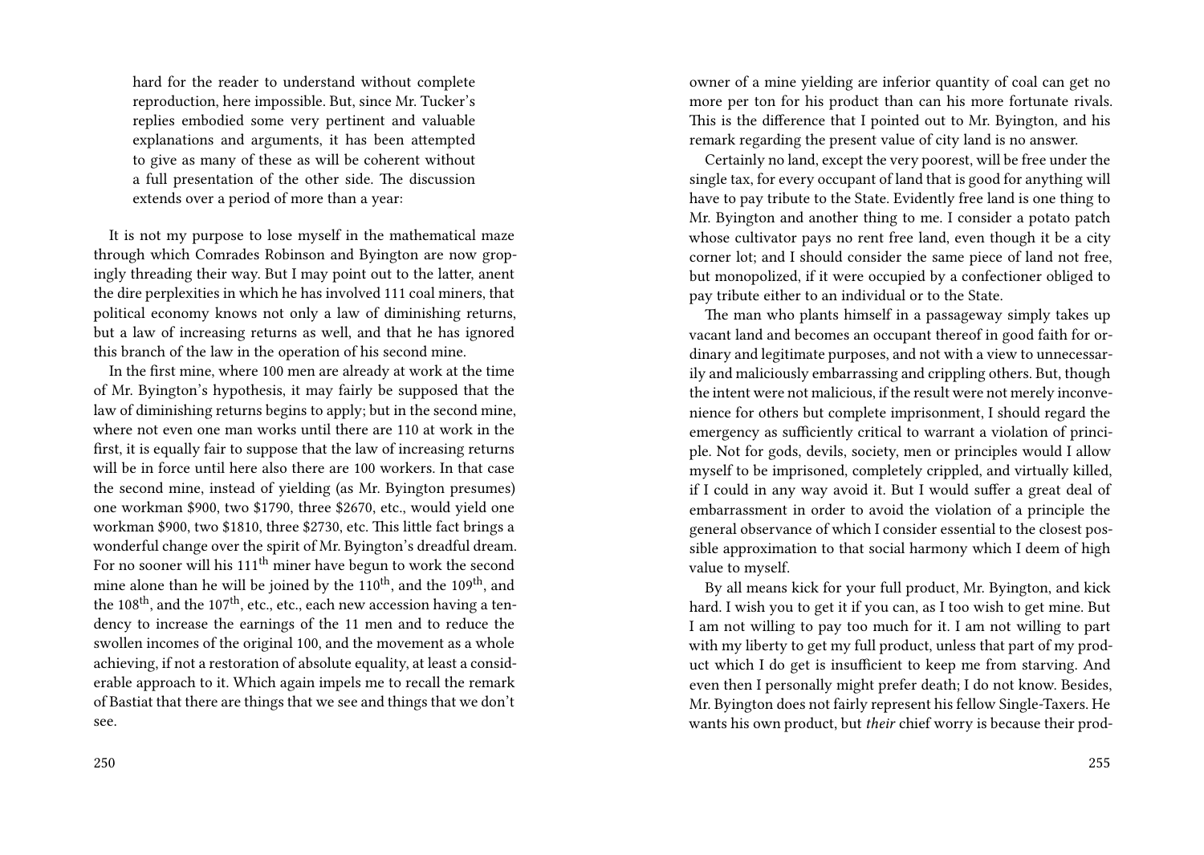hard for the reader to understand without complete reproduction, here impossible. But, since Mr. Tucker's replies embodied some very pertinent and valuable explanations and arguments, it has been attempted to give as many of these as will be coherent without a full presentation of the other side. The discussion extends over a period of more than a year:

It is not my purpose to lose myself in the mathematical maze through which Comrades Robinson and Byington are now gropingly threading their way. But I may point out to the latter, anent the dire perplexities in which he has involved 111 coal miners, that political economy knows not only a law of diminishing returns, but a law of increasing returns as well, and that he has ignored this branch of the law in the operation of his second mine.

In the first mine, where 100 men are already at work at the time of Mr. Byington's hypothesis, it may fairly be supposed that the law of diminishing returns begins to apply; but in the second mine, where not even one man works until there are 110 at work in the first, it is equally fair to suppose that the law of increasing returns will be in force until here also there are 100 workers. In that case the second mine, instead of yielding (as Mr. Byington presumes) one workman $900, two $1790, three $2670, etc., would yield one workman $900, two $1810, three $2730, etc. This little fact brings a wonderful change over the spirit of Mr. Byington's dreadful dream. For no sooner will his 111th miner have begun to work the second mine alone than he will be joined by the 110th, and the 109th, and the 108th, and the 107th, etc., etc., each new accession having a tendency to increase the earnings of the 11 men and to reduce the swollen incomes of the original 100, and the movement as a whole achieving, if not a restoration of absolute equality, at least a considerable approach to it. Which again impels me to recall the remark of Bastiat that there are things that we see and things that we don't see.

owner of a mine yielding are inferior quantity of coal can get no more per ton for his product than can his more fortunate rivals. This is the difference that I pointed out to Mr. Byington, and his remark regarding the present value of city land is no answer.

Certainly no land, except the very poorest, will be free under the single tax, for every occupant of land that is good for anything will have to pay tribute to the State. Evidently free land is one thing to Mr. Byington and another thing to me. I consider a potato patch whose cultivator pays no rent free land, even though it be a city corner lot; and I should consider the same piece of land not free, but monopolized, if it were occupied by a confectioner obliged to pay tribute either to an individual or to the State.

The man who plants himself in a passageway simply takes up vacant land and becomes an occupant thereof in good faith for ordinary and legitimate purposes, and not with a view to unnecessarily and maliciously embarrassing and crippling others. But, though the intent were not malicious, if the result were not merely inconvenience for others but complete imprisonment, I should regard the emergency as sufficiently critical to warrant a violation of principle. Not for gods, devils, society, men or principles would I allow myself to be imprisoned, completely crippled, and virtually killed, if I could in any way avoid it. But I would suffer a great deal of embarrassment in order to avoid the violation of a principle the general observance of which I consider essential to the closest possible approximation to that social harmony which I deem of high value to myself.

By all means kick for your full product, Mr. Byington, and kick hard. I wish you to get it if you can, as I too wish to get mine. But I am not willing to pay too much for it. I am not willing to part with my liberty to get my full product, unless that part of my product which I do get is insufficient to keep me from starving. And even then I personally might prefer death; I do not know. Besides, Mr. Byington does not fairly represent his fellow Single-Taxers. He wants his own product, but *their* chief worry is because their prod-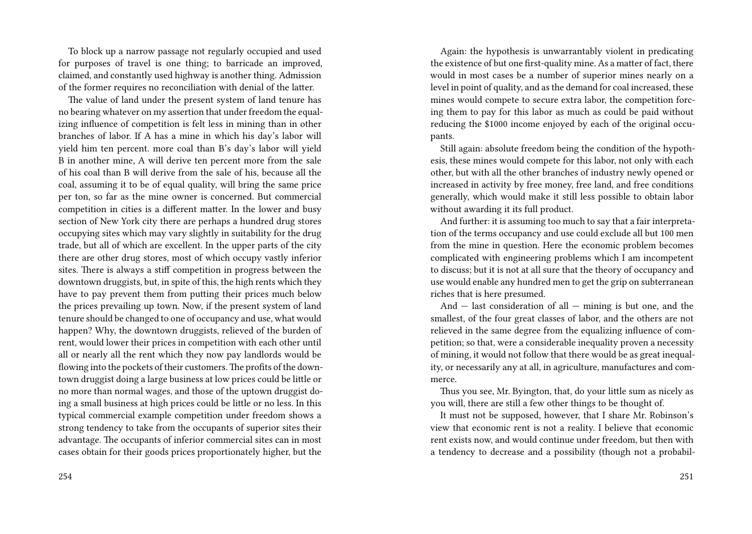To block up a narrow passage not regularly occupied and used for purposes of travel is one thing; to barricade an improved, claimed, and constantly used highway is another thing. Admission of the former requires no reconciliation with denial of the latter.

The value of land under the present system of land tenure has no bearing whatever on my assertion that under freedom the equalizing influence of competition is felt less in mining than in other branches of labor. If A has a mine in which his day's labor will yield him ten percent. more coal than B's day's labor will yield B in another mine, A will derive ten percent more from the sale of his coal than B will derive from the sale of his, because all the coal, assuming it to be of equal quality, will bring the same price per ton, so far as the mine owner is concerned. But commercial competition in cities is a different matter. In the lower and busy section of New York city there are perhaps a hundred drug stores occupying sites which may vary slightly in suitability for the drug trade, but all of which are excellent. In the upper parts of the city there are other drug stores, most of which occupy vastly inferior sites. There is always a stiff competition in progress between the downtown druggists, but, in spite of this, the high rents which they have to pay prevent them from putting their prices much below the prices prevailing up town. Now, if the present system of land tenure should be changed to one of occupancy and use, what would happen? Why, the downtown druggists, relieved of the burden of rent, would lower their prices in competition with each other until all or nearly all the rent which they now pay landlords would be flowing into the pockets of their customers. The profits of the downtown druggist doing a large business at low prices could be little or no more than normal wages, and those of the uptown druggist doing a small business at high prices could be little or no less. In this typical commercial example competition under freedom shows a strong tendency to take from the occupants of superior sites their advantage. The occupants of inferior commercial sites can in most cases obtain for their goods prices proportionately higher, but the

Again: the hypothesis is unwarrantably violent in predicating the existence of but one first-quality mine. As a matter of fact, there would in most cases be a number of superior mines nearly on a level in point of quality, and as the demand for coal increased, these mines would compete to secure extra labor, the competition forcing them to pay for this labor as much as could be paid without reducing the $1000 income enjoyed by each of the original occupants.

Still again: absolute freedom being the condition of the hypothesis, these mines would compete for this labor, not only with each other, but with all the other branches of industry newly opened or increased in activity by free money, free land, and free conditions generally, which would make it still less possible to obtain labor without awarding it its full product.

And further: it is assuming too much to say that a fair interpretation of the terms occupancy and use could exclude all but 100 men from the mine in question. Here the economic problem becomes complicated with engineering problems which I am incompetent to discuss; but it is not at all sure that the theory of occupancy and use would enable any hundred men to get the grip on subterranean riches that is here presumed.

And — last consideration of all — mining is but one, and the smallest, of the four great classes of labor, and the others are not relieved in the same degree from the equalizing influence of competition; so that, were a considerable inequality proven a necessity of mining, it would not follow that there would be as great inequality, or necessarily any at all, in agriculture, manufactures and commerce.

Thus you see, Mr. Byington, that, do your little sum as nicely as you will, there are still a few other things to be thought of.

It must not be supposed, however, that I share Mr. Robinson's view that economic rent is not a reality. I believe that economic rent exists now, and would continue under freedom, but then with a tendency to decrease and a possibility (though not a probabil-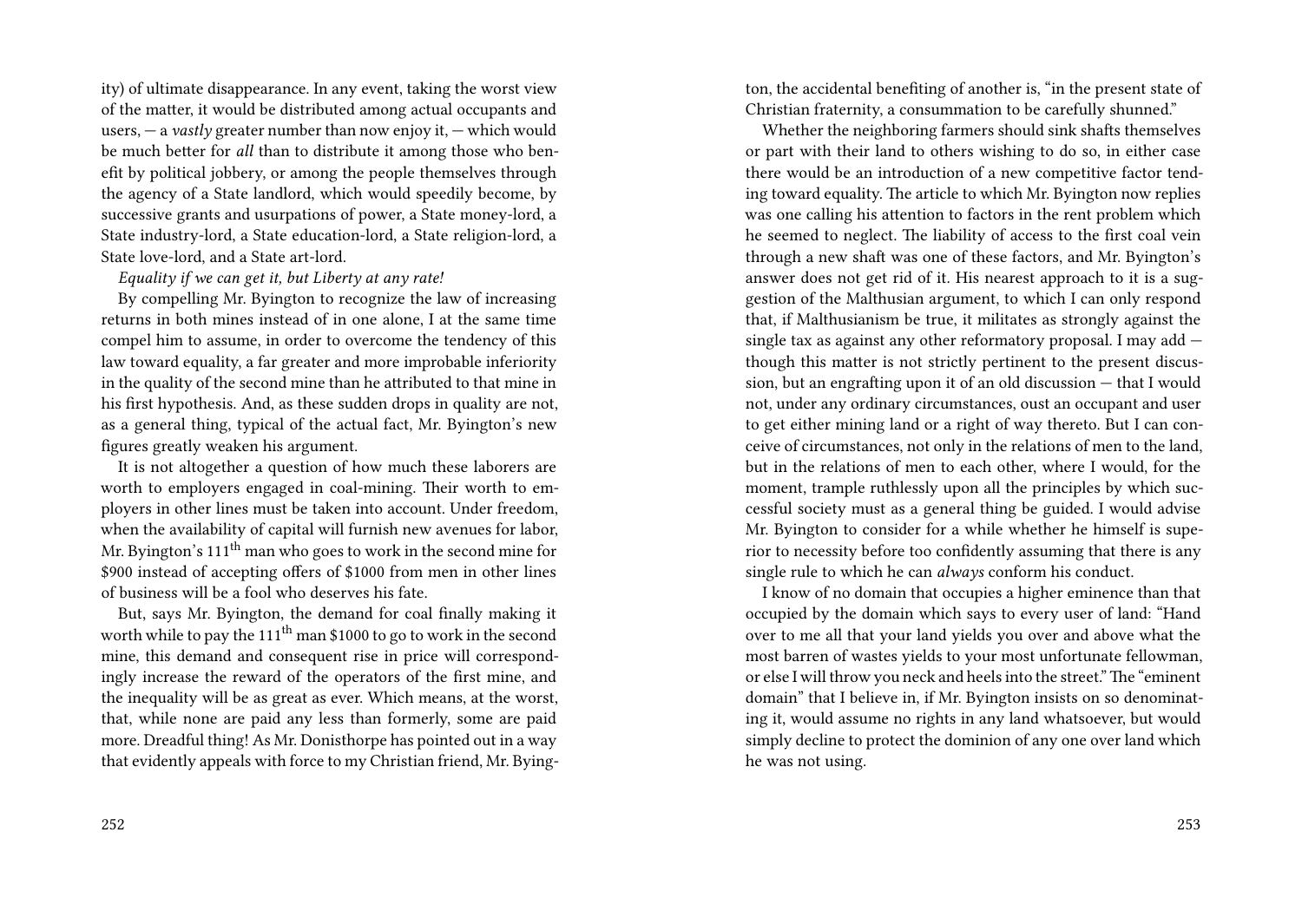ity) of ultimate disappearance. In any event, taking the worst view of the matter, it would be distributed among actual occupants and users, — a *vastly* greater number than now enjoy it, — which would be much better for *all* than to distribute it among those who benefit by political jobbery, or among the people themselves through the agency of a State landlord, which would speedily become, by successive grants and usurpations of power, a State money-lord, a State industry-lord, a State education-lord, a State religion-lord, a State love-lord, and a State art-lord.

*Equality if we can get it, but Liberty at any rate!*

By compelling Mr. Byington to recognize the law of increasing returns in both mines instead of in one alone, I at the same time compel him to assume, in order to overcome the tendency of this law toward equality, a far greater and more improbable inferiority in the quality of the second mine than he attributed to that mine in his first hypothesis. And, as these sudden drops in quality are not, as a general thing, typical of the actual fact, Mr. Byington's new figures greatly weaken his argument.

It is not altogether a question of how much these laborers are worth to employers engaged in coal-mining. Their worth to employers in other lines must be taken into account. Under freedom, when the availability of capital will furnish new avenues for labor, Mr. Byington's 111th man who goes to work in the second mine for \$900 instead of accepting offers of \$1000 from men in other lines of business will be a fool who deserves his fate.

But, says Mr. Byington, the demand for coal finally making it worth while to pay the 111th man \$1000 to go to work in the second mine, this demand and consequent rise in price will correspondingly increase the reward of the operators of the first mine, and the inequality will be as great as ever. Which means, at the worst, that, while none are paid any less than formerly, some are paid more. Dreadful thing! As Mr. Donisthorpe has pointed out in a way that evidently appeals with force to my Christian friend, Mr. Byington, the accidental benefiting of another is, "in the present state of Christian fraternity, a consummation to be carefully shunned."

Whether the neighboring farmers should sink shafts themselves or part with their land to others wishing to do so, in either case there would be an introduction of a new competitive factor tending toward equality. The article to which Mr. Byington now replies was one calling his attention to factors in the rent problem which he seemed to neglect. The liability of access to the first coal vein through a new shaft was one of these factors, and Mr. Byington's answer does not get rid of it. His nearest approach to it is a suggestion of the Malthusian argument, to which I can only respond that, if Malthusianism be true, it militates as strongly against the single tax as against any other reformatory proposal. I may add — though this matter is not strictly pertinent to the present discussion, but an engrafting upon it of an old discussion — that I would not, under any ordinary circumstances, oust an occupant and user to get either mining land or a right of way thereto. But I can conceive of circumstances, not only in the relations of men to the land, but in the relations of men to each other, where I would, for the moment, trample ruthlessly upon all the principles by which successful society must as a general thing be guided. I would advise Mr. Byington to consider for a while whether he himself is superior to necessity before too confidently assuming that there is any single rule to which he can *always* conform his conduct.

I know of no domain that occupies a higher eminence than that occupied by the domain which says to every user of land: "Hand over to me all that your land yields you over and above what the most barren of wastes yields to your most unfortunate fellowman, or else I will throw you neck and heels into the street." The "eminent domain" that I believe in, if Mr. Byington insists on so denominating it, would assume no rights in any land whatsoever, but would simply decline to protect the dominion of any one over land which he was not using.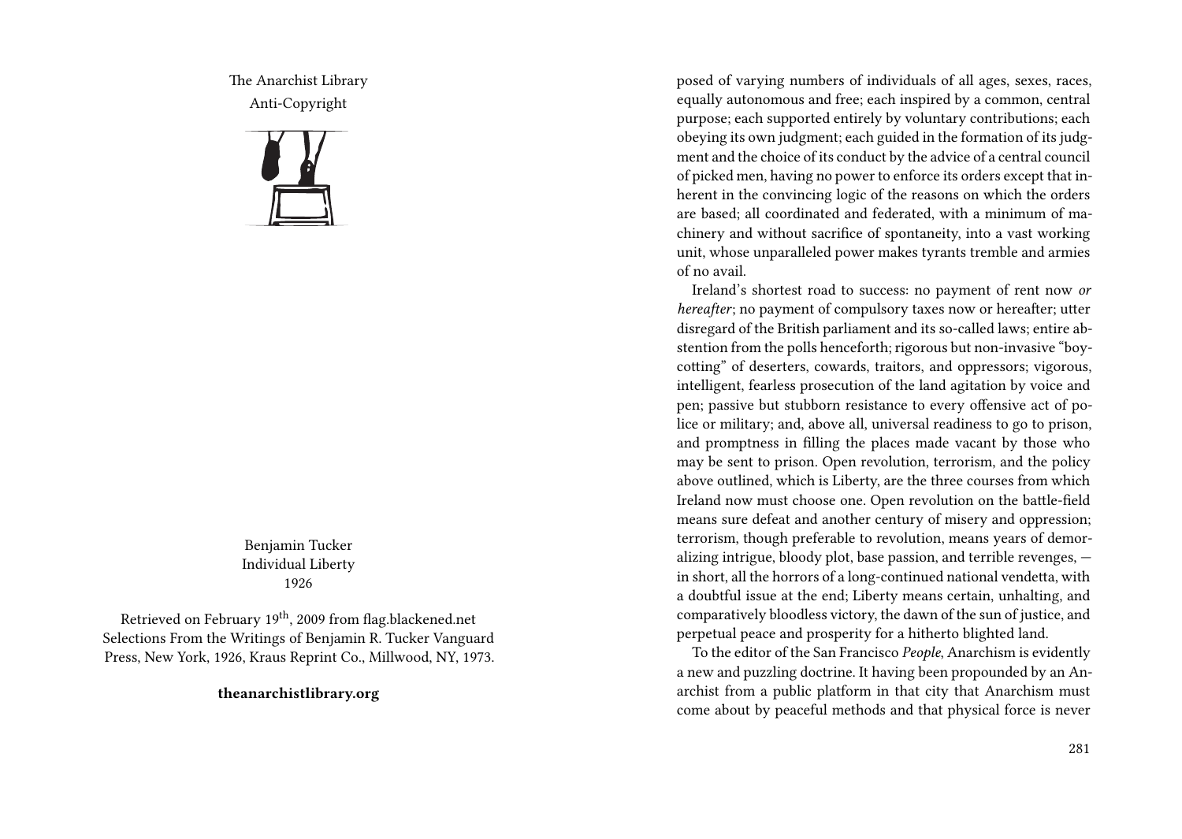The Anarchist Library
Anti-Copyright

Benjamin Tucker
Individual Liberty
1926

Retrieved on February 19th, 2009 from flag.blackened.net
Selections From the Writings of Benjamin R. Tucker Vanguard Press, New York, 1926, Kraus Reprint Co., Millwood, NY, 1973.

**theanarchistlibrary.org**

posed of varying numbers of individuals of all ages, sexes, races, equally autonomous and free; each inspired by a common, central purpose; each supported entirely by voluntary contributions; each obeying its own judgment; each guided in the formation of its judgment and the choice of its conduct by the advice of a central council of picked men, having no power to enforce its orders except that inherent in the convincing logic of the reasons on which the orders are based; all coordinated and federated, with a minimum of machinery and without sacrifice of spontaneity, into a vast working unit, whose unparalleled power makes tyrants tremble and armies of no avail.

Ireland's shortest road to success: no payment of rent now *or hereafter*; no payment of compulsory taxes now or hereafter; utter disregard of the British parliament and its so-called laws; entire abstention from the polls henceforth; rigorous but non-invasive "boycotting" of deserters, cowards, traitors, and oppressors; vigorous, intelligent, fearless prosecution of the land agitation by voice and pen; passive but stubborn resistance to every offensive act of police or military; and, above all, universal readiness to go to prison, and promptness in filling the places made vacant by those who may be sent to prison. Open revolution, terrorism, and the policy above outlined, which is Liberty, are the three courses from which Ireland now must choose one. Open revolution on the battle-field means sure defeat and another century of misery and oppression; terrorism, though preferable to revolution, means years of demoralizing intrigue, bloody plot, base passion, and terrible revenges, — in short, all the horrors of a long-continued national vendetta, with a doubtful issue at the end; Liberty means certain, unhalting, and comparatively bloodless victory, the dawn of the sun of justice, and perpetual peace and prosperity for a hitherto blighted land.

To the editor of the San Francisco *People*, Anarchism is evidently a new and puzzling doctrine. It having been propounded by an Anarchist from a public platform in that city that Anarchism must come about by peaceful methods and that physical force is never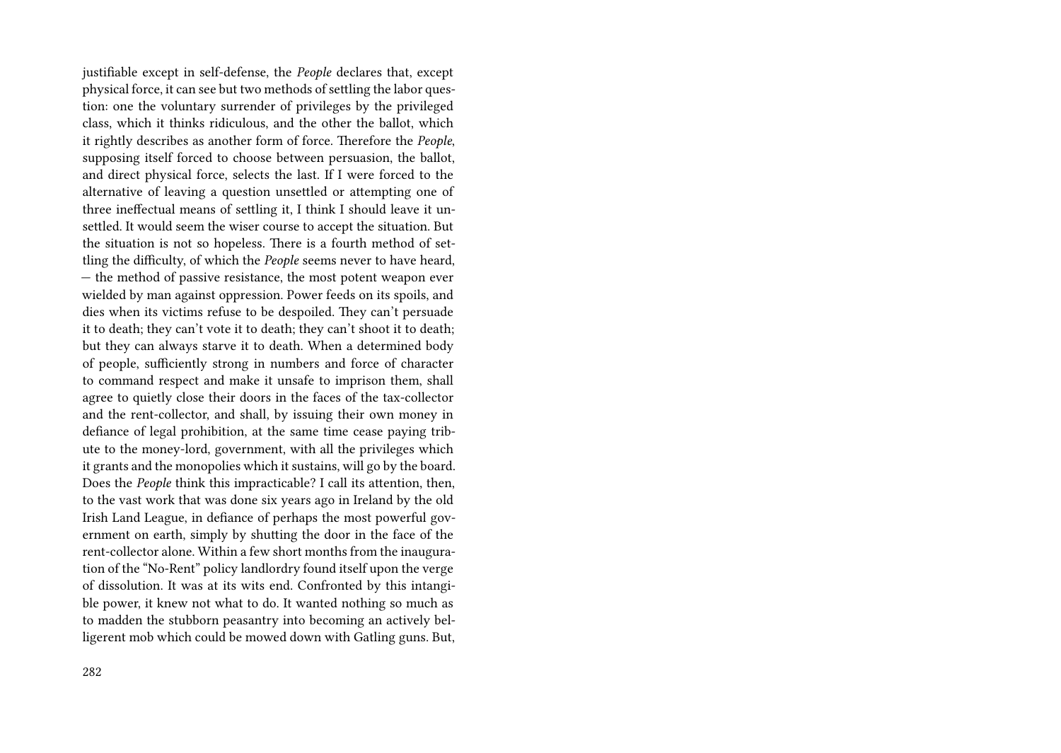justifiable except in self-defense, the *People* declares that, except physical force, it can see but two methods of settling the labor question: one the voluntary surrender of privileges by the privileged class, which it thinks ridiculous, and the other the ballot, which it rightly describes as another form of force. Therefore the *People*, supposing itself forced to choose between persuasion, the ballot, and direct physical force, selects the last. If I were forced to the alternative of leaving a question unsettled or attempting one of three ineffectual means of settling it, I think I should leave it unsettled. It would seem the wiser course to accept the situation. But the situation is not so hopeless. There is a fourth method of settling the difficulty, of which the *People* seems never to have heard, — the method of passive resistance, the most potent weapon ever wielded by man against oppression. Power feeds on its spoils, and dies when its victims refuse to be despoiled. They can't persuade it to death; they can't vote it to death; they can't shoot it to death; but they can always starve it to death. When a determined body of people, sufficiently strong in numbers and force of character to command respect and make it unsafe to imprison them, shall agree to quietly close their doors in the faces of the tax-collector and the rent-collector, and shall, by issuing their own money in defiance of legal prohibition, at the same time cease paying tribute to the money-lord, government, with all the privileges which it grants and the monopolies which it sustains, will go by the board. Does the *People* think this impracticable? I call its attention, then, to the vast work that was done six years ago in Ireland by the old Irish Land League, in defiance of perhaps the most powerful government on earth, simply by shutting the door in the face of the rent-collector alone. Within a few short months from the inauguration of the "No-Rent" policy landlordry found itself upon the verge of dissolution. It was at its wits end. Confronted by this intangible power, it knew not what to do. It wanted nothing so much as to madden the stubborn peasantry into becoming an actively belligerent mob which could be mowed down with Gatling guns. But,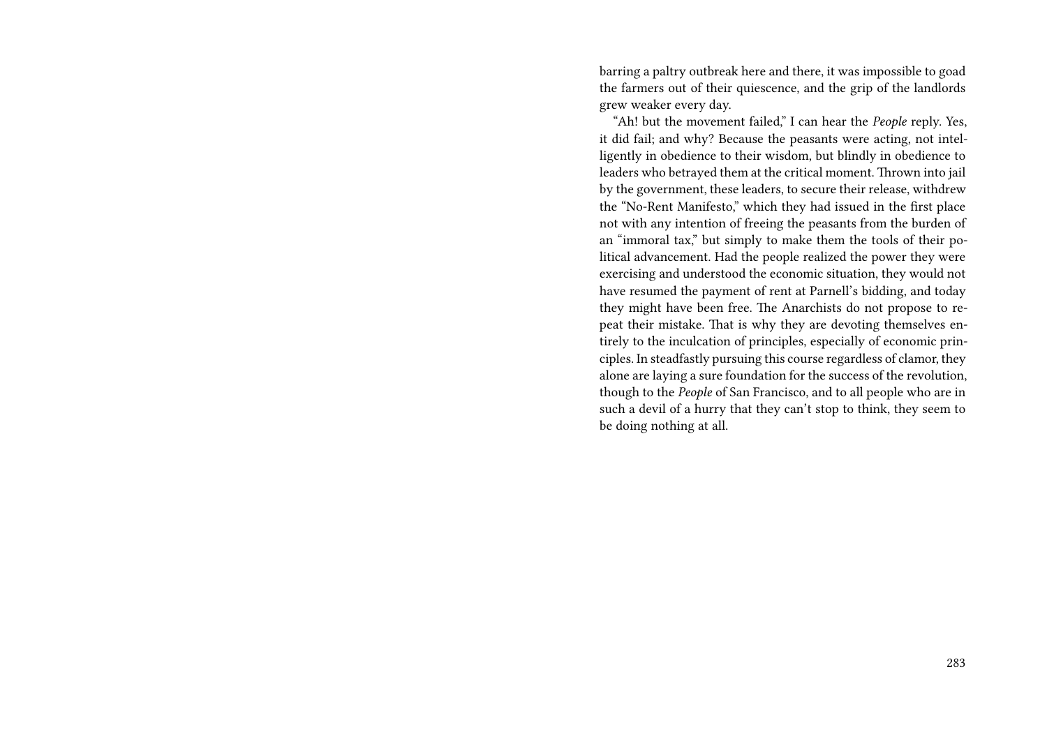barring a paltry outbreak here and there, it was impossible to goad the farmers out of their quiescence, and the grip of the landlords grew weaker every day.

"Ah! but the movement failed," I can hear the *People* reply. Yes, it did fail; and why? Because the peasants were acting, not intelligently in obedience to their wisdom, but blindly in obedience to leaders who betrayed them at the critical moment. Thrown into jail by the government, these leaders, to secure their release, withdrew the "No-Rent Manifesto," which they had issued in the first place not with any intention of freeing the peasants from the burden of an "immoral tax," but simply to make them the tools of their political advancement. Had the people realized the power they were exercising and understood the economic situation, they would not have resumed the payment of rent at Parnell's bidding, and today they might have been free. The Anarchists do not propose to repeat their mistake. That is why they are devoting themselves entirely to the inculcation of principles, especially of economic principles. In steadfastly pursuing this course regardless of clamor, they alone are laying a sure foundation for the success of the revolution, though to the *People* of San Francisco, and to all people who are in such a devil of a hurry that they can't stop to think, they seem to be doing nothing at all.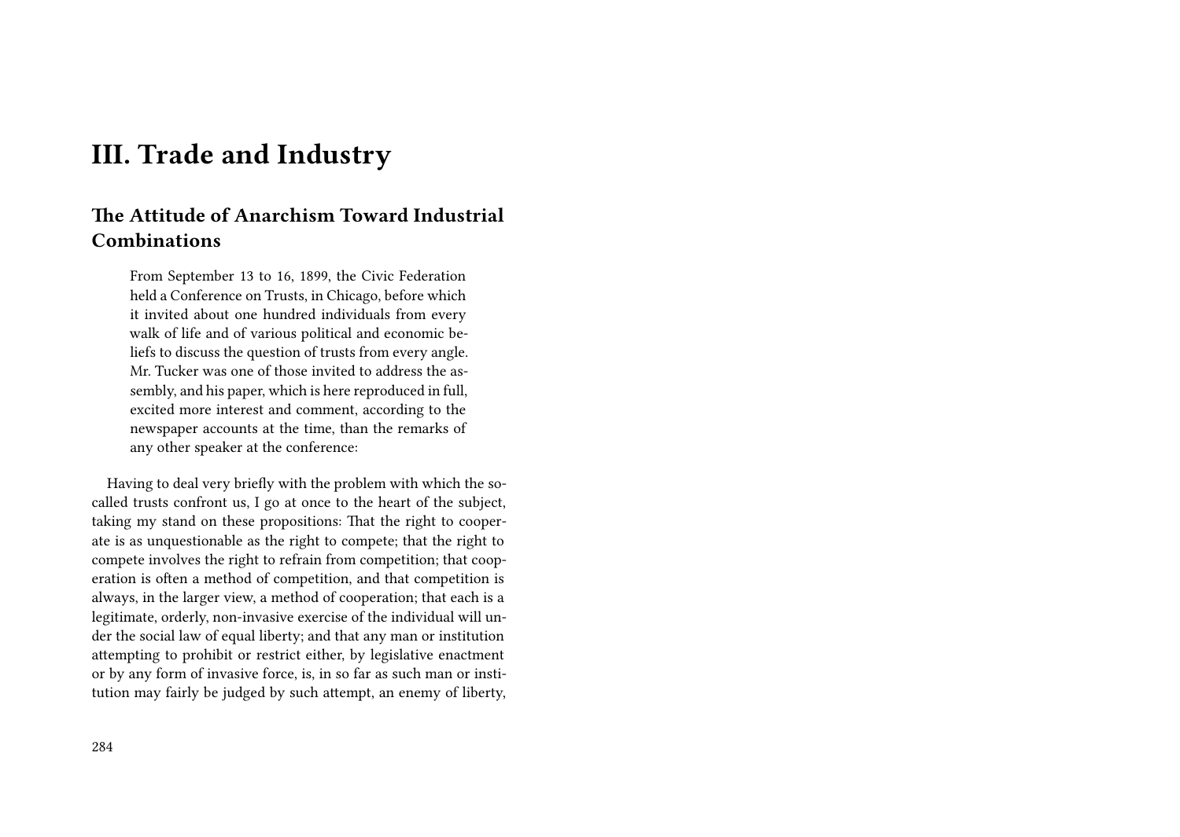# III. Trade and Industry

## The Attitude of Anarchism Toward Industrial Combinations

> From September 13 to 16, 1899, the Civic Federation held a Conference on Trusts, in Chicago, before which it invited about one hundred individuals from every walk of life and of various political and economic beliefs to discuss the question of trusts from every angle. Mr. Tucker was one of those invited to address the assembly, and his paper, which is here reproduced in full, excited more interest and comment, according to the newspaper accounts at the time, than the remarks of any other speaker at the conference:

Having to deal very briefly with the problem with which the so-called trusts confront us, I go at once to the heart of the subject, taking my stand on these propositions: That the right to cooperate is as unquestionable as the right to compete; that the right to compete involves the right to refrain from competition; that cooperation is often a method of competition, and that competition is always, in the larger view, a method of cooperation; that each is a legitimate, orderly, non-invasive exercise of the individual will under the social law of equal liberty; and that any man or institution attempting to prohibit or restrict either, by legislative enactment or by any form of invasive force, is, in so far as such man or institution may fairly be judged by such attempt, an enemy of liberty,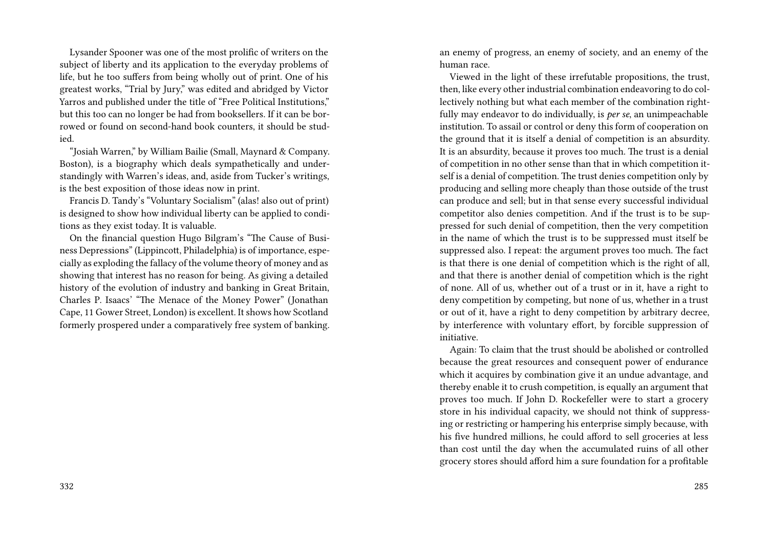Lysander Spooner was one of the most prolific of writers on the subject of liberty and its application to the everyday problems of life, but he too suffers from being wholly out of print. One of his greatest works, "Trial by Jury," was edited and abridged by Victor Yarros and published under the title of "Free Political Institutions," but this too can no longer be had from booksellers. If it can be borrowed or found on second-hand book counters, it should be studied.

"Josiah Warren," by William Bailie (Small, Maynard & Company. Boston), is a biography which deals sympathetically and understandingly with Warren's ideas, and, aside from Tucker's writings, is the best exposition of those ideas now in print.

Francis D. Tandy's "Voluntary Socialism" (alas! also out of print) is designed to show how individual liberty can be applied to conditions as they exist today. It is valuable.

On the financial question Hugo Bilgram's "The Cause of Business Depressions" (Lippincott, Philadelphia) is of importance, especially as exploding the fallacy of the volume theory of money and as showing that interest has no reason for being. As giving a detailed history of the evolution of industry and banking in Great Britain, Charles P. Isaacs' "The Menace of the Money Power" (Jonathan Cape, 11 Gower Street, London) is excellent. It shows how Scotland formerly prospered under a comparatively free system of banking.

an enemy of progress, an enemy of society, and an enemy of the human race.

Viewed in the light of these irrefutable propositions, the trust, then, like every other industrial combination endeavoring to do collectively nothing but what each member of the combination rightfully may endeavor to do individually, is *per se*, an unimpeachable institution. To assail or control or deny this form of cooperation on the ground that it is itself a denial of competition is an absurdity. It is an absurdity, because it proves too much. The trust is a denial of competition in no other sense than that in which competition itself is a denial of competition. The trust denies competition only by producing and selling more cheaply than those outside of the trust can produce and sell; but in that sense every successful individual competitor also denies competition. And if the trust is to be suppressed for such denial of competition, then the very competition in the name of which the trust is to be suppressed must itself be suppressed also. I repeat: the argument proves too much. The fact is that there is one denial of competition which is the right of all, and that there is another denial of competition which is the right of none. All of us, whether out of a trust or in it, have a right to deny competition by competing, but none of us, whether in a trust or out of it, have a right to deny competition by arbitrary decree, by interference with voluntary effort, by forcible suppression of initiative.

Again: To claim that the trust should be abolished or controlled because the great resources and consequent power of endurance which it acquires by combination give it an undue advantage, and thereby enable it to crush competition, is equally an argument that proves too much. If John D. Rockefeller were to start a grocery store in his individual capacity, we should not think of suppressing or restricting or hampering his enterprise simply because, with his five hundred millions, he could afford to sell groceries at less than cost until the day when the accumulated ruins of all other grocery stores should afford him a sure foundation for a profitable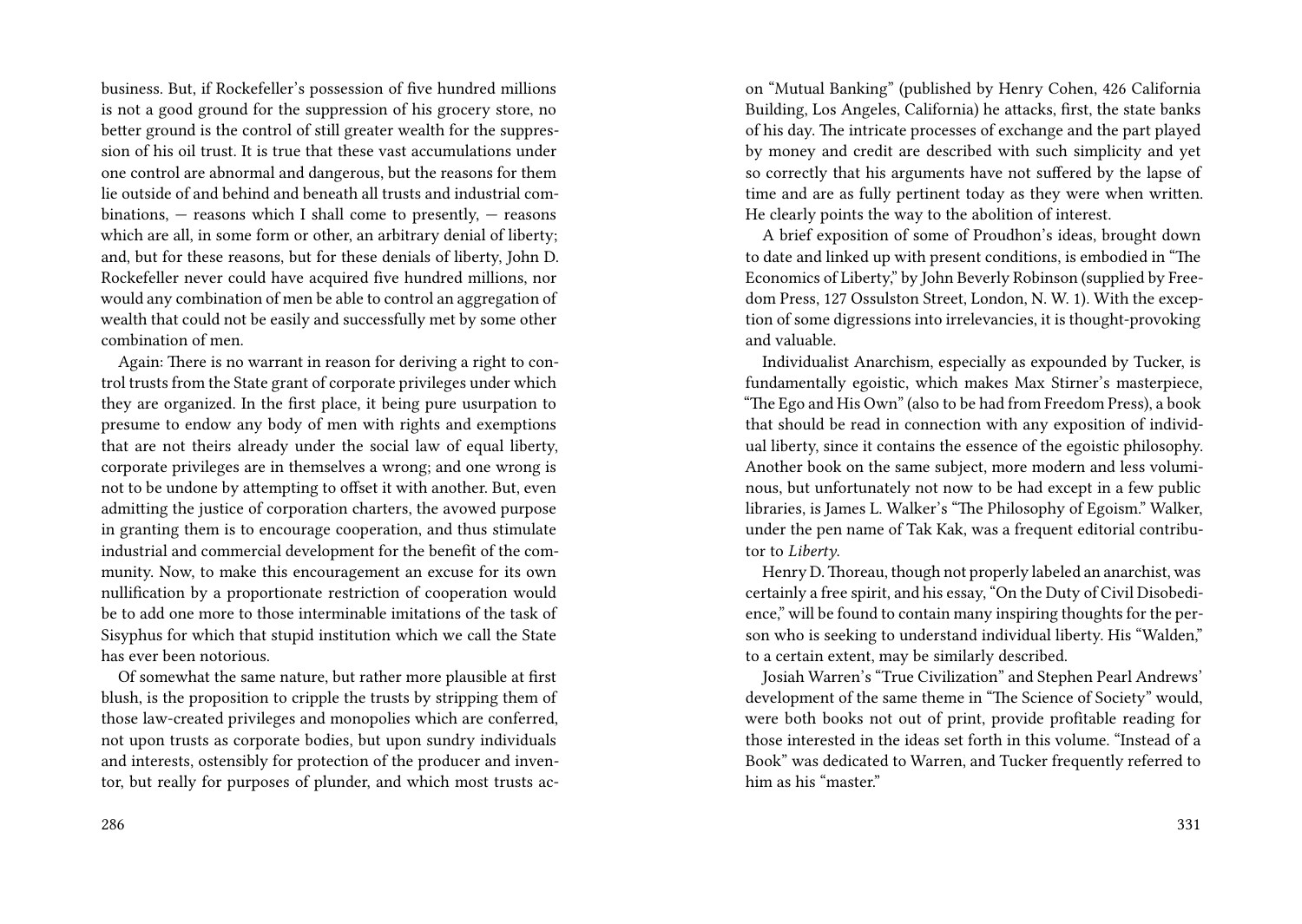business. But, if Rockefeller's possession of five hundred millions is not a good ground for the suppression of his grocery store, no better ground is the control of still greater wealth for the suppression of his oil trust. It is true that these vast accumulations under one control are abnormal and dangerous, but the reasons for them lie outside of and behind and beneath all trusts and industrial combinations, — reasons which I shall come to presently, — reasons which are all, in some form or other, an arbitrary denial of liberty; and, but for these reasons, but for these denials of liberty, John D. Rockefeller never could have acquired five hundred millions, nor would any combination of men be able to control an aggregation of wealth that could not be easily and successfully met by some other combination of men.

Again: There is no warrant in reason for deriving a right to control trusts from the State grant of corporate privileges under which they are organized. In the first place, it being pure usurpation to presume to endow any body of men with rights and exemptions that are not theirs already under the social law of equal liberty, corporate privileges are in themselves a wrong; and one wrong is not to be undone by attempting to offset it with another. But, even admitting the justice of corporation charters, the avowed purpose in granting them is to encourage cooperation, and thus stimulate industrial and commercial development for the benefit of the community. Now, to make this encouragement an excuse for its own nullification by a proportionate restriction of cooperation would be to add one more to those interminable imitations of the task of Sisyphus for which that stupid institution which we call the State has ever been notorious.

Of somewhat the same nature, but rather more plausible at first blush, is the proposition to cripple the trusts by stripping them of those law-created privileges and monopolies which are conferred, not upon trusts as corporate bodies, but upon sundry individuals and interests, ostensibly for protection of the producer and inventor, but really for purposes of plunder, and which most trusts ac-

on "Mutual Banking" (published by Henry Cohen, 426 California Building, Los Angeles, California) he attacks, first, the state banks of his day. The intricate processes of exchange and the part played by money and credit are described with such simplicity and yet so correctly that his arguments have not suffered by the lapse of time and are as fully pertinent today as they were when written. He clearly points the way to the abolition of interest.

A brief exposition of some of Proudhon's ideas, brought down to date and linked up with present conditions, is embodied in "The Economics of Liberty," by John Beverly Robinson (supplied by Freedom Press, 127 Ossulston Street, London, N. W. 1). With the exception of some digressions into irrelevancies, it is thought-provoking and valuable.

Individualist Anarchism, especially as expounded by Tucker, is fundamentally egoistic, which makes Max Stirner's masterpiece, "The Ego and His Own" (also to be had from Freedom Press), a book that should be read in connection with any exposition of individual liberty, since it contains the essence of the egoistic philosophy. Another book on the same subject, more modern and less voluminous, but unfortunately not now to be had except in a few public libraries, is James L. Walker's "The Philosophy of Egoism." Walker, under the pen name of Tak Kak, was a frequent editorial contributor to *Liberty*.

Henry D. Thoreau, though not properly labeled an anarchist, was certainly a free spirit, and his essay, "On the Duty of Civil Disobedience," will be found to contain many inspiring thoughts for the person who is seeking to understand individual liberty. His "Walden," to a certain extent, may be similarly described.

Josiah Warren's "True Civilization" and Stephen Pearl Andrews' development of the same theme in "The Science of Society" would, were both books not out of print, provide profitable reading for those interested in the ideas set forth in this volume. "Instead of a Book" was dedicated to Warren, and Tucker frequently referred to him as his "master."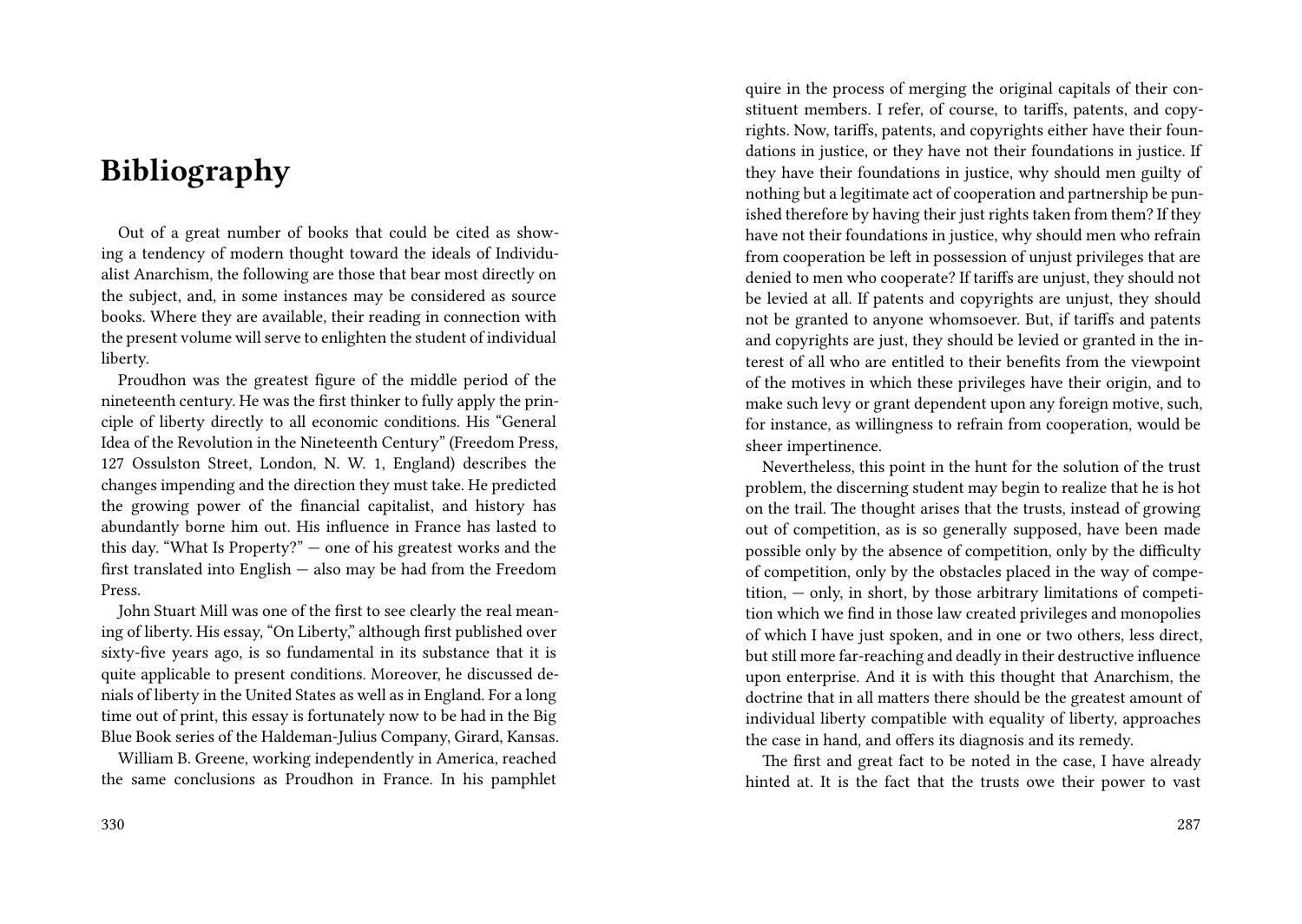# Bibliography

Out of a great number of books that could be cited as showing a tendency of modern thought toward the ideals of Individualist Anarchism, the following are those that bear most directly on the subject, and, in some instances may be considered as source books. Where they are available, their reading in connection with the present volume will serve to enlighten the student of individual liberty.

Proudhon was the greatest figure of the middle period of the nineteenth century. He was the first thinker to fully apply the principle of liberty directly to all economic conditions. His "General Idea of the Revolution in the Nineteenth Century" (Freedom Press, 127 Ossulston Street, London, N. W. 1, England) describes the changes impending and the direction they must take. He predicted the growing power of the financial capitalist, and history has abundantly borne him out. His influence in France has lasted to this day. "What Is Property?" — one of his greatest works and the first translated into English — also may be had from the Freedom Press.

John Stuart Mill was one of the first to see clearly the real meaning of liberty. His essay, "On Liberty," although first published over sixty-five years ago, is so fundamental in its substance that it is quite applicable to present conditions. Moreover, he discussed denials of liberty in the United States as well as in England. For a long time out of print, this essay is fortunately now to be had in the Big Blue Book series of the Haldeman-Julius Company, Girard, Kansas.

William B. Greene, working independently in America, reached the same conclusions as Proudhon in France. In his pamphlet

quire in the process of merging the original capitals of their constituent members. I refer, of course, to tariffs, patents, and copyrights. Now, tariffs, patents, and copyrights either have their foundations in justice, or they have not their foundations in justice. If they have their foundations in justice, why should men guilty of nothing but a legitimate act of cooperation and partnership be punished therefore by having their just rights taken from them? If they have not their foundations in justice, why should men who refrain from cooperation be left in possession of unjust privileges that are denied to men who cooperate? If tariffs are unjust, they should not be levied at all. If patents and copyrights are unjust, they should not be granted to anyone whomsoever. But, if tariffs and patents and copyrights are just, they should be levied or granted in the interest of all who are entitled to their benefits from the viewpoint of the motives in which these privileges have their origin, and to make such levy or grant dependent upon any foreign motive, such, for instance, as willingness to refrain from cooperation, would be sheer impertinence.

Nevertheless, this point in the hunt for the solution of the trust problem, the discerning student may begin to realize that he is hot on the trail. The thought arises that the trusts, instead of growing out of competition, as is so generally supposed, have been made possible only by the absence of competition, only by the difficulty of competition, only by the obstacles placed in the way of competition, — only, in short, by those arbitrary limitations of competition which we find in those law created privileges and monopolies of which I have just spoken, and in one or two others, less direct, but still more far-reaching and deadly in their destructive influence upon enterprise. And it is with this thought that Anarchism, the doctrine that in all matters there should be the greatest amount of individual liberty compatible with equality of liberty, approaches the case in hand, and offers its diagnosis and its remedy.

The first and great fact to be noted in the case, I have already hinted at. It is the fact that the trusts owe their power to vast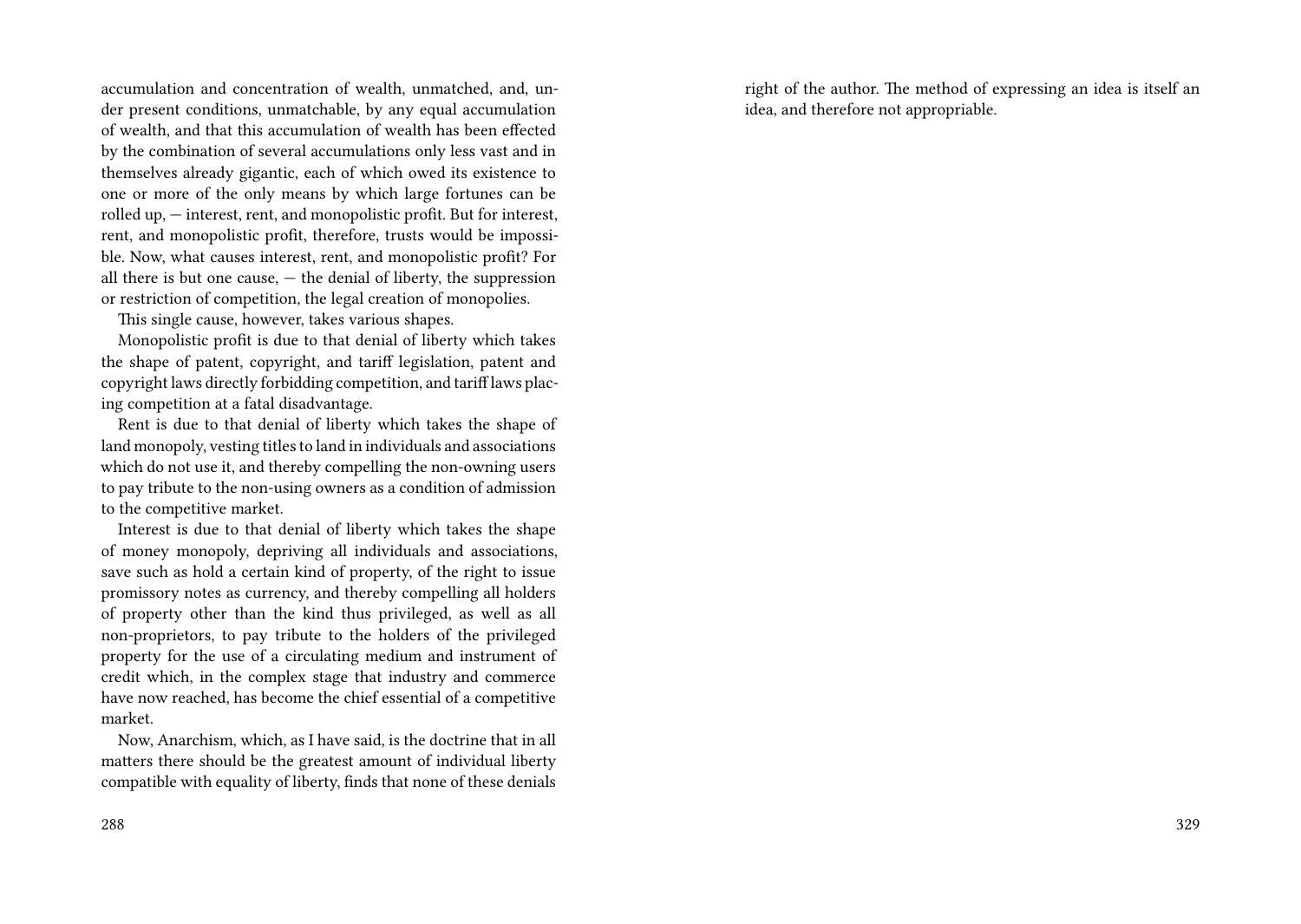accumulation and concentration of wealth, unmatched, and, under present conditions, unmatchable, by any equal accumulation of wealth, and that this accumulation of wealth has been effected by the combination of several accumulations only less vast and in themselves already gigantic, each of which owed its existence to one or more of the only means by which large fortunes can be rolled up, — interest, rent, and monopolistic profit. But for interest, rent, and monopolistic profit, therefore, trusts would be impossible. Now, what causes interest, rent, and monopolistic profit? For all there is but one cause, — the denial of liberty, the suppression or restriction of competition, the legal creation of monopolies.

This single cause, however, takes various shapes.

Monopolistic profit is due to that denial of liberty which takes the shape of patent, copyright, and tariff legislation, patent and copyright laws directly forbidding competition, and tariff laws placing competition at a fatal disadvantage.

Rent is due to that denial of liberty which takes the shape of land monopoly, vesting titles to land in individuals and associations which do not use it, and thereby compelling the non-owning users to pay tribute to the non-using owners as a condition of admission to the competitive market.

Interest is due to that denial of liberty which takes the shape of money monopoly, depriving all individuals and associations, save such as hold a certain kind of property, of the right to issue promissory notes as currency, and thereby compelling all holders of property other than the kind thus privileged, as well as all non-proprietors, to pay tribute to the holders of the privileged property for the use of a circulating medium and instrument of credit which, in the complex stage that industry and commerce have now reached, has become the chief essential of a competitive market.

Now, Anarchism, which, as I have said, is the doctrine that in all matters there should be the greatest amount of individual liberty compatible with equality of liberty, finds that none of these denials

right of the author. The method of expressing an idea is itself an idea, and therefore not appropriable.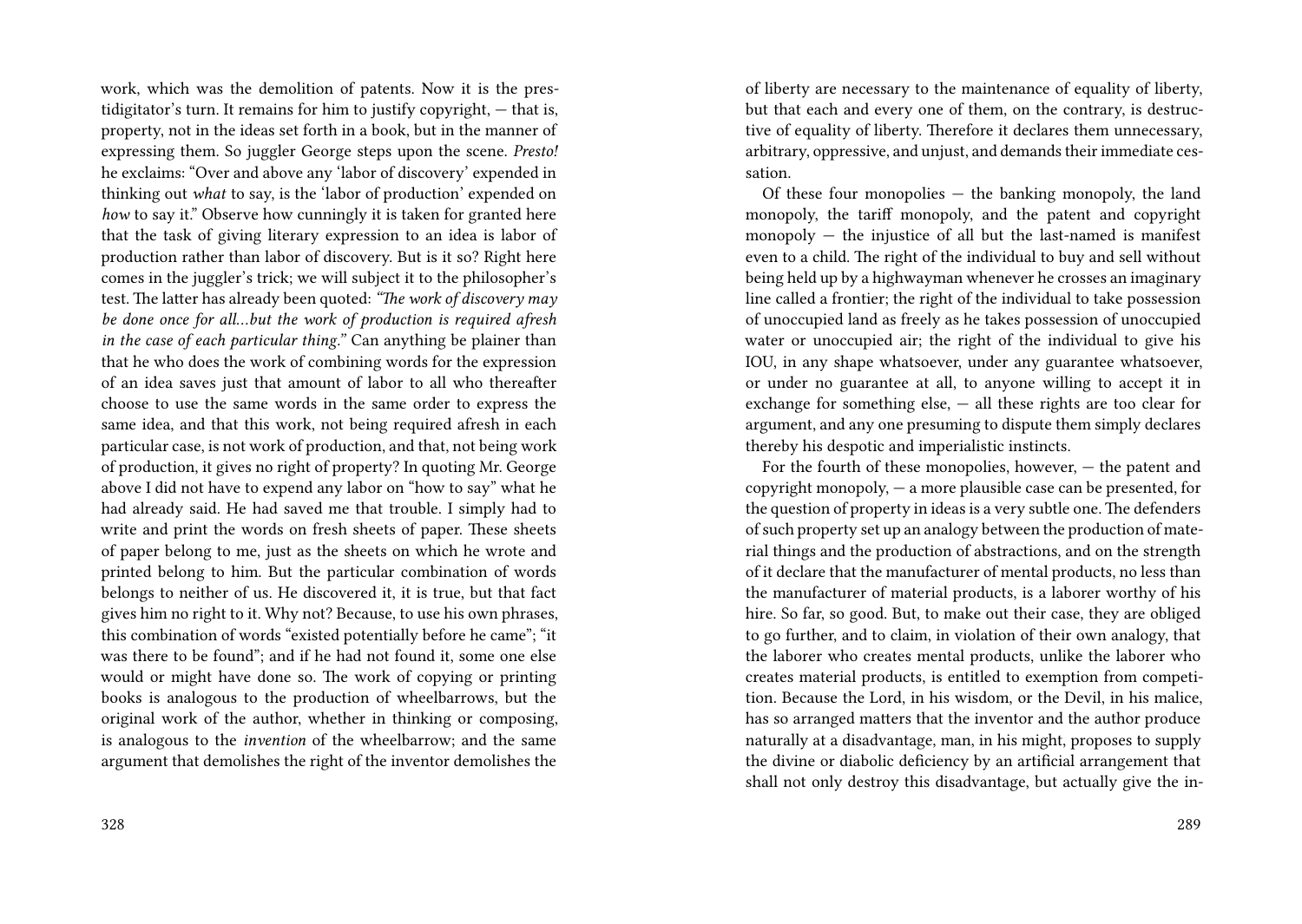work, which was the demolition of patents. Now it is the prestidigitator's turn. It remains for him to justify copyright, — that is, property, not in the ideas set forth in a book, but in the manner of expressing them. So juggler George steps upon the scene. *Presto!* he exclaims: "Over and above any 'labor of discovery' expended in thinking out *what* to say, is the 'labor of production' expended on *how* to say it." Observe how cunningly it is taken for granted here that the task of giving literary expression to an idea is labor of production rather than labor of discovery. But is it so? Right here comes in the juggler's trick; we will subject it to the philosopher's test. The latter has already been quoted: *"The work of discovery may be done once for all…but the work of production is required afresh in the case of each particular thing."* Can anything be plainer than that he who does the work of combining words for the expression of an idea saves just that amount of labor to all who thereafter choose to use the same words in the same order to express the same idea, and that this work, not being required afresh in each particular case, is not work of production, and that, not being work of production, it gives no right of property? In quoting Mr. George above I did not have to expend any labor on "how to say" what he had already said. He had saved me that trouble. I simply had to write and print the words on fresh sheets of paper. These sheets of paper belong to me, just as the sheets on which he wrote and printed belong to him. But the particular combination of words belongs to neither of us. He discovered it, it is true, but that fact gives him no right to it. Why not? Because, to use his own phrases, this combination of words "existed potentially before he came"; "it was there to be found"; and if he had not found it, some one else would or might have done so. The work of copying or printing books is analogous to the production of wheelbarrows, but the original work of the author, whether in thinking or composing, is analogous to the *invention* of the wheelbarrow; and the same argument that demolishes the right of the inventor demolishes the

of liberty are necessary to the maintenance of equality of liberty, but that each and every one of them, on the contrary, is destructive of equality of liberty. Therefore it declares them unnecessary, arbitrary, oppressive, and unjust, and demands their immediate cessation.

Of these four monopolies — the banking monopoly, the land monopoly, the tariff monopoly, and the patent and copyright monopoly — the injustice of all but the last-named is manifest even to a child. The right of the individual to buy and sell without being held up by a highwayman whenever he crosses an imaginary line called a frontier; the right of the individual to take possession of unoccupied land as freely as he takes possession of unoccupied water or unoccupied air; the right of the individual to give his IOU, in any shape whatsoever, under any guarantee whatsoever, or under no guarantee at all, to anyone willing to accept it in exchange for something else, — all these rights are too clear for argument, and any one presuming to dispute them simply declares thereby his despotic and imperialistic instincts.

For the fourth of these monopolies, however, — the patent and copyright monopoly, — a more plausible case can be presented, for the question of property in ideas is a very subtle one. The defenders of such property set up an analogy between the production of material things and the production of abstractions, and on the strength of it declare that the manufacturer of mental products, no less than the manufacturer of material products, is a laborer worthy of his hire. So far, so good. But, to make out their case, they are obliged to go further, and to claim, in violation of their own analogy, that the laborer who creates mental products, unlike the laborer who creates material products, is entitled to exemption from competition. Because the Lord, in his wisdom, or the Devil, in his malice, has so arranged matters that the inventor and the author produce naturally at a disadvantage, man, in his might, proposes to supply the divine or diabolic deficiency by an artificial arrangement that shall not only destroy this disadvantage, but actually give the in-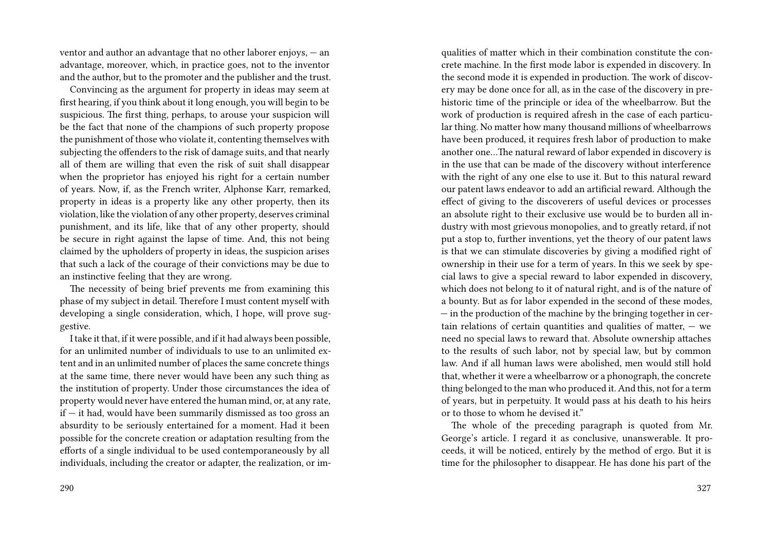ventor and author an advantage that no other laborer enjoys, — an advantage, moreover, which, in practice goes, not to the inventor and the author, but to the promoter and the publisher and the trust.

Convincing as the argument for property in ideas may seem at first hearing, if you think about it long enough, you will begin to be suspicious. The first thing, perhaps, to arouse your suspicion will be the fact that none of the champions of such property propose the punishment of those who violate it, contenting themselves with subjecting the offenders to the risk of damage suits, and that nearly all of them are willing that even the risk of suit shall disappear when the proprietor has enjoyed his right for a certain number of years. Now, if, as the French writer, Alphonse Karr, remarked, property in ideas is a property like any other property, then its violation, like the violation of any other property, deserves criminal punishment, and its life, like that of any other property, should be secure in right against the lapse of time. And, this not being claimed by the upholders of property in ideas, the suspicion arises that such a lack of the courage of their convictions may be due to an instinctive feeling that they are wrong.

The necessity of being brief prevents me from examining this phase of my subject in detail. Therefore I must content myself with developing a single consideration, which, I hope, will prove suggestive.

I take it that, if it were possible, and if it had always been possible, for an unlimited number of individuals to use to an unlimited extent and in an unlimited number of places the same concrete things at the same time, there never would have been any such thing as the institution of property. Under those circumstances the idea of property would never have entered the human mind, or, at any rate, if — it had, would have been summarily dismissed as too gross an absurdity to be seriously entertained for a moment. Had it been possible for the concrete creation or adaptation resulting from the efforts of a single individual to be used contemporaneously by all individuals, including the creator or adapter, the realization, or im-

qualities of matter which in their combination constitute the concrete machine. In the first mode labor is expended in discovery. In the second mode it is expended in production. The work of discovery may be done once for all, as in the case of the discovery in prehistoric time of the principle or idea of the wheelbarrow. But the work of production is required afresh in the case of each particular thing. No matter how many thousand millions of wheelbarrows have been produced, it requires fresh labor of production to make another one…The natural reward of labor expended in discovery is in the use that can be made of the discovery without interference with the right of any one else to use it. But to this natural reward our patent laws endeavor to add an artificial reward. Although the effect of giving to the discoverers of useful devices or processes an absolute right to their exclusive use would be to burden all industry with most grievous monopolies, and to greatly retard, if not put a stop to, further inventions, yet the theory of our patent laws is that we can stimulate discoveries by giving a modified right of ownership in their use for a term of years. In this we seek by special laws to give a special reward to labor expended in discovery, which does not belong to it of natural right, and is of the nature of a bounty. But as for labor expended in the second of these modes, — in the production of the machine by the bringing together in certain relations of certain quantities and qualities of matter, — we need no special laws to reward that. Absolute ownership attaches to the results of such labor, not by special law, but by common law. And if all human laws were abolished, men would still hold that, whether it were a wheelbarrow or a phonograph, the concrete thing belonged to the man who produced it. And this, not for a term of years, but in perpetuity. It would pass at his death to his heirs or to those to whom he devised it."

The whole of the preceding paragraph is quoted from Mr. George's article. I regard it as conclusive, unanswerable. It proceeds, it will be noticed, entirely by the method of ergo. But it is time for the philosopher to disappear. He has done his part of the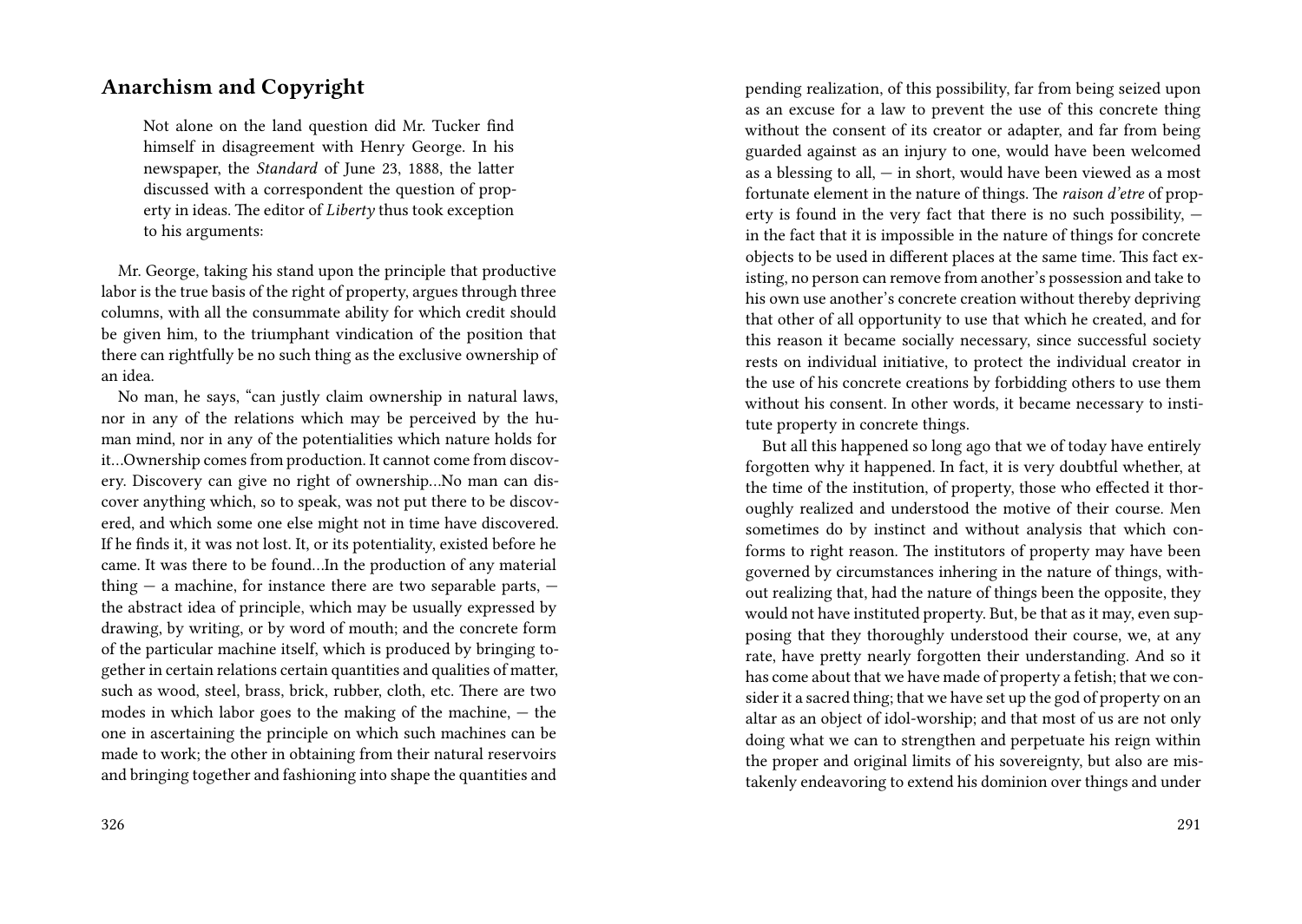## Anarchism and Copyright

> Not alone on the land question did Mr. Tucker find himself in disagreement with Henry George. In his newspaper, the *Standard* of June 23, 1888, the latter discussed with a correspondent the question of property in ideas. The editor of *Liberty* thus took exception to his arguments:

Mr. George, taking his stand upon the principle that productive labor is the true basis of the right of property, argues through three columns, with all the consummate ability for which credit should be given him, to the triumphant vindication of the position that there can rightfully be no such thing as the exclusive ownership of an idea.

No man, he says, "can justly claim ownership in natural laws, nor in any of the relations which may be perceived by the human mind, nor in any of the potentialities which nature holds for it…Ownership comes from production. It cannot come from discovery. Discovery can give no right of ownership…No man can discover anything which, so to speak, was not put there to be discovered, and which some one else might not in time have discovered. If he finds it, it was not lost. It, or its potentiality, existed before he came. It was there to be found…In the production of any material thing — a machine, for instance there are two separable parts, — the abstract idea of principle, which may be usually expressed by drawing, by writing, or by word of mouth; and the concrete form of the particular machine itself, which is produced by bringing together in certain relations certain quantities and qualities of matter, such as wood, steel, brass, brick, rubber, cloth, etc. There are two modes in which labor goes to the making of the machine, — the one in ascertaining the principle on which such machines can be made to work; the other in obtaining from their natural reservoirs and bringing together and fashioning into shape the quantities and

pending realization, of this possibility, far from being seized upon as an excuse for a law to prevent the use of this concrete thing without the consent of its creator or adapter, and far from being guarded against as an injury to one, would have been welcomed as a blessing to all, — in short, would have been viewed as a most fortunate element in the nature of things. The *raison d'etre* of property is found in the very fact that there is no such possibility, — in the fact that it is impossible in the nature of things for concrete objects to be used in different places at the same time. This fact existing, no person can remove from another's possession and take to his own use another's concrete creation without thereby depriving that other of all opportunity to use that which he created, and for this reason it became socially necessary, since successful society rests on individual initiative, to protect the individual creator in the use of his concrete creations by forbidding others to use them without his consent. In other words, it became necessary to institute property in concrete things.

But all this happened so long ago that we of today have entirely forgotten why it happened. In fact, it is very doubtful whether, at the time of the institution, of property, those who effected it thoroughly realized and understood the motive of their course. Men sometimes do by instinct and without analysis that which conforms to right reason. The institutors of property may have been governed by circumstances inhering in the nature of things, without realizing that, had the nature of things been the opposite, they would not have instituted property. But, be that as it may, even supposing that they thoroughly understood their course, we, at any rate, have pretty nearly forgotten their understanding. And so it has come about that we have made of property a fetish; that we consider it a sacred thing; that we have set up the god of property on an altar as an object of idol-worship; and that most of us are not only doing what we can to strengthen and perpetuate his reign within the proper and original limits of his sovereignty, but also are mistakenly endeavoring to extend his dominion over things and under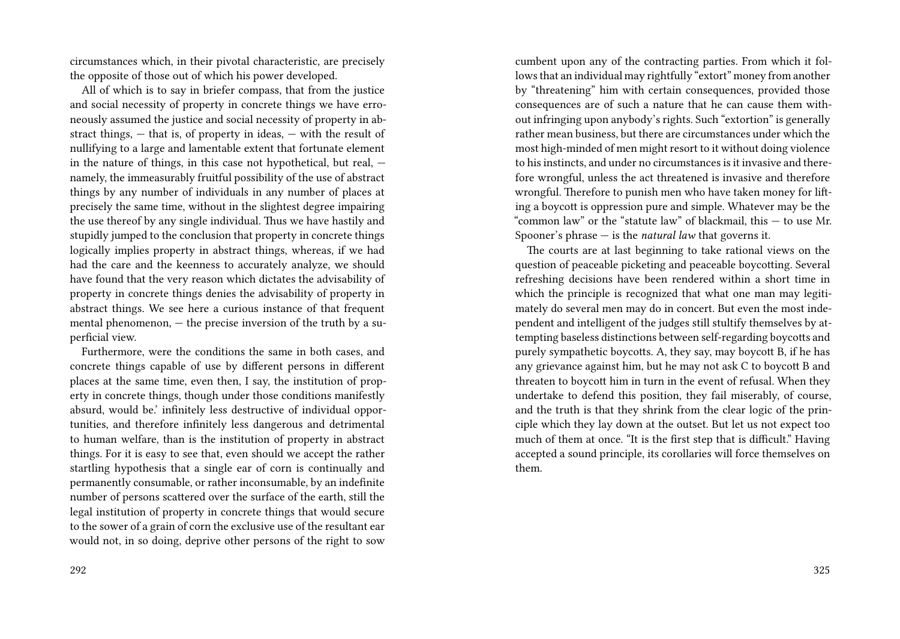circumstances which, in their pivotal characteristic, are precisely the opposite of those out of which his power developed.

All of which is to say in briefer compass, that from the justice and social necessity of property in concrete things we have erroneously assumed the justice and social necessity of property in abstract things, — that is, of property in ideas, — with the result of nullifying to a large and lamentable extent that fortunate element in the nature of things, in this case not hypothetical, but real, — namely, the immeasurably fruitful possibility of the use of abstract things by any number of individuals in any number of places at precisely the same time, without in the slightest degree impairing the use thereof by any single individual. Thus we have hastily and stupidly jumped to the conclusion that property in concrete things logically implies property in abstract things, whereas, if we had had the care and the keenness to accurately analyze, we should have found that the very reason which dictates the advisability of property in concrete things denies the advisability of property in abstract things. We see here a curious instance of that frequent mental phenomenon, — the precise inversion of the truth by a superficial view.

Furthermore, were the conditions the same in both cases, and concrete things capable of use by different persons in different places at the same time, even then, I say, the institution of property in concrete things, though under those conditions manifestly absurd, would be.' infinitely less destructive of individual opportunities, and therefore infinitely less dangerous and detrimental to human welfare, than is the institution of property in abstract things. For it is easy to see that, even should we accept the rather startling hypothesis that a single ear of corn is continually and permanently consumable, or rather inconsumable, by an indefinite number of persons scattered over the surface of the earth, still the legal institution of property in concrete things that would secure to the sower of a grain of corn the exclusive use of the resultant ear would not, in so doing, deprive other persons of the right to sow

cumbent upon any of the contracting parties. From which it follows that an individual may rightfully "extort" money from another by "threatening" him with certain consequences, provided those consequences are of such a nature that he can cause them without infringing upon anybody's rights. Such "extortion" is generally rather mean business, but there are circumstances under which the most high-minded of men might resort to it without doing violence to his instincts, and under no circumstances is it invasive and therefore wrongful, unless the act threatened is invasive and therefore wrongful. Therefore to punish men who have taken money for lifting a boycott is oppression pure and simple. Whatever may be the "common law" or the "statute law" of blackmail, this — to use Mr. Spooner's phrase — is the *natural law* that governs it.

The courts are at last beginning to take rational views on the question of peaceable picketing and peaceable boycotting. Several refreshing decisions have been rendered within a short time in which the principle is recognized that what one man may legitimately do several men may do in concert. But even the most independent and intelligent of the judges still stultify themselves by attempting baseless distinctions between self-regarding boycotts and purely sympathetic boycotts. A, they say, may boycott B, if he has any grievance against him, but he may not ask C to boycott B and threaten to boycott him in turn in the event of refusal. When they undertake to defend this position, they fail miserably, of course, and the truth is that they shrink from the clear logic of the principle which they lay down at the outset. But let us not expect too much of them at once. "It is the first step that is difficult." Having accepted a sound principle, its corollaries will force themselves on them.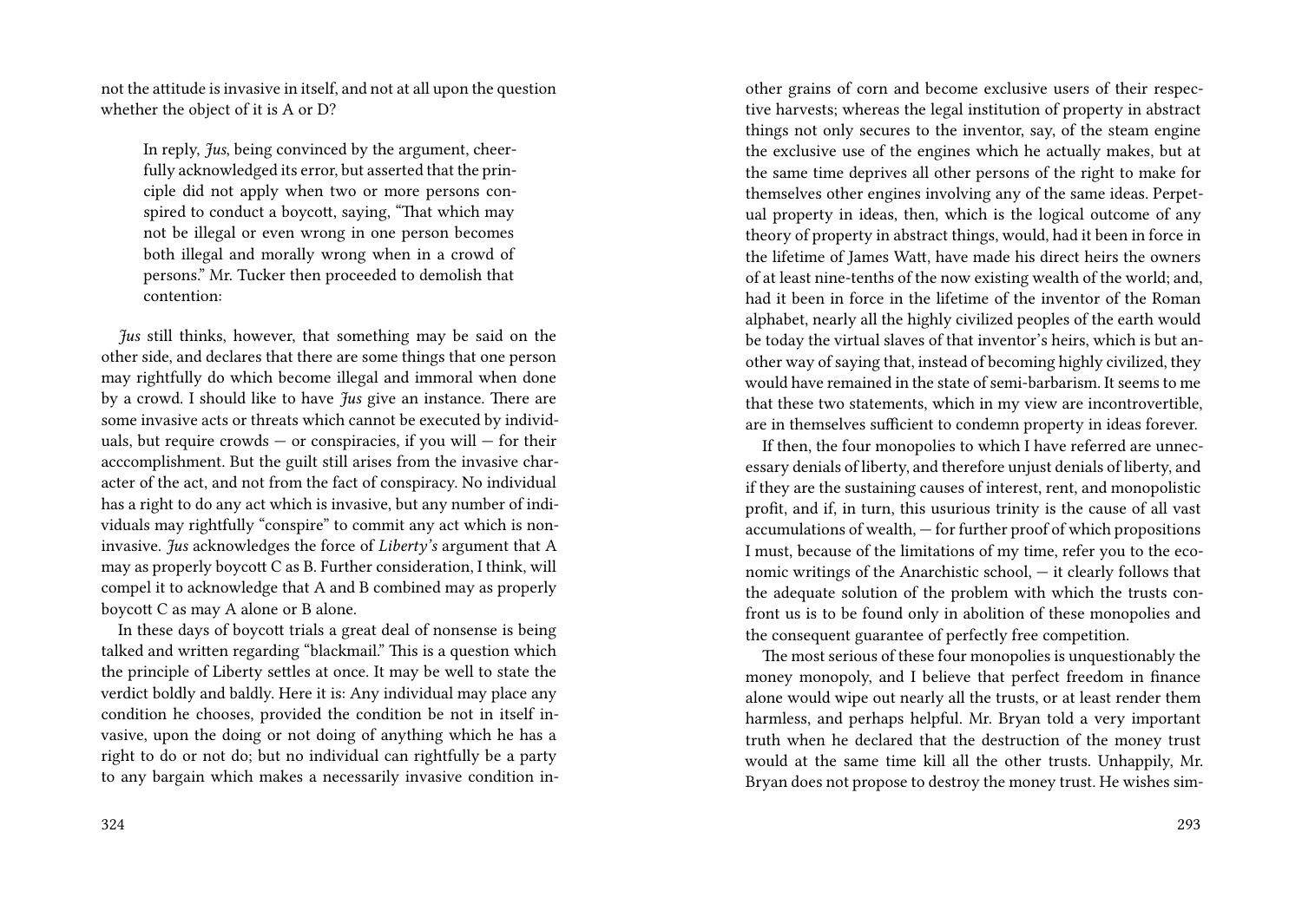not the attitude is invasive in itself, and not at all upon the question whether the object of it is A or D?

> In reply, *Jus*, being convinced by the argument, cheerfully acknowledged its error, but asserted that the principle did not apply when two or more persons conspired to conduct a boycott, saying, "That which may not be illegal or even wrong in one person becomes both illegal and morally wrong when in a crowd of persons." Mr. Tucker then proceeded to demolish that contention:

*Jus* still thinks, however, that something may be said on the other side, and declares that there are some things that one person may rightfully do which become illegal and immoral when done by a crowd. I should like to have *Jus* give an instance. There are some invasive acts or threats which cannot be executed by individuals, but require crowds — or conspiracies, if you will — for their acccomplishment. But the guilt still arises from the invasive character of the act, and not from the fact of conspiracy. No individual has a right to do any act which is invasive, but any number of individuals may rightfully "conspire" to commit any act which is non-invasive. *Jus* acknowledges the force of *Liberty's* argument that A may as properly boycott C as B. Further consideration, I think, will compel it to acknowledge that A and B combined may as properly boycott C as may A alone or B alone.

In these days of boycott trials a great deal of nonsense is being talked and written regarding "blackmail." This is a question which the principle of Liberty settles at once. It may be well to state the verdict boldly and baldly. Here it is: Any individual may place any condition he chooses, provided the condition be not in itself invasive, upon the doing or not doing of anything which he has a right to do or not do; but no individual can rightfully be a party to any bargain which makes a necessarily invasive condition in-

other grains of corn and become exclusive users of their respective harvests; whereas the legal institution of property in abstract things not only secures to the inventor, say, of the steam engine the exclusive use of the engines which he actually makes, but at the same time deprives all other persons of the right to make for themselves other engines involving any of the same ideas. Perpetual property in ideas, then, which is the logical outcome of any theory of property in abstract things, would, had it been in force in the lifetime of James Watt, have made his direct heirs the owners of at least nine-tenths of the now existing wealth of the world; and, had it been in force in the lifetime of the inventor of the Roman alphabet, nearly all the highly civilized peoples of the earth would be today the virtual slaves of that inventor's heirs, which is but another way of saying that, instead of becoming highly civilized, they would have remained in the state of semi-barbarism. It seems to me that these two statements, which in my view are incontrovertible, are in themselves sufficient to condemn property in ideas forever.

If then, the four monopolies to which I have referred are unnecessary denials of liberty, and therefore unjust denials of liberty, and if they are the sustaining causes of interest, rent, and monopolistic profit, and if, in turn, this usurious trinity is the cause of all vast accumulations of wealth, — for further proof of which propositions I must, because of the limitations of my time, refer you to the economic writings of the Anarchistic school, — it clearly follows that the adequate solution of the problem with which the trusts confront us is to be found only in abolition of these monopolies and the consequent guarantee of perfectly free competition.

The most serious of these four monopolies is unquestionably the money monopoly, and I believe that perfect freedom in finance alone would wipe out nearly all the trusts, or at least render them harmless, and perhaps helpful. Mr. Bryan told a very important truth when he declared that the destruction of the money trust would at the same time kill all the other trusts. Unhappily, Mr. Bryan does not propose to destroy the money trust. He wishes sim-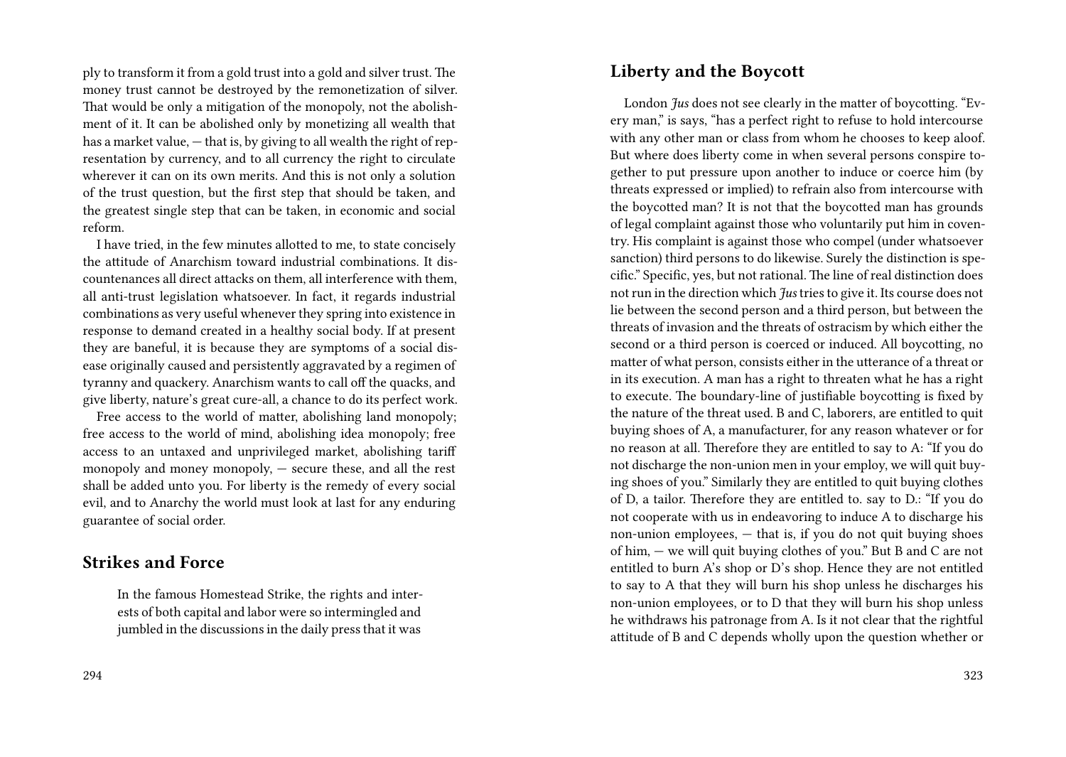ply to transform it from a gold trust into a gold and silver trust. The money trust cannot be destroyed by the remonetization of silver. That would be only a mitigation of the monopoly, not the abolishment of it. It can be abolished only by monetizing all wealth that has a market value, — that is, by giving to all wealth the right of representation by currency, and to all currency the right to circulate wherever it can on its own merits. And this is not only a solution of the trust question, but the first step that should be taken, and the greatest single step that can be taken, in economic and social reform.

I have tried, in the few minutes allotted to me, to state concisely the attitude of Anarchism toward industrial combinations. It discountenances all direct attacks on them, all interference with them, all anti-trust legislation whatsoever. In fact, it regards industrial combinations as very useful whenever they spring into existence in response to demand created in a healthy social body. If at present they are baneful, it is because they are symptoms of a social disease originally caused and persistently aggravated by a regimen of tyranny and quackery. Anarchism wants to call off the quacks, and give liberty, nature's great cure-all, a chance to do its perfect work.

Free access to the world of matter, abolishing land monopoly; free access to the world of mind, abolishing idea monopoly; free access to an untaxed and unprivileged market, abolishing tariff monopoly and money monopoly, — secure these, and all the rest shall be added unto you. For liberty is the remedy of every social evil, and to Anarchy the world must look at last for any enduring guarantee of social order.

## Strikes and Force

> In the famous Homestead Strike, the rights and interests of both capital and labor were so intermingled and jumbled in the discussions in the daily press that it was

## Liberty and the Boycott

London *Jus* does not see clearly in the matter of boycotting. "Every man," is says, "has a perfect right to refuse to hold intercourse with any other man or class from whom he chooses to keep aloof. But where does liberty come in when several persons conspire together to put pressure upon another to induce or coerce him (by threats expressed or implied) to refrain also from intercourse with the boycotted man? It is not that the boycotted man has grounds of legal complaint against those who voluntarily put him in coventry. His complaint is against those who compel (under whatsoever sanction) third persons to do likewise. Surely the distinction is specific." Specific, yes, but not rational. The line of real distinction does not run in the direction which *Jus* tries to give it. Its course does not lie between the second person and a third person, but between the threats of invasion and the threats of ostracism by which either the second or a third person is coerced or induced. All boycotting, no matter of what person, consists either in the utterance of a threat or in its execution. A man has a right to threaten what he has a right to execute. The boundary-line of justifiable boycotting is fixed by the nature of the threat used. B and C, laborers, are entitled to quit buying shoes of A, a manufacturer, for any reason whatever or for no reason at all. Therefore they are entitled to say to A: "If you do not discharge the non-union men in your employ, we will quit buying shoes of you." Similarly they are entitled to quit buying clothes of D, a tailor. Therefore they are entitled to. say to D.: "If you do not cooperate with us in endeavoring to induce A to discharge his non-union employees, — that is, if you do not quit buying shoes of him, — we will quit buying clothes of you." But B and C are not entitled to burn A's shop or D's shop. Hence they are not entitled to say to A that they will burn his shop unless he discharges his non-union employees, or to D that they will burn his shop unless he withdraws his patronage from A. Is it not clear that the rightful attitude of B and C depends wholly upon the question whether or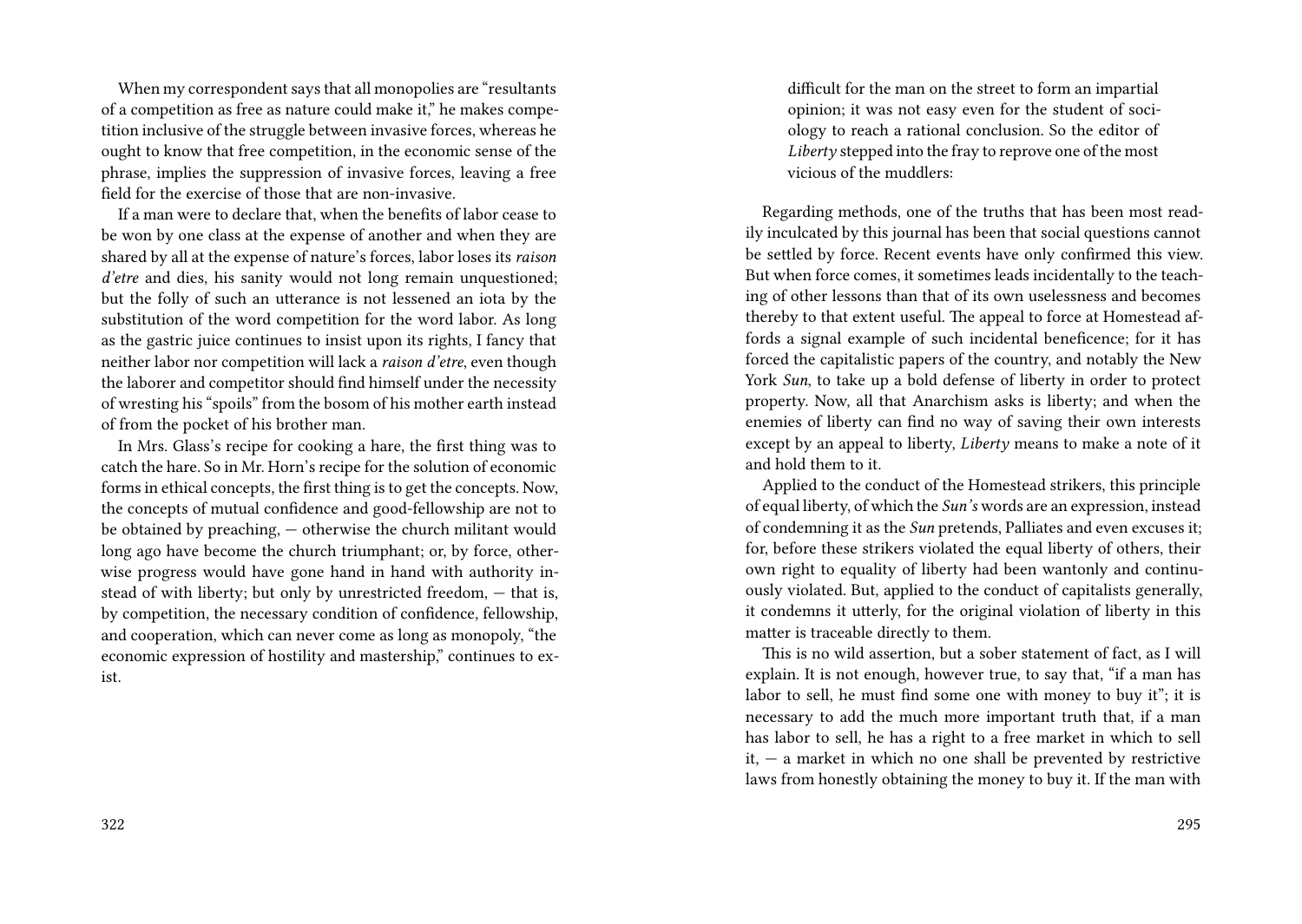When my correspondent says that all monopolies are "resultants of a competition as free as nature could make it," he makes competition inclusive of the struggle between invasive forces, whereas he ought to know that free competition, in the economic sense of the phrase, implies the suppression of invasive forces, leaving a free field for the exercise of those that are non-invasive.

If a man were to declare that, when the benefits of labor cease to be won by one class at the expense of another and when they are shared by all at the expense of nature's forces, labor loses its *raison d'etre* and dies, his sanity would not long remain unquestioned; but the folly of such an utterance is not lessened an iota by the substitution of the word competition for the word labor. As long as the gastric juice continues to insist upon its rights, I fancy that neither labor nor competition will lack a *raison d'etre*, even though the laborer and competitor should find himself under the necessity of wresting his "spoils" from the bosom of his mother earth instead of from the pocket of his brother man.

In Mrs. Glass's recipe for cooking a hare, the first thing was to catch the hare. So in Mr. Horn's recipe for the solution of economic forms in ethical concepts, the first thing is to get the concepts. Now, the concepts of mutual confidence and good-fellowship are not to be obtained by preaching, — otherwise the church militant would long ago have become the church triumphant; or, by force, otherwise progress would have gone hand in hand with authority instead of with liberty; but only by unrestricted freedom, — that is, by competition, the necessary condition of confidence, fellowship, and cooperation, which can never come as long as monopoly, "the economic expression of hostility and mastership," continues to exist.

> difficult for the man on the street to form an impartial opinion; it was not easy even for the student of sociology to reach a rational conclusion. So the editor of *Liberty* stepped into the fray to reprove one of the most vicious of the muddlers:

Regarding methods, one of the truths that has been most readily inculcated by this journal has been that social questions cannot be settled by force. Recent events have only confirmed this view. But when force comes, it sometimes leads incidentally to the teaching of other lessons than that of its own uselessness and becomes thereby to that extent useful. The appeal to force at Homestead affords a signal example of such incidental beneficence; for it has forced the capitalistic papers of the country, and notably the New York *Sun*, to take up a bold defense of liberty in order to protect property. Now, all that Anarchism asks is liberty; and when the enemies of liberty can find no way of saving their own interests except by an appeal to liberty, *Liberty* means to make a note of it and hold them to it.

Applied to the conduct of the Homestead strikers, this principle of equal liberty, of which the *Sun's* words are an expression, instead of condemning it as the *Sun* pretends, Palliates and even excuses it; for, before these strikers violated the equal liberty of others, their own right to equality of liberty had been wantonly and continuously violated. But, applied to the conduct of capitalists generally, it condemns it utterly, for the original violation of liberty in this matter is traceable directly to them.

This is no wild assertion, but a sober statement of fact, as I will explain. It is not enough, however true, to say that, "if a man has labor to sell, he must find some one with money to buy it"; it is necessary to add the much more important truth that, if a man has labor to sell, he has a right to a free market in which to sell it, — a market in which no one shall be prevented by restrictive laws from honestly obtaining the money to buy it. If the man with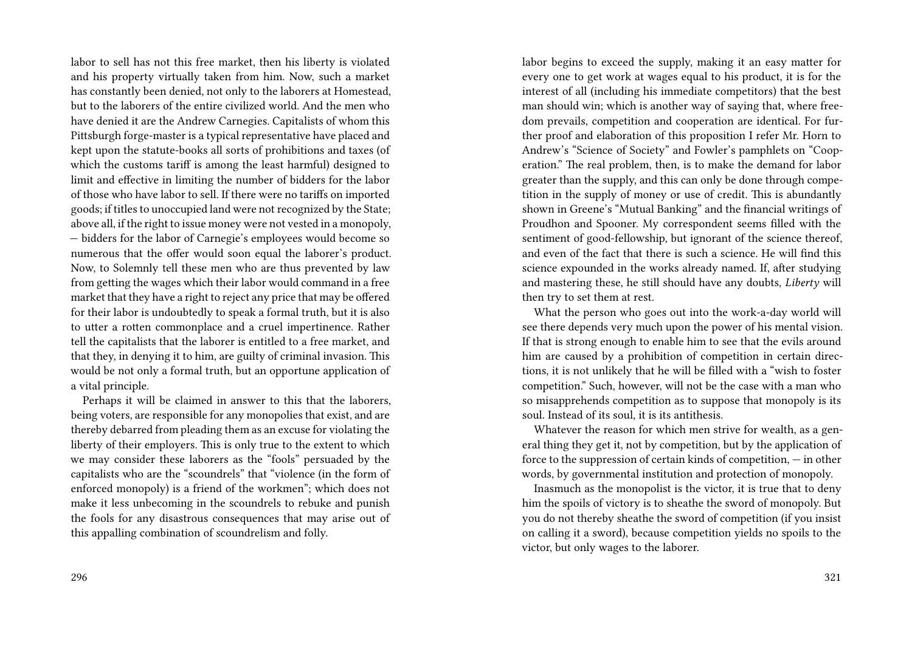labor to sell has not this free market, then his liberty is violated and his property virtually taken from him. Now, such a market has constantly been denied, not only to the laborers at Homestead, but to the laborers of the entire civilized world. And the men who have denied it are the Andrew Carnegies. Capitalists of whom this Pittsburgh forge-master is a typical representative have placed and kept upon the statute-books all sorts of prohibitions and taxes (of which the customs tariff is among the least harmful) designed to limit and effective in limiting the number of bidders for the labor of those who have labor to sell. If there were no tariffs on imported goods; if titles to unoccupied land were not recognized by the State; above all, if the right to issue money were not vested in a monopoly, — bidders for the labor of Carnegie's employees would become so numerous that the offer would soon equal the laborer's product. Now, to Solemnly tell these men who are thus prevented by law from getting the wages which their labor would command in a free market that they have a right to reject any price that may be offered for their labor is undoubtedly to speak a formal truth, but it is also to utter a rotten commonplace and a cruel impertinence. Rather tell the capitalists that the laborer is entitled to a free market, and that they, in denying it to him, are guilty of criminal invasion. This would be not only a formal truth, but an opportune application of a vital principle.

Perhaps it will be claimed in answer to this that the laborers, being voters, are responsible for any monopolies that exist, and are thereby debarred from pleading them as an excuse for violating the liberty of their employers. This is only true to the extent to which we may consider these laborers as the "fools" persuaded by the capitalists who are the "scoundrels" that "violence (in the form of enforced monopoly) is a friend of the workmen"; which does not make it less unbecoming in the scoundrels to rebuke and punish the fools for any disastrous consequences that may arise out of this appalling combination of scoundrelism and folly.

labor begins to exceed the supply, making it an easy matter for every one to get work at wages equal to his product, it is for the interest of all (including his immediate competitors) that the best man should win; which is another way of saying that, where freedom prevails, competition and cooperation are identical. For further proof and elaboration of this proposition I refer Mr. Horn to Andrew's "Science of Society" and Fowler's pamphlets on "Cooperation." The real problem, then, is to make the demand for labor greater than the supply, and this can only be done through competition in the supply of money or use of credit. This is abundantly shown in Greene's "Mutual Banking" and the financial writings of Proudhon and Spooner. My correspondent seems filled with the sentiment of good-fellowship, but ignorant of the science thereof, and even of the fact that there is such a science. He will find this science expounded in the works already named. If, after studying and mastering these, he still should have any doubts, *Liberty* will then try to set them at rest.

What the person who goes out into the work-a-day world will see there depends very much upon the power of his mental vision. If that is strong enough to enable him to see that the evils around him are caused by a prohibition of competition in certain directions, it is not unlikely that he will be filled with a "wish to foster competition." Such, however, will not be the case with a man who so misapprehends competition as to suppose that monopoly is its soul. Instead of its soul, it is its antithesis.

Whatever the reason for which men strive for wealth, as a general thing they get it, not by competition, but by the application of force to the suppression of certain kinds of competition, — in other words, by governmental institution and protection of monopoly.

Inasmuch as the monopolist is the victor, it is true that to deny him the spoils of victory is to sheathe the sword of monopoly. But you do not thereby sheathe the sword of competition (if you insist on calling it a sword), because competition yields no spoils to the victor, but only wages to the laborer.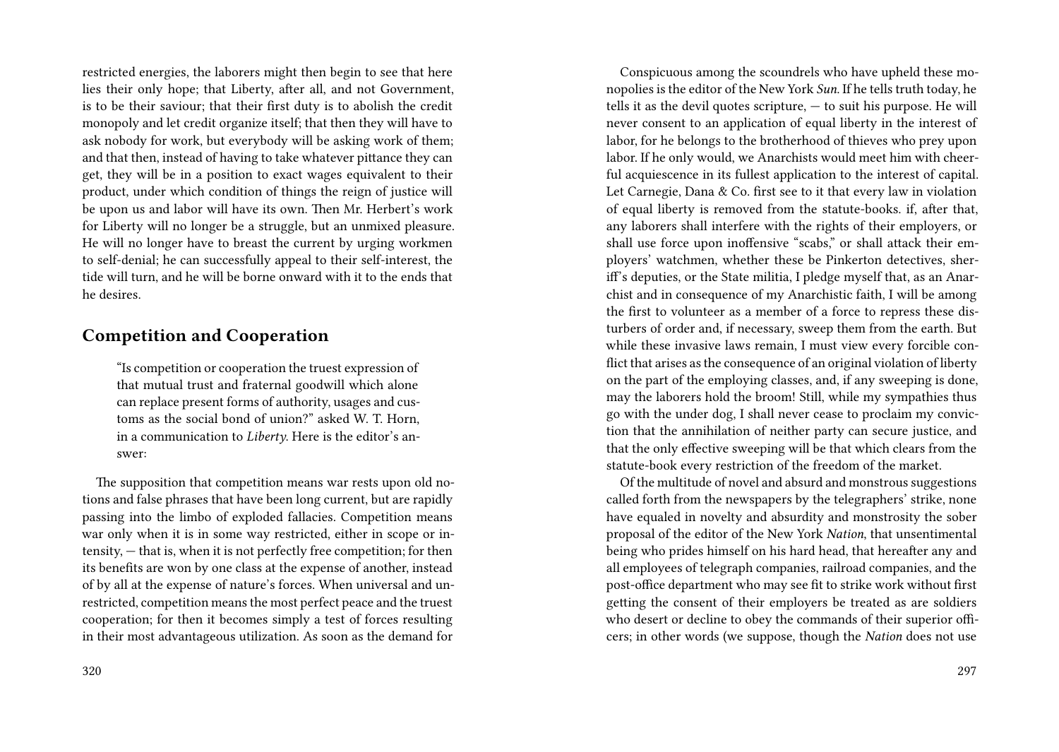restricted energies, the laborers might then begin to see that here lies their only hope; that Liberty, after all, and not Government, is to be their saviour; that their first duty is to abolish the credit monopoly and let credit organize itself; that then they will have to ask nobody for work, but everybody will be asking work of them; and that then, instead of having to take whatever pittance they can get, they will be in a position to exact wages equivalent to their product, under which condition of things the reign of justice will be upon us and labor will have its own. Then Mr. Herbert's work for Liberty will no longer be a struggle, but an unmixed pleasure. He will no longer have to breast the current by urging workmen to self-denial; he can successfully appeal to their self-interest, the tide will turn, and he will be borne onward with it to the ends that he desires.

## Competition and Cooperation

> "Is competition or cooperation the truest expression of that mutual trust and fraternal goodwill which alone can replace present forms of authority, usages and customs as the social bond of union?" asked W. T. Horn, in a communication to *Liberty*. Here is the editor's answer:

The supposition that competition means war rests upon old notions and false phrases that have been long current, but are rapidly passing into the limbo of exploded fallacies. Competition means war only when it is in some way restricted, either in scope or intensity, — that is, when it is not perfectly free competition; for then its benefits are won by one class at the expense of another, instead of by all at the expense of nature's forces. When universal and unrestricted, competition means the most perfect peace and the truest cooperation; for then it becomes simply a test of forces resulting in their most advantageous utilization. As soon as the demand for

Conspicuous among the scoundrels who have upheld these monopolies is the editor of the New York *Sun*. If he tells truth today, he tells it as the devil quotes scripture, — to suit his purpose. He will never consent to an application of equal liberty in the interest of labor, for he belongs to the brotherhood of thieves who prey upon labor. If he only would, we Anarchists would meet him with cheerful acquiescence in its fullest application to the interest of capital. Let Carnegie, Dana & Co. first see to it that every law in violation of equal liberty is removed from the statute-books. if, after that, any laborers shall interfere with the rights of their employers, or shall use force upon inoffensive "scabs," or shall attack their employers' watchmen, whether these be Pinkerton detectives, sheriff's deputies, or the State militia, I pledge myself that, as an Anarchist and in consequence of my Anarchistic faith, I will be among the first to volunteer as a member of a force to repress these disturbers of order and, if necessary, sweep them from the earth. But while these invasive laws remain, I must view every forcible conflict that arises as the consequence of an original violation of liberty on the part of the employing classes, and, if any sweeping is done, may the laborers hold the broom! Still, while my sympathies thus go with the under dog, I shall never cease to proclaim my conviction that the annihilation of neither party can secure justice, and that the only effective sweeping will be that which clears from the statute-book every restriction of the freedom of the market.

Of the multitude of novel and absurd and monstrous suggestions called forth from the newspapers by the telegraphers' strike, none have equaled in novelty and absurdity and monstrosity the sober proposal of the editor of the New York *Nation*, that unsentimental being who prides himself on his hard head, that hereafter any and all employees of telegraph companies, railroad companies, and the post-office department who may see fit to strike work without first getting the consent of their employers be treated as are soldiers who desert or decline to obey the commands of their superior officers; in other words (we suppose, though the *Nation* does not use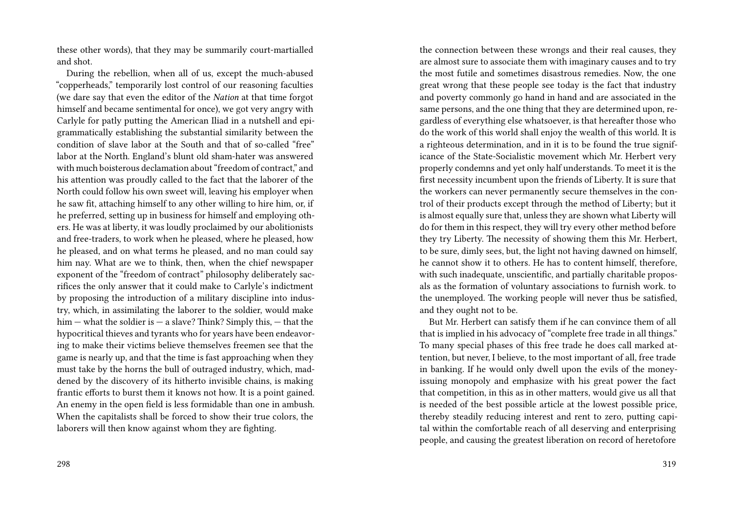these other words), that they may be summarily court-martialled and shot.

During the rebellion, when all of us, except the much-abused "copperheads," temporarily lost control of our reasoning faculties (we dare say that even the editor of the *Nation* at that time forgot himself and became sentimental for once), we got very angry with Carlyle for patly putting the American Iliad in a nutshell and epigrammatically establishing the substantial similarity between the condition of slave labor at the South and that of so-called "free" labor at the North. England's blunt old sham-hater was answered with much boisterous declamation about "freedom of contract," and his attention was proudly called to the fact that the laborer of the North could follow his own sweet will, leaving his employer when he saw fit, attaching himself to any other willing to hire him, or, if he preferred, setting up in business for himself and employing others. He was at liberty, it was loudly proclaimed by our abolitionists and free-traders, to work when he pleased, where he pleased, how he pleased, and on what terms he pleased, and no man could say him nay. What are we to think, then, when the chief newspaper exponent of the "freedom of contract" philosophy deliberately sacrifices the only answer that it could make to Carlyle's indictment by proposing the introduction of a military discipline into industry, which, in assimilating the laborer to the soldier, would make him — what the soldier is — a slave? Think? Simply this, — that the hypocritical thieves and tyrants who for years have been endeavoring to make their victims believe themselves freemen see that the game is nearly up, and that the time is fast approaching when they must take by the horns the bull of outraged industry, which, maddened by the discovery of its hitherto invisible chains, is making frantic efforts to burst them it knows not how. It is a point gained. An enemy in the open field is less formidable than one in ambush. When the capitalists shall be forced to show their true colors, the laborers will then know against whom they are fighting.

the connection between these wrongs and their real causes, they are almost sure to associate them with imaginary causes and to try the most futile and sometimes disastrous remedies. Now, the one great wrong that these people see today is the fact that industry and poverty commonly go hand in hand and are associated in the same persons, and the one thing that they are determined upon, regardless of everything else whatsoever, is that hereafter those who do the work of this world shall enjoy the wealth of this world. It is a righteous determination, and in it is to be found the true significance of the State-Socialistic movement which Mr. Herbert very properly condemns and yet only half understands. To meet it is the first necessity incumbent upon the friends of Liberty. It is sure that the workers can never permanently secure themselves in the control of their products except through the method of Liberty; but it is almost equally sure that, unless they are shown what Liberty will do for them in this respect, they will try every other method before they try Liberty. The necessity of showing them this Mr. Herbert, to be sure, dimly sees, but, the light not having dawned on himself, he cannot show it to others. He has to content himself, therefore, with such inadequate, unscientific, and partially charitable proposals as the formation of voluntary associations to furnish work. to the unemployed. The working people will never thus be satisfied, and they ought not to be.

But Mr. Herbert can satisfy them if he can convince them of all that is implied in his advocacy of "complete free trade in all things." To many special phases of this free trade he does call marked attention, but never, I believe, to the most important of all, free trade in banking. If he would only dwell upon the evils of the money-issuing monopoly and emphasize with his great power the fact that competition, in this as in other matters, would give us all that is needed of the best possible article at the lowest possible price, thereby steadily reducing interest and rent to zero, putting capital within the comfortable reach of all deserving and enterprising people, and causing the greatest liberation on record of heretofore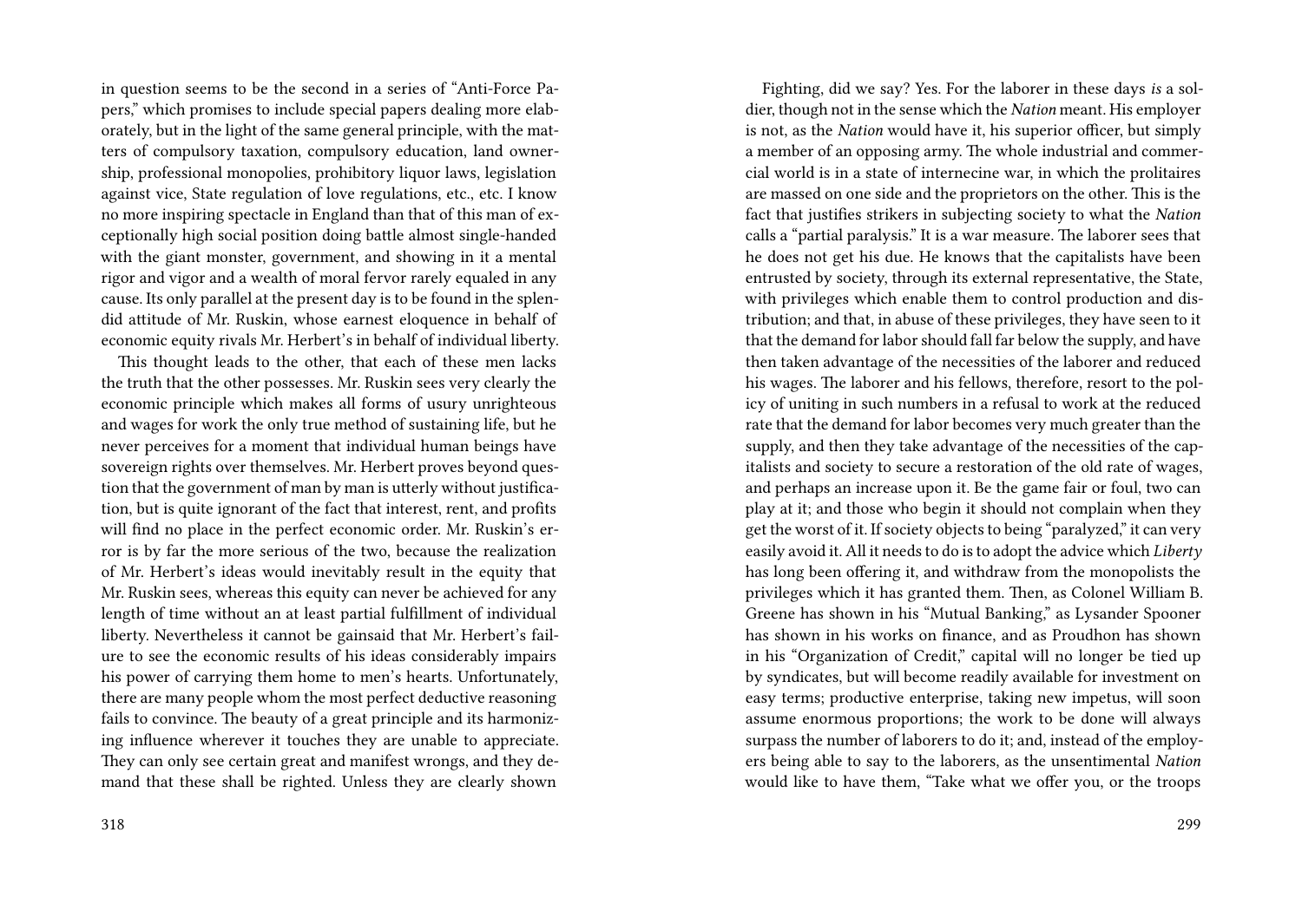in question seems to be the second in a series of "Anti-Force Papers," which promises to include special papers dealing more elaborately, but in the light of the same general principle, with the matters of compulsory taxation, compulsory education, land ownership, professional monopolies, prohibitory liquor laws, legislation against vice, State regulation of love regulations, etc., etc. I know no more inspiring spectacle in England than that of this man of exceptionally high social position doing battle almost single-handed with the giant monster, government, and showing in it a mental rigor and vigor and a wealth of moral fervor rarely equaled in any cause. Its only parallel at the present day is to be found in the splendid attitude of Mr. Ruskin, whose earnest eloquence in behalf of economic equity rivals Mr. Herbert's in behalf of individual liberty.

This thought leads to the other, that each of these men lacks the truth that the other possesses. Mr. Ruskin sees very clearly the economic principle which makes all forms of usury unrighteous and wages for work the only true method of sustaining life, but he never perceives for a moment that individual human beings have sovereign rights over themselves. Mr. Herbert proves beyond question that the government of man by man is utterly without justification, but is quite ignorant of the fact that interest, rent, and profits will find no place in the perfect economic order. Mr. Ruskin's error is by far the more serious of the two, because the realization of Mr. Herbert's ideas would inevitably result in the equity that Mr. Ruskin sees, whereas this equity can never be achieved for any length of time without an at least partial fulfillment of individual liberty. Nevertheless it cannot be gainsaid that Mr. Herbert's failure to see the economic results of his ideas considerably impairs his power of carrying them home to men's hearts. Unfortunately, there are many people whom the most perfect deductive reasoning fails to convince. The beauty of a great principle and its harmonizing influence wherever it touches they are unable to appreciate. They can only see certain great and manifest wrongs, and they demand that these shall be righted. Unless they are clearly shown

Fighting, did we say? Yes. For the laborer in these days *is* a soldier, though not in the sense which the *Nation* meant. His employer is not, as the *Nation* would have it, his superior officer, but simply a member of an opposing army. The whole industrial and commercial world is in a state of internecine war, in which the prolitaires are massed on one side and the proprietors on the other. This is the fact that justifies strikers in subjecting society to what the *Nation* calls a "partial paralysis." It is a war measure. The laborer sees that he does not get his due. He knows that the capitalists have been entrusted by society, through its external representative, the State, with privileges which enable them to control production and distribution; and that, in abuse of these privileges, they have seen to it that the demand for labor should fall far below the supply, and have then taken advantage of the necessities of the laborer and reduced his wages. The laborer and his fellows, therefore, resort to the policy of uniting in such numbers in a refusal to work at the reduced rate that the demand for labor becomes very much greater than the supply, and then they take advantage of the necessities of the capitalists and society to secure a restoration of the old rate of wages, and perhaps an increase upon it. Be the game fair or foul, two can play at it; and those who begin it should not complain when they get the worst of it. If society objects to being "paralyzed," it can very easily avoid it. All it needs to do is to adopt the advice which *Liberty* has long been offering it, and withdraw from the monopolists the privileges which it has granted them. Then, as Colonel William B. Greene has shown in his "Mutual Banking," as Lysander Spooner has shown in his works on finance, and as Proudhon has shown in his "Organization of Credit," capital will no longer be tied up by syndicates, but will become readily available for investment on easy terms; productive enterprise, taking new impetus, will soon assume enormous proportions; the work to be done will always surpass the number of laborers to do it; and, instead of the employers being able to say to the laborers, as the unsentimental *Nation* would like to have them, "Take what we offer you, or the troops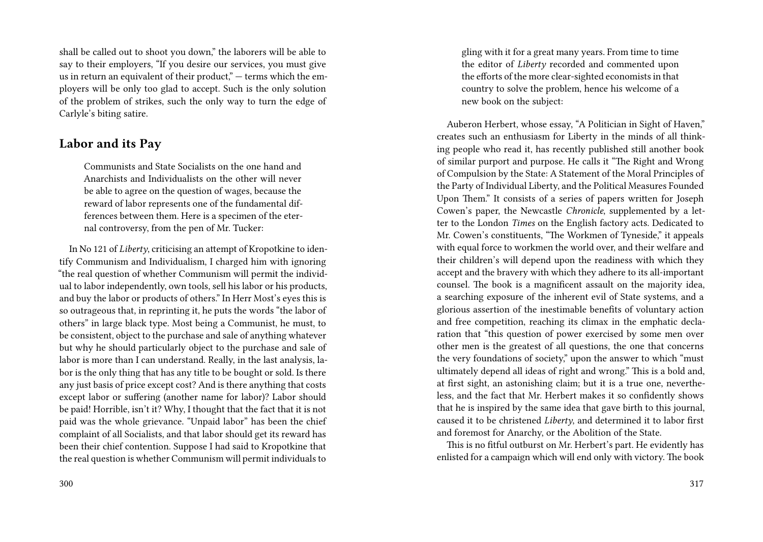shall be called out to shoot you down," the laborers will be able to say to their employers, "If you desire our services, you must give us in return an equivalent of their product," — terms which the employers will be only too glad to accept. Such is the only solution of the problem of strikes, such the only way to turn the edge of Carlyle's biting satire.

## Labor and its Pay

> Communists and State Socialists on the one hand and Anarchists and Individualists on the other will never be able to agree on the question of wages, because the reward of labor represents one of the fundamental differences between them. Here is a specimen of the eternal controversy, from the pen of Mr. Tucker:

In No 121 of *Liberty*, criticising an attempt of Kropotkine to identify Communism and Individualism, I charged him with ignoring "the real question of whether Communism will permit the individual to labor independently, own tools, sell his labor or his products, and buy the labor or products of others." In Herr Most's eyes this is so outrageous that, in reprinting it, he puts the words "the labor of others" in large black type. Most being a Communist, he must, to be consistent, object to the purchase and sale of anything whatever but why he should particularly object to the purchase and sale of labor is more than I can understand. Really, in the last analysis, labor is the only thing that has any title to be bought or sold. Is there any just basis of price except cost? And is there anything that costs except labor or suffering (another name for labor)? Labor should be paid! Horrible, isn't it? Why, I thought that the fact that it is not paid was the whole grievance. "Unpaid labor" has been the chief complaint of all Socialists, and that labor should get its reward has been their chief contention. Suppose I had said to Kropotkine that the real question is whether Communism will permit individuals to

> gling with it for a great many years. From time to time the editor of *Liberty* recorded and commented upon the efforts of the more clear-sighted economists in that country to solve the problem, hence his welcome of a new book on the subject:

Auberon Herbert, whose essay, "A Politician in Sight of Haven," creates such an enthusiasm for Liberty in the minds of all thinking people who read it, has recently published still another book of similar purport and purpose. He calls it "The Right and Wrong of Compulsion by the State: A Statement of the Moral Principles of the Party of Individual Liberty, and the Political Measures Founded Upon Them." It consists of a series of papers written for Joseph Cowen's paper, the Newcastle *Chronicle*, supplemented by a letter to the London *Times* on the English factory acts. Dedicated to Mr. Cowen's constituents, "The Workmen of Tyneside," it appeals with equal force to workmen the world over, and their welfare and their children's will depend upon the readiness with which they accept and the bravery with which they adhere to its all-important counsel. The book is a magnificent assault on the majority idea, a searching exposure of the inherent evil of State systems, and a glorious assertion of the inestimable benefits of voluntary action and free competition, reaching its climax in the emphatic declaration that "this question of power exercised by some men over other men is the greatest of all questions, the one that concerns the very foundations of society," upon the answer to which "must ultimately depend all ideas of right and wrong." This is a bold and, at first sight, an astonishing claim; but it is a true one, nevertheless, and the fact that Mr. Herbert makes it so confidently shows that he is inspired by the same idea that gave birth to this journal, caused it to be christened *Liberty*, and determined it to labor first and foremost for Anarchy, or the Abolition of the State.

This is no fitful outburst on Mr. Herbert's part. He evidently has enlisted for a campaign which will end only with victory. The book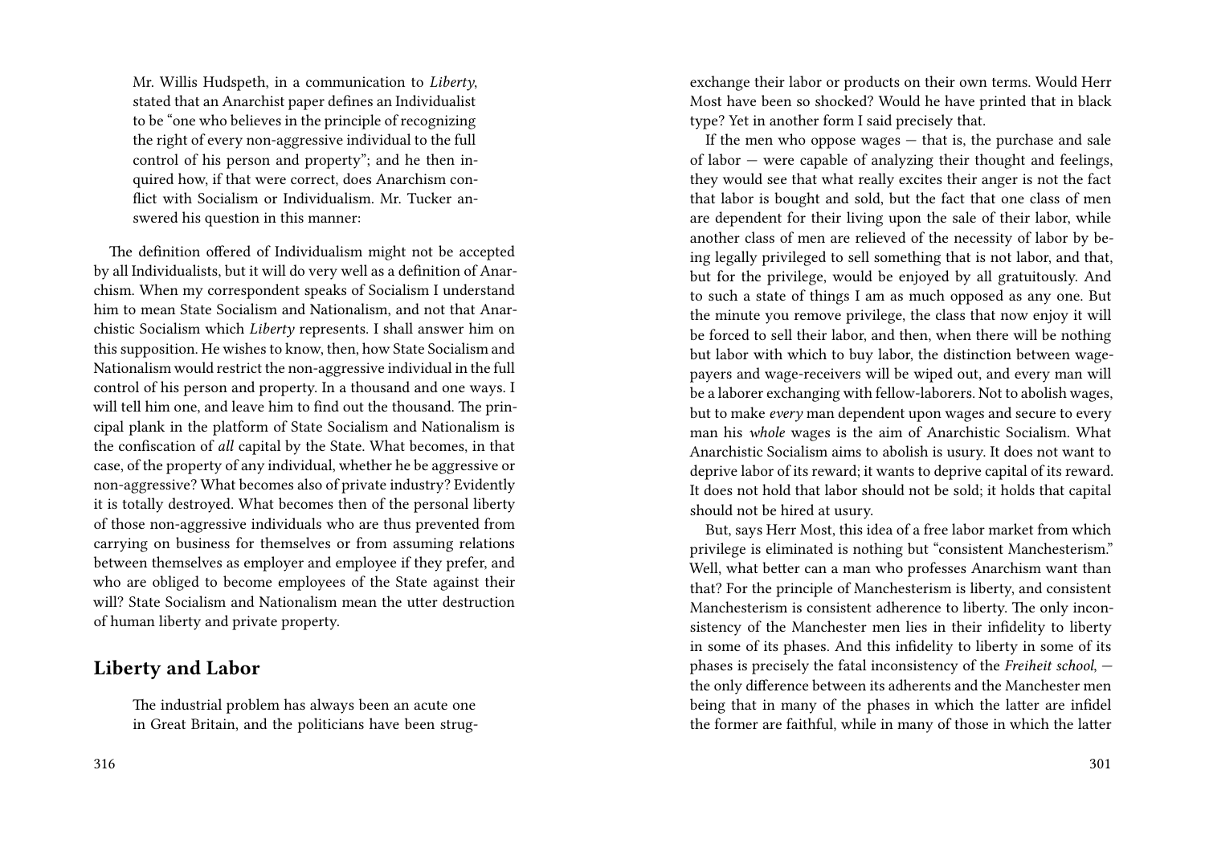Mr. Willis Hudspeth, in a communication to *Liberty*, stated that an Anarchist paper defines an Individualist to be "one who believes in the principle of recognizing the right of every non-aggressive individual to the full control of his person and property"; and he then inquired how, if that were correct, does Anarchism conflict with Socialism or Individualism. Mr. Tucker answered his question in this manner:

The definition offered of Individualism might not be accepted by all Individualists, but it will do very well as a definition of Anarchism. When my correspondent speaks of Socialism I understand him to mean State Socialism and Nationalism, and not that Anarchistic Socialism which *Liberty* represents. I shall answer him on this supposition. He wishes to know, then, how State Socialism and Nationalism would restrict the non-aggressive individual in the full control of his person and property. In a thousand and one ways. I will tell him one, and leave him to find out the thousand. The principal plank in the platform of State Socialism and Nationalism is the confiscation of *all* capital by the State. What becomes, in that case, of the property of any individual, whether he be aggressive or non-aggressive? What becomes also of private industry? Evidently it is totally destroyed. What becomes then of the personal liberty of those non-aggressive individuals who are thus prevented from carrying on business for themselves or from assuming relations between themselves as employer and employee if they prefer, and who are obliged to become employees of the State against their will? State Socialism and Nationalism mean the utter destruction of human liberty and private property.

## Liberty and Labor

The industrial problem has always been an acute one in Great Britain, and the politicians have been strug-

exchange their labor or products on their own terms. Would Herr Most have been so shocked? Would he have printed that in black type? Yet in another form I said precisely that.

If the men who oppose wages — that is, the purchase and sale of labor — were capable of analyzing their thought and feelings, they would see that what really excites their anger is not the fact that labor is bought and sold, but the fact that one class of men are dependent for their living upon the sale of their labor, while another class of men are relieved of the necessity of labor by being legally privileged to sell something that is not labor, and that, but for the privilege, would be enjoyed by all gratuitously. And to such a state of things I am as much opposed as any one. But the minute you remove privilege, the class that now enjoy it will be forced to sell their labor, and then, when there will be nothing but labor with which to buy labor, the distinction between wage-payers and wage-receivers will be wiped out, and every man will be a laborer exchanging with fellow-laborers. Not to abolish wages, but to make *every* man dependent upon wages and secure to every man his *whole* wages is the aim of Anarchistic Socialism. What Anarchistic Socialism aims to abolish is usury. It does not want to deprive labor of its reward; it wants to deprive capital of its reward. It does not hold that labor should not be sold; it holds that capital should not be hired at usury.

But, says Herr Most, this idea of a free labor market from which privilege is eliminated is nothing but "consistent Manchesterism." Well, what better can a man who professes Anarchism want than that? For the principle of Manchesterism is liberty, and consistent Manchesterism is consistent adherence to liberty. The only inconsistency of the Manchester men lies in their infidelity to liberty in some of its phases. And this infidelity to liberty in some of its phases is precisely the fatal inconsistency of the *Freiheit school*, — the only difference between its adherents and the Manchester men being that in many of the phases in which the latter are infidel the former are faithful, while in many of those in which the latter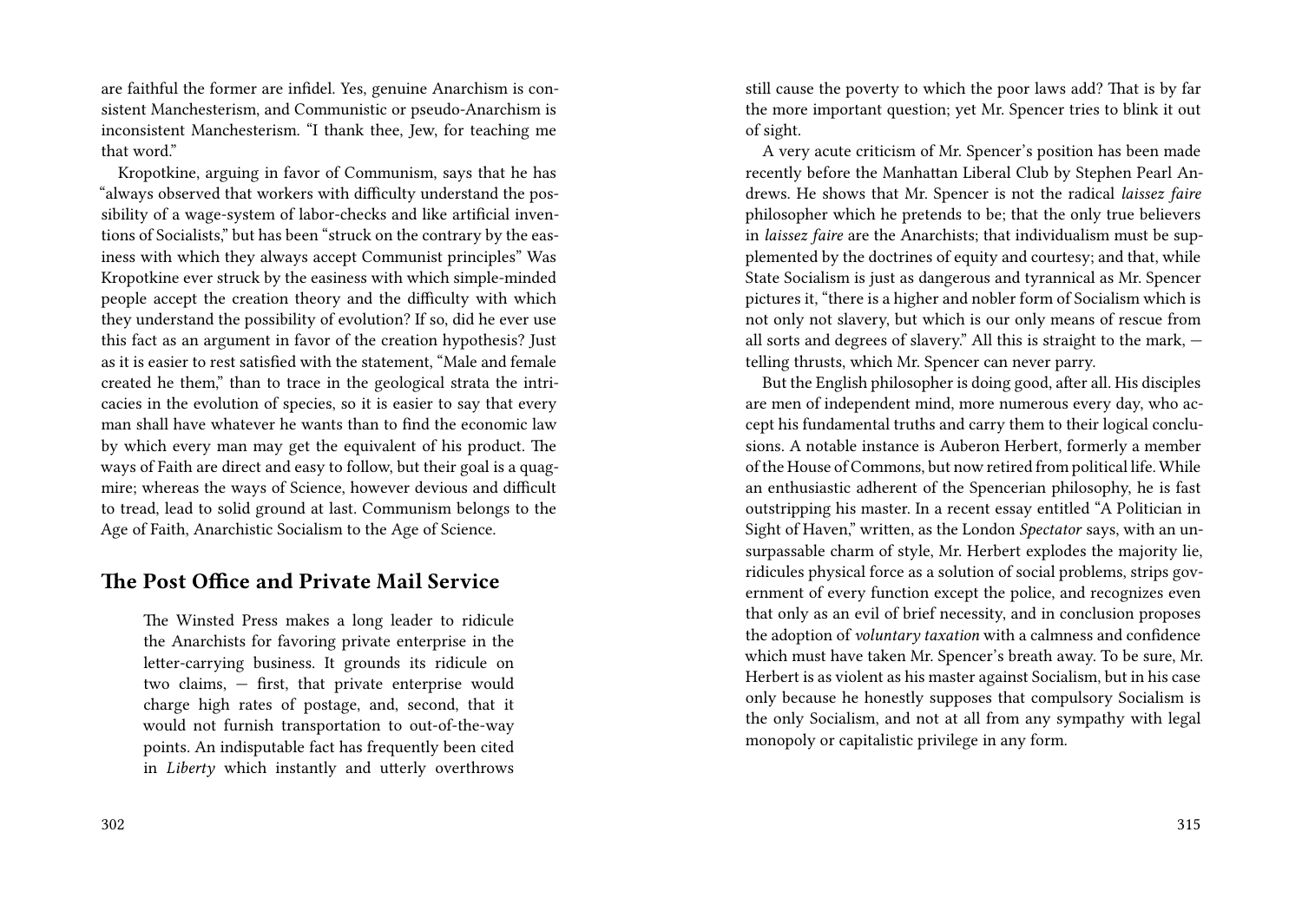are faithful the former are infidel. Yes, genuine Anarchism is consistent Manchesterism, and Communistic or pseudo-Anarchism is inconsistent Manchesterism. "I thank thee, Jew, for teaching me that word."

Kropotkine, arguing in favor of Communism, says that he has "always observed that workers with difficulty understand the possibility of a wage-system of labor-checks and like artificial inventions of Socialists," but has been "struck on the contrary by the easiness with which they always accept Communist principles" Was Kropotkine ever struck by the easiness with which simple-minded people accept the creation theory and the difficulty with which they understand the possibility of evolution? If so, did he ever use this fact as an argument in favor of the creation hypothesis? Just as it is easier to rest satisfied with the statement, "Male and female created he them," than to trace in the geological strata the intricacies in the evolution of species, so it is easier to say that every man shall have whatever he wants than to find the economic law by which every man may get the equivalent of his product. The ways of Faith are direct and easy to follow, but their goal is a quagmire; whereas the ways of Science, however devious and difficult to tread, lead to solid ground at last. Communism belongs to the Age of Faith, Anarchistic Socialism to the Age of Science.

## The Post Office and Private Mail Service

> The Winsted Press makes a long leader to ridicule the Anarchists for favoring private enterprise in the letter-carrying business. It grounds its ridicule on two claims, — first, that private enterprise would charge high rates of postage, and, second, that it would not furnish transportation to out-of-the-way points. An indisputable fact has frequently been cited in *Liberty* which instantly and utterly overthrows

still cause the poverty to which the poor laws add? That is by far the more important question; yet Mr. Spencer tries to blink it out of sight.

A very acute criticism of Mr. Spencer's position has been made recently before the Manhattan Liberal Club by Stephen Pearl Andrews. He shows that Mr. Spencer is not the radical *laissez faire* philosopher which he pretends to be; that the only true believers in *laissez faire* are the Anarchists; that individualism must be supplemented by the doctrines of equity and courtesy; and that, while State Socialism is just as dangerous and tyrannical as Mr. Spencer pictures it, "there is a higher and nobler form of Socialism which is not only not slavery, but which is our only means of rescue from all sorts and degrees of slavery." All this is straight to the mark, — telling thrusts, which Mr. Spencer can never parry.

But the English philosopher is doing good, after all. His disciples are men of independent mind, more numerous every day, who accept his fundamental truths and carry them to their logical conclusions. A notable instance is Auberon Herbert, formerly a member of the House of Commons, but now retired from political life. While an enthusiastic adherent of the Spencerian philosophy, he is fast outstripping his master. In a recent essay entitled "A Politician in Sight of Haven," written, as the London *Spectator* says, with an unsurpassable charm of style, Mr. Herbert explodes the majority lie, ridicules physical force as a solution of social problems, strips government of every function except the police, and recognizes even that only as an evil of brief necessity, and in conclusion proposes the adoption of *voluntary taxation* with a calmness and confidence which must have taken Mr. Spencer's breath away. To be sure, Mr. Herbert is as violent as his master against Socialism, but in his case only because he honestly supposes that compulsory Socialism is the only Socialism, and not at all from any sympathy with legal monopoly or capitalistic privilege in any form.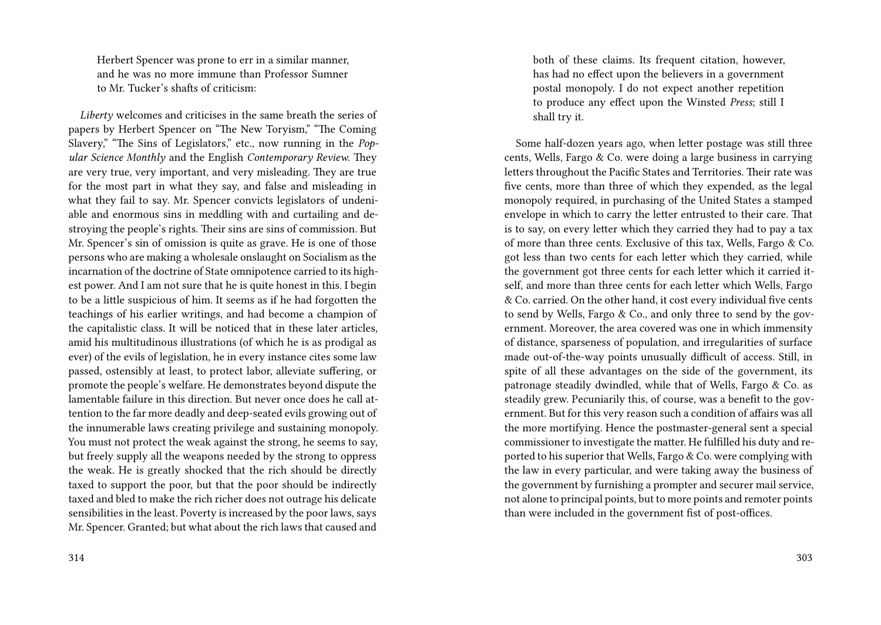Herbert Spencer was prone to err in a similar manner, and he was no more immune than Professor Sumner to Mr. Tucker's shafts of criticism:

*Liberty* welcomes and criticises in the same breath the series of papers by Herbert Spencer on "The New Toryism," "The Coming Slavery," "The Sins of Legislators," etc., now running in the *Popular Science Monthly* and the English *Contemporary Review*. They are very true, very important, and very misleading. They are true for the most part in what they say, and false and misleading in what they fail to say. Mr. Spencer convicts legislators of undeniable and enormous sins in meddling with and curtailing and destroying the people's rights. Their sins are sins of commission. But Mr. Spencer's sin of omission is quite as grave. He is one of those persons who are making a wholesale onslaught on Socialism as the incarnation of the doctrine of State omnipotence carried to its highest power. And I am not sure that he is quite honest in this. I begin to be a little suspicious of him. It seems as if he had forgotten the teachings of his earlier writings, and had become a champion of the capitalistic class. It will be noticed that in these later articles, amid his multitudinous illustrations (of which he is as prodigal as ever) of the evils of legislation, he in every instance cites some law passed, ostensibly at least, to protect labor, alleviate suffering, or promote the people's welfare. He demonstrates beyond dispute the lamentable failure in this direction. But never once does he call attention to the far more deadly and deep-seated evils growing out of the innumerable laws creating privilege and sustaining monopoly. You must not protect the weak against the strong, he seems to say, but freely supply all the weapons needed by the strong to oppress the weak. He is greatly shocked that the rich should be directly taxed to support the poor, but that the poor should be indirectly taxed and bled to make the rich richer does not outrage his delicate sensibilities in the least. Poverty is increased by the poor laws, says Mr. Spencer. Granted; but what about the rich laws that caused and

both of these claims. Its frequent citation, however, has had no effect upon the believers in a government postal monopoly. I do not expect another repetition to produce any effect upon the Winsted *Press*; still I shall try it.

Some half-dozen years ago, when letter postage was still three cents, Wells, Fargo & Co. were doing a large business in carrying letters throughout the Pacific States and Territories. Their rate was five cents, more than three of which they expended, as the legal monopoly required, in purchasing of the United States a stamped envelope in which to carry the letter entrusted to their care. That is to say, on every letter which they carried they had to pay a tax of more than three cents. Exclusive of this tax, Wells, Fargo & Co. got less than two cents for each letter which they carried, while the government got three cents for each letter which it carried itself, and more than three cents for each letter which Wells, Fargo & Co. carried. On the other hand, it cost every individual five cents to send by Wells, Fargo & Co., and only three to send by the government. Moreover, the area covered was one in which immensity of distance, sparseness of population, and irregularities of surface made out-of-the-way points unusually difficult of access. Still, in spite of all these advantages on the side of the government, its patronage steadily dwindled, while that of Wells, Fargo & Co. as steadily grew. Pecuniarily this, of course, was a benefit to the government. But for this very reason such a condition of affairs was all the more mortifying. Hence the postmaster-general sent a special commissioner to investigate the matter. He fulfilled his duty and reported to his superior that Wells, Fargo & Co. were complying with the law in every particular, and were taking away the business of the government by furnishing a prompter and securer mail service, not alone to principal points, but to more points and remoter points than were included in the government fist of post-offices.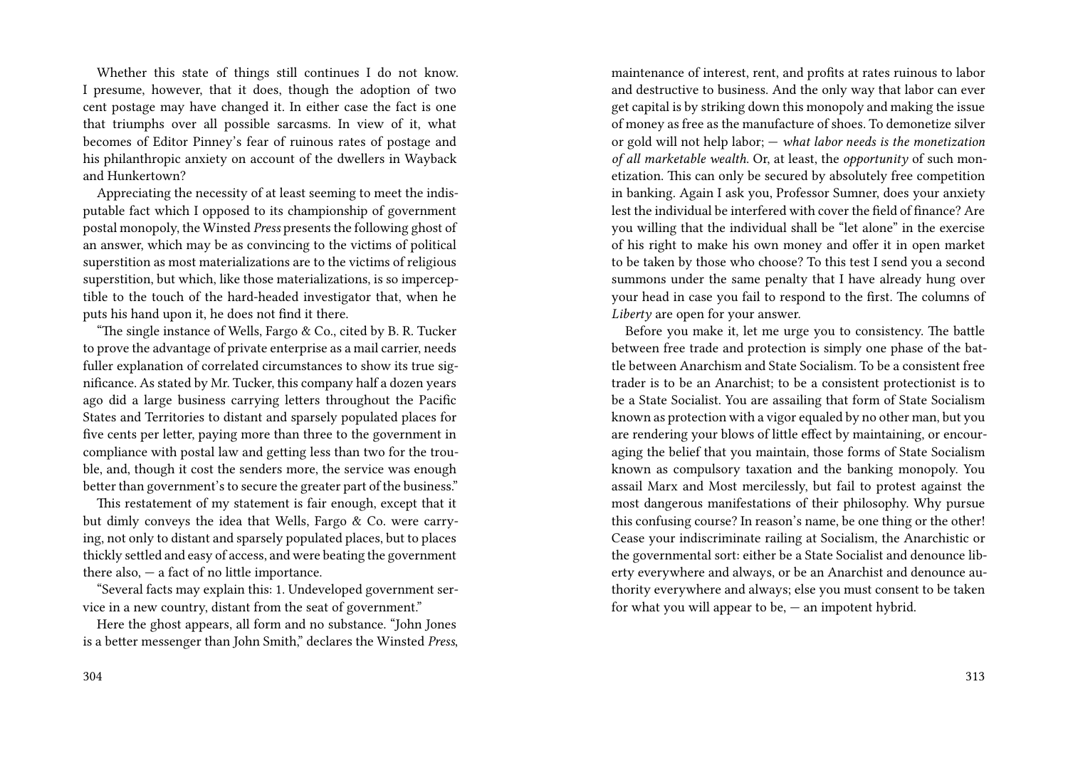Whether this state of things still continues I do not know. I presume, however, that it does, though the adoption of two cent postage may have changed it. In either case the fact is one that triumphs over all possible sarcasms. In view of it, what becomes of Editor Pinney's fear of ruinous rates of postage and his philanthropic anxiety on account of the dwellers in Wayback and Hunkertown?

Appreciating the necessity of at least seeming to meet the indisputable fact which I opposed to its championship of government postal monopoly, the Winsted *Press* presents the following ghost of an answer, which may be as convincing to the victims of political superstition as most materializations are to the victims of religious superstition, but which, like those materializations, is so imperceptible to the touch of the hard-headed investigator that, when he puts his hand upon it, he does not find it there.

"The single instance of Wells, Fargo & Co., cited by B. R. Tucker to prove the advantage of private enterprise as a mail carrier, needs fuller explanation of correlated circumstances to show its true significance. As stated by Mr. Tucker, this company half a dozen years ago did a large business carrying letters throughout the Pacific States and Territories to distant and sparsely populated places for five cents per letter, paying more than three to the government in compliance with postal law and getting less than two for the trouble, and, though it cost the senders more, the service was enough better than government's to secure the greater part of the business."

This restatement of my statement is fair enough, except that it but dimly conveys the idea that Wells, Fargo & Co. were carrying, not only to distant and sparsely populated places, but to places thickly settled and easy of access, and were beating the government there also, — a fact of no little importance.

"Several facts may explain this: 1. Undeveloped government service in a new country, distant from the seat of government."

Here the ghost appears, all form and no substance. "John Jones is a better messenger than John Smith," declares the Winsted *Press*,

maintenance of interest, rent, and profits at rates ruinous to labor and destructive to business. And the only way that labor can ever get capital is by striking down this monopoly and making the issue of money as free as the manufacture of shoes. To demonetize silver or gold will not help labor; — *what labor needs is the monetization of all marketable wealth.* Or, at least, the *opportunity* of such monetization. This can only be secured by absolutely free competition in banking. Again I ask you, Professor Sumner, does your anxiety lest the individual be interfered with cover the field of finance? Are you willing that the individual shall be "let alone" in the exercise of his right to make his own money and offer it in open market to be taken by those who choose? To this test I send you a second summons under the same penalty that I have already hung over your head in case you fail to respond to the first. The columns of *Liberty* are open for your answer.

Before you make it, let me urge you to consistency. The battle between free trade and protection is simply one phase of the battle between Anarchism and State Socialism. To be a consistent free trader is to be an Anarchist; to be a consistent protectionist is to be a State Socialist. You are assailing that form of State Socialism known as protection with a vigor equaled by no other man, but you are rendering your blows of little effect by maintaining, or encouraging the belief that you maintain, those forms of State Socialism known as compulsory taxation and the banking monopoly. You assail Marx and Most mercilessly, but fail to protest against the most dangerous manifestations of their philosophy. Why pursue this confusing course? In reason's name, be one thing or the other! Cease your indiscriminate railing at Socialism, the Anarchistic or the governmental sort: either be a State Socialist and denounce liberty everywhere and always, or be an Anarchist and denounce authority everywhere and always; else you must consent to be taken for what you will appear to be, — an impotent hybrid.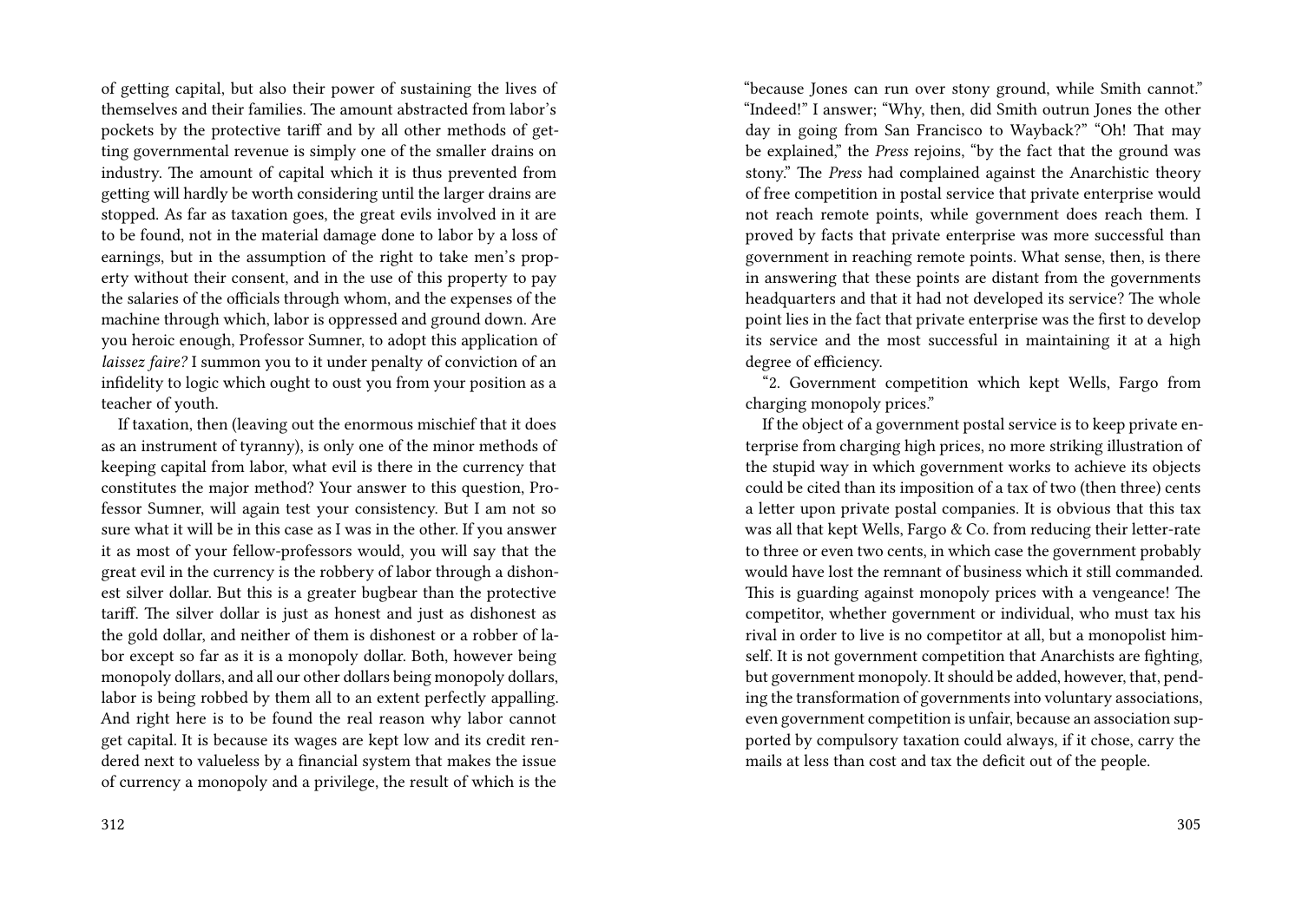of getting capital, but also their power of sustaining the lives of themselves and their families. The amount abstracted from labor's pockets by the protective tariff and by all other methods of getting governmental revenue is simply one of the smaller drains on industry. The amount of capital which it is thus prevented from getting will hardly be worth considering until the larger drains are stopped. As far as taxation goes, the great evils involved in it are to be found, not in the material damage done to labor by a loss of earnings, but in the assumption of the right to take men's property without their consent, and in the use of this property to pay the salaries of the officials through whom, and the expenses of the machine through which, labor is oppressed and ground down. Are you heroic enough, Professor Sumner, to adopt this application of *laissez faire?* I summon you to it under penalty of conviction of an infidelity to logic which ought to oust you from your position as a teacher of youth.

If taxation, then (leaving out the enormous mischief that it does as an instrument of tyranny), is only one of the minor methods of keeping capital from labor, what evil is there in the currency that constitutes the major method? Your answer to this question, Professor Sumner, will again test your consistency. But I am not so sure what it will be in this case as I was in the other. If you answer it as most of your fellow-professors would, you will say that the great evil in the currency is the robbery of labor through a dishonest silver dollar. But this is a greater bugbear than the protective tariff. The silver dollar is just as honest and just as dishonest as the gold dollar, and neither of them is dishonest or a robber of labor except so far as it is a monopoly dollar. Both, however being monopoly dollars, and all our other dollars being monopoly dollars, labor is being robbed by them all to an extent perfectly appalling. And right here is to be found the real reason why labor cannot get capital. It is because its wages are kept low and its credit rendered next to valueless by a financial system that makes the issue of currency a monopoly and a privilege, the result of which is the

"because Jones can run over stony ground, while Smith cannot." "Indeed!" I answer; "Why, then, did Smith outrun Jones the other day in going from San Francisco to Wayback?" "Oh! That may be explained," the *Press* rejoins, "by the fact that the ground was stony." The *Press* had complained against the Anarchistic theory of free competition in postal service that private enterprise would not reach remote points, while government does reach them. I proved by facts that private enterprise was more successful than government in reaching remote points. What sense, then, is there in answering that these points are distant from the governments headquarters and that it had not developed its service? The whole point lies in the fact that private enterprise was the first to develop its service and the most successful in maintaining it at a high degree of efficiency.

"2. Government competition which kept Wells, Fargo from charging monopoly prices."

If the object of a government postal service is to keep private enterprise from charging high prices, no more striking illustration of the stupid way in which government works to achieve its objects could be cited than its imposition of a tax of two (then three) cents a letter upon private postal companies. It is obvious that this tax was all that kept Wells, Fargo & Co. from reducing their letter-rate to three or even two cents, in which case the government probably would have lost the remnant of business which it still commanded. This is guarding against monopoly prices with a vengeance! The competitor, whether government or individual, who must tax his rival in order to live is no competitor at all, but a monopolist himself. It is not government competition that Anarchists are fighting, but government monopoly. It should be added, however, that, pending the transformation of governments into voluntary associations, even government competition is unfair, because an association supported by compulsory taxation could always, if it chose, carry the mails at less than cost and tax the deficit out of the people.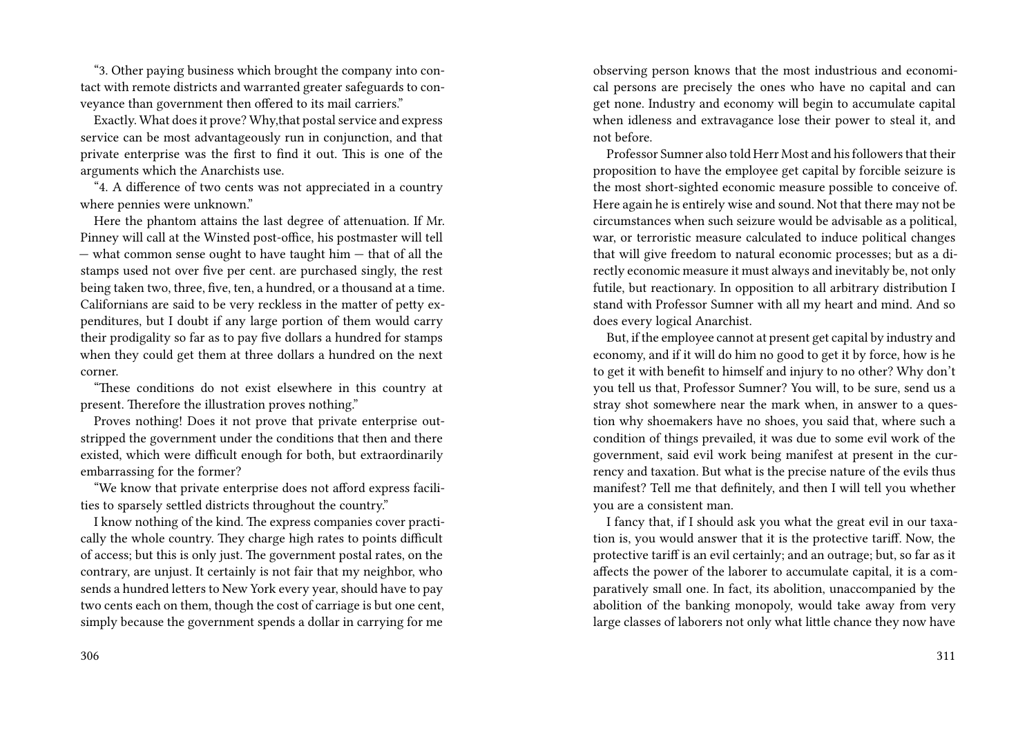"3. Other paying business which brought the company into contact with remote districts and warranted greater safeguards to conveyance than government then offered to its mail carriers."

Exactly. What does it prove? Why,that postal service and express service can be most advantageously run in conjunction, and that private enterprise was the first to find it out. This is one of the arguments which the Anarchists use.

"4. A difference of two cents was not appreciated in a country where pennies were unknown."

Here the phantom attains the last degree of attenuation. If Mr. Pinney will call at the Winsted post-office, his postmaster will tell — what common sense ought to have taught him — that of all the stamps used not over five per cent. are purchased singly, the rest being taken two, three, five, ten, a hundred, or a thousand at a time. Californians are said to be very reckless in the matter of petty expenditures, but I doubt if any large portion of them would carry their prodigality so far as to pay five dollars a hundred for stamps when they could get them at three dollars a hundred on the next corner.

"These conditions do not exist elsewhere in this country at present. Therefore the illustration proves nothing."

Proves nothing! Does it not prove that private enterprise outstripped the government under the conditions that then and there existed, which were difficult enough for both, but extraordinarily embarrassing for the former?

"We know that private enterprise does not afford express facilities to sparsely settled districts throughout the country."

I know nothing of the kind. The express companies cover practically the whole country. They charge high rates to points difficult of access; but this is only just. The government postal rates, on the contrary, are unjust. It certainly is not fair that my neighbor, who sends a hundred letters to New York every year, should have to pay two cents each on them, though the cost of carriage is but one cent, simply because the government spends a dollar in carrying for me

observing person knows that the most industrious and economical persons are precisely the ones who have no capital and can get none. Industry and economy will begin to accumulate capital when idleness and extravagance lose their power to steal it, and not before.

Professor Sumner also told Herr Most and his followers that their proposition to have the employee get capital by forcible seizure is the most short-sighted economic measure possible to conceive of. Here again he is entirely wise and sound. Not that there may not be circumstances when such seizure would be advisable as a political, war, or terroristic measure calculated to induce political changes that will give freedom to natural economic processes; but as a directly economic measure it must always and inevitably be, not only futile, but reactionary. In opposition to all arbitrary distribution I stand with Professor Sumner with all my heart and mind. And so does every logical Anarchist.

But, if the employee cannot at present get capital by industry and economy, and if it will do him no good to get it by force, how is he to get it with benefit to himself and injury to no other? Why don't you tell us that, Professor Sumner? You will, to be sure, send us a stray shot somewhere near the mark when, in answer to a question why shoemakers have no shoes, you said that, where such a condition of things prevailed, it was due to some evil work of the government, said evil work being manifest at present in the currency and taxation. But what is the precise nature of the evils thus manifest? Tell me that definitely, and then I will tell you whether you are a consistent man.

I fancy that, if I should ask you what the great evil in our taxation is, you would answer that it is the protective tariff. Now, the protective tariff is an evil certainly; and an outrage; but, so far as it affects the power of the laborer to accumulate capital, it is a comparatively small one. In fact, its abolition, unaccompanied by the abolition of the banking monopoly, would take away from very large classes of laborers not only what little chance they now have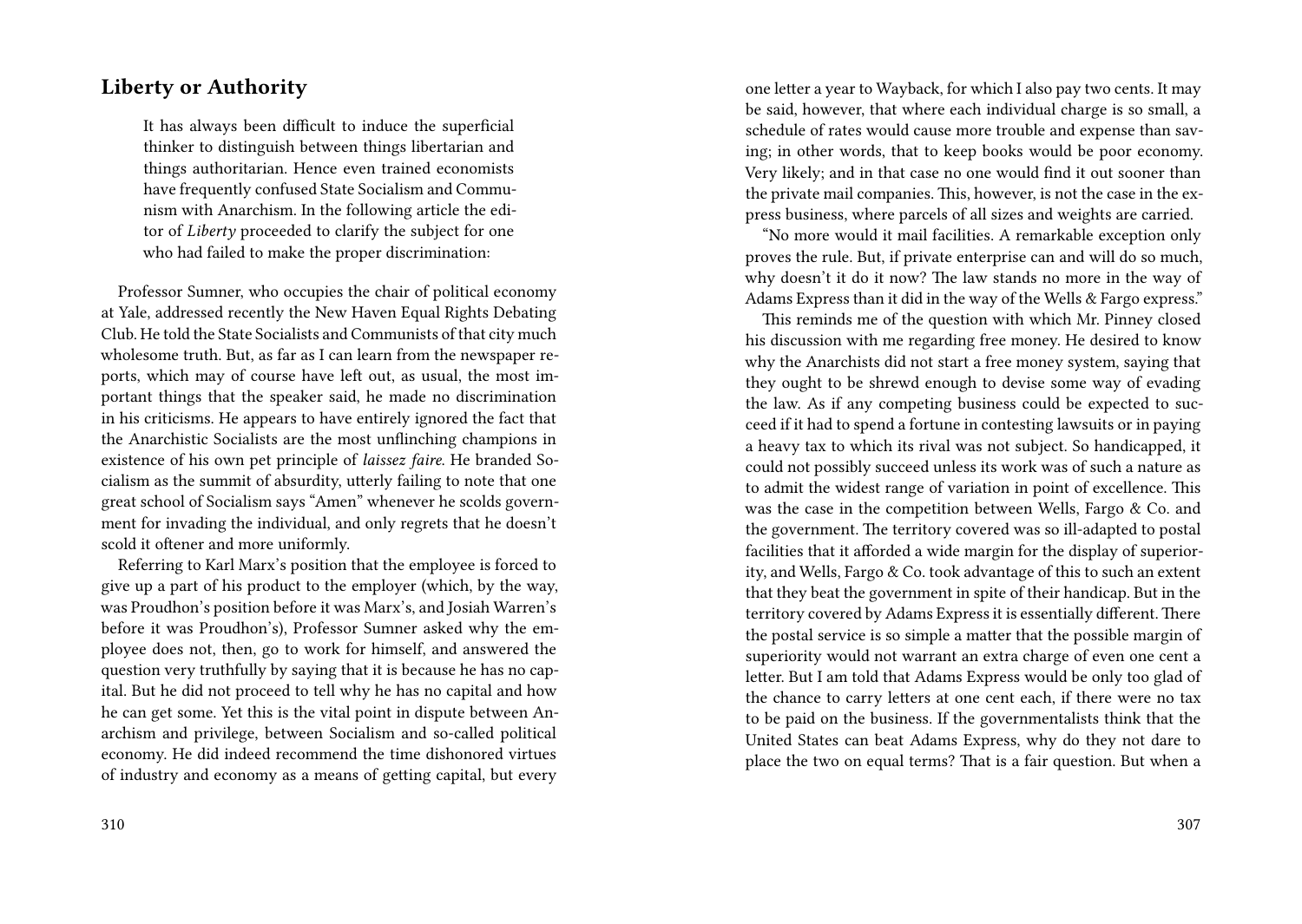## Liberty or Authority

> It has always been difficult to induce the superficial thinker to distinguish between things libertarian and things authoritarian. Hence even trained economists have frequently confused State Socialism and Communism with Anarchism. In the following article the editor of *Liberty* proceeded to clarify the subject for one who had failed to make the proper discrimination:

Professor Sumner, who occupies the chair of political economy at Yale, addressed recently the New Haven Equal Rights Debating Club. He told the State Socialists and Communists of that city much wholesome truth. But, as far as I can learn from the newspaper reports, which may of course have left out, as usual, the most important things that the speaker said, he made no discrimination in his criticisms. He appears to have entirely ignored the fact that the Anarchistic Socialists are the most unflinching champions in existence of his own pet principle of *laissez faire*. He branded Socialism as the summit of absurdity, utterly failing to note that one great school of Socialism says "Amen" whenever he scolds government for invading the individual, and only regrets that he doesn't scold it oftener and more uniformly.

Referring to Karl Marx's position that the employee is forced to give up a part of his product to the employer (which, by the way, was Proudhon's position before it was Marx's, and Josiah Warren's before it was Proudhon's), Professor Sumner asked why the employee does not, then, go to work for himself, and answered the question very truthfully by saying that it is because he has no capital. But he did not proceed to tell why he has no capital and how he can get some. Yet this is the vital point in dispute between Anarchism and privilege, between Socialism and so-called political economy. He did indeed recommend the time dishonored virtues of industry and economy as a means of getting capital, but every

one letter a year to Wayback, for which I also pay two cents. It may be said, however, that where each individual charge is so small, a schedule of rates would cause more trouble and expense than saving; in other words, that to keep books would be poor economy. Very likely; and in that case no one would find it out sooner than the private mail companies. This, however, is not the case in the express business, where parcels of all sizes and weights are carried.

"No more would it mail facilities. A remarkable exception only proves the rule. But, if private enterprise can and will do so much, why doesn't it do it now? The law stands no more in the way of Adams Express than it did in the way of the Wells & Fargo express."

This reminds me of the question with which Mr. Pinney closed his discussion with me regarding free money. He desired to know why the Anarchists did not start a free money system, saying that they ought to be shrewd enough to devise some way of evading the law. As if any competing business could be expected to succeed if it had to spend a fortune in contesting lawsuits or in paying a heavy tax to which its rival was not subject. So handicapped, it could not possibly succeed unless its work was of such a nature as to admit the widest range of variation in point of excellence. This was the case in the competition between Wells, Fargo & Co. and the government. The territory covered was so ill-adapted to postal facilities that it afforded a wide margin for the display of superiority, and Wells, Fargo & Co. took advantage of this to such an extent that they beat the government in spite of their handicap. But in the territory covered by Adams Express it is essentially different. There the postal service is so simple a matter that the possible margin of superiority would not warrant an extra charge of even one cent a letter. But I am told that Adams Express would be only too glad of the chance to carry letters at one cent each, if there were no tax to be paid on the business. If the governmentalists think that the United States can beat Adams Express, why do they not dare to place the two on equal terms? That is a fair question. But when a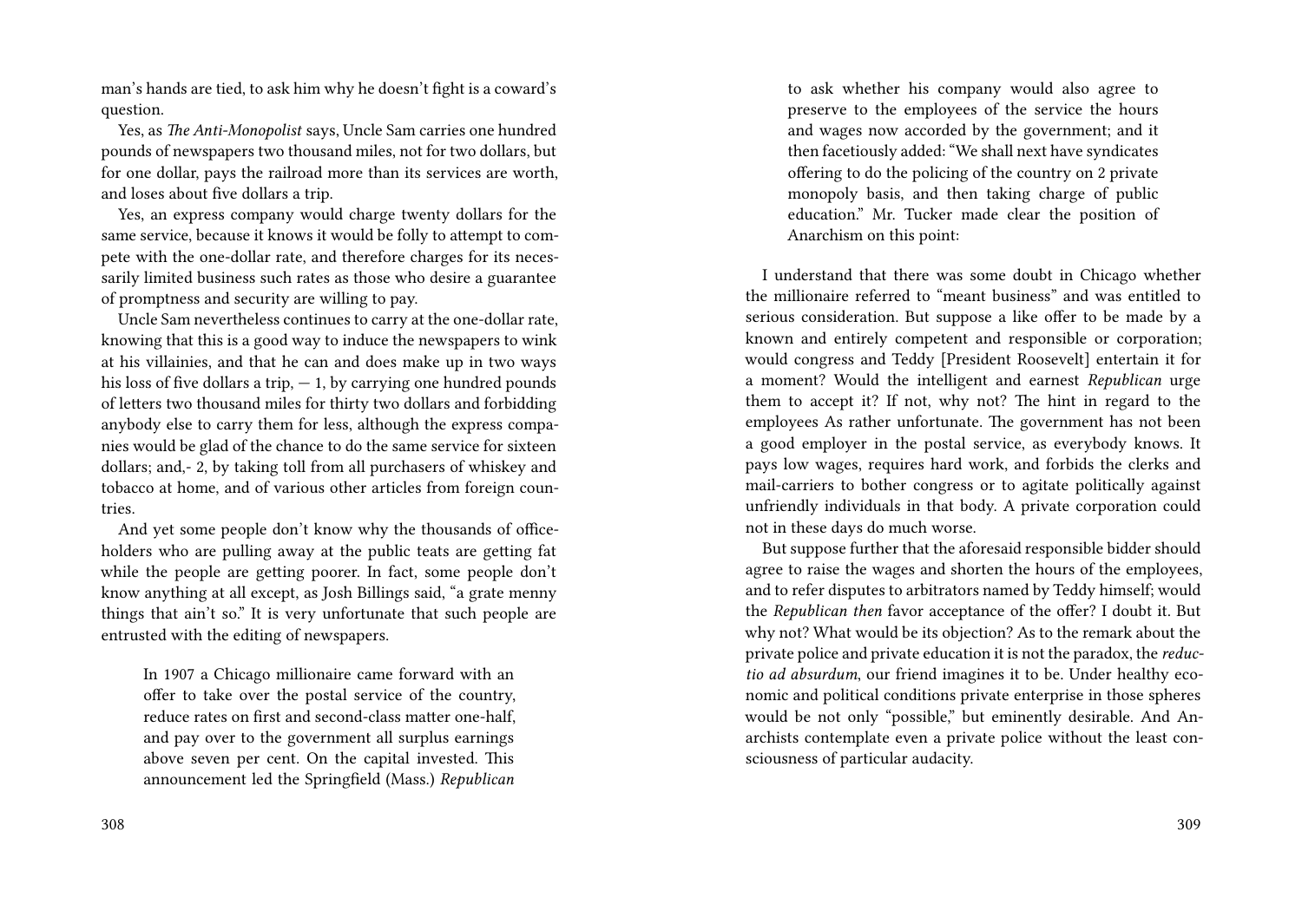man's hands are tied, to ask him why he doesn't fight is a coward's question.

Yes, as *The Anti-Monopolist* says, Uncle Sam carries one hundred pounds of newspapers two thousand miles, not for two dollars, but for one dollar, pays the railroad more than its services are worth, and loses about five dollars a trip.

Yes, an express company would charge twenty dollars for the same service, because it knows it would be folly to attempt to compete with the one-dollar rate, and therefore charges for its necessarily limited business such rates as those who desire a guarantee of promptness and security are willing to pay.

Uncle Sam nevertheless continues to carry at the one-dollar rate, knowing that this is a good way to induce the newspapers to wink at his villainies, and that he can and does make up in two ways his loss of five dollars a trip, — 1, by carrying one hundred pounds of letters two thousand miles for thirty two dollars and forbidding anybody else to carry them for less, although the express companies would be glad of the chance to do the same service for sixteen dollars; and,- 2, by taking toll from all purchasers of whiskey and tobacco at home, and of various other articles from foreign countries.

And yet some people don't know why the thousands of office-holders who are pulling away at the public teats are getting fat while the people are getting poorer. In fact, some people don't know anything at all except, as Josh Billings said, "a grate menny things that ain't so." It is very unfortunate that such people are entrusted with the editing of newspapers.

> In 1907 a Chicago millionaire came forward with an offer to take over the postal service of the country, reduce rates on first and second-class matter one-half, and pay over to the government all surplus earnings above seven per cent. On the capital invested. This announcement led the Springfield (Mass.) *Republican* to ask whether his company would also agree to preserve to the employees of the service the hours and wages now accorded by the government; and it then facetiously added: "We shall next have syndicates offering to do the policing of the country on 2 private monopoly basis, and then taking charge of public education." Mr. Tucker made clear the position of Anarchism on this point:

I understand that there was some doubt in Chicago whether the millionaire referred to "meant business" and was entitled to serious consideration. But suppose a like offer to be made by a known and entirely competent and responsible or corporation; would congress and Teddy [President Roosevelt] entertain it for a moment? Would the intelligent and earnest *Republican* urge them to accept it? If not, why not? The hint in regard to the employees As rather unfortunate. The government has not been a good employer in the postal service, as everybody knows. It pays low wages, requires hard work, and forbids the clerks and mail-carriers to bother congress or to agitate politically against unfriendly individuals in that body. A private corporation could not in these days do much worse.

But suppose further that the aforesaid responsible bidder should agree to raise the wages and shorten the hours of the employees, and to refer disputes to arbitrators named by Teddy himself; would the *Republican then* favor acceptance of the offer? I doubt it. But why not? What would be its objection? As to the remark about the private police and private education it is not the paradox, the *reductio ad absurdum*, our friend imagines it to be. Under healthy economic and political conditions private enterprise in those spheres would be not only "possible," but eminently desirable. And Anarchists contemplate even a private police without the least consciousness of particular audacity.